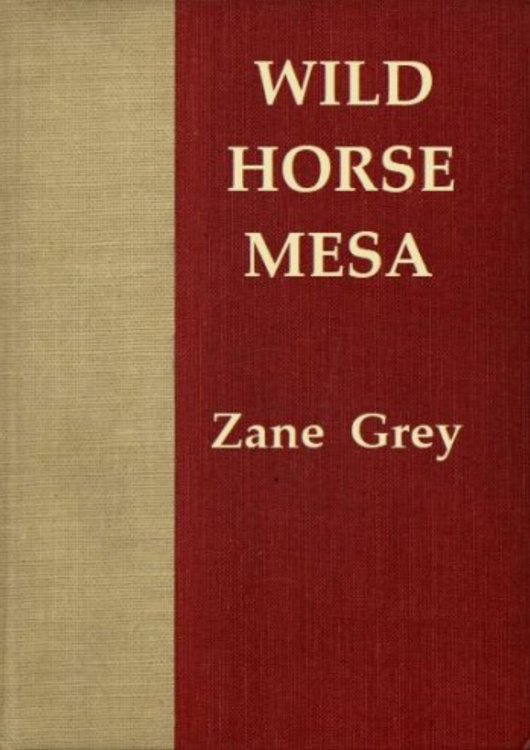# WILD HORSE MESA

Zane Grey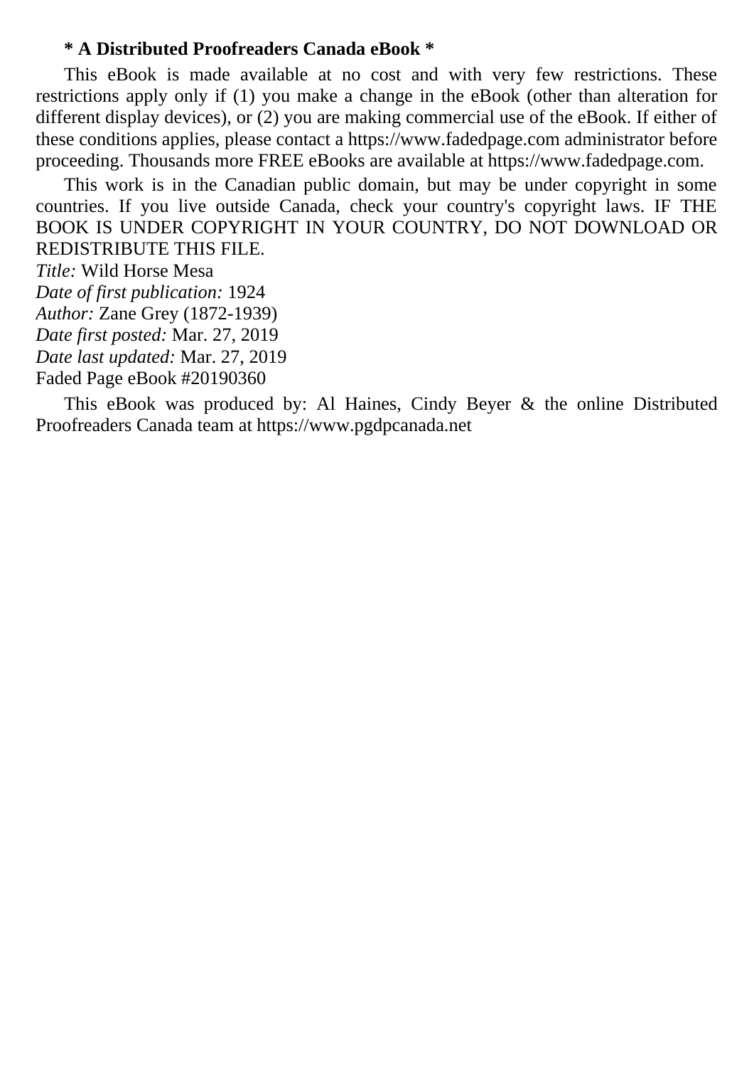**\* A Distributed Proofreaders Canada eBook \***

This eBook is made available at no cost and with very few restrictions. These restrictions apply only if (1) you make a change in the eBook (other than alteration for different display devices), or (2) you are making commercial use of the eBook. If either of these conditions applies, please contact a https://www.fadedpage.com administrator before proceeding. Thousands more FREE eBooks are available at https://www.fadedpage.com.

This work is in the Canadian public domain, but may be under copyright in some countries. If you live outside Canada, check your country's copyright laws. IF THE BOOK IS UNDER COPYRIGHT IN YOUR COUNTRY, DO NOT DOWNLOAD OR REDISTRIBUTE THIS FILE.

*Title:* Wild Horse Mesa  
*Date of first publication:* 1924  
*Author:* Zane Grey (1872-1939)  
*Date first posted:* Mar. 27, 2019  
*Date last updated:* Mar. 27, 2019  
Faded Page eBook #20190360

This eBook was produced by: Al Haines, Cindy Beyer & the online Distributed Proofreaders Canada team at https://www.pgdpcanada.net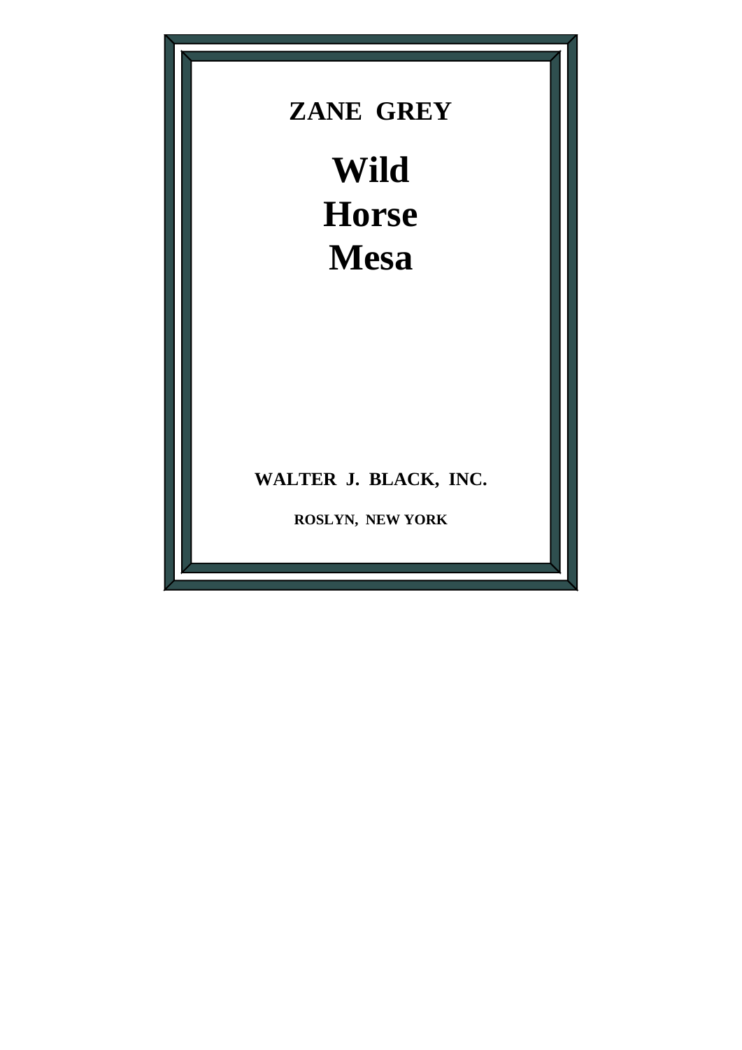**ZANE GREY**

# Wild Horse Mesa

**WALTER J. BLACK, INC.**

**ROSLYN, NEW YORK**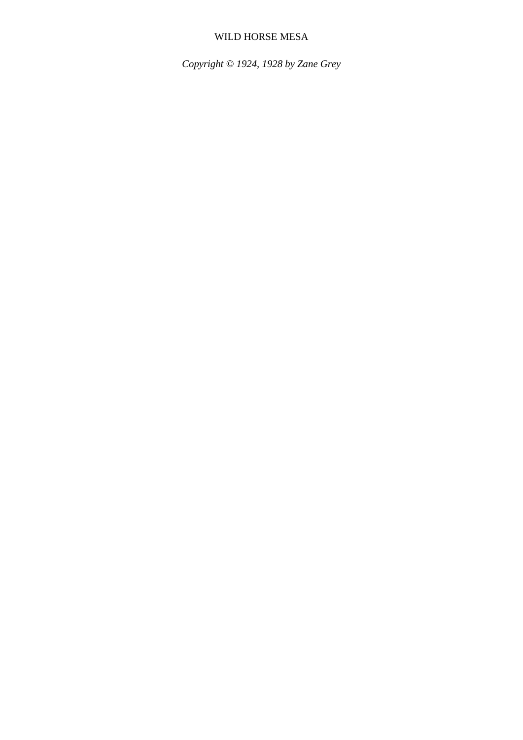WILD HORSE MESA

*Copyright © 1924, 1928 by Zane Grey*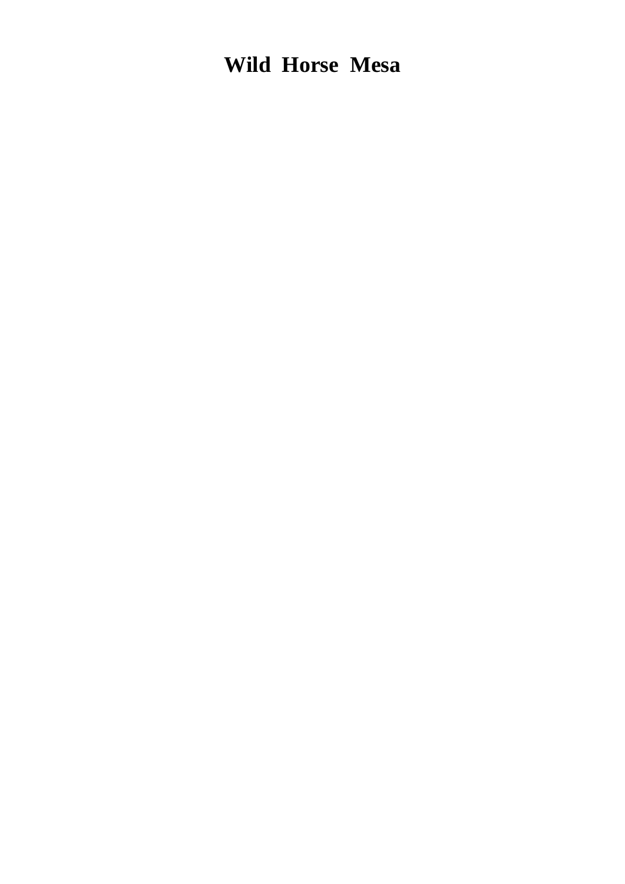# Wild Horse Mesa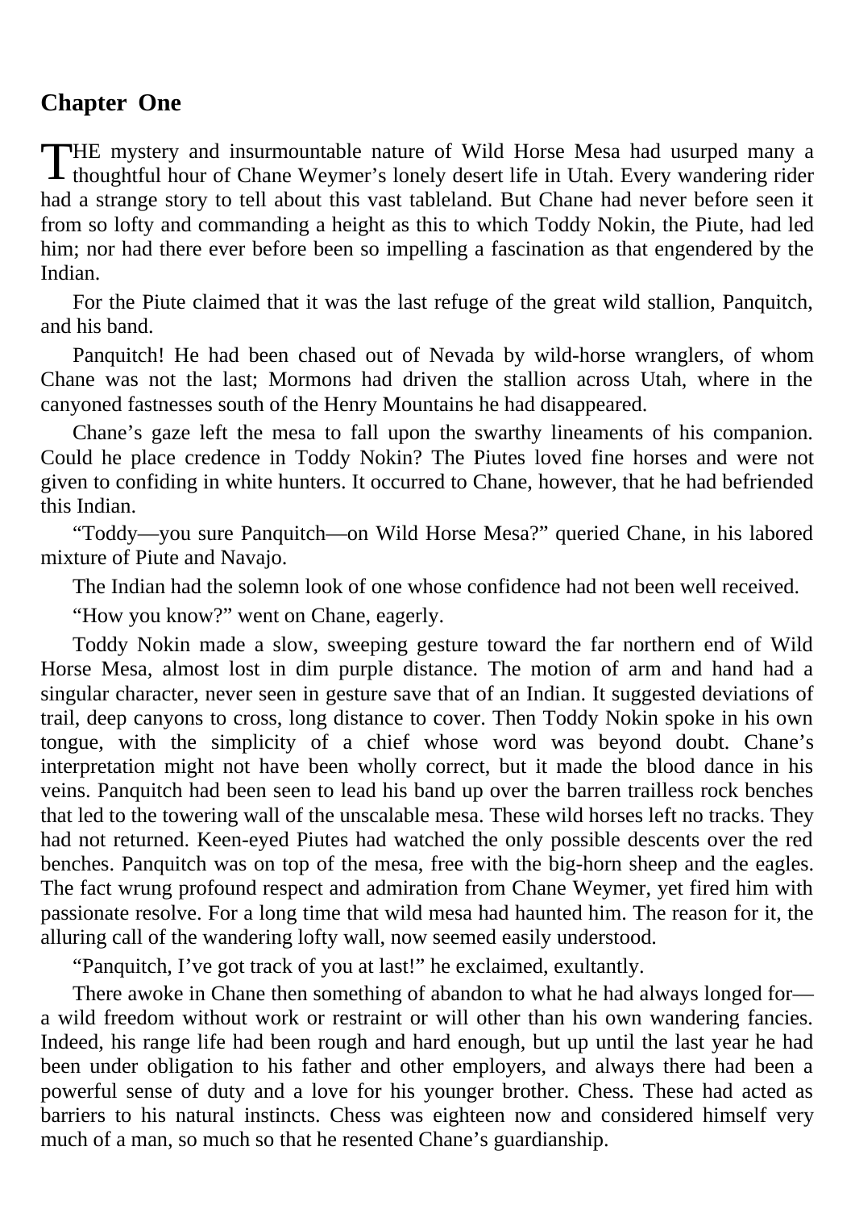## Chapter One

THE mystery and insurmountable nature of Wild Horse Mesa had usurped many a thoughtful hour of Chane Weymer's lonely desert life in Utah. Every wandering rider had a strange story to tell about this vast tableland. But Chane had never before seen it from so lofty and commanding a height as this to which Toddy Nokin, the Piute, had led him; nor had there ever before been so impelling a fascination as that engendered by the Indian.

For the Piute claimed that it was the last refuge of the great wild stallion, Panquitch, and his band.

Panquitch! He had been chased out of Nevada by wild-horse wranglers, of whom Chane was not the last; Mormons had driven the stallion across Utah, where in the canyoned fastnesses south of the Henry Mountains he had disappeared.

Chane's gaze left the mesa to fall upon the swarthy lineaments of his companion. Could he place credence in Toddy Nokin? The Piutes loved fine horses and were not given to confiding in white hunters. It occurred to Chane, however, that he had befriended this Indian.

"Toddy—you sure Panquitch—on Wild Horse Mesa?" queried Chane, in his labored mixture of Piute and Navajo.

The Indian had the solemn look of one whose confidence had not been well received.

"How you know?" went on Chane, eagerly.

Toddy Nokin made a slow, sweeping gesture toward the far northern end of Wild Horse Mesa, almost lost in dim purple distance. The motion of arm and hand had a singular character, never seen in gesture save that of an Indian. It suggested deviations of trail, deep canyons to cross, long distance to cover. Then Toddy Nokin spoke in his own tongue, with the simplicity of a chief whose word was beyond doubt. Chane's interpretation might not have been wholly correct, but it made the blood dance in his veins. Panquitch had been seen to lead his band up over the barren trailless rock benches that led to the towering wall of the unscalable mesa. These wild horses left no tracks. They had not returned. Keen-eyed Piutes had watched the only possible descents over the red benches. Panquitch was on top of the mesa, free with the big-horn sheep and the eagles. The fact wrung profound respect and admiration from Chane Weymer, yet fired him with passionate resolve. For a long time that wild mesa had haunted him. The reason for it, the alluring call of the wandering lofty wall, now seemed easily understood.

"Panquitch, I've got track of you at last!" he exclaimed, exultantly.

There awoke in Chane then something of abandon to what he had always longed for—a wild freedom without work or restraint or will other than his own wandering fancies. Indeed, his range life had been rough and hard enough, but up until the last year he had been under obligation to his father and other employers, and always there had been a powerful sense of duty and a love for his younger brother. Chess. These had acted as barriers to his natural instincts. Chess was eighteen now and considered himself very much of a man, so much so that he resented Chane's guardianship.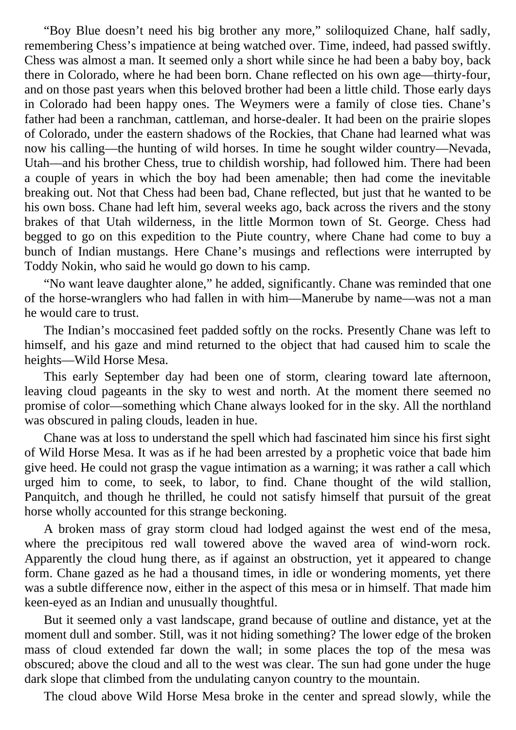"Boy Blue doesn't need his big brother any more," soliloquized Chane, half sadly, remembering Chess's impatience at being watched over. Time, indeed, had passed swiftly. Chess was almost a man. It seemed only a short while since he had been a baby boy, back there in Colorado, where he had been born. Chane reflected on his own age—thirty-four, and on those past years when this beloved brother had been a little child. Those early days in Colorado had been happy ones. The Weymers were a family of close ties. Chane's father had been a ranchman, cattleman, and horse-dealer. It had been on the prairie slopes of Colorado, under the eastern shadows of the Rockies, that Chane had learned what was now his calling—the hunting of wild horses. In time he sought wilder country—Nevada, Utah—and his brother Chess, true to childish worship, had followed him. There had been a couple of years in which the boy had been amenable; then had come the inevitable breaking out. Not that Chess had been bad, Chane reflected, but just that he wanted to be his own boss. Chane had left him, several weeks ago, back across the rivers and the stony brakes of that Utah wilderness, in the little Mormon town of St. George. Chess had begged to go on this expedition to the Piute country, where Chane had come to buy a bunch of Indian mustangs. Here Chane's musings and reflections were interrupted by Toddy Nokin, who said he would go down to his camp.

"No want leave daughter alone," he added, significantly. Chane was reminded that one of the horse-wranglers who had fallen in with him—Manerube by name—was not a man he would care to trust.

The Indian's moccasined feet padded softly on the rocks. Presently Chane was left to himself, and his gaze and mind returned to the object that had caused him to scale the heights—Wild Horse Mesa.

This early September day had been one of storm, clearing toward late afternoon, leaving cloud pageants in the sky to west and north. At the moment there seemed no promise of color—something which Chane always looked for in the sky. All the northland was obscured in paling clouds, leaden in hue.

Chane was at loss to understand the spell which had fascinated him since his first sight of Wild Horse Mesa. It was as if he had been arrested by a prophetic voice that bade him give heed. He could not grasp the vague intimation as a warning; it was rather a call which urged him to come, to seek, to labor, to find. Chane thought of the wild stallion, Panquitch, and though he thrilled, he could not satisfy himself that pursuit of the great horse wholly accounted for this strange beckoning.

A broken mass of gray storm cloud had lodged against the west end of the mesa, where the precipitous red wall towered above the waved area of wind-worn rock. Apparently the cloud hung there, as if against an obstruction, yet it appeared to change form. Chane gazed as he had a thousand times, in idle or wondering moments, yet there was a subtle difference now, either in the aspect of this mesa or in himself. That made him keen-eyed as an Indian and unusually thoughtful.

But it seemed only a vast landscape, grand because of outline and distance, yet at the moment dull and somber. Still, was it not hiding something? The lower edge of the broken mass of cloud extended far down the wall; in some places the top of the mesa was obscured; above the cloud and all to the west was clear. The sun had gone under the huge dark slope that climbed from the undulating canyon country to the mountain.

The cloud above Wild Horse Mesa broke in the center and spread slowly, while the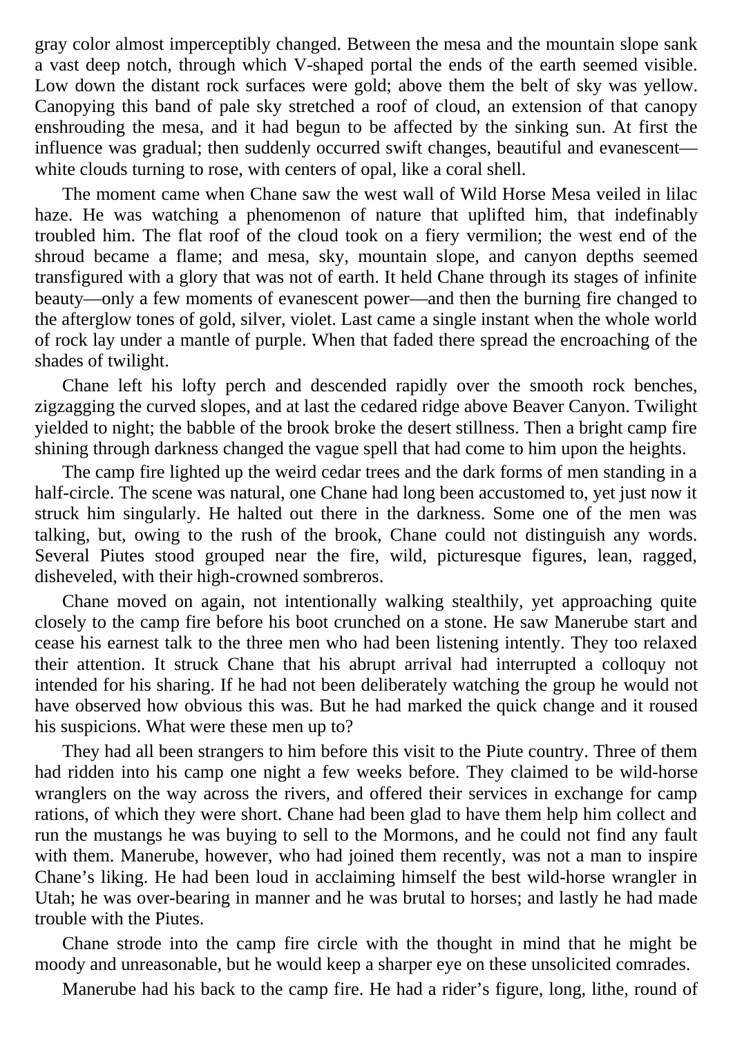gray color almost imperceptibly changed. Between the mesa and the mountain slope sank a vast deep notch, through which V-shaped portal the ends of the earth seemed visible. Low down the distant rock surfaces were gold; above them the belt of sky was yellow. Canopying this band of pale sky stretched a roof of cloud, an extension of that canopy enshrouding the mesa, and it had begun to be affected by the sinking sun. At first the influence was gradual; then suddenly occurred swift changes, beautiful and evanescent—white clouds turning to rose, with centers of opal, like a coral shell.

The moment came when Chane saw the west wall of Wild Horse Mesa veiled in lilac haze. He was watching a phenomenon of nature that uplifted him, that indefinably troubled him. The flat roof of the cloud took on a fiery vermilion; the west end of the shroud became a flame; and mesa, sky, mountain slope, and canyon depths seemed transfigured with a glory that was not of earth. It held Chane through its stages of infinite beauty—only a few moments of evanescent power—and then the burning fire changed to the afterglow tones of gold, silver, violet. Last came a single instant when the whole world of rock lay under a mantle of purple. When that faded there spread the encroaching of the shades of twilight.

Chane left his lofty perch and descended rapidly over the smooth rock benches, zigzagging the curved slopes, and at last the cedared ridge above Beaver Canyon. Twilight yielded to night; the babble of the brook broke the desert stillness. Then a bright camp fire shining through darkness changed the vague spell that had come to him upon the heights.

The camp fire lighted up the weird cedar trees and the dark forms of men standing in a half-circle. The scene was natural, one Chane had long been accustomed to, yet just now it struck him singularly. He halted out there in the darkness. Some one of the men was talking, but, owing to the rush of the brook, Chane could not distinguish any words. Several Piutes stood grouped near the fire, wild, picturesque figures, lean, ragged, disheveled, with their high-crowned sombreros.

Chane moved on again, not intentionally walking stealthily, yet approaching quite closely to the camp fire before his boot crunched on a stone. He saw Manerube start and cease his earnest talk to the three men who had been listening intently. They too relaxed their attention. It struck Chane that his abrupt arrival had interrupted a colloquy not intended for his sharing. If he had not been deliberately watching the group he would not have observed how obvious this was. But he had marked the quick change and it roused his suspicions. What were these men up to?

They had all been strangers to him before this visit to the Piute country. Three of them had ridden into his camp one night a few weeks before. They claimed to be wild-horse wranglers on the way across the rivers, and offered their services in exchange for camp rations, of which they were short. Chane had been glad to have them help him collect and run the mustangs he was buying to sell to the Mormons, and he could not find any fault with them. Manerube, however, who had joined them recently, was not a man to inspire Chane's liking. He had been loud in acclaiming himself the best wild-horse wrangler in Utah; he was over-bearing in manner and he was brutal to horses; and lastly he had made trouble with the Piutes.

Chane strode into the camp fire circle with the thought in mind that he might be moody and unreasonable, but he would keep a sharper eye on these unsolicited comrades.

Manerube had his back to the camp fire. He had a rider's figure, long, lithe, round of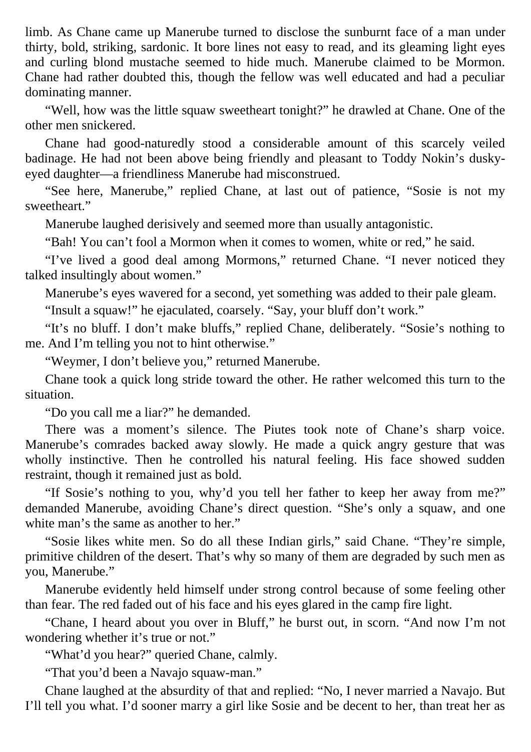limb. As Chane came up Manerube turned to disclose the sunburnt face of a man under thirty, bold, striking, sardonic. It bore lines not easy to read, and its gleaming light eyes and curling blond mustache seemed to hide much. Manerube claimed to be Mormon. Chane had rather doubted this, though the fellow was well educated and had a peculiar dominating manner.

"Well, how was the little squaw sweetheart tonight?" he drawled at Chane. One of the other men snickered.

Chane had good-naturedly stood a considerable amount of this scarcely veiled badinage. He had not been above being friendly and pleasant to Toddy Nokin's dusky-eyed daughter—a friendliness Manerube had misconstrued.

"See here, Manerube," replied Chane, at last out of patience, "Sosie is not my sweetheart."

Manerube laughed derisively and seemed more than usually antagonistic.

"Bah! You can't fool a Mormon when it comes to women, white or red," he said.

"I've lived a good deal among Mormons," returned Chane. "I never noticed they talked insultingly about women."

Manerube's eyes wavered for a second, yet something was added to their pale gleam.

"Insult a squaw!" he ejaculated, coarsely. "Say, your bluff don't work."

"It's no bluff. I don't make bluffs," replied Chane, deliberately. "Sosie's nothing to me. And I'm telling you not to hint otherwise."

"Weymer, I don't believe you," returned Manerube.

Chane took a quick long stride toward the other. He rather welcomed this turn to the situation.

"Do you call me a liar?" he demanded.

There was a moment's silence. The Piutes took note of Chane's sharp voice. Manerube's comrades backed away slowly. He made a quick angry gesture that was wholly instinctive. Then he controlled his natural feeling. His face showed sudden restraint, though it remained just as bold.

"If Sosie's nothing to you, why'd you tell her father to keep her away from me?" demanded Manerube, avoiding Chane's direct question. "She's only a squaw, and one white man's the same as another to her."

"Sosie likes white men. So do all these Indian girls," said Chane. "They're simple, primitive children of the desert. That's why so many of them are degraded by such men as you, Manerube."

Manerube evidently held himself under strong control because of some feeling other than fear. The red faded out of his face and his eyes glared in the camp fire light.

"Chane, I heard about you over in Bluff," he burst out, in scorn. "And now I'm not wondering whether it's true or not."

"What'd you hear?" queried Chane, calmly.

"That you'd been a Navajo squaw-man."

Chane laughed at the absurdity of that and replied: "No, I never married a Navajo. But I'll tell you what. I'd sooner marry a girl like Sosie and be decent to her, than treat her as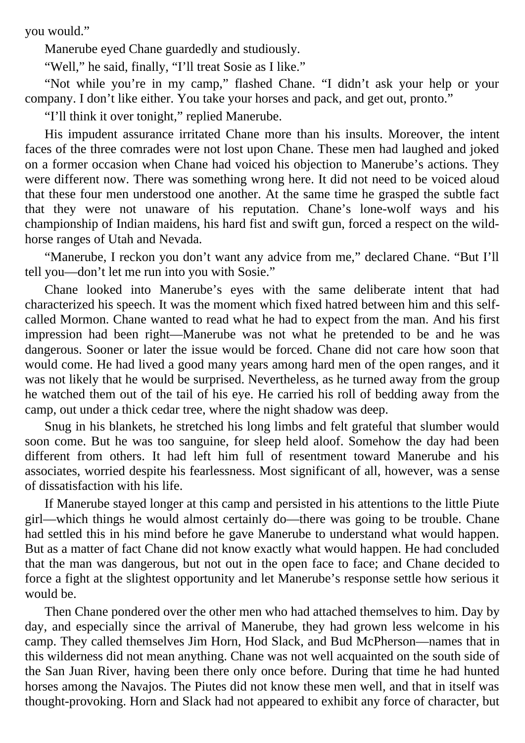you would."

Manerube eyed Chane guardedly and studiously.

"Well," he said, finally, "I'll treat Sosie as I like."

"Not while you're in my camp," flashed Chane. "I didn't ask your help or your company. I don't like either. You take your horses and pack, and get out, pronto."

"I'll think it over tonight," replied Manerube.

His impudent assurance irritated Chane more than his insults. Moreover, the intent faces of the three comrades were not lost upon Chane. These men had laughed and joked on a former occasion when Chane had voiced his objection to Manerube's actions. They were different now. There was something wrong here. It did not need to be voiced aloud that these four men understood one another. At the same time he grasped the subtle fact that they were not unaware of his reputation. Chane's lone-wolf ways and his championship of Indian maidens, his hard fist and swift gun, forced a respect on the wild-horse ranges of Utah and Nevada.

"Manerube, I reckon you don't want any advice from me," declared Chane. "But I'll tell you—don't let me run into you with Sosie."

Chane looked into Manerube's eyes with the same deliberate intent that had characterized his speech. It was the moment which fixed hatred between him and this self-called Mormon. Chane wanted to read what he had to expect from the man. And his first impression had been right—Manerube was not what he pretended to be and he was dangerous. Sooner or later the issue would be forced. Chane did not care how soon that would come. He had lived a good many years among hard men of the open ranges, and it was not likely that he would be surprised. Nevertheless, as he turned away from the group he watched them out of the tail of his eye. He carried his roll of bedding away from the camp, out under a thick cedar tree, where the night shadow was deep.

Snug in his blankets, he stretched his long limbs and felt grateful that slumber would soon come. But he was too sanguine, for sleep held aloof. Somehow the day had been different from others. It had left him full of resentment toward Manerube and his associates, worried despite his fearlessness. Most significant of all, however, was a sense of dissatisfaction with his life.

If Manerube stayed longer at this camp and persisted in his attentions to the little Piute girl—which things he would almost certainly do—there was going to be trouble. Chane had settled this in his mind before he gave Manerube to understand what would happen. But as a matter of fact Chane did not know exactly what would happen. He had concluded that the man was dangerous, but not out in the open face to face; and Chane decided to force a fight at the slightest opportunity and let Manerube's response settle how serious it would be.

Then Chane pondered over the other men who had attached themselves to him. Day by day, and especially since the arrival of Manerube, they had grown less welcome in his camp. They called themselves Jim Horn, Hod Slack, and Bud McPherson—names that in this wilderness did not mean anything. Chane was not well acquainted on the south side of the San Juan River, having been there only once before. During that time he had hunted horses among the Navajos. The Piutes did not know these men well, and that in itself was thought-provoking. Horn and Slack had not appeared to exhibit any force of character, but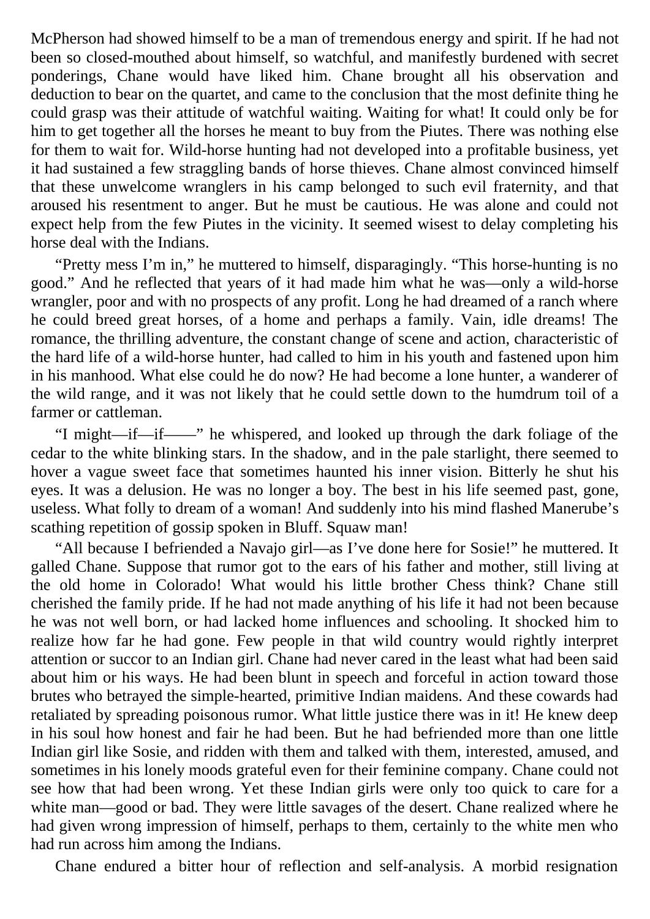McPherson had showed himself to be a man of tremendous energy and spirit. If he had not been so closed-mouthed about himself, so watchful, and manifestly burdened with secret ponderings, Chane would have liked him. Chane brought all his observation and deduction to bear on the quartet, and came to the conclusion that the most definite thing he could grasp was their attitude of watchful waiting. Waiting for what! It could only be for him to get together all the horses he meant to buy from the Piutes. There was nothing else for them to wait for. Wild-horse hunting had not developed into a profitable business, yet it had sustained a few straggling bands of horse thieves. Chane almost convinced himself that these unwelcome wranglers in his camp belonged to such evil fraternity, and that aroused his resentment to anger. But he must be cautious. He was alone and could not expect help from the few Piutes in the vicinity. It seemed wisest to delay completing his horse deal with the Indians.

"Pretty mess I'm in," he muttered to himself, disparagingly. "This horse-hunting is no good." And he reflected that years of it had made him what he was—only a wild-horse wrangler, poor and with no prospects of any profit. Long he had dreamed of a ranch where he could breed great horses, of a home and perhaps a family. Vain, idle dreams! The romance, the thrilling adventure, the constant change of scene and action, characteristic of the hard life of a wild-horse hunter, had called to him in his youth and fastened upon him in his manhood. What else could he do now? He had become a lone hunter, a wanderer of the wild range, and it was not likely that he could settle down to the humdrum toil of a farmer or cattleman.

"I might—if—if——" he whispered, and looked up through the dark foliage of the cedar to the white blinking stars. In the shadow, and in the pale starlight, there seemed to hover a vague sweet face that sometimes haunted his inner vision. Bitterly he shut his eyes. It was a delusion. He was no longer a boy. The best in his life seemed past, gone, useless. What folly to dream of a woman! And suddenly into his mind flashed Manerube's scathing repetition of gossip spoken in Bluff. Squaw man!

"All because I befriended a Navajo girl—as I've done here for Sosie!" he muttered. It galled Chane. Suppose that rumor got to the ears of his father and mother, still living at the old home in Colorado! What would his little brother Chess think? Chane still cherished the family pride. If he had not made anything of his life it had not been because he was not well born, or had lacked home influences and schooling. It shocked him to realize how far he had gone. Few people in that wild country would rightly interpret attention or succor to an Indian girl. Chane had never cared in the least what had been said about him or his ways. He had been blunt in speech and forceful in action toward those brutes who betrayed the simple-hearted, primitive Indian maidens. And these cowards had retaliated by spreading poisonous rumor. What little justice there was in it! He knew deep in his soul how honest and fair he had been. But he had befriended more than one little Indian girl like Sosie, and ridden with them and talked with them, interested, amused, and sometimes in his lonely moods grateful even for their feminine company. Chane could not see how that had been wrong. Yet these Indian girls were only too quick to care for a white man—good or bad. They were little savages of the desert. Chane realized where he had given wrong impression of himself, perhaps to them, certainly to the white men who had run across him among the Indians.

Chane endured a bitter hour of reflection and self-analysis. A morbid resignation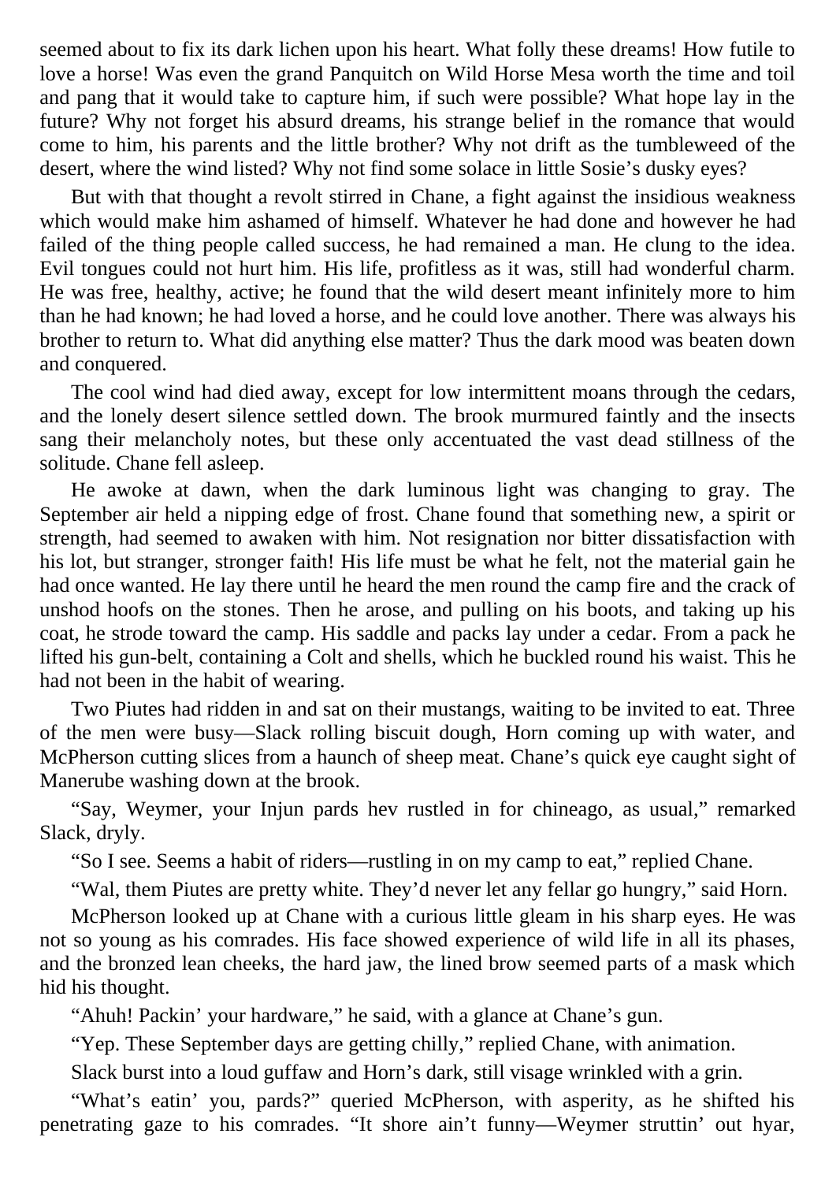seemed about to fix its dark lichen upon his heart. What folly these dreams! How futile to love a horse! Was even the grand Panquitch on Wild Horse Mesa worth the time and toil and pang that it would take to capture him, if such were possible? What hope lay in the future? Why not forget his absurd dreams, his strange belief in the romance that would come to him, his parents and the little brother? Why not drift as the tumbleweed of the desert, where the wind listed? Why not find some solace in little Sosie's dusky eyes?

But with that thought a revolt stirred in Chane, a fight against the insidious weakness which would make him ashamed of himself. Whatever he had done and however he had failed of the thing people called success, he had remained a man. He clung to the idea. Evil tongues could not hurt him. His life, profitless as it was, still had wonderful charm. He was free, healthy, active; he found that the wild desert meant infinitely more to him than he had known; he had loved a horse, and he could love another. There was always his brother to return to. What did anything else matter? Thus the dark mood was beaten down and conquered.

The cool wind had died away, except for low intermittent moans through the cedars, and the lonely desert silence settled down. The brook murmured faintly and the insects sang their melancholy notes, but these only accentuated the vast dead stillness of the solitude. Chane fell asleep.

He awoke at dawn, when the dark luminous light was changing to gray. The September air held a nipping edge of frost. Chane found that something new, a spirit or strength, had seemed to awaken with him. Not resignation nor bitter dissatisfaction with his lot, but stranger, stronger faith! His life must be what he felt, not the material gain he had once wanted. He lay there until he heard the men round the camp fire and the crack of unshod hoofs on the stones. Then he arose, and pulling on his boots, and taking up his coat, he strode toward the camp. His saddle and packs lay under a cedar. From a pack he lifted his gun-belt, containing a Colt and shells, which he buckled round his waist. This he had not been in the habit of wearing.

Two Piutes had ridden in and sat on their mustangs, waiting to be invited to eat. Three of the men were busy—Slack rolling biscuit dough, Horn coming up with water, and McPherson cutting slices from a haunch of sheep meat. Chane's quick eye caught sight of Manerube washing down at the brook.

"Say, Weymer, your Injun pards hev rustled in for chineago, as usual," remarked Slack, dryly.

"So I see. Seems a habit of riders—rustling in on my camp to eat," replied Chane.

"Wal, them Piutes are pretty white. They'd never let any fellar go hungry," said Horn.

McPherson looked up at Chane with a curious little gleam in his sharp eyes. He was not so young as his comrades. His face showed experience of wild life in all its phases, and the bronzed lean cheeks, the hard jaw, the lined brow seemed parts of a mask which hid his thought.

"Ahuh! Packin' your hardware," he said, with a glance at Chane's gun.

"Yep. These September days are getting chilly," replied Chane, with animation.

Slack burst into a loud guffaw and Horn's dark, still visage wrinkled with a grin.

"What's eatin' you, pards?" queried McPherson, with asperity, as he shifted his penetrating gaze to his comrades. "It shore ain't funny—Weymer struttin' out hyar,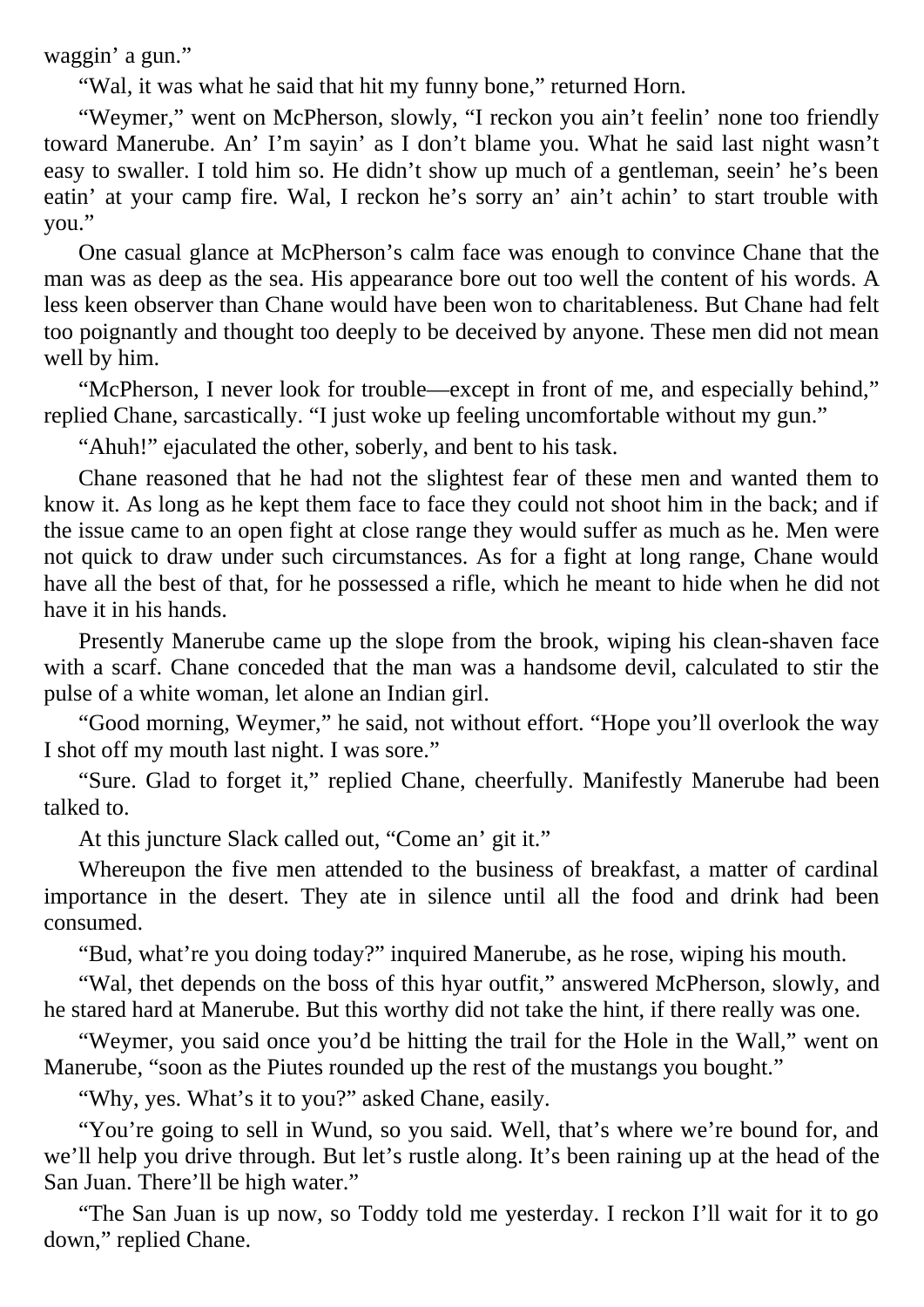waggin' a gun."

"Wal, it was what he said that hit my funny bone," returned Horn.

"Weymer," went on McPherson, slowly, "I reckon you ain't feelin' none too friendly toward Manerube. An' I'm sayin' as I don't blame you. What he said last night wasn't easy to swaller. I told him so. He didn't show up much of a gentleman, seein' he's been eatin' at your camp fire. Wal, I reckon he's sorry an' ain't achin' to start trouble with you."

One casual glance at McPherson's calm face was enough to convince Chane that the man was as deep as the sea. His appearance bore out too well the content of his words. A less keen observer than Chane would have been won to charitableness. But Chane had felt too poignantly and thought too deeply to be deceived by anyone. These men did not mean well by him.

"McPherson, I never look for trouble—except in front of me, and especially behind," replied Chane, sarcastically. "I just woke up feeling uncomfortable without my gun."

"Ahuh!" ejaculated the other, soberly, and bent to his task.

Chane reasoned that he had not the slightest fear of these men and wanted them to know it. As long as he kept them face to face they could not shoot him in the back; and if the issue came to an open fight at close range they would suffer as much as he. Men were not quick to draw under such circumstances. As for a fight at long range, Chane would have all the best of that, for he possessed a rifle, which he meant to hide when he did not have it in his hands.

Presently Manerube came up the slope from the brook, wiping his clean-shaven face with a scarf. Chane conceded that the man was a handsome devil, calculated to stir the pulse of a white woman, let alone an Indian girl.

"Good morning, Weymer," he said, not without effort. "Hope you'll overlook the way I shot off my mouth last night. I was sore."

"Sure. Glad to forget it," replied Chane, cheerfully. Manifestly Manerube had been talked to.

At this juncture Slack called out, "Come an' git it."

Whereupon the five men attended to the business of breakfast, a matter of cardinal importance in the desert. They ate in silence until all the food and drink had been consumed.

"Bud, what're you doing today?" inquired Manerube, as he rose, wiping his mouth.

"Wal, thet depends on the boss of this hyar outfit," answered McPherson, slowly, and he stared hard at Manerube. But this worthy did not take the hint, if there really was one.

"Weymer, you said once you'd be hitting the trail for the Hole in the Wall," went on Manerube, "soon as the Piutes rounded up the rest of the mustangs you bought."

"Why, yes. What's it to you?" asked Chane, easily.

"You're going to sell in Wund, so you said. Well, that's where we're bound for, and we'll help you drive through. But let's rustle along. It's been raining up at the head of the San Juan. There'll be high water."

"The San Juan is up now, so Toddy told me yesterday. I reckon I'll wait for it to go down," replied Chane.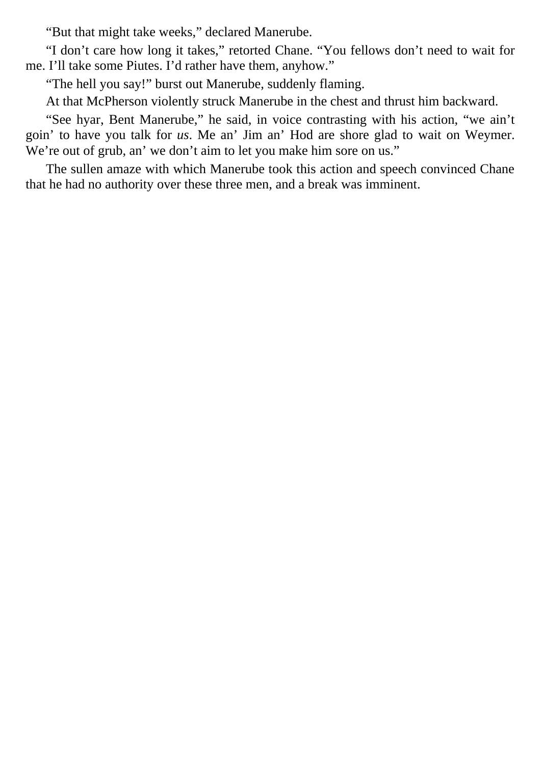“But that might take weeks,” declared Manerube.

“I don’t care how long it takes,” retorted Chane. “You fellows don’t need to wait for me. I’ll take some Piutes. I’d rather have them, anyhow.”

“The hell you say!” burst out Manerube, suddenly flaming.

At that McPherson violently struck Manerube in the chest and thrust him backward.

“See hyar, Bent Manerube,” he said, in voice contrasting with his action, “we ain’t goin’ to have you talk for *us*. Me an’ Jim an’ Hod are shore glad to wait on Weymer. We’re out of grub, an’ we don’t aim to let you make him sore on us.”

The sullen amaze with which Manerube took this action and speech convinced Chane that he had no authority over these three men, and a break was imminent.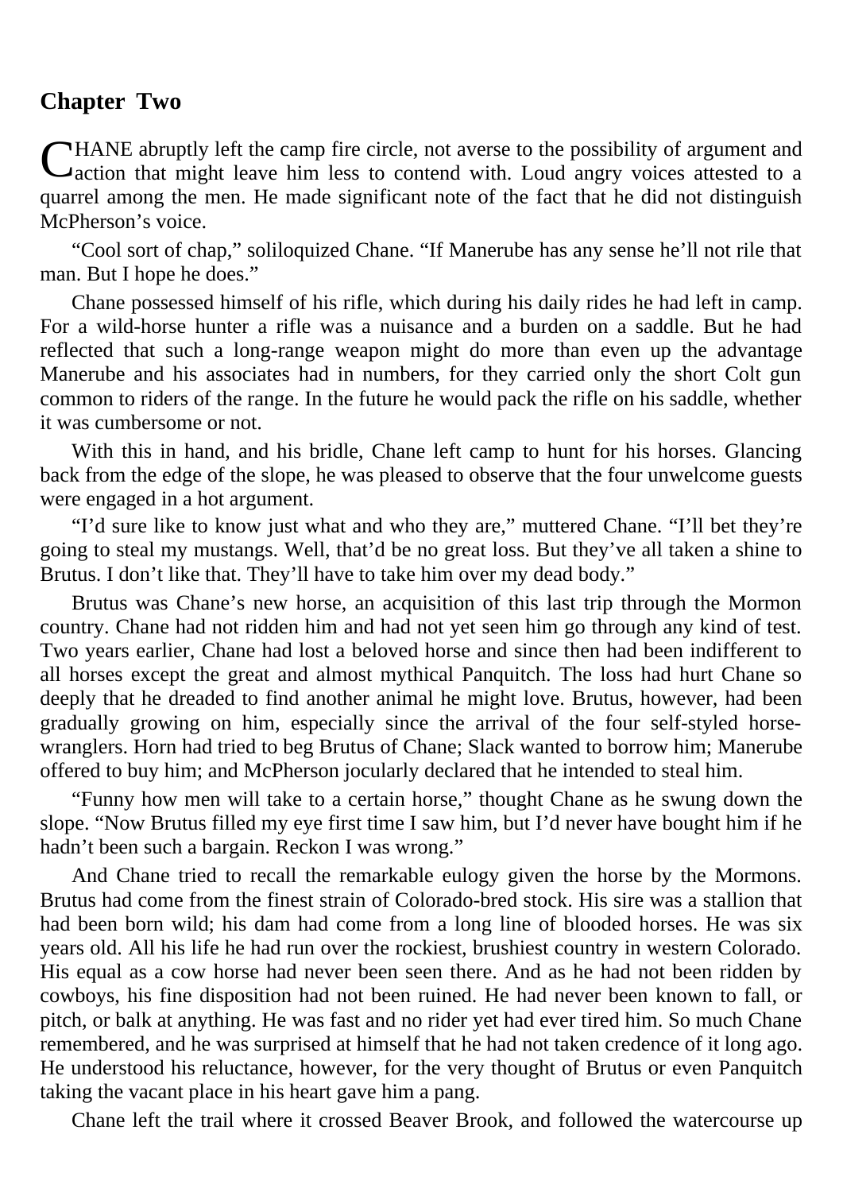## Chapter Two

CHANE abruptly left the camp fire circle, not averse to the possibility of argument and action that might leave him less to contend with. Loud angry voices attested to a quarrel among the men. He made significant note of the fact that he did not distinguish McPherson’s voice.

“Cool sort of chap,” soliloquized Chane. “If Manerube has any sense he’ll not rile that man. But I hope he does.”

Chane possessed himself of his rifle, which during his daily rides he had left in camp. For a wild-horse hunter a rifle was a nuisance and a burden on a saddle. But he had reflected that such a long-range weapon might do more than even up the advantage Manerube and his associates had in numbers, for they carried only the short Colt gun common to riders of the range. In the future he would pack the rifle on his saddle, whether it was cumbersome or not.

With this in hand, and his bridle, Chane left camp to hunt for his horses. Glancing back from the edge of the slope, he was pleased to observe that the four unwelcome guests were engaged in a hot argument.

“I’d sure like to know just what and who they are,” muttered Chane. “I’ll bet they’re going to steal my mustangs. Well, that’d be no great loss. But they’ve all taken a shine to Brutus. I don’t like that. They’ll have to take him over my dead body.”

Brutus was Chane’s new horse, an acquisition of this last trip through the Mormon country. Chane had not ridden him and had not yet seen him go through any kind of test. Two years earlier, Chane had lost a beloved horse and since then had been indifferent to all horses except the great and almost mythical Panquitch. The loss had hurt Chane so deeply that he dreaded to find another animal he might love. Brutus, however, had been gradually growing on him, especially since the arrival of the four self-styled horse-wranglers. Horn had tried to beg Brutus of Chane; Slack wanted to borrow him; Manerube offered to buy him; and McPherson jocularly declared that he intended to steal him.

“Funny how men will take to a certain horse,” thought Chane as he swung down the slope. “Now Brutus filled my eye first time I saw him, but I’d never have bought him if he hadn’t been such a bargain. Reckon I was wrong.”

And Chane tried to recall the remarkable eulogy given the horse by the Mormons. Brutus had come from the finest strain of Colorado-bred stock. His sire was a stallion that had been born wild; his dam had come from a long line of blooded horses. He was six years old. All his life he had run over the rockiest, brushiest country in western Colorado. His equal as a cow horse had never been seen there. And as he had not been ridden by cowboys, his fine disposition had not been ruined. He had never been known to fall, or pitch, or balk at anything. He was fast and no rider yet had ever tired him. So much Chane remembered, and he was surprised at himself that he had not taken credence of it long ago. He understood his reluctance, however, for the very thought of Brutus or even Panquitch taking the vacant place in his heart gave him a pang.

Chane left the trail where it crossed Beaver Brook, and followed the watercourse up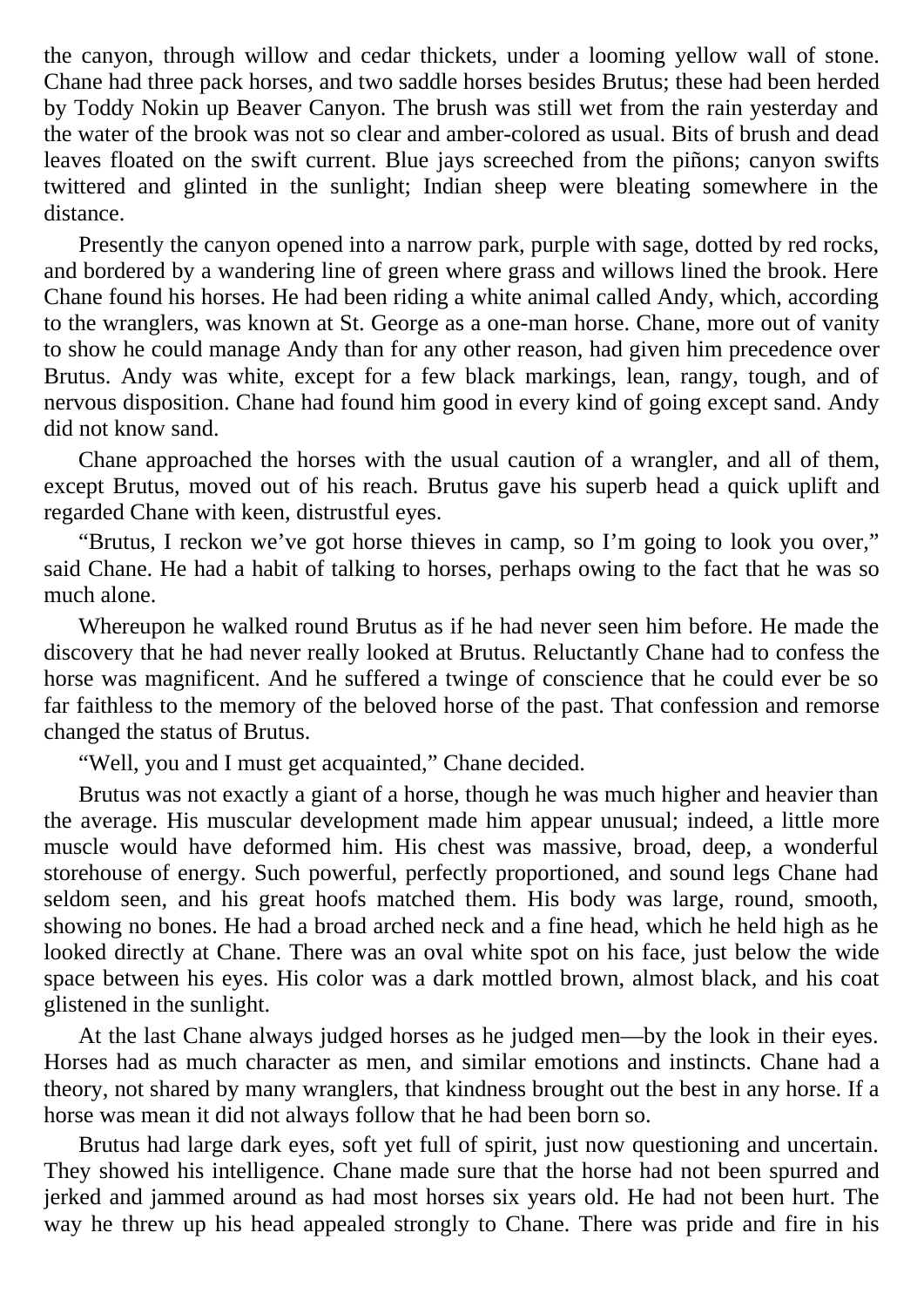the canyon, through willow and cedar thickets, under a looming yellow wall of stone. Chane had three pack horses, and two saddle horses besides Brutus; these had been herded by Toddy Nokin up Beaver Canyon. The brush was still wet from the rain yesterday and the water of the brook was not so clear and amber-colored as usual. Bits of brush and dead leaves floated on the swift current. Blue jays screeched from the piñons; canyon swifts twittered and glinted in the sunlight; Indian sheep were bleating somewhere in the distance.

Presently the canyon opened into a narrow park, purple with sage, dotted by red rocks, and bordered by a wandering line of green where grass and willows lined the brook. Here Chane found his horses. He had been riding a white animal called Andy, which, according to the wranglers, was known at St. George as a one-man horse. Chane, more out of vanity to show he could manage Andy than for any other reason, had given him precedence over Brutus. Andy was white, except for a few black markings, lean, rangy, tough, and of nervous disposition. Chane had found him good in every kind of going except sand. Andy did not know sand.

Chane approached the horses with the usual caution of a wrangler, and all of them, except Brutus, moved out of his reach. Brutus gave his superb head a quick uplift and regarded Chane with keen, distrustful eyes.

"Brutus, I reckon we've got horse thieves in camp, so I'm going to look you over," said Chane. He had a habit of talking to horses, perhaps owing to the fact that he was so much alone.

Whereupon he walked round Brutus as if he had never seen him before. He made the discovery that he had never really looked at Brutus. Reluctantly Chane had to confess the horse was magnificent. And he suffered a twinge of conscience that he could ever be so far faithless to the memory of the beloved horse of the past. That confession and remorse changed the status of Brutus.

"Well, you and I must get acquainted," Chane decided.

Brutus was not exactly a giant of a horse, though he was much higher and heavier than the average. His muscular development made him appear unusual; indeed, a little more muscle would have deformed him. His chest was massive, broad, deep, a wonderful storehouse of energy. Such powerful, perfectly proportioned, and sound legs Chane had seldom seen, and his great hoofs matched them. His body was large, round, smooth, showing no bones. He had a broad arched neck and a fine head, which he held high as he looked directly at Chane. There was an oval white spot on his face, just below the wide space between his eyes. His color was a dark mottled brown, almost black, and his coat glistened in the sunlight.

At the last Chane always judged horses as he judged men—by the look in their eyes. Horses had as much character as men, and similar emotions and instincts. Chane had a theory, not shared by many wranglers, that kindness brought out the best in any horse. If a horse was mean it did not always follow that he had been born so.

Brutus had large dark eyes, soft yet full of spirit, just now questioning and uncertain. They showed his intelligence. Chane made sure that the horse had not been spurred and jerked and jammed around as had most horses six years old. He had not been hurt. The way he threw up his head appealed strongly to Chane. There was pride and fire in his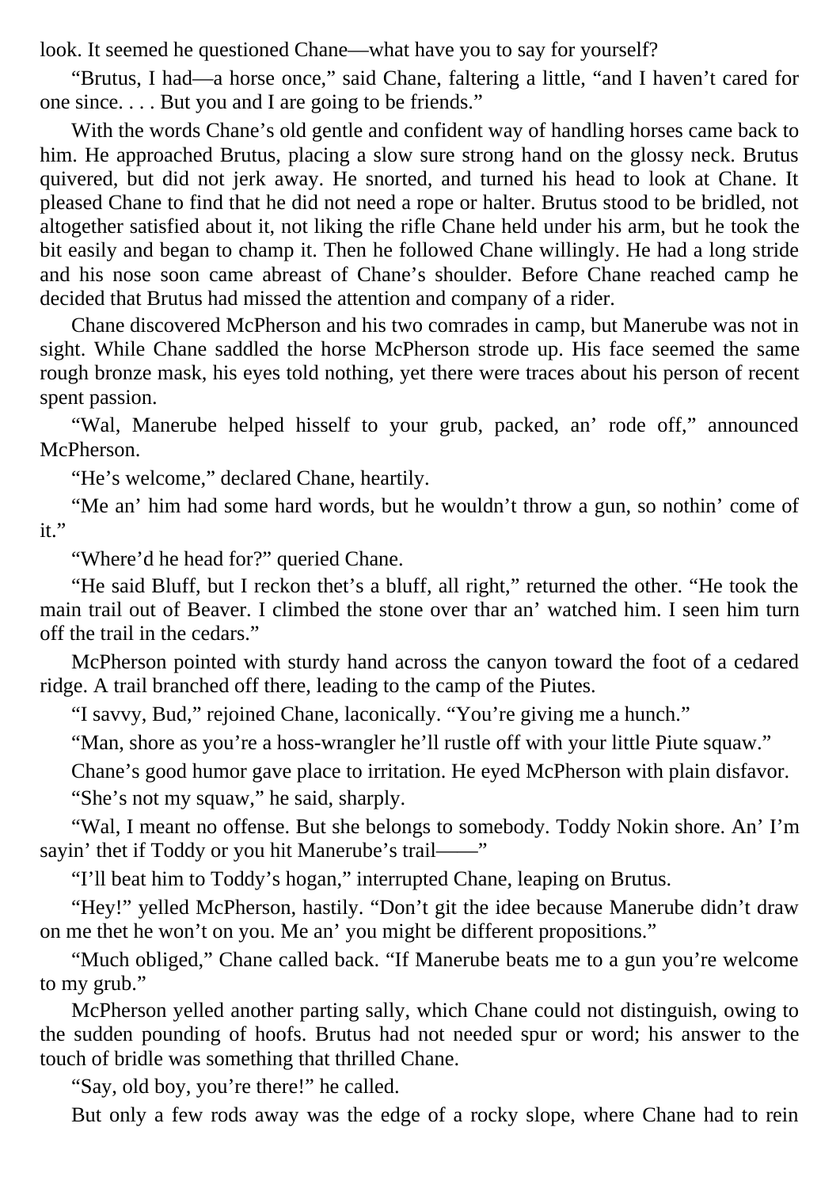look. It seemed he questioned Chane—what have you to say for yourself?

"Brutus, I had—a horse once," said Chane, faltering a little, "and I haven't cared for one since. . . . But you and I are going to be friends."

With the words Chane's old gentle and confident way of handling horses came back to him. He approached Brutus, placing a slow sure strong hand on the glossy neck. Brutus quivered, but did not jerk away. He snorted, and turned his head to look at Chane. It pleased Chane to find that he did not need a rope or halter. Brutus stood to be bridled, not altogether satisfied about it, not liking the rifle Chane held under his arm, but he took the bit easily and began to champ it. Then he followed Chane willingly. He had a long stride and his nose soon came abreast of Chane's shoulder. Before Chane reached camp he decided that Brutus had missed the attention and company of a rider.

Chane discovered McPherson and his two comrades in camp, but Manerube was not in sight. While Chane saddled the horse McPherson strode up. His face seemed the same rough bronze mask, his eyes told nothing, yet there were traces about his person of recent spent passion.

"Wal, Manerube helped hisself to your grub, packed, an' rode off," announced McPherson.

"He's welcome," declared Chane, heartily.

"Me an' him had some hard words, but he wouldn't throw a gun, so nothin' come of it."

"Where'd he head for?" queried Chane.

"He said Bluff, but I reckon thet's a bluff, all right," returned the other. "He took the main trail out of Beaver. I climbed the stone over thar an' watched him. I seen him turn off the trail in the cedars."

McPherson pointed with sturdy hand across the canyon toward the foot of a cedared ridge. A trail branched off there, leading to the camp of the Piutes.

"I savvy, Bud," rejoined Chane, laconically. "You're giving me a hunch."

"Man, shore as you're a hoss-wrangler he'll rustle off with your little Piute squaw."

Chane's good humor gave place to irritation. He eyed McPherson with plain disfavor.

"She's not my squaw," he said, sharply.

"Wal, I meant no offense. But she belongs to somebody. Toddy Nokin shore. An' I'm sayin' thet if Toddy or you hit Manerube's trail——"

"I'll beat him to Toddy's hogan," interrupted Chane, leaping on Brutus.

"Hey!" yelled McPherson, hastily. "Don't git the idee because Manerube didn't draw on me thet he won't on you. Me an' you might be different propositions."

"Much obliged," Chane called back. "If Manerube beats me to a gun you're welcome to my grub."

McPherson yelled another parting sally, which Chane could not distinguish, owing to the sudden pounding of hoofs. Brutus had not needed spur or word; his answer to the touch of bridle was something that thrilled Chane.

"Say, old boy, you're there!" he called.

But only a few rods away was the edge of a rocky slope, where Chane had to rein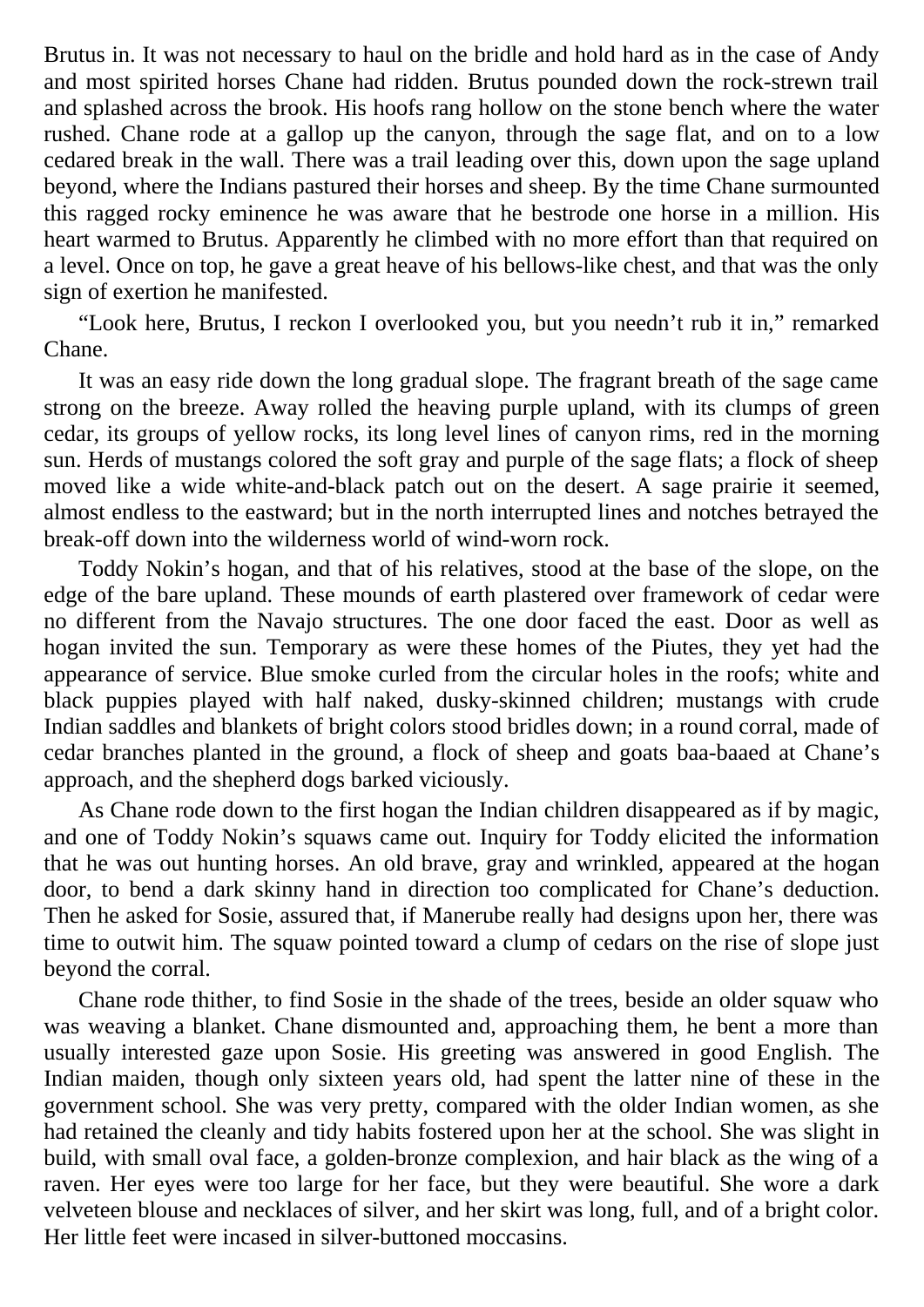Brutus in. It was not necessary to haul on the bridle and hold hard as in the case of Andy and most spirited horses Chane had ridden. Brutus pounded down the rock-strewn trail and splashed across the brook. His hoofs rang hollow on the stone bench where the water rushed. Chane rode at a gallop up the canyon, through the sage flat, and on to a low cedared break in the wall. There was a trail leading over this, down upon the sage upland beyond, where the Indians pastured their horses and sheep. By the time Chane surmounted this ragged rocky eminence he was aware that he bestrode one horse in a million. His heart warmed to Brutus. Apparently he climbed with no more effort than that required on a level. Once on top, he gave a great heave of his bellows-like chest, and that was the only sign of exertion he manifested.

"Look here, Brutus, I reckon I overlooked you, but you needn't rub it in," remarked Chane.

It was an easy ride down the long gradual slope. The fragrant breath of the sage came strong on the breeze. Away rolled the heaving purple upland, with its clumps of green cedar, its groups of yellow rocks, its long level lines of canyon rims, red in the morning sun. Herds of mustangs colored the soft gray and purple of the sage flats; a flock of sheep moved like a wide white-and-black patch out on the desert. A sage prairie it seemed, almost endless to the eastward; but in the north interrupted lines and notches betrayed the break-off down into the wilderness world of wind-worn rock.

Toddy Nokin's hogan, and that of his relatives, stood at the base of the slope, on the edge of the bare upland. These mounds of earth plastered over framework of cedar were no different from the Navajo structures. The one door faced the east. Door as well as hogan invited the sun. Temporary as were these homes of the Piutes, they yet had the appearance of service. Blue smoke curled from the circular holes in the roofs; white and black puppies played with half naked, dusky-skinned children; mustangs with crude Indian saddles and blankets of bright colors stood bridles down; in a round corral, made of cedar branches planted in the ground, a flock of sheep and goats baa-baaed at Chane's approach, and the shepherd dogs barked viciously.

As Chane rode down to the first hogan the Indian children disappeared as if by magic, and one of Toddy Nokin's squaws came out. Inquiry for Toddy elicited the information that he was out hunting horses. An old brave, gray and wrinkled, appeared at the hogan door, to bend a dark skinny hand in direction too complicated for Chane's deduction. Then he asked for Sosie, assured that, if Manerube really had designs upon her, there was time to outwit him. The squaw pointed toward a clump of cedars on the rise of slope just beyond the corral.

Chane rode thither, to find Sosie in the shade of the trees, beside an older squaw who was weaving a blanket. Chane dismounted and, approaching them, he bent a more than usually interested gaze upon Sosie. His greeting was answered in good English. The Indian maiden, though only sixteen years old, had spent the latter nine of these in the government school. She was very pretty, compared with the older Indian women, as she had retained the cleanly and tidy habits fostered upon her at the school. She was slight in build, with small oval face, a golden-bronze complexion, and hair black as the wing of a raven. Her eyes were too large for her face, but they were beautiful. She wore a dark velveteen blouse and necklaces of silver, and her skirt was long, full, and of a bright color. Her little feet were incased in silver-buttoned moccasins.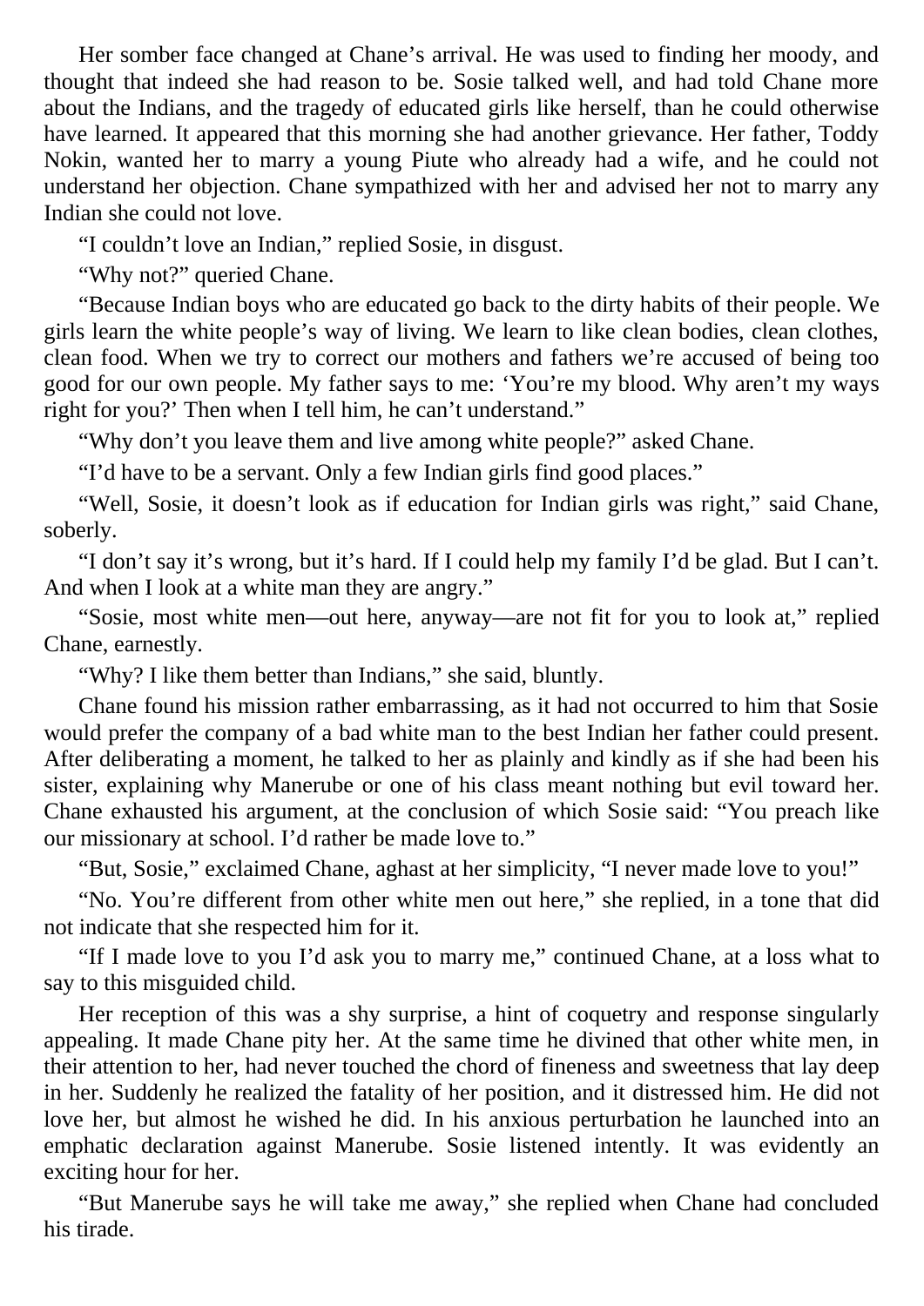Her somber face changed at Chane’s arrival. He was used to finding her moody, and thought that indeed she had reason to be. Sosie talked well, and had told Chane more about the Indians, and the tragedy of educated girls like herself, than he could otherwise have learned. It appeared that this morning she had another grievance. Her father, Toddy Nokin, wanted her to marry a young Piute who already had a wife, and he could not understand her objection. Chane sympathized with her and advised her not to marry any Indian she could not love.

“I couldn’t love an Indian,” replied Sosie, in disgust.

“Why not?” queried Chane.

“Because Indian boys who are educated go back to the dirty habits of their people. We girls learn the white people’s way of living. We learn to like clean bodies, clean clothes, clean food. When we try to correct our mothers and fathers we’re accused of being too good for our own people. My father says to me: ‘You’re my blood. Why aren’t my ways right for you?’ Then when I tell him, he can’t understand.”

“Why don’t you leave them and live among white people?” asked Chane.

“I’d have to be a servant. Only a few Indian girls find good places.”

“Well, Sosie, it doesn’t look as if education for Indian girls was right,” said Chane, soberly.

“I don’t say it’s wrong, but it’s hard. If I could help my family I’d be glad. But I can’t. And when I look at a white man they are angry.”

“Sosie, most white men—out here, anyway—are not fit for you to look at,” replied Chane, earnestly.

“Why? I like them better than Indians,” she said, bluntly.

Chane found his mission rather embarrassing, as it had not occurred to him that Sosie would prefer the company of a bad white man to the best Indian her father could present. After deliberating a moment, he talked to her as plainly and kindly as if she had been his sister, explaining why Manerube or one of his class meant nothing but evil toward her. Chane exhausted his argument, at the conclusion of which Sosie said: “You preach like our missionary at school. I’d rather be made love to.”

“But, Sosie,” exclaimed Chane, aghast at her simplicity, “I never made love to you!”

“No. You’re different from other white men out here,” she replied, in a tone that did not indicate that she respected him for it.

“If I made love to you I’d ask you to marry me,” continued Chane, at a loss what to say to this misguided child.

Her reception of this was a shy surprise, a hint of coquetry and response singularly appealing. It made Chane pity her. At the same time he divined that other white men, in their attention to her, had never touched the chord of fineness and sweetness that lay deep in her. Suddenly he realized the fatality of her position, and it distressed him. He did not love her, but almost he wished he did. In his anxious perturbation he launched into an emphatic declaration against Manerube. Sosie listened intently. It was evidently an exciting hour for her.

“But Manerube says he will take me away,” she replied when Chane had concluded his tirade.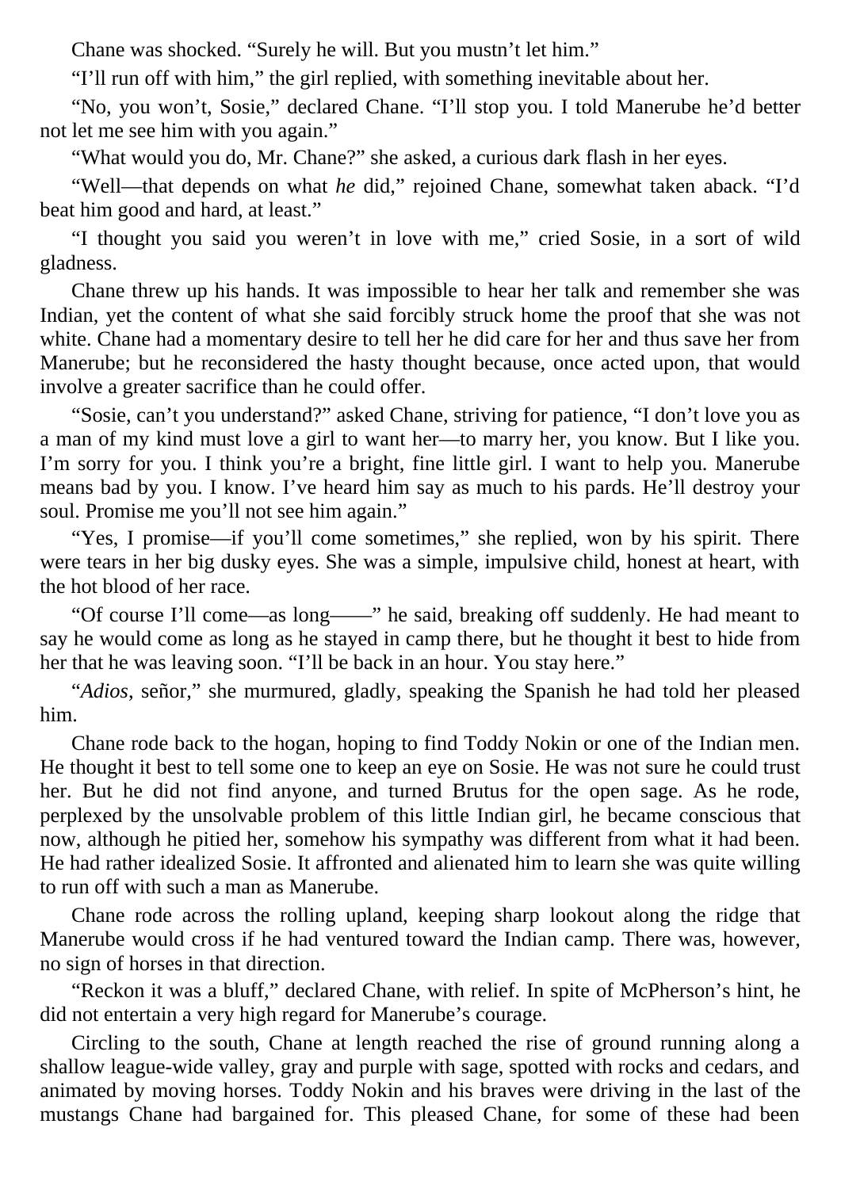Chane was shocked. “Surely he will. But you mustn’t let him.”

“I’ll run off with him,” the girl replied, with something inevitable about her.

“No, you won’t, Sosie,” declared Chane. “I’ll stop you. I told Manerube he’d better not let me see him with you again.”

“What would you do, Mr. Chane?” she asked, a curious dark flash in her eyes.

“Well—that depends on what *he* did,” rejoined Chane, somewhat taken aback. “I’d beat him good and hard, at least.”

“I thought you said you weren’t in love with me,” cried Sosie, in a sort of wild gladness.

Chane threw up his hands. It was impossible to hear her talk and remember she was Indian, yet the content of what she said forcibly struck home the proof that she was not white. Chane had a momentary desire to tell her he did care for her and thus save her from Manerube; but he reconsidered the hasty thought because, once acted upon, that would involve a greater sacrifice than he could offer.

“Sosie, can’t you understand?” asked Chane, striving for patience, “I don’t love you as a man of my kind must love a girl to want her—to marry her, you know. But I like you. I’m sorry for you. I think you’re a bright, fine little girl. I want to help you. Manerube means bad by you. I know. I’ve heard him say as much to his pards. He’ll destroy your soul. Promise me you’ll not see him again.”

“Yes, I promise—if you’ll come sometimes,” she replied, won by his spirit. There were tears in her big dusky eyes. She was a simple, impulsive child, honest at heart, with the hot blood of her race.

“Of course I’ll come—as long——” he said, breaking off suddenly. He had meant to say he would come as long as he stayed in camp there, but he thought it best to hide from her that he was leaving soon. “I’ll be back in an hour. You stay here.”

“*Adios*, señor,” she murmured, gladly, speaking the Spanish he had told her pleased him.

Chane rode back to the hogan, hoping to find Toddy Nokin or one of the Indian men. He thought it best to tell some one to keep an eye on Sosie. He was not sure he could trust her. But he did not find anyone, and turned Brutus for the open sage. As he rode, perplexed by the unsolvable problem of this little Indian girl, he became conscious that now, although he pitied her, somehow his sympathy was different from what it had been. He had rather idealized Sosie. It affronted and alienated him to learn she was quite willing to run off with such a man as Manerube.

Chane rode across the rolling upland, keeping sharp lookout along the ridge that Manerube would cross if he had ventured toward the Indian camp. There was, however, no sign of horses in that direction.

“Reckon it was a bluff,” declared Chane, with relief. In spite of McPherson’s hint, he did not entertain a very high regard for Manerube’s courage.

Circling to the south, Chane at length reached the rise of ground running along a shallow league-wide valley, gray and purple with sage, spotted with rocks and cedars, and animated by moving horses. Toddy Nokin and his braves were driving in the last of the mustangs Chane had bargained for. This pleased Chane, for some of these had been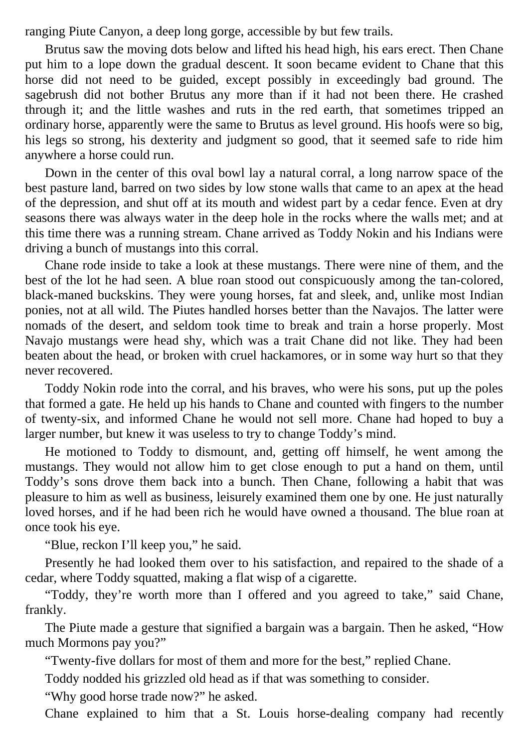ranging Piute Canyon, a deep long gorge, accessible by but few trails.

Brutus saw the moving dots below and lifted his head high, his ears erect. Then Chane put him to a lope down the gradual descent. It soon became evident to Chane that this horse did not need to be guided, except possibly in exceedingly bad ground. The sagebrush did not bother Brutus any more than if it had not been there. He crashed through it; and the little washes and ruts in the red earth, that sometimes tripped an ordinary horse, apparently were the same to Brutus as level ground. His hoofs were so big, his legs so strong, his dexterity and judgment so good, that it seemed safe to ride him anywhere a horse could run.

Down in the center of this oval bowl lay a natural corral, a long narrow space of the best pasture land, barred on two sides by low stone walls that came to an apex at the head of the depression, and shut off at its mouth and widest part by a cedar fence. Even at dry seasons there was always water in the deep hole in the rocks where the walls met; and at this time there was a running stream. Chane arrived as Toddy Nokin and his Indians were driving a bunch of mustangs into this corral.

Chane rode inside to take a look at these mustangs. There were nine of them, and the best of the lot he had seen. A blue roan stood out conspicuously among the tan-colored, black-maned buckskins. They were young horses, fat and sleek, and, unlike most Indian ponies, not at all wild. The Piutes handled horses better than the Navajos. The latter were nomads of the desert, and seldom took time to break and train a horse properly. Most Navajo mustangs were head shy, which was a trait Chane did not like. They had been beaten about the head, or broken with cruel hackamores, or in some way hurt so that they never recovered.

Toddy Nokin rode into the corral, and his braves, who were his sons, put up the poles that formed a gate. He held up his hands to Chane and counted with fingers to the number of twenty-six, and informed Chane he would not sell more. Chane had hoped to buy a larger number, but knew it was useless to try to change Toddy's mind.

He motioned to Toddy to dismount, and, getting off himself, he went among the mustangs. They would not allow him to get close enough to put a hand on them, until Toddy's sons drove them back into a bunch. Then Chane, following a habit that was pleasure to him as well as business, leisurely examined them one by one. He just naturally loved horses, and if he had been rich he would have owned a thousand. The blue roan at once took his eye.

"Blue, reckon I'll keep you," he said.

Presently he had looked them over to his satisfaction, and repaired to the shade of a cedar, where Toddy squatted, making a flat wisp of a cigarette.

"Toddy, they're worth more than I offered and you agreed to take," said Chane, frankly.

The Piute made a gesture that signified a bargain was a bargain. Then he asked, "How much Mormons pay you?"

"Twenty-five dollars for most of them and more for the best," replied Chane.

Toddy nodded his grizzled old head as if that was something to consider.

"Why good horse trade now?" he asked.

Chane explained to him that a St. Louis horse-dealing company had recently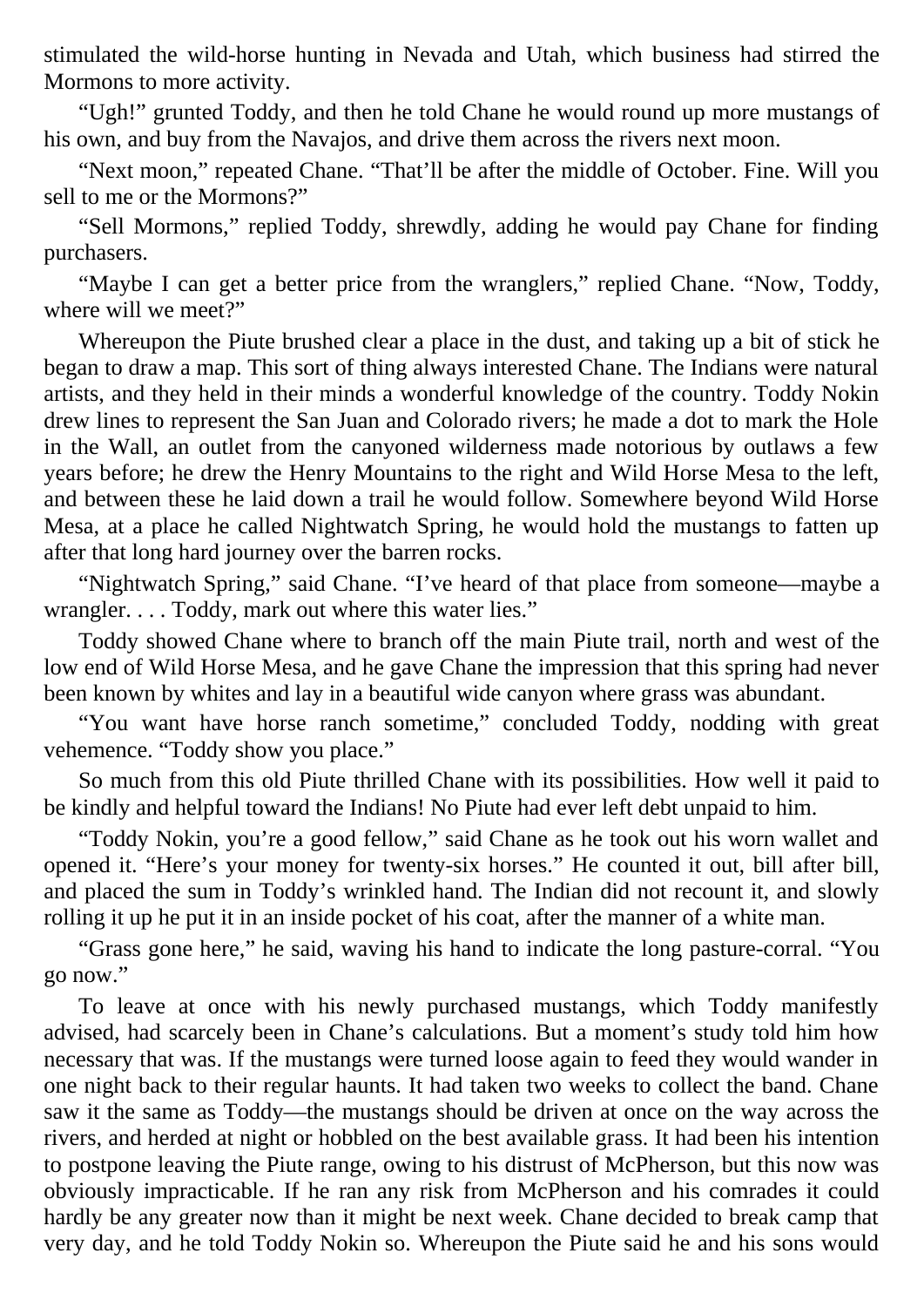stimulated the wild-horse hunting in Nevada and Utah, which business had stirred the Mormons to more activity.

"Ugh!" grunted Toddy, and then he told Chane he would round up more mustangs of his own, and buy from the Navajos, and drive them across the rivers next moon.

"Next moon," repeated Chane. "That'll be after the middle of October. Fine. Will you sell to me or the Mormons?"

"Sell Mormons," replied Toddy, shrewdly, adding he would pay Chane for finding purchasers.

"Maybe I can get a better price from the wranglers," replied Chane. "Now, Toddy, where will we meet?"

Whereupon the Piute brushed clear a place in the dust, and taking up a bit of stick he began to draw a map. This sort of thing always interested Chane. The Indians were natural artists, and they held in their minds a wonderful knowledge of the country. Toddy Nokin drew lines to represent the San Juan and Colorado rivers; he made a dot to mark the Hole in the Wall, an outlet from the canyoned wilderness made notorious by outlaws a few years before; he drew the Henry Mountains to the right and Wild Horse Mesa to the left, and between these he laid down a trail he would follow. Somewhere beyond Wild Horse Mesa, at a place he called Nightwatch Spring, he would hold the mustangs to fatten up after that long hard journey over the barren rocks.

"Nightwatch Spring," said Chane. "I've heard of that place from someone—maybe a wrangler. . . . Toddy, mark out where this water lies."

Toddy showed Chane where to branch off the main Piute trail, north and west of the low end of Wild Horse Mesa, and he gave Chane the impression that this spring had never been known by whites and lay in a beautiful wide canyon where grass was abundant.

"You want have horse ranch sometime," concluded Toddy, nodding with great vehemence. "Toddy show you place."

So much from this old Piute thrilled Chane with its possibilities. How well it paid to be kindly and helpful toward the Indians! No Piute had ever left debt unpaid to him.

"Toddy Nokin, you're a good fellow," said Chane as he took out his worn wallet and opened it. "Here's your money for twenty-six horses." He counted it out, bill after bill, and placed the sum in Toddy's wrinkled hand. The Indian did not recount it, and slowly rolling it up he put it in an inside pocket of his coat, after the manner of a white man.

"Grass gone here," he said, waving his hand to indicate the long pasture-corral. "You go now."

To leave at once with his newly purchased mustangs, which Toddy manifestly advised, had scarcely been in Chane's calculations. But a moment's study told him how necessary that was. If the mustangs were turned loose again to feed they would wander in one night back to their regular haunts. It had taken two weeks to collect the band. Chane saw it the same as Toddy—the mustangs should be driven at once on the way across the rivers, and herded at night or hobbled on the best available grass. It had been his intention to postpone leaving the Piute range, owing to his distrust of McPherson, but this now was obviously impracticable. If he ran any risk from McPherson and his comrades it could hardly be any greater now than it might be next week. Chane decided to break camp that very day, and he told Toddy Nokin so. Whereupon the Piute said he and his sons would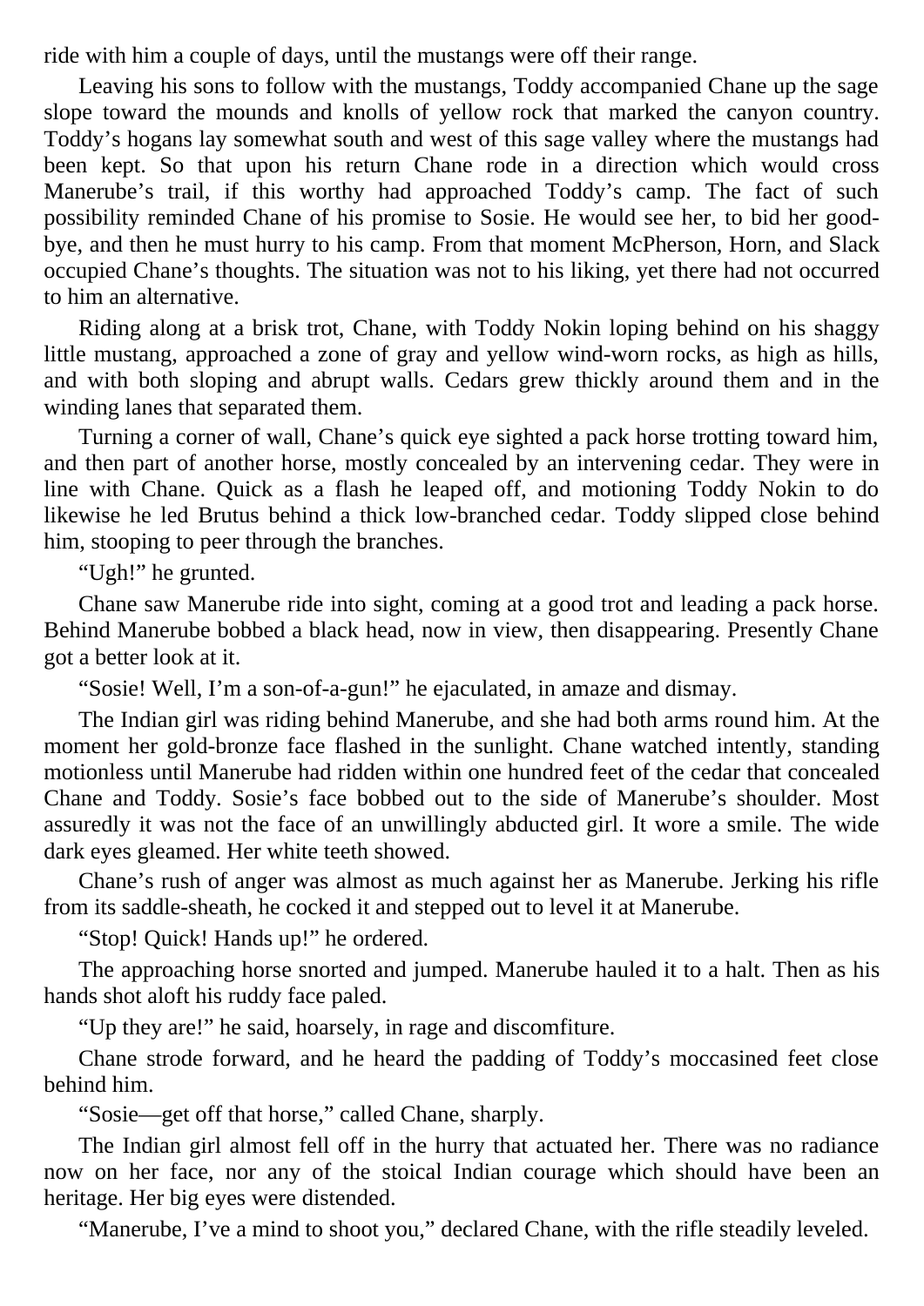ride with him a couple of days, until the mustangs were off their range.

Leaving his sons to follow with the mustangs, Toddy accompanied Chane up the sage slope toward the mounds and knolls of yellow rock that marked the canyon country. Toddy's hogans lay somewhat south and west of this sage valley where the mustangs had been kept. So that upon his return Chane rode in a direction which would cross Manerube's trail, if this worthy had approached Toddy's camp. The fact of such possibility reminded Chane of his promise to Sosie. He would see her, to bid her good-bye, and then he must hurry to his camp. From that moment McPherson, Horn, and Slack occupied Chane's thoughts. The situation was not to his liking, yet there had not occurred to him an alternative.

Riding along at a brisk trot, Chane, with Toddy Nokin loping behind on his shaggy little mustang, approached a zone of gray and yellow wind-worn rocks, as high as hills, and with both sloping and abrupt walls. Cedars grew thickly around them and in the winding lanes that separated them.

Turning a corner of wall, Chane's quick eye sighted a pack horse trotting toward him, and then part of another horse, mostly concealed by an intervening cedar. They were in line with Chane. Quick as a flash he leaped off, and motioning Toddy Nokin to do likewise he led Brutus behind a thick low-branched cedar. Toddy slipped close behind him, stooping to peer through the branches.

"Ugh!" he grunted.

Chane saw Manerube ride into sight, coming at a good trot and leading a pack horse. Behind Manerube bobbed a black head, now in view, then disappearing. Presently Chane got a better look at it.

"Sosie! Well, I'm a son-of-a-gun!" he ejaculated, in amaze and dismay.

The Indian girl was riding behind Manerube, and she had both arms round him. At the moment her gold-bronze face flashed in the sunlight. Chane watched intently, standing motionless until Manerube had ridden within one hundred feet of the cedar that concealed Chane and Toddy. Sosie's face bobbed out to the side of Manerube's shoulder. Most assuredly it was not the face of an unwillingly abducted girl. It wore a smile. The wide dark eyes gleamed. Her white teeth showed.

Chane's rush of anger was almost as much against her as Manerube. Jerking his rifle from its saddle-sheath, he cocked it and stepped out to level it at Manerube.

"Stop! Quick! Hands up!" he ordered.

The approaching horse snorted and jumped. Manerube hauled it to a halt. Then as his hands shot aloft his ruddy face paled.

"Up they are!" he said, hoarsely, in rage and discomfiture.

Chane strode forward, and he heard the padding of Toddy's moccasined feet close behind him.

"Sosie—get off that horse," called Chane, sharply.

The Indian girl almost fell off in the hurry that actuated her. There was no radiance now on her face, nor any of the stoical Indian courage which should have been an heritage. Her big eyes were distended.

"Manerube, I've a mind to shoot you," declared Chane, with the rifle steadily leveled.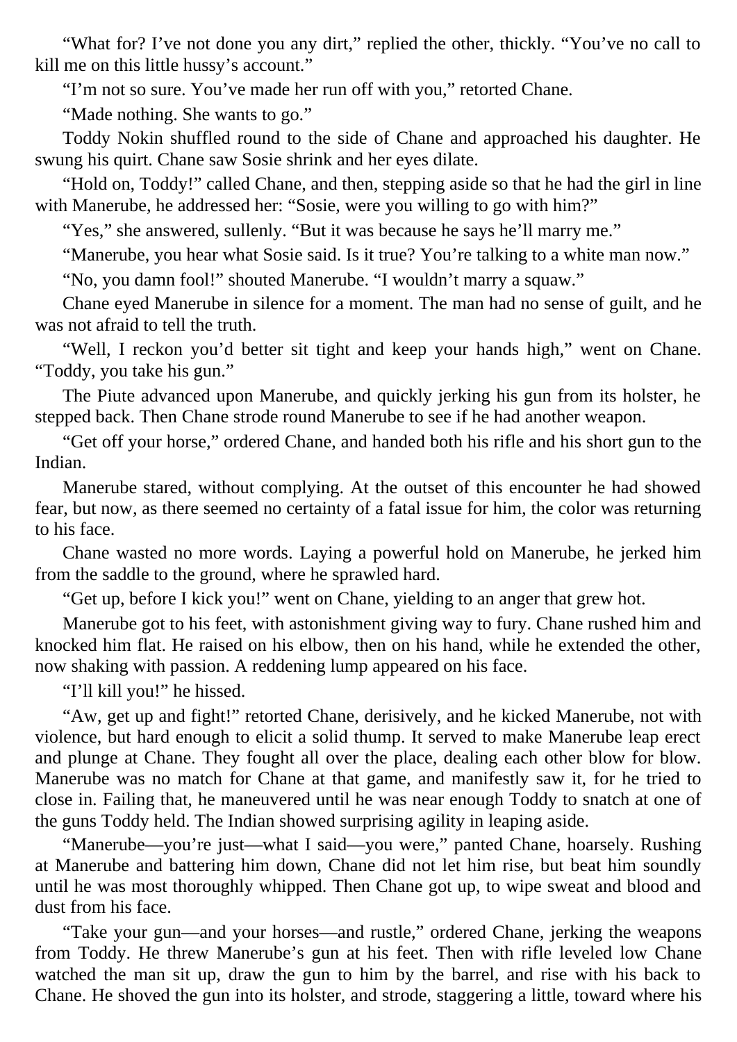"What for? I've not done you any dirt," replied the other, thickly. "You've no call to kill me on this little hussy's account."

"I'm not so sure. You've made her run off with you," retorted Chane.

"Made nothing. She wants to go."

Toddy Nokin shuffled round to the side of Chane and approached his daughter. He swung his quirt. Chane saw Sosie shrink and her eyes dilate.

"Hold on, Toddy!" called Chane, and then, stepping aside so that he had the girl in line with Manerube, he addressed her: "Sosie, were you willing to go with him?"

"Yes," she answered, sullenly. "But it was because he says he'll marry me."

"Manerube, you hear what Sosie said. Is it true? You're talking to a white man now."

"No, you damn fool!" shouted Manerube. "I wouldn't marry a squaw."

Chane eyed Manerube in silence for a moment. The man had no sense of guilt, and he was not afraid to tell the truth.

"Well, I reckon you'd better sit tight and keep your hands high," went on Chane. "Toddy, you take his gun."

The Piute advanced upon Manerube, and quickly jerking his gun from its holster, he stepped back. Then Chane strode round Manerube to see if he had another weapon.

"Get off your horse," ordered Chane, and handed both his rifle and his short gun to the Indian.

Manerube stared, without complying. At the outset of this encounter he had showed fear, but now, as there seemed no certainty of a fatal issue for him, the color was returning to his face.

Chane wasted no more words. Laying a powerful hold on Manerube, he jerked him from the saddle to the ground, where he sprawled hard.

"Get up, before I kick you!" went on Chane, yielding to an anger that grew hot.

Manerube got to his feet, with astonishment giving way to fury. Chane rushed him and knocked him flat. He raised on his elbow, then on his hand, while he extended the other, now shaking with passion. A reddening lump appeared on his face.

"I'll kill you!" he hissed.

"Aw, get up and fight!" retorted Chane, derisively, and he kicked Manerube, not with violence, but hard enough to elicit a solid thump. It served to make Manerube leap erect and plunge at Chane. They fought all over the place, dealing each other blow for blow. Manerube was no match for Chane at that game, and manifestly saw it, for he tried to close in. Failing that, he maneuvered until he was near enough Toddy to snatch at one of the guns Toddy held. The Indian showed surprising agility in leaping aside.

"Manerube—you're just—what I said—you were," panted Chane, hoarsely. Rushing at Manerube and battering him down, Chane did not let him rise, but beat him soundly until he was most thoroughly whipped. Then Chane got up, to wipe sweat and blood and dust from his face.

"Take your gun—and your horses—and rustle," ordered Chane, jerking the weapons from Toddy. He threw Manerube's gun at his feet. Then with rifle leveled low Chane watched the man sit up, draw the gun to him by the barrel, and rise with his back to Chane. He shoved the gun into its holster, and strode, staggering a little, toward where his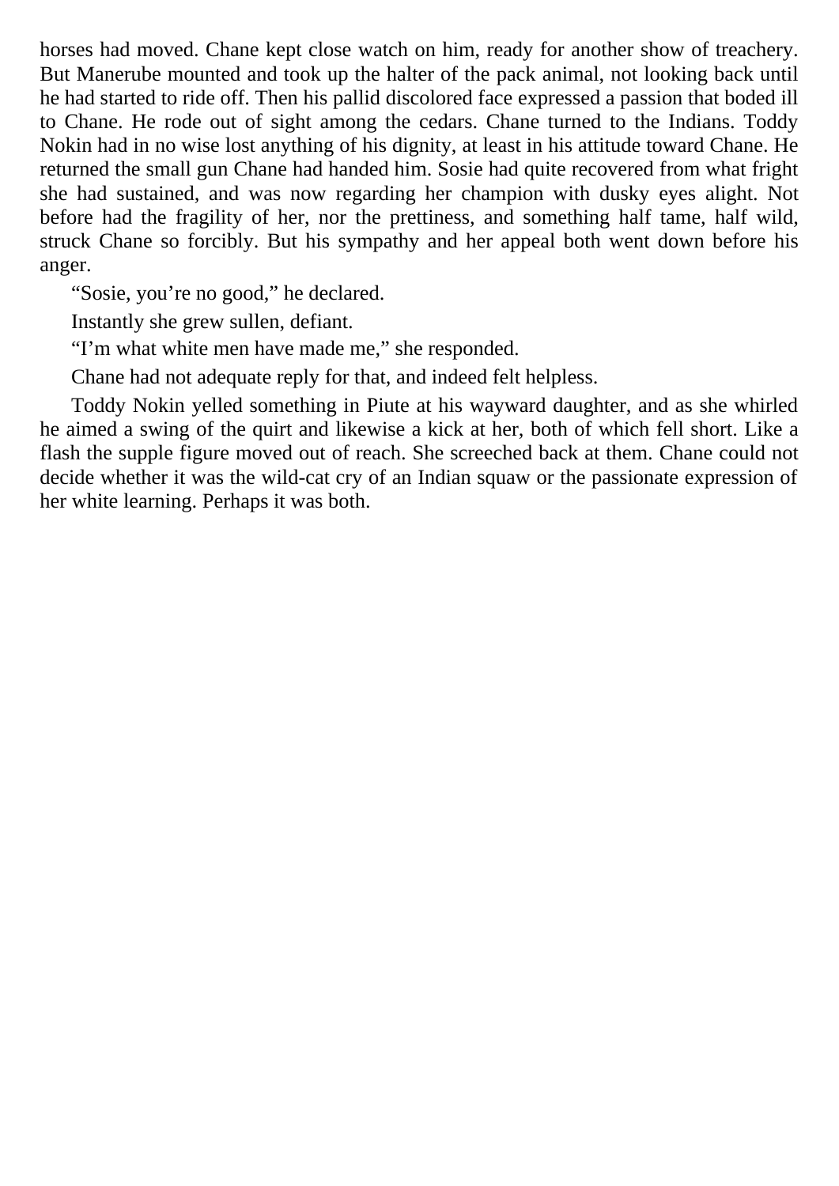horses had moved. Chane kept close watch on him, ready for another show of treachery. But Manerube mounted and took up the halter of the pack animal, not looking back until he had started to ride off. Then his pallid discolored face expressed a passion that boded ill to Chane. He rode out of sight among the cedars. Chane turned to the Indians. Toddy Nokin had in no wise lost anything of his dignity, at least in his attitude toward Chane. He returned the small gun Chane had handed him. Sosie had quite recovered from what fright she had sustained, and was now regarding her champion with dusky eyes alight. Not before had the fragility of her, nor the prettiness, and something half tame, half wild, struck Chane so forcibly. But his sympathy and her appeal both went down before his anger.

"Sosie, you're no good," he declared.

Instantly she grew sullen, defiant.

"I'm what white men have made me," she responded.

Chane had not adequate reply for that, and indeed felt helpless.

Toddy Nokin yelled something in Piute at his wayward daughter, and as she whirled he aimed a swing of the quirt and likewise a kick at her, both of which fell short. Like a flash the supple figure moved out of reach. She screeched back at them. Chane could not decide whether it was the wild-cat cry of an Indian squaw or the passionate expression of her white learning. Perhaps it was both.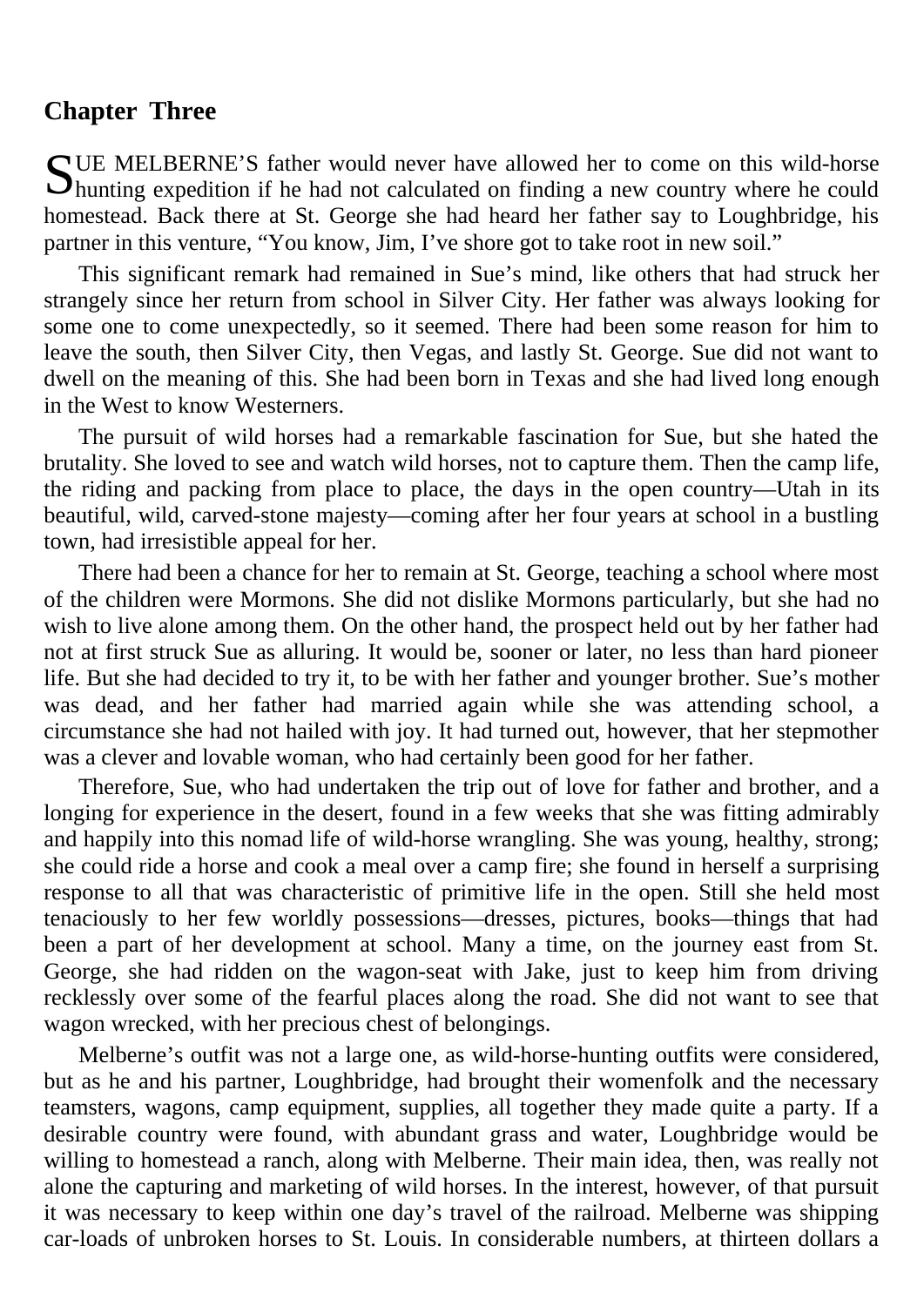## Chapter Three

SUE MELBERNE'S father would never have allowed her to come on this wild-horse hunting expedition if he had not calculated on finding a new country where he could homestead. Back there at St. George she had heard her father say to Loughbridge, his partner in this venture, "You know, Jim, I've shore got to take root in new soil."

This significant remark had remained in Sue's mind, like others that had struck her strangely since her return from school in Silver City. Her father was always looking for some one to come unexpectedly, so it seemed. There had been some reason for him to leave the south, then Silver City, then Vegas, and lastly St. George. Sue did not want to dwell on the meaning of this. She had been born in Texas and she had lived long enough in the West to know Westerners.

The pursuit of wild horses had a remarkable fascination for Sue, but she hated the brutality. She loved to see and watch wild horses, not to capture them. Then the camp life, the riding and packing from place to place, the days in the open country—Utah in its beautiful, wild, carved-stone majesty—coming after her four years at school in a bustling town, had irresistible appeal for her.

There had been a chance for her to remain at St. George, teaching a school where most of the children were Mormons. She did not dislike Mormons particularly, but she had no wish to live alone among them. On the other hand, the prospect held out by her father had not at first struck Sue as alluring. It would be, sooner or later, no less than hard pioneer life. But she had decided to try it, to be with her father and younger brother. Sue's mother was dead, and her father had married again while she was attending school, a circumstance she had not hailed with joy. It had turned out, however, that her stepmother was a clever and lovable woman, who had certainly been good for her father.

Therefore, Sue, who had undertaken the trip out of love for father and brother, and a longing for experience in the desert, found in a few weeks that she was fitting admirably and happily into this nomad life of wild-horse wrangling. She was young, healthy, strong; she could ride a horse and cook a meal over a camp fire; she found in herself a surprising response to all that was characteristic of primitive life in the open. Still she held most tenaciously to her few worldly possessions—dresses, pictures, books—things that had been a part of her development at school. Many a time, on the journey east from St. George, she had ridden on the wagon-seat with Jake, just to keep him from driving recklessly over some of the fearful places along the road. She did not want to see that wagon wrecked, with her precious chest of belongings.

Melberne's outfit was not a large one, as wild-horse-hunting outfits were considered, but as he and his partner, Loughbridge, had brought their womenfolk and the necessary teamsters, wagons, camp equipment, supplies, all together they made quite a party. If a desirable country were found, with abundant grass and water, Loughbridge would be willing to homestead a ranch, along with Melberne. Their main idea, then, was really not alone the capturing and marketing of wild horses. In the interest, however, of that pursuit it was necessary to keep within one day's travel of the railroad. Melberne was shipping car-loads of unbroken horses to St. Louis. In considerable numbers, at thirteen dollars a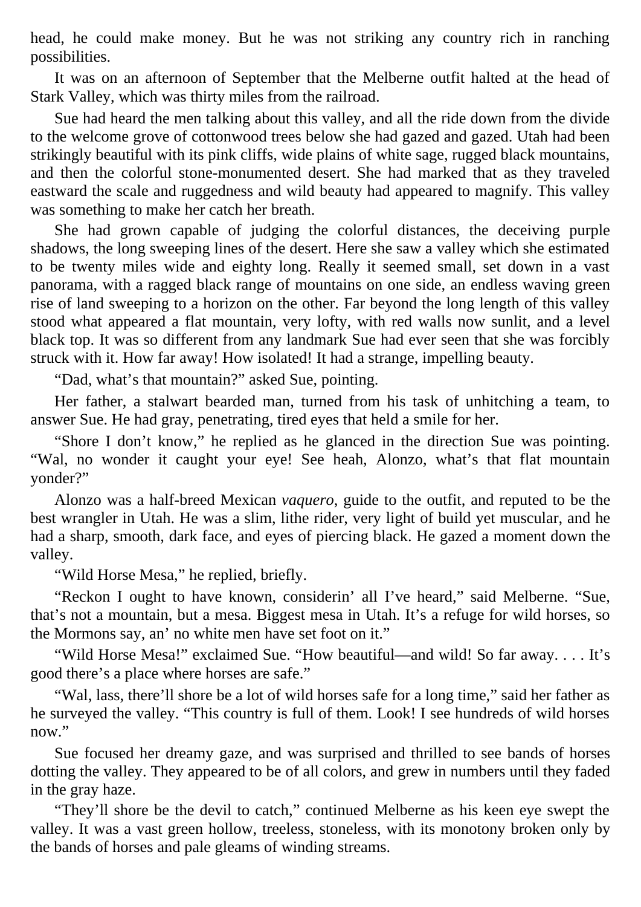head, he could make money. But he was not striking any country rich in ranching possibilities.

It was on an afternoon of September that the Melberne outfit halted at the head of Stark Valley, which was thirty miles from the railroad.

Sue had heard the men talking about this valley, and all the ride down from the divide to the welcome grove of cottonwood trees below she had gazed and gazed. Utah had been strikingly beautiful with its pink cliffs, wide plains of white sage, rugged black mountains, and then the colorful stone-monumented desert. She had marked that as they traveled eastward the scale and ruggedness and wild beauty had appeared to magnify. This valley was something to make her catch her breath.

She had grown capable of judging the colorful distances, the deceiving purple shadows, the long sweeping lines of the desert. Here she saw a valley which she estimated to be twenty miles wide and eighty long. Really it seemed small, set down in a vast panorama, with a ragged black range of mountains on one side, an endless waving green rise of land sweeping to a horizon on the other. Far beyond the long length of this valley stood what appeared a flat mountain, very lofty, with red walls now sunlit, and a level black top. It was so different from any landmark Sue had ever seen that she was forcibly struck with it. How far away! How isolated! It had a strange, impelling beauty.

"Dad, what's that mountain?" asked Sue, pointing.

Her father, a stalwart bearded man, turned from his task of unhitching a team, to answer Sue. He had gray, penetrating, tired eyes that held a smile for her.

"Shore I don't know," he replied as he glanced in the direction Sue was pointing. "Wal, no wonder it caught your eye! See heah, Alonzo, what's that flat mountain yonder?"

Alonzo was a half-breed Mexican *vaquero*, guide to the outfit, and reputed to be the best wrangler in Utah. He was a slim, lithe rider, very light of build yet muscular, and he had a sharp, smooth, dark face, and eyes of piercing black. He gazed a moment down the valley.

"Wild Horse Mesa," he replied, briefly.

"Reckon I ought to have known, considerin' all I've heard," said Melberne. "Sue, that's not a mountain, but a mesa. Biggest mesa in Utah. It's a refuge for wild horses, so the Mormons say, an' no white men have set foot on it."

"Wild Horse Mesa!" exclaimed Sue. "How beautiful—and wild! So far away. . . . It's good there's a place where horses are safe."

"Wal, lass, there'll shore be a lot of wild horses safe for a long time," said her father as he surveyed the valley. "This country is full of them. Look! I see hundreds of wild horses now."

Sue focused her dreamy gaze, and was surprised and thrilled to see bands of horses dotting the valley. They appeared to be of all colors, and grew in numbers until they faded in the gray haze.

"They'll shore be the devil to catch," continued Melberne as his keen eye swept the valley. It was a vast green hollow, treeless, stoneless, with its monotony broken only by the bands of horses and pale gleams of winding streams.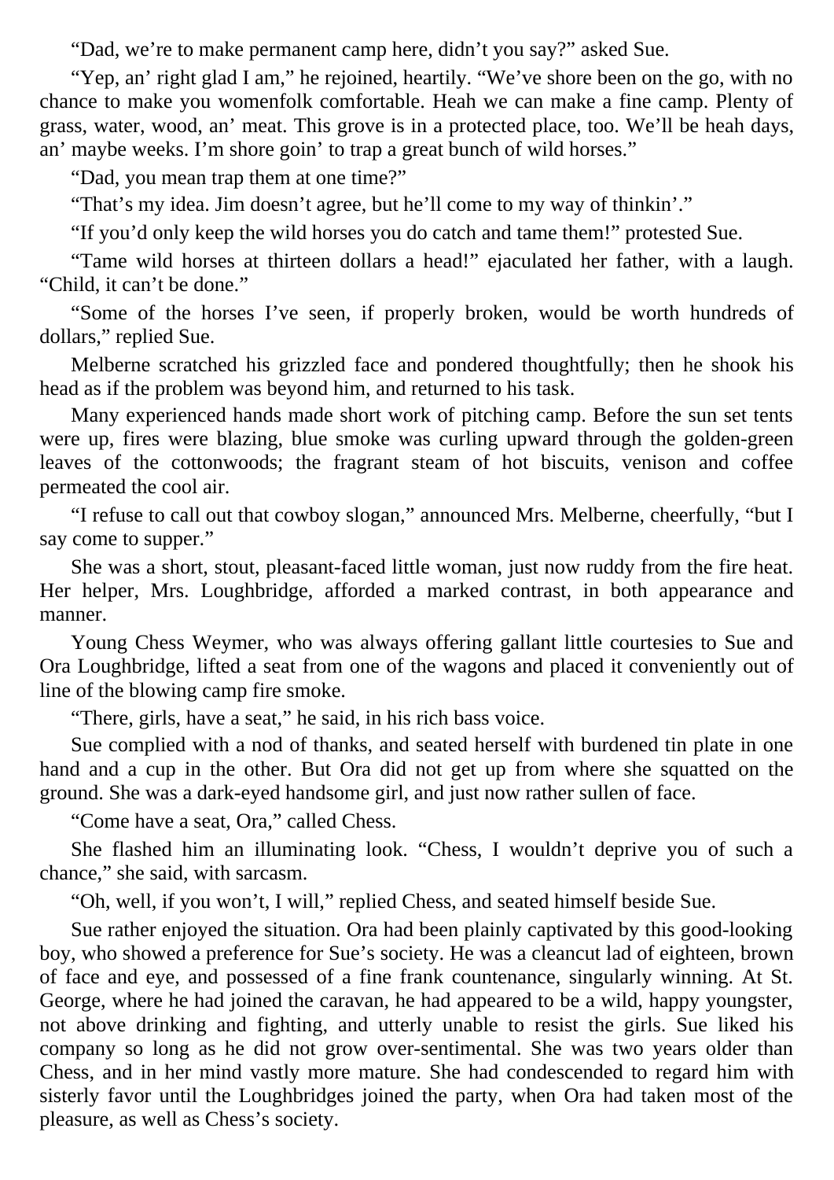"Dad, we're to make permanent camp here, didn't you say?" asked Sue.

"Yep, an' right glad I am," he rejoined, heartily. "We've shore been on the go, with no chance to make you womenfolk comfortable. Heah we can make a fine camp. Plenty of grass, water, wood, an' meat. This grove is in a protected place, too. We'll be heah days, an' maybe weeks. I'm shore goin' to trap a great bunch of wild horses."

"Dad, you mean trap them at one time?"

"That's my idea. Jim doesn't agree, but he'll come to my way of thinkin'."

"If you'd only keep the wild horses you do catch and tame them!" protested Sue.

"Tame wild horses at thirteen dollars a head!" ejaculated her father, with a laugh. "Child, it can't be done."

"Some of the horses I've seen, if properly broken, would be worth hundreds of dollars," replied Sue.

Melberne scratched his grizzled face and pondered thoughtfully; then he shook his head as if the problem was beyond him, and returned to his task.

Many experienced hands made short work of pitching camp. Before the sun set tents were up, fires were blazing, blue smoke was curling upward through the golden-green leaves of the cottonwoods; the fragrant steam of hot biscuits, venison and coffee permeated the cool air.

"I refuse to call out that cowboy slogan," announced Mrs. Melberne, cheerfully, "but I say come to supper."

She was a short, stout, pleasant-faced little woman, just now ruddy from the fire heat. Her helper, Mrs. Loughbridge, afforded a marked contrast, in both appearance and manner.

Young Chess Weymer, who was always offering gallant little courtesies to Sue and Ora Loughbridge, lifted a seat from one of the wagons and placed it conveniently out of line of the blowing camp fire smoke.

"There, girls, have a seat," he said, in his rich bass voice.

Sue complied with a nod of thanks, and seated herself with burdened tin plate in one hand and a cup in the other. But Ora did not get up from where she squatted on the ground. She was a dark-eyed handsome girl, and just now rather sullen of face.

"Come have a seat, Ora," called Chess.

She flashed him an illuminating look. "Chess, I wouldn't deprive you of such a chance," she said, with sarcasm.

"Oh, well, if you won't, I will," replied Chess, and seated himself beside Sue.

Sue rather enjoyed the situation. Ora had been plainly captivated by this good-looking boy, who showed a preference for Sue's society. He was a cleancut lad of eighteen, brown of face and eye, and possessed of a fine frank countenance, singularly winning. At St. George, where he had joined the caravan, he had appeared to be a wild, happy youngster, not above drinking and fighting, and utterly unable to resist the girls. Sue liked his company so long as he did not grow over-sentimental. She was two years older than Chess, and in her mind vastly more mature. She had condescended to regard him with sisterly favor until the Loughbridges joined the party, when Ora had taken most of the pleasure, as well as Chess's society.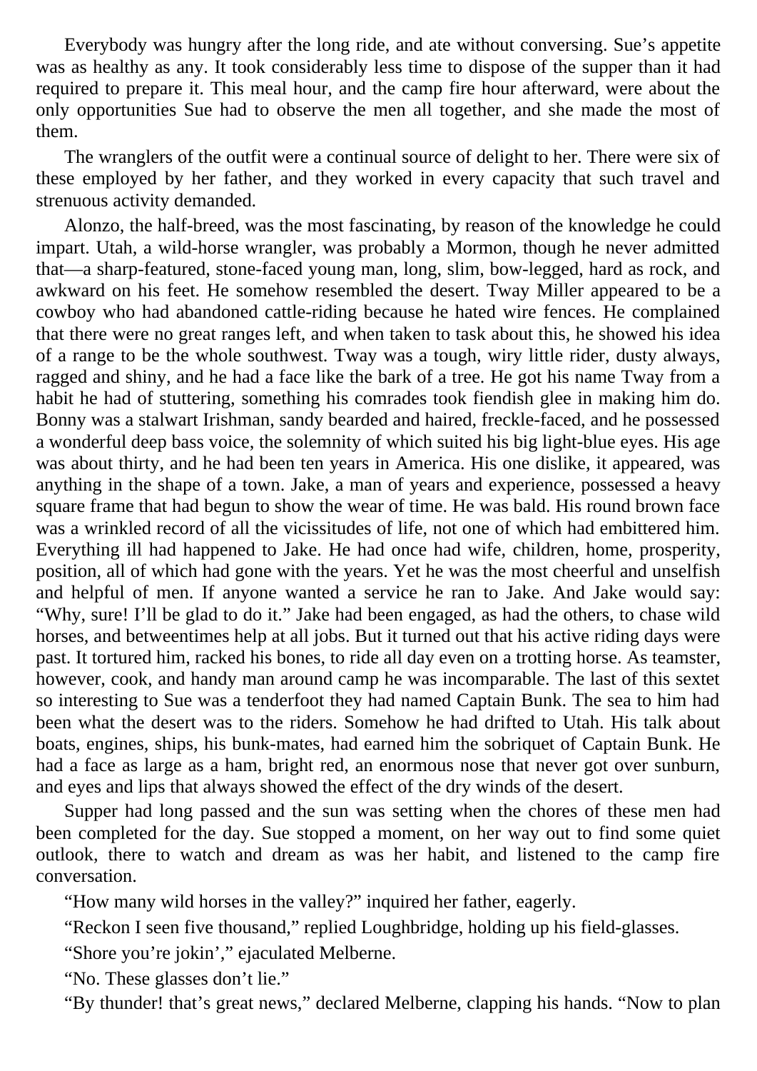Everybody was hungry after the long ride, and ate without conversing. Sue's appetite was as healthy as any. It took considerably less time to dispose of the supper than it had required to prepare it. This meal hour, and the camp fire hour afterward, were about the only opportunities Sue had to observe the men all together, and she made the most of them.

The wranglers of the outfit were a continual source of delight to her. There were six of these employed by her father, and they worked in every capacity that such travel and strenuous activity demanded.

Alonzo, the half-breed, was the most fascinating, by reason of the knowledge he could impart. Utah, a wild-horse wrangler, was probably a Mormon, though he never admitted that—a sharp-featured, stone-faced young man, long, slim, bow-legged, hard as rock, and awkward on his feet. He somehow resembled the desert. Tway Miller appeared to be a cowboy who had abandoned cattle-riding because he hated wire fences. He complained that there were no great ranges left, and when taken to task about this, he showed his idea of a range to be the whole southwest. Tway was a tough, wiry little rider, dusty always, ragged and shiny, and he had a face like the bark of a tree. He got his name Tway from a habit he had of stuttering, something his comrades took fiendish glee in making him do. Bonny was a stalwart Irishman, sandy bearded and haired, freckle-faced, and he possessed a wonderful deep bass voice, the solemnity of which suited his big light-blue eyes. His age was about thirty, and he had been ten years in America. His one dislike, it appeared, was anything in the shape of a town. Jake, a man of years and experience, possessed a heavy square frame that had begun to show the wear of time. He was bald. His round brown face was a wrinkled record of all the vicissitudes of life, not one of which had embittered him. Everything ill had happened to Jake. He had once had wife, children, home, prosperity, position, all of which had gone with the years. Yet he was the most cheerful and unselfish and helpful of men. If anyone wanted a service he ran to Jake. And Jake would say: "Why, sure! I'll be glad to do it." Jake had been engaged, as had the others, to chase wild horses, and betweentimes help at all jobs. But it turned out that his active riding days were past. It tortured him, racked his bones, to ride all day even on a trotting horse. As teamster, however, cook, and handy man around camp he was incomparable. The last of this sextet so interesting to Sue was a tenderfoot they had named Captain Bunk. The sea to him had been what the desert was to the riders. Somehow he had drifted to Utah. His talk about boats, engines, ships, his bunk-mates, had earned him the sobriquet of Captain Bunk. He had a face as large as a ham, bright red, an enormous nose that never got over sunburn, and eyes and lips that always showed the effect of the dry winds of the desert.

Supper had long passed and the sun was setting when the chores of these men had been completed for the day. Sue stopped a moment, on her way out to find some quiet outlook, there to watch and dream as was her habit, and listened to the camp fire conversation.

"How many wild horses in the valley?" inquired her father, eagerly.

"Reckon I seen five thousand," replied Loughbridge, holding up his field-glasses.

"Shore you're jokin'," ejaculated Melberne.

"No. These glasses don't lie."

"By thunder! that's great news," declared Melberne, clapping his hands. "Now to plan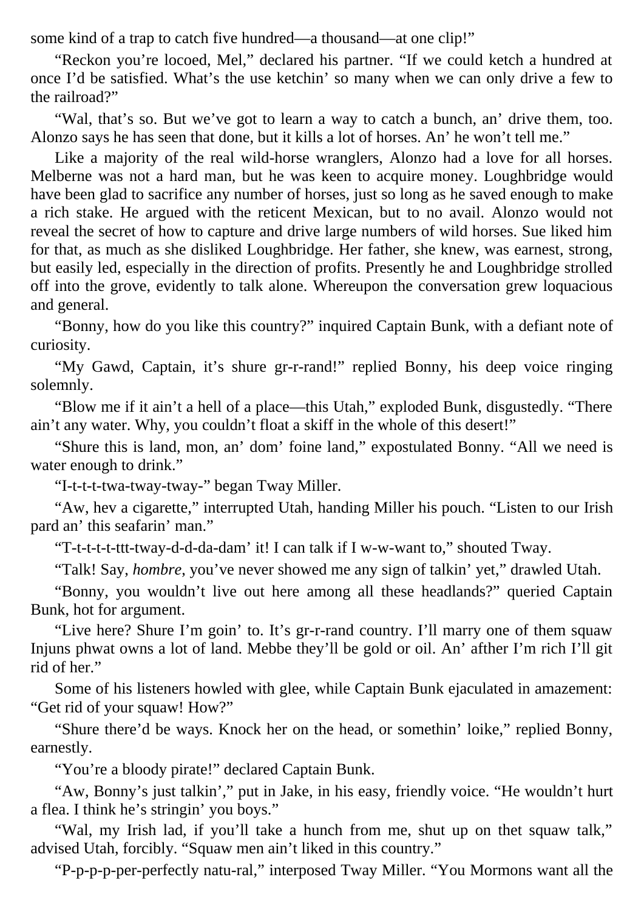some kind of a trap to catch five hundred—a thousand—at one clip!"

"Reckon you're locoed, Mel," declared his partner. "If we could ketch a hundred at once I'd be satisfied. What's the use ketchin' so many when we can only drive a few to the railroad?"

"Wal, that's so. But we've got to learn a way to catch a bunch, an' drive them, too. Alonzo says he has seen that done, but it kills a lot of horses. An' he won't tell me."

Like a majority of the real wild-horse wranglers, Alonzo had a love for all horses. Melberne was not a hard man, but he was keen to acquire money. Loughbridge would have been glad to sacrifice any number of horses, just so long as he saved enough to make a rich stake. He argued with the reticent Mexican, but to no avail. Alonzo would not reveal the secret of how to capture and drive large numbers of wild horses. Sue liked him for that, as much as she disliked Loughbridge. Her father, she knew, was earnest, strong, but easily led, especially in the direction of profits. Presently he and Loughbridge strolled off into the grove, evidently to talk alone. Whereupon the conversation grew loquacious and general.

"Bonny, how do you like this country?" inquired Captain Bunk, with a defiant note of curiosity.

"My Gawd, Captain, it's shure gr-r-rand!" replied Bonny, his deep voice ringing solemnly.

"Blow me if it ain't a hell of a place—this Utah," exploded Bunk, disgustedly. "There ain't any water. Why, you couldn't float a skiff in the whole of this desert!"

"Shure this is land, mon, an' dom' foine land," expostulated Bonny. "All we need is water enough to drink."

"I-t-t-t-twa-tway-tway-" began Tway Miller.

"Aw, hev a cigarette," interrupted Utah, handing Miller his pouch. "Listen to our Irish pard an' this seafarin' man."

"T-t-t-t-ttt-tway-d-d-da-dam' it! I can talk if I w-w-want to," shouted Tway.

"Talk! Say, *hombre*, you've never showed me any sign of talkin' yet," drawled Utah.

"Bonny, you wouldn't live out here among all these headlands?" queried Captain Bunk, hot for argument.

"Live here? Shure I'm goin' to. It's gr-r-rand country. I'll marry one of them squaw Injuns phwat owns a lot of land. Mebbe they'll be gold or oil. An' afther I'm rich I'll git rid of her."

Some of his listeners howled with glee, while Captain Bunk ejaculated in amazement: "Get rid of your squaw! How?"

"Shure there'd be ways. Knock her on the head, or somethin' loike," replied Bonny, earnestly.

"You're a bloody pirate!" declared Captain Bunk.

"Aw, Bonny's just talkin'," put in Jake, in his easy, friendly voice. "He wouldn't hurt a flea. I think he's stringin' you boys."

"Wal, my Irish lad, if you'll take a hunch from me, shut up on thet squaw talk," advised Utah, forcibly. "Squaw men ain't liked in this country."

"P-p-p-p-per-perfectly natu-ral," interposed Tway Miller. "You Mormons want all the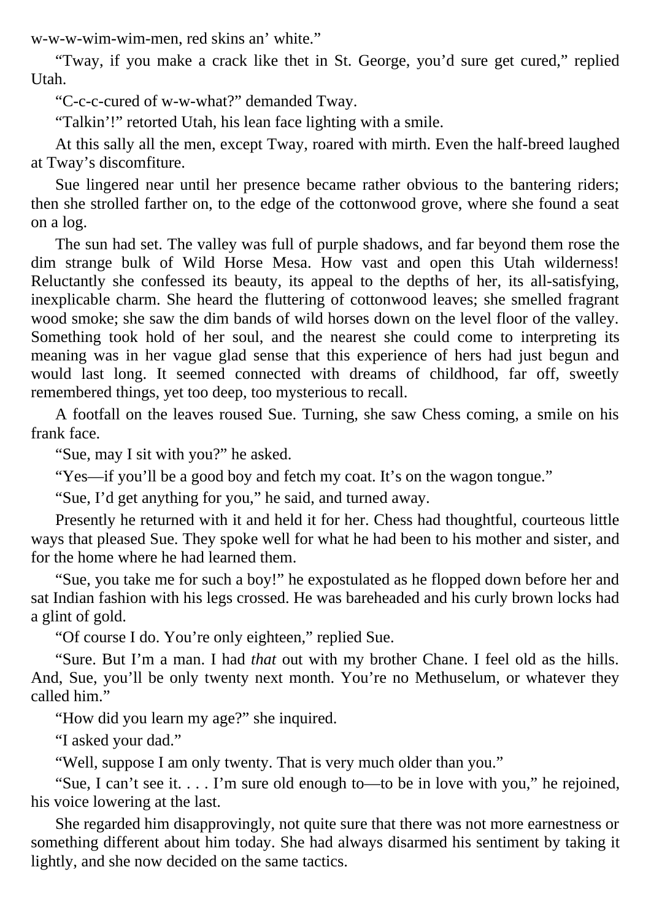w-w-w-wim-wim-men, red skins an' white."

"Tway, if you make a crack like thet in St. George, you'd sure get cured," replied Utah.

"C-c-c-cured of w-w-what?" demanded Tway.

"Talkin'!" retorted Utah, his lean face lighting with a smile.

At this sally all the men, except Tway, roared with mirth. Even the half-breed laughed at Tway's discomfiture.

Sue lingered near until her presence became rather obvious to the bantering riders; then she strolled farther on, to the edge of the cottonwood grove, where she found a seat on a log.

The sun had set. The valley was full of purple shadows, and far beyond them rose the dim strange bulk of Wild Horse Mesa. How vast and open this Utah wilderness! Reluctantly she confessed its beauty, its appeal to the depths of her, its all-satisfying, inexplicable charm. She heard the fluttering of cottonwood leaves; she smelled fragrant wood smoke; she saw the dim bands of wild horses down on the level floor of the valley. Something took hold of her soul, and the nearest she could come to interpreting its meaning was in her vague glad sense that this experience of hers had just begun and would last long. It seemed connected with dreams of childhood, far off, sweetly remembered things, yet too deep, too mysterious to recall.

A footfall on the leaves roused Sue. Turning, she saw Chess coming, a smile on his frank face.

"Sue, may I sit with you?" he asked.

"Yes—if you'll be a good boy and fetch my coat. It's on the wagon tongue."

"Sue, I'd get anything for you," he said, and turned away.

Presently he returned with it and held it for her. Chess had thoughtful, courteous little ways that pleased Sue. They spoke well for what he had been to his mother and sister, and for the home where he had learned them.

"Sue, you take me for such a boy!" he expostulated as he flopped down before her and sat Indian fashion with his legs crossed. He was bareheaded and his curly brown locks had a glint of gold.

"Of course I do. You're only eighteen," replied Sue.

"Sure. But I'm a man. I had *that* out with my brother Chane. I feel old as the hills. And, Sue, you'll be only twenty next month. You're no Methuselum, or whatever they called him."

"How did you learn my age?" she inquired.

"I asked your dad."

"Well, suppose I am only twenty. That is very much older than you."

"Sue, I can't see it. . . . I'm sure old enough to—to be in love with you," he rejoined, his voice lowering at the last.

She regarded him disapprovingly, not quite sure that there was not more earnestness or something different about him today. She had always disarmed his sentiment by taking it lightly, and she now decided on the same tactics.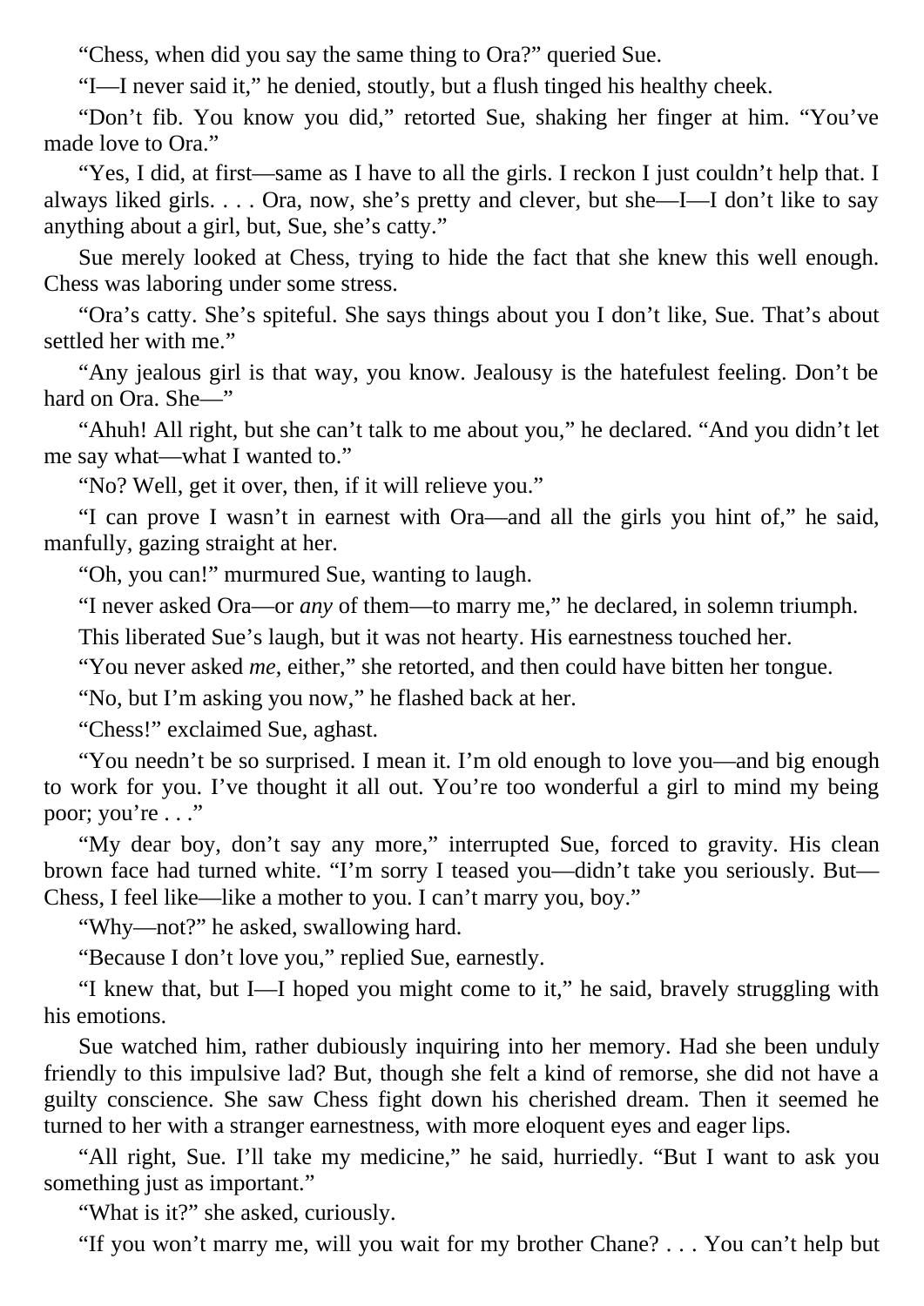"Chess, when did you say the same thing to Ora?" queried Sue.

"I—I never said it," he denied, stoutly, but a flush tinged his healthy cheek.

"Don't fib. You know you did," retorted Sue, shaking her finger at him. "You've made love to Ora."

"Yes, I did, at first—same as I have to all the girls. I reckon I just couldn't help that. I always liked girls. . . . Ora, now, she's pretty and clever, but she—I—I don't like to say anything about a girl, but, Sue, she's catty."

Sue merely looked at Chess, trying to hide the fact that she knew this well enough. Chess was laboring under some stress.

"Ora's catty. She's spiteful. She says things about you I don't like, Sue. That's about settled her with me."

"Any jealous girl is that way, you know. Jealousy is the hatefulest feeling. Don't be hard on Ora. She—"

"Ahuh! All right, but she can't talk to me about you," he declared. "And you didn't let me say what—what I wanted to."

"No? Well, get it over, then, if it will relieve you."

"I can prove I wasn't in earnest with Ora—and all the girls you hint of," he said, manfully, gazing straight at her.

"Oh, you can!" murmured Sue, wanting to laugh.

"I never asked Ora—or *any* of them—to marry me," he declared, in solemn triumph.

This liberated Sue's laugh, but it was not hearty. His earnestness touched her.

"You never asked *me*, either," she retorted, and then could have bitten her tongue.

"No, but I'm asking you now," he flashed back at her.

"Chess!" exclaimed Sue, aghast.

"You needn't be so surprised. I mean it. I'm old enough to love you—and big enough to work for you. I've thought it all out. You're too wonderful a girl to mind my being poor; you're . . ."

"My dear boy, don't say any more," interrupted Sue, forced to gravity. His clean brown face had turned white. "I'm sorry I teased you—didn't take you seriously. But—Chess, I feel like—like a mother to you. I can't marry you, boy."

"Why—not?" he asked, swallowing hard.

"Because I don't love you," replied Sue, earnestly.

"I knew that, but I—I hoped you might come to it," he said, bravely struggling with his emotions.

Sue watched him, rather dubiously inquiring into her memory. Had she been unduly friendly to this impulsive lad? But, though she felt a kind of remorse, she did not have a guilty conscience. She saw Chess fight down his cherished dream. Then it seemed he turned to her with a stranger earnestness, with more eloquent eyes and eager lips.

"All right, Sue. I'll take my medicine," he said, hurriedly. "But I want to ask you something just as important."

"What is it?" she asked, curiously.

"If you won't marry me, will you wait for my brother Chane? . . . You can't help but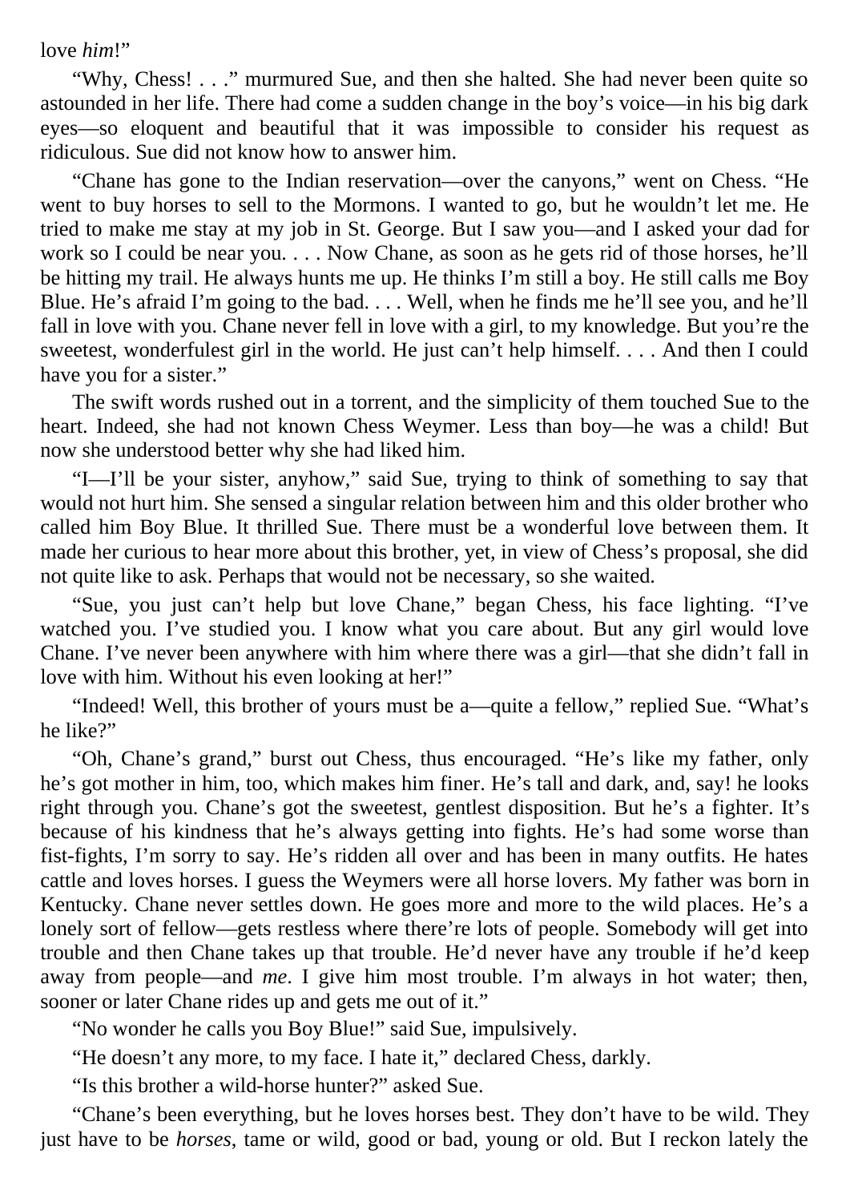love *him*!"

"Why, Chess! . . ." murmured Sue, and then she halted. She had never been quite so astounded in her life. There had come a sudden change in the boy's voice—in his big dark eyes—so eloquent and beautiful that it was impossible to consider his request as ridiculous. Sue did not know how to answer him.

"Chane has gone to the Indian reservation—over the canyons," went on Chess. "He went to buy horses to sell to the Mormons. I wanted to go, but he wouldn't let me. He tried to make me stay at my job in St. George. But I saw you—and I asked your dad for work so I could be near you. . . . Now Chane, as soon as he gets rid of those horses, he'll be hitting my trail. He always hunts me up. He thinks I'm still a boy. He still calls me Boy Blue. He's afraid I'm going to the bad. . . . Well, when he finds me he'll see you, and he'll fall in love with you. Chane never fell in love with a girl, to my knowledge. But you're the sweetest, wonderfulest girl in the world. He just can't help himself. . . . And then I could have you for a sister."

The swift words rushed out in a torrent, and the simplicity of them touched Sue to the heart. Indeed, she had not known Chess Weymer. Less than boy—he was a child! But now she understood better why she had liked him.

"I—I'll be your sister, anyhow," said Sue, trying to think of something to say that would not hurt him. She sensed a singular relation between him and this older brother who called him Boy Blue. It thrilled Sue. There must be a wonderful love between them. It made her curious to hear more about this brother, yet, in view of Chess's proposal, she did not quite like to ask. Perhaps that would not be necessary, so she waited.

"Sue, you just can't help but love Chane," began Chess, his face lighting. "I've watched you. I've studied you. I know what you care about. But any girl would love Chane. I've never been anywhere with him where there was a girl—that she didn't fall in love with him. Without his even looking at her!"

"Indeed! Well, this brother of yours must be a—quite a fellow," replied Sue. "What's he like?"

"Oh, Chane's grand," burst out Chess, thus encouraged. "He's like my father, only he's got mother in him, too, which makes him finer. He's tall and dark, and, say! he looks right through you. Chane's got the sweetest, gentlest disposition. But he's a fighter. It's because of his kindness that he's always getting into fights. He's had some worse than fist-fights, I'm sorry to say. He's ridden all over and has been in many outfits. He hates cattle and loves horses. I guess the Weymers were all horse lovers. My father was born in Kentucky. Chane never settles down. He goes more and more to the wild places. He's a lonely sort of fellow—gets restless where there're lots of people. Somebody will get into trouble and then Chane takes up that trouble. He'd never have any trouble if he'd keep away from people—and *me*. I give him most trouble. I'm always in hot water; then, sooner or later Chane rides up and gets me out of it."

"No wonder he calls you Boy Blue!" said Sue, impulsively.

"He doesn't any more, to my face. I hate it," declared Chess, darkly.

"Is this brother a wild-horse hunter?" asked Sue.

"Chane's been everything, but he loves horses best. They don't have to be wild. They just have to be *horses*, tame or wild, good or bad, young or old. But I reckon lately the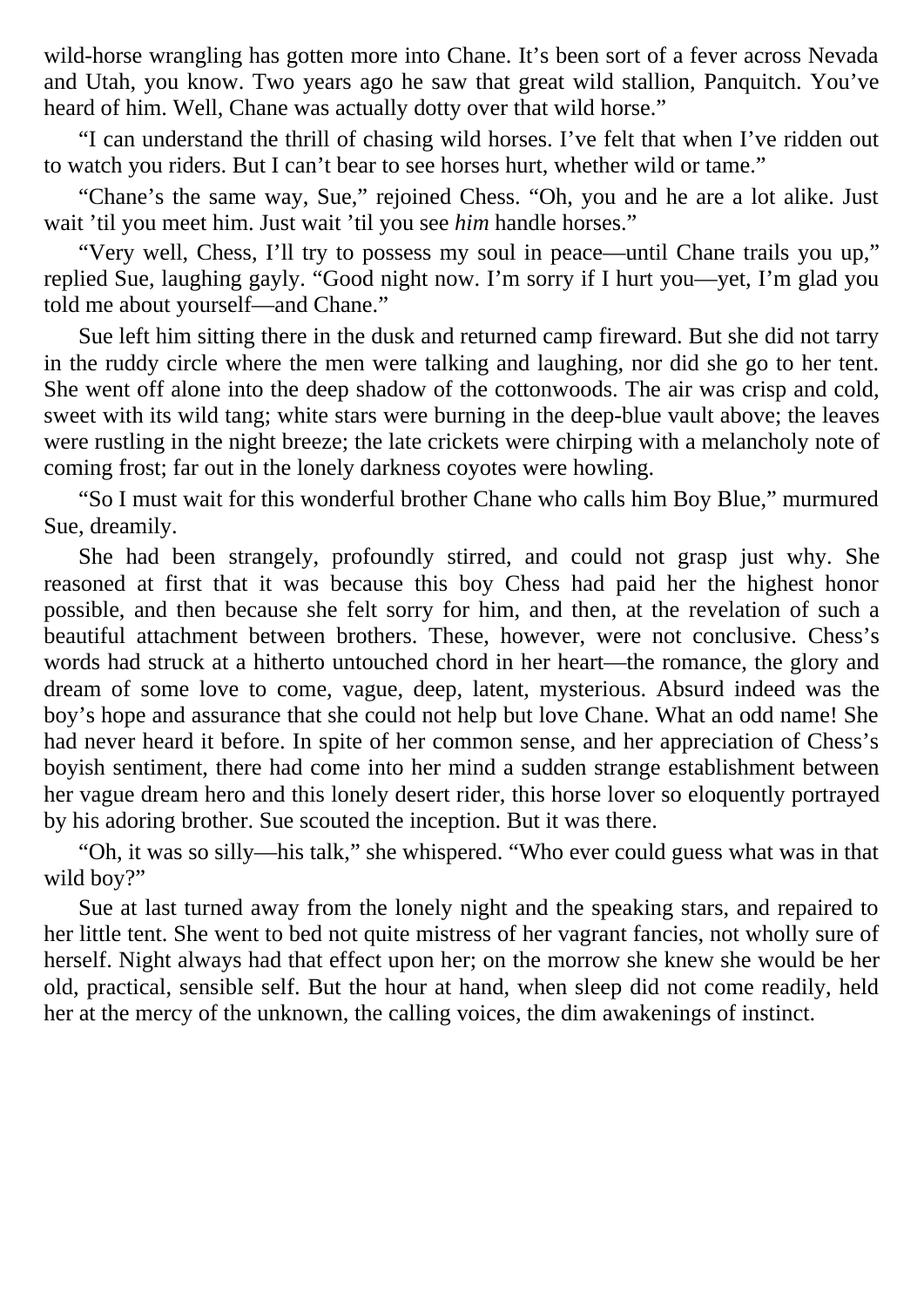wild-horse wrangling has gotten more into Chane. It's been sort of a fever across Nevada and Utah, you know. Two years ago he saw that great wild stallion, Panquitch. You've heard of him. Well, Chane was actually dotty over that wild horse."

"I can understand the thrill of chasing wild horses. I've felt that when I've ridden out to watch you riders. But I can't bear to see horses hurt, whether wild or tame."

"Chane's the same way, Sue," rejoined Chess. "Oh, you and he are a lot alike. Just wait 'til you meet him. Just wait 'til you see *him* handle horses."

"Very well, Chess, I'll try to possess my soul in peace—until Chane trails you up," replied Sue, laughing gayly. "Good night now. I'm sorry if I hurt you—yet, I'm glad you told me about yourself—and Chane."

Sue left him sitting there in the dusk and returned camp fireward. But she did not tarry in the ruddy circle where the men were talking and laughing, nor did she go to her tent. She went off alone into the deep shadow of the cottonwoods. The air was crisp and cold, sweet with its wild tang; white stars were burning in the deep-blue vault above; the leaves were rustling in the night breeze; the late crickets were chirping with a melancholy note of coming frost; far out in the lonely darkness coyotes were howling.

"So I must wait for this wonderful brother Chane who calls him Boy Blue," murmured Sue, dreamily.

She had been strangely, profoundly stirred, and could not grasp just why. She reasoned at first that it was because this boy Chess had paid her the highest honor possible, and then because she felt sorry for him, and then, at the revelation of such a beautiful attachment between brothers. These, however, were not conclusive. Chess's words had struck at a hitherto untouched chord in her heart—the romance, the glory and dream of some love to come, vague, deep, latent, mysterious. Absurd indeed was the boy's hope and assurance that she could not help but love Chane. What an odd name! She had never heard it before. In spite of her common sense, and her appreciation of Chess's boyish sentiment, there had come into her mind a sudden strange establishment between her vague dream hero and this lonely desert rider, this horse lover so eloquently portrayed by his adoring brother. Sue scouted the inception. But it was there.

"Oh, it was so silly—his talk," she whispered. "Who ever could guess what was in that wild boy?"

Sue at last turned away from the lonely night and the speaking stars, and repaired to her little tent. She went to bed not quite mistress of her vagrant fancies, not wholly sure of herself. Night always had that effect upon her; on the morrow she knew she would be her old, practical, sensible self. But the hour at hand, when sleep did not come readily, held her at the mercy of the unknown, the calling voices, the dim awakenings of instinct.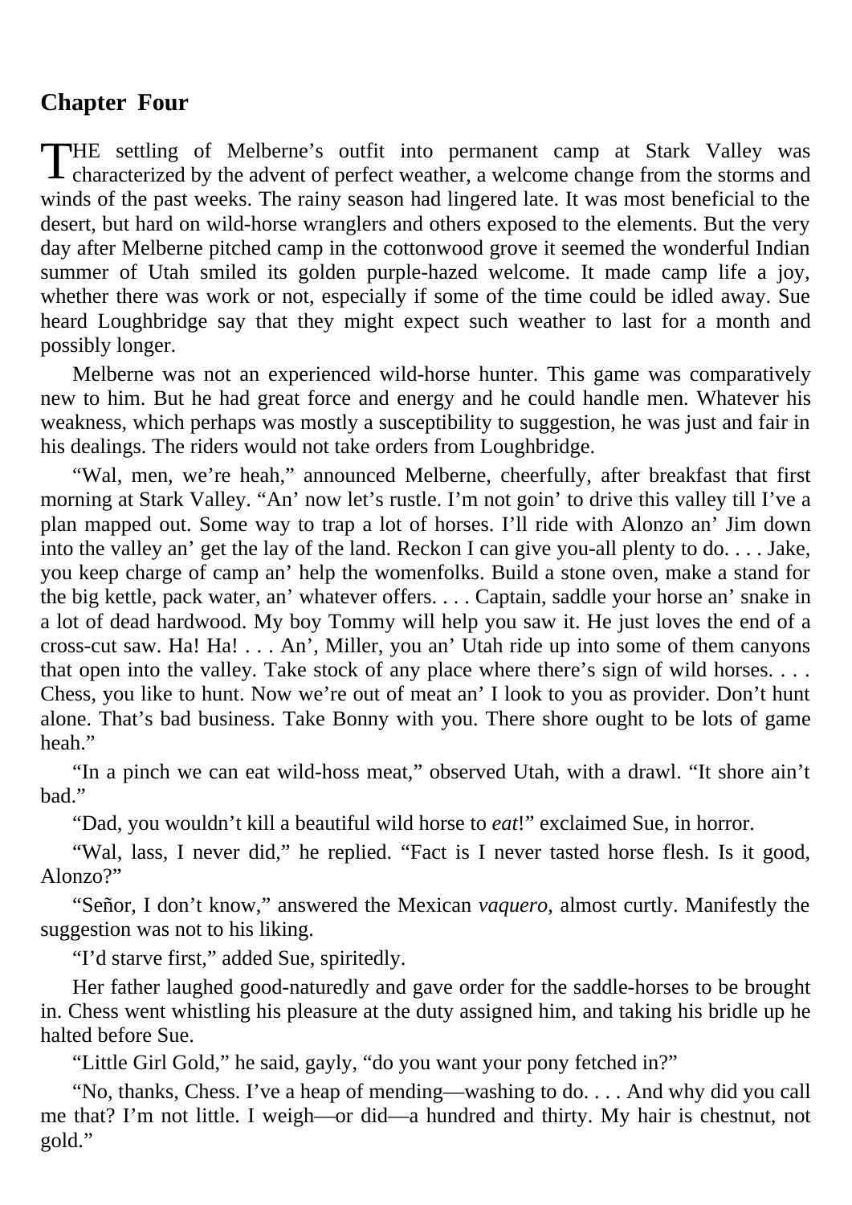## Chapter Four

THE settling of Melberne's outfit into permanent camp at Stark Valley was characterized by the advent of perfect weather, a welcome change from the storms and winds of the past weeks. The rainy season had lingered late. It was most beneficial to the desert, but hard on wild-horse wranglers and others exposed to the elements. But the very day after Melberne pitched camp in the cottonwood grove it seemed the wonderful Indian summer of Utah smiled its golden purple-hazed welcome. It made camp life a joy, whether there was work or not, especially if some of the time could be idled away. Sue heard Loughbridge say that they might expect such weather to last for a month and possibly longer.

Melberne was not an experienced wild-horse hunter. This game was comparatively new to him. But he had great force and energy and he could handle men. Whatever his weakness, which perhaps was mostly a susceptibility to suggestion, he was just and fair in his dealings. The riders would not take orders from Loughbridge.

"Wal, men, we're heah," announced Melberne, cheerfully, after breakfast that first morning at Stark Valley. "An' now let's rustle. I'm not goin' to drive this valley till I've a plan mapped out. Some way to trap a lot of horses. I'll ride with Alonzo an' Jim down into the valley an' get the lay of the land. Reckon I can give you-all plenty to do. . . . Jake, you keep charge of camp an' help the womenfolks. Build a stone oven, make a stand for the big kettle, pack water, an' whatever offers. . . . Captain, saddle your horse an' snake in a lot of dead hardwood. My boy Tommy will help you saw it. He just loves the end of a cross-cut saw. Ha! Ha! . . . An', Miller, you an' Utah ride up into some of them canyons that open into the valley. Take stock of any place where there's sign of wild horses. . . . Chess, you like to hunt. Now we're out of meat an' I look to you as provider. Don't hunt alone. That's bad business. Take Bonny with you. There shore ought to be lots of game heah."

"In a pinch we can eat wild-hoss meat," observed Utah, with a drawl. "It shore ain't bad."

"Dad, you wouldn't kill a beautiful wild horse to *eat*!" exclaimed Sue, in horror.

"Wal, lass, I never did," he replied. "Fact is I never tasted horse flesh. Is it good, Alonzo?"

"Señor, I don't know," answered the Mexican *vaquero,* almost curtly. Manifestly the suggestion was not to his liking.

"I'd starve first," added Sue, spiritedly.

Her father laughed good-naturedly and gave order for the saddle-horses to be brought in. Chess went whistling his pleasure at the duty assigned him, and taking his bridle up he halted before Sue.

"Little Girl Gold," he said, gayly, "do you want your pony fetched in?"

"No, thanks, Chess. I've a heap of mending—washing to do. . . . And why did you call me that? I'm not little. I weigh—or did—a hundred and thirty. My hair is chestnut, not gold."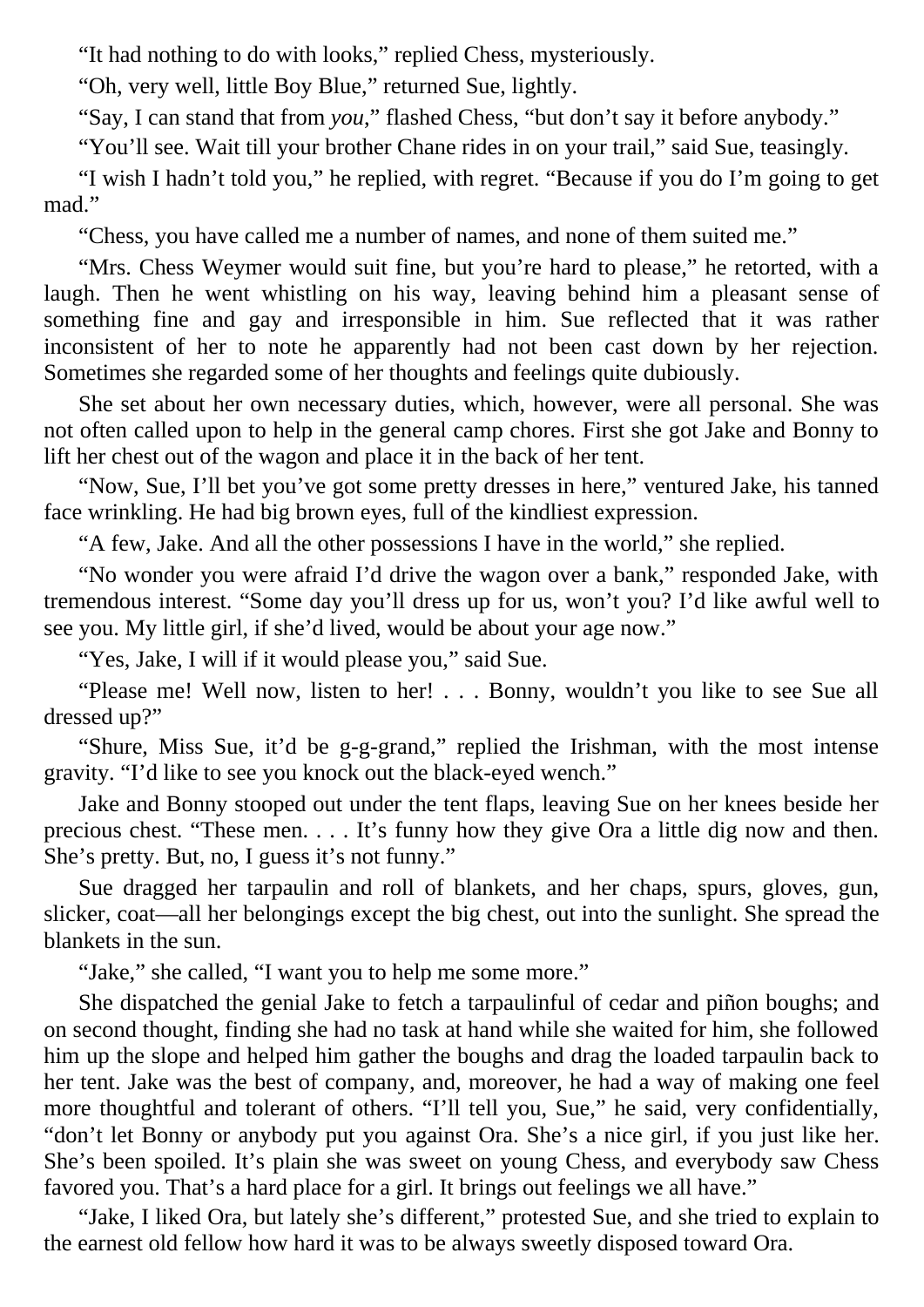"It had nothing to do with looks," replied Chess, mysteriously.

"Oh, very well, little Boy Blue," returned Sue, lightly.

"Say, I can stand that from *you*," flashed Chess, "but don't say it before anybody."

"You'll see. Wait till your brother Chane rides in on your trail," said Sue, teasingly.

"I wish I hadn't told you," he replied, with regret. "Because if you do I'm going to get mad."

"Chess, you have called me a number of names, and none of them suited me."

"Mrs. Chess Weymer would suit fine, but you're hard to please," he retorted, with a laugh. Then he went whistling on his way, leaving behind him a pleasant sense of something fine and gay and irresponsible in him. Sue reflected that it was rather inconsistent of her to note he apparently had not been cast down by her rejection. Sometimes she regarded some of her thoughts and feelings quite dubiously.

She set about her own necessary duties, which, however, were all personal. She was not often called upon to help in the general camp chores. First she got Jake and Bonny to lift her chest out of the wagon and place it in the back of her tent.

"Now, Sue, I'll bet you've got some pretty dresses in here," ventured Jake, his tanned face wrinkling. He had big brown eyes, full of the kindliest expression.

"A few, Jake. And all the other possessions I have in the world," she replied.

"No wonder you were afraid I'd drive the wagon over a bank," responded Jake, with tremendous interest. "Some day you'll dress up for us, won't you? I'd like awful well to see you. My little girl, if she'd lived, would be about your age now."

"Yes, Jake, I will if it would please you," said Sue.

"Please me! Well now, listen to her! . . . Bonny, wouldn't you like to see Sue all dressed up?"

"Shure, Miss Sue, it'd be g-g-grand," replied the Irishman, with the most intense gravity. "I'd like to see you knock out the black-eyed wench."

Jake and Bonny stooped out under the tent flaps, leaving Sue on her knees beside her precious chest. "These men. . . . It's funny how they give Ora a little dig now and then. She's pretty. But, no, I guess it's not funny."

Sue dragged her tarpaulin and roll of blankets, and her chaps, spurs, gloves, gun, slicker, coat—all her belongings except the big chest, out into the sunlight. She spread the blankets in the sun.

"Jake," she called, "I want you to help me some more."

She dispatched the genial Jake to fetch a tarpaulinful of cedar and piñon boughs; and on second thought, finding she had no task at hand while she waited for him, she followed him up the slope and helped him gather the boughs and drag the loaded tarpaulin back to her tent. Jake was the best of company, and, moreover, he had a way of making one feel more thoughtful and tolerant of others. "I'll tell you, Sue," he said, very confidentially, "don't let Bonny or anybody put you against Ora. She's a nice girl, if you just like her. She's been spoiled. It's plain she was sweet on young Chess, and everybody saw Chess favored you. That's a hard place for a girl. It brings out feelings we all have."

"Jake, I liked Ora, but lately she's different," protested Sue, and she tried to explain to the earnest old fellow how hard it was to be always sweetly disposed toward Ora.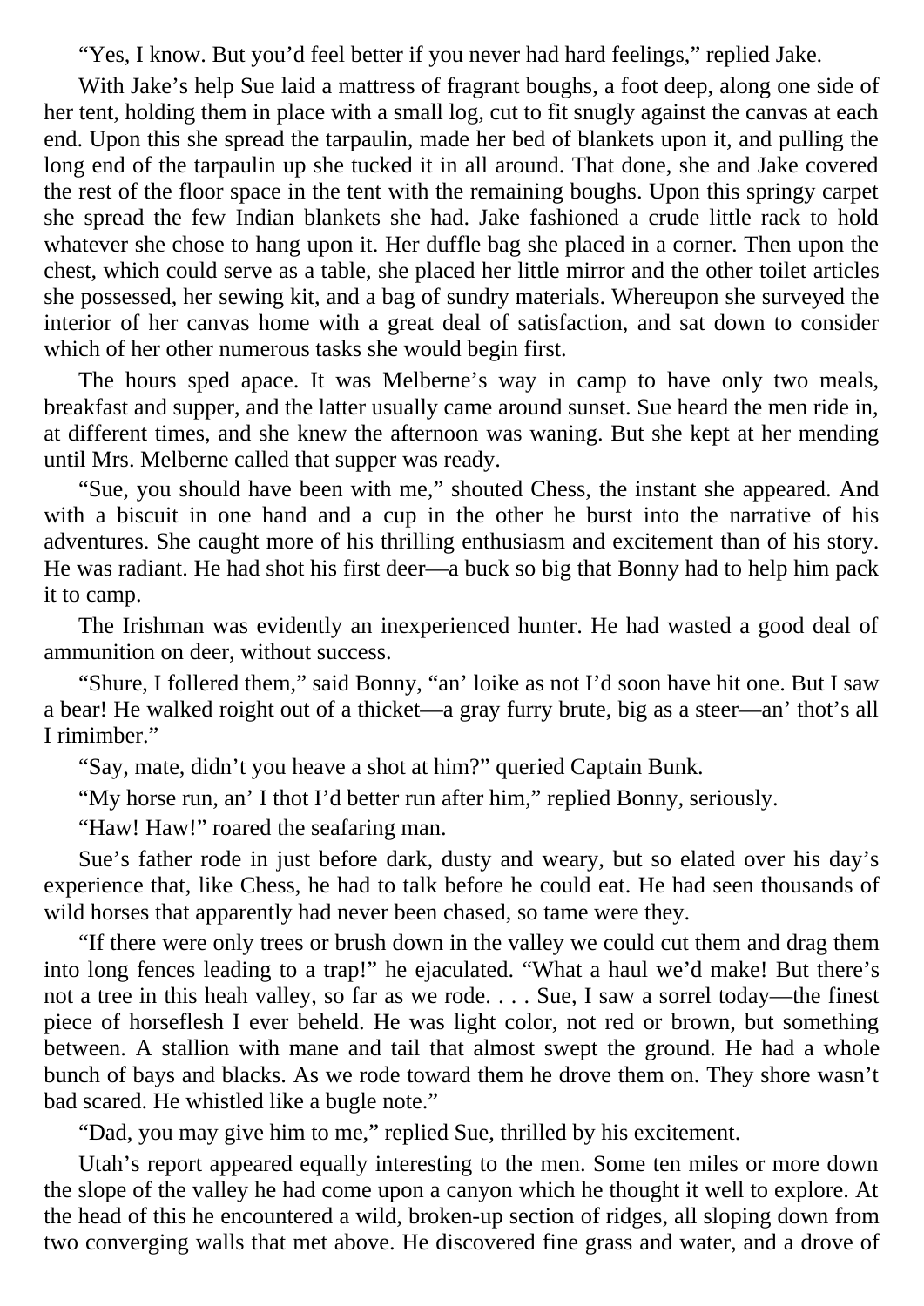"Yes, I know. But you'd feel better if you never had hard feelings," replied Jake.

With Jake's help Sue laid a mattress of fragrant boughs, a foot deep, along one side of her tent, holding them in place with a small log, cut to fit snugly against the canvas at each end. Upon this she spread the tarpaulin, made her bed of blankets upon it, and pulling the long end of the tarpaulin up she tucked it in all around. That done, she and Jake covered the rest of the floor space in the tent with the remaining boughs. Upon this springy carpet she spread the few Indian blankets she had. Jake fashioned a crude little rack to hold whatever she chose to hang upon it. Her duffle bag she placed in a corner. Then upon the chest, which could serve as a table, she placed her little mirror and the other toilet articles she possessed, her sewing kit, and a bag of sundry materials. Whereupon she surveyed the interior of her canvas home with a great deal of satisfaction, and sat down to consider which of her other numerous tasks she would begin first.

The hours sped apace. It was Melberne's way in camp to have only two meals, breakfast and supper, and the latter usually came around sunset. Sue heard the men ride in, at different times, and she knew the afternoon was waning. But she kept at her mending until Mrs. Melberne called that supper was ready.

"Sue, you should have been with me," shouted Chess, the instant she appeared. And with a biscuit in one hand and a cup in the other he burst into the narrative of his adventures. She caught more of his thrilling enthusiasm and excitement than of his story. He was radiant. He had shot his first deer—a buck so big that Bonny had to help him pack it to camp.

The Irishman was evidently an inexperienced hunter. He had wasted a good deal of ammunition on deer, without success.

"Shure, I follered them," said Bonny, "an' loike as not I'd soon have hit one. But I saw a bear! He walked roight out of a thicket—a gray furry brute, big as a steer—an' thot's all I rimimber."

"Say, mate, didn't you heave a shot at him?" queried Captain Bunk.

"My horse run, an' I thot I'd better run after him," replied Bonny, seriously.

"Haw! Haw!" roared the seafaring man.

Sue's father rode in just before dark, dusty and weary, but so elated over his day's experience that, like Chess, he had to talk before he could eat. He had seen thousands of wild horses that apparently had never been chased, so tame were they.

"If there were only trees or brush down in the valley we could cut them and drag them into long fences leading to a trap!" he ejaculated. "What a haul we'd make! But there's not a tree in this heah valley, so far as we rode. . . . Sue, I saw a sorrel today—the finest piece of horseflesh I ever beheld. He was light color, not red or brown, but something between. A stallion with mane and tail that almost swept the ground. He had a whole bunch of bays and blacks. As we rode toward them he drove them on. They shore wasn't bad scared. He whistled like a bugle note."

"Dad, you may give him to me," replied Sue, thrilled by his excitement.

Utah's report appeared equally interesting to the men. Some ten miles or more down the slope of the valley he had come upon a canyon which he thought it well to explore. At the head of this he encountered a wild, broken-up section of ridges, all sloping down from two converging walls that met above. He discovered fine grass and water, and a drove of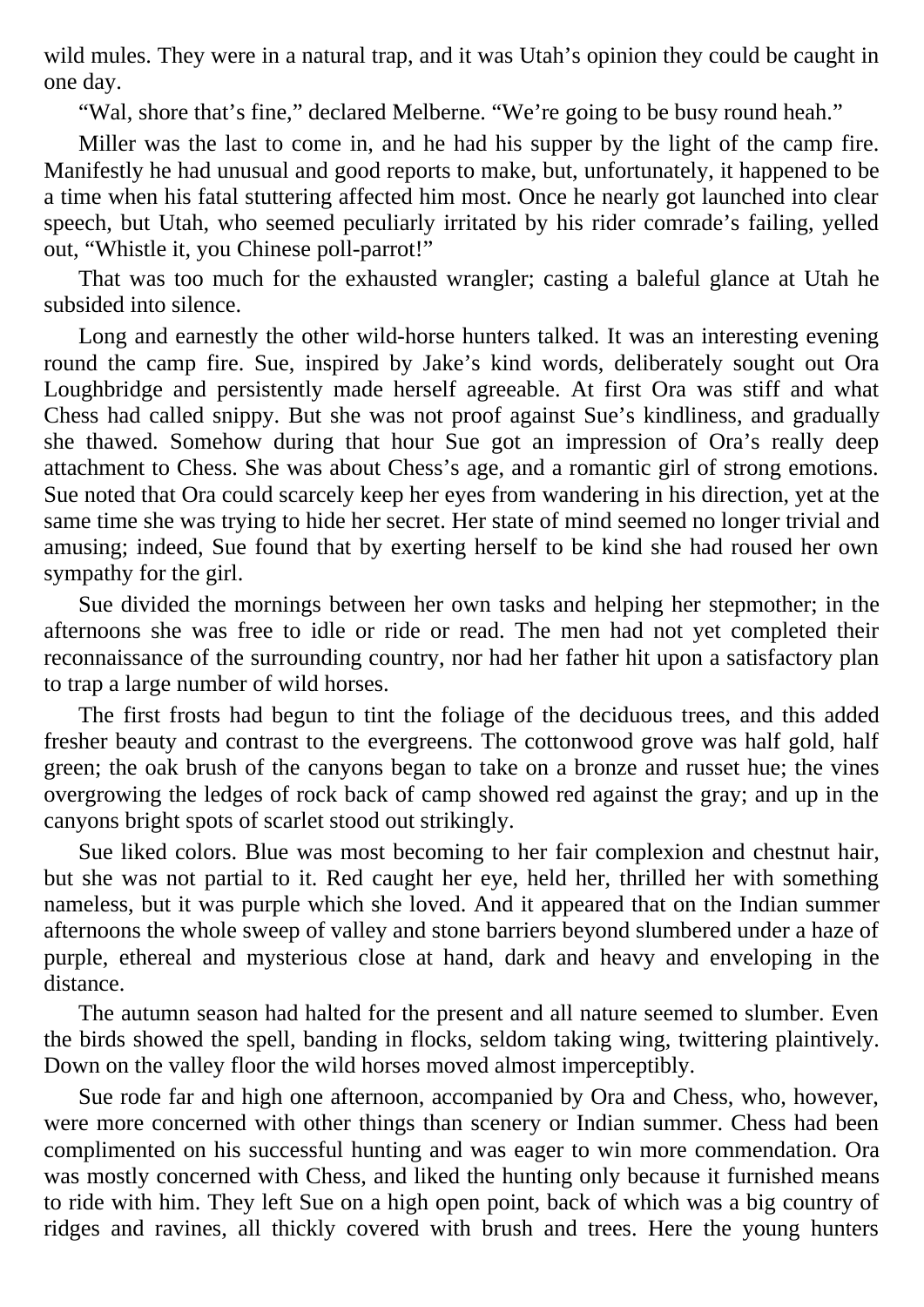wild mules. They were in a natural trap, and it was Utah’s opinion they could be caught in one day.

“Wal, shore that’s fine,” declared Melberne. “We’re going to be busy round heah.”

Miller was the last to come in, and he had his supper by the light of the camp fire. Manifestly he had unusual and good reports to make, but, unfortunately, it happened to be a time when his fatal stuttering affected him most. Once he nearly got launched into clear speech, but Utah, who seemed peculiarly irritated by his rider comrade’s failing, yelled out, “Whistle it, you Chinese poll-parrot!”

That was too much for the exhausted wrangler; casting a baleful glance at Utah he subsided into silence.

Long and earnestly the other wild-horse hunters talked. It was an interesting evening round the camp fire. Sue, inspired by Jake’s kind words, deliberately sought out Ora Loughbridge and persistently made herself agreeable. At first Ora was stiff and what Chess had called snippy. But she was not proof against Sue’s kindliness, and gradually she thawed. Somehow during that hour Sue got an impression of Ora’s really deep attachment to Chess. She was about Chess’s age, and a romantic girl of strong emotions. Sue noted that Ora could scarcely keep her eyes from wandering in his direction, yet at the same time she was trying to hide her secret. Her state of mind seemed no longer trivial and amusing; indeed, Sue found that by exerting herself to be kind she had roused her own sympathy for the girl.

Sue divided the mornings between her own tasks and helping her stepmother; in the afternoons she was free to idle or ride or read. The men had not yet completed their reconnaissance of the surrounding country, nor had her father hit upon a satisfactory plan to trap a large number of wild horses.

The first frosts had begun to tint the foliage of the deciduous trees, and this added fresher beauty and contrast to the evergreens. The cottonwood grove was half gold, half green; the oak brush of the canyons began to take on a bronze and russet hue; the vines overgrowing the ledges of rock back of camp showed red against the gray; and up in the canyons bright spots of scarlet stood out strikingly.

Sue liked colors. Blue was most becoming to her fair complexion and chestnut hair, but she was not partial to it. Red caught her eye, held her, thrilled her with something nameless, but it was purple which she loved. And it appeared that on the Indian summer afternoons the whole sweep of valley and stone barriers beyond slumbered under a haze of purple, ethereal and mysterious close at hand, dark and heavy and enveloping in the distance.

The autumn season had halted for the present and all nature seemed to slumber. Even the birds showed the spell, banding in flocks, seldom taking wing, twittering plaintively. Down on the valley floor the wild horses moved almost imperceptibly.

Sue rode far and high one afternoon, accompanied by Ora and Chess, who, however, were more concerned with other things than scenery or Indian summer. Chess had been complimented on his successful hunting and was eager to win more commendation. Ora was mostly concerned with Chess, and liked the hunting only because it furnished means to ride with him. They left Sue on a high open point, back of which was a big country of ridges and ravines, all thickly covered with brush and trees. Here the young hunters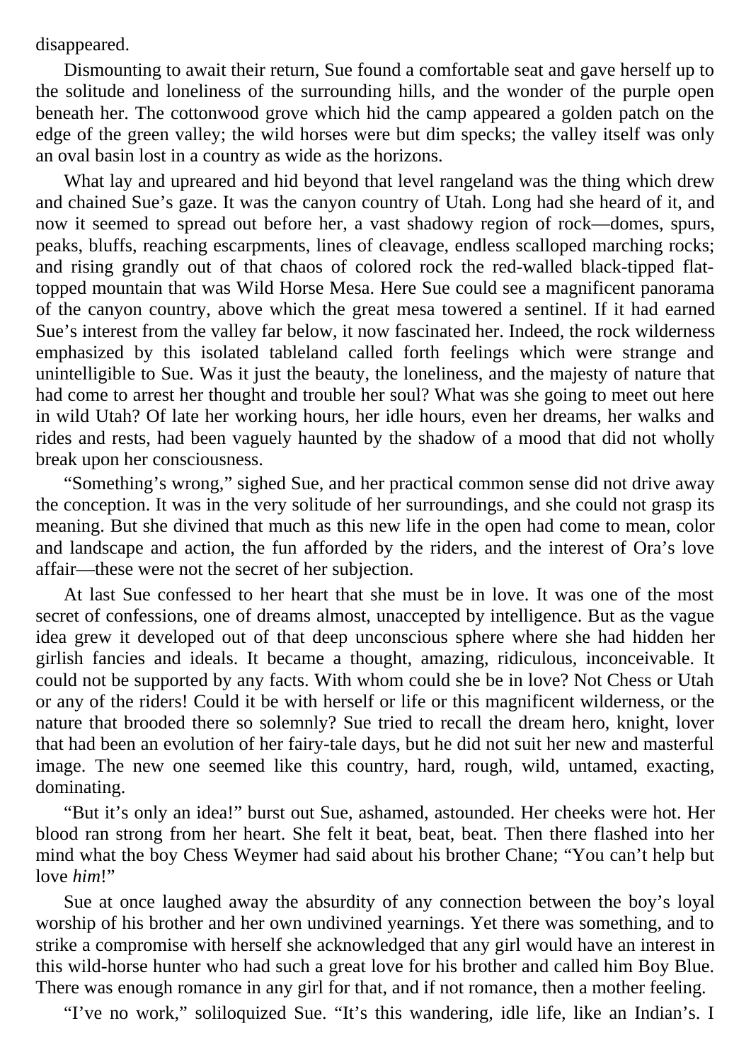disappeared.

Dismounting to await their return, Sue found a comfortable seat and gave herself up to the solitude and loneliness of the surrounding hills, and the wonder of the purple open beneath her. The cottonwood grove which hid the camp appeared a golden patch on the edge of the green valley; the wild horses were but dim specks; the valley itself was only an oval basin lost in a country as wide as the horizons.

What lay and upreared and hid beyond that level rangeland was the thing which drew and chained Sue's gaze. It was the canyon country of Utah. Long had she heard of it, and now it seemed to spread out before her, a vast shadowy region of rock—domes, spurs, peaks, bluffs, reaching escarpments, lines of cleavage, endless scalloped marching rocks; and rising grandly out of that chaos of colored rock the red-walled black-tipped flat-topped mountain that was Wild Horse Mesa. Here Sue could see a magnificent panorama of the canyon country, above which the great mesa towered a sentinel. If it had earned Sue's interest from the valley far below, it now fascinated her. Indeed, the rock wilderness emphasized by this isolated tableland called forth feelings which were strange and unintelligible to Sue. Was it just the beauty, the loneliness, and the majesty of nature that had come to arrest her thought and trouble her soul? What was she going to meet out here in wild Utah? Of late her working hours, her idle hours, even her dreams, her walks and rides and rests, had been vaguely haunted by the shadow of a mood that did not wholly break upon her consciousness.

"Something's wrong," sighed Sue, and her practical common sense did not drive away the conception. It was in the very solitude of her surroundings, and she could not grasp its meaning. But she divined that much as this new life in the open had come to mean, color and landscape and action, the fun afforded by the riders, and the interest of Ora's love affair—these were not the secret of her subjection.

At last Sue confessed to her heart that she must be in love. It was one of the most secret of confessions, one of dreams almost, unaccepted by intelligence. But as the vague idea grew it developed out of that deep unconscious sphere where she had hidden her girlish fancies and ideals. It became a thought, amazing, ridiculous, inconceivable. It could not be supported by any facts. With whom could she be in love? Not Chess or Utah or any of the riders! Could it be with herself or life or this magnificent wilderness, or the nature that brooded there so solemnly? Sue tried to recall the dream hero, knight, lover that had been an evolution of her fairy-tale days, but he did not suit her new and masterful image. The new one seemed like this country, hard, rough, wild, untamed, exacting, dominating.

"But it's only an idea!" burst out Sue, ashamed, astounded. Her cheeks were hot. Her blood ran strong from her heart. She felt it beat, beat, beat. Then there flashed into her mind what the boy Chess Weymer had said about his brother Chane; "You can't help but love *him*!"

Sue at once laughed away the absurdity of any connection between the boy's loyal worship of his brother and her own undivined yearnings. Yet there was something, and to strike a compromise with herself she acknowledged that any girl would have an interest in this wild-horse hunter who had such a great love for his brother and called him Boy Blue. There was enough romance in any girl for that, and if not romance, then a mother feeling.

"I've no work," soliloquized Sue. "It's this wandering, idle life, like an Indian's. I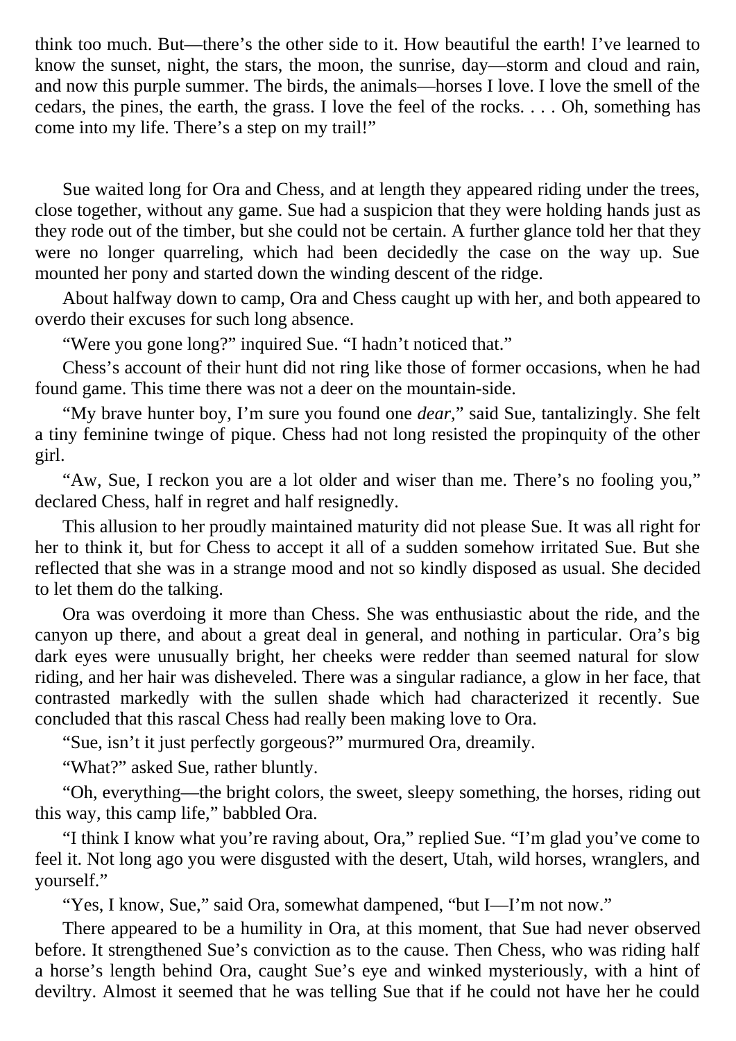think too much. But—there's the other side to it. How beautiful the earth! I've learned to know the sunset, night, the stars, the moon, the sunrise, day—storm and cloud and rain, and now this purple summer. The birds, the animals—horses I love. I love the smell of the cedars, the pines, the earth, the grass. I love the feel of the rocks. . . . Oh, something has come into my life. There's a step on my trail!"

Sue waited long for Ora and Chess, and at length they appeared riding under the trees, close together, without any game. Sue had a suspicion that they were holding hands just as they rode out of the timber, but she could not be certain. A further glance told her that they were no longer quarreling, which had been decidedly the case on the way up. Sue mounted her pony and started down the winding descent of the ridge.

About halfway down to camp, Ora and Chess caught up with her, and both appeared to overdo their excuses for such long absence.

"Were you gone long?" inquired Sue. "I hadn't noticed that."

Chess's account of their hunt did not ring like those of former occasions, when he had found game. This time there was not a deer on the mountain-side.

"My brave hunter boy, I'm sure you found one *dear*," said Sue, tantalizingly. She felt a tiny feminine twinge of pique. Chess had not long resisted the propinquity of the other girl.

"Aw, Sue, I reckon you are a lot older and wiser than me. There's no fooling you," declared Chess, half in regret and half resignedly.

This allusion to her proudly maintained maturity did not please Sue. It was all right for her to think it, but for Chess to accept it all of a sudden somehow irritated Sue. But she reflected that she was in a strange mood and not so kindly disposed as usual. She decided to let them do the talking.

Ora was overdoing it more than Chess. She was enthusiastic about the ride, and the canyon up there, and about a great deal in general, and nothing in particular. Ora's big dark eyes were unusually bright, her cheeks were redder than seemed natural for slow riding, and her hair was disheveled. There was a singular radiance, a glow in her face, that contrasted markedly with the sullen shade which had characterized it recently. Sue concluded that this rascal Chess had really been making love to Ora.

"Sue, isn't it just perfectly gorgeous?" murmured Ora, dreamily.

"What?" asked Sue, rather bluntly.

"Oh, everything—the bright colors, the sweet, sleepy something, the horses, riding out this way, this camp life," babbled Ora.

"I think I know what you're raving about, Ora," replied Sue. "I'm glad you've come to feel it. Not long ago you were disgusted with the desert, Utah, wild horses, wranglers, and yourself."

"Yes, I know, Sue," said Ora, somewhat dampened, "but I—I'm not now."

There appeared to be a humility in Ora, at this moment, that Sue had never observed before. It strengthened Sue's conviction as to the cause. Then Chess, who was riding half a horse's length behind Ora, caught Sue's eye and winked mysteriously, with a hint of deviltry. Almost it seemed that he was telling Sue that if he could not have her he could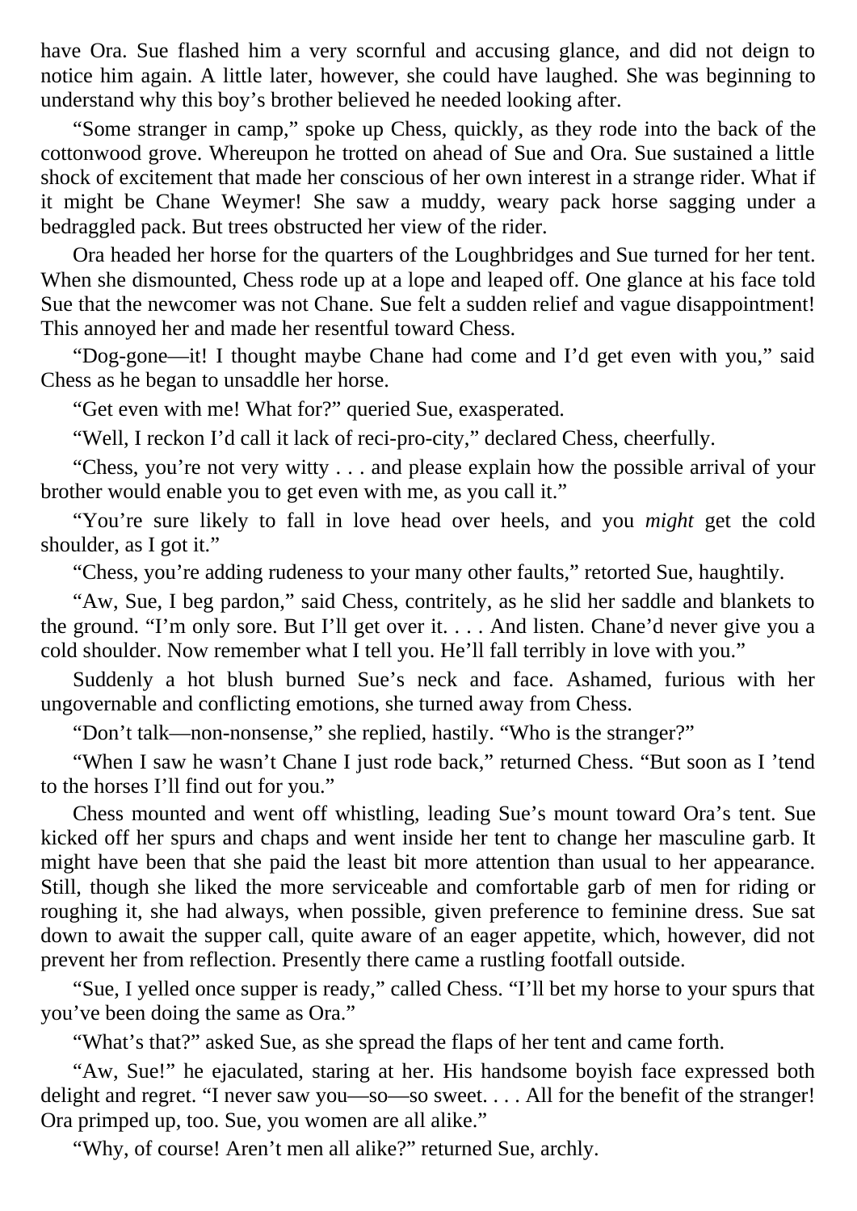have Ora. Sue flashed him a very scornful and accusing glance, and did not deign to notice him again. A little later, however, she could have laughed. She was beginning to understand why this boy's brother believed he needed looking after.

"Some stranger in camp," spoke up Chess, quickly, as they rode into the back of the cottonwood grove. Whereupon he trotted on ahead of Sue and Ora. Sue sustained a little shock of excitement that made her conscious of her own interest in a strange rider. What if it might be Chane Weymer! She saw a muddy, weary pack horse sagging under a bedraggled pack. But trees obstructed her view of the rider.

Ora headed her horse for the quarters of the Loughbridges and Sue turned for her tent. When she dismounted, Chess rode up at a lope and leaped off. One glance at his face told Sue that the newcomer was not Chane. Sue felt a sudden relief and vague disappointment! This annoyed her and made her resentful toward Chess.

"Dog-gone—it! I thought maybe Chane had come and I'd get even with you," said Chess as he began to unsaddle her horse.

"Get even with me! What for?" queried Sue, exasperated.

"Well, I reckon I'd call it lack of reci-pro-city," declared Chess, cheerfully.

"Chess, you're not very witty . . . and please explain how the possible arrival of your brother would enable you to get even with me, as you call it."

"You're sure likely to fall in love head over heels, and you *might* get the cold shoulder, as I got it."

"Chess, you're adding rudeness to your many other faults," retorted Sue, haughtily.

"Aw, Sue, I beg pardon," said Chess, contritely, as he slid her saddle and blankets to the ground. "I'm only sore. But I'll get over it. . . . And listen. Chane'd never give you a cold shoulder. Now remember what I tell you. He'll fall terribly in love with you."

Suddenly a hot blush burned Sue's neck and face. Ashamed, furious with her ungovernable and conflicting emotions, she turned away from Chess.

"Don't talk—non-nonsense," she replied, hastily. "Who is the stranger?"

"When I saw he wasn't Chane I just rode back," returned Chess. "But soon as I 'tend to the horses I'll find out for you."

Chess mounted and went off whistling, leading Sue's mount toward Ora's tent. Sue kicked off her spurs and chaps and went inside her tent to change her masculine garb. It might have been that she paid the least bit more attention than usual to her appearance. Still, though she liked the more serviceable and comfortable garb of men for riding or roughing it, she had always, when possible, given preference to feminine dress. Sue sat down to await the supper call, quite aware of an eager appetite, which, however, did not prevent her from reflection. Presently there came a rustling footfall outside.

"Sue, I yelled once supper is ready," called Chess. "I'll bet my horse to your spurs that you've been doing the same as Ora."

"What's that?" asked Sue, as she spread the flaps of her tent and came forth.

"Aw, Sue!" he ejaculated, staring at her. His handsome boyish face expressed both delight and regret. "I never saw you—so—so sweet. . . . All for the benefit of the stranger! Ora primped up, too. Sue, you women are all alike."

"Why, of course! Aren't men all alike?" returned Sue, archly.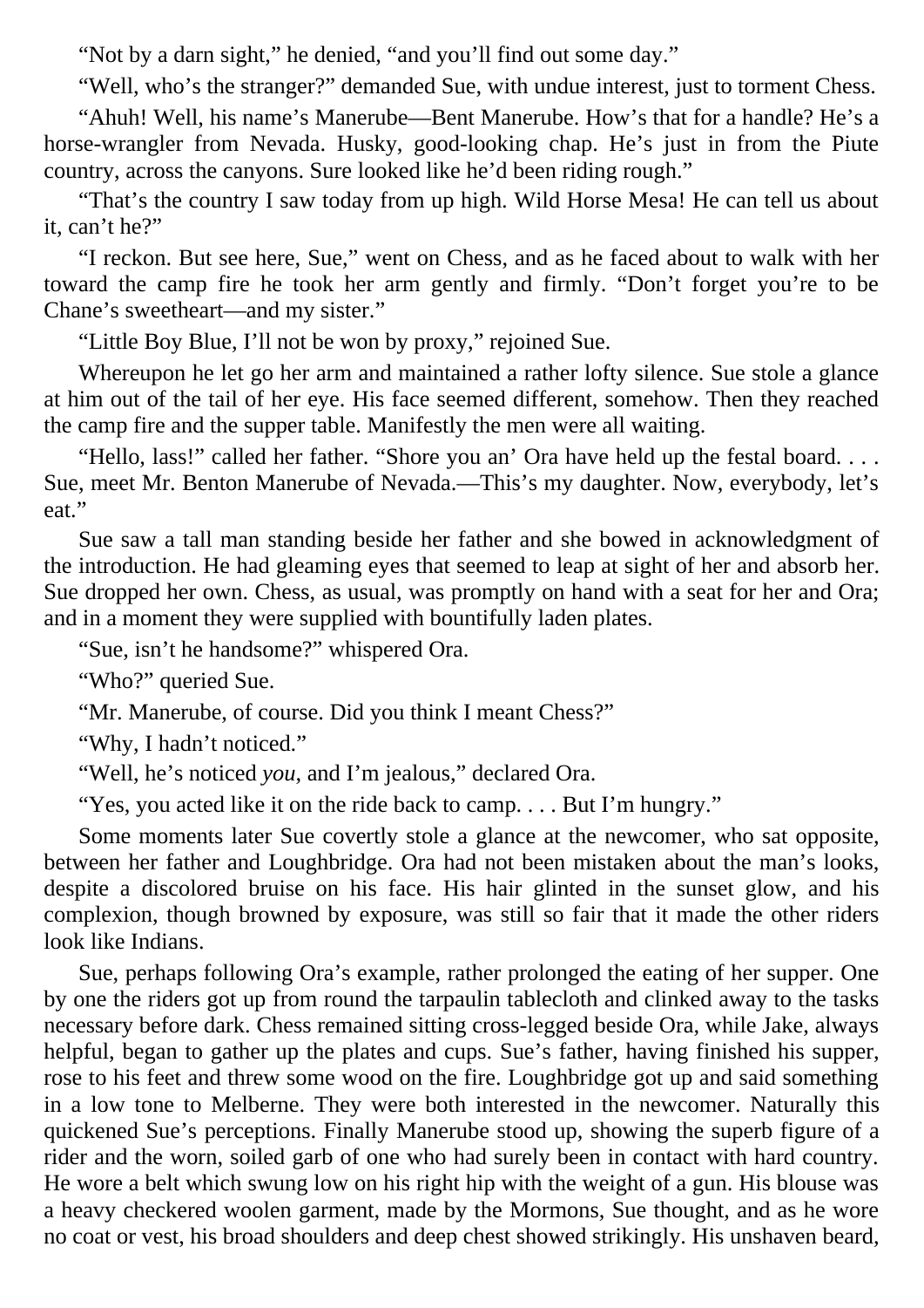"Not by a darn sight," he denied, "and you'll find out some day."

"Well, who's the stranger?" demanded Sue, with undue interest, just to torment Chess.

"Ahuh! Well, his name's Manerube—Bent Manerube. How's that for a handle? He's a horse-wrangler from Nevada. Husky, good-looking chap. He's just in from the Piute country, across the canyons. Sure looked like he'd been riding rough."

"That's the country I saw today from up high. Wild Horse Mesa! He can tell us about it, can't he?"

"I reckon. But see here, Sue," went on Chess, and as he faced about to walk with her toward the camp fire he took her arm gently and firmly. "Don't forget you're to be Chane's sweetheart—and my sister."

"Little Boy Blue, I'll not be won by proxy," rejoined Sue.

Whereupon he let go her arm and maintained a rather lofty silence. Sue stole a glance at him out of the tail of her eye. His face seemed different, somehow. Then they reached the camp fire and the supper table. Manifestly the men were all waiting.

"Hello, lass!" called her father. "Shore you an' Ora have held up the festal board. . . . Sue, meet Mr. Benton Manerube of Nevada.—This's my daughter. Now, everybody, let's eat."

Sue saw a tall man standing beside her father and she bowed in acknowledgment of the introduction. He had gleaming eyes that seemed to leap at sight of her and absorb her. Sue dropped her own. Chess, as usual, was promptly on hand with a seat for her and Ora; and in a moment they were supplied with bountifully laden plates.

"Sue, isn't he handsome?" whispered Ora.

"Who?" queried Sue.

"Mr. Manerube, of course. Did you think I meant Chess?"

"Why, I hadn't noticed."

"Well, he's noticed *you*, and I'm jealous," declared Ora.

"Yes, you acted like it on the ride back to camp. . . . But I'm hungry."

Some moments later Sue covertly stole a glance at the newcomer, who sat opposite, between her father and Loughbridge. Ora had not been mistaken about the man's looks, despite a discolored bruise on his face. His hair glinted in the sunset glow, and his complexion, though browned by exposure, was still so fair that it made the other riders look like Indians.

Sue, perhaps following Ora's example, rather prolonged the eating of her supper. One by one the riders got up from round the tarpaulin tablecloth and clinked away to the tasks necessary before dark. Chess remained sitting cross-legged beside Ora, while Jake, always helpful, began to gather up the plates and cups. Sue's father, having finished his supper, rose to his feet and threw some wood on the fire. Loughbridge got up and said something in a low tone to Melberne. They were both interested in the newcomer. Naturally this quickened Sue's perceptions. Finally Manerube stood up, showing the superb figure of a rider and the worn, soiled garb of one who had surely been in contact with hard country. He wore a belt which swung low on his right hip with the weight of a gun. His blouse was a heavy checkered woolen garment, made by the Mormons, Sue thought, and as he wore no coat or vest, his broad shoulders and deep chest showed strikingly. His unshaven beard,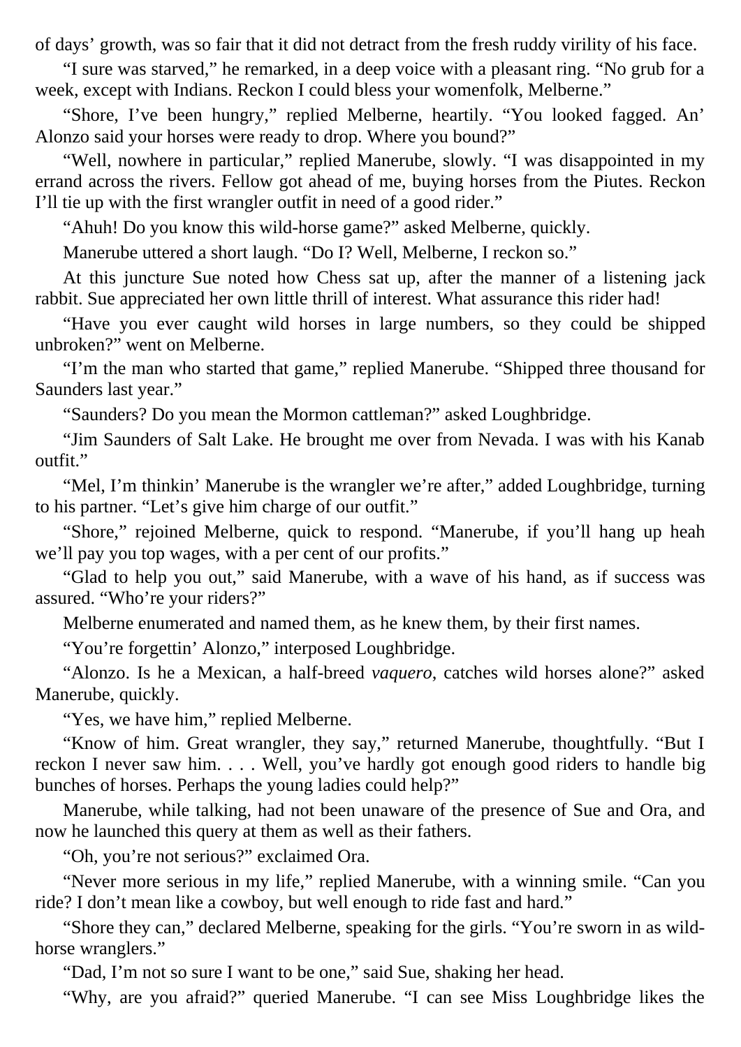of days' growth, was so fair that it did not detract from the fresh ruddy virility of his face.

"I sure was starved," he remarked, in a deep voice with a pleasant ring. "No grub for a week, except with Indians. Reckon I could bless your womenfolk, Melberne."

"Shore, I've been hungry," replied Melberne, heartily. "You looked fagged. An' Alonzo said your horses were ready to drop. Where you bound?"

"Well, nowhere in particular," replied Manerube, slowly. "I was disappointed in my errand across the rivers. Fellow got ahead of me, buying horses from the Piutes. Reckon I'll tie up with the first wrangler outfit in need of a good rider."

"Ahuh! Do you know this wild-horse game?" asked Melberne, quickly.

Manerube uttered a short laugh. "Do I? Well, Melberne, I reckon so."

At this juncture Sue noted how Chess sat up, after the manner of a listening jack rabbit. Sue appreciated her own little thrill of interest. What assurance this rider had!

"Have you ever caught wild horses in large numbers, so they could be shipped unbroken?" went on Melberne.

"I'm the man who started that game," replied Manerube. "Shipped three thousand for Saunders last year."

"Saunders? Do you mean the Mormon cattleman?" asked Loughbridge.

"Jim Saunders of Salt Lake. He brought me over from Nevada. I was with his Kanab outfit."

"Mel, I'm thinkin' Manerube is the wrangler we're after," added Loughbridge, turning to his partner. "Let's give him charge of our outfit."

"Shore," rejoined Melberne, quick to respond. "Manerube, if you'll hang up heah we'll pay you top wages, with a per cent of our profits."

"Glad to help you out," said Manerube, with a wave of his hand, as if success was assured. "Who're your riders?"

Melberne enumerated and named them, as he knew them, by their first names.

"You're forgettin' Alonzo," interposed Loughbridge.

"Alonzo. Is he a Mexican, a half-breed *vaquero*, catches wild horses alone?" asked Manerube, quickly.

"Yes, we have him," replied Melberne.

"Know of him. Great wrangler, they say," returned Manerube, thoughtfully. "But I reckon I never saw him. . . . Well, you've hardly got enough good riders to handle big bunches of horses. Perhaps the young ladies could help?"

Manerube, while talking, had not been unaware of the presence of Sue and Ora, and now he launched this query at them as well as their fathers.

"Oh, you're not serious?" exclaimed Ora.

"Never more serious in my life," replied Manerube, with a winning smile. "Can you ride? I don't mean like a cowboy, but well enough to ride fast and hard."

"Shore they can," declared Melberne, speaking for the girls. "You're sworn in as wild-horse wranglers."

"Dad, I'm not so sure I want to be one," said Sue, shaking her head.

"Why, are you afraid?" queried Manerube. "I can see Miss Loughbridge likes the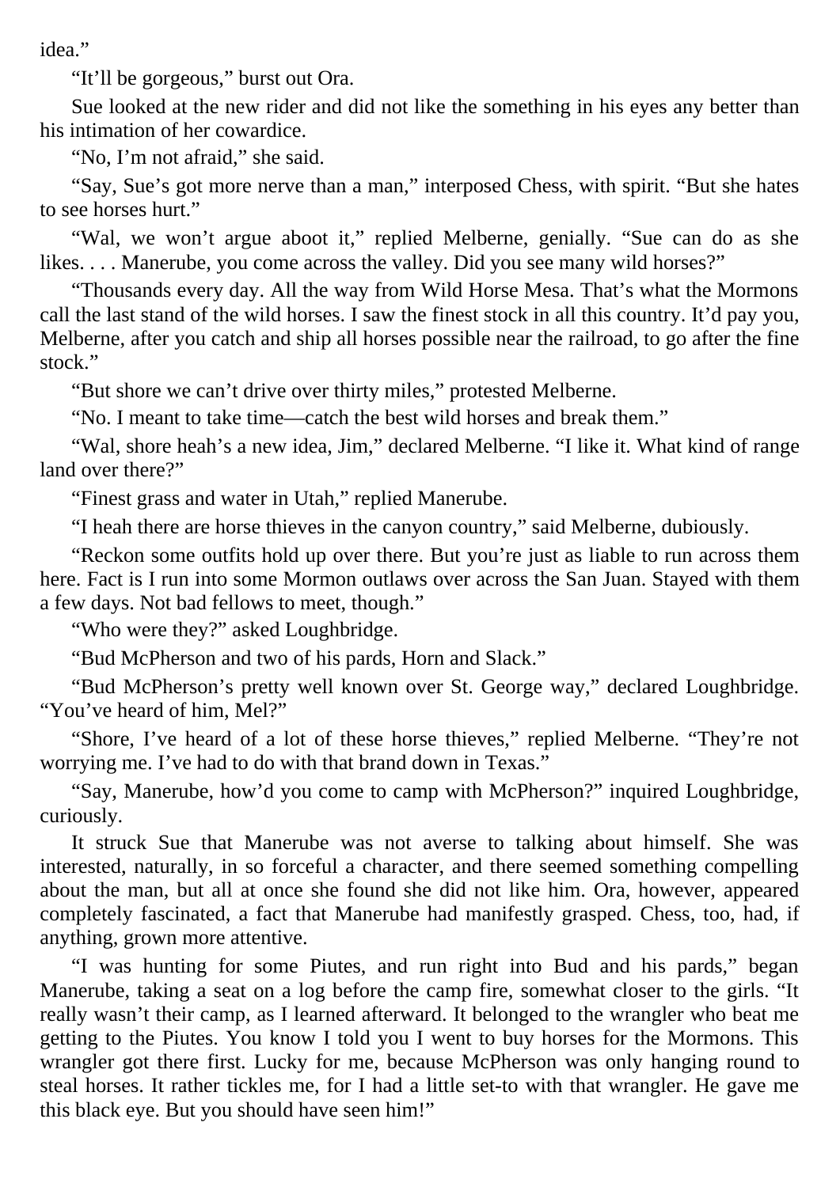idea."

"It'll be gorgeous," burst out Ora.

Sue looked at the new rider and did not like the something in his eyes any better than his intimation of her cowardice.

"No, I'm not afraid," she said.

"Say, Sue's got more nerve than a man," interposed Chess, with spirit. "But she hates to see horses hurt."

"Wal, we won't argue aboot it," replied Melberne, genially. "Sue can do as she likes. . . . Manerube, you come across the valley. Did you see many wild horses?"

"Thousands every day. All the way from Wild Horse Mesa. That's what the Mormons call the last stand of the wild horses. I saw the finest stock in all this country. It'd pay you, Melberne, after you catch and ship all horses possible near the railroad, to go after the fine stock."

"But shore we can't drive over thirty miles," protested Melberne.

"No. I meant to take time—catch the best wild horses and break them."

"Wal, shore heah's a new idea, Jim," declared Melberne. "I like it. What kind of range land over there?"

"Finest grass and water in Utah," replied Manerube.

"I heah there are horse thieves in the canyon country," said Melberne, dubiously.

"Reckon some outfits hold up over there. But you're just as liable to run across them here. Fact is I run into some Mormon outlaws over across the San Juan. Stayed with them a few days. Not bad fellows to meet, though."

"Who were they?" asked Loughbridge.

"Bud McPherson and two of his pards, Horn and Slack."

"Bud McPherson's pretty well known over St. George way," declared Loughbridge. "You've heard of him, Mel?"

"Shore, I've heard of a lot of these horse thieves," replied Melberne. "They're not worrying me. I've had to do with that brand down in Texas."

"Say, Manerube, how'd you come to camp with McPherson?" inquired Loughbridge, curiously.

It struck Sue that Manerube was not averse to talking about himself. She was interested, naturally, in so forceful a character, and there seemed something compelling about the man, but all at once she found she did not like him. Ora, however, appeared completely fascinated, a fact that Manerube had manifestly grasped. Chess, too, had, if anything, grown more attentive.

"I was hunting for some Piutes, and run right into Bud and his pards," began Manerube, taking a seat on a log before the camp fire, somewhat closer to the girls. "It really wasn't their camp, as I learned afterward. It belonged to the wrangler who beat me getting to the Piutes. You know I told you I went to buy horses for the Mormons. This wrangler got there first. Lucky for me, because McPherson was only hanging round to steal horses. It rather tickles me, for I had a little set-to with that wrangler. He gave me this black eye. But you should have seen him!"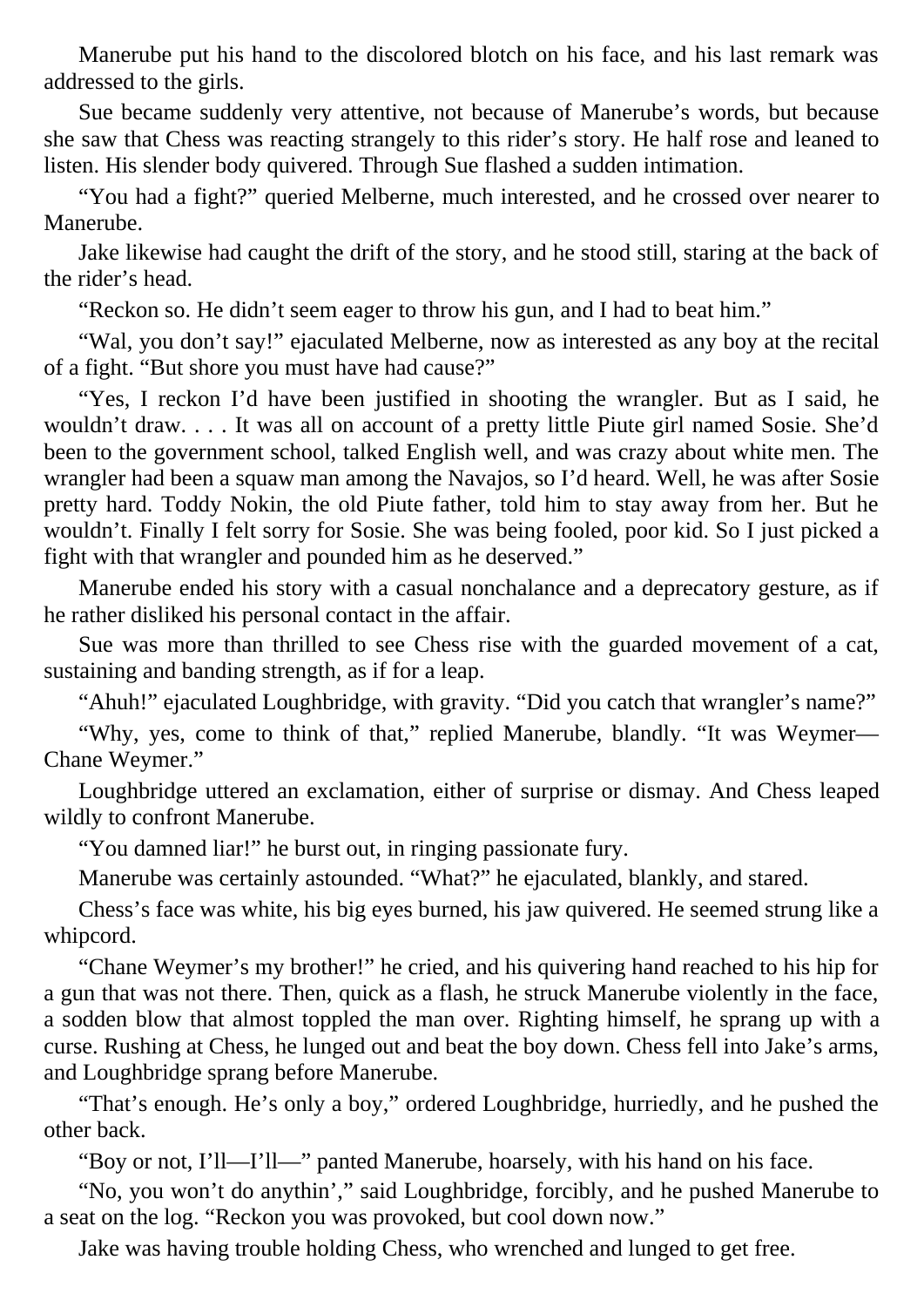Manerube put his hand to the discolored blotch on his face, and his last remark was addressed to the girls.

Sue became suddenly very attentive, not because of Manerube's words, but because she saw that Chess was reacting strangely to this rider's story. He half rose and leaned to listen. His slender body quivered. Through Sue flashed a sudden intimation.

"You had a fight?" queried Melberne, much interested, and he crossed over nearer to Manerube.

Jake likewise had caught the drift of the story, and he stood still, staring at the back of the rider's head.

"Reckon so. He didn't seem eager to throw his gun, and I had to beat him."

"Wal, you don't say!" ejaculated Melberne, now as interested as any boy at the recital of a fight. "But shore you must have had cause?"

"Yes, I reckon I'd have been justified in shooting the wrangler. But as I said, he wouldn't draw. . . . It was all on account of a pretty little Piute girl named Sosie. She'd been to the government school, talked English well, and was crazy about white men. The wrangler had been a squaw man among the Navajos, so I'd heard. Well, he was after Sosie pretty hard. Toddy Nokin, the old Piute father, told him to stay away from her. But he wouldn't. Finally I felt sorry for Sosie. She was being fooled, poor kid. So I just picked a fight with that wrangler and pounded him as he deserved."

Manerube ended his story with a casual nonchalance and a deprecatory gesture, as if he rather disliked his personal contact in the affair.

Sue was more than thrilled to see Chess rise with the guarded movement of a cat, sustaining and banding strength, as if for a leap.

"Ahuh!" ejaculated Loughbridge, with gravity. "Did you catch that wrangler's name?"

"Why, yes, come to think of that," replied Manerube, blandly. "It was Weymer—Chane Weymer."

Loughbridge uttered an exclamation, either of surprise or dismay. And Chess leaped wildly to confront Manerube.

"You damned liar!" he burst out, in ringing passionate fury.

Manerube was certainly astounded. "What?" he ejaculated, blankly, and stared.

Chess's face was white, his big eyes burned, his jaw quivered. He seemed strung like a whipcord.

"Chane Weymer's my brother!" he cried, and his quivering hand reached to his hip for a gun that was not there. Then, quick as a flash, he struck Manerube violently in the face, a sodden blow that almost toppled the man over. Righting himself, he sprang up with a curse. Rushing at Chess, he lunged out and beat the boy down. Chess fell into Jake's arms, and Loughbridge sprang before Manerube.

"That's enough. He's only a boy," ordered Loughbridge, hurriedly, and he pushed the other back.

"Boy or not, I'll—I'll—" panted Manerube, hoarsely, with his hand on his face.

"No, you won't do anythin'," said Loughbridge, forcibly, and he pushed Manerube to a seat on the log. "Reckon you was provoked, but cool down now."

Jake was having trouble holding Chess, who wrenched and lunged to get free.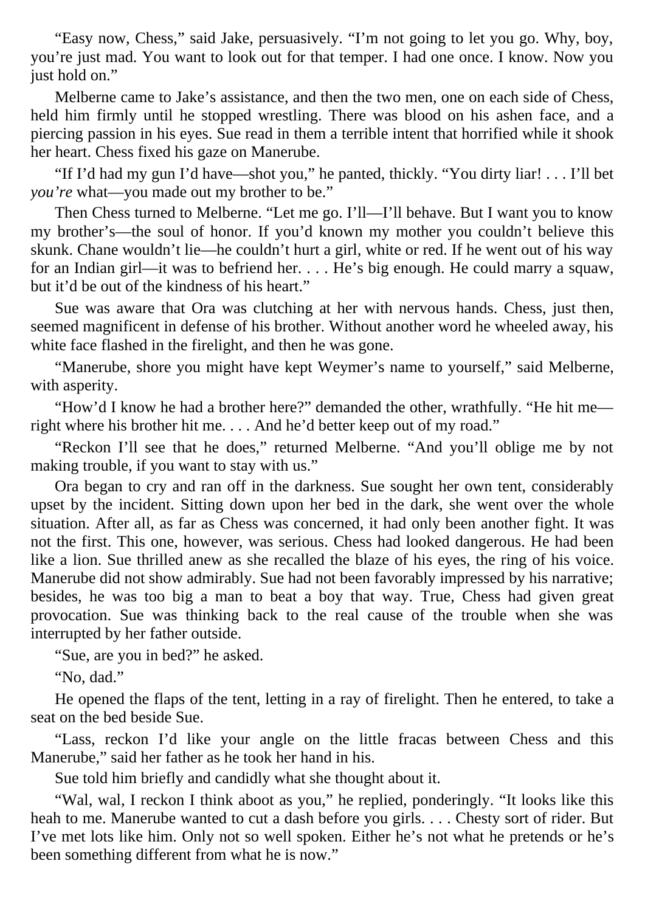"Easy now, Chess," said Jake, persuasively. "I'm not going to let you go. Why, boy, you're just mad. You want to look out for that temper. I had one once. I know. Now you just hold on."

Melberne came to Jake's assistance, and then the two men, one on each side of Chess, held him firmly until he stopped wrestling. There was blood on his ashen face, and a piercing passion in his eyes. Sue read in them a terrible intent that horrified while it shook her heart. Chess fixed his gaze on Manerube.

"If I'd had my gun I'd have—shot you," he panted, thickly. "You dirty liar! . . . I'll bet *you're* what—you made out my brother to be."

Then Chess turned to Melberne. "Let me go. I'll—I'll behave. But I want you to know my brother's—the soul of honor. If you'd known my mother you couldn't believe this skunk. Chane wouldn't lie—he couldn't hurt a girl, white or red. If he went out of his way for an Indian girl—it was to befriend her. . . . He's big enough. He could marry a squaw, but it'd be out of the kindness of his heart."

Sue was aware that Ora was clutching at her with nervous hands. Chess, just then, seemed magnificent in defense of his brother. Without another word he wheeled away, his white face flashed in the firelight, and then he was gone.

"Manerube, shore you might have kept Weymer's name to yourself," said Melberne, with asperity.

"How'd I know he had a brother here?" demanded the other, wrathfully. "He hit me—right where his brother hit me. . . . And he'd better keep out of my road."

"Reckon I'll see that he does," returned Melberne. "And you'll oblige me by not making trouble, if you want to stay with us."

Ora began to cry and ran off in the darkness. Sue sought her own tent, considerably upset by the incident. Sitting down upon her bed in the dark, she went over the whole situation. After all, as far as Chess was concerned, it had only been another fight. It was not the first. This one, however, was serious. Chess had looked dangerous. He had been like a lion. Sue thrilled anew as she recalled the blaze of his eyes, the ring of his voice. Manerube did not show admirably. Sue had not been favorably impressed by his narrative; besides, he was too big a man to beat a boy that way. True, Chess had given great provocation. Sue was thinking back to the real cause of the trouble when she was interrupted by her father outside.

"Sue, are you in bed?" he asked.

"No, dad."

He opened the flaps of the tent, letting in a ray of firelight. Then he entered, to take a seat on the bed beside Sue.

"Lass, reckon I'd like your angle on the little fracas between Chess and this Manerube," said her father as he took her hand in his.

Sue told him briefly and candidly what she thought about it.

"Wal, wal, I reckon I think aboot as you," he replied, ponderingly. "It looks like this heah to me. Manerube wanted to cut a dash before you girls. . . . Chesty sort of rider. But I've met lots like him. Only not so well spoken. Either he's not what he pretends or he's been something different from what he is now."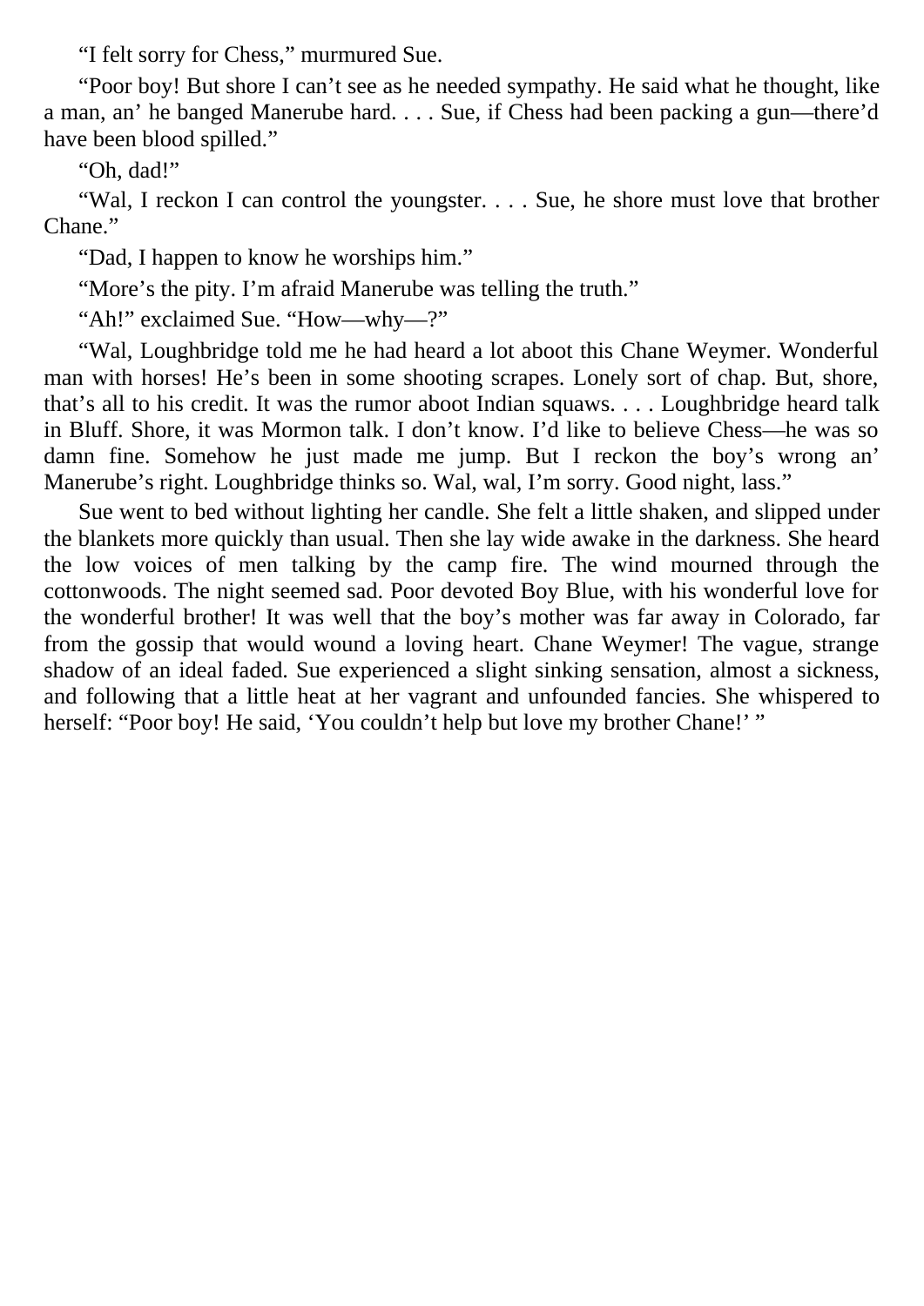“I felt sorry for Chess,” murmured Sue.

“Poor boy! But shore I can’t see as he needed sympathy. He said what he thought, like a man, an’ he banged Manerube hard. . . . Sue, if Chess had been packing a gun—there’d have been blood spilled.”

“Oh, dad!”

“Wal, I reckon I can control the youngster. . . . Sue, he shore must love that brother Chane.”

“Dad, I happen to know he worships him.”

“More’s the pity. I’m afraid Manerube was telling the truth.”

“Ah!” exclaimed Sue. “How—why—?”

“Wal, Loughbridge told me he had heard a lot aboot this Chane Weymer. Wonderful man with horses! He’s been in some shooting scrapes. Lonely sort of chap. But, shore, that’s all to his credit. It was the rumor aboot Indian squaws. . . . Loughbridge heard talk in Bluff. Shore, it was Mormon talk. I don’t know. I’d like to believe Chess—he was so damn fine. Somehow he just made me jump. But I reckon the boy’s wrong an’ Manerube’s right. Loughbridge thinks so. Wal, wal, I’m sorry. Good night, lass.”

Sue went to bed without lighting her candle. She felt a little shaken, and slipped under the blankets more quickly than usual. Then she lay wide awake in the darkness. She heard the low voices of men talking by the camp fire. The wind mourned through the cottonwoods. The night seemed sad. Poor devoted Boy Blue, with his wonderful love for the wonderful brother! It was well that the boy’s mother was far away in Colorado, far from the gossip that would wound a loving heart. Chane Weymer! The vague, strange shadow of an ideal faded. Sue experienced a slight sinking sensation, almost a sickness, and following that a little heat at her vagrant and unfounded fancies. She whispered to herself: “Poor boy! He said, ‘You couldn’t help but love my brother Chane!’ ”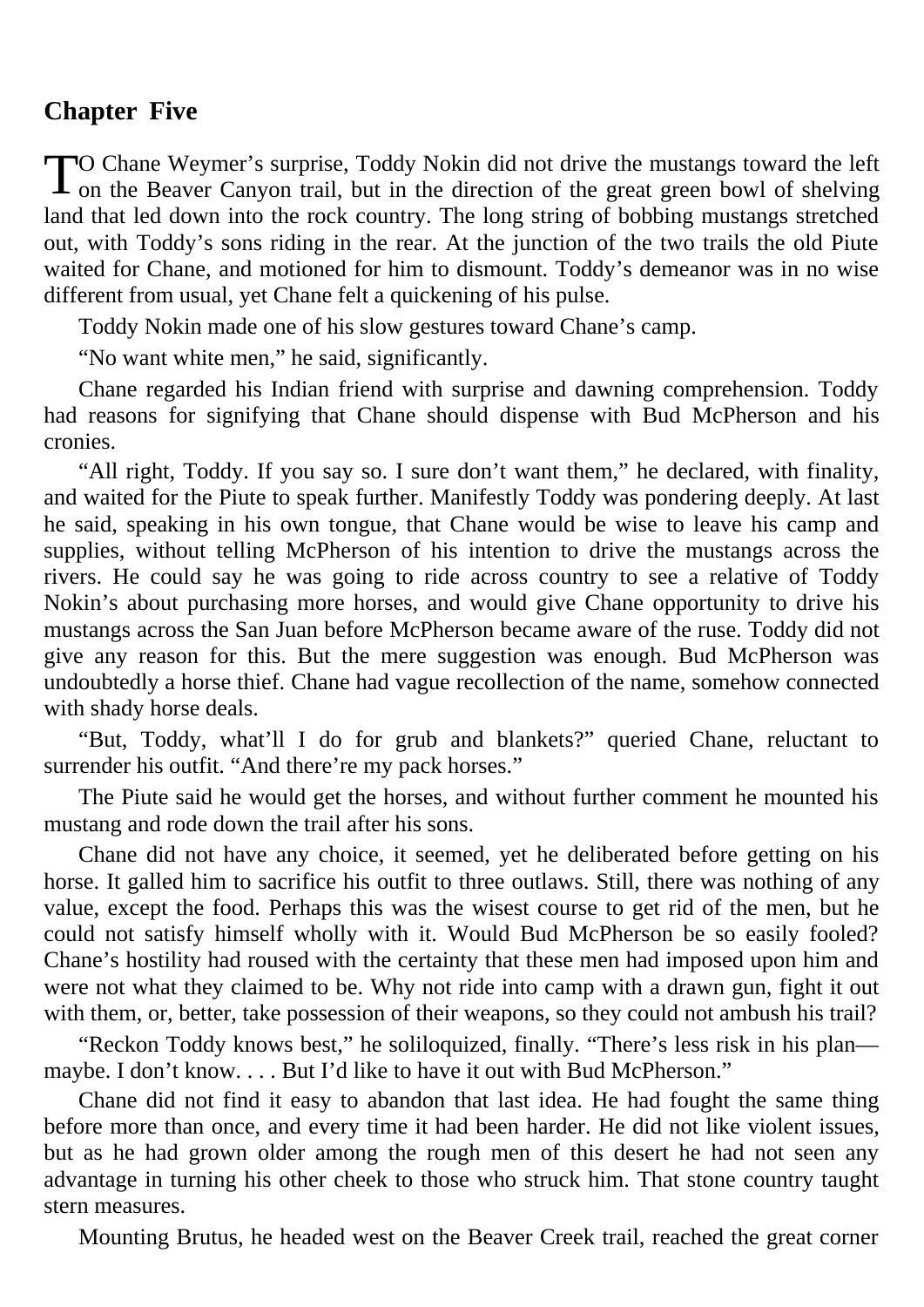## Chapter Five

TO Chane Weymer’s surprise, Toddy Nokin did not drive the mustangs toward the left on the Beaver Canyon trail, but in the direction of the great green bowl of shelving land that led down into the rock country. The long string of bobbing mustangs stretched out, with Toddy’s sons riding in the rear. At the junction of the two trails the old Piute waited for Chane, and motioned for him to dismount. Toddy’s demeanor was in no wise different from usual, yet Chane felt a quickening of his pulse.

Toddy Nokin made one of his slow gestures toward Chane’s camp.

“No want white men,” he said, significantly.

Chane regarded his Indian friend with surprise and dawning comprehension. Toddy had reasons for signifying that Chane should dispense with Bud McPherson and his cronies.

“All right, Toddy. If you say so. I sure don’t want them,” he declared, with finality, and waited for the Piute to speak further. Manifestly Toddy was pondering deeply. At last he said, speaking in his own tongue, that Chane would be wise to leave his camp and supplies, without telling McPherson of his intention to drive the mustangs across the rivers. He could say he was going to ride across country to see a relative of Toddy Nokin’s about purchasing more horses, and would give Chane opportunity to drive his mustangs across the San Juan before McPherson became aware of the ruse. Toddy did not give any reason for this. But the mere suggestion was enough. Bud McPherson was undoubtedly a horse thief. Chane had vague recollection of the name, somehow connected with shady horse deals.

“But, Toddy, what’ll I do for grub and blankets?” queried Chane, reluctant to surrender his outfit. “And there’re my pack horses.”

The Piute said he would get the horses, and without further comment he mounted his mustang and rode down the trail after his sons.

Chane did not have any choice, it seemed, yet he deliberated before getting on his horse. It galled him to sacrifice his outfit to three outlaws. Still, there was nothing of any value, except the food. Perhaps this was the wisest course to get rid of the men, but he could not satisfy himself wholly with it. Would Bud McPherson be so easily fooled? Chane’s hostility had roused with the certainty that these men had imposed upon him and were not what they claimed to be. Why not ride into camp with a drawn gun, fight it out with them, or, better, take possession of their weapons, so they could not ambush his trail?

“Reckon Toddy knows best,” he soliloquized, finally. “There’s less risk in his plan—maybe. I don’t know. . . . But I’d like to have it out with Bud McPherson.”

Chane did not find it easy to abandon that last idea. He had fought the same thing before more than once, and every time it had been harder. He did not like violent issues, but as he had grown older among the rough men of this desert he had not seen any advantage in turning his other cheek to those who struck him. That stone country taught stern measures.

Mounting Brutus, he headed west on the Beaver Creek trail, reached the great corner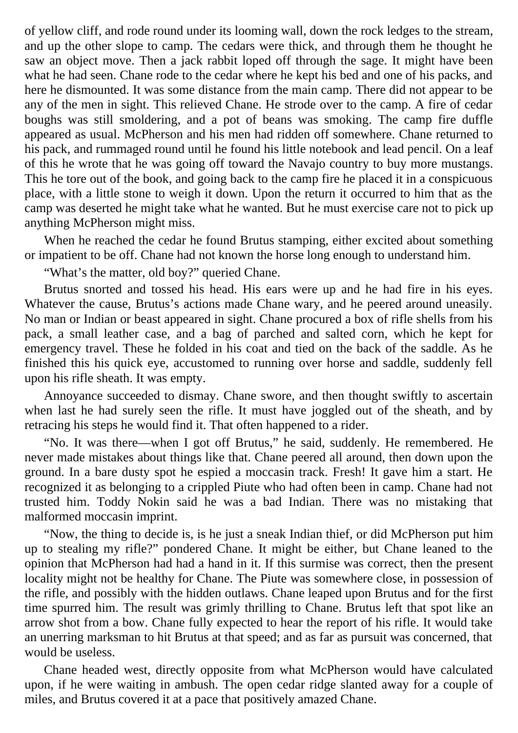of yellow cliff, and rode round under its looming wall, down the rock ledges to the stream, and up the other slope to camp. The cedars were thick, and through them he thought he saw an object move. Then a jack rabbit loped off through the sage. It might have been what he had seen. Chane rode to the cedar where he kept his bed and one of his packs, and here he dismounted. It was some distance from the main camp. There did not appear to be any of the men in sight. This relieved Chane. He strode over to the camp. A fire of cedar boughs was still smoldering, and a pot of beans was smoking. The camp fire duffle appeared as usual. McPherson and his men had ridden off somewhere. Chane returned to his pack, and rummaged round until he found his little notebook and lead pencil. On a leaf of this he wrote that he was going off toward the Navajo country to buy more mustangs. This he tore out of the book, and going back to the camp fire he placed it in a conspicuous place, with a little stone to weigh it down. Upon the return it occurred to him that as the camp was deserted he might take what he wanted. But he must exercise care not to pick up anything McPherson might miss.

When he reached the cedar he found Brutus stamping, either excited about something or impatient to be off. Chane had not known the horse long enough to understand him.

"What's the matter, old boy?" queried Chane.

Brutus snorted and tossed his head. His ears were up and he had fire in his eyes. Whatever the cause, Brutus's actions made Chane wary, and he peered around uneasily. No man or Indian or beast appeared in sight. Chane procured a box of rifle shells from his pack, a small leather case, and a bag of parched and salted corn, which he kept for emergency travel. These he folded in his coat and tied on the back of the saddle. As he finished this his quick eye, accustomed to running over horse and saddle, suddenly fell upon his rifle sheath. It was empty.

Annoyance succeeded to dismay. Chane swore, and then thought swiftly to ascertain when last he had surely seen the rifle. It must have joggled out of the sheath, and by retracing his steps he would find it. That often happened to a rider.

"No. It was there—when I got off Brutus," he said, suddenly. He remembered. He never made mistakes about things like that. Chane peered all around, then down upon the ground. In a bare dusty spot he espied a moccasin track. Fresh! It gave him a start. He recognized it as belonging to a crippled Piute who had often been in camp. Chane had not trusted him. Toddy Nokin said he was a bad Indian. There was no mistaking that malformed moccasin imprint.

"Now, the thing to decide is, is he just a sneak Indian thief, or did McPherson put him up to stealing my rifle?" pondered Chane. It might be either, but Chane leaned to the opinion that McPherson had had a hand in it. If this surmise was correct, then the present locality might not be healthy for Chane. The Piute was somewhere close, in possession of the rifle, and possibly with the hidden outlaws. Chane leaped upon Brutus and for the first time spurred him. The result was grimly thrilling to Chane. Brutus left that spot like an arrow shot from a bow. Chane fully expected to hear the report of his rifle. It would take an unerring marksman to hit Brutus at that speed; and as far as pursuit was concerned, that would be useless.

Chane headed west, directly opposite from what McPherson would have calculated upon, if he were waiting in ambush. The open cedar ridge slanted away for a couple of miles, and Brutus covered it at a pace that positively amazed Chane.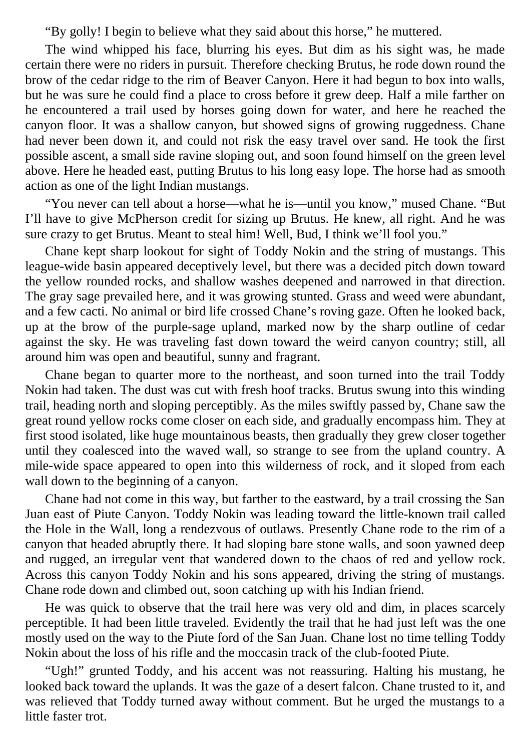"By golly! I begin to believe what they said about this horse," he muttered.

The wind whipped his face, blurring his eyes. But dim as his sight was, he made certain there were no riders in pursuit. Therefore checking Brutus, he rode down round the brow of the cedar ridge to the rim of Beaver Canyon. Here it had begun to box into walls, but he was sure he could find a place to cross before it grew deep. Half a mile farther on he encountered a trail used by horses going down for water, and here he reached the canyon floor. It was a shallow canyon, but showed signs of growing ruggedness. Chane had never been down it, and could not risk the easy travel over sand. He took the first possible ascent, a small side ravine sloping out, and soon found himself on the green level above. Here he headed east, putting Brutus to his long easy lope. The horse had as smooth action as one of the light Indian mustangs.

"You never can tell about a horse—what he is—until you know," mused Chane. "But I'll have to give McPherson credit for sizing up Brutus. He knew, all right. And he was sure crazy to get Brutus. Meant to steal him! Well, Bud, I think we'll fool you."

Chane kept sharp lookout for sight of Toddy Nokin and the string of mustangs. This league-wide basin appeared deceptively level, but there was a decided pitch down toward the yellow rounded rocks, and shallow washes deepened and narrowed in that direction. The gray sage prevailed here, and it was growing stunted. Grass and weed were abundant, and a few cacti. No animal or bird life crossed Chane's roving gaze. Often he looked back, up at the brow of the purple-sage upland, marked now by the sharp outline of cedar against the sky. He was traveling fast down toward the weird canyon country; still, all around him was open and beautiful, sunny and fragrant.

Chane began to quarter more to the northeast, and soon turned into the trail Toddy Nokin had taken. The dust was cut with fresh hoof tracks. Brutus swung into this winding trail, heading north and sloping perceptibly. As the miles swiftly passed by, Chane saw the great round yellow rocks come closer on each side, and gradually encompass him. They at first stood isolated, like huge mountainous beasts, then gradually they grew closer together until they coalesced into the waved wall, so strange to see from the upland country. A mile-wide space appeared to open into this wilderness of rock, and it sloped from each wall down to the beginning of a canyon.

Chane had not come in this way, but farther to the eastward, by a trail crossing the San Juan east of Piute Canyon. Toddy Nokin was leading toward the little-known trail called the Hole in the Wall, long a rendezvous of outlaws. Presently Chane rode to the rim of a canyon that headed abruptly there. It had sloping bare stone walls, and soon yawned deep and rugged, an irregular vent that wandered down to the chaos of red and yellow rock. Across this canyon Toddy Nokin and his sons appeared, driving the string of mustangs. Chane rode down and climbed out, soon catching up with his Indian friend.

He was quick to observe that the trail here was very old and dim, in places scarcely perceptible. It had been little traveled. Evidently the trail that he had just left was the one mostly used on the way to the Piute ford of the San Juan. Chane lost no time telling Toddy Nokin about the loss of his rifle and the moccasin track of the club-footed Piute.

"Ugh!" grunted Toddy, and his accent was not reassuring. Halting his mustang, he looked back toward the uplands. It was the gaze of a desert falcon. Chane trusted to it, and was relieved that Toddy turned away without comment. But he urged the mustangs to a little faster trot.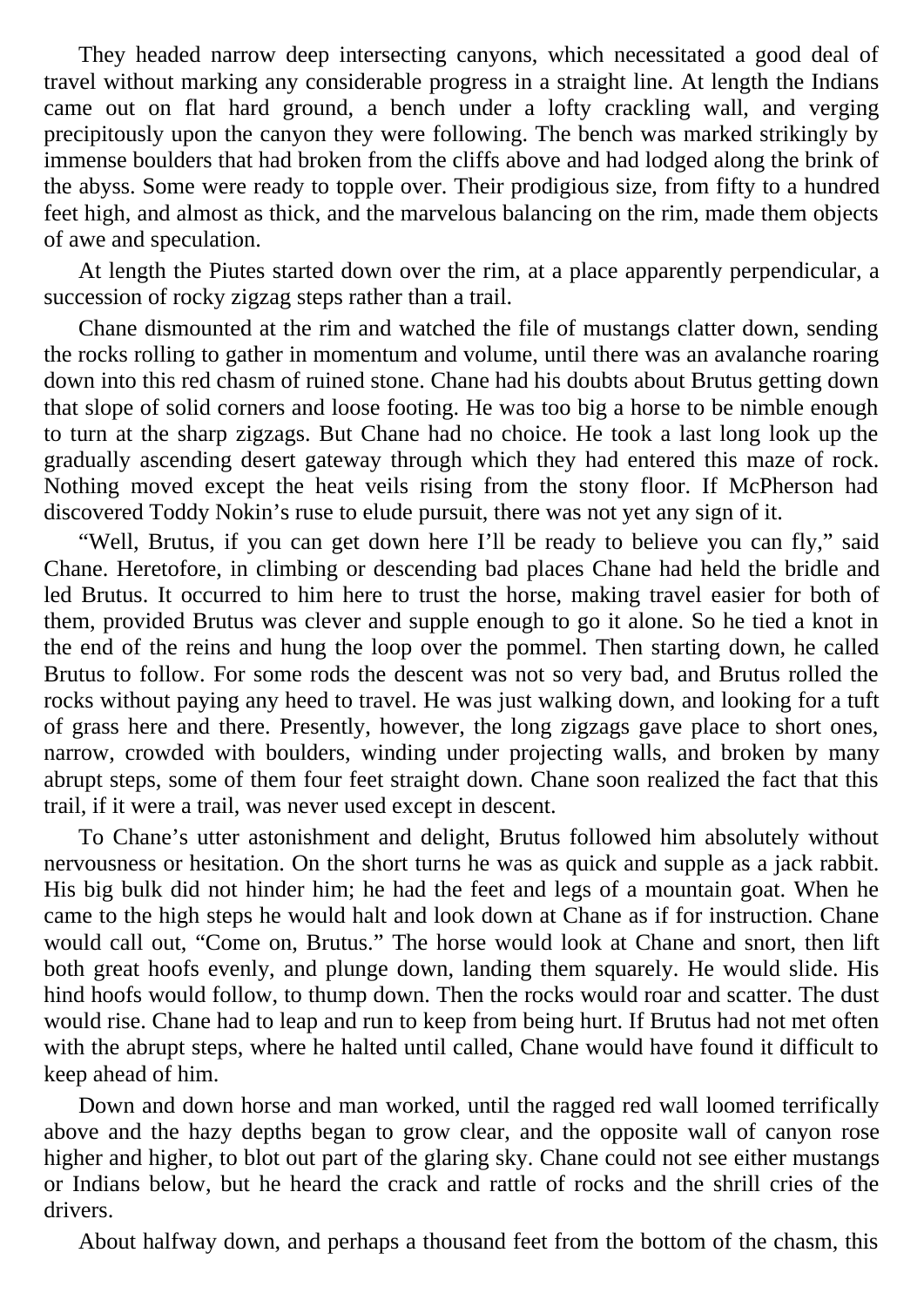They headed narrow deep intersecting canyons, which necessitated a good deal of travel without marking any considerable progress in a straight line. At length the Indians came out on flat hard ground, a bench under a lofty crackling wall, and verging precipitously upon the canyon they were following. The bench was marked strikingly by immense boulders that had broken from the cliffs above and had lodged along the brink of the abyss. Some were ready to topple over. Their prodigious size, from fifty to a hundred feet high, and almost as thick, and the marvelous balancing on the rim, made them objects of awe and speculation.

At length the Piutes started down over the rim, at a place apparently perpendicular, a succession of rocky zigzag steps rather than a trail.

Chane dismounted at the rim and watched the file of mustangs clatter down, sending the rocks rolling to gather in momentum and volume, until there was an avalanche roaring down into this red chasm of ruined stone. Chane had his doubts about Brutus getting down that slope of solid corners and loose footing. He was too big a horse to be nimble enough to turn at the sharp zigzags. But Chane had no choice. He took a last long look up the gradually ascending desert gateway through which they had entered this maze of rock. Nothing moved except the heat veils rising from the stony floor. If McPherson had discovered Toddy Nokin's ruse to elude pursuit, there was not yet any sign of it.

"Well, Brutus, if you can get down here I'll be ready to believe you can fly," said Chane. Heretofore, in climbing or descending bad places Chane had held the bridle and led Brutus. It occurred to him here to trust the horse, making travel easier for both of them, provided Brutus was clever and supple enough to go it alone. So he tied a knot in the end of the reins and hung the loop over the pommel. Then starting down, he called Brutus to follow. For some rods the descent was not so very bad, and Brutus rolled the rocks without paying any heed to travel. He was just walking down, and looking for a tuft of grass here and there. Presently, however, the long zigzags gave place to short ones, narrow, crowded with boulders, winding under projecting walls, and broken by many abrupt steps, some of them four feet straight down. Chane soon realized the fact that this trail, if it were a trail, was never used except in descent.

To Chane's utter astonishment and delight, Brutus followed him absolutely without nervousness or hesitation. On the short turns he was as quick and supple as a jack rabbit. His big bulk did not hinder him; he had the feet and legs of a mountain goat. When he came to the high steps he would halt and look down at Chane as if for instruction. Chane would call out, "Come on, Brutus." The horse would look at Chane and snort, then lift both great hoofs evenly, and plunge down, landing them squarely. He would slide. His hind hoofs would follow, to thump down. Then the rocks would roar and scatter. The dust would rise. Chane had to leap and run to keep from being hurt. If Brutus had not met often with the abrupt steps, where he halted until called, Chane would have found it difficult to keep ahead of him.

Down and down horse and man worked, until the ragged red wall loomed terrifically above and the hazy depths began to grow clear, and the opposite wall of canyon rose higher and higher, to blot out part of the glaring sky. Chane could not see either mustangs or Indians below, but he heard the crack and rattle of rocks and the shrill cries of the drivers.

About halfway down, and perhaps a thousand feet from the bottom of the chasm, this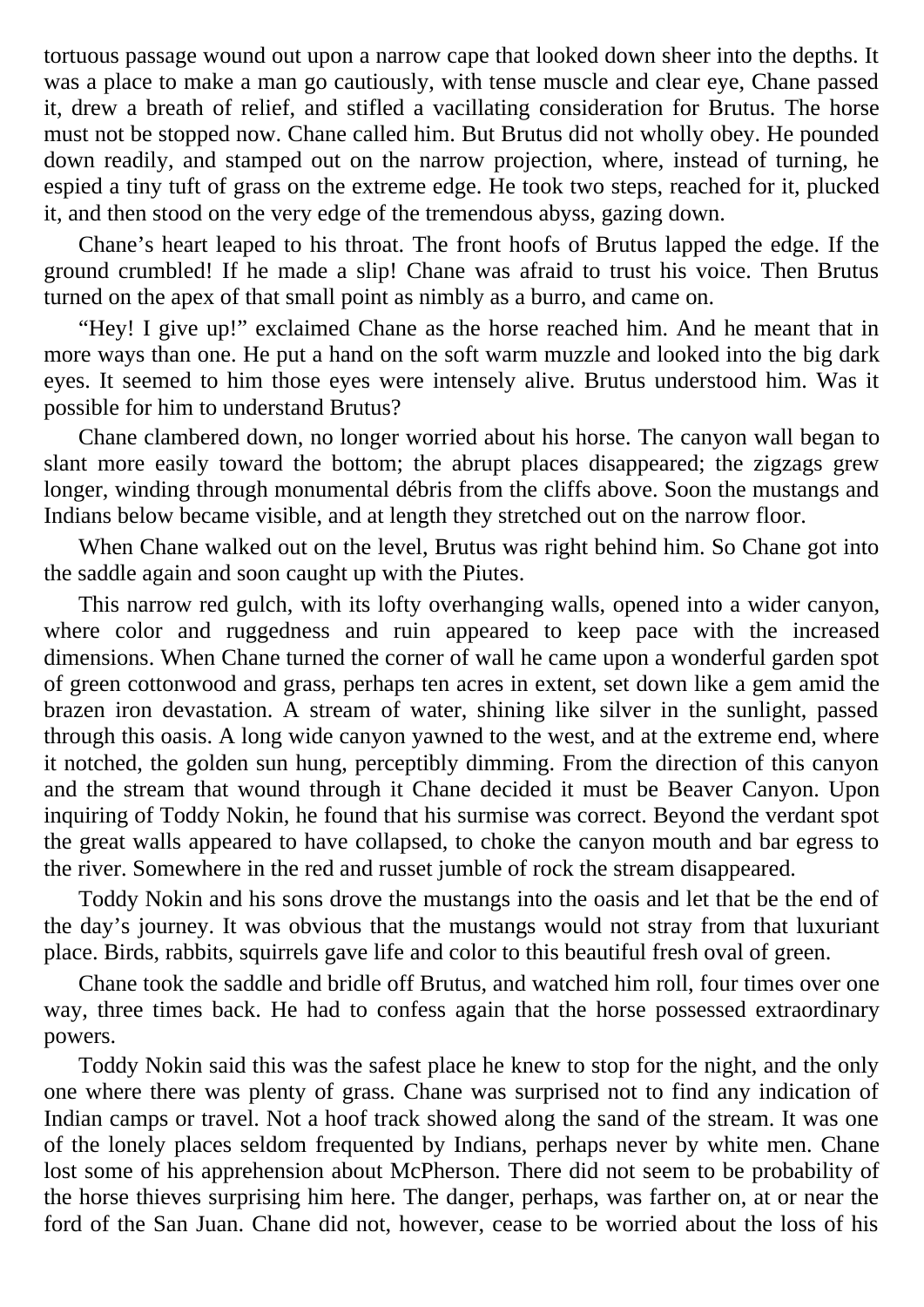tortuous passage wound out upon a narrow cape that looked down sheer into the depths. It was a place to make a man go cautiously, with tense muscle and clear eye, Chane passed it, drew a breath of relief, and stifled a vacillating consideration for Brutus. The horse must not be stopped now. Chane called him. But Brutus did not wholly obey. He pounded down readily, and stamped out on the narrow projection, where, instead of turning, he espied a tiny tuft of grass on the extreme edge. He took two steps, reached for it, plucked it, and then stood on the very edge of the tremendous abyss, gazing down.

Chane's heart leaped to his throat. The front hoofs of Brutus lapped the edge. If the ground crumbled! If he made a slip! Chane was afraid to trust his voice. Then Brutus turned on the apex of that small point as nimbly as a burro, and came on.

"Hey! I give up!" exclaimed Chane as the horse reached him. And he meant that in more ways than one. He put a hand on the soft warm muzzle and looked into the big dark eyes. It seemed to him those eyes were intensely alive. Brutus understood him. Was it possible for him to understand Brutus?

Chane clambered down, no longer worried about his horse. The canyon wall began to slant more easily toward the bottom; the abrupt places disappeared; the zigzags grew longer, winding through monumental débris from the cliffs above. Soon the mustangs and Indians below became visible, and at length they stretched out on the narrow floor.

When Chane walked out on the level, Brutus was right behind him. So Chane got into the saddle again and soon caught up with the Piutes.

This narrow red gulch, with its lofty overhanging walls, opened into a wider canyon, where color and ruggedness and ruin appeared to keep pace with the increased dimensions. When Chane turned the corner of wall he came upon a wonderful garden spot of green cottonwood and grass, perhaps ten acres in extent, set down like a gem amid the brazen iron devastation. A stream of water, shining like silver in the sunlight, passed through this oasis. A long wide canyon yawned to the west, and at the extreme end, where it notched, the golden sun hung, perceptibly dimming. From the direction of this canyon and the stream that wound through it Chane decided it must be Beaver Canyon. Upon inquiring of Toddy Nokin, he found that his surmise was correct. Beyond the verdant spot the great walls appeared to have collapsed, to choke the canyon mouth and bar egress to the river. Somewhere in the red and russet jumble of rock the stream disappeared.

Toddy Nokin and his sons drove the mustangs into the oasis and let that be the end of the day's journey. It was obvious that the mustangs would not stray from that luxuriant place. Birds, rabbits, squirrels gave life and color to this beautiful fresh oval of green.

Chane took the saddle and bridle off Brutus, and watched him roll, four times over one way, three times back. He had to confess again that the horse possessed extraordinary powers.

Toddy Nokin said this was the safest place he knew to stop for the night, and the only one where there was plenty of grass. Chane was surprised not to find any indication of Indian camps or travel. Not a hoof track showed along the sand of the stream. It was one of the lonely places seldom frequented by Indians, perhaps never by white men. Chane lost some of his apprehension about McPherson. There did not seem to be probability of the horse thieves surprising him here. The danger, perhaps, was farther on, at or near the ford of the San Juan. Chane did not, however, cease to be worried about the loss of his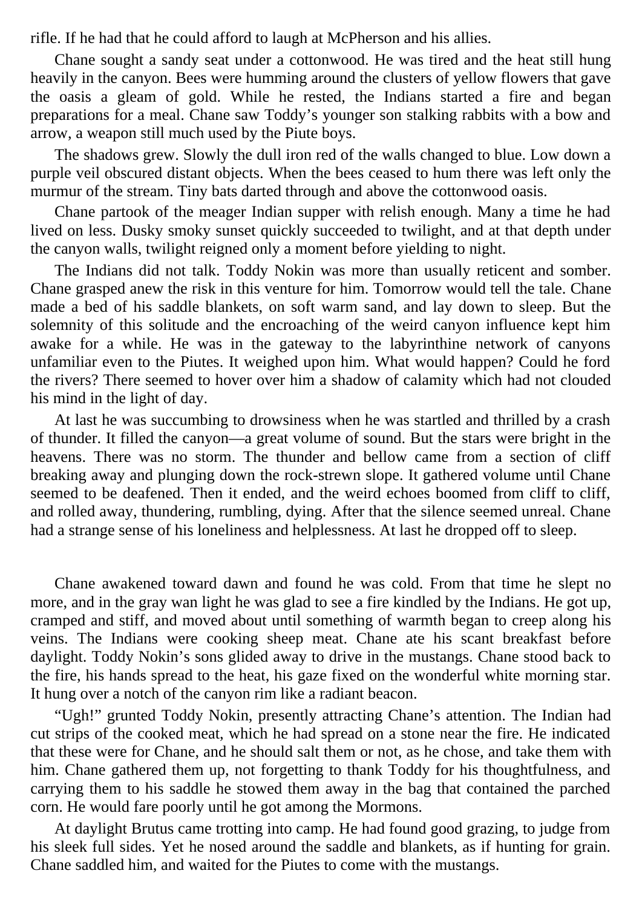rifle. If he had that he could afford to laugh at McPherson and his allies.

Chane sought a sandy seat under a cottonwood. He was tired and the heat still hung heavily in the canyon. Bees were humming around the clusters of yellow flowers that gave the oasis a gleam of gold. While he rested, the Indians started a fire and began preparations for a meal. Chane saw Toddy's younger son stalking rabbits with a bow and arrow, a weapon still much used by the Piute boys.

The shadows grew. Slowly the dull iron red of the walls changed to blue. Low down a purple veil obscured distant objects. When the bees ceased to hum there was left only the murmur of the stream. Tiny bats darted through and above the cottonwood oasis.

Chane partook of the meager Indian supper with relish enough. Many a time he had lived on less. Dusky smoky sunset quickly succeeded to twilight, and at that depth under the canyon walls, twilight reigned only a moment before yielding to night.

The Indians did not talk. Toddy Nokin was more than usually reticent and somber. Chane grasped anew the risk in this venture for him. Tomorrow would tell the tale. Chane made a bed of his saddle blankets, on soft warm sand, and lay down to sleep. But the solemnity of this solitude and the encroaching of the weird canyon influence kept him awake for a while. He was in the gateway to the labyrinthine network of canyons unfamiliar even to the Piutes. It weighed upon him. What would happen? Could he ford the rivers? There seemed to hover over him a shadow of calamity which had not clouded his mind in the light of day.

At last he was succumbing to drowsiness when he was startled and thrilled by a crash of thunder. It filled the canyon—a great volume of sound. But the stars were bright in the heavens. There was no storm. The thunder and bellow came from a section of cliff breaking away and plunging down the rock-strewn slope. It gathered volume until Chane seemed to be deafened. Then it ended, and the weird echoes boomed from cliff to cliff, and rolled away, thundering, rumbling, dying. After that the silence seemed unreal. Chane had a strange sense of his loneliness and helplessness. At last he dropped off to sleep.

Chane awakened toward dawn and found he was cold. From that time he slept no more, and in the gray wan light he was glad to see a fire kindled by the Indians. He got up, cramped and stiff, and moved about until something of warmth began to creep along his veins. The Indians were cooking sheep meat. Chane ate his scant breakfast before daylight. Toddy Nokin's sons glided away to drive in the mustangs. Chane stood back to the fire, his hands spread to the heat, his gaze fixed on the wonderful white morning star. It hung over a notch of the canyon rim like a radiant beacon.

"Ugh!" grunted Toddy Nokin, presently attracting Chane's attention. The Indian had cut strips of the cooked meat, which he had spread on a stone near the fire. He indicated that these were for Chane, and he should salt them or not, as he chose, and take them with him. Chane gathered them up, not forgetting to thank Toddy for his thoughtfulness, and carrying them to his saddle he stowed them away in the bag that contained the parched corn. He would fare poorly until he got among the Mormons.

At daylight Brutus came trotting into camp. He had found good grazing, to judge from his sleek full sides. Yet he nosed around the saddle and blankets, as if hunting for grain. Chane saddled him, and waited for the Piutes to come with the mustangs.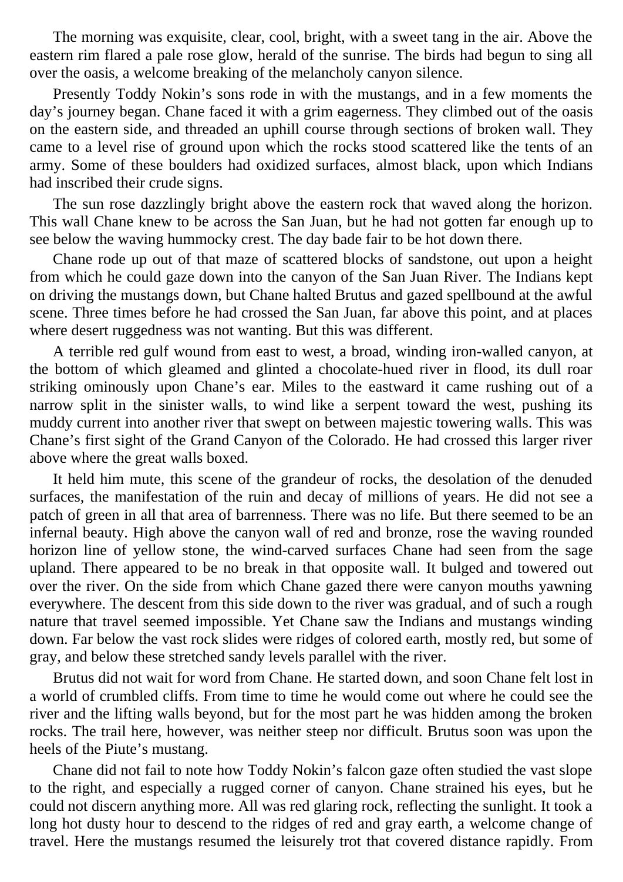The morning was exquisite, clear, cool, bright, with a sweet tang in the air. Above the eastern rim flared a pale rose glow, herald of the sunrise. The birds had begun to sing all over the oasis, a welcome breaking of the melancholy canyon silence.

Presently Toddy Nokin's sons rode in with the mustangs, and in a few moments the day's journey began. Chane faced it with a grim eagerness. They climbed out of the oasis on the eastern side, and threaded an uphill course through sections of broken wall. They came to a level rise of ground upon which the rocks stood scattered like the tents of an army. Some of these boulders had oxidized surfaces, almost black, upon which Indians had inscribed their crude signs.

The sun rose dazzlingly bright above the eastern rock that waved along the horizon. This wall Chane knew to be across the San Juan, but he had not gotten far enough up to see below the waving hummocky crest. The day bade fair to be hot down there.

Chane rode up out of that maze of scattered blocks of sandstone, out upon a height from which he could gaze down into the canyon of the San Juan River. The Indians kept on driving the mustangs down, but Chane halted Brutus and gazed spellbound at the awful scene. Three times before he had crossed the San Juan, far above this point, and at places where desert ruggedness was not wanting. But this was different.

A terrible red gulf wound from east to west, a broad, winding iron-walled canyon, at the bottom of which gleamed and glinted a chocolate-hued river in flood, its dull roar striking ominously upon Chane's ear. Miles to the eastward it came rushing out of a narrow split in the sinister walls, to wind like a serpent toward the west, pushing its muddy current into another river that swept on between majestic towering walls. This was Chane's first sight of the Grand Canyon of the Colorado. He had crossed this larger river above where the great walls boxed.

It held him mute, this scene of the grandeur of rocks, the desolation of the denuded surfaces, the manifestation of the ruin and decay of millions of years. He did not see a patch of green in all that area of barrenness. There was no life. But there seemed to be an infernal beauty. High above the canyon wall of red and bronze, rose the waving rounded horizon line of yellow stone, the wind-carved surfaces Chane had seen from the sage upland. There appeared to be no break in that opposite wall. It bulged and towered out over the river. On the side from which Chane gazed there were canyon mouths yawning everywhere. The descent from this side down to the river was gradual, and of such a rough nature that travel seemed impossible. Yet Chane saw the Indians and mustangs winding down. Far below the vast rock slides were ridges of colored earth, mostly red, but some of gray, and below these stretched sandy levels parallel with the river.

Brutus did not wait for word from Chane. He started down, and soon Chane felt lost in a world of crumbled cliffs. From time to time he would come out where he could see the river and the lifting walls beyond, but for the most part he was hidden among the broken rocks. The trail here, however, was neither steep nor difficult. Brutus soon was upon the heels of the Piute's mustang.

Chane did not fail to note how Toddy Nokin's falcon gaze often studied the vast slope to the right, and especially a rugged corner of canyon. Chane strained his eyes, but he could not discern anything more. All was red glaring rock, reflecting the sunlight. It took a long hot dusty hour to descend to the ridges of red and gray earth, a welcome change of travel. Here the mustangs resumed the leisurely trot that covered distance rapidly. From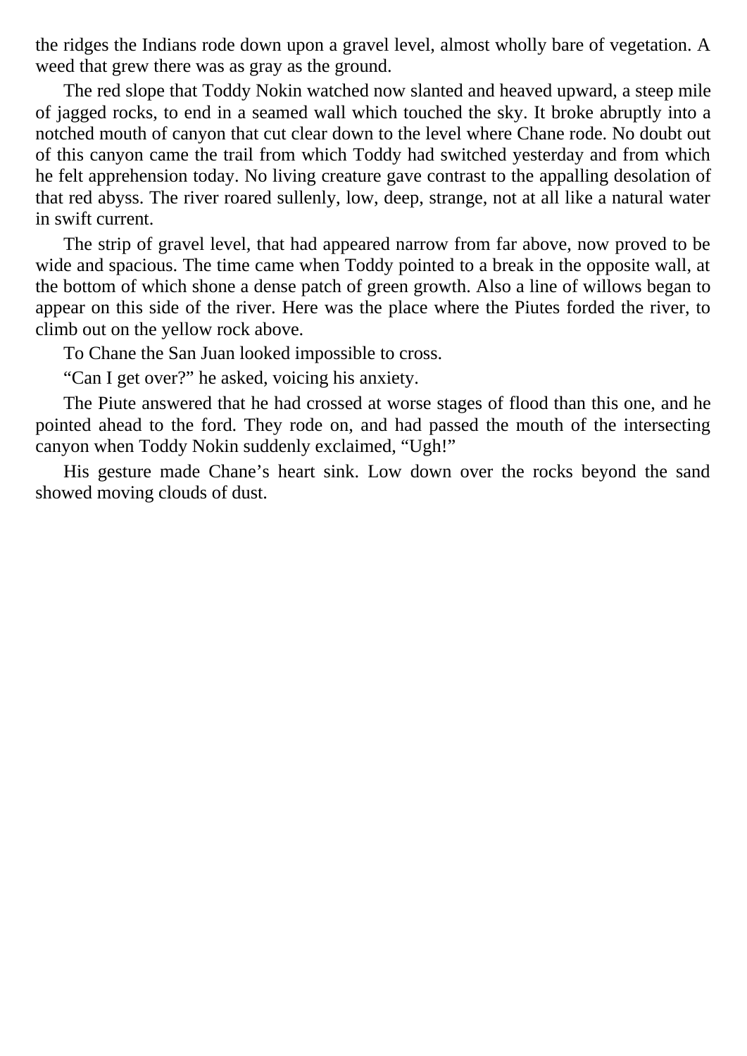the ridges the Indians rode down upon a gravel level, almost wholly bare of vegetation. A weed that grew there was as gray as the ground.

The red slope that Toddy Nokin watched now slanted and heaved upward, a steep mile of jagged rocks, to end in a seamed wall which touched the sky. It broke abruptly into a notched mouth of canyon that cut clear down to the level where Chane rode. No doubt out of this canyon came the trail from which Toddy had switched yesterday and from which he felt apprehension today. No living creature gave contrast to the appalling desolation of that red abyss. The river roared sullenly, low, deep, strange, not at all like a natural water in swift current.

The strip of gravel level, that had appeared narrow from far above, now proved to be wide and spacious. The time came when Toddy pointed to a break in the opposite wall, at the bottom of which shone a dense patch of green growth. Also a line of willows began to appear on this side of the river. Here was the place where the Piutes forded the river, to climb out on the yellow rock above.

To Chane the San Juan looked impossible to cross.

"Can I get over?" he asked, voicing his anxiety.

The Piute answered that he had crossed at worse stages of flood than this one, and he pointed ahead to the ford. They rode on, and had passed the mouth of the intersecting canyon when Toddy Nokin suddenly exclaimed, "Ugh!"

His gesture made Chane's heart sink. Low down over the rocks beyond the sand showed moving clouds of dust.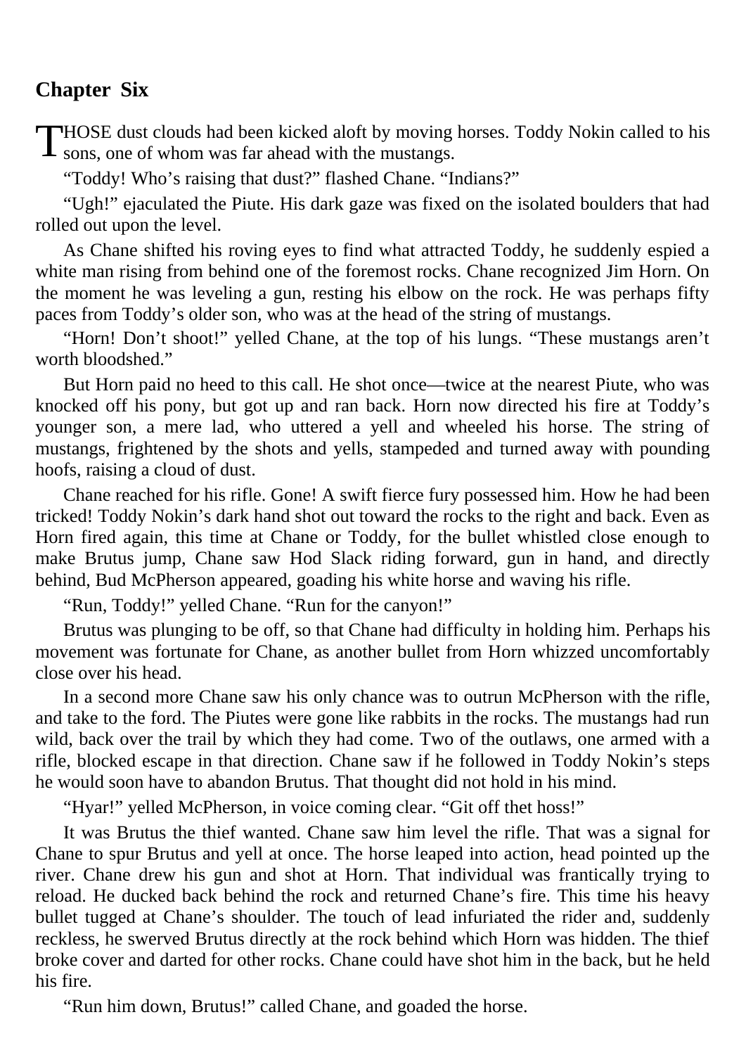## Chapter Six

THOSE dust clouds had been kicked aloft by moving horses. Toddy Nokin called to his sons, one of whom was far ahead with the mustangs.

"Toddy! Who's raising that dust?" flashed Chane. "Indians?"

"Ugh!" ejaculated the Piute. His dark gaze was fixed on the isolated boulders that had rolled out upon the level.

As Chane shifted his roving eyes to find what attracted Toddy, he suddenly espied a white man rising from behind one of the foremost rocks. Chane recognized Jim Horn. On the moment he was leveling a gun, resting his elbow on the rock. He was perhaps fifty paces from Toddy's older son, who was at the head of the string of mustangs.

"Horn! Don't shoot!" yelled Chane, at the top of his lungs. "These mustangs aren't worth bloodshed."

But Horn paid no heed to this call. He shot once—twice at the nearest Piute, who was knocked off his pony, but got up and ran back. Horn now directed his fire at Toddy's younger son, a mere lad, who uttered a yell and wheeled his horse. The string of mustangs, frightened by the shots and yells, stampeded and turned away with pounding hoofs, raising a cloud of dust.

Chane reached for his rifle. Gone! A swift fierce fury possessed him. How he had been tricked! Toddy Nokin's dark hand shot out toward the rocks to the right and back. Even as Horn fired again, this time at Chane or Toddy, for the bullet whistled close enough to make Brutus jump, Chane saw Hod Slack riding forward, gun in hand, and directly behind, Bud McPherson appeared, goading his white horse and waving his rifle.

"Run, Toddy!" yelled Chane. "Run for the canyon!"

Brutus was plunging to be off, so that Chane had difficulty in holding him. Perhaps his movement was fortunate for Chane, as another bullet from Horn whizzed uncomfortably close over his head.

In a second more Chane saw his only chance was to outrun McPherson with the rifle, and take to the ford. The Piutes were gone like rabbits in the rocks. The mustangs had run wild, back over the trail by which they had come. Two of the outlaws, one armed with a rifle, blocked escape in that direction. Chane saw if he followed in Toddy Nokin's steps he would soon have to abandon Brutus. That thought did not hold in his mind.

"Hyar!" yelled McPherson, in voice coming clear. "Git off thet hoss!"

It was Brutus the thief wanted. Chane saw him level the rifle. That was a signal for Chane to spur Brutus and yell at once. The horse leaped into action, head pointed up the river. Chane drew his gun and shot at Horn. That individual was frantically trying to reload. He ducked back behind the rock and returned Chane's fire. This time his heavy bullet tugged at Chane's shoulder. The touch of lead infuriated the rider and, suddenly reckless, he swerved Brutus directly at the rock behind which Horn was hidden. The thief broke cover and darted for other rocks. Chane could have shot him in the back, but he held his fire.

"Run him down, Brutus!" called Chane, and goaded the horse.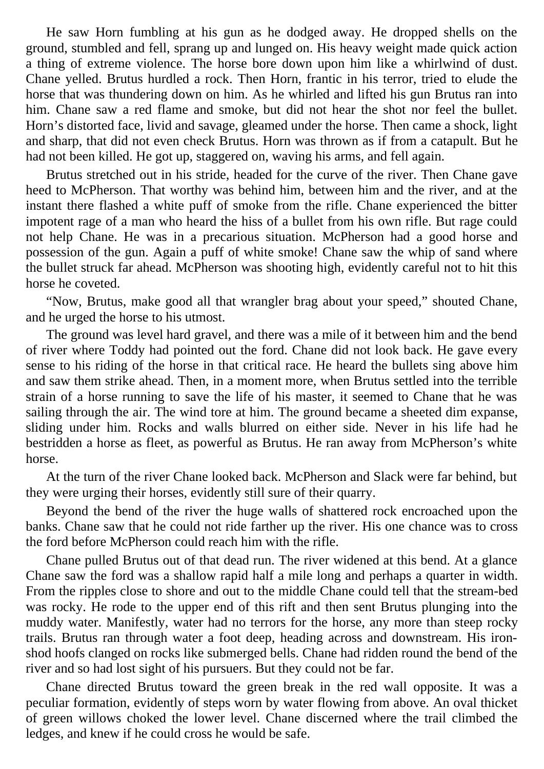He saw Horn fumbling at his gun as he dodged away. He dropped shells on the ground, stumbled and fell, sprang up and lunged on. His heavy weight made quick action a thing of extreme violence. The horse bore down upon him like a whirlwind of dust. Chane yelled. Brutus hurdled a rock. Then Horn, frantic in his terror, tried to elude the horse that was thundering down on him. As he whirled and lifted his gun Brutus ran into him. Chane saw a red flame and smoke, but did not hear the shot nor feel the bullet. Horn's distorted face, livid and savage, gleamed under the horse. Then came a shock, light and sharp, that did not even check Brutus. Horn was thrown as if from a catapult. But he had not been killed. He got up, staggered on, waving his arms, and fell again.

Brutus stretched out in his stride, headed for the curve of the river. Then Chane gave heed to McPherson. That worthy was behind him, between him and the river, and at the instant there flashed a white puff of smoke from the rifle. Chane experienced the bitter impotent rage of a man who heard the hiss of a bullet from his own rifle. But rage could not help Chane. He was in a precarious situation. McPherson had a good horse and possession of the gun. Again a puff of white smoke! Chane saw the whip of sand where the bullet struck far ahead. McPherson was shooting high, evidently careful not to hit this horse he coveted.

"Now, Brutus, make good all that wrangler brag about your speed," shouted Chane, and he urged the horse to his utmost.

The ground was level hard gravel, and there was a mile of it between him and the bend of river where Toddy had pointed out the ford. Chane did not look back. He gave every sense to his riding of the horse in that critical race. He heard the bullets sing above him and saw them strike ahead. Then, in a moment more, when Brutus settled into the terrible strain of a horse running to save the life of his master, it seemed to Chane that he was sailing through the air. The wind tore at him. The ground became a sheeted dim expanse, sliding under him. Rocks and walls blurred on either side. Never in his life had he bestridden a horse as fleet, as powerful as Brutus. He ran away from McPherson's white horse.

At the turn of the river Chane looked back. McPherson and Slack were far behind, but they were urging their horses, evidently still sure of their quarry.

Beyond the bend of the river the huge walls of shattered rock encroached upon the banks. Chane saw that he could not ride farther up the river. His one chance was to cross the ford before McPherson could reach him with the rifle.

Chane pulled Brutus out of that dead run. The river widened at this bend. At a glance Chane saw the ford was a shallow rapid half a mile long and perhaps a quarter in width. From the ripples close to shore and out to the middle Chane could tell that the stream-bed was rocky. He rode to the upper end of this rift and then sent Brutus plunging into the muddy water. Manifestly, water had no terrors for the horse, any more than steep rocky trails. Brutus ran through water a foot deep, heading across and downstream. His iron-shod hoofs clanged on rocks like submerged bells. Chane had ridden round the bend of the river and so had lost sight of his pursuers. But they could not be far.

Chane directed Brutus toward the green break in the red wall opposite. It was a peculiar formation, evidently of steps worn by water flowing from above. An oval thicket of green willows choked the lower level. Chane discerned where the trail climbed the ledges, and knew if he could cross he would be safe.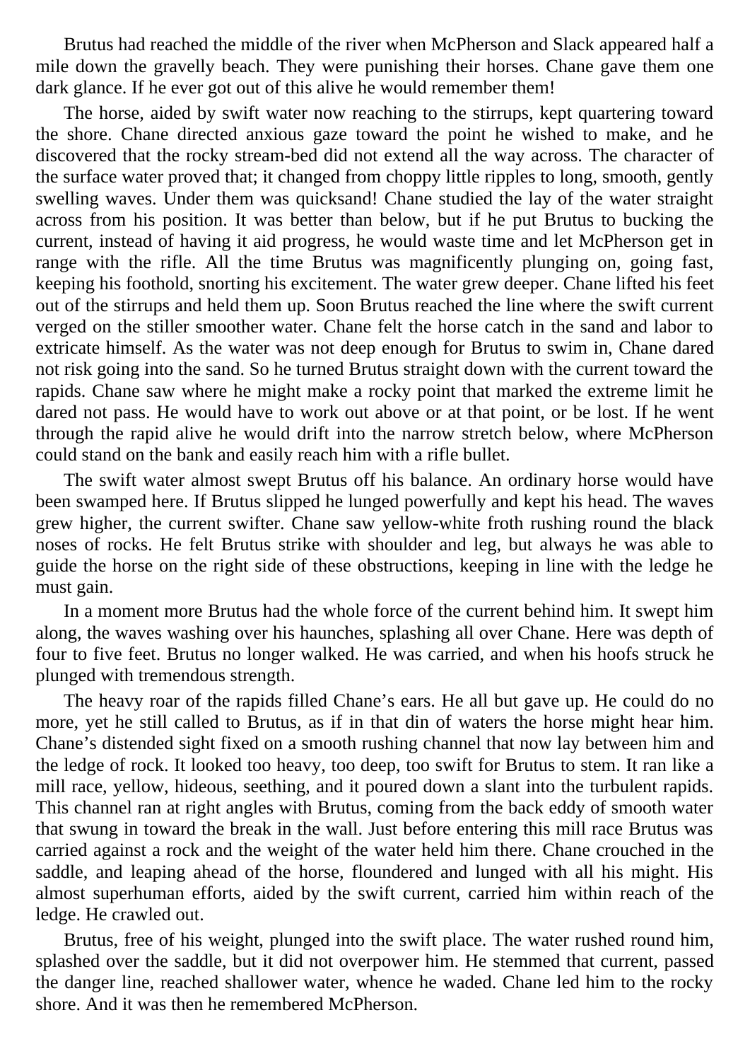Brutus had reached the middle of the river when McPherson and Slack appeared half a mile down the gravelly beach. They were punishing their horses. Chane gave them one dark glance. If he ever got out of this alive he would remember them!

The horse, aided by swift water now reaching to the stirrups, kept quartering toward the shore. Chane directed anxious gaze toward the point he wished to make, and he discovered that the rocky stream-bed did not extend all the way across. The character of the surface water proved that; it changed from choppy little ripples to long, smooth, gently swelling waves. Under them was quicksand! Chane studied the lay of the water straight across from his position. It was better than below, but if he put Brutus to bucking the current, instead of having it aid progress, he would waste time and let McPherson get in range with the rifle. All the time Brutus was magnificently plunging on, going fast, keeping his foothold, snorting his excitement. The water grew deeper. Chane lifted his feet out of the stirrups and held them up. Soon Brutus reached the line where the swift current verged on the stiller smoother water. Chane felt the horse catch in the sand and labor to extricate himself. As the water was not deep enough for Brutus to swim in, Chane dared not risk going into the sand. So he turned Brutus straight down with the current toward the rapids. Chane saw where he might make a rocky point that marked the extreme limit he dared not pass. He would have to work out above or at that point, or be lost. If he went through the rapid alive he would drift into the narrow stretch below, where McPherson could stand on the bank and easily reach him with a rifle bullet.

The swift water almost swept Brutus off his balance. An ordinary horse would have been swamped here. If Brutus slipped he lunged powerfully and kept his head. The waves grew higher, the current swifter. Chane saw yellow-white froth rushing round the black noses of rocks. He felt Brutus strike with shoulder and leg, but always he was able to guide the horse on the right side of these obstructions, keeping in line with the ledge he must gain.

In a moment more Brutus had the whole force of the current behind him. It swept him along, the waves washing over his haunches, splashing all over Chane. Here was depth of four to five feet. Brutus no longer walked. He was carried, and when his hoofs struck he plunged with tremendous strength.

The heavy roar of the rapids filled Chane's ears. He all but gave up. He could do no more, yet he still called to Brutus, as if in that din of waters the horse might hear him. Chane's distended sight fixed on a smooth rushing channel that now lay between him and the ledge of rock. It looked too heavy, too deep, too swift for Brutus to stem. It ran like a mill race, yellow, hideous, seething, and it poured down a slant into the turbulent rapids. This channel ran at right angles with Brutus, coming from the back eddy of smooth water that swung in toward the break in the wall. Just before entering this mill race Brutus was carried against a rock and the weight of the water held him there. Chane crouched in the saddle, and leaping ahead of the horse, floundered and lunged with all his might. His almost superhuman efforts, aided by the swift current, carried him within reach of the ledge. He crawled out.

Brutus, free of his weight, plunged into the swift place. The water rushed round him, splashed over the saddle, but it did not overpower him. He stemmed that current, passed the danger line, reached shallower water, whence he waded. Chane led him to the rocky shore. And it was then he remembered McPherson.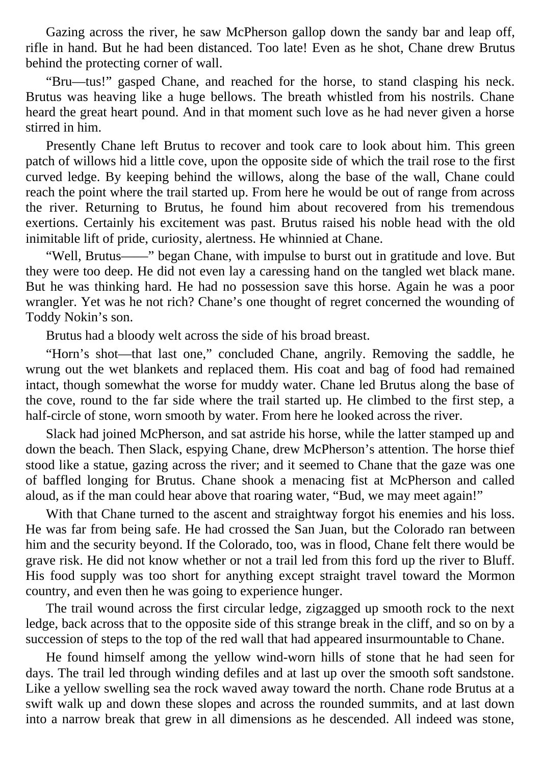Gazing across the river, he saw McPherson gallop down the sandy bar and leap off, rifle in hand. But he had been distanced. Too late! Even as he shot, Chane drew Brutus behind the protecting corner of wall.

"Bru—tus!" gasped Chane, and reached for the horse, to stand clasping his neck. Brutus was heaving like a huge bellows. The breath whistled from his nostrils. Chane heard the great heart pound. And in that moment such love as he had never given a horse stirred in him.

Presently Chane left Brutus to recover and took care to look about him. This green patch of willows hid a little cove, upon the opposite side of which the trail rose to the first curved ledge. By keeping behind the willows, along the base of the wall, Chane could reach the point where the trail started up. From here he would be out of range from across the river. Returning to Brutus, he found him about recovered from his tremendous exertions. Certainly his excitement was past. Brutus raised his noble head with the old inimitable lift of pride, curiosity, alertness. He whinnied at Chane.

"Well, Brutus——" began Chane, with impulse to burst out in gratitude and love. But they were too deep. He did not even lay a caressing hand on the tangled wet black mane. But he was thinking hard. He had no possession save this horse. Again he was a poor wrangler. Yet was he not rich? Chane's one thought of regret concerned the wounding of Toddy Nokin's son.

Brutus had a bloody welt across the side of his broad breast.

"Horn's shot—that last one," concluded Chane, angrily. Removing the saddle, he wrung out the wet blankets and replaced them. His coat and bag of food had remained intact, though somewhat the worse for muddy water. Chane led Brutus along the base of the cove, round to the far side where the trail started up. He climbed to the first step, a half-circle of stone, worn smooth by water. From here he looked across the river.

Slack had joined McPherson, and sat astride his horse, while the latter stamped up and down the beach. Then Slack, espying Chane, drew McPherson's attention. The horse thief stood like a statue, gazing across the river; and it seemed to Chane that the gaze was one of baffled longing for Brutus. Chane shook a menacing fist at McPherson and called aloud, as if the man could hear above that roaring water, "Bud, we may meet again!"

With that Chane turned to the ascent and straightway forgot his enemies and his loss. He was far from being safe. He had crossed the San Juan, but the Colorado ran between him and the security beyond. If the Colorado, too, was in flood, Chane felt there would be grave risk. He did not know whether or not a trail led from this ford up the river to Bluff. His food supply was too short for anything except straight travel toward the Mormon country, and even then he was going to experience hunger.

The trail wound across the first circular ledge, zigzagged up smooth rock to the next ledge, back across that to the opposite side of this strange break in the cliff, and so on by a succession of steps to the top of the red wall that had appeared insurmountable to Chane.

He found himself among the yellow wind-worn hills of stone that he had seen for days. The trail led through winding defiles and at last up over the smooth soft sandstone. Like a yellow swelling sea the rock waved away toward the north. Chane rode Brutus at a swift walk up and down these slopes and across the rounded summits, and at last down into a narrow break that grew in all dimensions as he descended. All indeed was stone,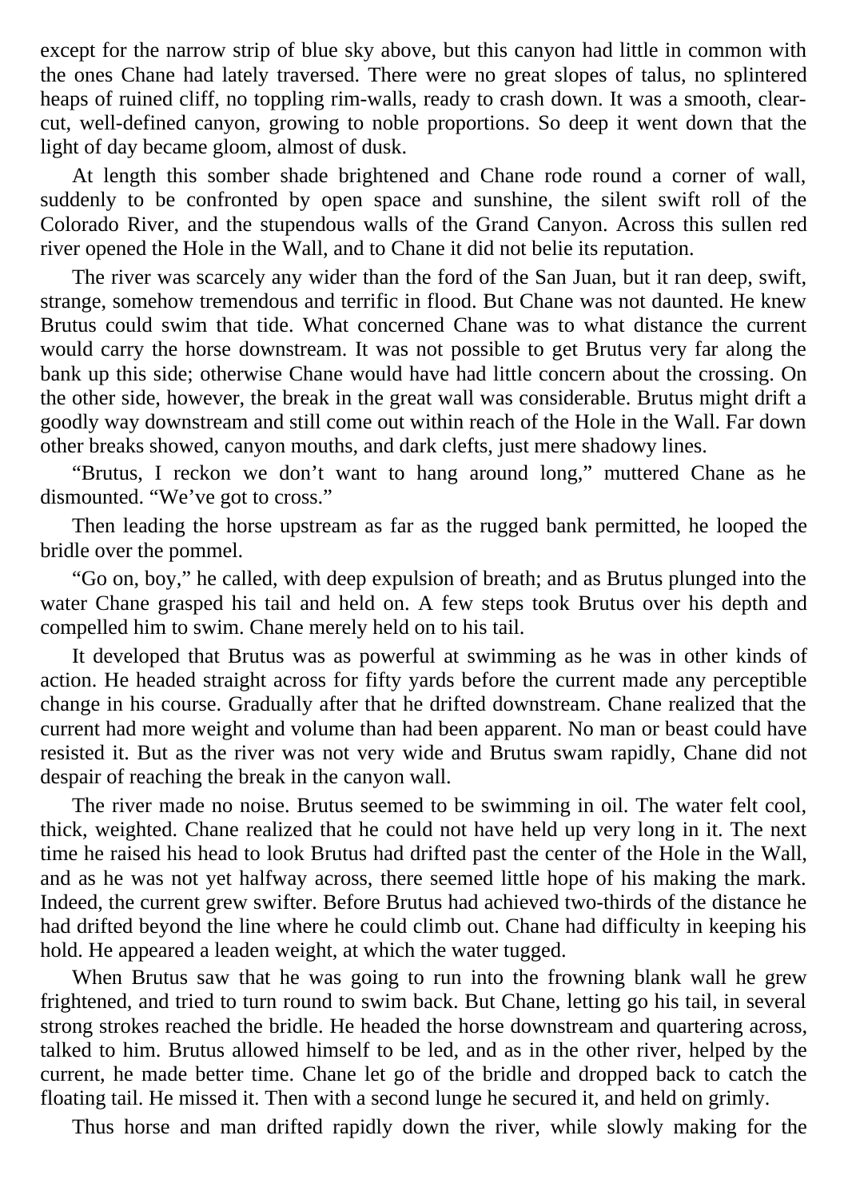except for the narrow strip of blue sky above, but this canyon had little in common with the ones Chane had lately traversed. There were no great slopes of talus, no splintered heaps of ruined cliff, no toppling rim-walls, ready to crash down. It was a smooth, clear-cut, well-defined canyon, growing to noble proportions. So deep it went down that the light of day became gloom, almost of dusk.

At length this somber shade brightened and Chane rode round a corner of wall, suddenly to be confronted by open space and sunshine, the silent swift roll of the Colorado River, and the stupendous walls of the Grand Canyon. Across this sullen red river opened the Hole in the Wall, and to Chane it did not belie its reputation.

The river was scarcely any wider than the ford of the San Juan, but it ran deep, swift, strange, somehow tremendous and terrific in flood. But Chane was not daunted. He knew Brutus could swim that tide. What concerned Chane was to what distance the current would carry the horse downstream. It was not possible to get Brutus very far along the bank up this side; otherwise Chane would have had little concern about the crossing. On the other side, however, the break in the great wall was considerable. Brutus might drift a goodly way downstream and still come out within reach of the Hole in the Wall. Far down other breaks showed, canyon mouths, and dark clefts, just mere shadowy lines.

"Brutus, I reckon we don't want to hang around long," muttered Chane as he dismounted. "We've got to cross."

Then leading the horse upstream as far as the rugged bank permitted, he looped the bridle over the pommel.

"Go on, boy," he called, with deep expulsion of breath; and as Brutus plunged into the water Chane grasped his tail and held on. A few steps took Brutus over his depth and compelled him to swim. Chane merely held on to his tail.

It developed that Brutus was as powerful at swimming as he was in other kinds of action. He headed straight across for fifty yards before the current made any perceptible change in his course. Gradually after that he drifted downstream. Chane realized that the current had more weight and volume than had been apparent. No man or beast could have resisted it. But as the river was not very wide and Brutus swam rapidly, Chane did not despair of reaching the break in the canyon wall.

The river made no noise. Brutus seemed to be swimming in oil. The water felt cool, thick, weighted. Chane realized that he could not have held up very long in it. The next time he raised his head to look Brutus had drifted past the center of the Hole in the Wall, and as he was not yet halfway across, there seemed little hope of his making the mark. Indeed, the current grew swifter. Before Brutus had achieved two-thirds of the distance he had drifted beyond the line where he could climb out. Chane had difficulty in keeping his hold. He appeared a leaden weight, at which the water tugged.

When Brutus saw that he was going to run into the frowning blank wall he grew frightened, and tried to turn round to swim back. But Chane, letting go his tail, in several strong strokes reached the bridle. He headed the horse downstream and quartering across, talked to him. Brutus allowed himself to be led, and as in the other river, helped by the current, he made better time. Chane let go of the bridle and dropped back to catch the floating tail. He missed it. Then with a second lunge he secured it, and held on grimly.

Thus horse and man drifted rapidly down the river, while slowly making for the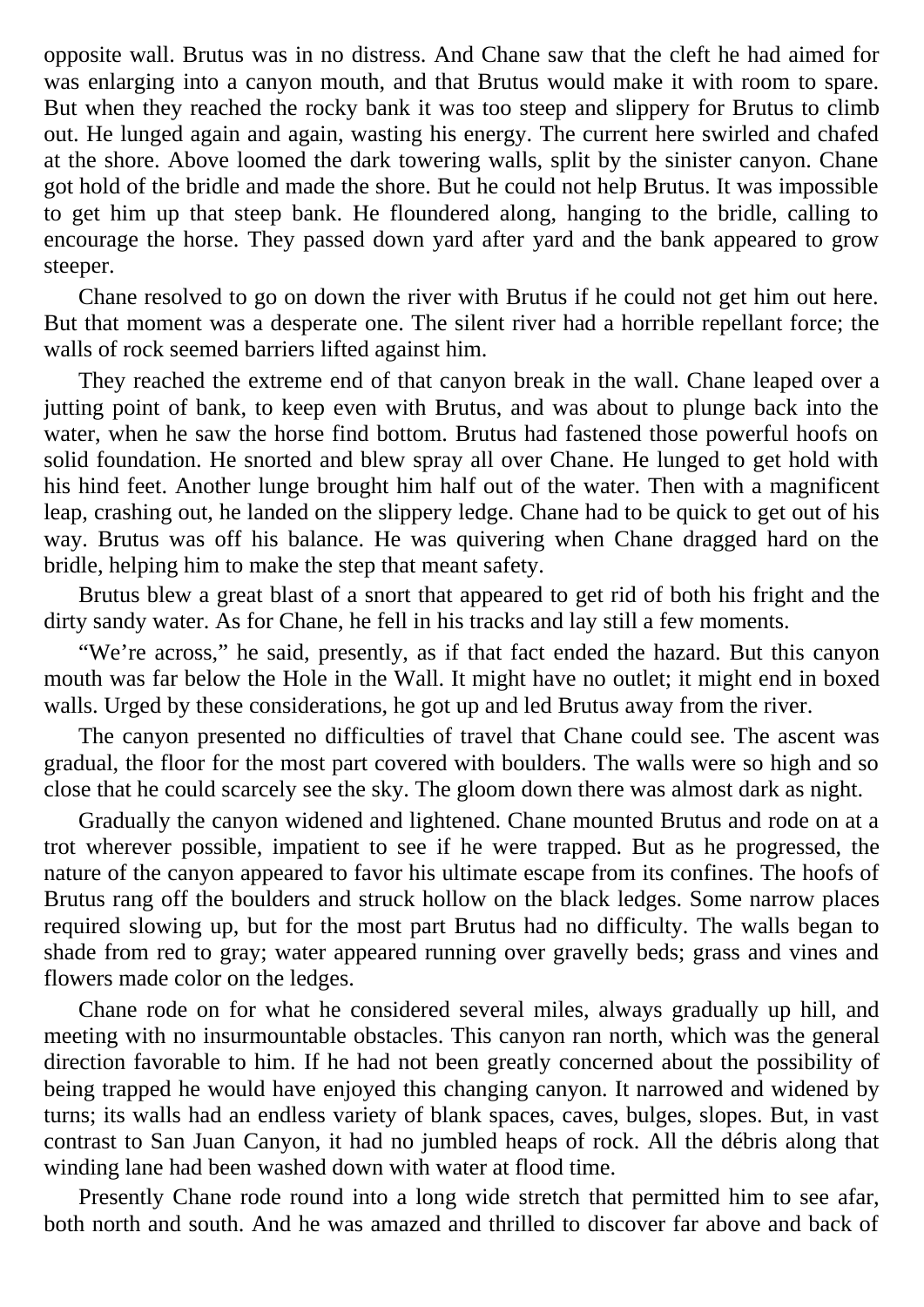opposite wall. Brutus was in no distress. And Chane saw that the cleft he had aimed for was enlarging into a canyon mouth, and that Brutus would make it with room to spare. But when they reached the rocky bank it was too steep and slippery for Brutus to climb out. He lunged again and again, wasting his energy. The current here swirled and chafed at the shore. Above loomed the dark towering walls, split by the sinister canyon. Chane got hold of the bridle and made the shore. But he could not help Brutus. It was impossible to get him up that steep bank. He floundered along, hanging to the bridle, calling to encourage the horse. They passed down yard after yard and the bank appeared to grow steeper.

Chane resolved to go on down the river with Brutus if he could not get him out here. But that moment was a desperate one. The silent river had a horrible repellant force; the walls of rock seemed barriers lifted against him.

They reached the extreme end of that canyon break in the wall. Chane leaped over a jutting point of bank, to keep even with Brutus, and was about to plunge back into the water, when he saw the horse find bottom. Brutus had fastened those powerful hoofs on solid foundation. He snorted and blew spray all over Chane. He lunged to get hold with his hind feet. Another lunge brought him half out of the water. Then with a magnificent leap, crashing out, he landed on the slippery ledge. Chane had to be quick to get out of his way. Brutus was off his balance. He was quivering when Chane dragged hard on the bridle, helping him to make the step that meant safety.

Brutus blew a great blast of a snort that appeared to get rid of both his fright and the dirty sandy water. As for Chane, he fell in his tracks and lay still a few moments.

"We're across," he said, presently, as if that fact ended the hazard. But this canyon mouth was far below the Hole in the Wall. It might have no outlet; it might end in boxed walls. Urged by these considerations, he got up and led Brutus away from the river.

The canyon presented no difficulties of travel that Chane could see. The ascent was gradual, the floor for the most part covered with boulders. The walls were so high and so close that he could scarcely see the sky. The gloom down there was almost dark as night.

Gradually the canyon widened and lightened. Chane mounted Brutus and rode on at a trot wherever possible, impatient to see if he were trapped. But as he progressed, the nature of the canyon appeared to favor his ultimate escape from its confines. The hoofs of Brutus rang off the boulders and struck hollow on the black ledges. Some narrow places required slowing up, but for the most part Brutus had no difficulty. The walls began to shade from red to gray; water appeared running over gravelly beds; grass and vines and flowers made color on the ledges.

Chane rode on for what he considered several miles, always gradually up hill, and meeting with no insurmountable obstacles. This canyon ran north, which was the general direction favorable to him. If he had not been greatly concerned about the possibility of being trapped he would have enjoyed this changing canyon. It narrowed and widened by turns; its walls had an endless variety of blank spaces, caves, bulges, slopes. But, in vast contrast to San Juan Canyon, it had no jumbled heaps of rock. All the débris along that winding lane had been washed down with water at flood time.

Presently Chane rode round into a long wide stretch that permitted him to see afar, both north and south. And he was amazed and thrilled to discover far above and back of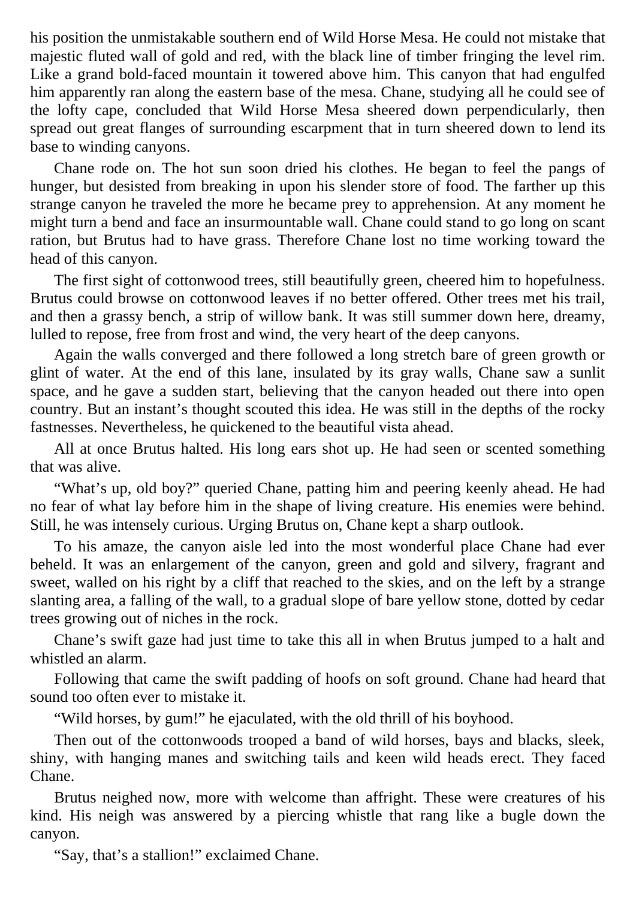his position the unmistakable southern end of Wild Horse Mesa. He could not mistake that majestic fluted wall of gold and red, with the black line of timber fringing the level rim. Like a grand bold-faced mountain it towered above him. This canyon that had engulfed him apparently ran along the eastern base of the mesa. Chane, studying all he could see of the lofty cape, concluded that Wild Horse Mesa sheered down perpendicularly, then spread out great flanges of surrounding escarpment that in turn sheered down to lend its base to winding canyons.

Chane rode on. The hot sun soon dried his clothes. He began to feel the pangs of hunger, but desisted from breaking in upon his slender store of food. The farther up this strange canyon he traveled the more he became prey to apprehension. At any moment he might turn a bend and face an insurmountable wall. Chane could stand to go long on scant ration, but Brutus had to have grass. Therefore Chane lost no time working toward the head of this canyon.

The first sight of cottonwood trees, still beautifully green, cheered him to hopefulness. Brutus could browse on cottonwood leaves if no better offered. Other trees met his trail, and then a grassy bench, a strip of willow bank. It was still summer down here, dreamy, lulled to repose, free from frost and wind, the very heart of the deep canyons.

Again the walls converged and there followed a long stretch bare of green growth or glint of water. At the end of this lane, insulated by its gray walls, Chane saw a sunlit space, and he gave a sudden start, believing that the canyon headed out there into open country. But an instant's thought scouted this idea. He was still in the depths of the rocky fastnesses. Nevertheless, he quickened to the beautiful vista ahead.

All at once Brutus halted. His long ears shot up. He had seen or scented something that was alive.

"What's up, old boy?" queried Chane, patting him and peering keenly ahead. He had no fear of what lay before him in the shape of living creature. His enemies were behind. Still, he was intensely curious. Urging Brutus on, Chane kept a sharp outlook.

To his amaze, the canyon aisle led into the most wonderful place Chane had ever beheld. It was an enlargement of the canyon, green and gold and silvery, fragrant and sweet, walled on his right by a cliff that reached to the skies, and on the left by a strange slanting area, a falling of the wall, to a gradual slope of bare yellow stone, dotted by cedar trees growing out of niches in the rock.

Chane's swift gaze had just time to take this all in when Brutus jumped to a halt and whistled an alarm.

Following that came the swift padding of hoofs on soft ground. Chane had heard that sound too often ever to mistake it.

"Wild horses, by gum!" he ejaculated, with the old thrill of his boyhood.

Then out of the cottonwoods trooped a band of wild horses, bays and blacks, sleek, shiny, with hanging manes and switching tails and keen wild heads erect. They faced Chane.

Brutus neighed now, more with welcome than affright. These were creatures of his kind. His neigh was answered by a piercing whistle that rang like a bugle down the canyon.

"Say, that's a stallion!" exclaimed Chane.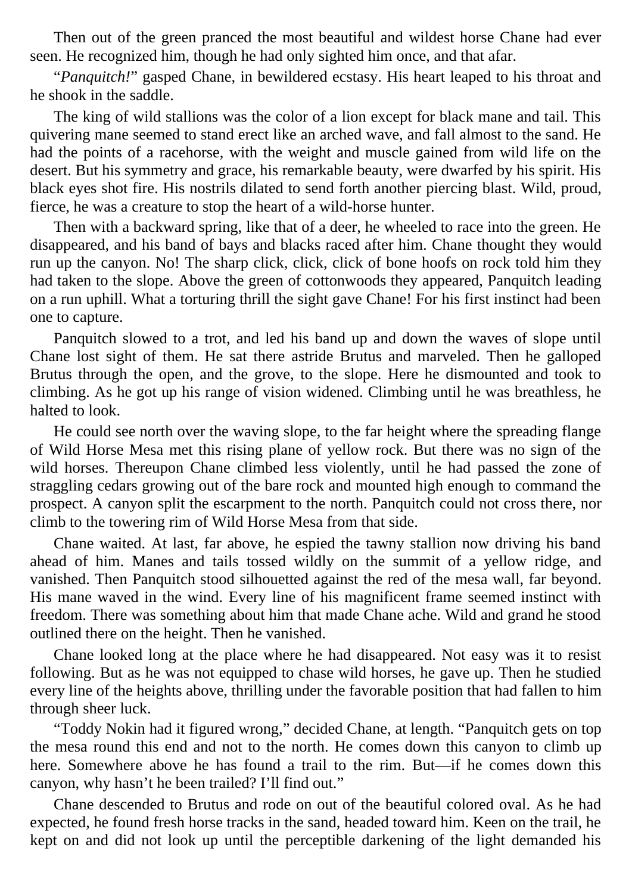Then out of the green pranced the most beautiful and wildest horse Chane had ever seen. He recognized him, though he had only sighted him once, and that afar.

"*Panquitch!*" gasped Chane, in bewildered ecstasy. His heart leaped to his throat and he shook in the saddle.

The king of wild stallions was the color of a lion except for black mane and tail. This quivering mane seemed to stand erect like an arched wave, and fall almost to the sand. He had the points of a racehorse, with the weight and muscle gained from wild life on the desert. But his symmetry and grace, his remarkable beauty, were dwarfed by his spirit. His black eyes shot fire. His nostrils dilated to send forth another piercing blast. Wild, proud, fierce, he was a creature to stop the heart of a wild-horse hunter.

Then with a backward spring, like that of a deer, he wheeled to race into the green. He disappeared, and his band of bays and blacks raced after him. Chane thought they would run up the canyon. No! The sharp click, click, click of bone hoofs on rock told him they had taken to the slope. Above the green of cottonwoods they appeared, Panquitch leading on a run uphill. What a torturing thrill the sight gave Chane! For his first instinct had been one to capture.

Panquitch slowed to a trot, and led his band up and down the waves of slope until Chane lost sight of them. He sat there astride Brutus and marveled. Then he galloped Brutus through the open, and the grove, to the slope. Here he dismounted and took to climbing. As he got up his range of vision widened. Climbing until he was breathless, he halted to look.

He could see north over the waving slope, to the far height where the spreading flange of Wild Horse Mesa met this rising plane of yellow rock. But there was no sign of the wild horses. Thereupon Chane climbed less violently, until he had passed the zone of straggling cedars growing out of the bare rock and mounted high enough to command the prospect. A canyon split the escarpment to the north. Panquitch could not cross there, nor climb to the towering rim of Wild Horse Mesa from that side.

Chane waited. At last, far above, he espied the tawny stallion now driving his band ahead of him. Manes and tails tossed wildly on the summit of a yellow ridge, and vanished. Then Panquitch stood silhouetted against the red of the mesa wall, far beyond. His mane waved in the wind. Every line of his magnificent frame seemed instinct with freedom. There was something about him that made Chane ache. Wild and grand he stood outlined there on the height. Then he vanished.

Chane looked long at the place where he had disappeared. Not easy was it to resist following. But as he was not equipped to chase wild horses, he gave up. Then he studied every line of the heights above, thrilling under the favorable position that had fallen to him through sheer luck.

"Toddy Nokin had it figured wrong," decided Chane, at length. "Panquitch gets on top the mesa round this end and not to the north. He comes down this canyon to climb up here. Somewhere above he has found a trail to the rim. But—if he comes down this canyon, why hasn't he been trailed? I'll find out."

Chane descended to Brutus and rode on out of the beautiful colored oval. As he had expected, he found fresh horse tracks in the sand, headed toward him. Keen on the trail, he kept on and did not look up until the perceptible darkening of the light demanded his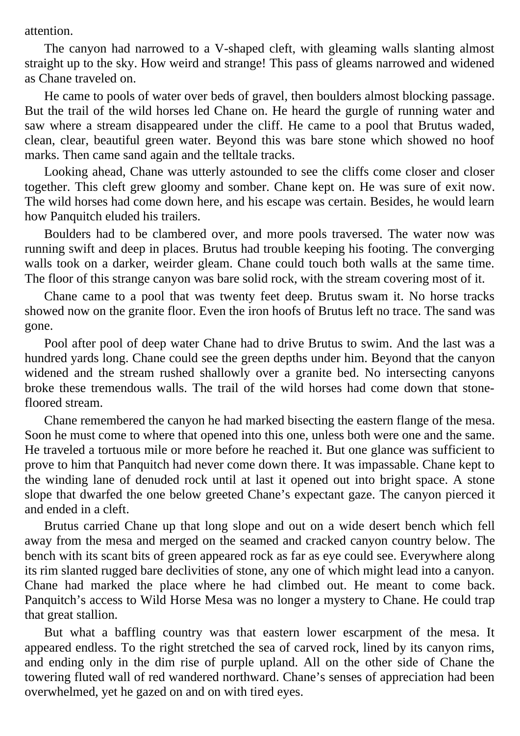attention.

The canyon had narrowed to a V-shaped cleft, with gleaming walls slanting almost straight up to the sky. How weird and strange! This pass of gleams narrowed and widened as Chane traveled on.

He came to pools of water over beds of gravel, then boulders almost blocking passage. But the trail of the wild horses led Chane on. He heard the gurgle of running water and saw where a stream disappeared under the cliff. He came to a pool that Brutus waded, clean, clear, beautiful green water. Beyond this was bare stone which showed no hoof marks. Then came sand again and the telltale tracks.

Looking ahead, Chane was utterly astounded to see the cliffs come closer and closer together. This cleft grew gloomy and somber. Chane kept on. He was sure of exit now. The wild horses had come down here, and his escape was certain. Besides, he would learn how Panquitch eluded his trailers.

Boulders had to be clambered over, and more pools traversed. The water now was running swift and deep in places. Brutus had trouble keeping his footing. The converging walls took on a darker, weirder gleam. Chane could touch both walls at the same time. The floor of this strange canyon was bare solid rock, with the stream covering most of it.

Chane came to a pool that was twenty feet deep. Brutus swam it. No horse tracks showed now on the granite floor. Even the iron hoofs of Brutus left no trace. The sand was gone.

Pool after pool of deep water Chane had to drive Brutus to swim. And the last was a hundred yards long. Chane could see the green depths under him. Beyond that the canyon widened and the stream rushed shallowly over a granite bed. No intersecting canyons broke these tremendous walls. The trail of the wild horses had come down that stone-floored stream.

Chane remembered the canyon he had marked bisecting the eastern flange of the mesa. Soon he must come to where that opened into this one, unless both were one and the same. He traveled a tortuous mile or more before he reached it. But one glance was sufficient to prove to him that Panquitch had never come down there. It was impassable. Chane kept to the winding lane of denuded rock until at last it opened out into bright space. A stone slope that dwarfed the one below greeted Chane's expectant gaze. The canyon pierced it and ended in a cleft.

Brutus carried Chane up that long slope and out on a wide desert bench which fell away from the mesa and merged on the seamed and cracked canyon country below. The bench with its scant bits of green appeared rock as far as eye could see. Everywhere along its rim slanted rugged bare declivities of stone, any one of which might lead into a canyon. Chane had marked the place where he had climbed out. He meant to come back. Panquitch's access to Wild Horse Mesa was no longer a mystery to Chane. He could trap that great stallion.

But what a baffling country was that eastern lower escarpment of the mesa. It appeared endless. To the right stretched the sea of carved rock, lined by its canyon rims, and ending only in the dim rise of purple upland. All on the other side of Chane the towering fluted wall of red wandered northward. Chane's senses of appreciation had been overwhelmed, yet he gazed on and on with tired eyes.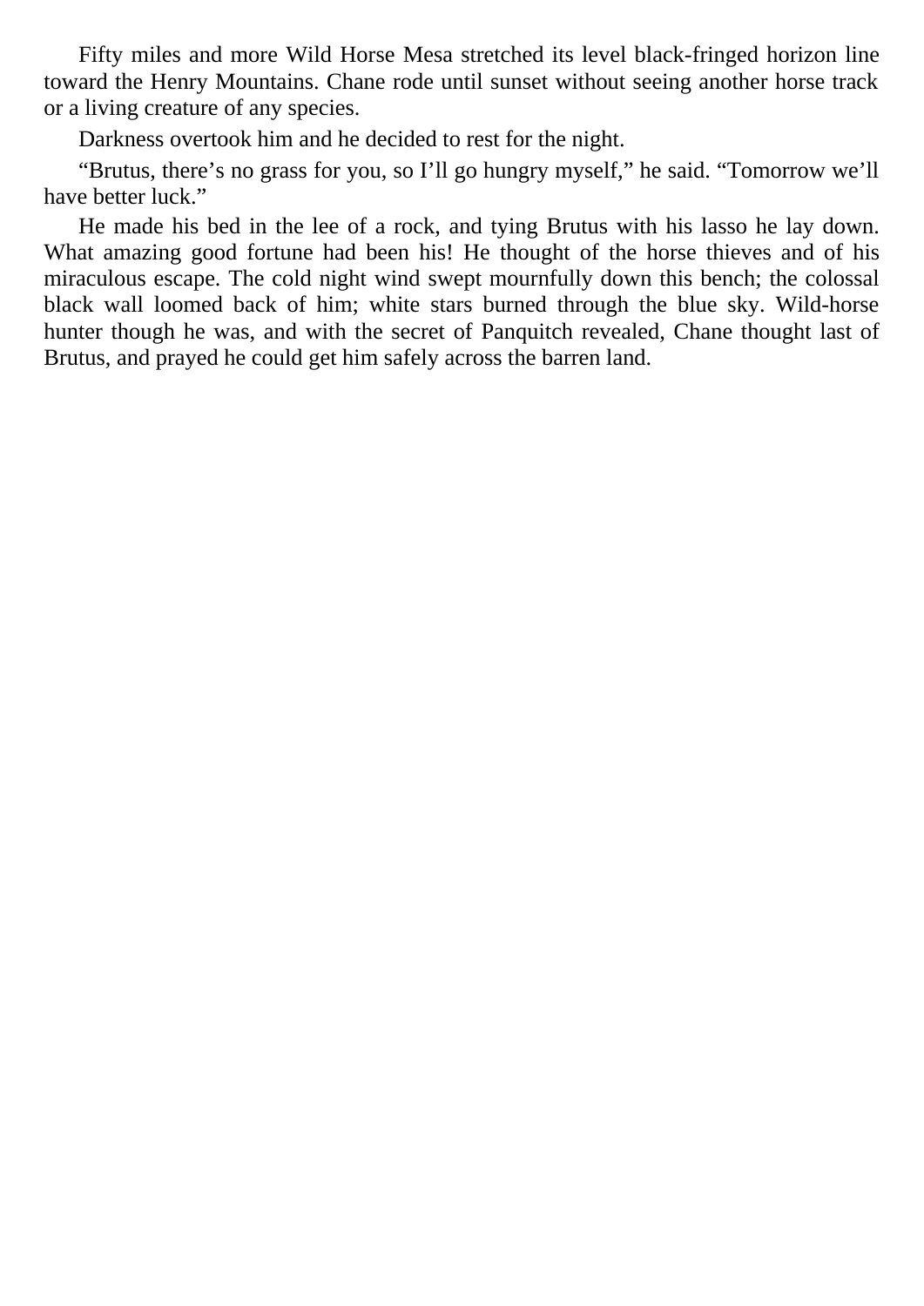Fifty miles and more Wild Horse Mesa stretched its level black-fringed horizon line toward the Henry Mountains. Chane rode until sunset without seeing another horse track or a living creature of any species.

Darkness overtook him and he decided to rest for the night.

“Brutus, there’s no grass for you, so I’ll go hungry myself,” he said. “Tomorrow we’ll have better luck.”

He made his bed in the lee of a rock, and tying Brutus with his lasso he lay down. What amazing good fortune had been his! He thought of the horse thieves and of his miraculous escape. The cold night wind swept mournfully down this bench; the colossal black wall loomed back of him; white stars burned through the blue sky. Wild-horse hunter though he was, and with the secret of Panquitch revealed, Chane thought last of Brutus, and prayed he could get him safely across the barren land.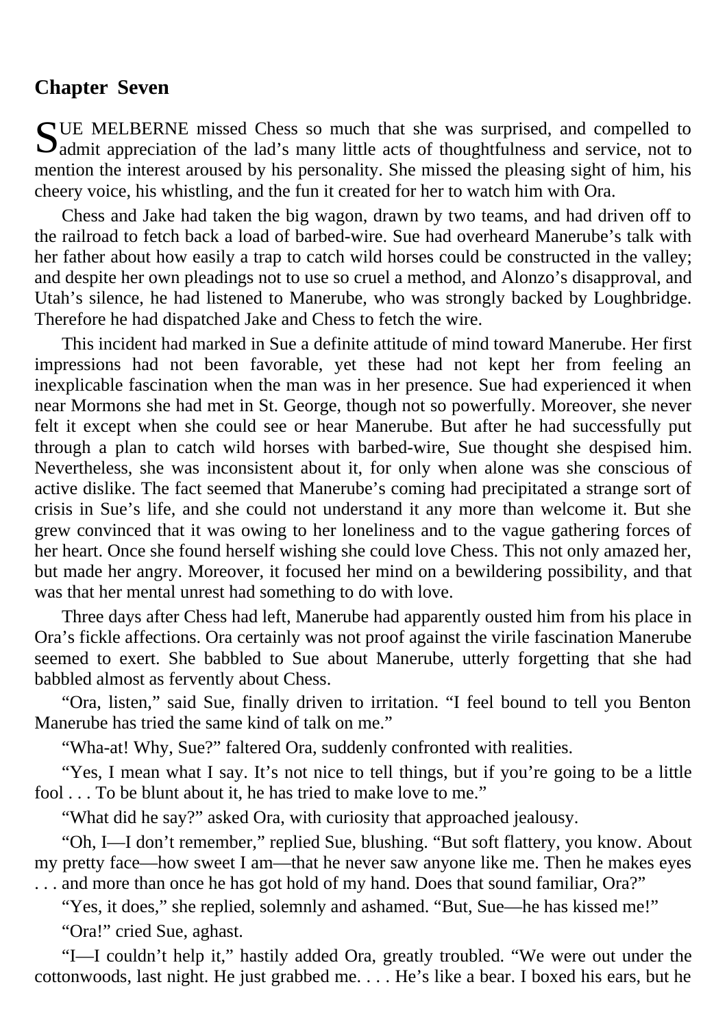## Chapter Seven

SUE MELBERNE missed Chess so much that she was surprised, and compelled to admit appreciation of the lad's many little acts of thoughtfulness and service, not to mention the interest aroused by his personality. She missed the pleasing sight of him, his cheery voice, his whistling, and the fun it created for her to watch him with Ora.

Chess and Jake had taken the big wagon, drawn by two teams, and had driven off to the railroad to fetch back a load of barbed-wire. Sue had overheard Manerube's talk with her father about how easily a trap to catch wild horses could be constructed in the valley; and despite her own pleadings not to use so cruel a method, and Alonzo's disapproval, and Utah's silence, he had listened to Manerube, who was strongly backed by Loughbridge. Therefore he had dispatched Jake and Chess to fetch the wire.

This incident had marked in Sue a definite attitude of mind toward Manerube. Her first impressions had not been favorable, yet these had not kept her from feeling an inexplicable fascination when the man was in her presence. Sue had experienced it when near Mormons she had met in St. George, though not so powerfully. Moreover, she never felt it except when she could see or hear Manerube. But after he had successfully put through a plan to catch wild horses with barbed-wire, Sue thought she despised him. Nevertheless, she was inconsistent about it, for only when alone was she conscious of active dislike. The fact seemed that Manerube's coming had precipitated a strange sort of crisis in Sue's life, and she could not understand it any more than welcome it. But she grew convinced that it was owing to her loneliness and to the vague gathering forces of her heart. Once she found herself wishing she could love Chess. This not only amazed her, but made her angry. Moreover, it focused her mind on a bewildering possibility, and that was that her mental unrest had something to do with love.

Three days after Chess had left, Manerube had apparently ousted him from his place in Ora's fickle affections. Ora certainly was not proof against the virile fascination Manerube seemed to exert. She babbled to Sue about Manerube, utterly forgetting that she had babbled almost as fervently about Chess.

"Ora, listen," said Sue, finally driven to irritation. "I feel bound to tell you Benton Manerube has tried the same kind of talk on me."

"Wha-at! Why, Sue?" faltered Ora, suddenly confronted with realities.

"Yes, I mean what I say. It's not nice to tell things, but if you're going to be a little fool . . . To be blunt about it, he has tried to make love to me."

"What did he say?" asked Ora, with curiosity that approached jealousy.

"Oh, I—I don't remember," replied Sue, blushing. "But soft flattery, you know. About my pretty face—how sweet I am—that he never saw anyone like me. Then he makes eyes . . . and more than once he has got hold of my hand. Does that sound familiar, Ora?"

"Yes, it does," she replied, solemnly and ashamed. "But, Sue—he has kissed me!"

"Ora!" cried Sue, aghast.

"I—I couldn't help it," hastily added Ora, greatly troubled. "We were out under the cottonwoods, last night. He just grabbed me. . . . He's like a bear. I boxed his ears, but he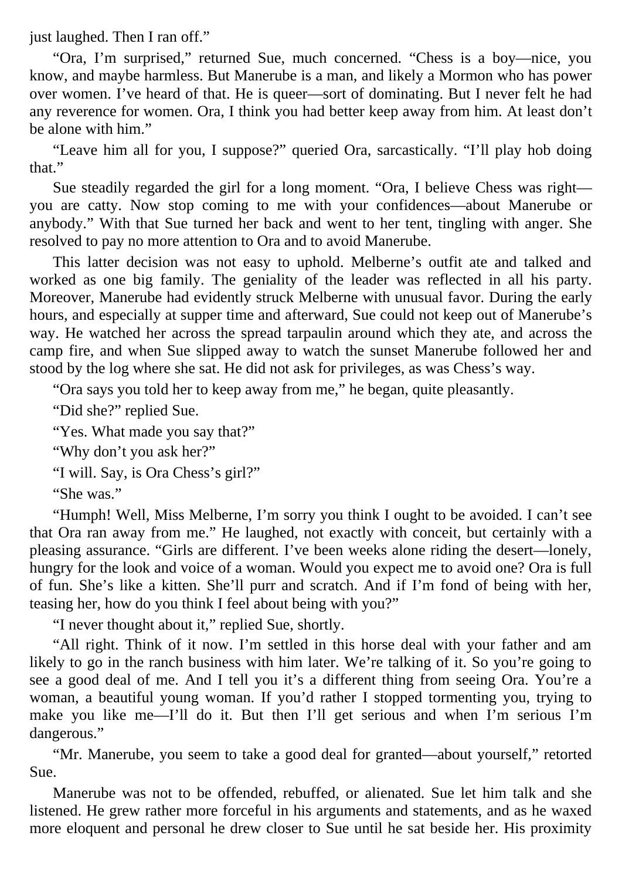just laughed. Then I ran off."

"Ora, I'm surprised," returned Sue, much concerned. "Chess is a boy—nice, you know, and maybe harmless. But Manerube is a man, and likely a Mormon who has power over women. I've heard of that. He is queer—sort of dominating. But I never felt he had any reverence for women. Ora, I think you had better keep away from him. At least don't be alone with him."

"Leave him all for you, I suppose?" queried Ora, sarcastically. "I'll play hob doing that."

Sue steadily regarded the girl for a long moment. "Ora, I believe Chess was right—you are catty. Now stop coming to me with your confidences—about Manerube or anybody." With that Sue turned her back and went to her tent, tingling with anger. She resolved to pay no more attention to Ora and to avoid Manerube.

This latter decision was not easy to uphold. Melberne's outfit ate and talked and worked as one big family. The geniality of the leader was reflected in all his party. Moreover, Manerube had evidently struck Melberne with unusual favor. During the early hours, and especially at supper time and afterward, Sue could not keep out of Manerube's way. He watched her across the spread tarpaulin around which they ate, and across the camp fire, and when Sue slipped away to watch the sunset Manerube followed her and stood by the log where she sat. He did not ask for privileges, as was Chess's way.

"Ora says you told her to keep away from me," he began, quite pleasantly.

"Did she?" replied Sue.

"Yes. What made you say that?"

"Why don't you ask her?"

"I will. Say, is Ora Chess's girl?"

"She was."

"Humph! Well, Miss Melberne, I'm sorry you think I ought to be avoided. I can't see that Ora ran away from me." He laughed, not exactly with conceit, but certainly with a pleasing assurance. "Girls are different. I've been weeks alone riding the desert—lonely, hungry for the look and voice of a woman. Would you expect me to avoid one? Ora is full of fun. She's like a kitten. She'll purr and scratch. And if I'm fond of being with her, teasing her, how do you think I feel about being with you?"

"I never thought about it," replied Sue, shortly.

"All right. Think of it now. I'm settled in this horse deal with your father and am likely to go in the ranch business with him later. We're talking of it. So you're going to see a good deal of me. And I tell you it's a different thing from seeing Ora. You're a woman, a beautiful young woman. If you'd rather I stopped tormenting you, trying to make you like me—I'll do it. But then I'll get serious and when I'm serious I'm dangerous."

"Mr. Manerube, you seem to take a good deal for granted—about yourself," retorted Sue.

Manerube was not to be offended, rebuffed, or alienated. Sue let him talk and she listened. He grew rather more forceful in his arguments and statements, and as he waxed more eloquent and personal he drew closer to Sue until he sat beside her. His proximity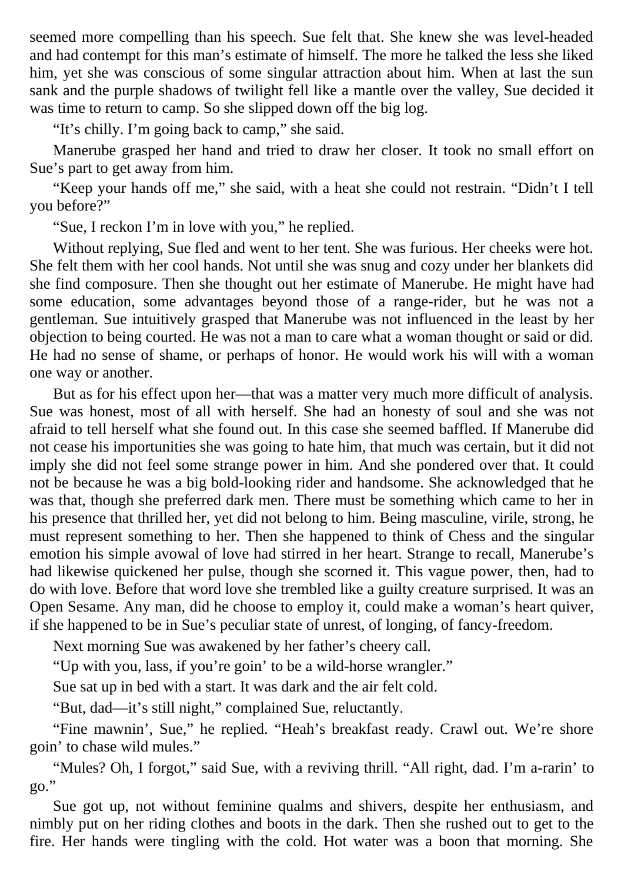seemed more compelling than his speech. Sue felt that. She knew she was level-headed and had contempt for this man's estimate of himself. The more he talked the less she liked him, yet she was conscious of some singular attraction about him. When at last the sun sank and the purple shadows of twilight fell like a mantle over the valley, Sue decided it was time to return to camp. So she slipped down off the big log.

"It's chilly. I'm going back to camp," she said.

Manerube grasped her hand and tried to draw her closer. It took no small effort on Sue's part to get away from him.

"Keep your hands off me," she said, with a heat she could not restrain. "Didn't I tell you before?"

"Sue, I reckon I'm in love with you," he replied.

Without replying, Sue fled and went to her tent. She was furious. Her cheeks were hot. She felt them with her cool hands. Not until she was snug and cozy under her blankets did she find composure. Then she thought out her estimate of Manerube. He might have had some education, some advantages beyond those of a range-rider, but he was not a gentleman. Sue intuitively grasped that Manerube was not influenced in the least by her objection to being courted. He was not a man to care what a woman thought or said or did. He had no sense of shame, or perhaps of honor. He would work his will with a woman one way or another.

But as for his effect upon her—that was a matter very much more difficult of analysis. Sue was honest, most of all with herself. She had an honesty of soul and she was not afraid to tell herself what she found out. In this case she seemed baffled. If Manerube did not cease his importunities she was going to hate him, that much was certain, but it did not imply she did not feel some strange power in him. And she pondered over that. It could not be because he was a big bold-looking rider and handsome. She acknowledged that he was that, though she preferred dark men. There must be something which came to her in his presence that thrilled her, yet did not belong to him. Being masculine, virile, strong, he must represent something to her. Then she happened to think of Chess and the singular emotion his simple avowal of love had stirred in her heart. Strange to recall, Manerube's had likewise quickened her pulse, though she scorned it. This vague power, then, had to do with love. Before that word love she trembled like a guilty creature surprised. It was an Open Sesame. Any man, did he choose to employ it, could make a woman's heart quiver, if she happened to be in Sue's peculiar state of unrest, of longing, of fancy-freedom.

Next morning Sue was awakened by her father's cheery call.

"Up with you, lass, if you're goin' to be a wild-horse wrangler."

Sue sat up in bed with a start. It was dark and the air felt cold.

"But, dad—it's still night," complained Sue, reluctantly.

"Fine mawnin', Sue," he replied. "Heah's breakfast ready. Crawl out. We're shore goin' to chase wild mules."

"Mules? Oh, I forgot," said Sue, with a reviving thrill. "All right, dad. I'm a-rarin' to go."

Sue got up, not without feminine qualms and shivers, despite her enthusiasm, and nimbly put on her riding clothes and boots in the dark. Then she rushed out to get to the fire. Her hands were tingling with the cold. Hot water was a boon that morning. She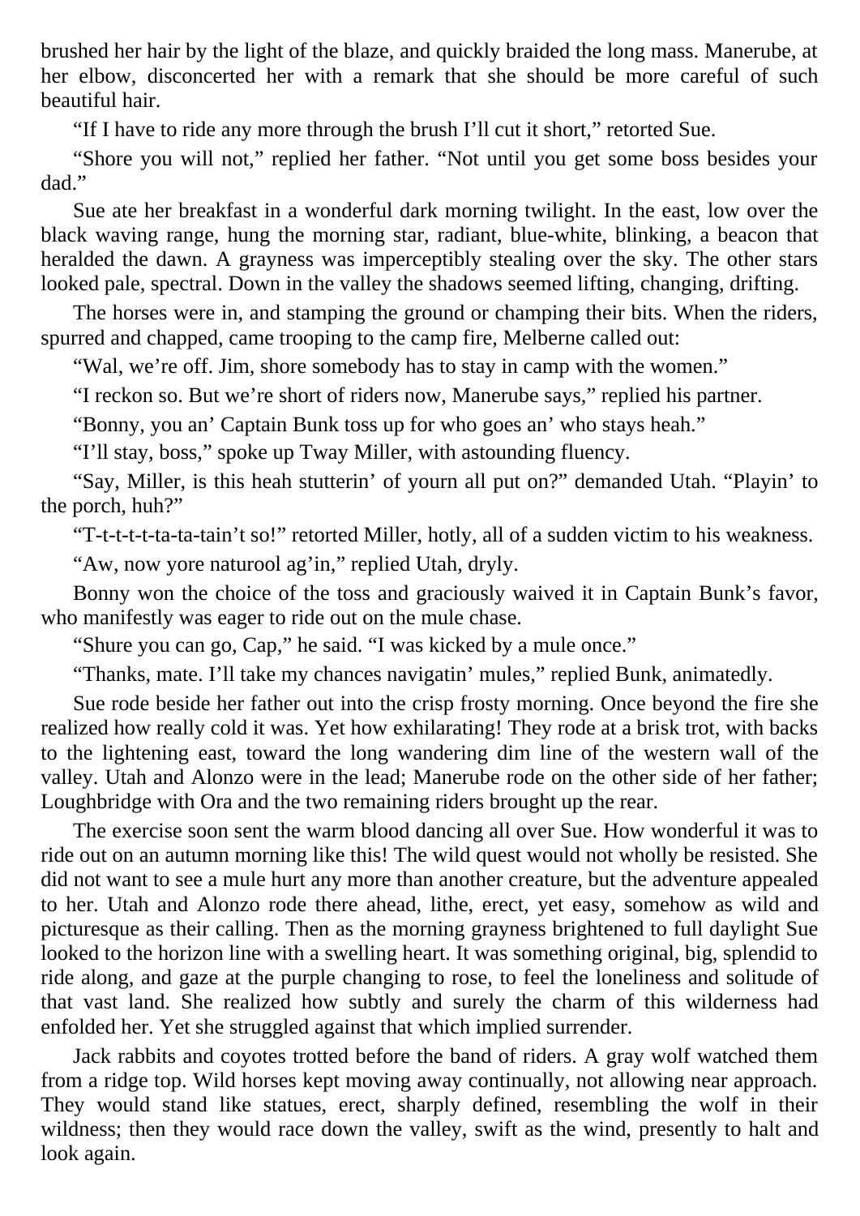brushed her hair by the light of the blaze, and quickly braided the long mass. Manerube, at her elbow, disconcerted her with a remark that she should be more careful of such beautiful hair.

"If I have to ride any more through the brush I'll cut it short," retorted Sue.

"Shore you will not," replied her father. "Not until you get some boss besides your dad."

Sue ate her breakfast in a wonderful dark morning twilight. In the east, low over the black waving range, hung the morning star, radiant, blue-white, blinking, a beacon that heralded the dawn. A grayness was imperceptibly stealing over the sky. The other stars looked pale, spectral. Down in the valley the shadows seemed lifting, changing, drifting.

The horses were in, and stamping the ground or champing their bits. When the riders, spurred and chapped, came trooping to the camp fire, Melberne called out:

"Wal, we're off. Jim, shore somebody has to stay in camp with the women."

"I reckon so. But we're short of riders now, Manerube says," replied his partner.

"Bonny, you an' Captain Bunk toss up for who goes an' who stays heah."

"I'll stay, boss," spoke up Tway Miller, with astounding fluency.

"Say, Miller, is this heah stutterin' of yourn all put on?" demanded Utah. "Playin' to the porch, huh?"

"T-t-t-t-ta-ta-tain't so!" retorted Miller, hotly, all of a sudden victim to his weakness.

"Aw, now yore naturool ag'in," replied Utah, dryly.

Bonny won the choice of the toss and graciously waived it in Captain Bunk's favor, who manifestly was eager to ride out on the mule chase.

"Shure you can go, Cap," he said. "I was kicked by a mule once."

"Thanks, mate. I'll take my chances navigatin' mules," replied Bunk, animatedly.

Sue rode beside her father out into the crisp frosty morning. Once beyond the fire she realized how really cold it was. Yet how exhilarating! They rode at a brisk trot, with backs to the lightening east, toward the long wandering dim line of the western wall of the valley. Utah and Alonzo were in the lead; Manerube rode on the other side of her father; Loughbridge with Ora and the two remaining riders brought up the rear.

The exercise soon sent the warm blood dancing all over Sue. How wonderful it was to ride out on an autumn morning like this! The wild quest would not wholly be resisted. She did not want to see a mule hurt any more than another creature, but the adventure appealed to her. Utah and Alonzo rode there ahead, lithe, erect, yet easy, somehow as wild and picturesque as their calling. Then as the morning grayness brightened to full daylight Sue looked to the horizon line with a swelling heart. It was something original, big, splendid to ride along, and gaze at the purple changing to rose, to feel the loneliness and solitude of that vast land. She realized how subtly and surely the charm of this wilderness had enfolded her. Yet she struggled against that which implied surrender.

Jack rabbits and coyotes trotted before the band of riders. A gray wolf watched them from a ridge top. Wild horses kept moving away continually, not allowing near approach. They would stand like statues, erect, sharply defined, resembling the wolf in their wildness; then they would race down the valley, swift as the wind, presently to halt and look again.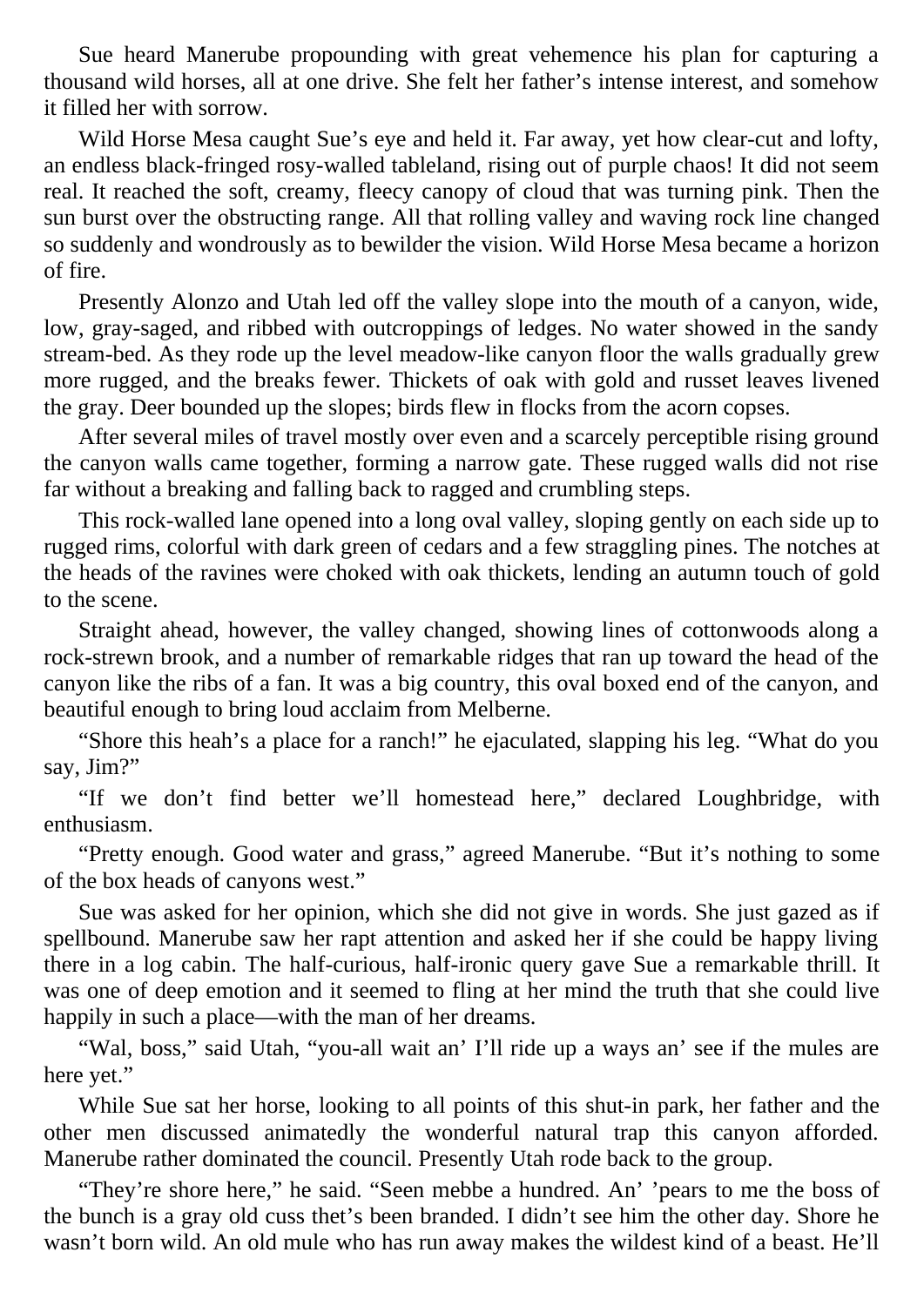Sue heard Manerube propounding with great vehemence his plan for capturing a thousand wild horses, all at one drive. She felt her father's intense interest, and somehow it filled her with sorrow.

Wild Horse Mesa caught Sue's eye and held it. Far away, yet how clear-cut and lofty, an endless black-fringed rosy-walled tableland, rising out of purple chaos! It did not seem real. It reached the soft, creamy, fleecy canopy of cloud that was turning pink. Then the sun burst over the obstructing range. All that rolling valley and waving rock line changed so suddenly and wondrously as to bewilder the vision. Wild Horse Mesa became a horizon of fire.

Presently Alonzo and Utah led off the valley slope into the mouth of a canyon, wide, low, gray-saged, and ribbed with outcroppings of ledges. No water showed in the sandy stream-bed. As they rode up the level meadow-like canyon floor the walls gradually grew more rugged, and the breaks fewer. Thickets of oak with gold and russet leaves livened the gray. Deer bounded up the slopes; birds flew in flocks from the acorn copses.

After several miles of travel mostly over even and a scarcely perceptible rising ground the canyon walls came together, forming a narrow gate. These rugged walls did not rise far without a breaking and falling back to ragged and crumbling steps.

This rock-walled lane opened into a long oval valley, sloping gently on each side up to rugged rims, colorful with dark green of cedars and a few straggling pines. The notches at the heads of the ravines were choked with oak thickets, lending an autumn touch of gold to the scene.

Straight ahead, however, the valley changed, showing lines of cottonwoods along a rock-strewn brook, and a number of remarkable ridges that ran up toward the head of the canyon like the ribs of a fan. It was a big country, this oval boxed end of the canyon, and beautiful enough to bring loud acclaim from Melberne.

"Shore this heah's a place for a ranch!" he ejaculated, slapping his leg. "What do you say, Jim?"

"If we don't find better we'll homestead here," declared Loughbridge, with enthusiasm.

"Pretty enough. Good water and grass," agreed Manerube. "But it's nothing to some of the box heads of canyons west."

Sue was asked for her opinion, which she did not give in words. She just gazed as if spellbound. Manerube saw her rapt attention and asked her if she could be happy living there in a log cabin. The half-curious, half-ironic query gave Sue a remarkable thrill. It was one of deep emotion and it seemed to fling at her mind the truth that she could live happily in such a place—with the man of her dreams.

"Wal, boss," said Utah, "you-all wait an' I'll ride up a ways an' see if the mules are here yet."

While Sue sat her horse, looking to all points of this shut-in park, her father and the other men discussed animatedly the wonderful natural trap this canyon afforded. Manerube rather dominated the council. Presently Utah rode back to the group.

"They're shore here," he said. "Seen mebbe a hundred. An' 'pears to me the boss of the bunch is a gray old cuss thet's been branded. I didn't see him the other day. Shore he wasn't born wild. An old mule who has run away makes the wildest kind of a beast. He'll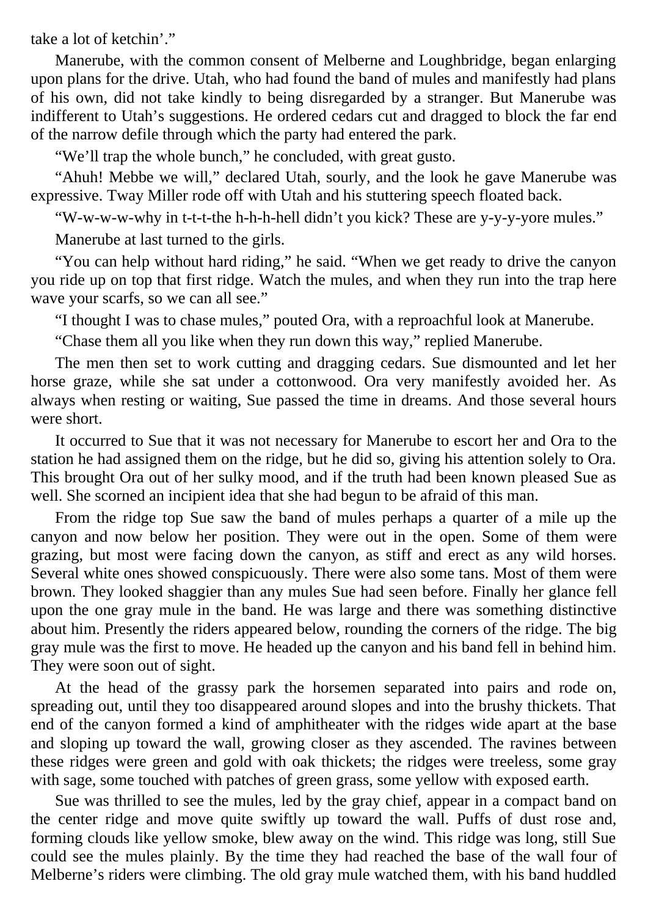take a lot of ketchin'."

Manerube, with the common consent of Melberne and Loughbridge, began enlarging upon plans for the drive. Utah, who had found the band of mules and manifestly had plans of his own, did not take kindly to being disregarded by a stranger. But Manerube was indifferent to Utah's suggestions. He ordered cedars cut and dragged to block the far end of the narrow defile through which the party had entered the park.

"We'll trap the whole bunch," he concluded, with great gusto.

"Ahuh! Mebbe we will," declared Utah, sourly, and the look he gave Manerube was expressive. Tway Miller rode off with Utah and his stuttering speech floated back.

"W-w-w-w-why in t-t-t-the h-h-h-hell didn't you kick? These are y-y-y-yore mules."

Manerube at last turned to the girls.

"You can help without hard riding," he said. "When we get ready to drive the canyon you ride up on top that first ridge. Watch the mules, and when they run into the trap here wave your scarfs, so we can all see."

"I thought I was to chase mules," pouted Ora, with a reproachful look at Manerube.

"Chase them all you like when they run down this way," replied Manerube.

The men then set to work cutting and dragging cedars. Sue dismounted and let her horse graze, while she sat under a cottonwood. Ora very manifestly avoided her. As always when resting or waiting, Sue passed the time in dreams. And those several hours were short.

It occurred to Sue that it was not necessary for Manerube to escort her and Ora to the station he had assigned them on the ridge, but he did so, giving his attention solely to Ora. This brought Ora out of her sulky mood, and if the truth had been known pleased Sue as well. She scorned an incipient idea that she had begun to be afraid of this man.

From the ridge top Sue saw the band of mules perhaps a quarter of a mile up the canyon and now below her position. They were out in the open. Some of them were grazing, but most were facing down the canyon, as stiff and erect as any wild horses. Several white ones showed conspicuously. There were also some tans. Most of them were brown. They looked shaggier than any mules Sue had seen before. Finally her glance fell upon the one gray mule in the band. He was large and there was something distinctive about him. Presently the riders appeared below, rounding the corners of the ridge. The big gray mule was the first to move. He headed up the canyon and his band fell in behind him. They were soon out of sight.

At the head of the grassy park the horsemen separated into pairs and rode on, spreading out, until they too disappeared around slopes and into the brushy thickets. That end of the canyon formed a kind of amphitheater with the ridges wide apart at the base and sloping up toward the wall, growing closer as they ascended. The ravines between these ridges were green and gold with oak thickets; the ridges were treeless, some gray with sage, some touched with patches of green grass, some yellow with exposed earth.

Sue was thrilled to see the mules, led by the gray chief, appear in a compact band on the center ridge and move quite swiftly up toward the wall. Puffs of dust rose and, forming clouds like yellow smoke, blew away on the wind. This ridge was long, still Sue could see the mules plainly. By the time they had reached the base of the wall four of Melberne's riders were climbing. The old gray mule watched them, with his band huddled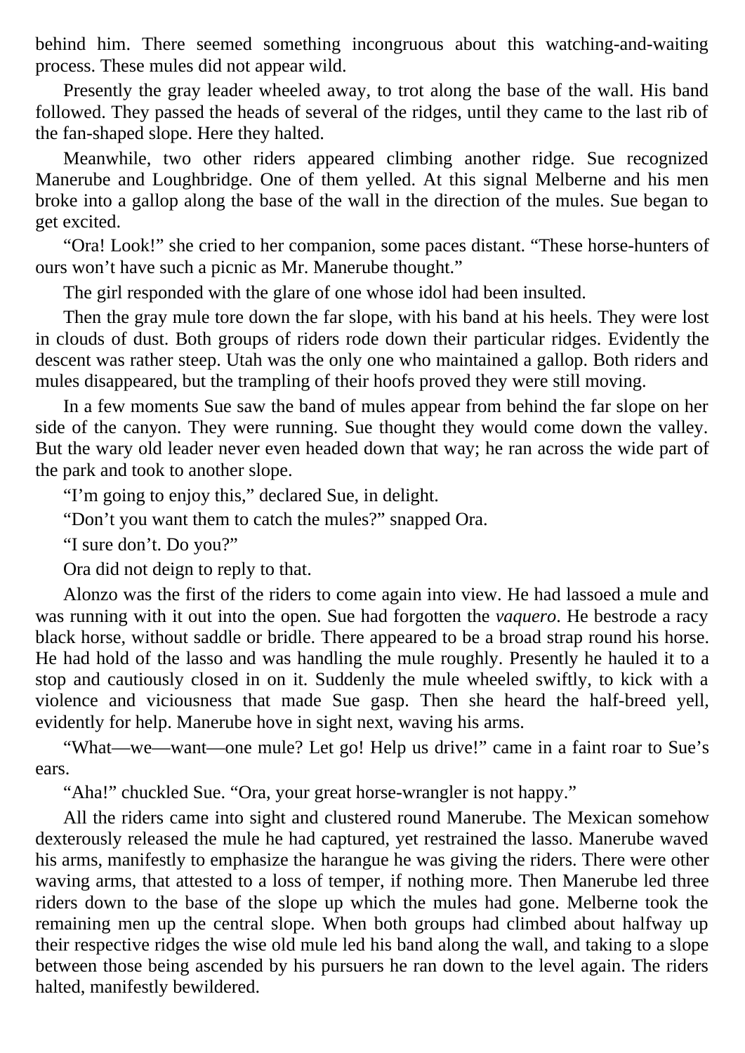behind him. There seemed something incongruous about this watching-and-waiting process. These mules did not appear wild.

Presently the gray leader wheeled away, to trot along the base of the wall. His band followed. They passed the heads of several of the ridges, until they came to the last rib of the fan-shaped slope. Here they halted.

Meanwhile, two other riders appeared climbing another ridge. Sue recognized Manerube and Loughbridge. One of them yelled. At this signal Melberne and his men broke into a gallop along the base of the wall in the direction of the mules. Sue began to get excited.

"Ora! Look!" she cried to her companion, some paces distant. "These horse-hunters of ours won't have such a picnic as Mr. Manerube thought."

The girl responded with the glare of one whose idol had been insulted.

Then the gray mule tore down the far slope, with his band at his heels. They were lost in clouds of dust. Both groups of riders rode down their particular ridges. Evidently the descent was rather steep. Utah was the only one who maintained a gallop. Both riders and mules disappeared, but the trampling of their hoofs proved they were still moving.

In a few moments Sue saw the band of mules appear from behind the far slope on her side of the canyon. They were running. Sue thought they would come down the valley. But the wary old leader never even headed down that way; he ran across the wide part of the park and took to another slope.

"I'm going to enjoy this," declared Sue, in delight.

"Don't you want them to catch the mules?" snapped Ora.

"I sure don't. Do you?"

Ora did not deign to reply to that.

Alonzo was the first of the riders to come again into view. He had lassoed a mule and was running with it out into the open. Sue had forgotten the *vaquero*. He bestrode a racy black horse, without saddle or bridle. There appeared to be a broad strap round his horse. He had hold of the lasso and was handling the mule roughly. Presently he hauled it to a stop and cautiously closed in on it. Suddenly the mule wheeled swiftly, to kick with a violence and viciousness that made Sue gasp. Then she heard the half-breed yell, evidently for help. Manerube hove in sight next, waving his arms.

"What—we—want—one mule? Let go! Help us drive!" came in a faint roar to Sue's ears.

"Aha!" chuckled Sue. "Ora, your great horse-wrangler is not happy."

All the riders came into sight and clustered round Manerube. The Mexican somehow dexterously released the mule he had captured, yet restrained the lasso. Manerube waved his arms, manifestly to emphasize the harangue he was giving the riders. There were other waving arms, that attested to a loss of temper, if nothing more. Then Manerube led three riders down to the base of the slope up which the mules had gone. Melberne took the remaining men up the central slope. When both groups had climbed about halfway up their respective ridges the wise old mule led his band along the wall, and taking to a slope between those being ascended by his pursuers he ran down to the level again. The riders halted, manifestly bewildered.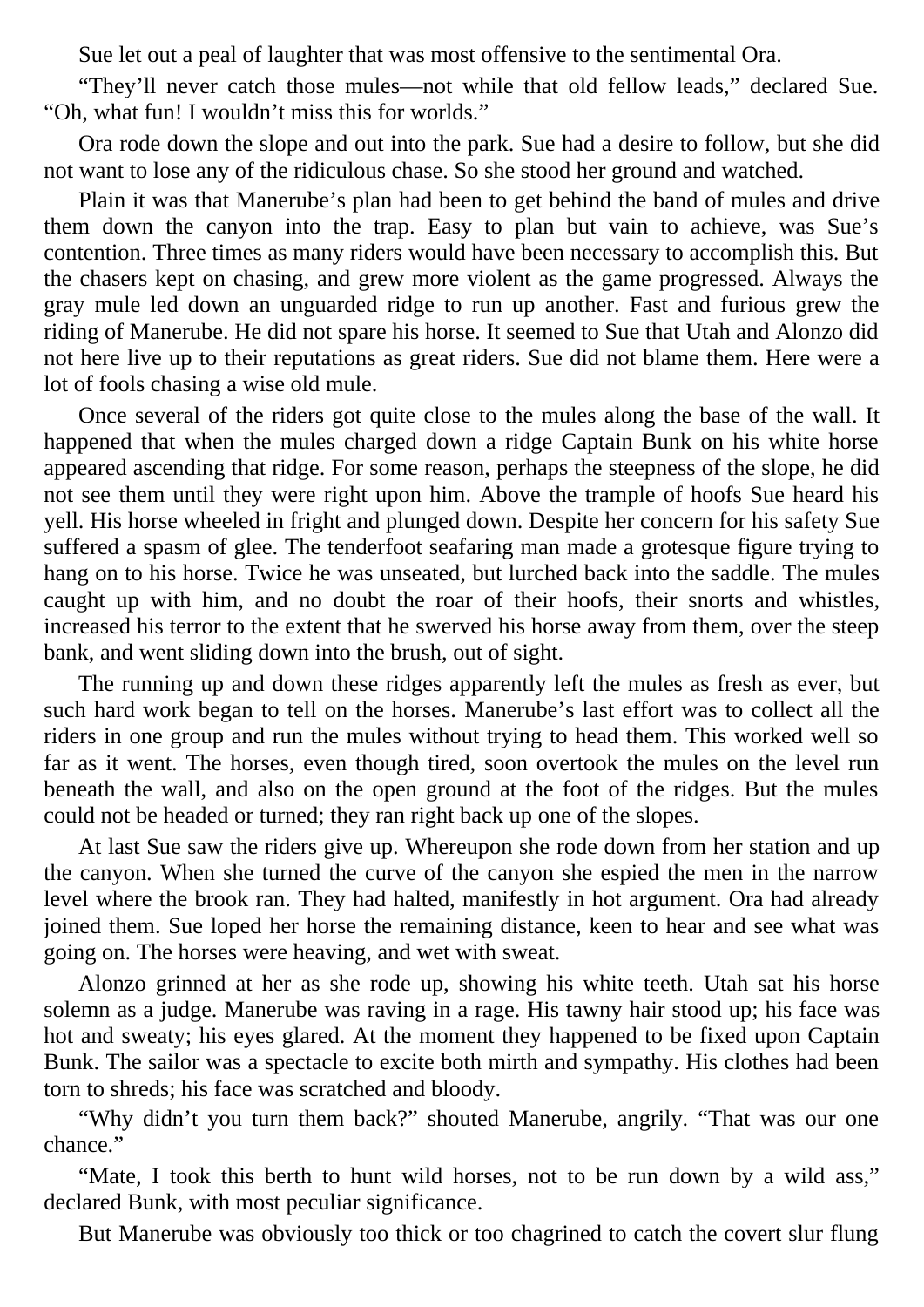Sue let out a peal of laughter that was most offensive to the sentimental Ora.

"They'll never catch those mules—not while that old fellow leads," declared Sue. "Oh, what fun! I wouldn't miss this for worlds."

Ora rode down the slope and out into the park. Sue had a desire to follow, but she did not want to lose any of the ridiculous chase. So she stood her ground and watched.

Plain it was that Manerube's plan had been to get behind the band of mules and drive them down the canyon into the trap. Easy to plan but vain to achieve, was Sue's contention. Three times as many riders would have been necessary to accomplish this. But the chasers kept on chasing, and grew more violent as the game progressed. Always the gray mule led down an unguarded ridge to run up another. Fast and furious grew the riding of Manerube. He did not spare his horse. It seemed to Sue that Utah and Alonzo did not here live up to their reputations as great riders. Sue did not blame them. Here were a lot of fools chasing a wise old mule.

Once several of the riders got quite close to the mules along the base of the wall. It happened that when the mules charged down a ridge Captain Bunk on his white horse appeared ascending that ridge. For some reason, perhaps the steepness of the slope, he did not see them until they were right upon him. Above the trample of hoofs Sue heard his yell. His horse wheeled in fright and plunged down. Despite her concern for his safety Sue suffered a spasm of glee. The tenderfoot seafaring man made a grotesque figure trying to hang on to his horse. Twice he was unseated, but lurched back into the saddle. The mules caught up with him, and no doubt the roar of their hoofs, their snorts and whistles, increased his terror to the extent that he swerved his horse away from them, over the steep bank, and went sliding down into the brush, out of sight.

The running up and down these ridges apparently left the mules as fresh as ever, but such hard work began to tell on the horses. Manerube's last effort was to collect all the riders in one group and run the mules without trying to head them. This worked well so far as it went. The horses, even though tired, soon overtook the mules on the level run beneath the wall, and also on the open ground at the foot of the ridges. But the mules could not be headed or turned; they ran right back up one of the slopes.

At last Sue saw the riders give up. Whereupon she rode down from her station and up the canyon. When she turned the curve of the canyon she espied the men in the narrow level where the brook ran. They had halted, manifestly in hot argument. Ora had already joined them. Sue loped her horse the remaining distance, keen to hear and see what was going on. The horses were heaving, and wet with sweat.

Alonzo grinned at her as she rode up, showing his white teeth. Utah sat his horse solemn as a judge. Manerube was raving in a rage. His tawny hair stood up; his face was hot and sweaty; his eyes glared. At the moment they happened to be fixed upon Captain Bunk. The sailor was a spectacle to excite both mirth and sympathy. His clothes had been torn to shreds; his face was scratched and bloody.

"Why didn't you turn them back?" shouted Manerube, angrily. "That was our one chance."

"Mate, I took this berth to hunt wild horses, not to be run down by a wild ass," declared Bunk, with most peculiar significance.

But Manerube was obviously too thick or too chagrined to catch the covert slur flung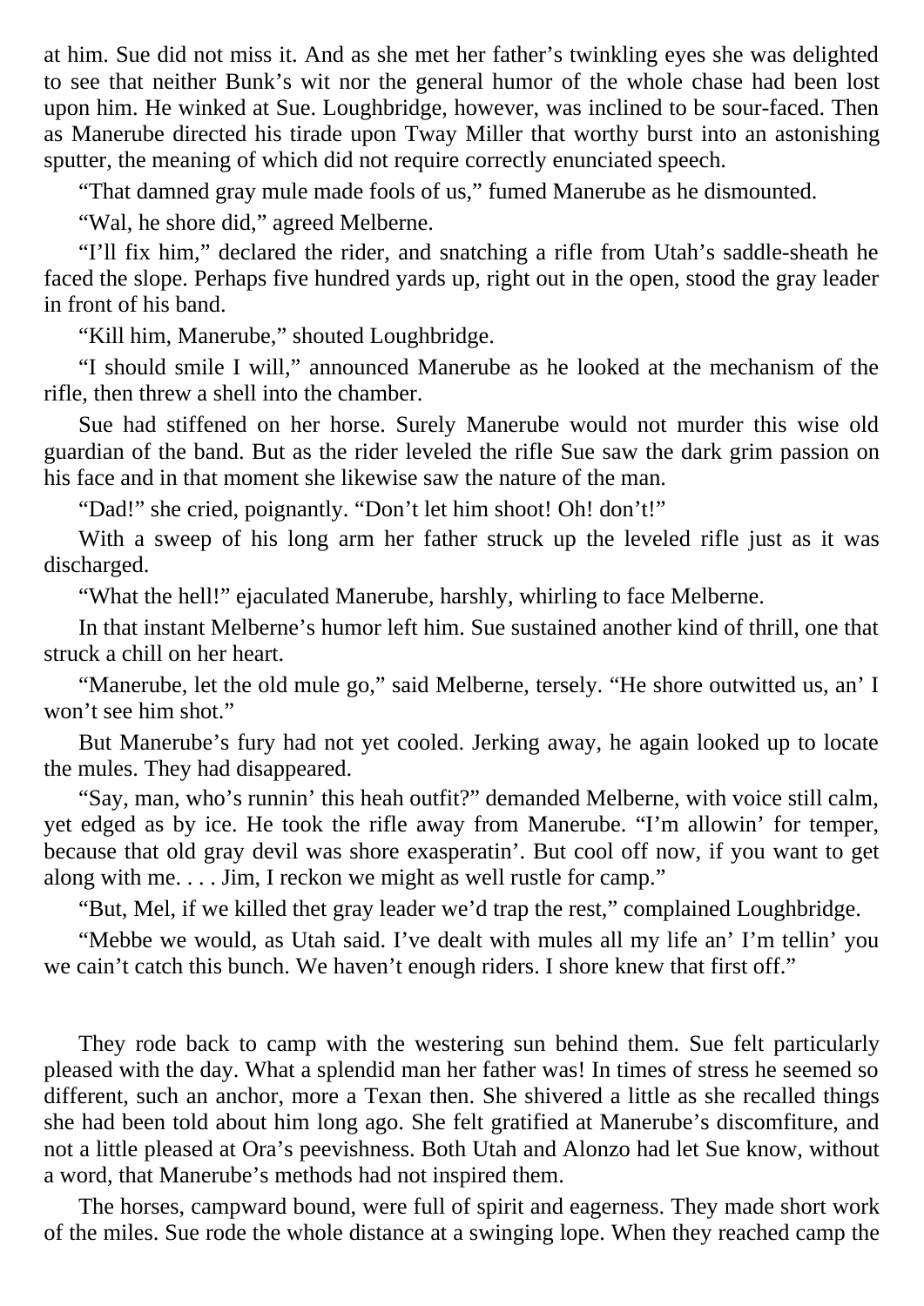at him. Sue did not miss it. And as she met her father's twinkling eyes she was delighted to see that neither Bunk's wit nor the general humor of the whole chase had been lost upon him. He winked at Sue. Loughbridge, however, was inclined to be sour-faced. Then as Manerube directed his tirade upon Tway Miller that worthy burst into an astonishing sputter, the meaning of which did not require correctly enunciated speech.

"That damned gray mule made fools of us," fumed Manerube as he dismounted.

"Wal, he shore did," agreed Melberne.

"I'll fix him," declared the rider, and snatching a rifle from Utah's saddle-sheath he faced the slope. Perhaps five hundred yards up, right out in the open, stood the gray leader in front of his band.

"Kill him, Manerube," shouted Loughbridge.

"I should smile I will," announced Manerube as he looked at the mechanism of the rifle, then threw a shell into the chamber.

Sue had stiffened on her horse. Surely Manerube would not murder this wise old guardian of the band. But as the rider leveled the rifle Sue saw the dark grim passion on his face and in that moment she likewise saw the nature of the man.

"Dad!" she cried, poignantly. "Don't let him shoot! Oh! don't!"

With a sweep of his long arm her father struck up the leveled rifle just as it was discharged.

"What the hell!" ejaculated Manerube, harshly, whirling to face Melberne.

In that instant Melberne's humor left him. Sue sustained another kind of thrill, one that struck a chill on her heart.

"Manerube, let the old mule go," said Melberne, tersely. "He shore outwitted us, an' I won't see him shot."

But Manerube's fury had not yet cooled. Jerking away, he again looked up to locate the mules. They had disappeared.

"Say, man, who's runnin' this heah outfit?" demanded Melberne, with voice still calm, yet edged as by ice. He took the rifle away from Manerube. "I'm allowin' for temper, because that old gray devil was shore exasperatin'. But cool off now, if you want to get along with me. . . . Jim, I reckon we might as well rustle for camp."

"But, Mel, if we killed thet gray leader we'd trap the rest," complained Loughbridge.

"Mebbe we would, as Utah said. I've dealt with mules all my life an' I'm tellin' you we cain't catch this bunch. We haven't enough riders. I shore knew that first off."

They rode back to camp with the westering sun behind them. Sue felt particularly pleased with the day. What a splendid man her father was! In times of stress he seemed so different, such an anchor, more a Texan then. She shivered a little as she recalled things she had been told about him long ago. She felt gratified at Manerube's discomfiture, and not a little pleased at Ora's peevishness. Both Utah and Alonzo had let Sue know, without a word, that Manerube's methods had not inspired them.

The horses, campward bound, were full of spirit and eagerness. They made short work of the miles. Sue rode the whole distance at a swinging lope. When they reached camp the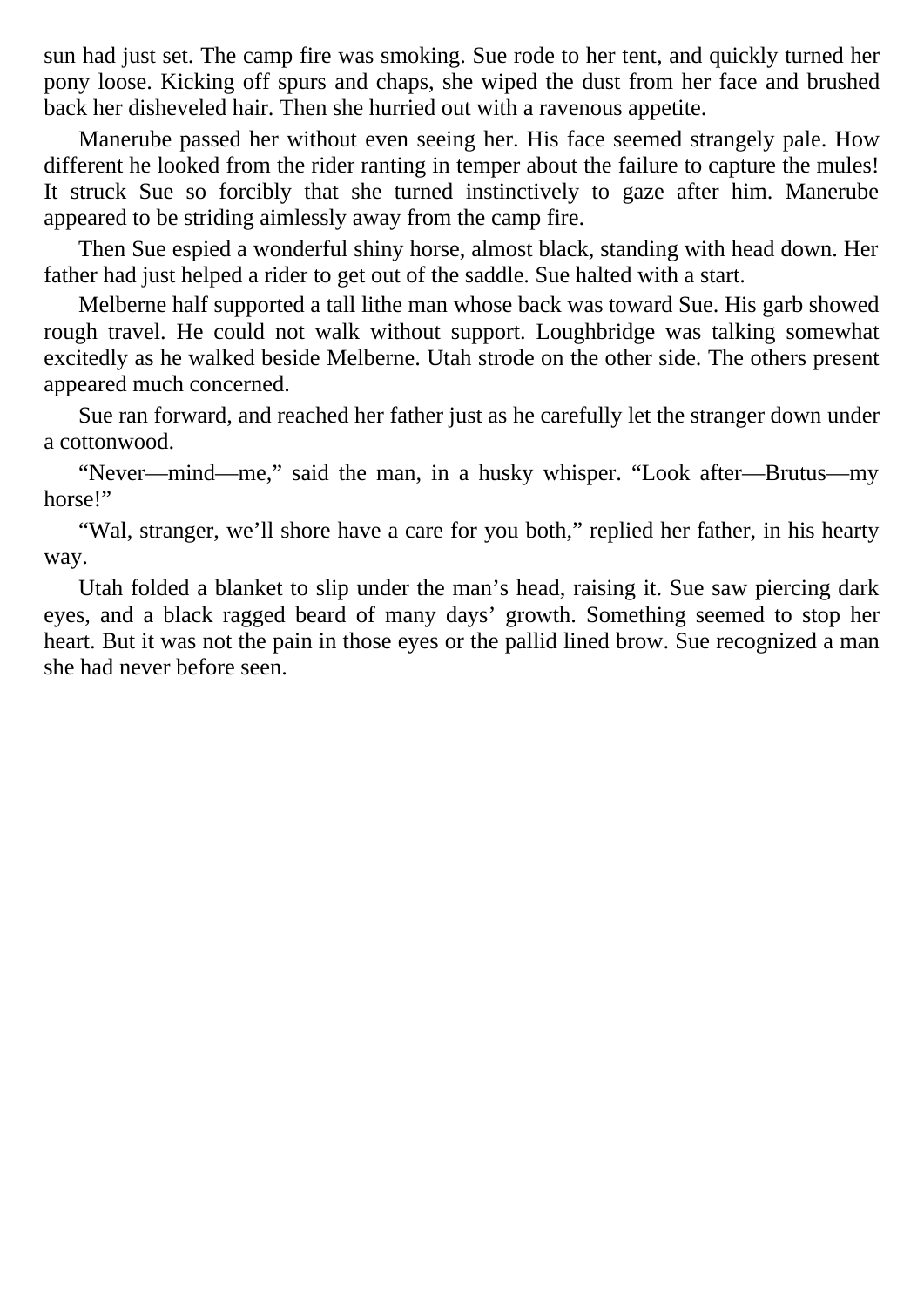sun had just set. The camp fire was smoking. Sue rode to her tent, and quickly turned her pony loose. Kicking off spurs and chaps, she wiped the dust from her face and brushed back her disheveled hair. Then she hurried out with a ravenous appetite.

Manerube passed her without even seeing her. His face seemed strangely pale. How different he looked from the rider ranting in temper about the failure to capture the mules! It struck Sue so forcibly that she turned instinctively to gaze after him. Manerube appeared to be striding aimlessly away from the camp fire.

Then Sue espied a wonderful shiny horse, almost black, standing with head down. Her father had just helped a rider to get out of the saddle. Sue halted with a start.

Melberne half supported a tall lithe man whose back was toward Sue. His garb showed rough travel. He could not walk without support. Loughbridge was talking somewhat excitedly as he walked beside Melberne. Utah strode on the other side. The others present appeared much concerned.

Sue ran forward, and reached her father just as he carefully let the stranger down under a cottonwood.

"Never—mind—me," said the man, in a husky whisper. "Look after—Brutus—my horse!"

"Wal, stranger, we'll shore have a care for you both," replied her father, in his hearty way.

Utah folded a blanket to slip under the man's head, raising it. Sue saw piercing dark eyes, and a black ragged beard of many days' growth. Something seemed to stop her heart. But it was not the pain in those eyes or the pallid lined brow. Sue recognized a man she had never before seen.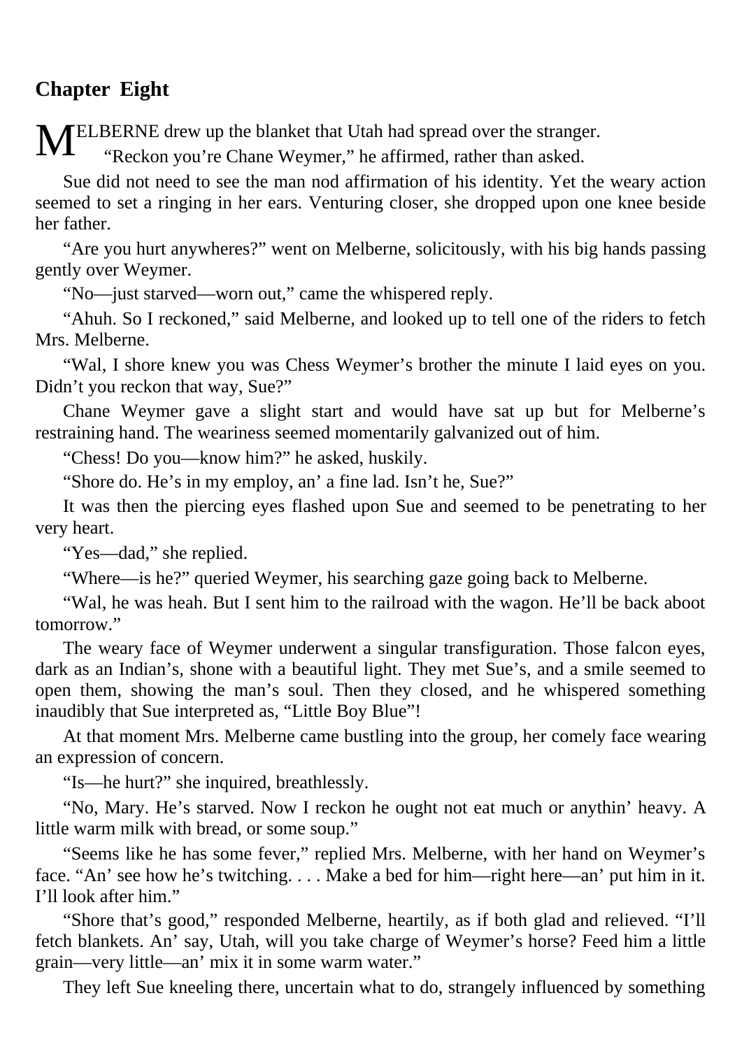## Chapter Eight

MELBERNE drew up the blanket that Utah had spread over the stranger.

"Reckon you're Chane Weymer," he affirmed, rather than asked.

Sue did not need to see the man nod affirmation of his identity. Yet the weary action seemed to set a ringing in her ears. Venturing closer, she dropped upon one knee beside her father.

"Are you hurt anywheres?" went on Melberne, solicitously, with his big hands passing gently over Weymer.

"No—just starved—worn out," came the whispered reply.

"Ahuh. So I reckoned," said Melberne, and looked up to tell one of the riders to fetch Mrs. Melberne.

"Wal, I shore knew you was Chess Weymer's brother the minute I laid eyes on you. Didn't you reckon that way, Sue?"

Chane Weymer gave a slight start and would have sat up but for Melberne's restraining hand. The weariness seemed momentarily galvanized out of him.

"Chess! Do you—know him?" he asked, huskily.

"Shore do. He's in my employ, an' a fine lad. Isn't he, Sue?"

It was then the piercing eyes flashed upon Sue and seemed to be penetrating to her very heart.

"Yes—dad," she replied.

"Where—is he?" queried Weymer, his searching gaze going back to Melberne.

"Wal, he was heah. But I sent him to the railroad with the wagon. He'll be back aboot tomorrow."

The weary face of Weymer underwent a singular transfiguration. Those falcon eyes, dark as an Indian's, shone with a beautiful light. They met Sue's, and a smile seemed to open them, showing the man's soul. Then they closed, and he whispered something inaudibly that Sue interpreted as, "Little Boy Blue"!

At that moment Mrs. Melberne came bustling into the group, her comely face wearing an expression of concern.

"Is—he hurt?" she inquired, breathlessly.

"No, Mary. He's starved. Now I reckon he ought not eat much or anythin' heavy. A little warm milk with bread, or some soup."

"Seems like he has some fever," replied Mrs. Melberne, with her hand on Weymer's face. "An' see how he's twitching. . . . Make a bed for him—right here—an' put him in it. I'll look after him."

"Shore that's good," responded Melberne, heartily, as if both glad and relieved. "I'll fetch blankets. An' say, Utah, will you take charge of Weymer's horse? Feed him a little grain—very little—an' mix it in some warm water."

They left Sue kneeling there, uncertain what to do, strangely influenced by something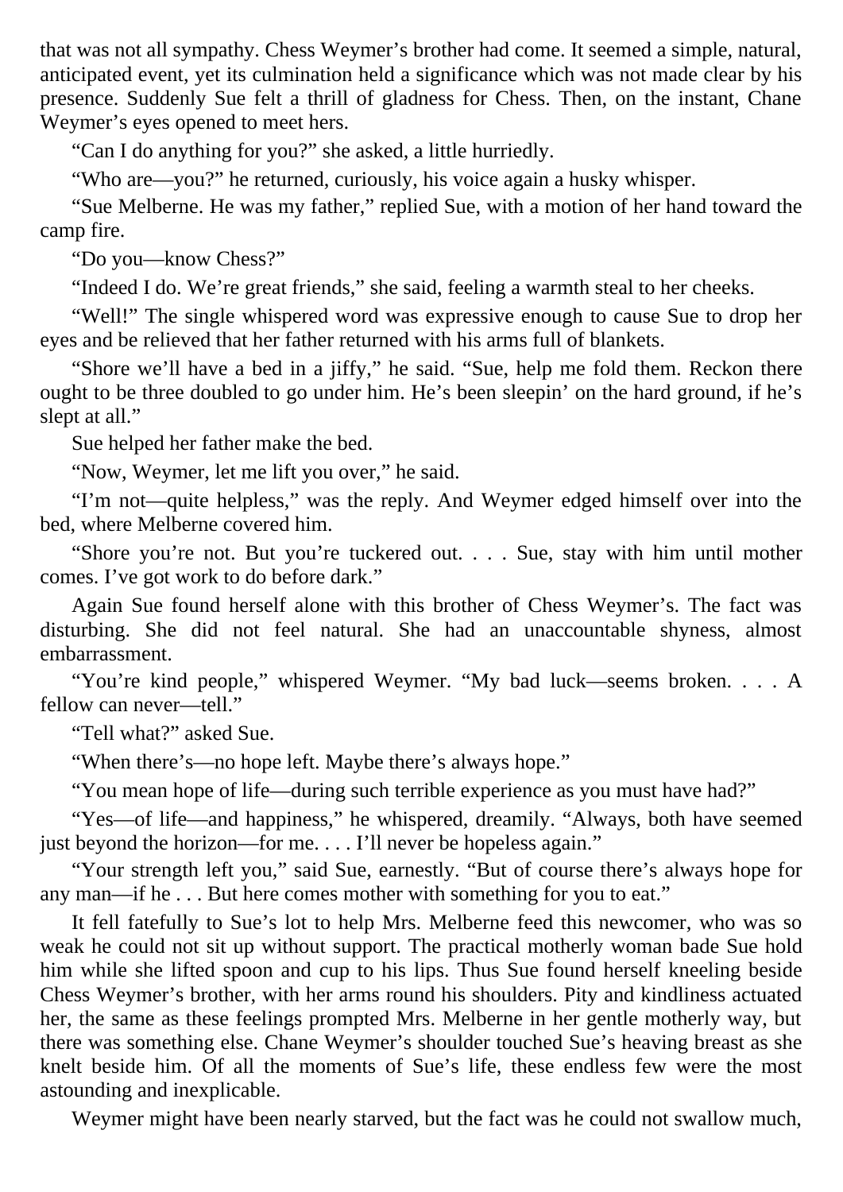that was not all sympathy. Chess Weymer's brother had come. It seemed a simple, natural, anticipated event, yet its culmination held a significance which was not made clear by his presence. Suddenly Sue felt a thrill of gladness for Chess. Then, on the instant, Chane Weymer's eyes opened to meet hers.

"Can I do anything for you?" she asked, a little hurriedly.

"Who are—you?" he returned, curiously, his voice again a husky whisper.

"Sue Melberne. He was my father," replied Sue, with a motion of her hand toward the camp fire.

"Do you—know Chess?"

"Indeed I do. We're great friends," she said, feeling a warmth steal to her cheeks.

"Well!" The single whispered word was expressive enough to cause Sue to drop her eyes and be relieved that her father returned with his arms full of blankets.

"Shore we'll have a bed in a jiffy," he said. "Sue, help me fold them. Reckon there ought to be three doubled to go under him. He's been sleepin' on the hard ground, if he's slept at all."

Sue helped her father make the bed.

"Now, Weymer, let me lift you over," he said.

"I'm not—quite helpless," was the reply. And Weymer edged himself over into the bed, where Melberne covered him.

"Shore you're not. But you're tuckered out. . . . Sue, stay with him until mother comes. I've got work to do before dark."

Again Sue found herself alone with this brother of Chess Weymer's. The fact was disturbing. She did not feel natural. She had an unaccountable shyness, almost embarrassment.

"You're kind people," whispered Weymer. "My bad luck—seems broken. . . . A fellow can never—tell."

"Tell what?" asked Sue.

"When there's—no hope left. Maybe there's always hope."

"You mean hope of life—during such terrible experience as you must have had?"

"Yes—of life—and happiness," he whispered, dreamily. "Always, both have seemed just beyond the horizon—for me. . . . I'll never be hopeless again."

"Your strength left you," said Sue, earnestly. "But of course there's always hope for any man—if he . . . But here comes mother with something for you to eat."

It fell fatefully to Sue's lot to help Mrs. Melberne feed this newcomer, who was so weak he could not sit up without support. The practical motherly woman bade Sue hold him while she lifted spoon and cup to his lips. Thus Sue found herself kneeling beside Chess Weymer's brother, with her arms round his shoulders. Pity and kindliness actuated her, the same as these feelings prompted Mrs. Melberne in her gentle motherly way, but there was something else. Chane Weymer's shoulder touched Sue's heaving breast as she knelt beside him. Of all the moments of Sue's life, these endless few were the most astounding and inexplicable.

Weymer might have been nearly starved, but the fact was he could not swallow much,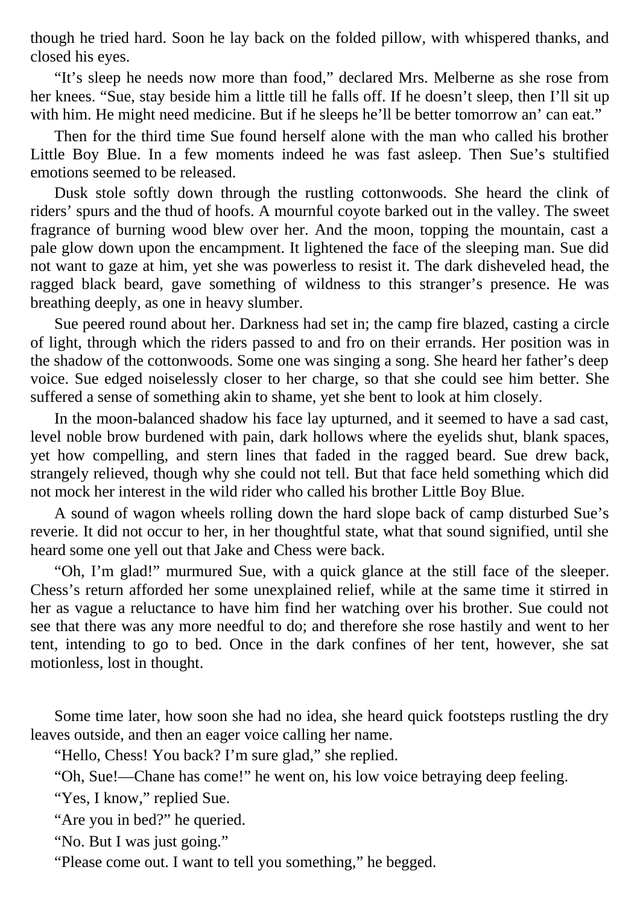though he tried hard. Soon he lay back on the folded pillow, with whispered thanks, and closed his eyes.

“It’s sleep he needs now more than food,” declared Mrs. Melberne as she rose from her knees. “Sue, stay beside him a little till he falls off. If he doesn’t sleep, then I’ll sit up with him. He might need medicine. But if he sleeps he’ll be better tomorrow an’ can eat.”

Then for the third time Sue found herself alone with the man who called his brother Little Boy Blue. In a few moments indeed he was fast asleep. Then Sue’s stultified emotions seemed to be released.

Dusk stole softly down through the rustling cottonwoods. She heard the clink of riders’ spurs and the thud of hoofs. A mournful coyote barked out in the valley. The sweet fragrance of burning wood blew over her. And the moon, topping the mountain, cast a pale glow down upon the encampment. It lightened the face of the sleeping man. Sue did not want to gaze at him, yet she was powerless to resist it. The dark disheveled head, the ragged black beard, gave something of wildness to this stranger’s presence. He was breathing deeply, as one in heavy slumber.

Sue peered round about her. Darkness had set in; the camp fire blazed, casting a circle of light, through which the riders passed to and fro on their errands. Her position was in the shadow of the cottonwoods. Some one was singing a song. She heard her father’s deep voice. Sue edged noiselessly closer to her charge, so that she could see him better. She suffered a sense of something akin to shame, yet she bent to look at him closely.

In the moon-balanced shadow his face lay upturned, and it seemed to have a sad cast, level noble brow burdened with pain, dark hollows where the eyelids shut, blank spaces, yet how compelling, and stern lines that faded in the ragged beard. Sue drew back, strangely relieved, though why she could not tell. But that face held something which did not mock her interest in the wild rider who called his brother Little Boy Blue.

A sound of wagon wheels rolling down the hard slope back of camp disturbed Sue’s reverie. It did not occur to her, in her thoughtful state, what that sound signified, until she heard some one yell out that Jake and Chess were back.

“Oh, I’m glad!” murmured Sue, with a quick glance at the still face of the sleeper. Chess’s return afforded her some unexplained relief, while at the same time it stirred in her as vague a reluctance to have him find her watching over his brother. Sue could not see that there was any more needful to do; and therefore she rose hastily and went to her tent, intending to go to bed. Once in the dark confines of her tent, however, she sat motionless, lost in thought.

Some time later, how soon she had no idea, she heard quick footsteps rustling the dry leaves outside, and then an eager voice calling her name.

“Hello, Chess! You back? I’m sure glad,” she replied.

“Oh, Sue!—Chane has come!” he went on, his low voice betraying deep feeling.

“Yes, I know,” replied Sue.

“Are you in bed?” he queried.

“No. But I was just going.”

“Please come out. I want to tell you something,” he begged.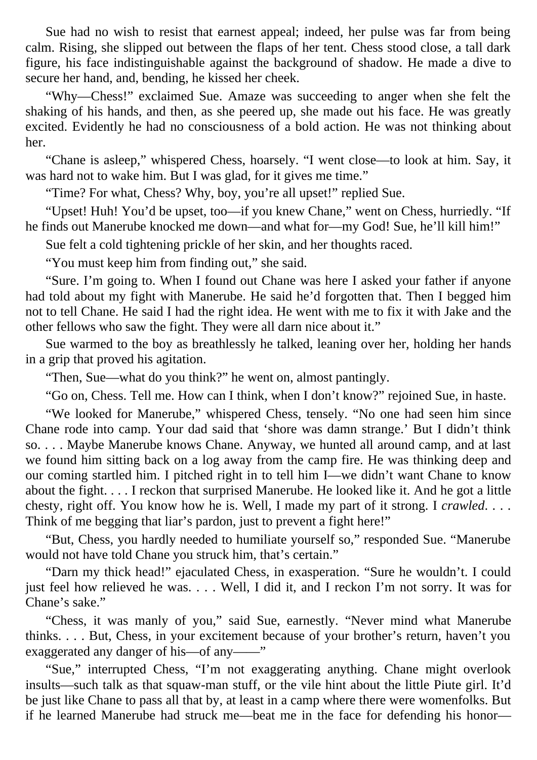Sue had no wish to resist that earnest appeal; indeed, her pulse was far from being calm. Rising, she slipped out between the flaps of her tent. Chess stood close, a tall dark figure, his face indistinguishable against the background of shadow. He made a dive to secure her hand, and, bending, he kissed her cheek.

"Why—Chess!" exclaimed Sue. Amaze was succeeding to anger when she felt the shaking of his hands, and then, as she peered up, she made out his face. He was greatly excited. Evidently he had no consciousness of a bold action. He was not thinking about her.

"Chane is asleep," whispered Chess, hoarsely. "I went close—to look at him. Say, it was hard not to wake him. But I was glad, for it gives me time."

"Time? For what, Chess? Why, boy, you're all upset!" replied Sue.

"Upset! Huh! You'd be upset, too—if you knew Chane," went on Chess, hurriedly. "If he finds out Manerube knocked me down—and what for—my God! Sue, he'll kill him!"

Sue felt a cold tightening prickle of her skin, and her thoughts raced.

"You must keep him from finding out," she said.

"Sure. I'm going to. When I found out Chane was here I asked your father if anyone had told about my fight with Manerube. He said he'd forgotten that. Then I begged him not to tell Chane. He said I had the right idea. He went with me to fix it with Jake and the other fellows who saw the fight. They were all darn nice about it."

Sue warmed to the boy as breathlessly he talked, leaning over her, holding her hands in a grip that proved his agitation.

"Then, Sue—what do you think?" he went on, almost pantingly.

"Go on, Chess. Tell me. How can I think, when I don't know?" rejoined Sue, in haste.

"We looked for Manerube," whispered Chess, tensely. "No one had seen him since Chane rode into camp. Your dad said that 'shore was damn strange.' But I didn't think so. . . . Maybe Manerube knows Chane. Anyway, we hunted all around camp, and at last we found him sitting back on a log away from the camp fire. He was thinking deep and our coming startled him. I pitched right in to tell him I—we didn't want Chane to know about the fight. . . . I reckon that surprised Manerube. He looked like it. And he got a little chesty, right off. You know how he is. Well, I made my part of it strong. I *crawled*. . . . Think of me begging that liar's pardon, just to prevent a fight here!"

"But, Chess, you hardly needed to humiliate yourself so," responded Sue. "Manerube would not have told Chane you struck him, that's certain."

"Darn my thick head!" ejaculated Chess, in exasperation. "Sure he wouldn't. I could just feel how relieved he was. . . . Well, I did it, and I reckon I'm not sorry. It was for Chane's sake."

"Chess, it was manly of you," said Sue, earnestly. "Never mind what Manerube thinks. . . . But, Chess, in your excitement because of your brother's return, haven't you exaggerated any danger of his—of any——"

"Sue," interrupted Chess, "I'm not exaggerating anything. Chane might overlook insults—such talk as that squaw-man stuff, or the vile hint about the little Piute girl. It'd be just like Chane to pass all that by, at least in a camp where there were womenfolks. But if he learned Manerube had struck me—beat me in the face for defending his honor—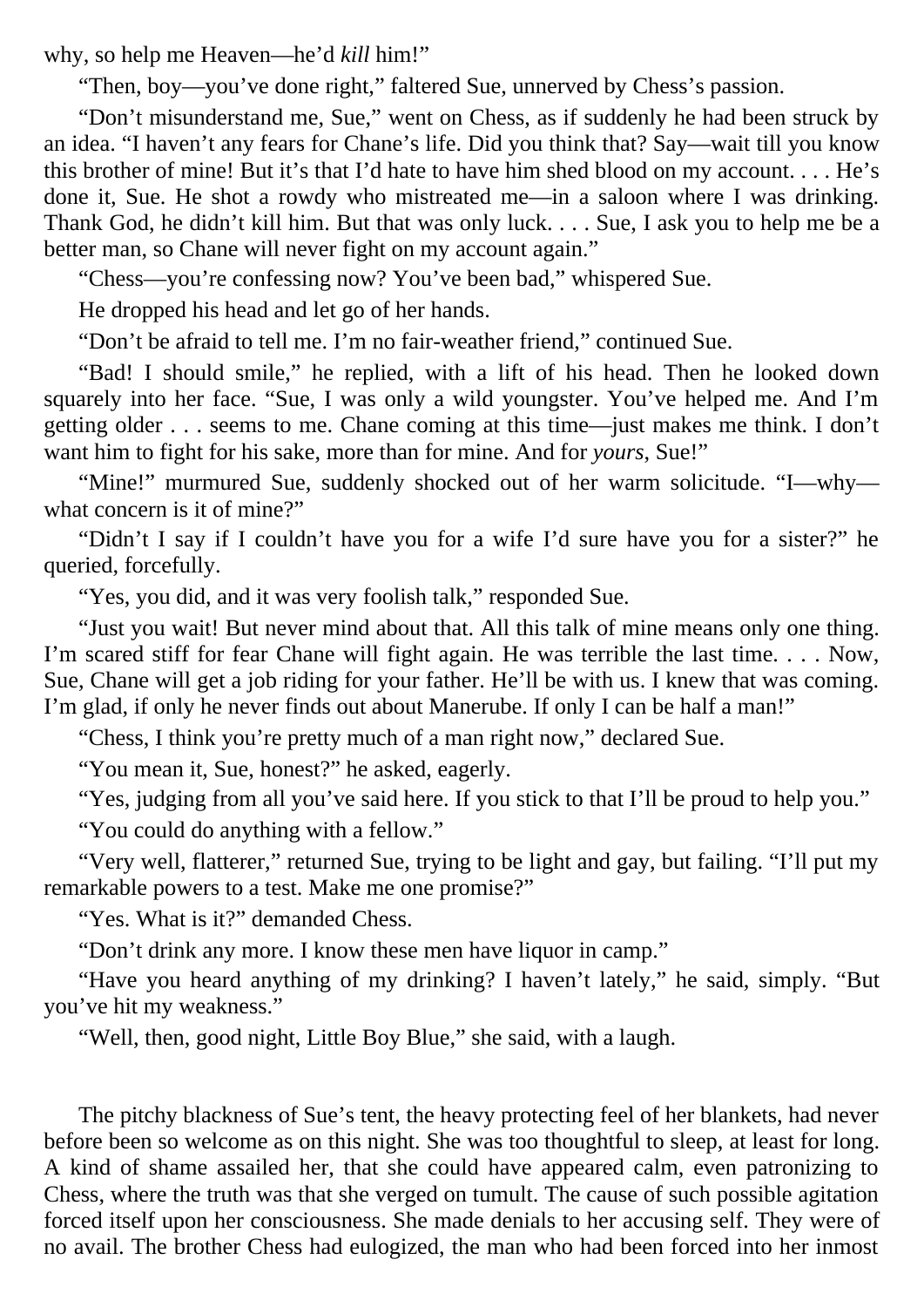why, so help me Heaven—he'd *kill* him!"

"Then, boy—you've done right," faltered Sue, unnerved by Chess's passion.

"Don't misunderstand me, Sue," went on Chess, as if suddenly he had been struck by an idea. "I haven't any fears for Chane's life. Did you think that? Say—wait till you know this brother of mine! But it's that I'd hate to have him shed blood on my account. . . . He's done it, Sue. He shot a rowdy who mistreated me—in a saloon where I was drinking. Thank God, he didn't kill him. But that was only luck. . . . Sue, I ask you to help me be a better man, so Chane will never fight on my account again."

"Chess—you're confessing now? You've been bad," whispered Sue.

He dropped his head and let go of her hands.

"Don't be afraid to tell me. I'm no fair-weather friend," continued Sue.

"Bad! I should smile," he replied, with a lift of his head. Then he looked down squarely into her face. "Sue, I was only a wild youngster. You've helped me. And I'm getting older . . . seems to me. Chane coming at this time—just makes me think. I don't want him to fight for his sake, more than for mine. And for *yours*, Sue!"

"Mine!" murmured Sue, suddenly shocked out of her warm solicitude. "I—why—what concern is it of mine?"

"Didn't I say if I couldn't have you for a wife I'd sure have you for a sister?" he queried, forcefully.

"Yes, you did, and it was very foolish talk," responded Sue.

"Just you wait! But never mind about that. All this talk of mine means only one thing. I'm scared stiff for fear Chane will fight again. He was terrible the last time. . . . Now, Sue, Chane will get a job riding for your father. He'll be with us. I knew that was coming. I'm glad, if only he never finds out about Manerube. If only I can be half a man!"

"Chess, I think you're pretty much of a man right now," declared Sue.

"You mean it, Sue, honest?" he asked, eagerly.

"Yes, judging from all you've said here. If you stick to that I'll be proud to help you."

"You could do anything with a fellow."

"Very well, flatterer," returned Sue, trying to be light and gay, but failing. "I'll put my remarkable powers to a test. Make me one promise?"

"Yes. What is it?" demanded Chess.

"Don't drink any more. I know these men have liquor in camp."

"Have you heard anything of my drinking? I haven't lately," he said, simply. "But you've hit my weakness."

"Well, then, good night, Little Boy Blue," she said, with a laugh.

The pitchy blackness of Sue's tent, the heavy protecting feel of her blankets, had never before been so welcome as on this night. She was too thoughtful to sleep, at least for long. A kind of shame assailed her, that she could have appeared calm, even patronizing to Chess, where the truth was that she verged on tumult. The cause of such possible agitation forced itself upon her consciousness. She made denials to her accusing self. They were of no avail. The brother Chess had eulogized, the man who had been forced into her inmost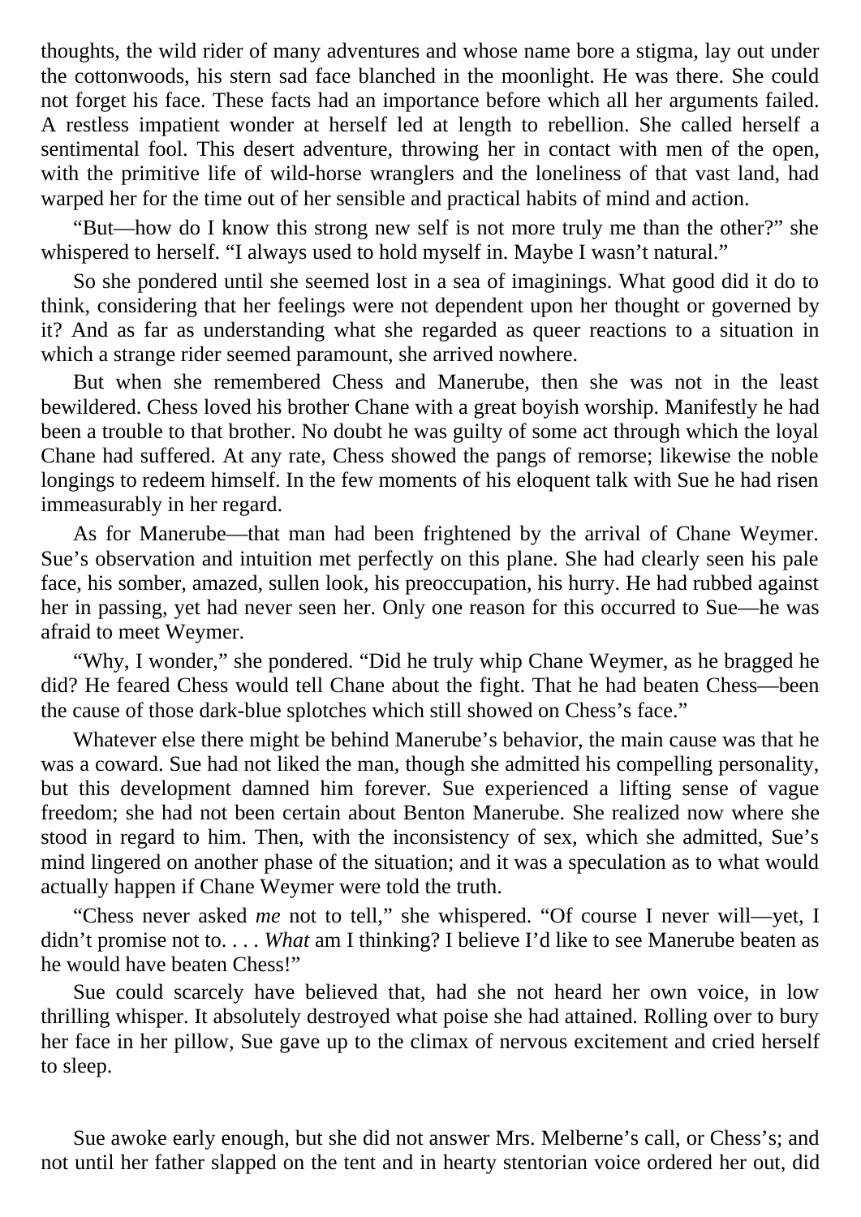thoughts, the wild rider of many adventures and whose name bore a stigma, lay out under the cottonwoods, his stern sad face blanched in the moonlight. He was there. She could not forget his face. These facts had an importance before which all her arguments failed. A restless impatient wonder at herself led at length to rebellion. She called herself a sentimental fool. This desert adventure, throwing her in contact with men of the open, with the primitive life of wild-horse wranglers and the loneliness of that vast land, had warped her for the time out of her sensible and practical habits of mind and action.

"But—how do I know this strong new self is not more truly me than the other?" she whispered to herself. "I always used to hold myself in. Maybe I wasn't natural."

So she pondered until she seemed lost in a sea of imaginings. What good did it do to think, considering that her feelings were not dependent upon her thought or governed by it? And as far as understanding what she regarded as queer reactions to a situation in which a strange rider seemed paramount, she arrived nowhere.

But when she remembered Chess and Manerube, then she was not in the least bewildered. Chess loved his brother Chane with a great boyish worship. Manifestly he had been a trouble to that brother. No doubt he was guilty of some act through which the loyal Chane had suffered. At any rate, Chess showed the pangs of remorse; likewise the noble longings to redeem himself. In the few moments of his eloquent talk with Sue he had risen immeasurably in her regard.

As for Manerube—that man had been frightened by the arrival of Chane Weymer. Sue's observation and intuition met perfectly on this plane. She had clearly seen his pale face, his somber, amazed, sullen look, his preoccupation, his hurry. He had rubbed against her in passing, yet had never seen her. Only one reason for this occurred to Sue—he was afraid to meet Weymer.

"Why, I wonder," she pondered. "Did he truly whip Chane Weymer, as he bragged he did? He feared Chess would tell Chane about the fight. That he had beaten Chess—been the cause of those dark-blue splotches which still showed on Chess's face."

Whatever else there might be behind Manerube's behavior, the main cause was that he was a coward. Sue had not liked the man, though she admitted his compelling personality, but this development damned him forever. Sue experienced a lifting sense of vague freedom; she had not been certain about Benton Manerube. She realized now where she stood in regard to him. Then, with the inconsistency of sex, which she admitted, Sue's mind lingered on another phase of the situation; and it was a speculation as to what would actually happen if Chane Weymer were told the truth.

"Chess never asked *me* not to tell," she whispered. "Of course I never will—yet, I didn't promise not to. . . . *What* am I thinking? I believe I'd like to see Manerube beaten as he would have beaten Chess!"

Sue could scarcely have believed that, had she not heard her own voice, in low thrilling whisper. It absolutely destroyed what poise she had attained. Rolling over to bury her face in her pillow, Sue gave up to the climax of nervous excitement and cried herself to sleep.

Sue awoke early enough, but she did not answer Mrs. Melberne's call, or Chess's; and not until her father slapped on the tent and in hearty stentorian voice ordered her out, did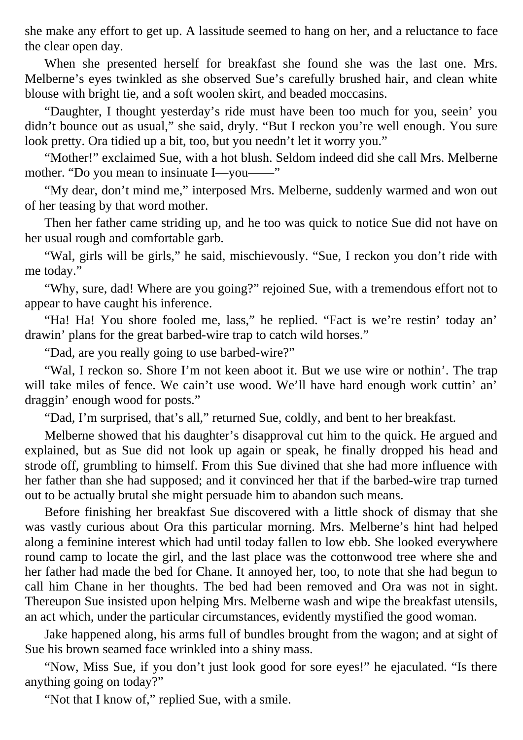she make any effort to get up. A lassitude seemed to hang on her, and a reluctance to face the clear open day.

When she presented herself for breakfast she found she was the last one. Mrs. Melberne's eyes twinkled as she observed Sue's carefully brushed hair, and clean white blouse with bright tie, and a soft woolen skirt, and beaded moccasins.

"Daughter, I thought yesterday's ride must have been too much for you, seein' you didn't bounce out as usual," she said, dryly. "But I reckon you're well enough. You sure look pretty. Ora tidied up a bit, too, but you needn't let it worry you."

"Mother!" exclaimed Sue, with a hot blush. Seldom indeed did she call Mrs. Melberne mother. "Do you mean to insinuate I—you——"

"My dear, don't mind me," interposed Mrs. Melberne, suddenly warmed and won out of her teasing by that word mother.

Then her father came striding up, and he too was quick to notice Sue did not have on her usual rough and comfortable garb.

"Wal, girls will be girls," he said, mischievously. "Sue, I reckon you don't ride with me today."

"Why, sure, dad! Where are you going?" rejoined Sue, with a tremendous effort not to appear to have caught his inference.

"Ha! Ha! You shore fooled me, lass," he replied. "Fact is we're restin' today an' drawin' plans for the great barbed-wire trap to catch wild horses."

"Dad, are you really going to use barbed-wire?"

"Wal, I reckon so. Shore I'm not keen aboot it. But we use wire or nothin'. The trap will take miles of fence. We cain't use wood. We'll have hard enough work cuttin' an' draggin' enough wood for posts."

"Dad, I'm surprised, that's all," returned Sue, coldly, and bent to her breakfast.

Melberne showed that his daughter's disapproval cut him to the quick. He argued and explained, but as Sue did not look up again or speak, he finally dropped his head and strode off, grumbling to himself. From this Sue divined that she had more influence with her father than she had supposed; and it convinced her that if the barbed-wire trap turned out to be actually brutal she might persuade him to abandon such means.

Before finishing her breakfast Sue discovered with a little shock of dismay that she was vastly curious about Ora this particular morning. Mrs. Melberne's hint had helped along a feminine interest which had until today fallen to low ebb. She looked everywhere round camp to locate the girl, and the last place was the cottonwood tree where she and her father had made the bed for Chane. It annoyed her, too, to note that she had begun to call him Chane in her thoughts. The bed had been removed and Ora was not in sight. Thereupon Sue insisted upon helping Mrs. Melberne wash and wipe the breakfast utensils, an act which, under the particular circumstances, evidently mystified the good woman.

Jake happened along, his arms full of bundles brought from the wagon; and at sight of Sue his brown seamed face wrinkled into a shiny mass.

"Now, Miss Sue, if you don't just look good for sore eyes!" he ejaculated. "Is there anything going on today?"

"Not that I know of," replied Sue, with a smile.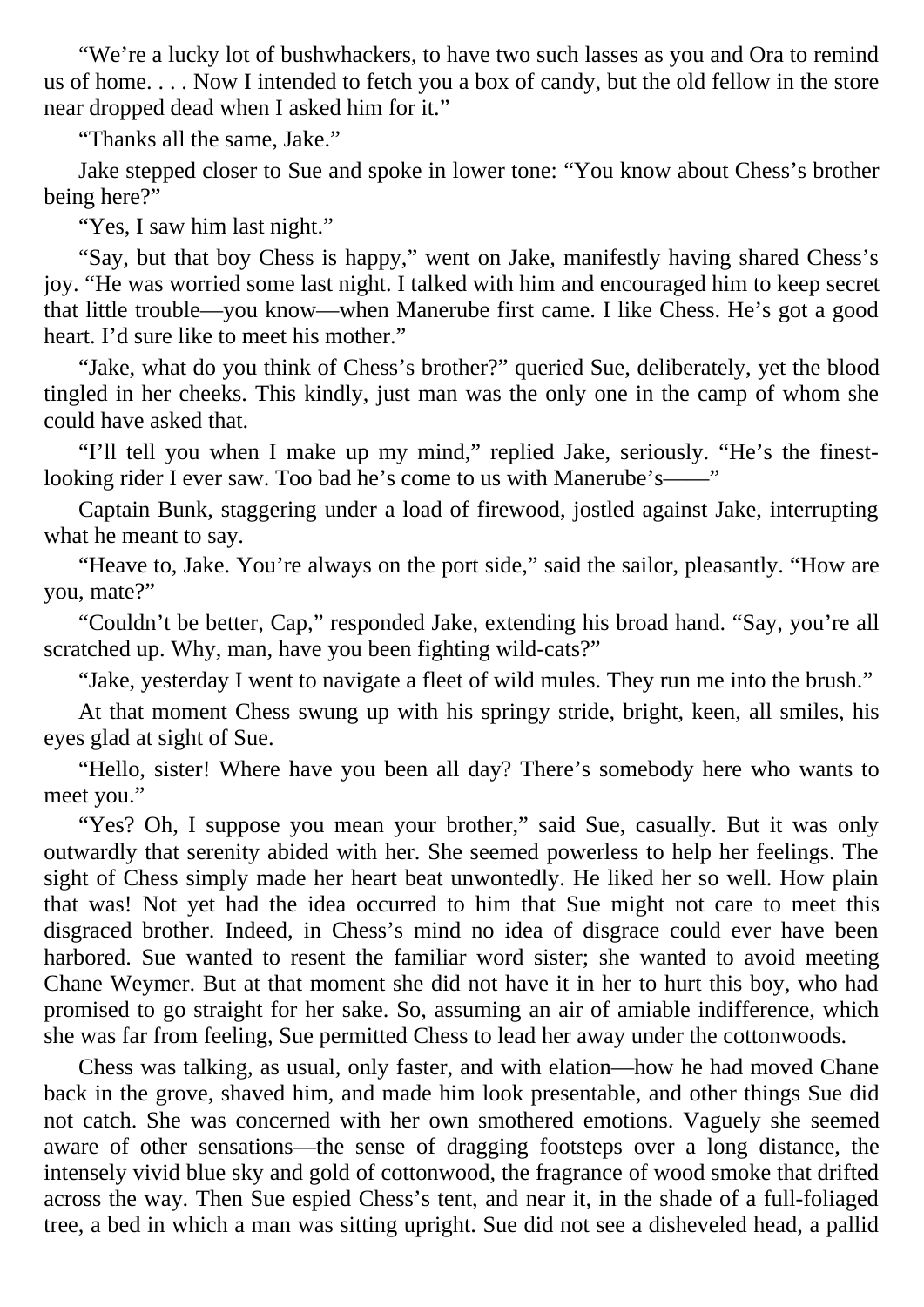"We're a lucky lot of bushwhackers, to have two such lasses as you and Ora to remind us of home. . . . Now I intended to fetch you a box of candy, but the old fellow in the store near dropped dead when I asked him for it."

"Thanks all the same, Jake."

Jake stepped closer to Sue and spoke in lower tone: "You know about Chess's brother being here?"

"Yes, I saw him last night."

"Say, but that boy Chess is happy," went on Jake, manifestly having shared Chess's joy. "He was worried some last night. I talked with him and encouraged him to keep secret that little trouble—you know—when Manerube first came. I like Chess. He's got a good heart. I'd sure like to meet his mother."

"Jake, what do you think of Chess's brother?" queried Sue, deliberately, yet the blood tingled in her cheeks. This kindly, just man was the only one in the camp of whom she could have asked that.

"I'll tell you when I make up my mind," replied Jake, seriously. "He's the finest-looking rider I ever saw. Too bad he's come to us with Manerube's——"

Captain Bunk, staggering under a load of firewood, jostled against Jake, interrupting what he meant to say.

"Heave to, Jake. You're always on the port side," said the sailor, pleasantly. "How are you, mate?"

"Couldn't be better, Cap," responded Jake, extending his broad hand. "Say, you're all scratched up. Why, man, have you been fighting wild-cats?"

"Jake, yesterday I went to navigate a fleet of wild mules. They run me into the brush."

At that moment Chess swung up with his springy stride, bright, keen, all smiles, his eyes glad at sight of Sue.

"Hello, sister! Where have you been all day? There's somebody here who wants to meet you."

"Yes? Oh, I suppose you mean your brother," said Sue, casually. But it was only outwardly that serenity abided with her. She seemed powerless to help her feelings. The sight of Chess simply made her heart beat unwontedly. He liked her so well. How plain that was! Not yet had the idea occurred to him that Sue might not care to meet this disgraced brother. Indeed, in Chess's mind no idea of disgrace could ever have been harbored. Sue wanted to resent the familiar word sister; she wanted to avoid meeting Chane Weymer. But at that moment she did not have it in her to hurt this boy, who had promised to go straight for her sake. So, assuming an air of amiable indifference, which she was far from feeling, Sue permitted Chess to lead her away under the cottonwoods.

Chess was talking, as usual, only faster, and with elation—how he had moved Chane back in the grove, shaved him, and made him look presentable, and other things Sue did not catch. She was concerned with her own smothered emotions. Vaguely she seemed aware of other sensations—the sense of dragging footsteps over a long distance, the intensely vivid blue sky and gold of cottonwood, the fragrance of wood smoke that drifted across the way. Then Sue espied Chess's tent, and near it, in the shade of a full-foliaged tree, a bed in which a man was sitting upright. Sue did not see a disheveled head, a pallid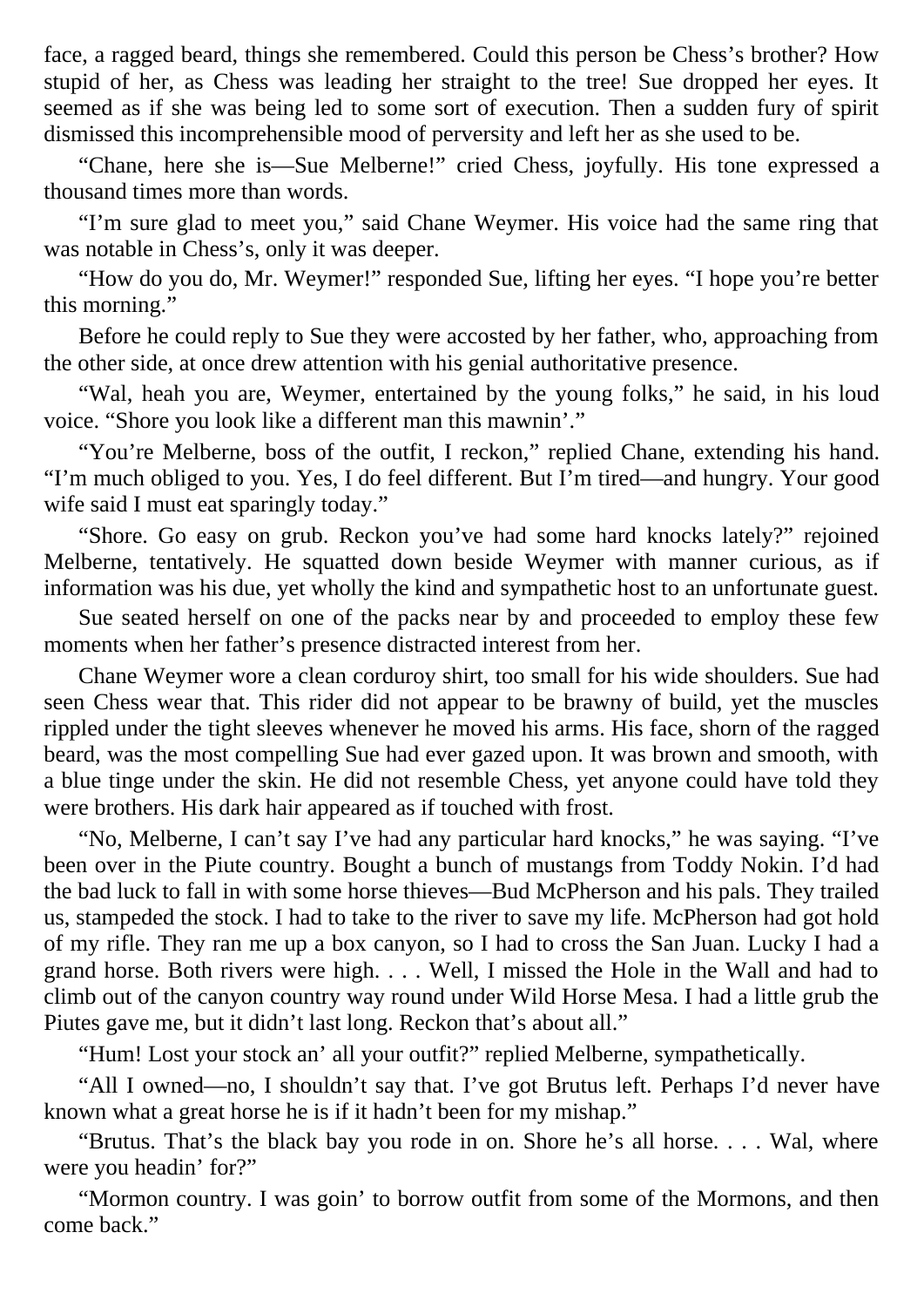face, a ragged beard, things she remembered. Could this person be Chess's brother? How stupid of her, as Chess was leading her straight to the tree! Sue dropped her eyes. It seemed as if she was being led to some sort of execution. Then a sudden fury of spirit dismissed this incomprehensible mood of perversity and left her as she used to be.

"Chane, here she is—Sue Melberne!" cried Chess, joyfully. His tone expressed a thousand times more than words.

"I'm sure glad to meet you," said Chane Weymer. His voice had the same ring that was notable in Chess's, only it was deeper.

"How do you do, Mr. Weymer!" responded Sue, lifting her eyes. "I hope you're better this morning."

Before he could reply to Sue they were accosted by her father, who, approaching from the other side, at once drew attention with his genial authoritative presence.

"Wal, heah you are, Weymer, entertained by the young folks," he said, in his loud voice. "Shore you look like a different man this mawnin'."

"You're Melberne, boss of the outfit, I reckon," replied Chane, extending his hand. "I'm much obliged to you. Yes, I do feel different. But I'm tired—and hungry. Your good wife said I must eat sparingly today."

"Shore. Go easy on grub. Reckon you've had some hard knocks lately?" rejoined Melberne, tentatively. He squatted down beside Weymer with manner curious, as if information was his due, yet wholly the kind and sympathetic host to an unfortunate guest.

Sue seated herself on one of the packs near by and proceeded to employ these few moments when her father's presence distracted interest from her.

Chane Weymer wore a clean corduroy shirt, too small for his wide shoulders. Sue had seen Chess wear that. This rider did not appear to be brawny of build, yet the muscles rippled under the tight sleeves whenever he moved his arms. His face, shorn of the ragged beard, was the most compelling Sue had ever gazed upon. It was brown and smooth, with a blue tinge under the skin. He did not resemble Chess, yet anyone could have told they were brothers. His dark hair appeared as if touched with frost.

"No, Melberne, I can't say I've had any particular hard knocks," he was saying. "I've been over in the Piute country. Bought a bunch of mustangs from Toddy Nokin. I'd had the bad luck to fall in with some horse thieves—Bud McPherson and his pals. They trailed us, stampeded the stock. I had to take to the river to save my life. McPherson had got hold of my rifle. They ran me up a box canyon, so I had to cross the San Juan. Lucky I had a grand horse. Both rivers were high. . . . Well, I missed the Hole in the Wall and had to climb out of the canyon country way round under Wild Horse Mesa. I had a little grub the Piutes gave me, but it didn't last long. Reckon that's about all."

"Hum! Lost your stock an' all your outfit?" replied Melberne, sympathetically.

"All I owned—no, I shouldn't say that. I've got Brutus left. Perhaps I'd never have known what a great horse he is if it hadn't been for my mishap."

"Brutus. That's the black bay you rode in on. Shore he's all horse. . . . Wal, where were you headin' for?"

"Mormon country. I was goin' to borrow outfit from some of the Mormons, and then come back."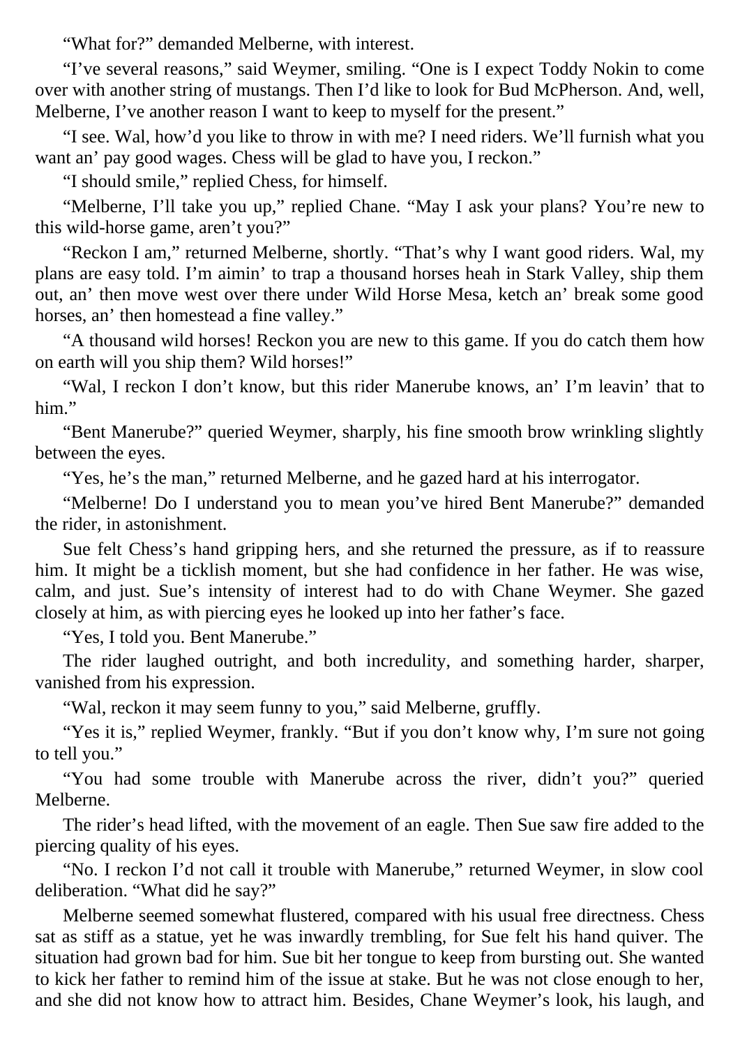"What for?" demanded Melberne, with interest.

"I've several reasons," said Weymer, smiling. "One is I expect Toddy Nokin to come over with another string of mustangs. Then I'd like to look for Bud McPherson. And, well, Melberne, I've another reason I want to keep to myself for the present."

"I see. Wal, how'd you like to throw in with me? I need riders. We'll furnish what you want an' pay good wages. Chess will be glad to have you, I reckon."

"I should smile," replied Chess, for himself.

"Melberne, I'll take you up," replied Chane. "May I ask your plans? You're new to this wild-horse game, aren't you?"

"Reckon I am," returned Melberne, shortly. "That's why I want good riders. Wal, my plans are easy told. I'm aimin' to trap a thousand horses heah in Stark Valley, ship them out, an' then move west over there under Wild Horse Mesa, ketch an' break some good horses, an' then homestead a fine valley."

"A thousand wild horses! Reckon you are new to this game. If you do catch them how on earth will you ship them? Wild horses!"

"Wal, I reckon I don't know, but this rider Manerube knows, an' I'm leavin' that to him."

"Bent Manerube?" queried Weymer, sharply, his fine smooth brow wrinkling slightly between the eyes.

"Yes, he's the man," returned Melberne, and he gazed hard at his interrogator.

"Melberne! Do I understand you to mean you've hired Bent Manerube?" demanded the rider, in astonishment.

Sue felt Chess's hand gripping hers, and she returned the pressure, as if to reassure him. It might be a ticklish moment, but she had confidence in her father. He was wise, calm, and just. Sue's intensity of interest had to do with Chane Weymer. She gazed closely at him, as with piercing eyes he looked up into her father's face.

"Yes, I told you. Bent Manerube."

The rider laughed outright, and both incredulity, and something harder, sharper, vanished from his expression.

"Wal, reckon it may seem funny to you," said Melberne, gruffly.

"Yes it is," replied Weymer, frankly. "But if you don't know why, I'm sure not going to tell you."

"You had some trouble with Manerube across the river, didn't you?" queried Melberne.

The rider's head lifted, with the movement of an eagle. Then Sue saw fire added to the piercing quality of his eyes.

"No. I reckon I'd not call it trouble with Manerube," returned Weymer, in slow cool deliberation. "What did he say?"

Melberne seemed somewhat flustered, compared with his usual free directness. Chess sat as stiff as a statue, yet he was inwardly trembling, for Sue felt his hand quiver. The situation had grown bad for him. Sue bit her tongue to keep from bursting out. She wanted to kick her father to remind him of the issue at stake. But he was not close enough to her, and she did not know how to attract him. Besides, Chane Weymer's look, his laugh, and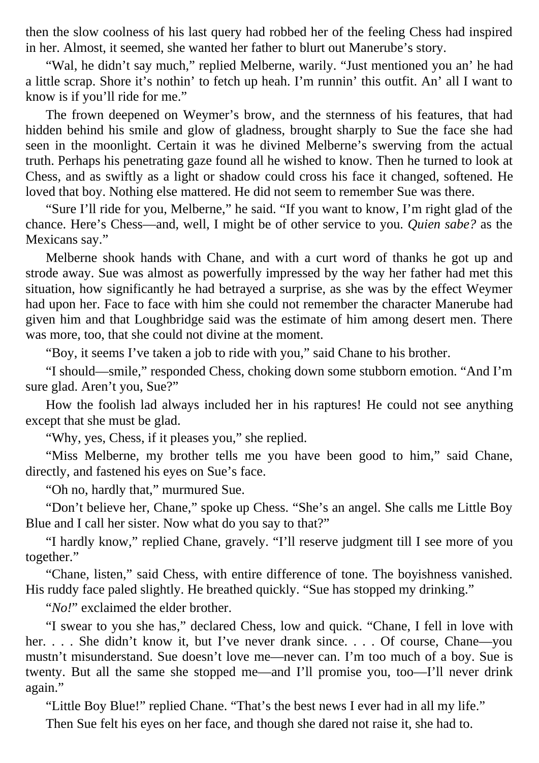then the slow coolness of his last query had robbed her of the feeling Chess had inspired in her. Almost, it seemed, she wanted her father to blurt out Manerube's story.

"Wal, he didn't say much," replied Melberne, warily. "Just mentioned you an' he had a little scrap. Shore it's nothin' to fetch up heah. I'm runnin' this outfit. An' all I want to know is if you'll ride for me."

The frown deepened on Weymer's brow, and the sternness of his features, that had hidden behind his smile and glow of gladness, brought sharply to Sue the face she had seen in the moonlight. Certain it was he divined Melberne's swerving from the actual truth. Perhaps his penetrating gaze found all he wished to know. Then he turned to look at Chess, and as swiftly as a light or shadow could cross his face it changed, softened. He loved that boy. Nothing else mattered. He did not seem to remember Sue was there.

"Sure I'll ride for you, Melberne," he said. "If you want to know, I'm right glad of the chance. Here's Chess—and, well, I might be of other service to you. *Quien sabe?* as the Mexicans say."

Melberne shook hands with Chane, and with a curt word of thanks he got up and strode away. Sue was almost as powerfully impressed by the way her father had met this situation, how significantly he had betrayed a surprise, as she was by the effect Weymer had upon her. Face to face with him she could not remember the character Manerube had given him and that Loughbridge said was the estimate of him among desert men. There was more, too, that she could not divine at the moment.

"Boy, it seems I've taken a job to ride with you," said Chane to his brother.

"I should—smile," responded Chess, choking down some stubborn emotion. "And I'm sure glad. Aren't you, Sue?"

How the foolish lad always included her in his raptures! He could not see anything except that she must be glad.

"Why, yes, Chess, if it pleases you," she replied.

"Miss Melberne, my brother tells me you have been good to him," said Chane, directly, and fastened his eyes on Sue's face.

"Oh no, hardly that," murmured Sue.

"Don't believe her, Chane," spoke up Chess. "She's an angel. She calls me Little Boy Blue and I call her sister. Now what do you say to that?"

"I hardly know," replied Chane, gravely. "I'll reserve judgment till I see more of you together."

"Chane, listen," said Chess, with entire difference of tone. The boyishness vanished. His ruddy face paled slightly. He breathed quickly. "Sue has stopped my drinking."

"*No!*" exclaimed the elder brother.

"I swear to you she has," declared Chess, low and quick. "Chane, I fell in love with her. . . . She didn't know it, but I've never drank since. . . . Of course, Chane—you mustn't misunderstand. Sue doesn't love me—never can. I'm too much of a boy. Sue is twenty. But all the same she stopped me—and I'll promise you, too—I'll never drink again."

"Little Boy Blue!" replied Chane. "That's the best news I ever had in all my life."

Then Sue felt his eyes on her face, and though she dared not raise it, she had to.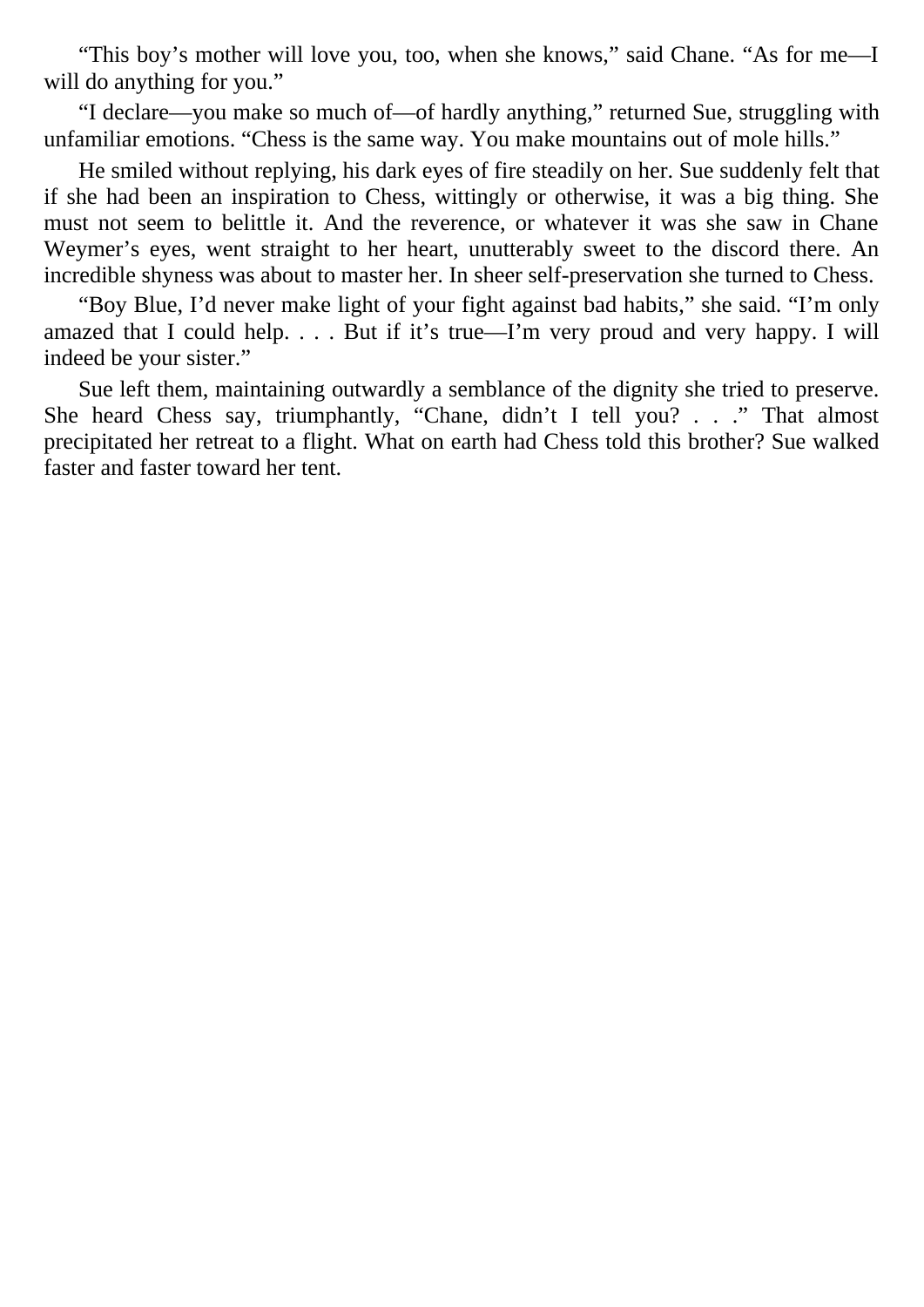"This boy's mother will love you, too, when she knows," said Chane. "As for me—I will do anything for you."

"I declare—you make so much of—of hardly anything," returned Sue, struggling with unfamiliar emotions. "Chess is the same way. You make mountains out of mole hills."

He smiled without replying, his dark eyes of fire steadily on her. Sue suddenly felt that if she had been an inspiration to Chess, wittingly or otherwise, it was a big thing. She must not seem to belittle it. And the reverence, or whatever it was she saw in Chane Weymer's eyes, went straight to her heart, unutterably sweet to the discord there. An incredible shyness was about to master her. In sheer self-preservation she turned to Chess.

"Boy Blue, I'd never make light of your fight against bad habits," she said. "I'm only amazed that I could help. . . . But if it's true—I'm very proud and very happy. I will indeed be your sister."

Sue left them, maintaining outwardly a semblance of the dignity she tried to preserve. She heard Chess say, triumphantly, "Chane, didn't I tell you? . . ." That almost precipitated her retreat to a flight. What on earth had Chess told this brother? Sue walked faster and faster toward her tent.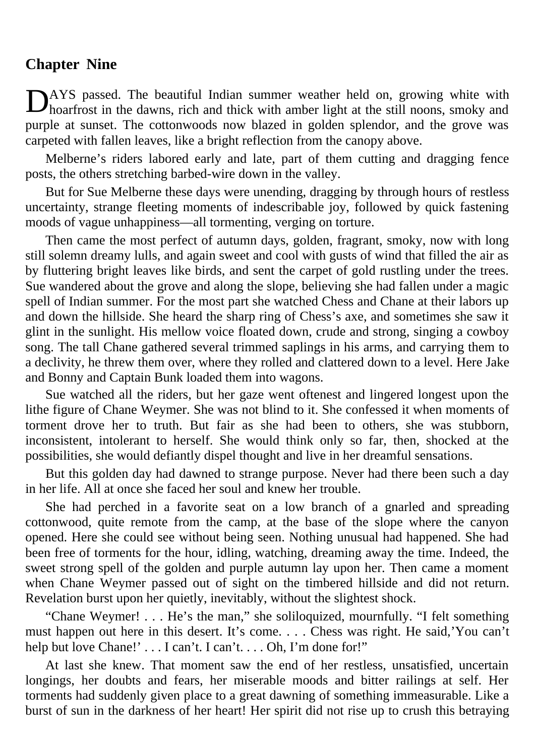## Chapter Nine

DAYS passed. The beautiful Indian summer weather held on, growing white with hoarfrost in the dawns, rich and thick with amber light at the still noons, smoky and purple at sunset. The cottonwoods now blazed in golden splendor, and the grove was carpeted with fallen leaves, like a bright reflection from the canopy above.

Melberne's riders labored early and late, part of them cutting and dragging fence posts, the others stretching barbed-wire down in the valley.

But for Sue Melberne these days were unending, dragging by through hours of restless uncertainty, strange fleeting moments of indescribable joy, followed by quick fastening moods of vague unhappiness—all tormenting, verging on torture.

Then came the most perfect of autumn days, golden, fragrant, smoky, now with long still solemn dreamy lulls, and again sweet and cool with gusts of wind that filled the air as by fluttering bright leaves like birds, and sent the carpet of gold rustling under the trees. Sue wandered about the grove and along the slope, believing she had fallen under a magic spell of Indian summer. For the most part she watched Chess and Chane at their labors up and down the hillside. She heard the sharp ring of Chess's axe, and sometimes she saw it glint in the sunlight. His mellow voice floated down, crude and strong, singing a cowboy song. The tall Chane gathered several trimmed saplings in his arms, and carrying them to a declivity, he threw them over, where they rolled and clattered down to a level. Here Jake and Bonny and Captain Bunk loaded them into wagons.

Sue watched all the riders, but her gaze went oftenest and lingered longest upon the lithe figure of Chane Weymer. She was not blind to it. She confessed it when moments of torment drove her to truth. But fair as she had been to others, she was stubborn, inconsistent, intolerant to herself. She would think only so far, then, shocked at the possibilities, she would defiantly dispel thought and live in her dreamful sensations.

But this golden day had dawned to strange purpose. Never had there been such a day in her life. All at once she faced her soul and knew her trouble.

She had perched in a favorite seat on a low branch of a gnarled and spreading cottonwood, quite remote from the camp, at the base of the slope where the canyon opened. Here she could see without being seen. Nothing unusual had happened. She had been free of torments for the hour, idling, watching, dreaming away the time. Indeed, the sweet strong spell of the golden and purple autumn lay upon her. Then came a moment when Chane Weymer passed out of sight on the timbered hillside and did not return. Revelation burst upon her quietly, inevitably, without the slightest shock.

"Chane Weymer! . . . He's the man," she soliloquized, mournfully. "I felt something must happen out here in this desert. It's come. . . . Chess was right. He said,'You can't help but love Chane!' . . . I can't. I can't. . . . Oh, I'm done for!"

At last she knew. That moment saw the end of her restless, unsatisfied, uncertain longings, her doubts and fears, her miserable moods and bitter railings at self. Her torments had suddenly given place to a great dawning of something immeasurable. Like a burst of sun in the darkness of her heart! Her spirit did not rise up to crush this betraying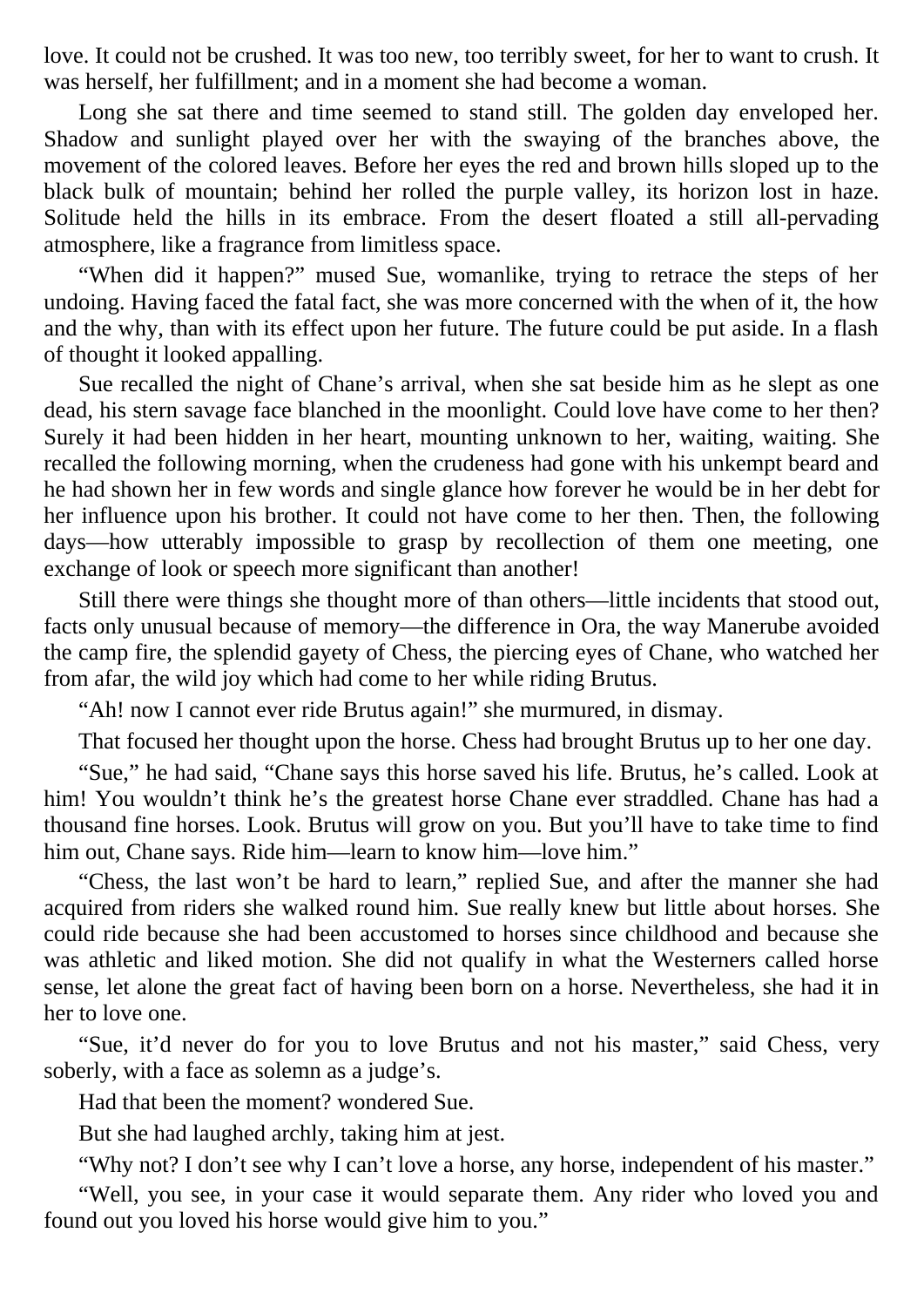love. It could not be crushed. It was too new, too terribly sweet, for her to want to crush. It was herself, her fulfillment; and in a moment she had become a woman.

Long she sat there and time seemed to stand still. The golden day enveloped her. Shadow and sunlight played over her with the swaying of the branches above, the movement of the colored leaves. Before her eyes the red and brown hills sloped up to the black bulk of mountain; behind her rolled the purple valley, its horizon lost in haze. Solitude held the hills in its embrace. From the desert floated a still all-pervading atmosphere, like a fragrance from limitless space.

"When did it happen?" mused Sue, womanlike, trying to retrace the steps of her undoing. Having faced the fatal fact, she was more concerned with the when of it, the how and the why, than with its effect upon her future. The future could be put aside. In a flash of thought it looked appalling.

Sue recalled the night of Chane's arrival, when she sat beside him as he slept as one dead, his stern savage face blanched in the moonlight. Could love have come to her then? Surely it had been hidden in her heart, mounting unknown to her, waiting, waiting. She recalled the following morning, when the crudeness had gone with his unkempt beard and he had shown her in few words and single glance how forever he would be in her debt for her influence upon his brother. It could not have come to her then. Then, the following days—how utterly impossible to grasp by recollection of them one meeting, one exchange of look or speech more significant than another!

Still there were things she thought more of than others—little incidents that stood out, facts only unusual because of memory—the difference in Ora, the way Manerube avoided the camp fire, the splendid gayety of Chess, the piercing eyes of Chane, who watched her from afar, the wild joy which had come to her while riding Brutus.

"Ah! now I cannot ever ride Brutus again!" she murmured, in dismay.

That focused her thought upon the horse. Chess had brought Brutus up to her one day.

"Sue," he had said, "Chane says this horse saved his life. Brutus, he's called. Look at him! You wouldn't think he's the greatest horse Chane ever straddled. Chane has had a thousand fine horses. Look. Brutus will grow on you. But you'll have to take time to find him out, Chane says. Ride him—learn to know him—love him."

"Chess, the last won't be hard to learn," replied Sue, and after the manner she had acquired from riders she walked round him. Sue really knew but little about horses. She could ride because she had been accustomed to horses since childhood and because she was athletic and liked motion. She did not qualify in what the Westerners called horse sense, let alone the great fact of having been born on a horse. Nevertheless, she had it in her to love one.

"Sue, it'd never do for you to love Brutus and not his master," said Chess, very soberly, with a face as solemn as a judge's.

Had that been the moment? wondered Sue.

But she had laughed archly, taking him at jest.

"Why not? I don't see why I can't love a horse, any horse, independent of his master."

"Well, you see, in your case it would separate them. Any rider who loved you and found out you loved his horse would give him to you."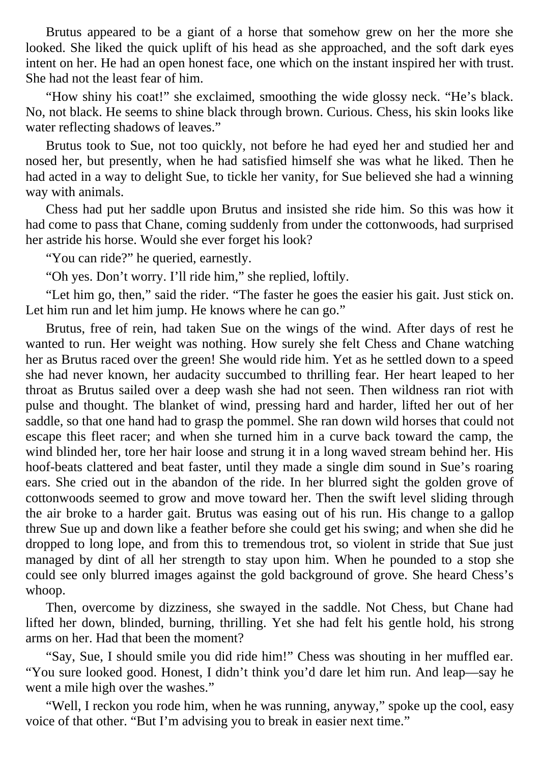Brutus appeared to be a giant of a horse that somehow grew on her the more she looked. She liked the quick uplift of his head as she approached, and the soft dark eyes intent on her. He had an open honest face, one which on the instant inspired her with trust. She had not the least fear of him.

"How shiny his coat!" she exclaimed, smoothing the wide glossy neck. "He's black. No, not black. He seems to shine black through brown. Curious. Chess, his skin looks like water reflecting shadows of leaves."

Brutus took to Sue, not too quickly, not before he had eyed her and studied her and nosed her, but presently, when he had satisfied himself she was what he liked. Then he had acted in a way to delight Sue, to tickle her vanity, for Sue believed she had a winning way with animals.

Chess had put her saddle upon Brutus and insisted she ride him. So this was how it had come to pass that Chane, coming suddenly from under the cottonwoods, had surprised her astride his horse. Would she ever forget his look?

"You can ride?" he queried, earnestly.

"Oh yes. Don't worry. I'll ride him," she replied, loftily.

"Let him go, then," said the rider. "The faster he goes the easier his gait. Just stick on. Let him run and let him jump. He knows where he can go."

Brutus, free of rein, had taken Sue on the wings of the wind. After days of rest he wanted to run. Her weight was nothing. How surely she felt Chess and Chane watching her as Brutus raced over the green! She would ride him. Yet as he settled down to a speed she had never known, her audacity succumbed to thrilling fear. Her heart leaped to her throat as Brutus sailed over a deep wash she had not seen. Then wildness ran riot with pulse and thought. The blanket of wind, pressing hard and harder, lifted her out of her saddle, so that one hand had to grasp the pommel. She ran down wild horses that could not escape this fleet racer; and when she turned him in a curve back toward the camp, the wind blinded her, tore her hair loose and strung it in a long waved stream behind her. His hoof-beats clattered and beat faster, until they made a single dim sound in Sue's roaring ears. She cried out in the abandon of the ride. In her blurred sight the golden grove of cottonwoods seemed to grow and move toward her. Then the swift level sliding through the air broke to a harder gait. Brutus was easing out of his run. His change to a gallop threw Sue up and down like a feather before she could get his swing; and when she did he dropped to long lope, and from this to tremendous trot, so violent in stride that Sue just managed by dint of all her strength to stay upon him. When he pounded to a stop she could see only blurred images against the gold background of grove. She heard Chess's whoop.

Then, overcome by dizziness, she swayed in the saddle. Not Chess, but Chane had lifted her down, blinded, burning, thrilling. Yet she had felt his gentle hold, his strong arms on her. Had that been the moment?

"Say, Sue, I should smile you did ride him!" Chess was shouting in her muffled ear. "You sure looked good. Honest, I didn't think you'd dare let him run. And leap—say he went a mile high over the washes."

"Well, I reckon you rode him, when he was running, anyway," spoke up the cool, easy voice of that other. "But I'm advising you to break in easier next time."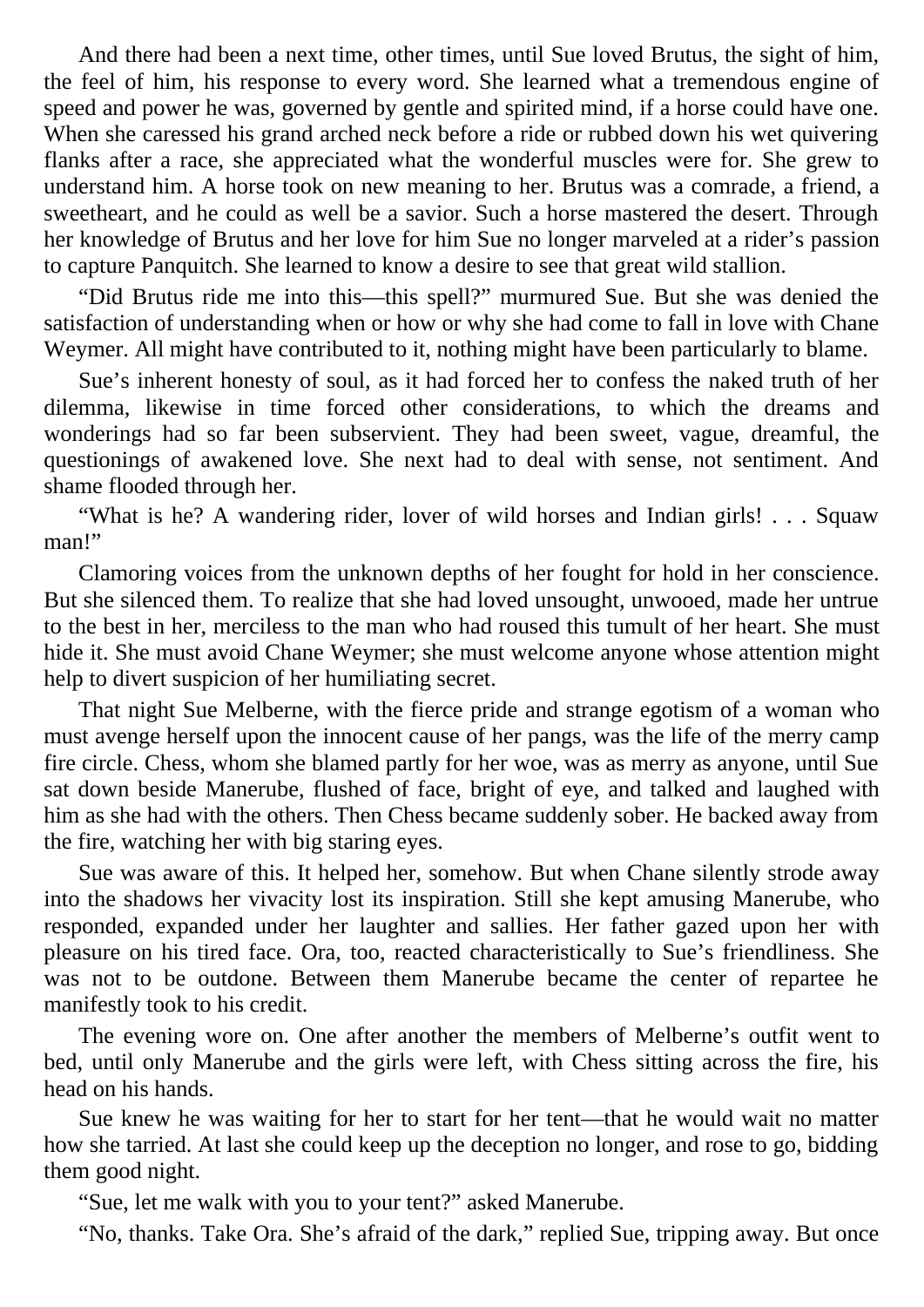And there had been a next time, other times, until Sue loved Brutus, the sight of him, the feel of him, his response to every word. She learned what a tremendous engine of speed and power he was, governed by gentle and spirited mind, if a horse could have one. When she caressed his grand arched neck before a ride or rubbed down his wet quivering flanks after a race, she appreciated what the wonderful muscles were for. She grew to understand him. A horse took on new meaning to her. Brutus was a comrade, a friend, a sweetheart, and he could as well be a savior. Such a horse mastered the desert. Through her knowledge of Brutus and her love for him Sue no longer marveled at a rider's passion to capture Panquitch. She learned to know a desire to see that great wild stallion.

"Did Brutus ride me into this—this spell?" murmured Sue. But she was denied the satisfaction of understanding when or how or why she had come to fall in love with Chane Weymer. All might have contributed to it, nothing might have been particularly to blame.

Sue's inherent honesty of soul, as it had forced her to confess the naked truth of her dilemma, likewise in time forced other considerations, to which the dreams and wonderings had so far been subservient. They had been sweet, vague, dreamful, the questionings of awakened love. She next had to deal with sense, not sentiment. And shame flooded through her.

"What is he? A wandering rider, lover of wild horses and Indian girls! . . . Squaw man!"

Clamoring voices from the unknown depths of her fought for hold in her conscience. But she silenced them. To realize that she had loved unsought, unwooed, made her untrue to the best in her, merciless to the man who had roused this tumult of her heart. She must hide it. She must avoid Chane Weymer; she must welcome anyone whose attention might help to divert suspicion of her humiliating secret.

That night Sue Melberne, with the fierce pride and strange egotism of a woman who must avenge herself upon the innocent cause of her pangs, was the life of the merry camp fire circle. Chess, whom she blamed partly for her woe, was as merry as anyone, until Sue sat down beside Manerube, flushed of face, bright of eye, and talked and laughed with him as she had with the others. Then Chess became suddenly sober. He backed away from the fire, watching her with big staring eyes.

Sue was aware of this. It helped her, somehow. But when Chane silently strode away into the shadows her vivacity lost its inspiration. Still she kept amusing Manerube, who responded, expanded under her laughter and sallies. Her father gazed upon her with pleasure on his tired face. Ora, too, reacted characteristically to Sue's friendliness. She was not to be outdone. Between them Manerube became the center of repartee he manifestly took to his credit.

The evening wore on. One after another the members of Melberne's outfit went to bed, until only Manerube and the girls were left, with Chess sitting across the fire, his head on his hands.

Sue knew he was waiting for her to start for her tent—that he would wait no matter how she tarried. At last she could keep up the deception no longer, and rose to go, bidding them good night.

"Sue, let me walk with you to your tent?" asked Manerube.

"No, thanks. Take Ora. She's afraid of the dark," replied Sue, tripping away. But once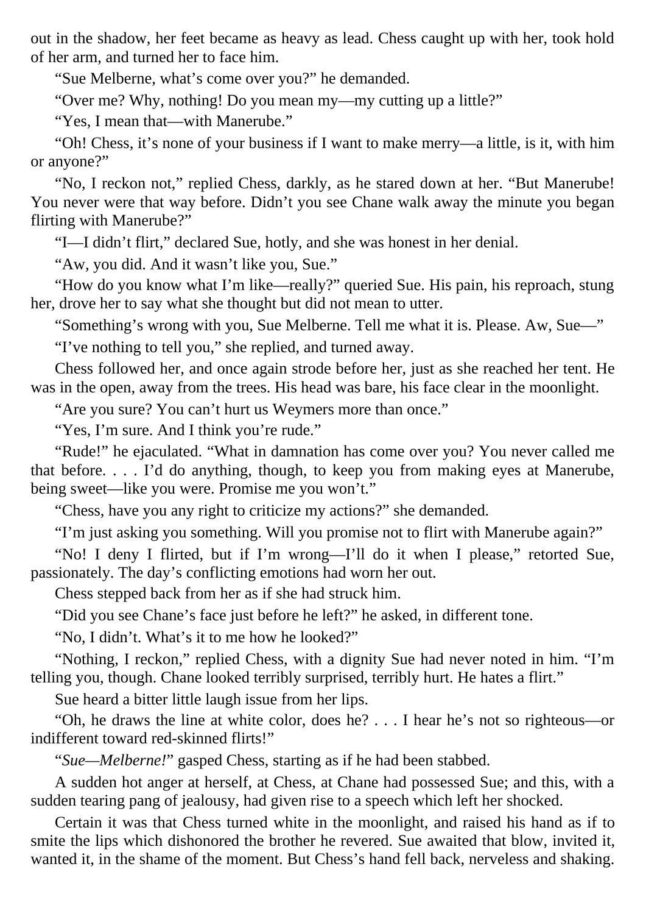out in the shadow, her feet became as heavy as lead. Chess caught up with her, took hold of her arm, and turned her to face him.

"Sue Melberne, what's come over you?" he demanded.

"Over me? Why, nothing! Do you mean my—my cutting up a little?"

"Yes, I mean that—with Manerube."

"Oh! Chess, it's none of your business if I want to make merry—a little, is it, with him or anyone?"

"No, I reckon not," replied Chess, darkly, as he stared down at her. "But Manerube! You never were that way before. Didn't you see Chane walk away the minute you began flirting with Manerube?"

"I—I didn't flirt," declared Sue, hotly, and she was honest in her denial.

"Aw, you did. And it wasn't like you, Sue."

"How do you know what I'm like—really?" queried Sue. His pain, his reproach, stung her, drove her to say what she thought but did not mean to utter.

"Something's wrong with you, Sue Melberne. Tell me what it is. Please. Aw, Sue—"

"I've nothing to tell you," she replied, and turned away.

Chess followed her, and once again strode before her, just as she reached her tent. He was in the open, away from the trees. His head was bare, his face clear in the moonlight.

"Are you sure? You can't hurt us Weymers more than once."

"Yes, I'm sure. And I think you're rude."

"Rude!" he ejaculated. "What in damnation has come over you? You never called me that before. . . . I'd do anything, though, to keep you from making eyes at Manerube, being sweet—like you were. Promise me you won't."

"Chess, have you any right to criticize my actions?" she demanded.

"I'm just asking you something. Will you promise not to flirt with Manerube again?"

"No! I deny I flirted, but if I'm wrong—I'll do it when I please," retorted Sue, passionately. The day's conflicting emotions had worn her out.

Chess stepped back from her as if she had struck him.

"Did you see Chane's face just before he left?" he asked, in different tone.

"No, I didn't. What's it to me how he looked?"

"Nothing, I reckon," replied Chess, with a dignity Sue had never noted in him. "I'm telling you, though. Chane looked terribly surprised, terribly hurt. He hates a flirt."

Sue heard a bitter little laugh issue from her lips.

"Oh, he draws the line at white color, does he? . . . I hear he's not so righteous—or indifferent toward red-skinned flirts!"

"*Sue—Melberne!*" gasped Chess, starting as if he had been stabbed.

A sudden hot anger at herself, at Chess, at Chane had possessed Sue; and this, with a sudden tearing pang of jealousy, had given rise to a speech which left her shocked.

Certain it was that Chess turned white in the moonlight, and raised his hand as if to smite the lips which dishonored the brother he revered. Sue awaited that blow, invited it, wanted it, in the shame of the moment. But Chess's hand fell back, nerveless and shaking.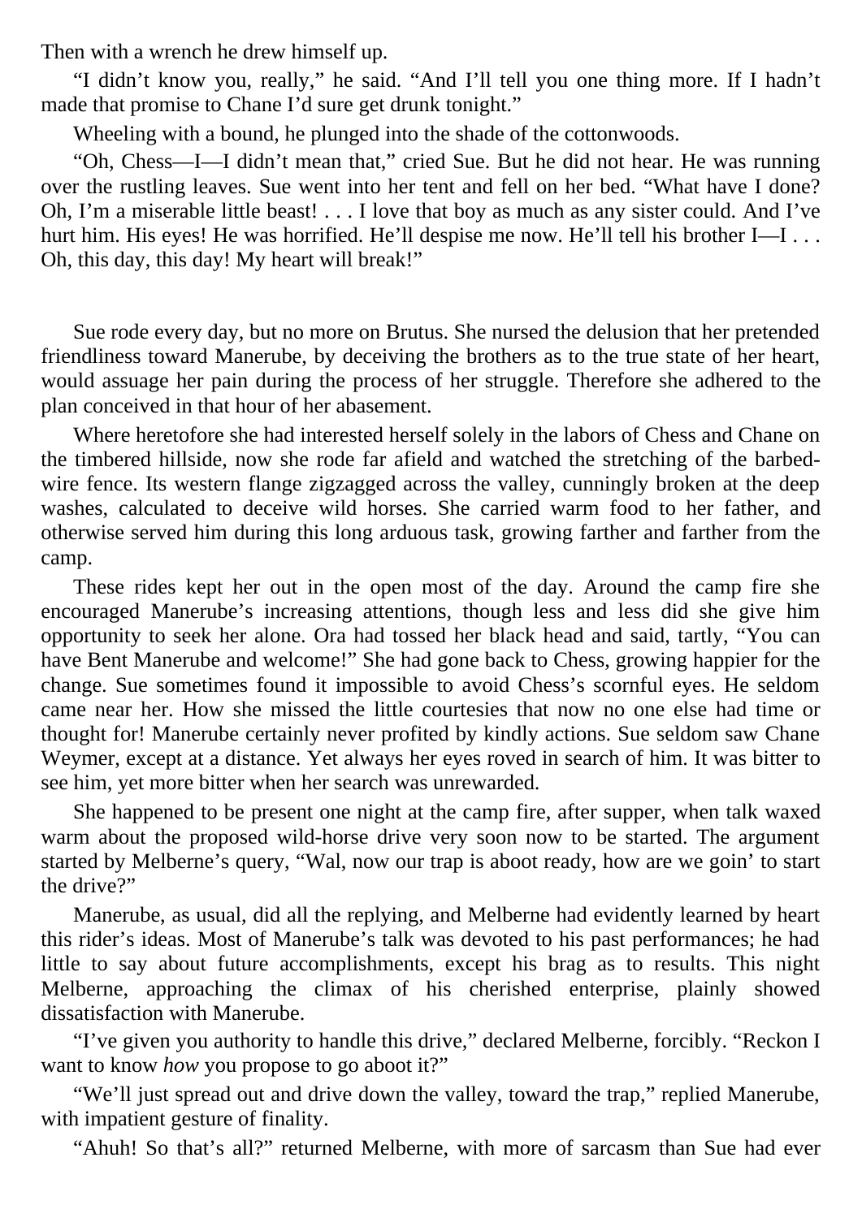Then with a wrench he drew himself up.

“I didn’t know you, really,” he said. “And I’ll tell you one thing more. If I hadn’t made that promise to Chane I’d sure get drunk tonight.”

Wheeling with a bound, he plunged into the shade of the cottonwoods.

“Oh, Chess—I—I didn’t mean that,” cried Sue. But he did not hear. He was running over the rustling leaves. Sue went into her tent and fell on her bed. “What have I done? Oh, I’m a miserable little beast! . . . I love that boy as much as any sister could. And I’ve hurt him. His eyes! He was horrified. He’ll despise me now. He’ll tell his brother I—I . . . Oh, this day, this day! My heart will break!”

Sue rode every day, but no more on Brutus. She nursed the delusion that her pretended friendliness toward Manerube, by deceiving the brothers as to the true state of her heart, would assuage her pain during the process of her struggle. Therefore she adhered to the plan conceived in that hour of her abasement.

Where heretofore she had interested herself solely in the labors of Chess and Chane on the timbered hillside, now she rode far afield and watched the stretching of the barbed-wire fence. Its western flange zigzagged across the valley, cunningly broken at the deep washes, calculated to deceive wild horses. She carried warm food to her father, and otherwise served him during this long arduous task, growing farther and farther from the camp.

These rides kept her out in the open most of the day. Around the camp fire she encouraged Manerube’s increasing attentions, though less and less did she give him opportunity to seek her alone. Ora had tossed her black head and said, tartly, “You can have Bent Manerube and welcome!” She had gone back to Chess, growing happier for the change. Sue sometimes found it impossible to avoid Chess’s scornful eyes. He seldom came near her. How she missed the little courtesies that now no one else had time or thought for! Manerube certainly never profited by kindly actions. Sue seldom saw Chane Weymer, except at a distance. Yet always her eyes roved in search of him. It was bitter to see him, yet more bitter when her search was unrewarded.

She happened to be present one night at the camp fire, after supper, when talk waxed warm about the proposed wild-horse drive very soon now to be started. The argument started by Melberne’s query, “Wal, now our trap is aboot ready, how are we goin’ to start the drive?”

Manerube, as usual, did all the replying, and Melberne had evidently learned by heart this rider’s ideas. Most of Manerube’s talk was devoted to his past performances; he had little to say about future accomplishments, except his brag as to results. This night Melberne, approaching the climax of his cherished enterprise, plainly showed dissatisfaction with Manerube.

“I’ve given you authority to handle this drive,” declared Melberne, forcibly. “Reckon I want to know *how* you propose to go aboot it?”

“We’ll just spread out and drive down the valley, toward the trap,” replied Manerube, with impatient gesture of finality.

“Ahuh! So that’s all?” returned Melberne, with more of sarcasm than Sue had ever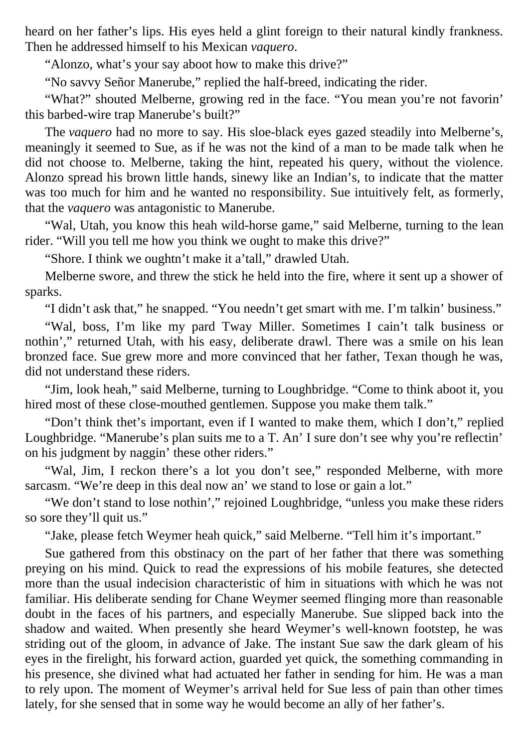heard on her father's lips. His eyes held a glint foreign to their natural kindly frankness. Then he addressed himself to his Mexican *vaquero*.

"Alonzo, what's your say aboot how to make this drive?"

"No savvy Señor Manerube," replied the half-breed, indicating the rider.

"What?" shouted Melberne, growing red in the face. "You mean you're not favorin' this barbed-wire trap Manerube's built?"

The *vaquero* had no more to say. His sloe-black eyes gazed steadily into Melberne's, meaningly it seemed to Sue, as if he was not the kind of a man to be made talk when he did not choose to. Melberne, taking the hint, repeated his query, without the violence. Alonzo spread his brown little hands, sinewy like an Indian's, to indicate that the matter was too much for him and he wanted no responsibility. Sue intuitively felt, as formerly, that the *vaquero* was antagonistic to Manerube.

"Wal, Utah, you know this heah wild-horse game," said Melberne, turning to the lean rider. "Will you tell me how you think we ought to make this drive?"

"Shore. I think we oughtn't make it a'tall," drawled Utah.

Melberne swore, and threw the stick he held into the fire, where it sent up a shower of sparks.

"I didn't ask that," he snapped. "You needn't get smart with me. I'm talkin' business."

"Wal, boss, I'm like my pard Tway Miller. Sometimes I cain't talk business or nothin'," returned Utah, with his easy, deliberate drawl. There was a smile on his lean bronzed face. Sue grew more and more convinced that her father, Texan though he was, did not understand these riders.

"Jim, look heah," said Melberne, turning to Loughbridge. "Come to think aboot it, you hired most of these close-mouthed gentlemen. Suppose you make them talk."

"Don't think thet's important, even if I wanted to make them, which I don't," replied Loughbridge. "Manerube's plan suits me to a T. An' I sure don't see why you're reflectin' on his judgment by naggin' these other riders."

"Wal, Jim, I reckon there's a lot you don't see," responded Melberne, with more sarcasm. "We're deep in this deal now an' we stand to lose or gain a lot."

"We don't stand to lose nothin'," rejoined Loughbridge, "unless you make these riders so sore they'll quit us."

"Jake, please fetch Weymer heah quick," said Melberne. "Tell him it's important."

Sue gathered from this obstinacy on the part of her father that there was something preying on his mind. Quick to read the expressions of his mobile features, she detected more than the usual indecision characteristic of him in situations with which he was not familiar. His deliberate sending for Chane Weymer seemed flinging more than reasonable doubt in the faces of his partners, and especially Manerube. Sue slipped back into the shadow and waited. When presently she heard Weymer's well-known footstep, he was striding out of the gloom, in advance of Jake. The instant Sue saw the dark gleam of his eyes in the firelight, his forward action, guarded yet quick, the something commanding in his presence, she divined what had actuated her father in sending for him. He was a man to rely upon. The moment of Weymer's arrival held for Sue less of pain than other times lately, for she sensed that in some way he would become an ally of her father's.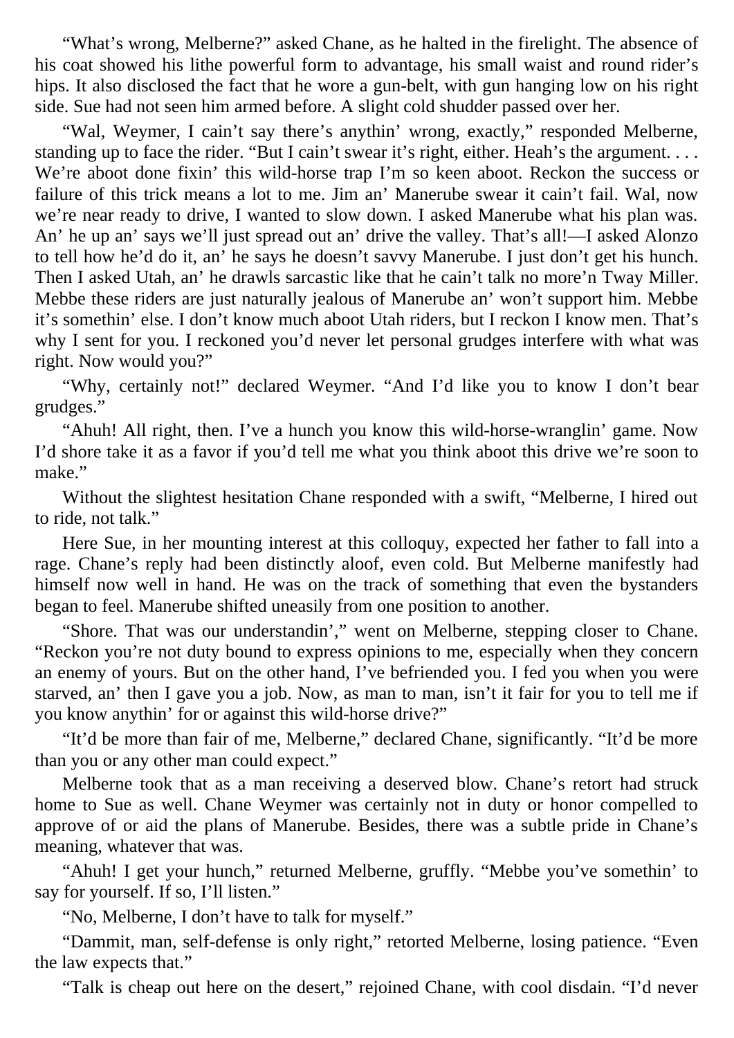“What’s wrong, Melberne?” asked Chane, as he halted in the firelight. The absence of his coat showed his lithe powerful form to advantage, his small waist and round rider’s hips. It also disclosed the fact that he wore a gun-belt, with gun hanging low on his right side. Sue had not seen him armed before. A slight cold shudder passed over her.

“Wal, Weymer, I cain’t say there’s anythin’ wrong, exactly,” responded Melberne, standing up to face the rider. “But I cain’t swear it’s right, either. Heah’s the argument. . . . We’re aboot done fixin’ this wild-horse trap I’m so keen aboot. Reckon the success or failure of this trick means a lot to me. Jim an’ Manerube swear it cain’t fail. Wal, now we’re near ready to drive, I wanted to slow down. I asked Manerube what his plan was. An’ he up an’ says we’ll just spread out an’ drive the valley. That’s all!—I asked Alonzo to tell how he’d do it, an’ he says he doesn’t savvy Manerube. I just don’t get his hunch. Then I asked Utah, an’ he drawls sarcastic like that he cain’t talk no more’n Tway Miller. Mebbe these riders are just naturally jealous of Manerube an’ won’t support him. Mebbe it’s somethin’ else. I don’t know much aboot Utah riders, but I reckon I know men. That’s why I sent for you. I reckoned you’d never let personal grudges interfere with what was right. Now would you?”

“Why, certainly not!” declared Weymer. “And I’d like you to know I don’t bear grudges.”

“Ahuh! All right, then. I’ve a hunch you know this wild-horse-wranglin’ game. Now I’d shore take it as a favor if you’d tell me what you think aboot this drive we’re soon to make.”

Without the slightest hesitation Chane responded with a swift, “Melberne, I hired out to ride, not talk.”

Here Sue, in her mounting interest at this colloquy, expected her father to fall into a rage. Chane’s reply had been distinctly aloof, even cold. But Melberne manifestly had himself now well in hand. He was on the track of something that even the bystanders began to feel. Manerube shifted uneasily from one position to another.

“Shore. That was our understandin’,” went on Melberne, stepping closer to Chane. “Reckon you’re not duty bound to express opinions to me, especially when they concern an enemy of yours. But on the other hand, I’ve befriended you. I fed you when you were starved, an’ then I gave you a job. Now, as man to man, isn’t it fair for you to tell me if you know anythin’ for or against this wild-horse drive?”

“It’d be more than fair of me, Melberne,” declared Chane, significantly. “It’d be more than you or any other man could expect.”

Melberne took that as a man receiving a deserved blow. Chane’s retort had struck home to Sue as well. Chane Weymer was certainly not in duty or honor compelled to approve of or aid the plans of Manerube. Besides, there was a subtle pride in Chane’s meaning, whatever that was.

“Ahuh! I get your hunch,” returned Melberne, gruffly. “Mebbe you’ve somethin’ to say for yourself. If so, I’ll listen.”

“No, Melberne, I don’t have to talk for myself.”

“Dammit, man, self-defense is only right,” retorted Melberne, losing patience. “Even the law expects that.”

“Talk is cheap out here on the desert,” rejoined Chane, with cool disdain. “I’d never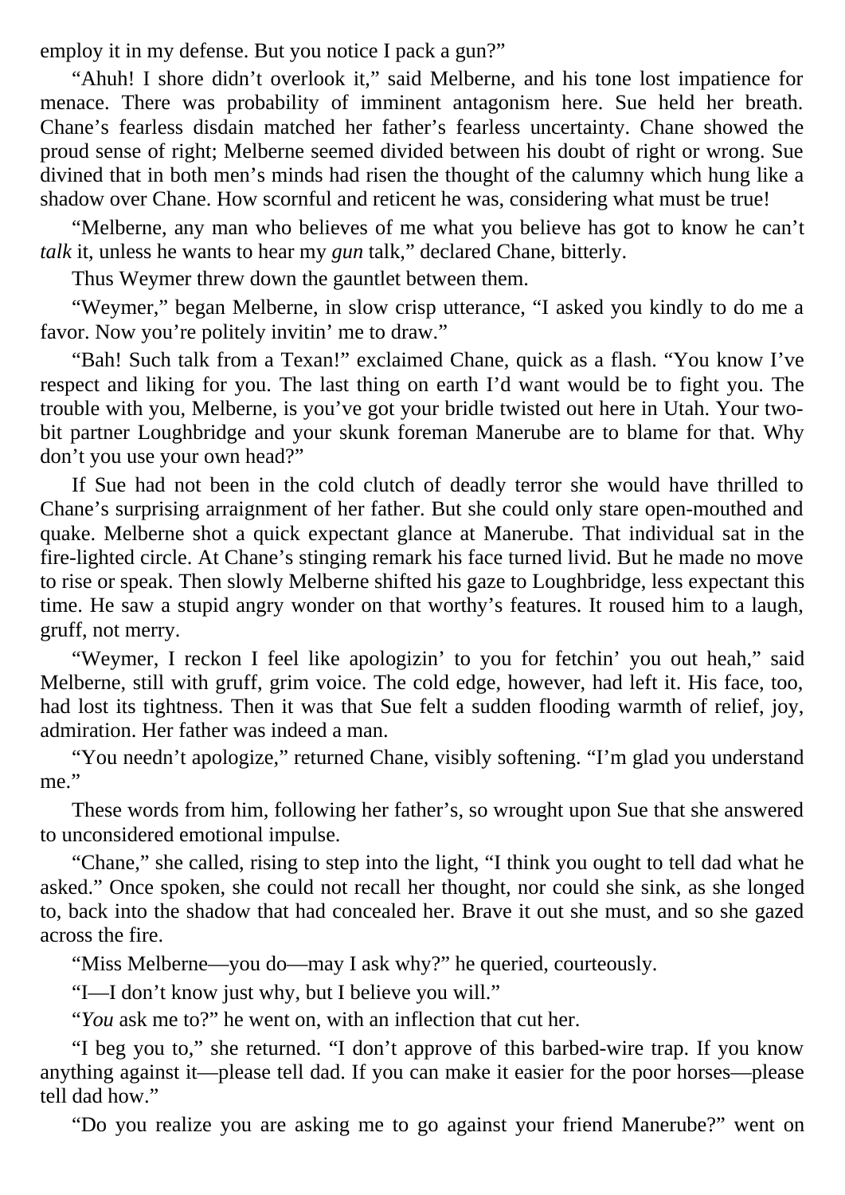employ it in my defense. But you notice I pack a gun?"

"Ahuh! I shore didn't overlook it," said Melberne, and his tone lost impatience for menace. There was probability of imminent antagonism here. Sue held her breath. Chane's fearless disdain matched her father's fearless uncertainty. Chane showed the proud sense of right; Melberne seemed divided between his doubt of right or wrong. Sue divined that in both men's minds had risen the thought of the calumny which hung like a shadow over Chane. How scornful and reticent he was, considering what must be true!

"Melberne, any man who believes of me what you believe has got to know he can't *talk* it, unless he wants to hear my *gun* talk," declared Chane, bitterly.

Thus Weymer threw down the gauntlet between them.

"Weymer," began Melberne, in slow crisp utterance, "I asked you kindly to do me a favor. Now you're politely invitin' me to draw."

"Bah! Such talk from a Texan!" exclaimed Chane, quick as a flash. "You know I've respect and liking for you. The last thing on earth I'd want would be to fight you. The trouble with you, Melberne, is you've got your bridle twisted out here in Utah. Your two-bit partner Loughbridge and your skunk foreman Manerube are to blame for that. Why don't you use your own head?"

If Sue had not been in the cold clutch of deadly terror she would have thrilled to Chane's surprising arraignment of her father. But she could only stare open-mouthed and quake. Melberne shot a quick expectant glance at Manerube. That individual sat in the fire-lighted circle. At Chane's stinging remark his face turned livid. But he made no move to rise or speak. Then slowly Melberne shifted his gaze to Loughbridge, less expectant this time. He saw a stupid angry wonder on that worthy's features. It roused him to a laugh, gruff, not merry.

"Weymer, I reckon I feel like apologizin' to you for fetchin' you out heah," said Melberne, still with gruff, grim voice. The cold edge, however, had left it. His face, too, had lost its tightness. Then it was that Sue felt a sudden flooding warmth of relief, joy, admiration. Her father was indeed a man.

"You needn't apologize," returned Chane, visibly softening. "I'm glad you understand me."

These words from him, following her father's, so wrought upon Sue that she answered to unconsidered emotional impulse.

"Chane," she called, rising to step into the light, "I think you ought to tell dad what he asked." Once spoken, she could not recall her thought, nor could she sink, as she longed to, back into the shadow that had concealed her. Brave it out she must, and so she gazed across the fire.

"Miss Melberne—you do—may I ask why?" he queried, courteously.

"I—I don't know just why, but I believe you will."

"*You* ask me to?" he went on, with an inflection that cut her.

"I beg you to," she returned. "I don't approve of this barbed-wire trap. If you know anything against it—please tell dad. If you can make it easier for the poor horses—please tell dad how."

"Do you realize you are asking me to go against your friend Manerube?" went on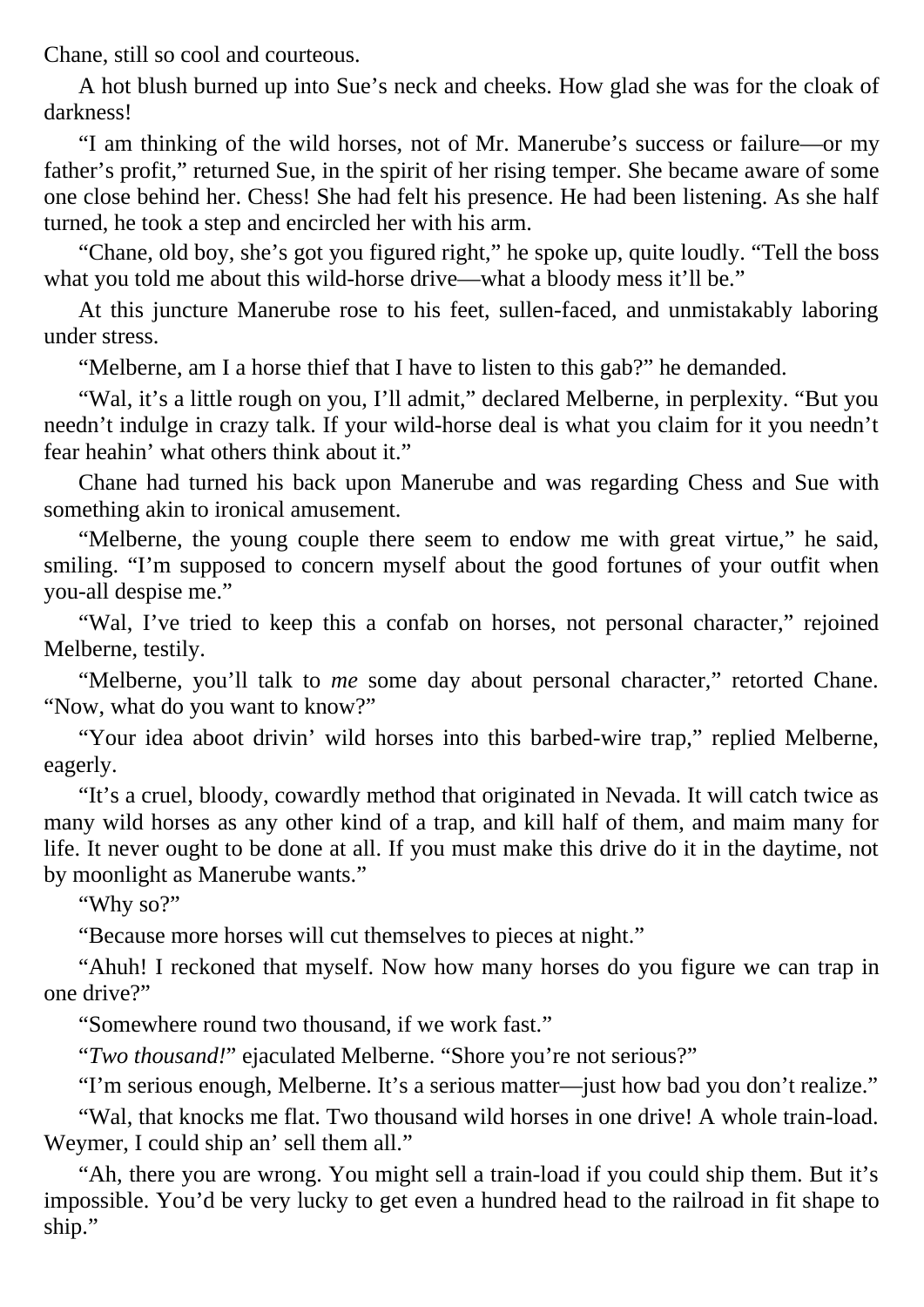Chane, still so cool and courteous.

A hot blush burned up into Sue's neck and cheeks. How glad she was for the cloak of darkness!

"I am thinking of the wild horses, not of Mr. Manerube's success or failure—or my father's profit," returned Sue, in the spirit of her rising temper. She became aware of some one close behind her. Chess! She had felt his presence. He had been listening. As she half turned, he took a step and encircled her with his arm.

"Chane, old boy, she's got you figured right," he spoke up, quite loudly. "Tell the boss what you told me about this wild-horse drive—what a bloody mess it'll be."

At this juncture Manerube rose to his feet, sullen-faced, and unmistakably laboring under stress.

"Melberne, am I a horse thief that I have to listen to this gab?" he demanded.

"Wal, it's a little rough on you, I'll admit," declared Melberne, in perplexity. "But you needn't indulge in crazy talk. If your wild-horse deal is what you claim for it you needn't fear heahin' what others think about it."

Chane had turned his back upon Manerube and was regarding Chess and Sue with something akin to ironical amusement.

"Melberne, the young couple there seem to endow me with great virtue," he said, smiling. "I'm supposed to concern myself about the good fortunes of your outfit when you-all despise me."

"Wal, I've tried to keep this a confab on horses, not personal character," rejoined Melberne, testily.

"Melberne, you'll talk to *me* some day about personal character," retorted Chane. "Now, what do you want to know?"

"Your idea aboot drivin' wild horses into this barbed-wire trap," replied Melberne, eagerly.

"It's a cruel, bloody, cowardly method that originated in Nevada. It will catch twice as many wild horses as any other kind of a trap, and kill half of them, and maim many for life. It never ought to be done at all. If you must make this drive do it in the daytime, not by moonlight as Manerube wants."

"Why so?"

"Because more horses will cut themselves to pieces at night."

"Ahuh! I reckoned that myself. Now how many horses do you figure we can trap in one drive?"

"Somewhere round two thousand, if we work fast."

"*Two thousand!*" ejaculated Melberne. "Shore you're not serious?"

"I'm serious enough, Melberne. It's a serious matter—just how bad you don't realize."

"Wal, that knocks me flat. Two thousand wild horses in one drive! A whole train-load. Weymer, I could ship an' sell them all."

"Ah, there you are wrong. You might sell a train-load if you could ship them. But it's impossible. You'd be very lucky to get even a hundred head to the railroad in fit shape to ship."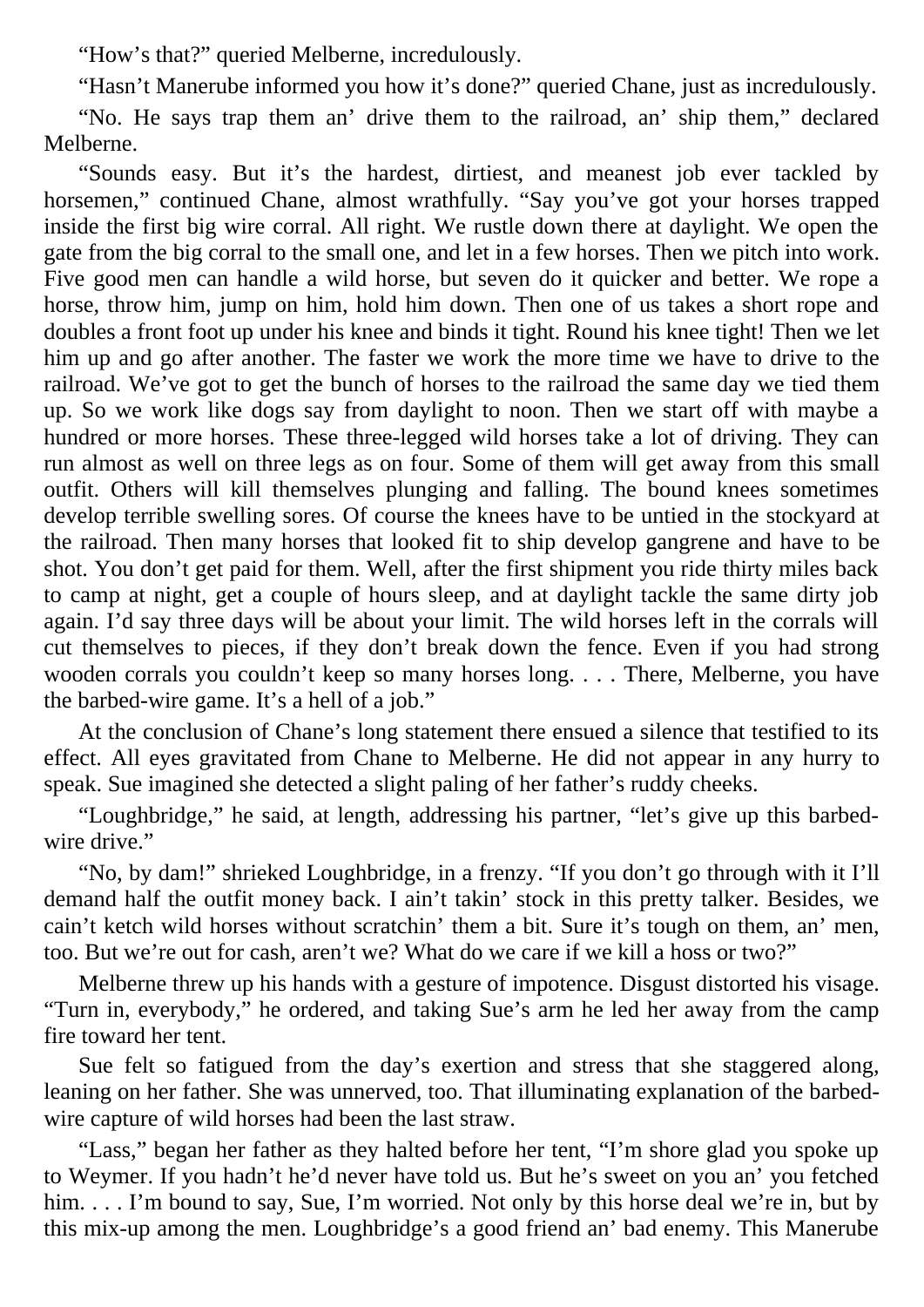"How's that?" queried Melberne, incredulously.

"Hasn't Manerube informed you how it's done?" queried Chane, just as incredulously.

"No. He says trap them an' drive them to the railroad, an' ship them," declared Melberne.

"Sounds easy. But it's the hardest, dirtiest, and meanest job ever tackled by horsemen," continued Chane, almost wrathfully. "Say you've got your horses trapped inside the first big wire corral. All right. We rustle down there at daylight. We open the gate from the big corral to the small one, and let in a few horses. Then we pitch into work. Five good men can handle a wild horse, but seven do it quicker and better. We rope a horse, throw him, jump on him, hold him down. Then one of us takes a short rope and doubles a front foot up under his knee and binds it tight. Round his knee tight! Then we let him up and go after another. The faster we work the more time we have to drive to the railroad. We've got to get the bunch of horses to the railroad the same day we tied them up. So we work like dogs say from daylight to noon. Then we start off with maybe a hundred or more horses. These three-legged wild horses take a lot of driving. They can run almost as well on three legs as on four. Some of them will get away from this small outfit. Others will kill themselves plunging and falling. The bound knees sometimes develop terrible swelling sores. Of course the knees have to be untied in the stockyard at the railroad. Then many horses that looked fit to ship develop gangrene and have to be shot. You don't get paid for them. Well, after the first shipment you ride thirty miles back to camp at night, get a couple of hours sleep, and at daylight tackle the same dirty job again. I'd say three days will be about your limit. The wild horses left in the corrals will cut themselves to pieces, if they don't break down the fence. Even if you had strong wooden corrals you couldn't keep so many horses long. . . . There, Melberne, you have the barbed-wire game. It's a hell of a job."

At the conclusion of Chane's long statement there ensued a silence that testified to its effect. All eyes gravitated from Chane to Melberne. He did not appear in any hurry to speak. Sue imagined she detected a slight paling of her father's ruddy cheeks.

"Loughbridge," he said, at length, addressing his partner, "let's give up this barbed-wire drive."

"No, by dam!" shrieked Loughbridge, in a frenzy. "If you don't go through with it I'll demand half the outfit money back. I ain't takin' stock in this pretty talker. Besides, we cain't ketch wild horses without scratchin' them a bit. Sure it's tough on them, an' men, too. But we're out for cash, aren't we? What do we care if we kill a hoss or two?"

Melberne threw up his hands with a gesture of impotence. Disgust distorted his visage. "Turn in, everybody," he ordered, and taking Sue's arm he led her away from the camp fire toward her tent.

Sue felt so fatigued from the day's exertion and stress that she staggered along, leaning on her father. She was unnerved, too. That illuminating explanation of the barbed-wire capture of wild horses had been the last straw.

"Lass," began her father as they halted before her tent, "I'm shore glad you spoke up to Weymer. If you hadn't he'd never have told us. But he's sweet on you an' you fetched him. . . . I'm bound to say, Sue, I'm worried. Not only by this horse deal we're in, but by this mix-up among the men. Loughbridge's a good friend an' bad enemy. This Manerube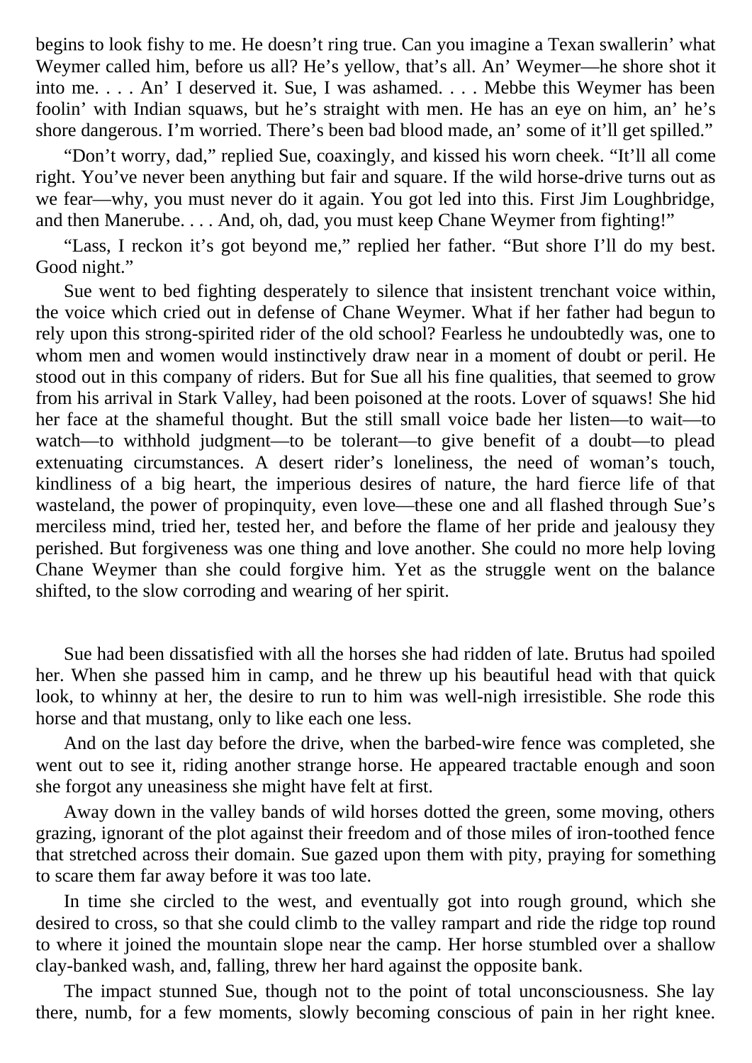begins to look fishy to me. He doesn't ring true. Can you imagine a Texan swallerin' what Weymer called him, before us all? He's yellow, that's all. An' Weymer—he shore shot it into me. . . . An' I deserved it. Sue, I was ashamed. . . . Mebbe this Weymer has been foolin' with Indian squaws, but he's straight with men. He has an eye on him, an' he's shore dangerous. I'm worried. There's been bad blood made, an' some of it'll get spilled."

"Don't worry, dad," replied Sue, coaxingly, and kissed his worn cheek. "It'll all come right. You've never been anything but fair and square. If the wild horse-drive turns out as we fear—why, you must never do it again. You got led into this. First Jim Loughbridge, and then Manerube. . . . And, oh, dad, you must keep Chane Weymer from fighting!"

"Lass, I reckon it's got beyond me," replied her father. "But shore I'll do my best. Good night."

Sue went to bed fighting desperately to silence that insistent trenchant voice within, the voice which cried out in defense of Chane Weymer. What if her father had begun to rely upon this strong-spirited rider of the old school? Fearless he undoubtedly was, one to whom men and women would instinctively draw near in a moment of doubt or peril. He stood out in this company of riders. But for Sue all his fine qualities, that seemed to grow from his arrival in Stark Valley, had been poisoned at the roots. Lover of squaws! She hid her face at the shameful thought. But the still small voice bade her listen—to wait—to watch—to withhold judgment—to be tolerant—to give benefit of a doubt—to plead extenuating circumstances. A desert rider's loneliness, the need of woman's touch, kindliness of a big heart, the imperious desires of nature, the hard fierce life of that wasteland, the power of propinquity, even love—these one and all flashed through Sue's merciless mind, tried her, tested her, and before the flame of her pride and jealousy they perished. But forgiveness was one thing and love another. She could no more help loving Chane Weymer than she could forgive him. Yet as the struggle went on the balance shifted, to the slow corroding and wearing of her spirit.

Sue had been dissatisfied with all the horses she had ridden of late. Brutus had spoiled her. When she passed him in camp, and he threw up his beautiful head with that quick look, to whinny at her, the desire to run to him was well-nigh irresistible. She rode this horse and that mustang, only to like each one less.

And on the last day before the drive, when the barbed-wire fence was completed, she went out to see it, riding another strange horse. He appeared tractable enough and soon she forgot any uneasiness she might have felt at first.

Away down in the valley bands of wild horses dotted the green, some moving, others grazing, ignorant of the plot against their freedom and of those miles of iron-toothed fence that stretched across their domain. Sue gazed upon them with pity, praying for something to scare them far away before it was too late.

In time she circled to the west, and eventually got into rough ground, which she desired to cross, so that she could climb to the valley rampart and ride the ridge top round to where it joined the mountain slope near the camp. Her horse stumbled over a shallow clay-banked wash, and, falling, threw her hard against the opposite bank.

The impact stunned Sue, though not to the point of total unconsciousness. She lay there, numb, for a few moments, slowly becoming conscious of pain in her right knee.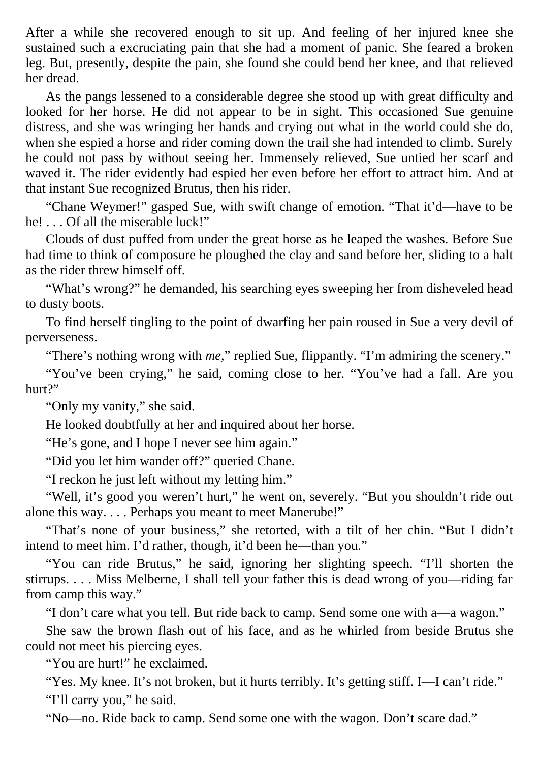After a while she recovered enough to sit up. And feeling of her injured knee she sustained such a excruciating pain that she had a moment of panic. She feared a broken leg. But, presently, despite the pain, she found she could bend her knee, and that relieved her dread.

As the pangs lessened to a considerable degree she stood up with great difficulty and looked for her horse. He did not appear to be in sight. This occasioned Sue genuine distress, and she was wringing her hands and crying out what in the world could she do, when she espied a horse and rider coming down the trail she had intended to climb. Surely he could not pass by without seeing her. Immensely relieved, Sue untied her scarf and waved it. The rider evidently had espied her even before her effort to attract him. And at that instant Sue recognized Brutus, then his rider.

"Chane Weymer!" gasped Sue, with swift change of emotion. "That it'd—have to be he! . . . Of all the miserable luck!"

Clouds of dust puffed from under the great horse as he leaped the washes. Before Sue had time to think of composure he ploughed the clay and sand before her, sliding to a halt as the rider threw himself off.

"What's wrong?" he demanded, his searching eyes sweeping her from disheveled head to dusty boots.

To find herself tingling to the point of dwarfing her pain roused in Sue a very devil of perverseness.

"There's nothing wrong with *me*," replied Sue, flippantly. "I'm admiring the scenery."

"You've been crying," he said, coming close to her. "You've had a fall. Are you hurt?"

"Only my vanity," she said.

He looked doubtfully at her and inquired about her horse.

"He's gone, and I hope I never see him again."

"Did you let him wander off?" queried Chane.

"I reckon he just left without my letting him."

"Well, it's good you weren't hurt," he went on, severely. "But you shouldn't ride out alone this way. . . . Perhaps you meant to meet Manerube!"

"That's none of your business," she retorted, with a tilt of her chin. "But I didn't intend to meet him. I'd rather, though, it'd been he—than you."

"You can ride Brutus," he said, ignoring her slighting speech. "I'll shorten the stirrups. . . . Miss Melberne, I shall tell your father this is dead wrong of you—riding far from camp this way."

"I don't care what you tell. But ride back to camp. Send some one with a—a wagon."

She saw the brown flash out of his face, and as he whirled from beside Brutus she could not meet his piercing eyes.

"You are hurt!" he exclaimed.

"Yes. My knee. It's not broken, but it hurts terribly. It's getting stiff. I—I can't ride."

"I'll carry you," he said.

"No—no. Ride back to camp. Send some one with the wagon. Don't scare dad."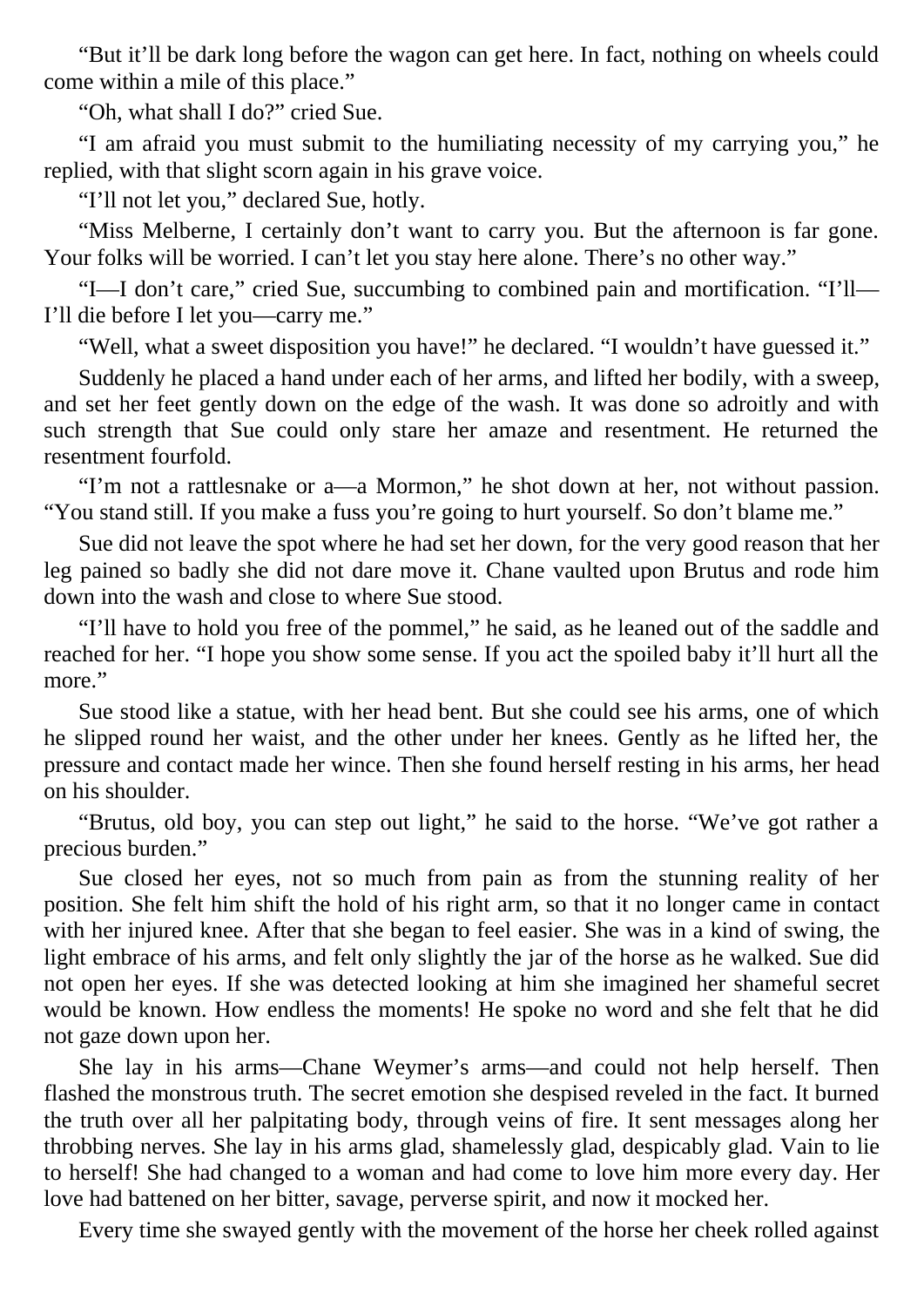"But it'll be dark long before the wagon can get here. In fact, nothing on wheels could come within a mile of this place."

"Oh, what shall I do?" cried Sue.

"I am afraid you must submit to the humiliating necessity of my carrying you," he replied, with that slight scorn again in his grave voice.

"I'll not let you," declared Sue, hotly.

"Miss Melberne, I certainly don't want to carry you. But the afternoon is far gone. Your folks will be worried. I can't let you stay here alone. There's no other way."

"I—I don't care," cried Sue, succumbing to combined pain and mortification. "I'll—I'll die before I let you—carry me."

"Well, what a sweet disposition you have!" he declared. "I wouldn't have guessed it."

Suddenly he placed a hand under each of her arms, and lifted her bodily, with a sweep, and set her feet gently down on the edge of the wash. It was done so adroitly and with such strength that Sue could only stare her amaze and resentment. He returned the resentment fourfold.

"I'm not a rattlesnake or a—a Mormon," he shot down at her, not without passion. "You stand still. If you make a fuss you're going to hurt yourself. So don't blame me."

Sue did not leave the spot where he had set her down, for the very good reason that her leg pained so badly she did not dare move it. Chane vaulted upon Brutus and rode him down into the wash and close to where Sue stood.

"I'll have to hold you free of the pommel," he said, as he leaned out of the saddle and reached for her. "I hope you show some sense. If you act the spoiled baby it'll hurt all the more."

Sue stood like a statue, with her head bent. But she could see his arms, one of which he slipped round her waist, and the other under her knees. Gently as he lifted her, the pressure and contact made her wince. Then she found herself resting in his arms, her head on his shoulder.

"Brutus, old boy, you can step out light," he said to the horse. "We've got rather a precious burden."

Sue closed her eyes, not so much from pain as from the stunning reality of her position. She felt him shift the hold of his right arm, so that it no longer came in contact with her injured knee. After that she began to feel easier. She was in a kind of swing, the light embrace of his arms, and felt only slightly the jar of the horse as he walked. Sue did not open her eyes. If she was detected looking at him she imagined her shameful secret would be known. How endless the moments! He spoke no word and she felt that he did not gaze down upon her.

She lay in his arms—Chane Weymer's arms—and could not help herself. Then flashed the monstrous truth. The secret emotion she despised reveled in the fact. It burned the truth over all her palpitating body, through veins of fire. It sent messages along her throbbing nerves. She lay in his arms glad, shamelessly glad, despicably glad. Vain to lie to herself! She had changed to a woman and had come to love him more every day. Her love had battened on her bitter, savage, perverse spirit, and now it mocked her.

Every time she swayed gently with the movement of the horse her cheek rolled against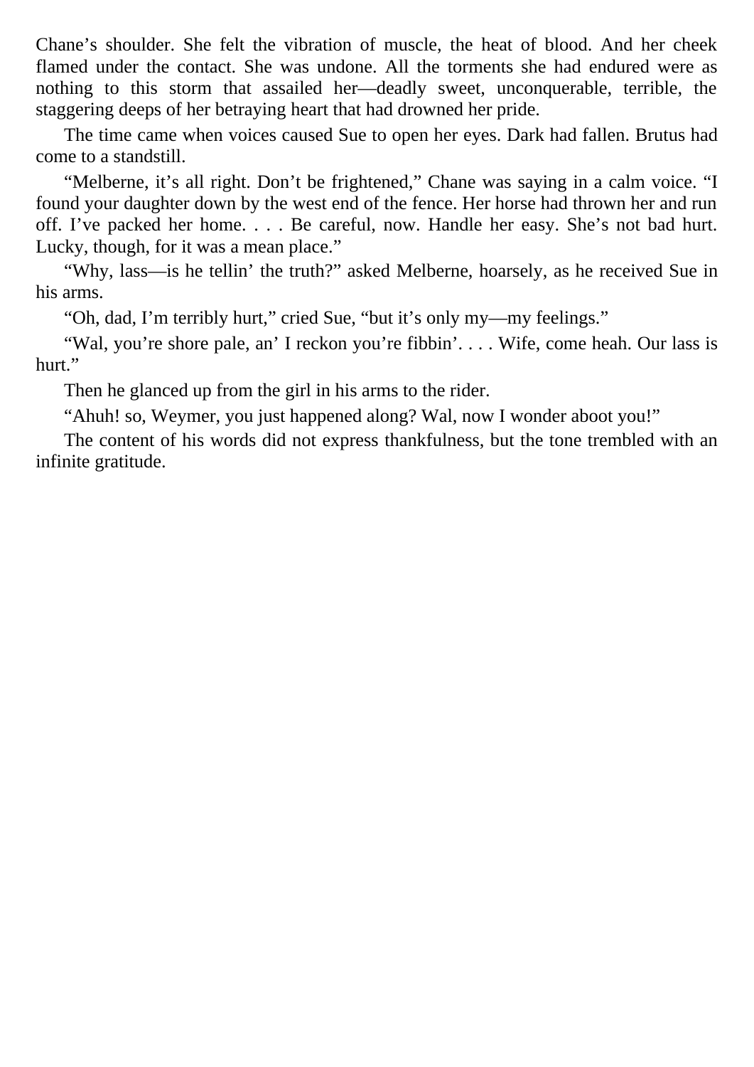Chane's shoulder. She felt the vibration of muscle, the heat of blood. And her cheek flamed under the contact. She was undone. All the torments she had endured were as nothing to this storm that assailed her—deadly sweet, unconquerable, terrible, the staggering deeps of her betraying heart that had drowned her pride.

The time came when voices caused Sue to open her eyes. Dark had fallen. Brutus had come to a standstill.

"Melberne, it's all right. Don't be frightened," Chane was saying in a calm voice. "I found your daughter down by the west end of the fence. Her horse had thrown her and run off. I've packed her home. . . . Be careful, now. Handle her easy. She's not bad hurt. Lucky, though, for it was a mean place."

"Why, lass—is he tellin' the truth?" asked Melberne, hoarsely, as he received Sue in his arms.

"Oh, dad, I'm terribly hurt," cried Sue, "but it's only my—my feelings."

"Wal, you're shore pale, an' I reckon you're fibbin'. . . . Wife, come heah. Our lass is hurt."

Then he glanced up from the girl in his arms to the rider.

"Ahuh! so, Weymer, you just happened along? Wal, now I wonder aboot you!"

The content of his words did not express thankfulness, but the tone trembled with an infinite gratitude.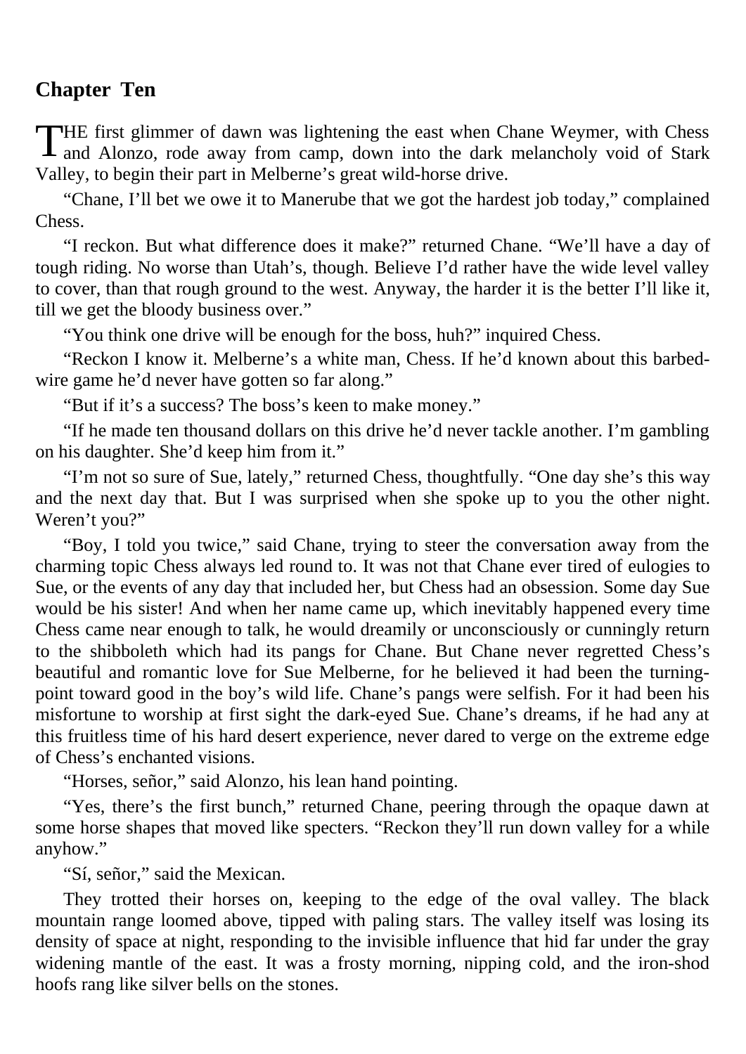## Chapter Ten

THE first glimmer of dawn was lightening the east when Chane Weymer, with Chess and Alonzo, rode away from camp, down into the dark melancholy void of Stark Valley, to begin their part in Melberne's great wild-horse drive.

"Chane, I'll bet we owe it to Manerube that we got the hardest job today," complained Chess.

"I reckon. But what difference does it make?" returned Chane. "We'll have a day of tough riding. No worse than Utah's, though. Believe I'd rather have the wide level valley to cover, than that rough ground to the west. Anyway, the harder it is the better I'll like it, till we get the bloody business over."

"You think one drive will be enough for the boss, huh?" inquired Chess.

"Reckon I know it. Melberne's a white man, Chess. If he'd known about this barbed-wire game he'd never have gotten so far along."

"But if it's a success? The boss's keen to make money."

"If he made ten thousand dollars on this drive he'd never tackle another. I'm gambling on his daughter. She'd keep him from it."

"I'm not so sure of Sue, lately," returned Chess, thoughtfully. "One day she's this way and the next day that. But I was surprised when she spoke up to you the other night. Weren't you?"

"Boy, I told you twice," said Chane, trying to steer the conversation away from the charming topic Chess always led round to. It was not that Chane ever tired of eulogies to Sue, or the events of any day that included her, but Chess had an obsession. Some day Sue would be his sister! And when her name came up, which inevitably happened every time Chess came near enough to talk, he would dreamily or unconsciously or cunningly return to the shibboleth which had its pangs for Chane. But Chane never regretted Chess's beautiful and romantic love for Sue Melberne, for he believed it had been the turning-point toward good in the boy's wild life. Chane's pangs were selfish. For it had been his misfortune to worship at first sight the dark-eyed Sue. Chane's dreams, if he had any at this fruitless time of his hard desert experience, never dared to verge on the extreme edge of Chess's enchanted visions.

"Horses, señor," said Alonzo, his lean hand pointing.

"Yes, there's the first bunch," returned Chane, peering through the opaque dawn at some horse shapes that moved like specters. "Reckon they'll run down valley for a while anyhow."

"Sí, señor," said the Mexican.

They trotted their horses on, keeping to the edge of the oval valley. The black mountain range loomed above, tipped with paling stars. The valley itself was losing its density of space at night, responding to the invisible influence that hid far under the gray widening mantle of the east. It was a frosty morning, nipping cold, and the iron-shod hoofs rang like silver bells on the stones.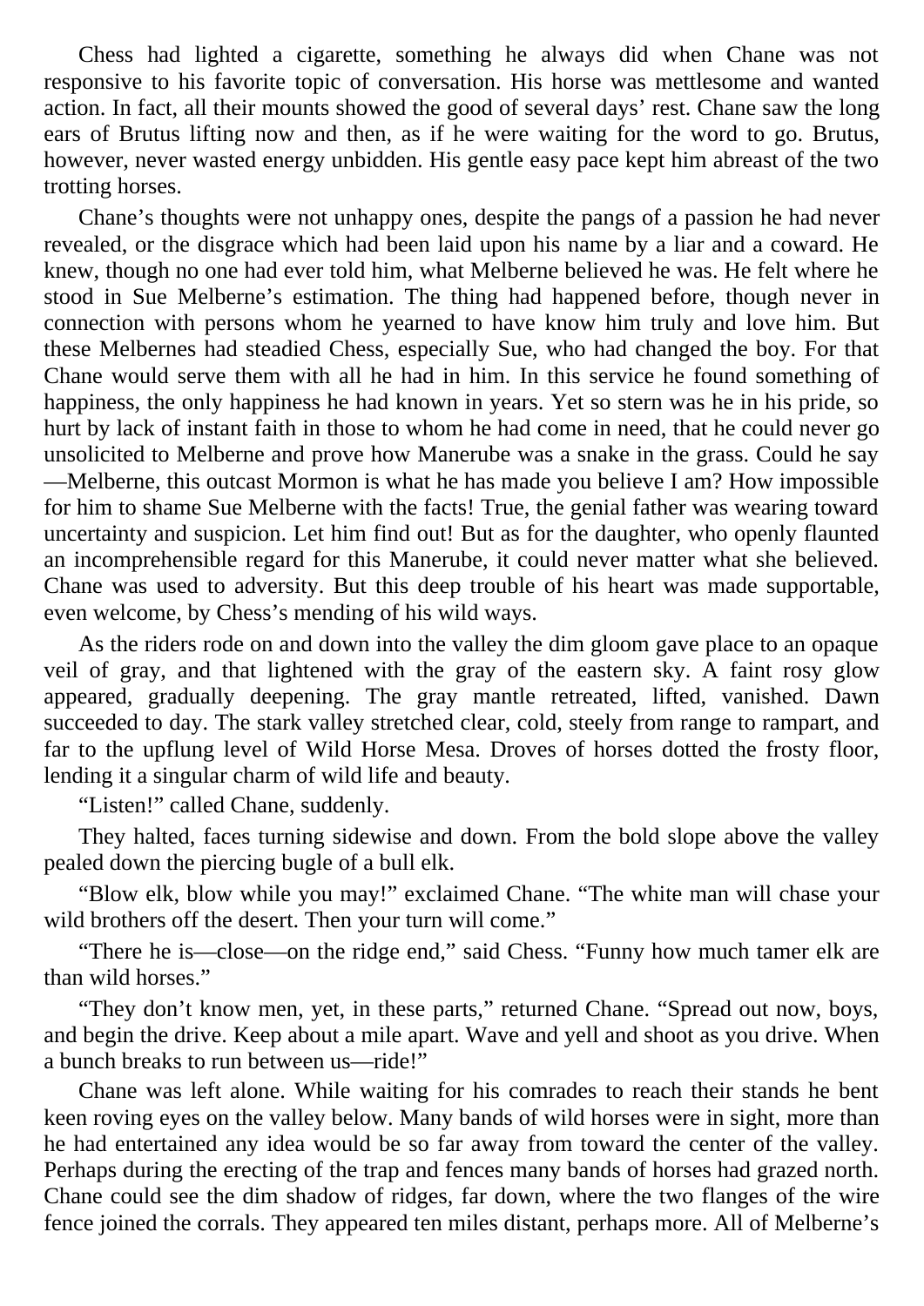Chess had lighted a cigarette, something he always did when Chane was not responsive to his favorite topic of conversation. His horse was mettlesome and wanted action. In fact, all their mounts showed the good of several days' rest. Chane saw the long ears of Brutus lifting now and then, as if he were waiting for the word to go. Brutus, however, never wasted energy unbidden. His gentle easy pace kept him abreast of the two trotting horses.

Chane's thoughts were not unhappy ones, despite the pangs of a passion he had never revealed, or the disgrace which had been laid upon his name by a liar and a coward. He knew, though no one had ever told him, what Melberne believed he was. He felt where he stood in Sue Melberne's estimation. The thing had happened before, though never in connection with persons whom he yearned to have know him truly and love him. But these Melbernes had steadied Chess, especially Sue, who had changed the boy. For that Chane would serve them with all he had in him. In this service he found something of happiness, the only happiness he had known in years. Yet so stern was he in his pride, so hurt by lack of instant faith in those to whom he had come in need, that he could never go unsolicited to Melberne and prove how Manerube was a snake in the grass. Could he say—Melberne, this outcast Mormon is what he has made you believe I am? How impossible for him to shame Sue Melberne with the facts! True, the genial father was wearing toward uncertainty and suspicion. Let him find out! But as for the daughter, who openly flaunted an incomprehensible regard for this Manerube, it could never matter what she believed. Chane was used to adversity. But this deep trouble of his heart was made supportable, even welcome, by Chess's mending of his wild ways.

As the riders rode on and down into the valley the dim gloom gave place to an opaque veil of gray, and that lightened with the gray of the eastern sky. A faint rosy glow appeared, gradually deepening. The gray mantle retreated, lifted, vanished. Dawn succeeded to day. The stark valley stretched clear, cold, steely from range to rampart, and far to the upflung level of Wild Horse Mesa. Droves of horses dotted the frosty floor, lending it a singular charm of wild life and beauty.

"Listen!" called Chane, suddenly.

They halted, faces turning sidewise and down. From the bold slope above the valley pealed down the piercing bugle of a bull elk.

"Blow elk, blow while you may!" exclaimed Chane. "The white man will chase your wild brothers off the desert. Then your turn will come."

"There he is—close—on the ridge end," said Chess. "Funny how much tamer elk are than wild horses."

"They don't know men, yet, in these parts," returned Chane. "Spread out now, boys, and begin the drive. Keep about a mile apart. Wave and yell and shoot as you drive. When a bunch breaks to run between us—ride!"

Chane was left alone. While waiting for his comrades to reach their stands he bent keen roving eyes on the valley below. Many bands of wild horses were in sight, more than he had entertained any idea would be so far away from toward the center of the valley. Perhaps during the erecting of the trap and fences many bands of horses had grazed north. Chane could see the dim shadow of ridges, far down, where the two flanges of the wire fence joined the corrals. They appeared ten miles distant, perhaps more. All of Melberne's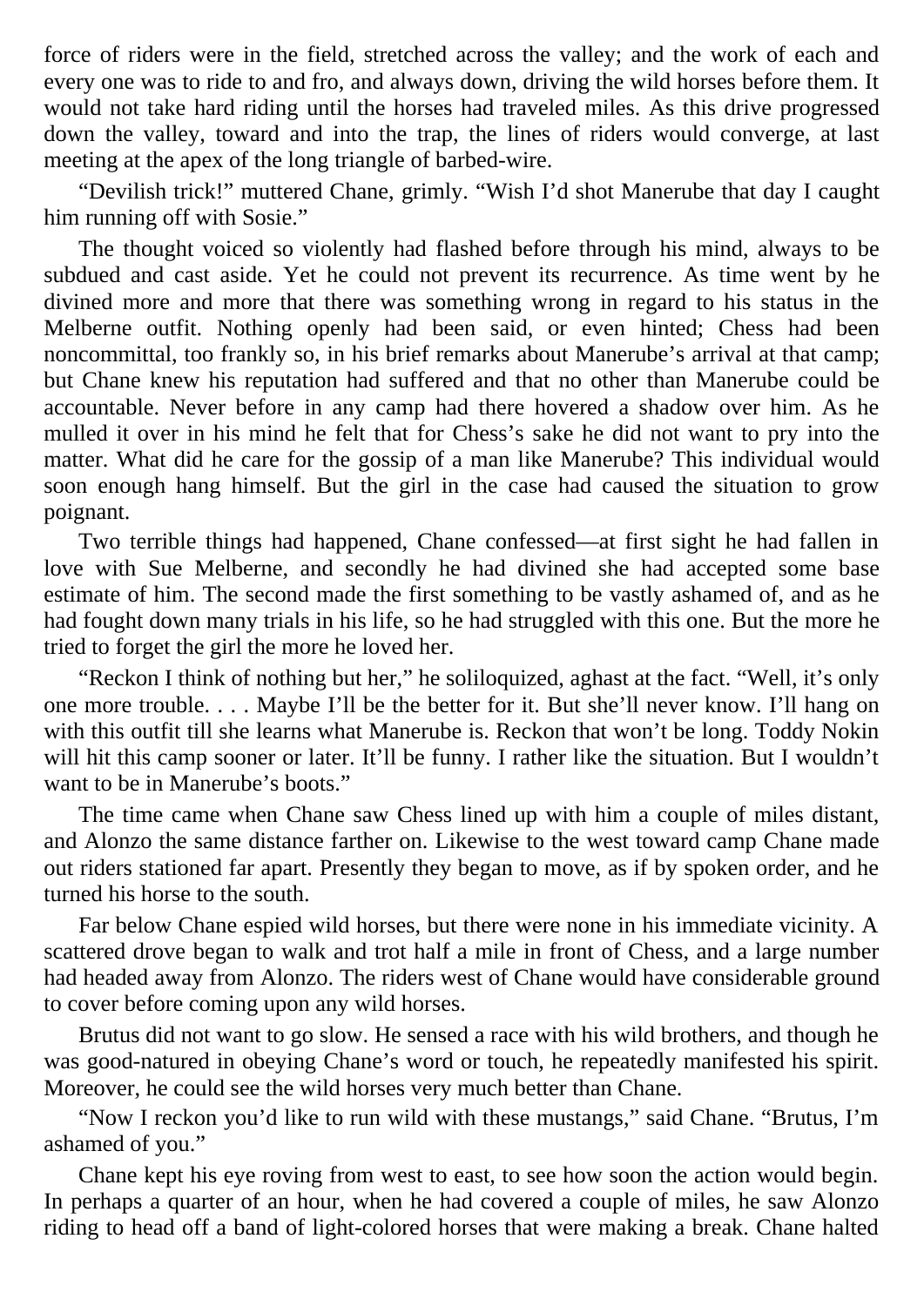force of riders were in the field, stretched across the valley; and the work of each and every one was to ride to and fro, and always down, driving the wild horses before them. It would not take hard riding until the horses had traveled miles. As this drive progressed down the valley, toward and into the trap, the lines of riders would converge, at last meeting at the apex of the long triangle of barbed-wire.

"Devilish trick!" muttered Chane, grimly. "Wish I'd shot Manerube that day I caught him running off with Sosie."

The thought voiced so violently had flashed before through his mind, always to be subdued and cast aside. Yet he could not prevent its recurrence. As time went by he divined more and more that there was something wrong in regard to his status in the Melberne outfit. Nothing openly had been said, or even hinted; Chess had been noncommittal, too frankly so, in his brief remarks about Manerube's arrival at that camp; but Chane knew his reputation had suffered and that no other than Manerube could be accountable. Never before in any camp had there hovered a shadow over him. As he mulled it over in his mind he felt that for Chess's sake he did not want to pry into the matter. What did he care for the gossip of a man like Manerube? This individual would soon enough hang himself. But the girl in the case had caused the situation to grow poignant.

Two terrible things had happened, Chane confessed—at first sight he had fallen in love with Sue Melberne, and secondly he had divined she had accepted some base estimate of him. The second made the first something to be vastly ashamed of, and as he had fought down many trials in his life, so he had struggled with this one. But the more he tried to forget the girl the more he loved her.

"Reckon I think of nothing but her," he soliloquized, aghast at the fact. "Well, it's only one more trouble. . . . Maybe I'll be the better for it. But she'll never know. I'll hang on with this outfit till she learns what Manerube is. Reckon that won't be long. Toddy Nokin will hit this camp sooner or later. It'll be funny. I rather like the situation. But I wouldn't want to be in Manerube's boots."

The time came when Chane saw Chess lined up with him a couple of miles distant, and Alonzo the same distance farther on. Likewise to the west toward camp Chane made out riders stationed far apart. Presently they began to move, as if by spoken order, and he turned his horse to the south.

Far below Chane espied wild horses, but there were none in his immediate vicinity. A scattered drove began to walk and trot half a mile in front of Chess, and a large number had headed away from Alonzo. The riders west of Chane would have considerable ground to cover before coming upon any wild horses.

Brutus did not want to go slow. He sensed a race with his wild brothers, and though he was good-natured in obeying Chane's word or touch, he repeatedly manifested his spirit. Moreover, he could see the wild horses very much better than Chane.

"Now I reckon you'd like to run wild with these mustangs," said Chane. "Brutus, I'm ashamed of you."

Chane kept his eye roving from west to east, to see how soon the action would begin. In perhaps a quarter of an hour, when he had covered a couple of miles, he saw Alonzo riding to head off a band of light-colored horses that were making a break. Chane halted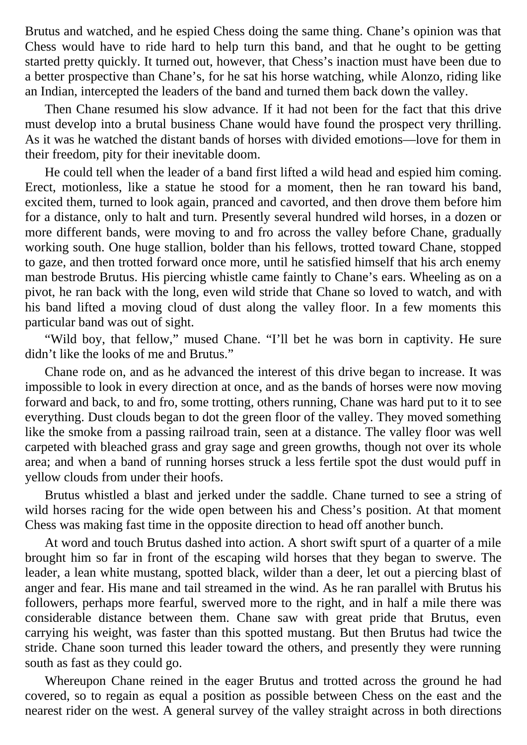Brutus and watched, and he espied Chess doing the same thing. Chane's opinion was that Chess would have to ride hard to help turn this band, and that he ought to be getting started pretty quickly. It turned out, however, that Chess's inaction must have been due to a better prospective than Chane's, for he sat his horse watching, while Alonzo, riding like an Indian, intercepted the leaders of the band and turned them back down the valley.

Then Chane resumed his slow advance. If it had not been for the fact that this drive must develop into a brutal business Chane would have found the prospect very thrilling. As it was he watched the distant bands of horses with divided emotions—love for them in their freedom, pity for their inevitable doom.

He could tell when the leader of a band first lifted a wild head and espied him coming. Erect, motionless, like a statue he stood for a moment, then he ran toward his band, excited them, turned to look again, pranced and cavorted, and then drove them before him for a distance, only to halt and turn. Presently several hundred wild horses, in a dozen or more different bands, were moving to and fro across the valley before Chane, gradually working south. One huge stallion, bolder than his fellows, trotted toward Chane, stopped to gaze, and then trotted forward once more, until he satisfied himself that his arch enemy man bestrode Brutus. His piercing whistle came faintly to Chane's ears. Wheeling as on a pivot, he ran back with the long, even wild stride that Chane so loved to watch, and with his band lifted a moving cloud of dust along the valley floor. In a few moments this particular band was out of sight.

"Wild boy, that fellow," mused Chane. "I'll bet he was born in captivity. He sure didn't like the looks of me and Brutus."

Chane rode on, and as he advanced the interest of this drive began to increase. It was impossible to look in every direction at once, and as the bands of horses were now moving forward and back, to and fro, some trotting, others running, Chane was hard put to it to see everything. Dust clouds began to dot the green floor of the valley. They moved something like the smoke from a passing railroad train, seen at a distance. The valley floor was well carpeted with bleached grass and gray sage and green growths, though not over its whole area; and when a band of running horses struck a less fertile spot the dust would puff in yellow clouds from under their hoofs.

Brutus whistled a blast and jerked under the saddle. Chane turned to see a string of wild horses racing for the wide open between his and Chess's position. At that moment Chess was making fast time in the opposite direction to head off another bunch.

At word and touch Brutus dashed into action. A short swift spurt of a quarter of a mile brought him so far in front of the escaping wild horses that they began to swerve. The leader, a lean white mustang, spotted black, wilder than a deer, let out a piercing blast of anger and fear. His mane and tail streamed in the wind. As he ran parallel with Brutus his followers, perhaps more fearful, swerved more to the right, and in half a mile there was considerable distance between them. Chane saw with great pride that Brutus, even carrying his weight, was faster than this spotted mustang. But then Brutus had twice the stride. Chane soon turned this leader toward the others, and presently they were running south as fast as they could go.

Whereupon Chane reined in the eager Brutus and trotted across the ground he had covered, so to regain as equal a position as possible between Chess on the east and the nearest rider on the west. A general survey of the valley straight across in both directions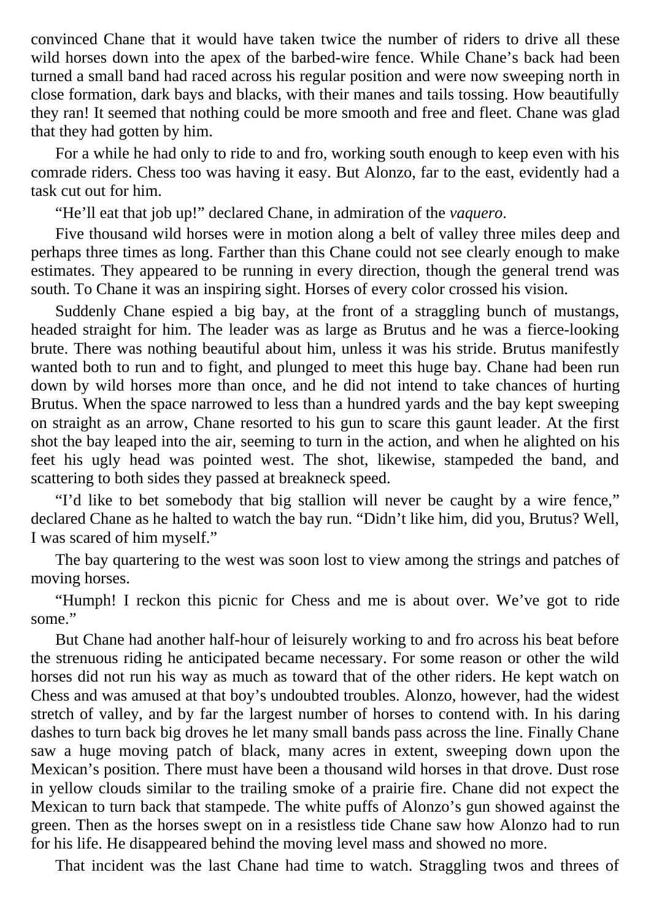convinced Chane that it would have taken twice the number of riders to drive all these wild horses down into the apex of the barbed-wire fence. While Chane's back had been turned a small band had raced across his regular position and were now sweeping north in close formation, dark bays and blacks, with their manes and tails tossing. How beautifully they ran! It seemed that nothing could be more smooth and free and fleet. Chane was glad that they had gotten by him.

For a while he had only to ride to and fro, working south enough to keep even with his comrade riders. Chess too was having it easy. But Alonzo, far to the east, evidently had a task cut out for him.

"He'll eat that job up!" declared Chane, in admiration of the *vaquero*.

Five thousand wild horses were in motion along a belt of valley three miles deep and perhaps three times as long. Farther than this Chane could not see clearly enough to make estimates. They appeared to be running in every direction, though the general trend was south. To Chane it was an inspiring sight. Horses of every color crossed his vision.

Suddenly Chane espied a big bay, at the front of a straggling bunch of mustangs, headed straight for him. The leader was as large as Brutus and he was a fierce-looking brute. There was nothing beautiful about him, unless it was his stride. Brutus manifestly wanted both to run and to fight, and plunged to meet this huge bay. Chane had been run down by wild horses more than once, and he did not intend to take chances of hurting Brutus. When the space narrowed to less than a hundred yards and the bay kept sweeping on straight as an arrow, Chane resorted to his gun to scare this gaunt leader. At the first shot the bay leaped into the air, seeming to turn in the action, and when he alighted on his feet his ugly head was pointed west. The shot, likewise, stampeded the band, and scattering to both sides they passed at breakneck speed.

"I'd like to bet somebody that big stallion will never be caught by a wire fence," declared Chane as he halted to watch the bay run. "Didn't like him, did you, Brutus? Well, I was scared of him myself."

The bay quartering to the west was soon lost to view among the strings and patches of moving horses.

"Humph! I reckon this picnic for Chess and me is about over. We've got to ride some."

But Chane had another half-hour of leisurely working to and fro across his beat before the strenuous riding he anticipated became necessary. For some reason or other the wild horses did not run his way as much as toward that of the other riders. He kept watch on Chess and was amused at that boy's undoubted troubles. Alonzo, however, had the widest stretch of valley, and by far the largest number of horses to contend with. In his daring dashes to turn back big droves he let many small bands pass across the line. Finally Chane saw a huge moving patch of black, many acres in extent, sweeping down upon the Mexican's position. There must have been a thousand wild horses in that drove. Dust rose in yellow clouds similar to the trailing smoke of a prairie fire. Chane did not expect the Mexican to turn back that stampede. The white puffs of Alonzo's gun showed against the green. Then as the horses swept on in a resistless tide Chane saw how Alonzo had to run for his life. He disappeared behind the moving level mass and showed no more.

That incident was the last Chane had time to watch. Straggling twos and threes of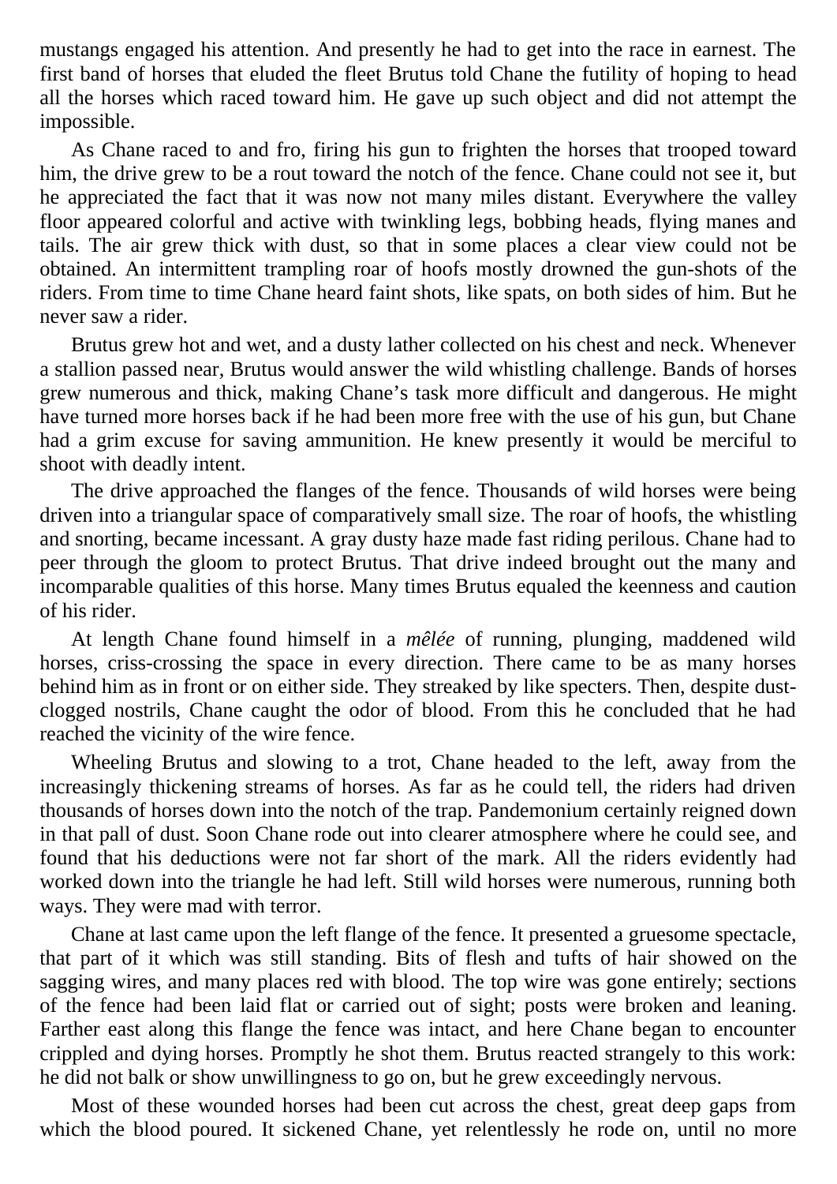mustangs engaged his attention. And presently he had to get into the race in earnest. The first band of horses that eluded the fleet Brutus told Chane the futility of hoping to head all the horses which raced toward him. He gave up such object and did not attempt the impossible.

As Chane raced to and fro, firing his gun to frighten the horses that trooped toward him, the drive grew to be a rout toward the notch of the fence. Chane could not see it, but he appreciated the fact that it was now not many miles distant. Everywhere the valley floor appeared colorful and active with twinkling legs, bobbing heads, flying manes and tails. The air grew thick with dust, so that in some places a clear view could not be obtained. An intermittent trampling roar of hoofs mostly drowned the gun-shots of the riders. From time to time Chane heard faint shots, like spats, on both sides of him. But he never saw a rider.

Brutus grew hot and wet, and a dusty lather collected on his chest and neck. Whenever a stallion passed near, Brutus would answer the wild whistling challenge. Bands of horses grew numerous and thick, making Chane's task more difficult and dangerous. He might have turned more horses back if he had been more free with the use of his gun, but Chane had a grim excuse for saving ammunition. He knew presently it would be merciful to shoot with deadly intent.

The drive approached the flanges of the fence. Thousands of wild horses were being driven into a triangular space of comparatively small size. The roar of hoofs, the whistling and snorting, became incessant. A gray dusty haze made fast riding perilous. Chane had to peer through the gloom to protect Brutus. That drive indeed brought out the many and incomparable qualities of this horse. Many times Brutus equaled the keenness and caution of his rider.

At length Chane found himself in a *mêlée* of running, plunging, maddened wild horses, criss-crossing the space in every direction. There came to be as many horses behind him as in front or on either side. They streaked by like specters. Then, despite dust-clogged nostrils, Chane caught the odor of blood. From this he concluded that he had reached the vicinity of the wire fence.

Wheeling Brutus and slowing to a trot, Chane headed to the left, away from the increasingly thickening streams of horses. As far as he could tell, the riders had driven thousands of horses down into the notch of the trap. Pandemonium certainly reigned down in that pall of dust. Soon Chane rode out into clearer atmosphere where he could see, and found that his deductions were not far short of the mark. All the riders evidently had worked down into the triangle he had left. Still wild horses were numerous, running both ways. They were mad with terror.

Chane at last came upon the left flange of the fence. It presented a gruesome spectacle, that part of it which was still standing. Bits of flesh and tufts of hair showed on the sagging wires, and many places red with blood. The top wire was gone entirely; sections of the fence had been laid flat or carried out of sight; posts were broken and leaning. Farther east along this flange the fence was intact, and here Chane began to encounter crippled and dying horses. Promptly he shot them. Brutus reacted strangely to this work: he did not balk or show unwillingness to go on, but he grew exceedingly nervous.

Most of these wounded horses had been cut across the chest, great deep gaps from which the blood poured. It sickened Chane, yet relentlessly he rode on, until no more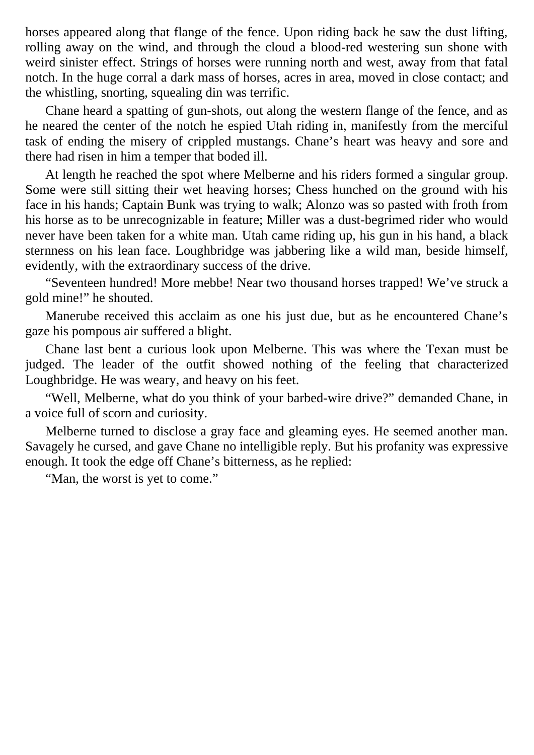horses appeared along that flange of the fence. Upon riding back he saw the dust lifting, rolling away on the wind, and through the cloud a blood-red westering sun shone with weird sinister effect. Strings of horses were running north and west, away from that fatal notch. In the huge corral a dark mass of horses, acres in area, moved in close contact; and the whistling, snorting, squealing din was terrific.

Chane heard a spatting of gun-shots, out along the western flange of the fence, and as he neared the center of the notch he espied Utah riding in, manifestly from the merciful task of ending the misery of crippled mustangs. Chane's heart was heavy and sore and there had risen in him a temper that boded ill.

At length he reached the spot where Melberne and his riders formed a singular group. Some were still sitting their wet heaving horses; Chess hunched on the ground with his face in his hands; Captain Bunk was trying to walk; Alonzo was so pasted with froth from his horse as to be unrecognizable in feature; Miller was a dust-begrimed rider who would never have been taken for a white man. Utah came riding up, his gun in his hand, a black sternness on his lean face. Loughbridge was jabbering like a wild man, beside himself, evidently, with the extraordinary success of the drive.

"Seventeen hundred! More mebbe! Near two thousand horses trapped! We've struck a gold mine!" he shouted.

Manerube received this acclaim as one his just due, but as he encountered Chane's gaze his pompous air suffered a blight.

Chane last bent a curious look upon Melberne. This was where the Texan must be judged. The leader of the outfit showed nothing of the feeling that characterized Loughbridge. He was weary, and heavy on his feet.

"Well, Melberne, what do you think of your barbed-wire drive?" demanded Chane, in a voice full of scorn and curiosity.

Melberne turned to disclose a gray face and gleaming eyes. He seemed another man. Savagely he cursed, and gave Chane no intelligible reply. But his profanity was expressive enough. It took the edge off Chane's bitterness, as he replied:

"Man, the worst is yet to come."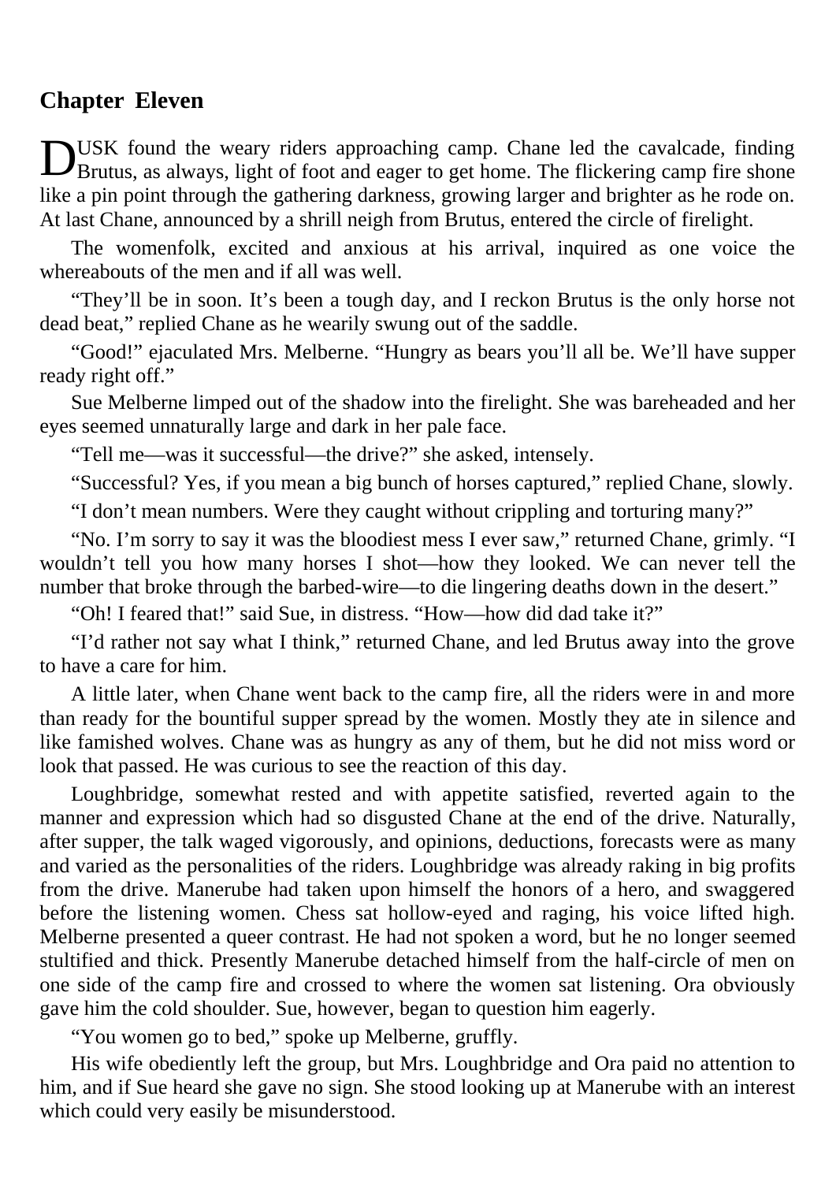## Chapter Eleven

DUSK found the weary riders approaching camp. Chane led the cavalcade, finding Brutus, as always, light of foot and eager to get home. The flickering camp fire shone like a pin point through the gathering darkness, growing larger and brighter as he rode on. At last Chane, announced by a shrill neigh from Brutus, entered the circle of firelight.

The womenfolk, excited and anxious at his arrival, inquired as one voice the whereabouts of the men and if all was well.

"They'll be in soon. It's been a tough day, and I reckon Brutus is the only horse not dead beat," replied Chane as he wearily swung out of the saddle.

"Good!" ejaculated Mrs. Melberne. "Hungry as bears you'll all be. We'll have supper ready right off."

Sue Melberne limped out of the shadow into the firelight. She was bareheaded and her eyes seemed unnaturally large and dark in her pale face.

"Tell me—was it successful—the drive?" she asked, intensely.

"Successful? Yes, if you mean a big bunch of horses captured," replied Chane, slowly.

"I don't mean numbers. Were they caught without crippling and torturing many?"

"No. I'm sorry to say it was the bloodiest mess I ever saw," returned Chane, grimly. "I wouldn't tell you how many horses I shot—how they looked. We can never tell the number that broke through the barbed-wire—to die lingering deaths down in the desert."

"Oh! I feared that!" said Sue, in distress. "How—how did dad take it?"

"I'd rather not say what I think," returned Chane, and led Brutus away into the grove to have a care for him.

A little later, when Chane went back to the camp fire, all the riders were in and more than ready for the bountiful supper spread by the women. Mostly they ate in silence and like famished wolves. Chane was as hungry as any of them, but he did not miss word or look that passed. He was curious to see the reaction of this day.

Loughbridge, somewhat rested and with appetite satisfied, reverted again to the manner and expression which had so disgusted Chane at the end of the drive. Naturally, after supper, the talk waged vigorously, and opinions, deductions, forecasts were as many and varied as the personalities of the riders. Loughbridge was already raking in big profits from the drive. Manerube had taken upon himself the honors of a hero, and swaggered before the listening women. Chess sat hollow-eyed and raging, his voice lifted high. Melberne presented a queer contrast. He had not spoken a word, but he no longer seemed stultified and thick. Presently Manerube detached himself from the half-circle of men on one side of the camp fire and crossed to where the women sat listening. Ora obviously gave him the cold shoulder. Sue, however, began to question him eagerly.

"You women go to bed," spoke up Melberne, gruffly.

His wife obediently left the group, but Mrs. Loughbridge and Ora paid no attention to him, and if Sue heard she gave no sign. She stood looking up at Manerube with an interest which could very easily be misunderstood.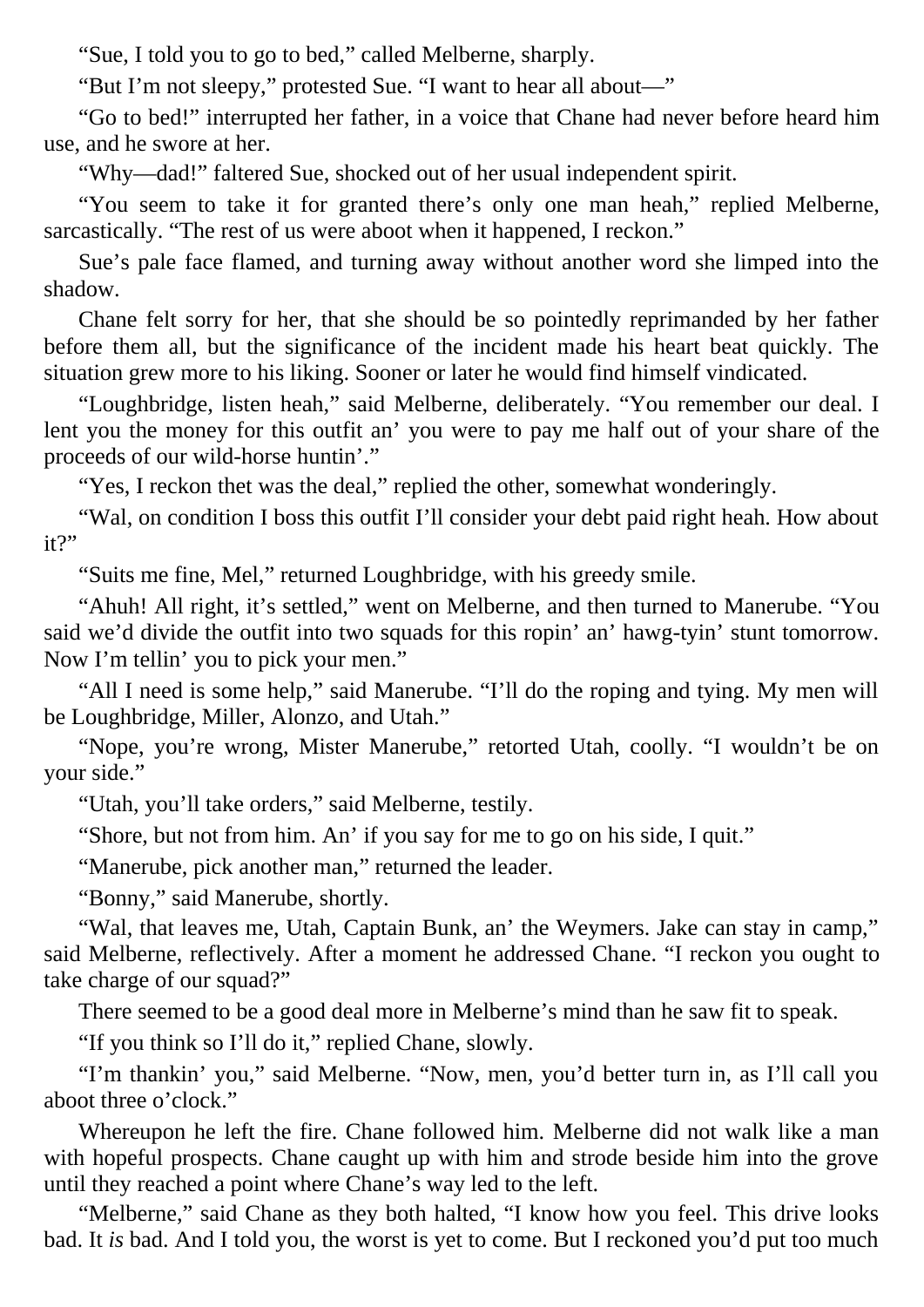"Sue, I told you to go to bed," called Melberne, sharply.

"But I'm not sleepy," protested Sue. "I want to hear all about—"

"Go to bed!" interrupted her father, in a voice that Chane had never before heard him use, and he swore at her.

"Why—dad!" faltered Sue, shocked out of her usual independent spirit.

"You seem to take it for granted there's only one man heah," replied Melberne, sarcastically. "The rest of us were aboot when it happened, I reckon."

Sue's pale face flamed, and turning away without another word she limped into the shadow.

Chane felt sorry for her, that she should be so pointedly reprimanded by her father before them all, but the significance of the incident made his heart beat quickly. The situation grew more to his liking. Sooner or later he would find himself vindicated.

"Loughbridge, listen heah," said Melberne, deliberately. "You remember our deal. I lent you the money for this outfit an' you were to pay me half out of your share of the proceeds of our wild-horse huntin'."

"Yes, I reckon thet was the deal," replied the other, somewhat wonderingly.

"Wal, on condition I boss this outfit I'll consider your debt paid right heah. How about it?"

"Suits me fine, Mel," returned Loughbridge, with his greedy smile.

"Ahuh! All right, it's settled," went on Melberne, and then turned to Manerube. "You said we'd divide the outfit into two squads for this ropin' an' hawg-tyin' stunt tomorrow. Now I'm tellin' you to pick your men."

"All I need is some help," said Manerube. "I'll do the roping and tying. My men will be Loughbridge, Miller, Alonzo, and Utah."

"Nope, you're wrong, Mister Manerube," retorted Utah, coolly. "I wouldn't be on your side."

"Utah, you'll take orders," said Melberne, testily.

"Shore, but not from him. An' if you say for me to go on his side, I quit."

"Manerube, pick another man," returned the leader.

"Bonny," said Manerube, shortly.

"Wal, that leaves me, Utah, Captain Bunk, an' the Weymers. Jake can stay in camp," said Melberne, reflectively. After a moment he addressed Chane. "I reckon you ought to take charge of our squad?"

There seemed to be a good deal more in Melberne's mind than he saw fit to speak.

"If you think so I'll do it," replied Chane, slowly.

"I'm thankin' you," said Melberne. "Now, men, you'd better turn in, as I'll call you aboot three o'clock."

Whereupon he left the fire. Chane followed him. Melberne did not walk like a man with hopeful prospects. Chane caught up with him and strode beside him into the grove until they reached a point where Chane's way led to the left.

"Melberne," said Chane as they both halted, "I know how you feel. This drive looks bad. It *is* bad. And I told you, the worst is yet to come. But I reckoned you'd put too much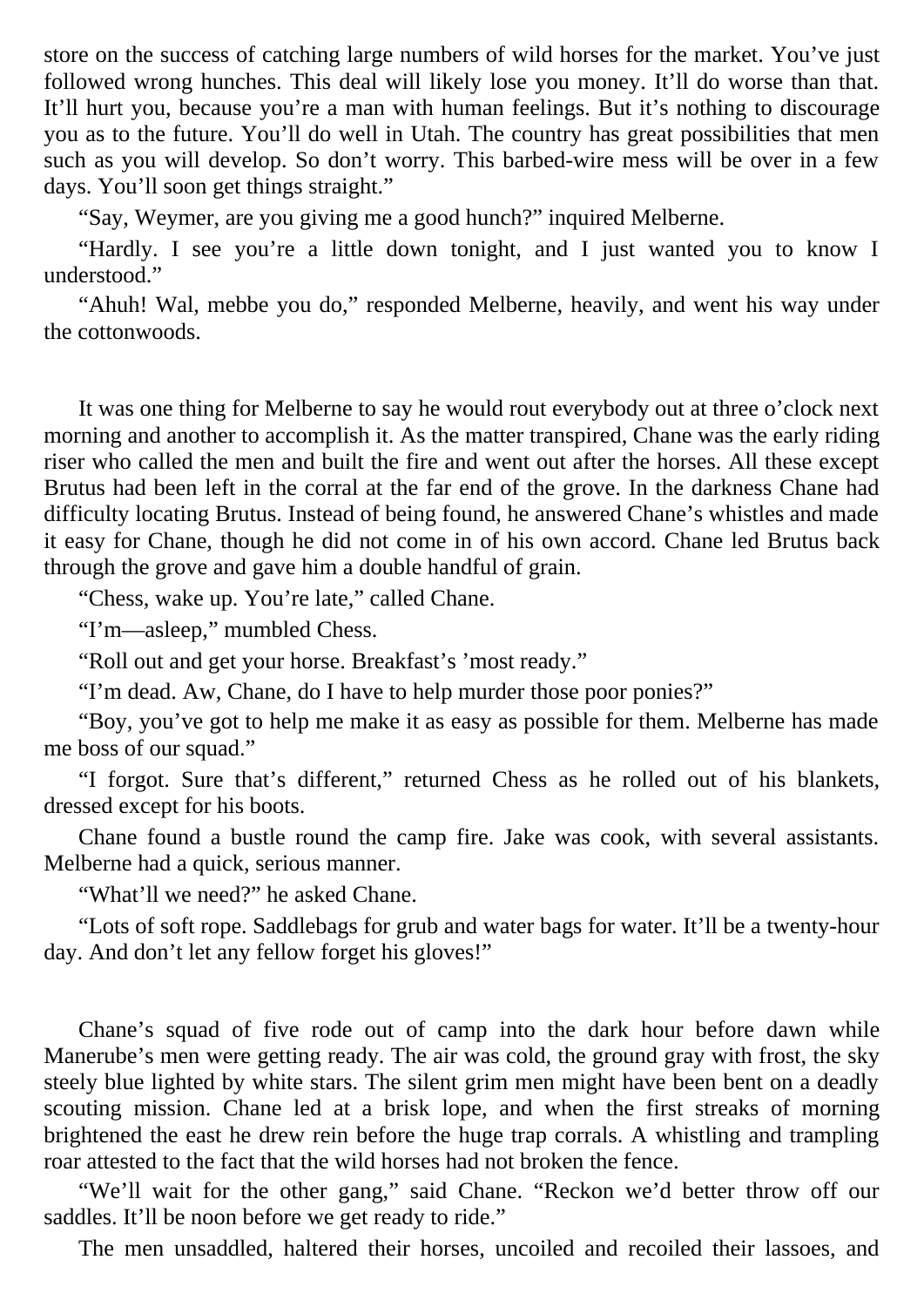store on the success of catching large numbers of wild horses for the market. You've just followed wrong hunches. This deal will likely lose you money. It'll do worse than that. It'll hurt you, because you're a man with human feelings. But it's nothing to discourage you as to the future. You'll do well in Utah. The country has great possibilities that men such as you will develop. So don't worry. This barbed-wire mess will be over in a few days. You'll soon get things straight."

"Say, Weymer, are you giving me a good hunch?" inquired Melberne.

"Hardly. I see you're a little down tonight, and I just wanted you to know I understood."

"Ahuh! Wal, mebbe you do," responded Melberne, heavily, and went his way under the cottonwoods.

It was one thing for Melberne to say he would rout everybody out at three o'clock next morning and another to accomplish it. As the matter transpired, Chane was the early riding riser who called the men and built the fire and went out after the horses. All these except Brutus had been left in the corral at the far end of the grove. In the darkness Chane had difficulty locating Brutus. Instead of being found, he answered Chane's whistles and made it easy for Chane, though he did not come in of his own accord. Chane led Brutus back through the grove and gave him a double handful of grain.

"Chess, wake up. You're late," called Chane.

"I'm—asleep," mumbled Chess.

"Roll out and get your horse. Breakfast's 'most ready."

"I'm dead. Aw, Chane, do I have to help murder those poor ponies?"

"Boy, you've got to help me make it as easy as possible for them. Melberne has made me boss of our squad."

"I forgot. Sure that's different," returned Chess as he rolled out of his blankets, dressed except for his boots.

Chane found a bustle round the camp fire. Jake was cook, with several assistants. Melberne had a quick, serious manner.

"What'll we need?" he asked Chane.

"Lots of soft rope. Saddlebags for grub and water bags for water. It'll be a twenty-hour day. And don't let any fellow forget his gloves!"

Chane's squad of five rode out of camp into the dark hour before dawn while Manerube's men were getting ready. The air was cold, the ground gray with frost, the sky steely blue lighted by white stars. The silent grim men might have been bent on a deadly scouting mission. Chane led at a brisk lope, and when the first streaks of morning brightened the east he drew rein before the huge trap corrals. A whistling and trampling roar attested to the fact that the wild horses had not broken the fence.

"We'll wait for the other gang," said Chane. "Reckon we'd better throw off our saddles. It'll be noon before we get ready to ride."

The men unsaddled, haltered their horses, uncoiled and recoiled their lassoes, and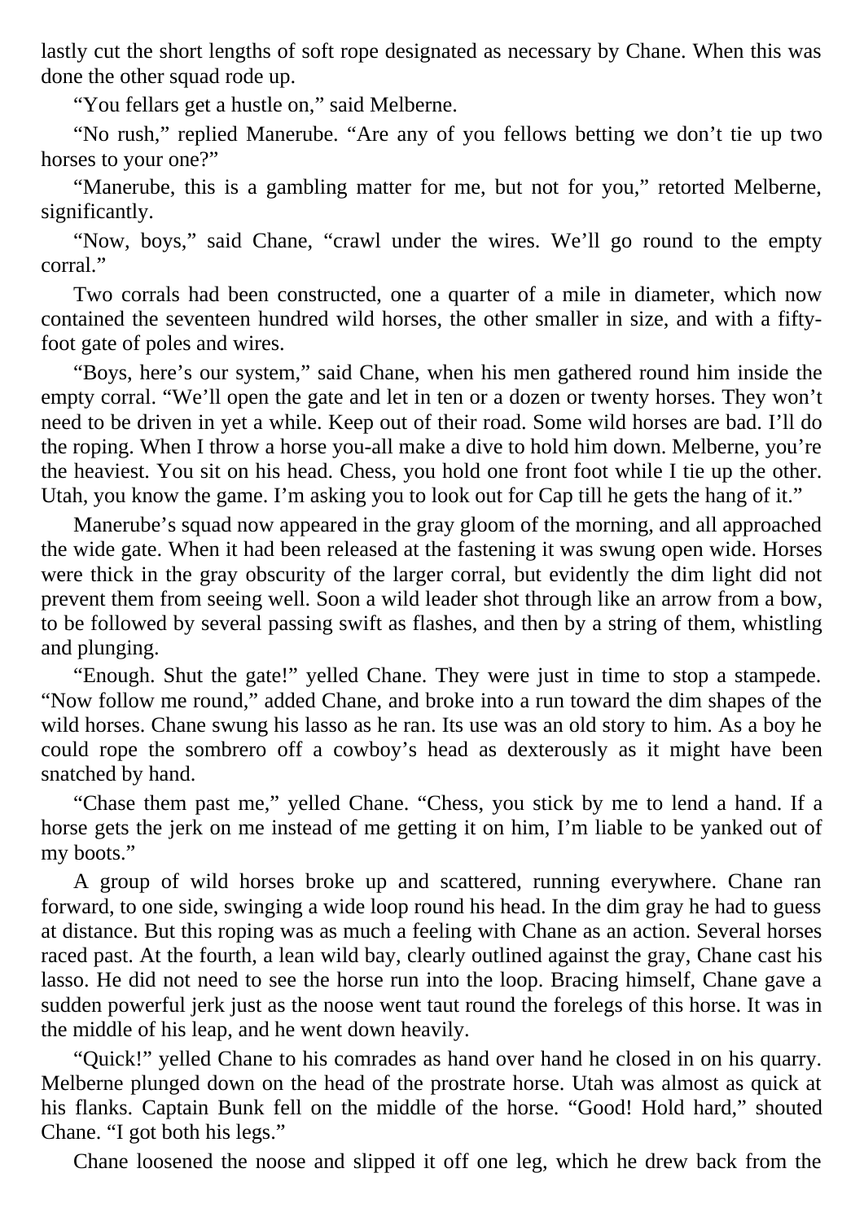lastly cut the short lengths of soft rope designated as necessary by Chane. When this was done the other squad rode up.

“You fellars get a hustle on,” said Melberne.

“No rush,” replied Manerube. “Are any of you fellows betting we don’t tie up two horses to your one?”

“Manerube, this is a gambling matter for me, but not for you,” retorted Melberne, significantly.

“Now, boys,” said Chane, “crawl under the wires. We’ll go round to the empty corral.”

Two corrals had been constructed, one a quarter of a mile in diameter, which now contained the seventeen hundred wild horses, the other smaller in size, and with a fifty-foot gate of poles and wires.

“Boys, here’s our system,” said Chane, when his men gathered round him inside the empty corral. “We’ll open the gate and let in ten or a dozen or twenty horses. They won’t need to be driven in yet a while. Keep out of their road. Some wild horses are bad. I’ll do the roping. When I throw a horse you-all make a dive to hold him down. Melberne, you’re the heaviest. You sit on his head. Chess, you hold one front foot while I tie up the other. Utah, you know the game. I’m asking you to look out for Cap till he gets the hang of it.”

Manerube’s squad now appeared in the gray gloom of the morning, and all approached the wide gate. When it had been released at the fastening it was swung open wide. Horses were thick in the gray obscurity of the larger corral, but evidently the dim light did not prevent them from seeing well. Soon a wild leader shot through like an arrow from a bow, to be followed by several passing swift as flashes, and then by a string of them, whistling and plunging.

“Enough. Shut the gate!” yelled Chane. They were just in time to stop a stampede. “Now follow me round,” added Chane, and broke into a run toward the dim shapes of the wild horses. Chane swung his lasso as he ran. Its use was an old story to him. As a boy he could rope the sombrero off a cowboy’s head as dexterously as it might have been snatched by hand.

“Chase them past me,” yelled Chane. “Chess, you stick by me to lend a hand. If a horse gets the jerk on me instead of me getting it on him, I’m liable to be yanked out of my boots.”

A group of wild horses broke up and scattered, running everywhere. Chane ran forward, to one side, swinging a wide loop round his head. In the dim gray he had to guess at distance. But this roping was as much a feeling with Chane as an action. Several horses raced past. At the fourth, a lean wild bay, clearly outlined against the gray, Chane cast his lasso. He did not need to see the horse run into the loop. Bracing himself, Chane gave a sudden powerful jerk just as the noose went taut round the forelegs of this horse. It was in the middle of his leap, and he went down heavily.

“Quick!” yelled Chane to his comrades as hand over hand he closed in on his quarry. Melberne plunged down on the head of the prostrate horse. Utah was almost as quick at his flanks. Captain Bunk fell on the middle of the horse. “Good! Hold hard,” shouted Chane. “I got both his legs.”

Chane loosened the noose and slipped it off one leg, which he drew back from the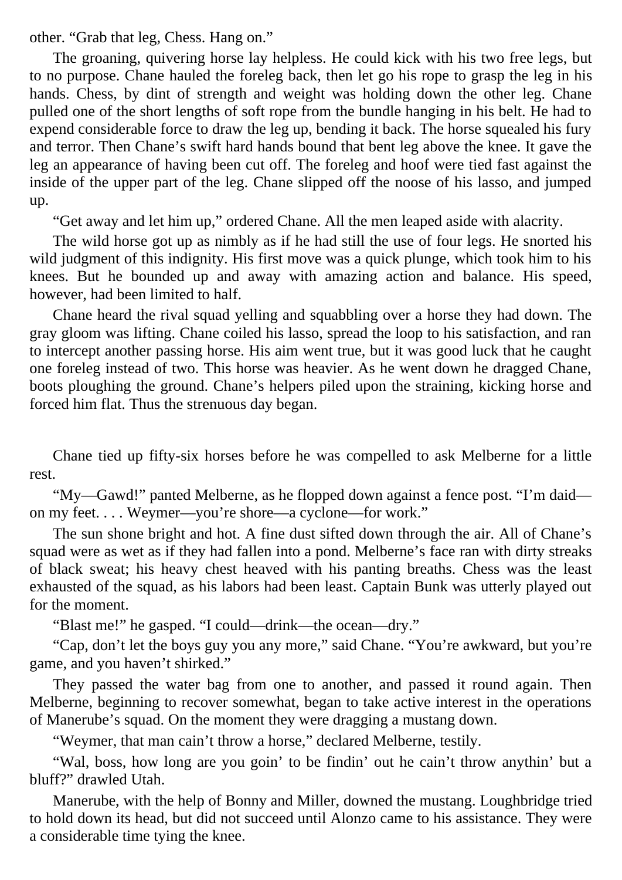other. “Grab that leg, Chess. Hang on.”

The groaning, quivering horse lay helpless. He could kick with his two free legs, but to no purpose. Chane hauled the foreleg back, then let go his rope to grasp the leg in his hands. Chess, by dint of strength and weight was holding down the other leg. Chane pulled one of the short lengths of soft rope from the bundle hanging in his belt. He had to expend considerable force to draw the leg up, bending it back. The horse squealed his fury and terror. Then Chane’s swift hard hands bound that bent leg above the knee. It gave the leg an appearance of having been cut off. The foreleg and hoof were tied fast against the inside of the upper part of the leg. Chane slipped off the noose of his lasso, and jumped up.

“Get away and let him up,” ordered Chane. All the men leaped aside with alacrity.

The wild horse got up as nimbly as if he had still the use of four legs. He snorted his wild judgment of this indignity. His first move was a quick plunge, which took him to his knees. But he bounded up and away with amazing action and balance. His speed, however, had been limited to half.

Chane heard the rival squad yelling and squabbling over a horse they had down. The gray gloom was lifting. Chane coiled his lasso, spread the loop to his satisfaction, and ran to intercept another passing horse. His aim went true, but it was good luck that he caught one foreleg instead of two. This horse was heavier. As he went down he dragged Chane, boots ploughing the ground. Chane’s helpers piled upon the straining, kicking horse and forced him flat. Thus the strenuous day began.

Chane tied up fifty-six horses before he was compelled to ask Melberne for a little rest.

“My—Gawd!” panted Melberne, as he flopped down against a fence post. “I’m daid—on my feet. . . . Weymer—you’re shore—a cyclone—for work.”

The sun shone bright and hot. A fine dust sifted down through the air. All of Chane’s squad were as wet as if they had fallen into a pond. Melberne’s face ran with dirty streaks of black sweat; his heavy chest heaved with his panting breaths. Chess was the least exhausted of the squad, as his labors had been least. Captain Bunk was utterly played out for the moment.

“Blast me!” he gasped. “I could—drink—the ocean—dry.”

“Cap, don’t let the boys guy you any more,” said Chane. “You’re awkward, but you’re game, and you haven’t shirked.”

They passed the water bag from one to another, and passed it round again. Then Melberne, beginning to recover somewhat, began to take active interest in the operations of Manerube’s squad. On the moment they were dragging a mustang down.

“Weymer, that man cain’t throw a horse,” declared Melberne, testily.

“Wal, boss, how long are you goin’ to be findin’ out he cain’t throw anythin’ but a bluff?” drawled Utah.

Manerube, with the help of Bonny and Miller, downed the mustang. Loughbridge tried to hold down its head, but did not succeed until Alonzo came to his assistance. They were a considerable time tying the knee.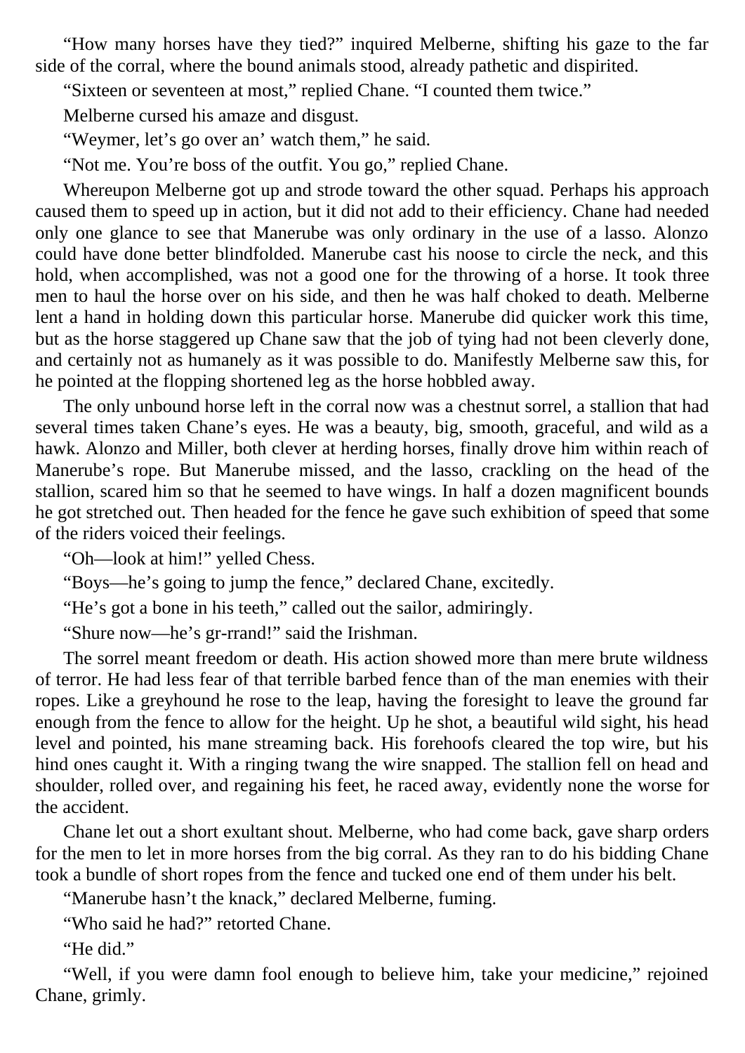"How many horses have they tied?" inquired Melberne, shifting his gaze to the far side of the corral, where the bound animals stood, already pathetic and dispirited.

"Sixteen or seventeen at most," replied Chane. "I counted them twice."

Melberne cursed his amaze and disgust.

"Weymer, let's go over an' watch them," he said.

"Not me. You're boss of the outfit. You go," replied Chane.

Whereupon Melberne got up and strode toward the other squad. Perhaps his approach caused them to speed up in action, but it did not add to their efficiency. Chane had needed only one glance to see that Manerube was only ordinary in the use of a lasso. Alonzo could have done better blindfolded. Manerube cast his noose to circle the neck, and this hold, when accomplished, was not a good one for the throwing of a horse. It took three men to haul the horse over on his side, and then he was half choked to death. Melberne lent a hand in holding down this particular horse. Manerube did quicker work this time, but as the horse staggered up Chane saw that the job of tying had not been cleverly done, and certainly not as humanely as it was possible to do. Manifestly Melberne saw this, for he pointed at the flopping shortened leg as the horse hobbled away.

The only unbound horse left in the corral now was a chestnut sorrel, a stallion that had several times taken Chane's eyes. He was a beauty, big, smooth, graceful, and wild as a hawk. Alonzo and Miller, both clever at herding horses, finally drove him within reach of Manerube's rope. But Manerube missed, and the lasso, crackling on the head of the stallion, scared him so that he seemed to have wings. In half a dozen magnificent bounds he got stretched out. Then headed for the fence he gave such exhibition of speed that some of the riders voiced their feelings.

"Oh—look at him!" yelled Chess.

"Boys—he's going to jump the fence," declared Chane, excitedly.

"He's got a bone in his teeth," called out the sailor, admiringly.

"Shure now—he's gr-rrand!" said the Irishman.

The sorrel meant freedom or death. His action showed more than mere brute wildness of terror. He had less fear of that terrible barbed fence than of the man enemies with their ropes. Like a greyhound he rose to the leap, having the foresight to leave the ground far enough from the fence to allow for the height. Up he shot, a beautiful wild sight, his head level and pointed, his mane streaming back. His forehoofs cleared the top wire, but his hind ones caught it. With a ringing twang the wire snapped. The stallion fell on head and shoulder, rolled over, and regaining his feet, he raced away, evidently none the worse for the accident.

Chane let out a short exultant shout. Melberne, who had come back, gave sharp orders for the men to let in more horses from the big corral. As they ran to do his bidding Chane took a bundle of short ropes from the fence and tucked one end of them under his belt.

"Manerube hasn't the knack," declared Melberne, fuming.

"Who said he had?" retorted Chane.

"He did."

"Well, if you were damn fool enough to believe him, take your medicine," rejoined Chane, grimly.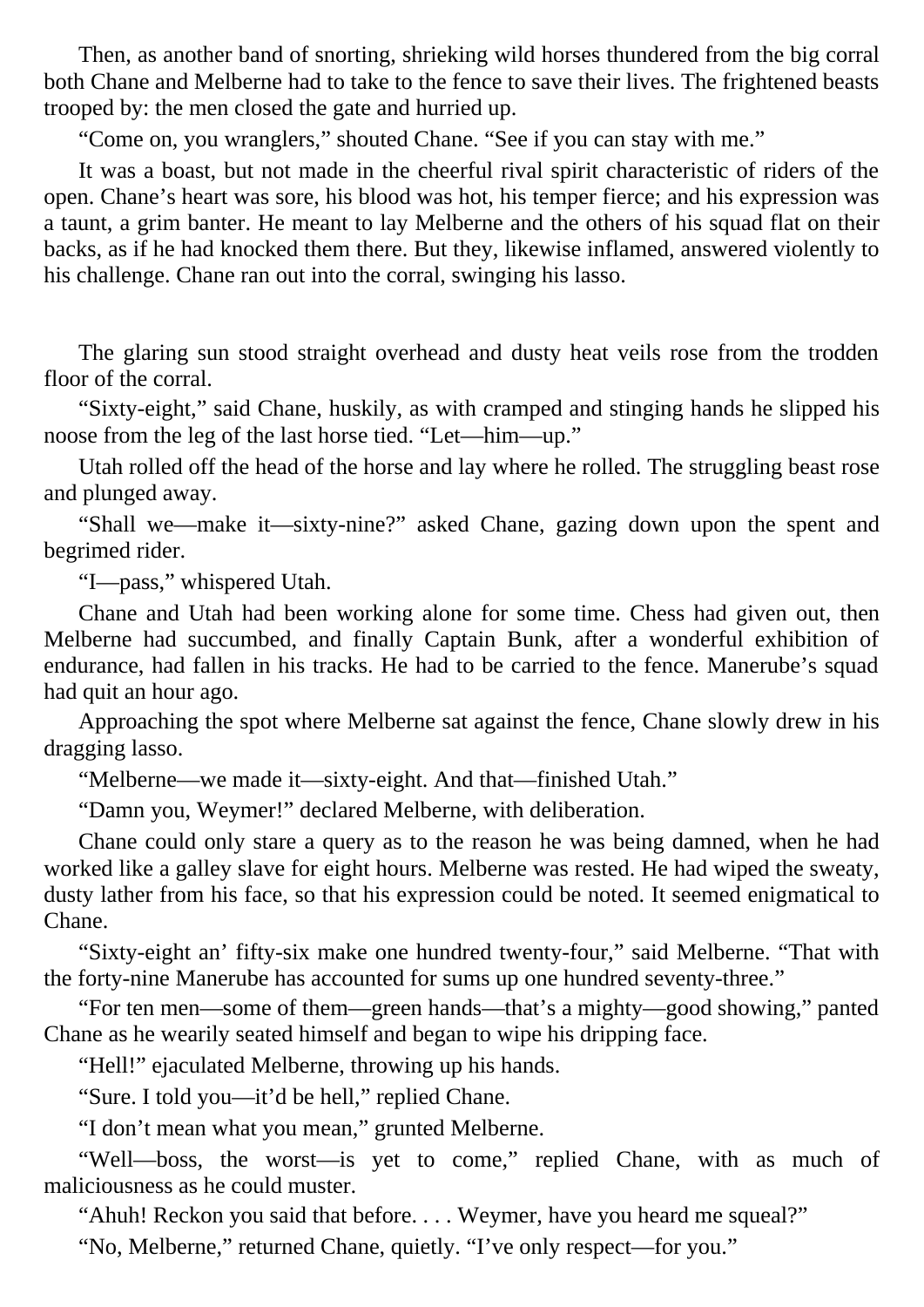Then, as another band of snorting, shrieking wild horses thundered from the big corral both Chane and Melberne had to take to the fence to save their lives. The frightened beasts trooped by: the men closed the gate and hurried up.

"Come on, you wranglers," shouted Chane. "See if you can stay with me."

It was a boast, but not made in the cheerful rival spirit characteristic of riders of the open. Chane's heart was sore, his blood was hot, his temper fierce; and his expression was a taunt, a grim banter. He meant to lay Melberne and the others of his squad flat on their backs, as if he had knocked them there. But they, likewise inflamed, answered violently to his challenge. Chane ran out into the corral, swinging his lasso.

The glaring sun stood straight overhead and dusty heat veils rose from the trodden floor of the corral.

"Sixty-eight," said Chane, huskily, as with cramped and stinging hands he slipped his noose from the leg of the last horse tied. "Let—him—up."

Utah rolled off the head of the horse and lay where he rolled. The struggling beast rose and plunged away.

"Shall we—make it—sixty-nine?" asked Chane, gazing down upon the spent and begrimed rider.

"I—pass," whispered Utah.

Chane and Utah had been working alone for some time. Chess had given out, then Melberne had succumbed, and finally Captain Bunk, after a wonderful exhibition of endurance, had fallen in his tracks. He had to be carried to the fence. Manerube's squad had quit an hour ago.

Approaching the spot where Melberne sat against the fence, Chane slowly drew in his dragging lasso.

"Melberne—we made it—sixty-eight. And that—finished Utah."

"Damn you, Weymer!" declared Melberne, with deliberation.

Chane could only stare a query as to the reason he was being damned, when he had worked like a galley slave for eight hours. Melberne was rested. He had wiped the sweaty, dusty lather from his face, so that his expression could be noted. It seemed enigmatical to Chane.

"Sixty-eight an' fifty-six make one hundred twenty-four," said Melberne. "That with the forty-nine Manerube has accounted for sums up one hundred seventy-three."

"For ten men—some of them—green hands—that's a mighty—good showing," panted Chane as he wearily seated himself and began to wipe his dripping face.

"Hell!" ejaculated Melberne, throwing up his hands.

"Sure. I told you—it'd be hell," replied Chane.

"I don't mean what you mean," grunted Melberne.

"Well—boss, the worst—is yet to come," replied Chane, with as much of maliciousness as he could muster.

"Ahuh! Reckon you said that before. . . . Weymer, have you heard me squeal?"

"No, Melberne," returned Chane, quietly. "I've only respect—for you."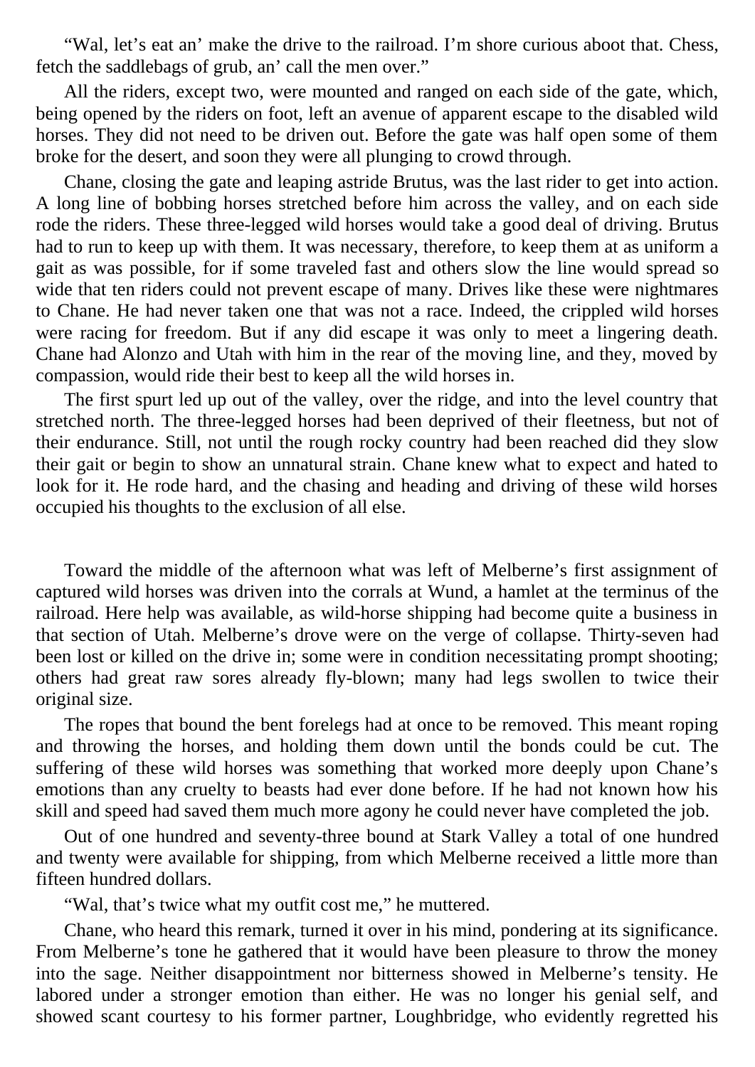"Wal, let's eat an' make the drive to the railroad. I'm shore curious aboot that. Chess, fetch the saddlebags of grub, an' call the men over."

All the riders, except two, were mounted and ranged on each side of the gate, which, being opened by the riders on foot, left an avenue of apparent escape to the disabled wild horses. They did not need to be driven out. Before the gate was half open some of them broke for the desert, and soon they were all plunging to crowd through.

Chane, closing the gate and leaping astride Brutus, was the last rider to get into action. A long line of bobbing horses stretched before him across the valley, and on each side rode the riders. These three-legged wild horses would take a good deal of driving. Brutus had to run to keep up with them. It was necessary, therefore, to keep them at as uniform a gait as was possible, for if some traveled fast and others slow the line would spread so wide that ten riders could not prevent escape of many. Drives like these were nightmares to Chane. He had never taken one that was not a race. Indeed, the crippled wild horses were racing for freedom. But if any did escape it was only to meet a lingering death. Chane had Alonzo and Utah with him in the rear of the moving line, and they, moved by compassion, would ride their best to keep all the wild horses in.

The first spurt led up out of the valley, over the ridge, and into the level country that stretched north. The three-legged horses had been deprived of their fleetness, but not of their endurance. Still, not until the rough rocky country had been reached did they slow their gait or begin to show an unnatural strain. Chane knew what to expect and hated to look for it. He rode hard, and the chasing and heading and driving of these wild horses occupied his thoughts to the exclusion of all else.

Toward the middle of the afternoon what was left of Melberne's first assignment of captured wild horses was driven into the corrals at Wund, a hamlet at the terminus of the railroad. Here help was available, as wild-horse shipping had become quite a business in that section of Utah. Melberne's drove were on the verge of collapse. Thirty-seven had been lost or killed on the drive in; some were in condition necessitating prompt shooting; others had great raw sores already fly-blown; many had legs swollen to twice their original size.

The ropes that bound the bent forelegs had at once to be removed. This meant roping and throwing the horses, and holding them down until the bonds could be cut. The suffering of these wild horses was something that worked more deeply upon Chane's emotions than any cruelty to beasts had ever done before. If he had not known how his skill and speed had saved them much more agony he could never have completed the job.

Out of one hundred and seventy-three bound at Stark Valley a total of one hundred and twenty were available for shipping, from which Melberne received a little more than fifteen hundred dollars.

"Wal, that's twice what my outfit cost me," he muttered.

Chane, who heard this remark, turned it over in his mind, pondering at its significance. From Melberne's tone he gathered that it would have been pleasure to throw the money into the sage. Neither disappointment nor bitterness showed in Melberne's tensity. He labored under a stronger emotion than either. He was no longer his genial self, and showed scant courtesy to his former partner, Loughbridge, who evidently regretted his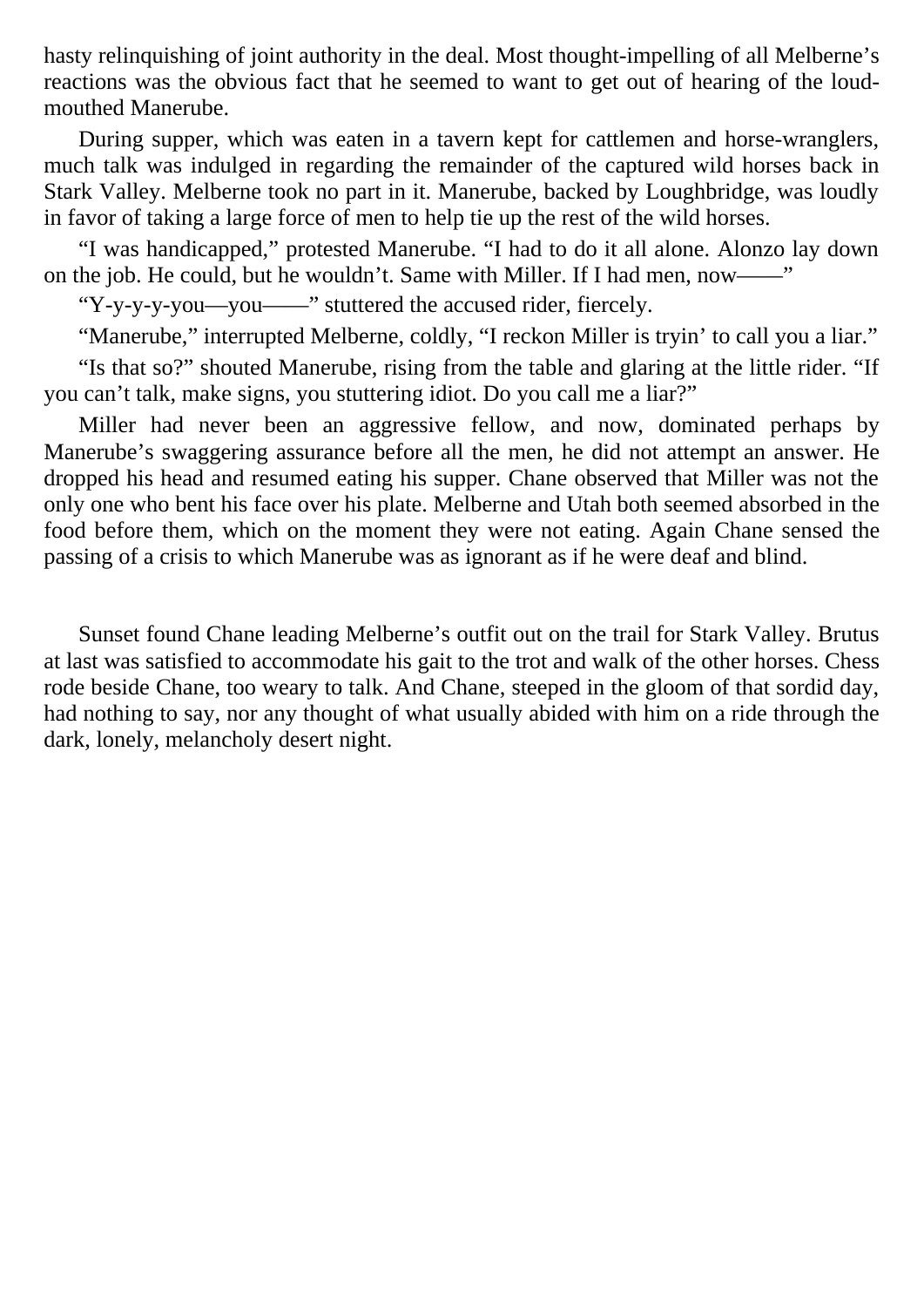hasty relinquishing of joint authority in the deal. Most thought-impelling of all Melberne's reactions was the obvious fact that he seemed to want to get out of hearing of the loud-mouthed Manerube.

During supper, which was eaten in a tavern kept for cattlemen and horse-wranglers, much talk was indulged in regarding the remainder of the captured wild horses back in Stark Valley. Melberne took no part in it. Manerube, backed by Loughbridge, was loudly in favor of taking a large force of men to help tie up the rest of the wild horses.

"I was handicapped," protested Manerube. "I had to do it all alone. Alonzo lay down on the job. He could, but he wouldn't. Same with Miller. If I had men, now——"

"Y-y-y-y-you—you——" stuttered the accused rider, fiercely.

"Manerube," interrupted Melberne, coldly, "I reckon Miller is tryin' to call you a liar."

"Is that so?" shouted Manerube, rising from the table and glaring at the little rider. "If you can't talk, make signs, you stuttering idiot. Do you call me a liar?"

Miller had never been an aggressive fellow, and now, dominated perhaps by Manerube's swaggering assurance before all the men, he did not attempt an answer. He dropped his head and resumed eating his supper. Chane observed that Miller was not the only one who bent his face over his plate. Melberne and Utah both seemed absorbed in the food before them, which on the moment they were not eating. Again Chane sensed the passing of a crisis to which Manerube was as ignorant as if he were deaf and blind.

Sunset found Chane leading Melberne's outfit out on the trail for Stark Valley. Brutus at last was satisfied to accommodate his gait to the trot and walk of the other horses. Chess rode beside Chane, too weary to talk. And Chane, steeped in the gloom of that sordid day, had nothing to say, nor any thought of what usually abided with him on a ride through the dark, lonely, melancholy desert night.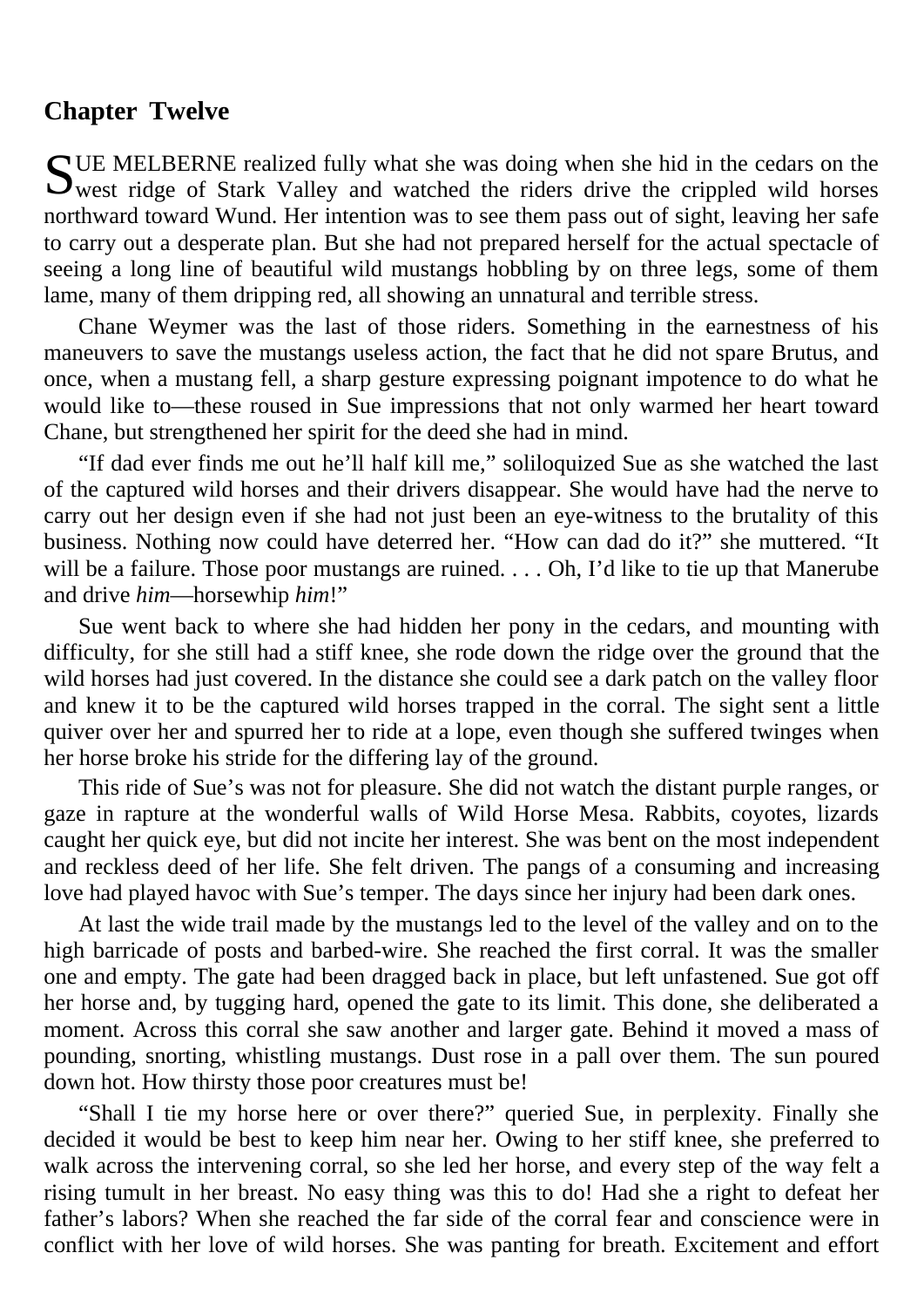## Chapter Twelve

SUE MELBERNE realized fully what she was doing when she hid in the cedars on the west ridge of Stark Valley and watched the riders drive the crippled wild horses northward toward Wund. Her intention was to see them pass out of sight, leaving her safe to carry out a desperate plan. But she had not prepared herself for the actual spectacle of seeing a long line of beautiful wild mustangs hobbling by on three legs, some of them lame, many of them dripping red, all showing an unnatural and terrible stress.

Chane Weymer was the last of those riders. Something in the earnestness of his maneuvers to save the mustangs useless action, the fact that he did not spare Brutus, and once, when a mustang fell, a sharp gesture expressing poignant impotence to do what he would like to—these roused in Sue impressions that not only warmed her heart toward Chane, but strengthened her spirit for the deed she had in mind.

"If dad ever finds me out he'll half kill me," soliloquized Sue as she watched the last of the captured wild horses and their drivers disappear. She would have had the nerve to carry out her design even if she had not just been an eye-witness to the brutality of this business. Nothing now could have deterred her. "How can dad do it?" she muttered. "It will be a failure. Those poor mustangs are ruined. . . . Oh, I'd like to tie up that Manerube and drive *him*—horsewhip *him*!"

Sue went back to where she had hidden her pony in the cedars, and mounting with difficulty, for she still had a stiff knee, she rode down the ridge over the ground that the wild horses had just covered. In the distance she could see a dark patch on the valley floor and knew it to be the captured wild horses trapped in the corral. The sight sent a little quiver over her and spurred her to ride at a lope, even though she suffered twinges when her horse broke his stride for the differing lay of the ground.

This ride of Sue's was not for pleasure. She did not watch the distant purple ranges, or gaze in rapture at the wonderful walls of Wild Horse Mesa. Rabbits, coyotes, lizards caught her quick eye, but did not incite her interest. She was bent on the most independent and reckless deed of her life. She felt driven. The pangs of a consuming and increasing love had played havoc with Sue's temper. The days since her injury had been dark ones.

At last the wide trail made by the mustangs led to the level of the valley and on to the high barricade of posts and barbed-wire. She reached the first corral. It was the smaller one and empty. The gate had been dragged back in place, but left unfastened. Sue got off her horse and, by tugging hard, opened the gate to its limit. This done, she deliberated a moment. Across this corral she saw another and larger gate. Behind it moved a mass of pounding, snorting, whistling mustangs. Dust rose in a pall over them. The sun poured down hot. How thirsty those poor creatures must be!

"Shall I tie my horse here or over there?" queried Sue, in perplexity. Finally she decided it would be best to keep him near her. Owing to her stiff knee, she preferred to walk across the intervening corral, so she led her horse, and every step of the way felt a rising tumult in her breast. No easy thing was this to do! Had she a right to defeat her father's labors? When she reached the far side of the corral fear and conscience were in conflict with her love of wild horses. She was panting for breath. Excitement and effort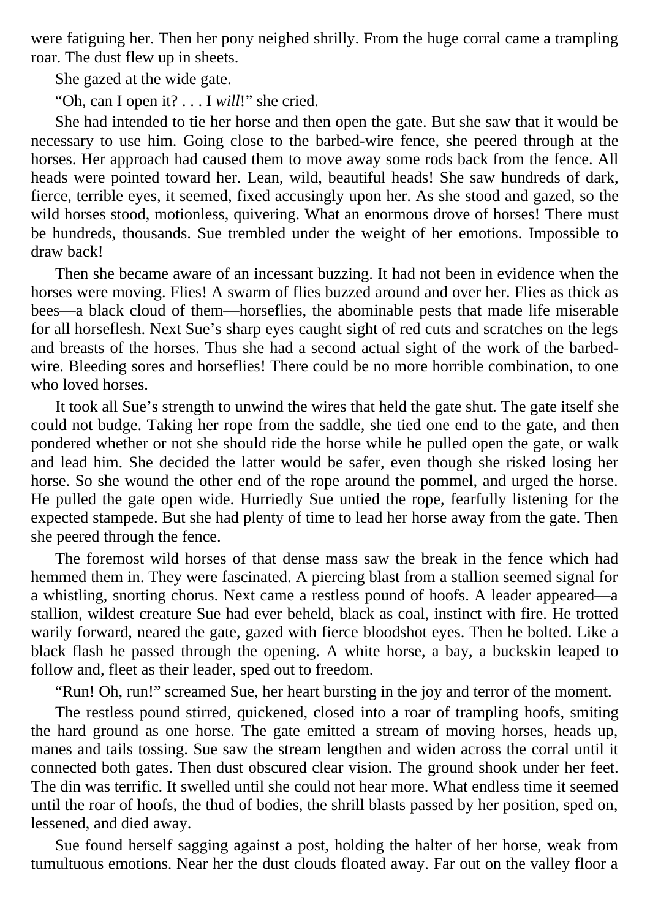were fatiguing her. Then her pony neighed shrilly. From the huge corral came a trampling roar. The dust flew up in sheets.

She gazed at the wide gate.

"Oh, can I open it? . . . I *will*!" she cried.

She had intended to tie her horse and then open the gate. But she saw that it would be necessary to use him. Going close to the barbed-wire fence, she peered through at the horses. Her approach had caused them to move away some rods back from the fence. All heads were pointed toward her. Lean, wild, beautiful heads! She saw hundreds of dark, fierce, terrible eyes, it seemed, fixed accusingly upon her. As she stood and gazed, so the wild horses stood, motionless, quivering. What an enormous drove of horses! There must be hundreds, thousands. Sue trembled under the weight of her emotions. Impossible to draw back!

Then she became aware of an incessant buzzing. It had not been in evidence when the horses were moving. Flies! A swarm of flies buzzed around and over her. Flies as thick as bees—a black cloud of them—horseflies, the abominable pests that made life miserable for all horseflesh. Next Sue's sharp eyes caught sight of red cuts and scratches on the legs and breasts of the horses. Thus she had a second actual sight of the work of the barbed-wire. Bleeding sores and horseflies! There could be no more horrible combination, to one who loved horses.

It took all Sue's strength to unwind the wires that held the gate shut. The gate itself she could not budge. Taking her rope from the saddle, she tied one end to the gate, and then pondered whether or not she should ride the horse while he pulled open the gate, or walk and lead him. She decided the latter would be safer, even though she risked losing her horse. So she wound the other end of the rope around the pommel, and urged the horse. He pulled the gate open wide. Hurriedly Sue untied the rope, fearfully listening for the expected stampede. But she had plenty of time to lead her horse away from the gate. Then she peered through the fence.

The foremost wild horses of that dense mass saw the break in the fence which had hemmed them in. They were fascinated. A piercing blast from a stallion seemed signal for a whistling, snorting chorus. Next came a restless pound of hoofs. A leader appeared—a stallion, wildest creature Sue had ever beheld, black as coal, instinct with fire. He trotted warily forward, neared the gate, gazed with fierce bloodshot eyes. Then he bolted. Like a black flash he passed through the opening. A white horse, a bay, a buckskin leaped to follow and, fleet as their leader, sped out to freedom.

"Run! Oh, run!" screamed Sue, her heart bursting in the joy and terror of the moment.

The restless pound stirred, quickened, closed into a roar of trampling hoofs, smiting the hard ground as one horse. The gate emitted a stream of moving horses, heads up, manes and tails tossing. Sue saw the stream lengthen and widen across the corral until it connected both gates. Then dust obscured clear vision. The ground shook under her feet. The din was terrific. It swelled until she could not hear more. What endless time it seemed until the roar of hoofs, the thud of bodies, the shrill blasts passed by her position, sped on, lessened, and died away.

Sue found herself sagging against a post, holding the halter of her horse, weak from tumultuous emotions. Near her the dust clouds floated away. Far out on the valley floor a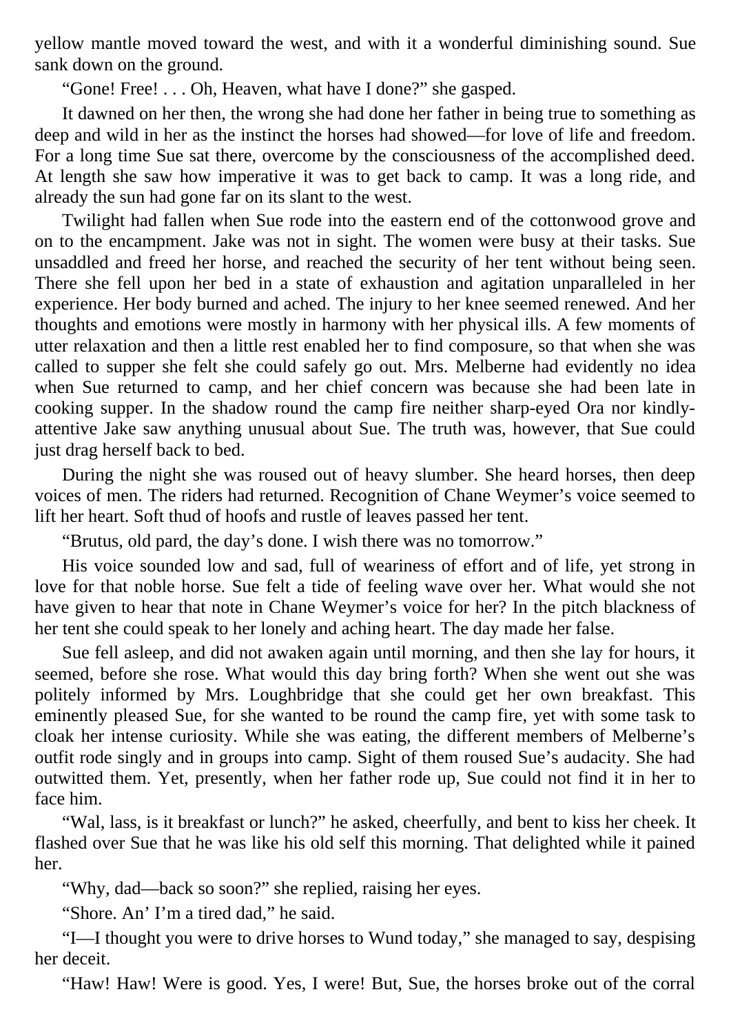yellow mantle moved toward the west, and with it a wonderful diminishing sound. Sue sank down on the ground.

"Gone! Free! . . . Oh, Heaven, what have I done?" she gasped.

It dawned on her then, the wrong she had done her father in being true to something as deep and wild in her as the instinct the horses had showed—for love of life and freedom. For a long time Sue sat there, overcome by the consciousness of the accomplished deed. At length she saw how imperative it was to get back to camp. It was a long ride, and already the sun had gone far on its slant to the west.

Twilight had fallen when Sue rode into the eastern end of the cottonwood grove and on to the encampment. Jake was not in sight. The women were busy at their tasks. Sue unsaddled and freed her horse, and reached the security of her tent without being seen. There she fell upon her bed in a state of exhaustion and agitation unparalleled in her experience. Her body burned and ached. The injury to her knee seemed renewed. And her thoughts and emotions were mostly in harmony with her physical ills. A few moments of utter relaxation and then a little rest enabled her to find composure, so that when she was called to supper she felt she could safely go out. Mrs. Melberne had evidently no idea when Sue returned to camp, and her chief concern was because she had been late in cooking supper. In the shadow round the camp fire neither sharp-eyed Ora nor kindly-attentive Jake saw anything unusual about Sue. The truth was, however, that Sue could just drag herself back to bed.

During the night she was roused out of heavy slumber. She heard horses, then deep voices of men. The riders had returned. Recognition of Chane Weymer's voice seemed to lift her heart. Soft thud of hoofs and rustle of leaves passed her tent.

"Brutus, old pard, the day's done. I wish there was no tomorrow."

His voice sounded low and sad, full of weariness of effort and of life, yet strong in love for that noble horse. Sue felt a tide of feeling wave over her. What would she not have given to hear that note in Chane Weymer's voice for her? In the pitch blackness of her tent she could speak to her lonely and aching heart. The day made her false.

Sue fell asleep, and did not awaken again until morning, and then she lay for hours, it seemed, before she rose. What would this day bring forth? When she went out she was politely informed by Mrs. Loughbridge that she could get her own breakfast. This eminently pleased Sue, for she wanted to be round the camp fire, yet with some task to cloak her intense curiosity. While she was eating, the different members of Melberne's outfit rode singly and in groups into camp. Sight of them roused Sue's audacity. She had outwitted them. Yet, presently, when her father rode up, Sue could not find it in her to face him.

"Wal, lass, is it breakfast or lunch?" he asked, cheerfully, and bent to kiss her cheek. It flashed over Sue that he was like his old self this morning. That delighted while it pained her.

"Why, dad—back so soon?" she replied, raising her eyes.

"Shore. An' I'm a tired dad," he said.

"I—I thought you were to drive horses to Wund today," she managed to say, despising her deceit.

"Haw! Haw! Were is good. Yes, I were! But, Sue, the horses broke out of the corral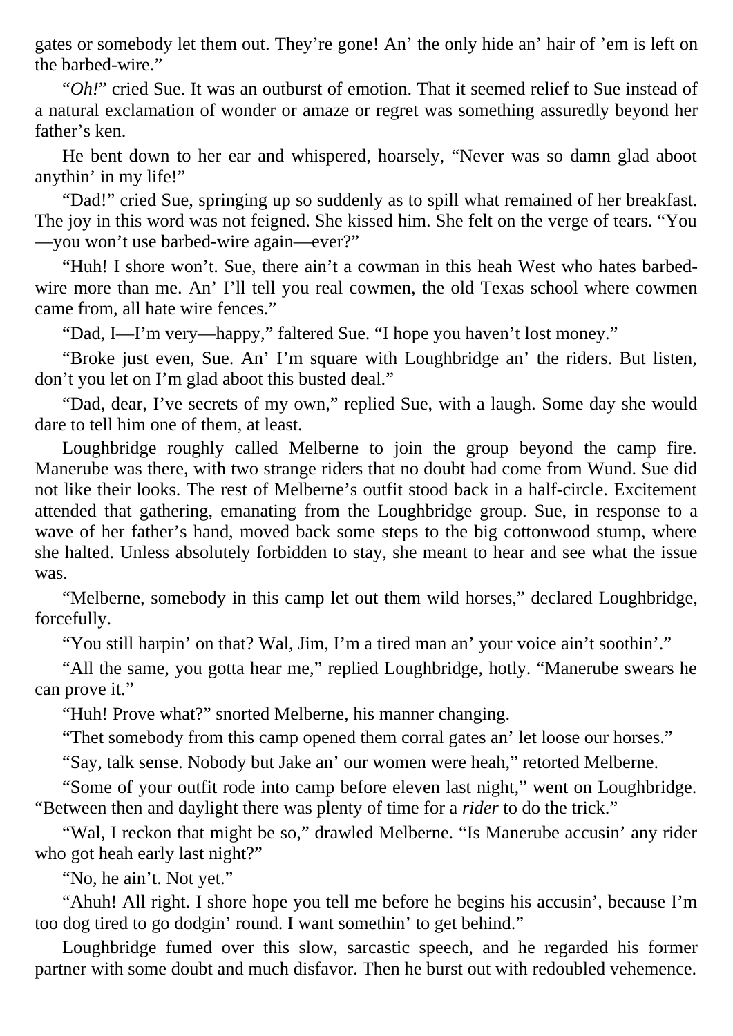gates or somebody let them out. They’re gone! An’ the only hide an’ hair of ’em is left on the barbed-wire.”

“*Oh!*” cried Sue. It was an outburst of emotion. That it seemed relief to Sue instead of a natural exclamation of wonder or amaze or regret was something assuredly beyond her father’s ken.

He bent down to her ear and whispered, hoarsely, “Never was so damn glad aboot anythin’ in my life!”

“Dad!” cried Sue, springing up so suddenly as to spill what remained of her breakfast. The joy in this word was not feigned. She kissed him. She felt on the verge of tears. “You—you won’t use barbed-wire again—ever?”

“Huh! I shore won’t. Sue, there ain’t a cowman in this heah West who hates barbed-wire more than me. An’ I’ll tell you real cowmen, the old Texas school where cowmen came from, all hate wire fences.”

“Dad, I—I’m very—happy,” faltered Sue. “I hope you haven’t lost money.”

“Broke just even, Sue. An’ I’m square with Loughbridge an’ the riders. But listen, don’t you let on I’m glad aboot this busted deal.”

“Dad, dear, I’ve secrets of my own,” replied Sue, with a laugh. Some day she would dare to tell him one of them, at least.

Loughbridge roughly called Melberne to join the group beyond the camp fire. Manerube was there, with two strange riders that no doubt had come from Wund. Sue did not like their looks. The rest of Melberne’s outfit stood back in a half-circle. Excitement attended that gathering, emanating from the Loughbridge group. Sue, in response to a wave of her father’s hand, moved back some steps to the big cottonwood stump, where she halted. Unless absolutely forbidden to stay, she meant to hear and see what the issue was.

“Melberne, somebody in this camp let out them wild horses,” declared Loughbridge, forcefully.

“You still harpin’ on that? Wal, Jim, I’m a tired man an’ your voice ain’t soothin’.”

“All the same, you gotta hear me,” replied Loughbridge, hotly. “Manerube swears he can prove it.”

“Huh! Prove what?” snorted Melberne, his manner changing.

“Thet somebody from this camp opened them corral gates an’ let loose our horses.”

“Say, talk sense. Nobody but Jake an’ our women were heah,” retorted Melberne.

“Some of your outfit rode into camp before eleven last night,” went on Loughbridge. “Between then and daylight there was plenty of time for a *rider* to do the trick.”

“Wal, I reckon that might be so,” drawled Melberne. “Is Manerube accusin’ any rider who got heah early last night?”

“No, he ain’t. Not yet.”

“Ahuh! All right. I shore hope you tell me before he begins his accusin’, because I’m too dog tired to go dodgin’ round. I want somethin’ to get behind.”

Loughbridge fumed over this slow, sarcastic speech, and he regarded his former partner with some doubt and much disfavor. Then he burst out with redoubled vehemence.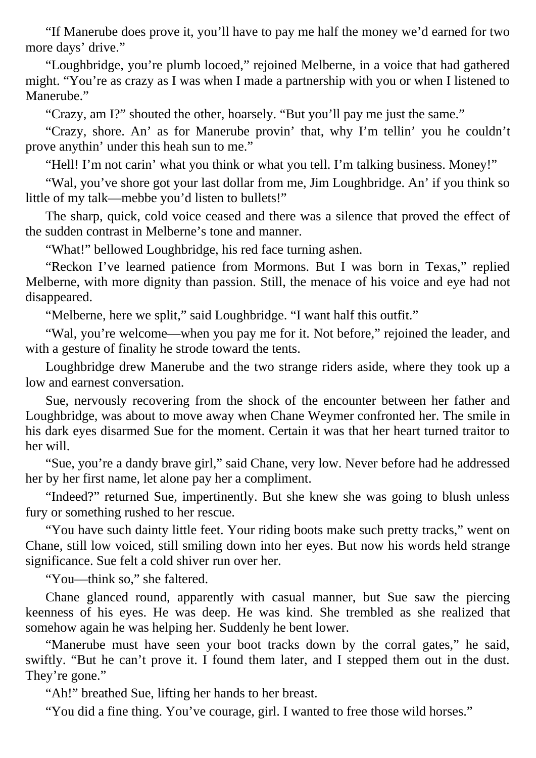"If Manerube does prove it, you'll have to pay me half the money we'd earned for two more days' drive."

"Loughbridge, you're plumb locoed," rejoined Melberne, in a voice that had gathered might. "You're as crazy as I was when I made a partnership with you or when I listened to Manerube."

"Crazy, am I?" shouted the other, hoarsely. "But you'll pay me just the same."

"Crazy, shore. An' as for Manerube provin' that, why I'm tellin' you he couldn't prove anythin' under this heah sun to me."

"Hell! I'm not carin' what you think or what you tell. I'm talking business. Money!"

"Wal, you've shore got your last dollar from me, Jim Loughbridge. An' if you think so little of my talk—mebbe you'd listen to bullets!"

The sharp, quick, cold voice ceased and there was a silence that proved the effect of the sudden contrast in Melberne's tone and manner.

"What!" bellowed Loughbridge, his red face turning ashen.

"Reckon I've learned patience from Mormons. But I was born in Texas," replied Melberne, with more dignity than passion. Still, the menace of his voice and eye had not disappeared.

"Melberne, here we split," said Loughbridge. "I want half this outfit."

"Wal, you're welcome—when you pay me for it. Not before," rejoined the leader, and with a gesture of finality he strode toward the tents.

Loughbridge drew Manerube and the two strange riders aside, where they took up a low and earnest conversation.

Sue, nervously recovering from the shock of the encounter between her father and Loughbridge, was about to move away when Chane Weymer confronted her. The smile in his dark eyes disarmed Sue for the moment. Certain it was that her heart turned traitor to her will.

"Sue, you're a dandy brave girl," said Chane, very low. Never before had he addressed her by her first name, let alone pay her a compliment.

"Indeed?" returned Sue, impertinently. But she knew she was going to blush unless fury or something rushed to her rescue.

"You have such dainty little feet. Your riding boots make such pretty tracks," went on Chane, still low voiced, still smiling down into her eyes. But now his words held strange significance. Sue felt a cold shiver run over her.

"You—think so," she faltered.

Chane glanced round, apparently with casual manner, but Sue saw the piercing keenness of his eyes. He was deep. He was kind. She trembled as she realized that somehow again he was helping her. Suddenly he bent lower.

"Manerube must have seen your boot tracks down by the corral gates," he said, swiftly. "But he can't prove it. I found them later, and I stepped them out in the dust. They're gone."

"Ah!" breathed Sue, lifting her hands to her breast.

"You did a fine thing. You've courage, girl. I wanted to free those wild horses."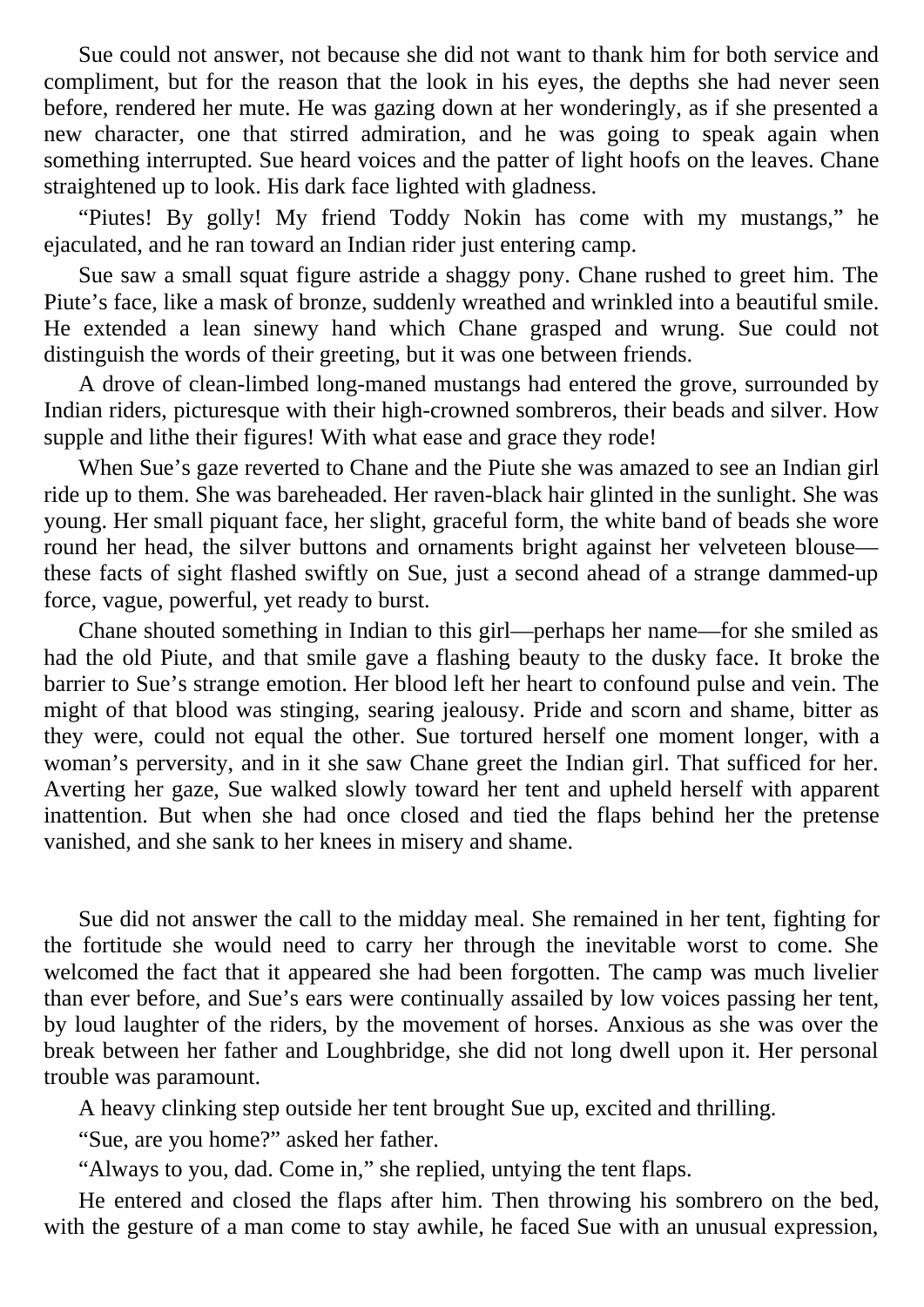Sue could not answer, not because she did not want to thank him for both service and compliment, but for the reason that the look in his eyes, the depths she had never seen before, rendered her mute. He was gazing down at her wonderingly, as if she presented a new character, one that stirred admiration, and he was going to speak again when something interrupted. Sue heard voices and the patter of light hoofs on the leaves. Chane straightened up to look. His dark face lighted with gladness.

"Piutes! By golly! My friend Toddy Nokin has come with my mustangs," he ejaculated, and he ran toward an Indian rider just entering camp.

Sue saw a small squat figure astride a shaggy pony. Chane rushed to greet him. The Piute's face, like a mask of bronze, suddenly wreathed and wrinkled into a beautiful smile. He extended a lean sinewy hand which Chane grasped and wrung. Sue could not distinguish the words of their greeting, but it was one between friends.

A drove of clean-limbed long-maned mustangs had entered the grove, surrounded by Indian riders, picturesque with their high-crowned sombreros, their beads and silver. How supple and lithe their figures! With what ease and grace they rode!

When Sue's gaze reverted to Chane and the Piute she was amazed to see an Indian girl ride up to them. She was bareheaded. Her raven-black hair glinted in the sunlight. She was young. Her small piquant face, her slight, graceful form, the white band of beads she wore round her head, the silver buttons and ornaments bright against her velveteen blouse—these facts of sight flashed swiftly on Sue, just a second ahead of a strange dammed-up force, vague, powerful, yet ready to burst.

Chane shouted something in Indian to this girl—perhaps her name—for she smiled as had the old Piute, and that smile gave a flashing beauty to the dusky face. It broke the barrier to Sue's strange emotion. Her blood left her heart to confound pulse and vein. The might of that blood was stinging, searing jealousy. Pride and scorn and shame, bitter as they were, could not equal the other. Sue tortured herself one moment longer, with a woman's perversity, and in it she saw Chane greet the Indian girl. That sufficed for her. Averting her gaze, Sue walked slowly toward her tent and upheld herself with apparent inattention. But when she had once closed and tied the flaps behind her the pretense vanished, and she sank to her knees in misery and shame.

Sue did not answer the call to the midday meal. She remained in her tent, fighting for the fortitude she would need to carry her through the inevitable worst to come. She welcomed the fact that it appeared she had been forgotten. The camp was much livelier than ever before, and Sue's ears were continually assailed by low voices passing her tent, by loud laughter of the riders, by the movement of horses. Anxious as she was over the break between her father and Loughbridge, she did not long dwell upon it. Her personal trouble was paramount.

A heavy clinking step outside her tent brought Sue up, excited and thrilling.

"Sue, are you home?" asked her father.

"Always to you, dad. Come in," she replied, untying the tent flaps.

He entered and closed the flaps after him. Then throwing his sombrero on the bed, with the gesture of a man come to stay awhile, he faced Sue with an unusual expression,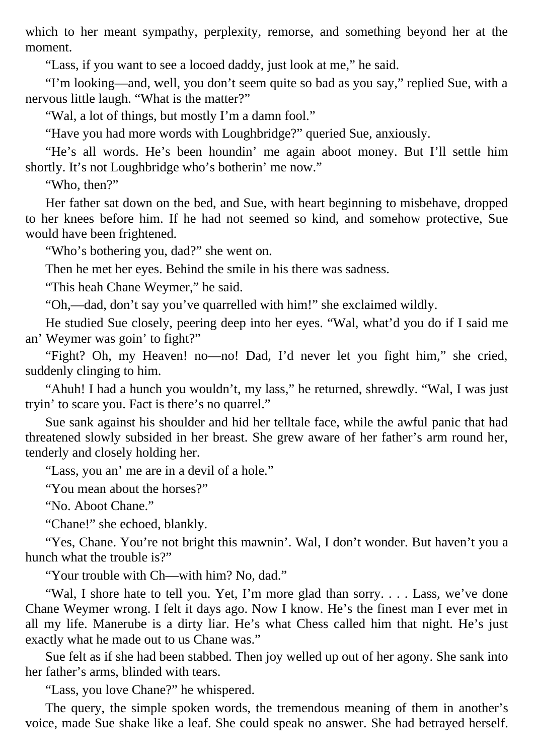which to her meant sympathy, perplexity, remorse, and something beyond her at the moment.

"Lass, if you want to see a locoed daddy, just look at me," he said.

"I'm looking—and, well, you don't seem quite so bad as you say," replied Sue, with a nervous little laugh. "What is the matter?"

"Wal, a lot of things, but mostly I'm a damn fool."

"Have you had more words with Loughbridge?" queried Sue, anxiously.

"He's all words. He's been houndin' me again aboot money. But I'll settle him shortly. It's not Loughbridge who's botherin' me now."

"Who, then?"

Her father sat down on the bed, and Sue, with heart beginning to misbehave, dropped to her knees before him. If he had not seemed so kind, and somehow protective, Sue would have been frightened.

"Who's bothering you, dad?" she went on.

Then he met her eyes. Behind the smile in his there was sadness.

"This heah Chane Weymer," he said.

"Oh,—dad, don't say you've quarrelled with him!" she exclaimed wildly.

He studied Sue closely, peering deep into her eyes. "Wal, what'd you do if I said me an' Weymer was goin' to fight?"

"Fight? Oh, my Heaven! no—no! Dad, I'd never let you fight him," she cried, suddenly clinging to him.

"Ahuh! I had a hunch you wouldn't, my lass," he returned, shrewdly. "Wal, I was just tryin' to scare you. Fact is there's no quarrel."

Sue sank against his shoulder and hid her telltale face, while the awful panic that had threatened slowly subsided in her breast. She grew aware of her father's arm round her, tenderly and closely holding her.

"Lass, you an' me are in a devil of a hole."

"You mean about the horses?"

"No. Aboot Chane."

"Chane!" she echoed, blankly.

"Yes, Chane. You're not bright this mawnin'. Wal, I don't wonder. But haven't you a hunch what the trouble is?"

"Your trouble with Ch—with him? No, dad."

"Wal, I shore hate to tell you. Yet, I'm more glad than sorry. . . . Lass, we've done Chane Weymer wrong. I felt it days ago. Now I know. He's the finest man I ever met in all my life. Manerube is a dirty liar. He's what Chess called him that night. He's just exactly what he made out to us Chane was."

Sue felt as if she had been stabbed. Then joy welled up out of her agony. She sank into her father's arms, blinded with tears.

"Lass, you love Chane?" he whispered.

The query, the simple spoken words, the tremendous meaning of them in another's voice, made Sue shake like a leaf. She could speak no answer. She had betrayed herself.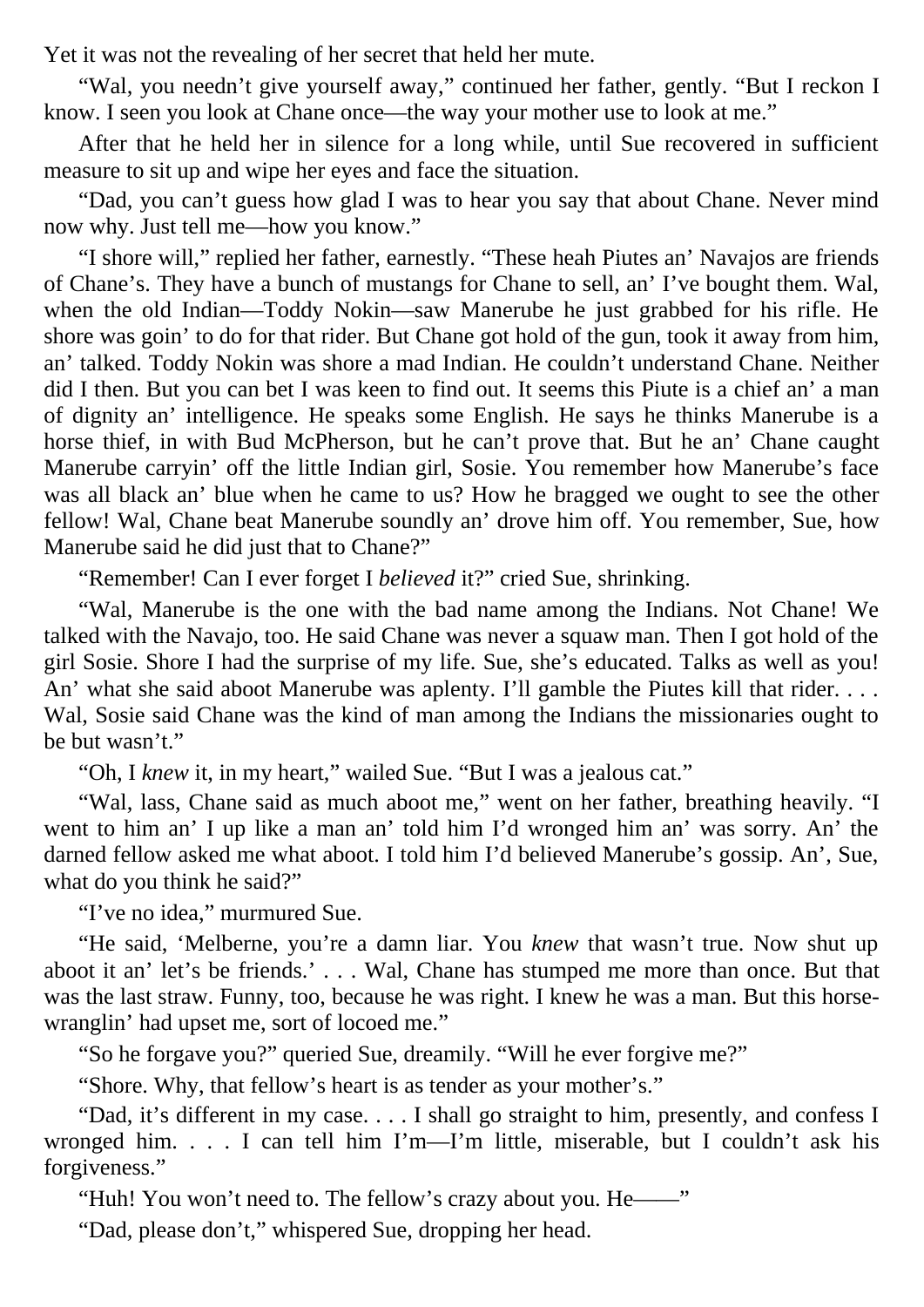Yet it was not the revealing of her secret that held her mute.

"Wal, you needn't give yourself away," continued her father, gently. "But I reckon I know. I seen you look at Chane once—the way your mother use to look at me."

After that he held her in silence for a long while, until Sue recovered in sufficient measure to sit up and wipe her eyes and face the situation.

"Dad, you can't guess how glad I was to hear you say that about Chane. Never mind now why. Just tell me—how you know."

"I shore will," replied her father, earnestly. "These heah Piutes an' Navajos are friends of Chane's. They have a bunch of mustangs for Chane to sell, an' I've bought them. Wal, when the old Indian—Toddy Nokin—saw Manerube he just grabbed for his rifle. He shore was goin' to do for that rider. But Chane got hold of the gun, took it away from him, an' talked. Toddy Nokin was shore a mad Indian. He couldn't understand Chane. Neither did I then. But you can bet I was keen to find out. It seems this Piute is a chief an' a man of dignity an' intelligence. He speaks some English. He says he thinks Manerube is a horse thief, in with Bud McPherson, but he can't prove that. But he an' Chane caught Manerube carryin' off the little Indian girl, Sosie. You remember how Manerube's face was all black an' blue when he came to us? How he bragged we ought to see the other fellow! Wal, Chane beat Manerube soundly an' drove him off. You remember, Sue, how Manerube said he did just that to Chane?"

"Remember! Can I ever forget I *believed* it?" cried Sue, shrinking.

"Wal, Manerube is the one with the bad name among the Indians. Not Chane! We talked with the Navajo, too. He said Chane was never a squaw man. Then I got hold of the girl Sosie. Shore I had the surprise of my life. Sue, she's educated. Talks as well as you! An' what she said aboot Manerube was aplenty. I'll gamble the Piutes kill that rider. . . . Wal, Sosie said Chane was the kind of man among the Indians the missionaries ought to be but wasn't."

"Oh, I *knew* it, in my heart," wailed Sue. "But I was a jealous cat."

"Wal, lass, Chane said as much aboot me," went on her father, breathing heavily. "I went to him an' I up like a man an' told him I'd wronged him an' was sorry. An' the darned fellow asked me what aboot. I told him I'd believed Manerube's gossip. An', Sue, what do you think he said?"

"I've no idea," murmured Sue.

"He said, 'Melberne, you're a damn liar. You *knew* that wasn't true. Now shut up aboot it an' let's be friends.' . . . Wal, Chane has stumped me more than once. But that was the last straw. Funny, too, because he was right. I knew he was a man. But this horse-wranglin' had upset me, sort of locoed me."

"So he forgave you?" queried Sue, dreamily. "Will he ever forgive me?"

"Shore. Why, that fellow's heart is as tender as your mother's."

"Dad, it's different in my case. . . . I shall go straight to him, presently, and confess I wronged him. . . . I can tell him I'm—I'm little, miserable, but I couldn't ask his forgiveness."

"Huh! You won't need to. The fellow's crazy about you. He——"

"Dad, please don't," whispered Sue, dropping her head.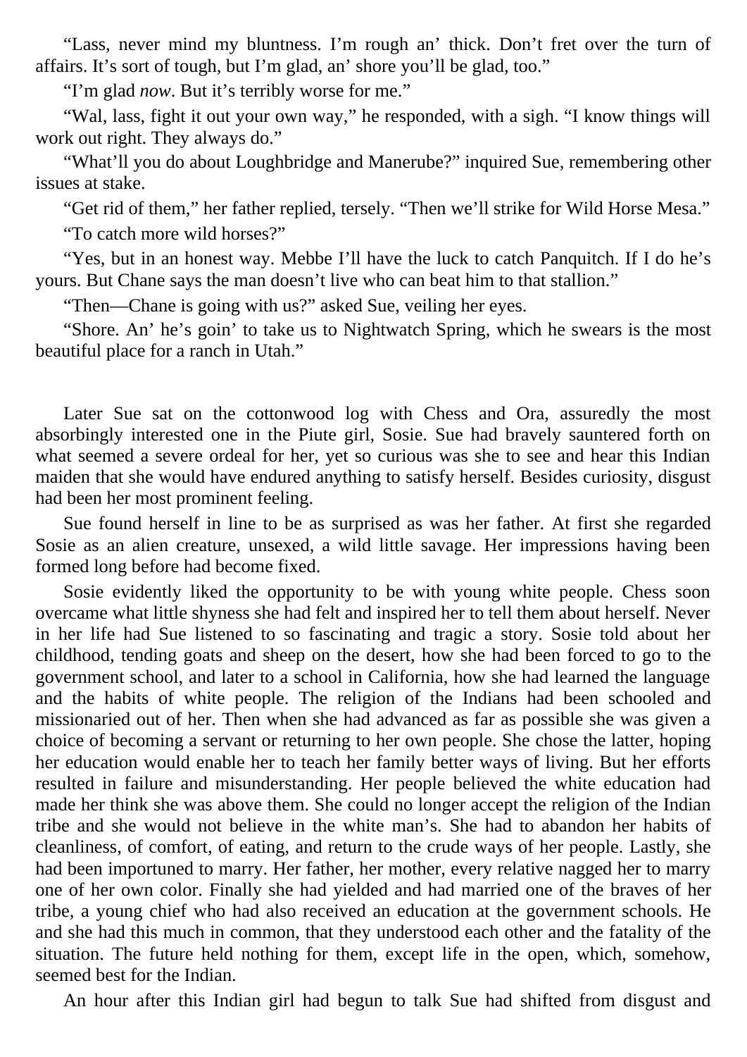"Lass, never mind my bluntness. I'm rough an' thick. Don't fret over the turn of affairs. It's sort of tough, but I'm glad, an' shore you'll be glad, too."

"I'm glad *now*. But it's terribly worse for me."

"Wal, lass, fight it out your own way," he responded, with a sigh. "I know things will work out right. They always do."

"What'll you do about Loughbridge and Manerube?" inquired Sue, remembering other issues at stake.

"Get rid of them," her father replied, tersely. "Then we'll strike for Wild Horse Mesa."

"To catch more wild horses?"

"Yes, but in an honest way. Mebbe I'll have the luck to catch Panquitch. If I do he's yours. But Chane says the man doesn't live who can beat him to that stallion."

"Then—Chane is going with us?" asked Sue, veiling her eyes.

"Shore. An' he's goin' to take us to Nightwatch Spring, which he swears is the most beautiful place for a ranch in Utah."

Later Sue sat on the cottonwood log with Chess and Ora, assuredly the most absorbingly interested one in the Piute girl, Sosie. Sue had bravely sauntered forth on what seemed a severe ordeal for her, yet so curious was she to see and hear this Indian maiden that she would have endured anything to satisfy herself. Besides curiosity, disgust had been her most prominent feeling.

Sue found herself in line to be as surprised as was her father. At first she regarded Sosie as an alien creature, unsexed, a wild little savage. Her impressions having been formed long before had become fixed.

Sosie evidently liked the opportunity to be with young white people. Chess soon overcame what little shyness she had felt and inspired her to tell them about herself. Never in her life had Sue listened to so fascinating and tragic a story. Sosie told about her childhood, tending goats and sheep on the desert, how she had been forced to go to the government school, and later to a school in California, how she had learned the language and the habits of white people. The religion of the Indians had been schooled and missionaried out of her. Then when she had advanced as far as possible she was given a choice of becoming a servant or returning to her own people. She chose the latter, hoping her education would enable her to teach her family better ways of living. But her efforts resulted in failure and misunderstanding. Her people believed the white education had made her think she was above them. She could no longer accept the religion of the Indian tribe and she would not believe in the white man's. She had to abandon her habits of cleanliness, of comfort, of eating, and return to the crude ways of her people. Lastly, she had been importuned to marry. Her father, her mother, every relative nagged her to marry one of her own color. Finally she had yielded and had married one of the braves of her tribe, a young chief who had also received an education at the government schools. He and she had this much in common, that they understood each other and the fatality of the situation. The future held nothing for them, except life in the open, which, somehow, seemed best for the Indian.

An hour after this Indian girl had begun to talk Sue had shifted from disgust and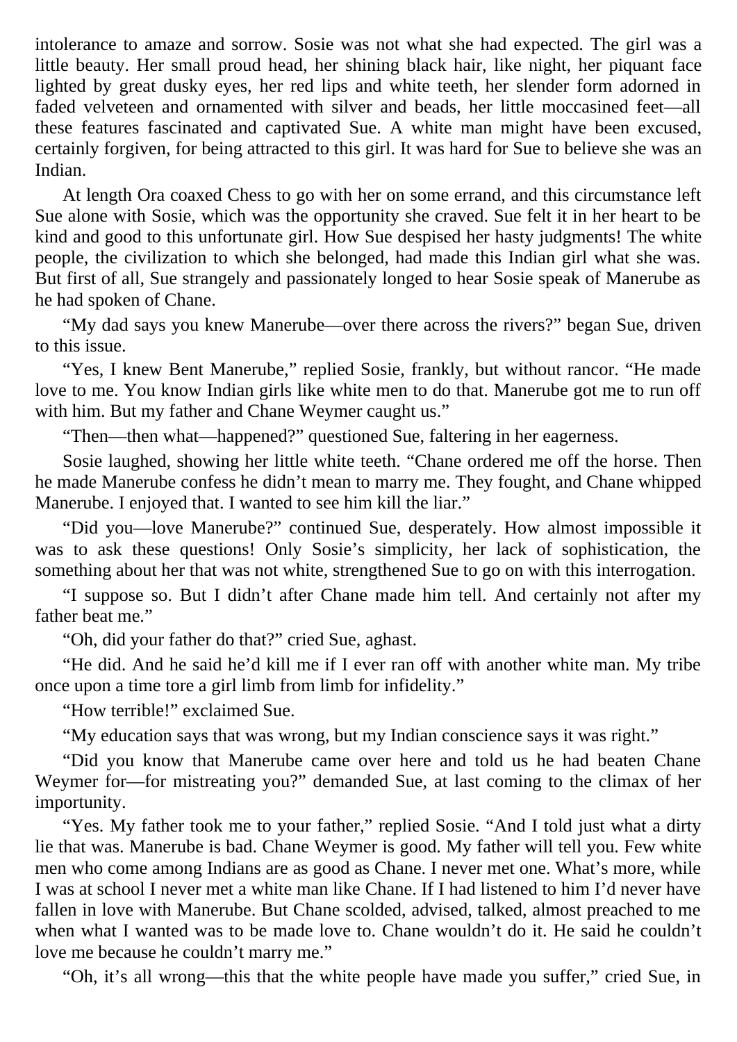intolerance to amaze and sorrow. Sosie was not what she had expected. The girl was a little beauty. Her small proud head, her shining black hair, like night, her piquant face lighted by great dusky eyes, her red lips and white teeth, her slender form adorned in faded velveteen and ornamented with silver and beads, her little moccasined feet—all these features fascinated and captivated Sue. A white man might have been excused, certainly forgiven, for being attracted to this girl. It was hard for Sue to believe she was an Indian.

At length Ora coaxed Chess to go with her on some errand, and this circumstance left Sue alone with Sosie, which was the opportunity she craved. Sue felt it in her heart to be kind and good to this unfortunate girl. How Sue despised her hasty judgments! The white people, the civilization to which she belonged, had made this Indian girl what she was. But first of all, Sue strangely and passionately longed to hear Sosie speak of Manerube as he had spoken of Chane.

"My dad says you knew Manerube—over there across the rivers?" began Sue, driven to this issue.

"Yes, I knew Bent Manerube," replied Sosie, frankly, but without rancor. "He made love to me. You know Indian girls like white men to do that. Manerube got me to run off with him. But my father and Chane Weymer caught us."

"Then—then what—happened?" questioned Sue, faltering in her eagerness.

Sosie laughed, showing her little white teeth. "Chane ordered me off the horse. Then he made Manerube confess he didn't mean to marry me. They fought, and Chane whipped Manerube. I enjoyed that. I wanted to see him kill the liar."

"Did you—love Manerube?" continued Sue, desperately. How almost impossible it was to ask these questions! Only Sosie's simplicity, her lack of sophistication, the something about her that was not white, strengthened Sue to go on with this interrogation.

"I suppose so. But I didn't after Chane made him tell. And certainly not after my father beat me."

"Oh, did your father do that?" cried Sue, aghast.

"He did. And he said he'd kill me if I ever ran off with another white man. My tribe once upon a time tore a girl limb from limb for infidelity."

"How terrible!" exclaimed Sue.

"My education says that was wrong, but my Indian conscience says it was right."

"Did you know that Manerube came over here and told us he had beaten Chane Weymer for—for mistreating you?" demanded Sue, at last coming to the climax of her importunity.

"Yes. My father took me to your father," replied Sosie. "And I told just what a dirty lie that was. Manerube is bad. Chane Weymer is good. My father will tell you. Few white men who come among Indians are as good as Chane. I never met one. What's more, while I was at school I never met a white man like Chane. If I had listened to him I'd never have fallen in love with Manerube. But Chane scolded, advised, talked, almost preached to me when what I wanted was to be made love to. Chane wouldn't do it. He said he couldn't love me because he couldn't marry me."

"Oh, it's all wrong—this that the white people have made you suffer," cried Sue, in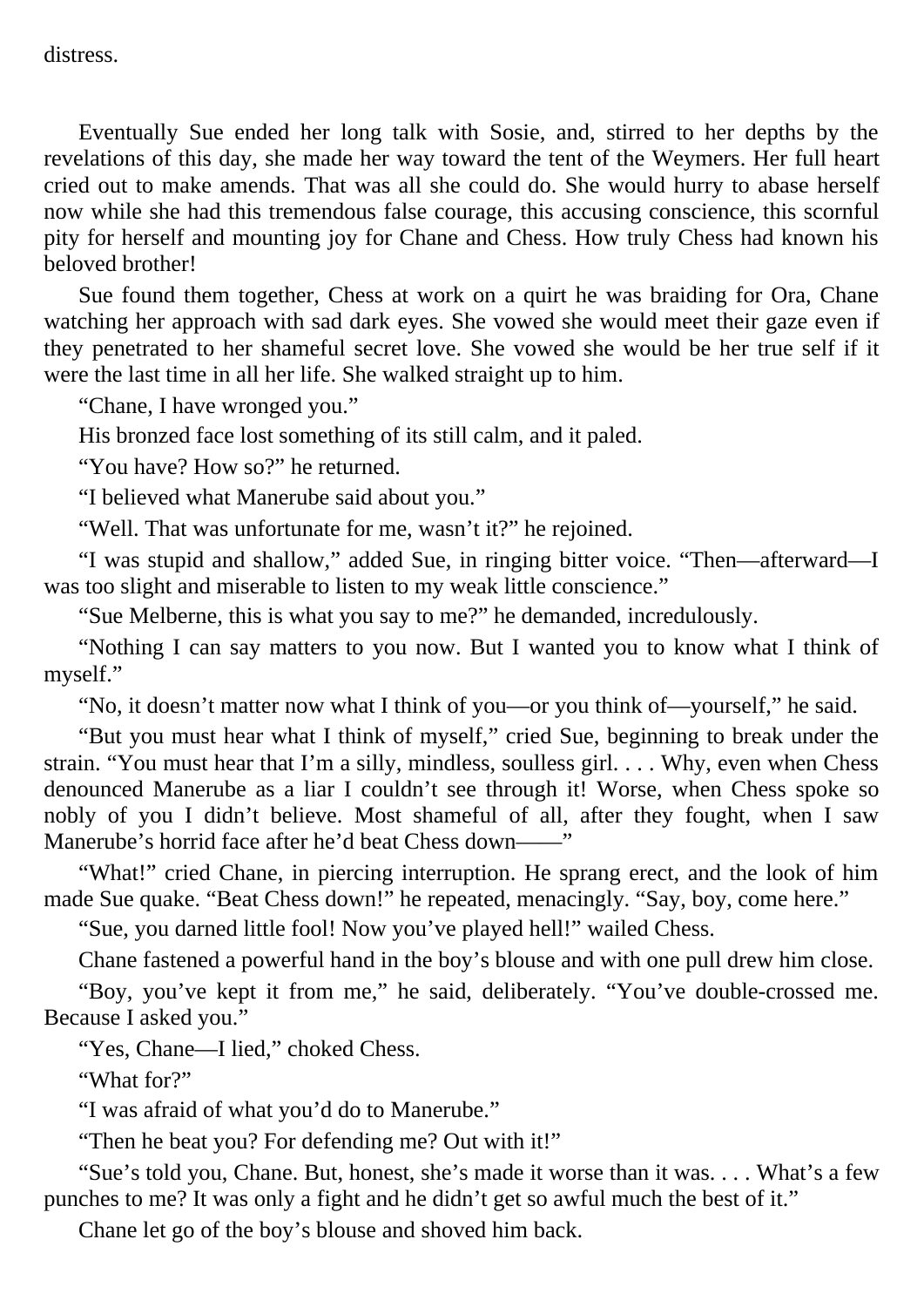distress.

Eventually Sue ended her long talk with Sosie, and, stirred to her depths by the revelations of this day, she made her way toward the tent of the Weymers. Her full heart cried out to make amends. That was all she could do. She would hurry to abase herself now while she had this tremendous false courage, this accusing conscience, this scornful pity for herself and mounting joy for Chane and Chess. How truly Chess had known his beloved brother!

Sue found them together, Chess at work on a quirt he was braiding for Ora, Chane watching her approach with sad dark eyes. She vowed she would meet their gaze even if they penetrated to her shameful secret love. She vowed she would be her true self if it were the last time in all her life. She walked straight up to him.

"Chane, I have wronged you."

His bronzed face lost something of its still calm, and it paled.

"You have? How so?" he returned.

"I believed what Manerube said about you."

"Well. That was unfortunate for me, wasn't it?" he rejoined.

"I was stupid and shallow," added Sue, in ringing bitter voice. "Then—afterward—I was too slight and miserable to listen to my weak little conscience."

"Sue Melberne, this is what you say to me?" he demanded, incredulously.

"Nothing I can say matters to you now. But I wanted you to know what I think of myself."

"No, it doesn't matter now what I think of you—or you think of—yourself," he said.

"But you must hear what I think of myself," cried Sue, beginning to break under the strain. "You must hear that I'm a silly, mindless, soulless girl. . . . Why, even when Chess denounced Manerube as a liar I couldn't see through it! Worse, when Chess spoke so nobly of you I didn't believe. Most shameful of all, after they fought, when I saw Manerube's horrid face after he'd beat Chess down——"

"What!" cried Chane, in piercing interruption. He sprang erect, and the look of him made Sue quake. "Beat Chess down!" he repeated, menacingly. "Say, boy, come here."

"Sue, you darned little fool! Now you've played hell!" wailed Chess.

Chane fastened a powerful hand in the boy's blouse and with one pull drew him close.

"Boy, you've kept it from me," he said, deliberately. "You've double-crossed me. Because I asked you."

"Yes, Chane—I lied," choked Chess.

"What for?"

"I was afraid of what you'd do to Manerube."

"Then he beat you? For defending me? Out with it!"

"Sue's told you, Chane. But, honest, she's made it worse than it was. . . . What's a few punches to me? It was only a fight and he didn't get so awful much the best of it."

Chane let go of the boy's blouse and shoved him back.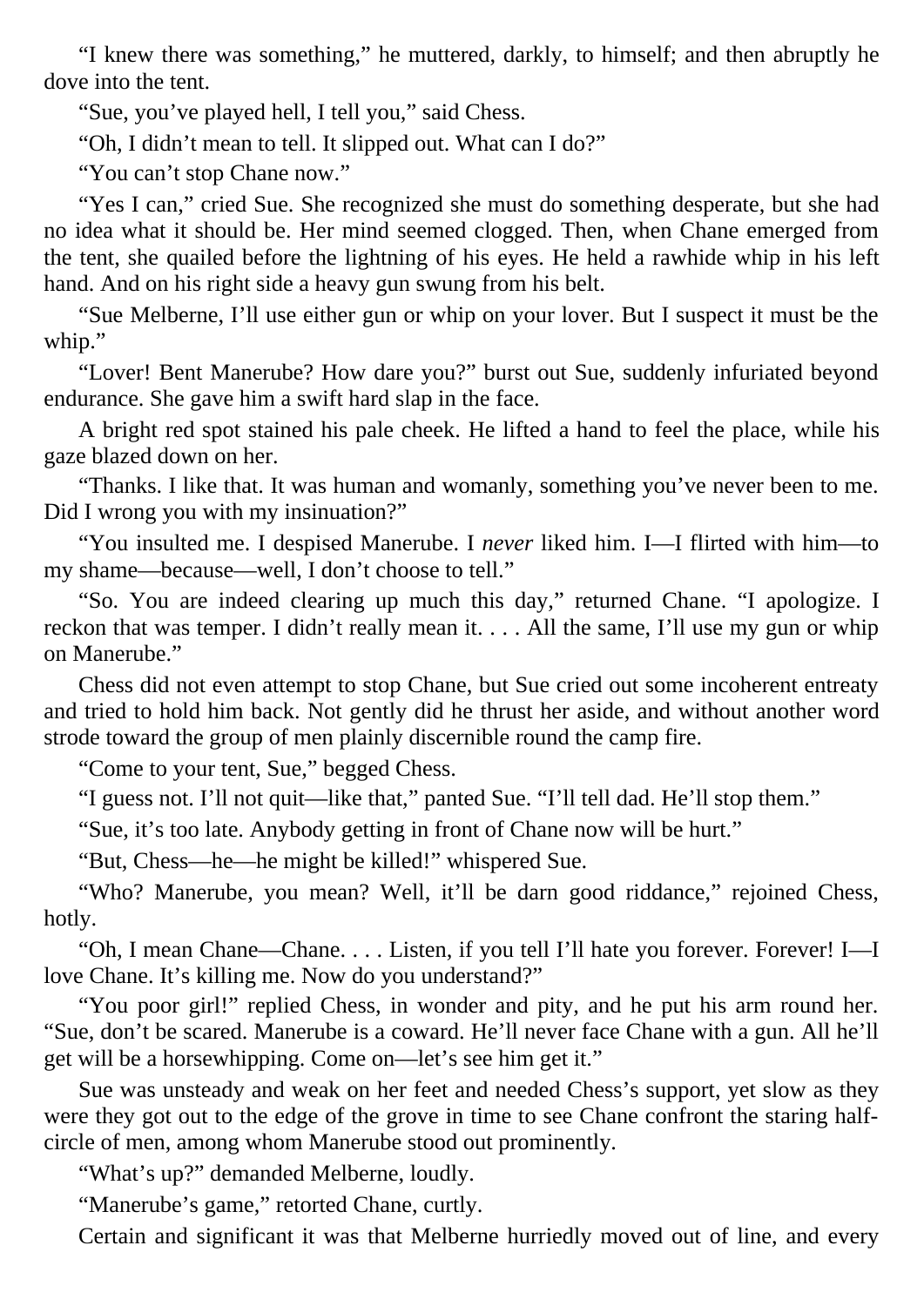"I knew there was something," he muttered, darkly, to himself; and then abruptly he dove into the tent.

"Sue, you've played hell, I tell you," said Chess.

"Oh, I didn't mean to tell. It slipped out. What can I do?"

"You can't stop Chane now."

"Yes I can," cried Sue. She recognized she must do something desperate, but she had no idea what it should be. Her mind seemed clogged. Then, when Chane emerged from the tent, she quailed before the lightning of his eyes. He held a rawhide whip in his left hand. And on his right side a heavy gun swung from his belt.

"Sue Melberne, I'll use either gun or whip on your lover. But I suspect it must be the whip."

"Lover! Bent Manerube? How dare you?" burst out Sue, suddenly infuriated beyond endurance. She gave him a swift hard slap in the face.

A bright red spot stained his pale cheek. He lifted a hand to feel the place, while his gaze blazed down on her.

"Thanks. I like that. It was human and womanly, something you've never been to me. Did I wrong you with my insinuation?"

"You insulted me. I despised Manerube. I *never* liked him. I—I flirted with him—to my shame—because—well, I don't choose to tell."

"So. You are indeed clearing up much this day," returned Chane. "I apologize. I reckon that was temper. I didn't really mean it. . . . All the same, I'll use my gun or whip on Manerube."

Chess did not even attempt to stop Chane, but Sue cried out some incoherent entreaty and tried to hold him back. Not gently did he thrust her aside, and without another word strode toward the group of men plainly discernible round the camp fire.

"Come to your tent, Sue," begged Chess.

"I guess not. I'll not quit—like that," panted Sue. "I'll tell dad. He'll stop them."

"Sue, it's too late. Anybody getting in front of Chane now will be hurt."

"But, Chess—he—he might be killed!" whispered Sue.

"Who? Manerube, you mean? Well, it'll be darn good riddance," rejoined Chess, hotly.

"Oh, I mean Chane—Chane. . . . Listen, if you tell I'll hate you forever. Forever! I—I love Chane. It's killing me. Now do you understand?"

"You poor girl!" replied Chess, in wonder and pity, and he put his arm round her. "Sue, don't be scared. Manerube is a coward. He'll never face Chane with a gun. All he'll get will be a horsewhipping. Come on—let's see him get it."

Sue was unsteady and weak on her feet and needed Chess's support, yet slow as they were they got out to the edge of the grove in time to see Chane confront the staring half-circle of men, among whom Manerube stood out prominently.

"What's up?" demanded Melberne, loudly.

"Manerube's game," retorted Chane, curtly.

Certain and significant it was that Melberne hurriedly moved out of line, and every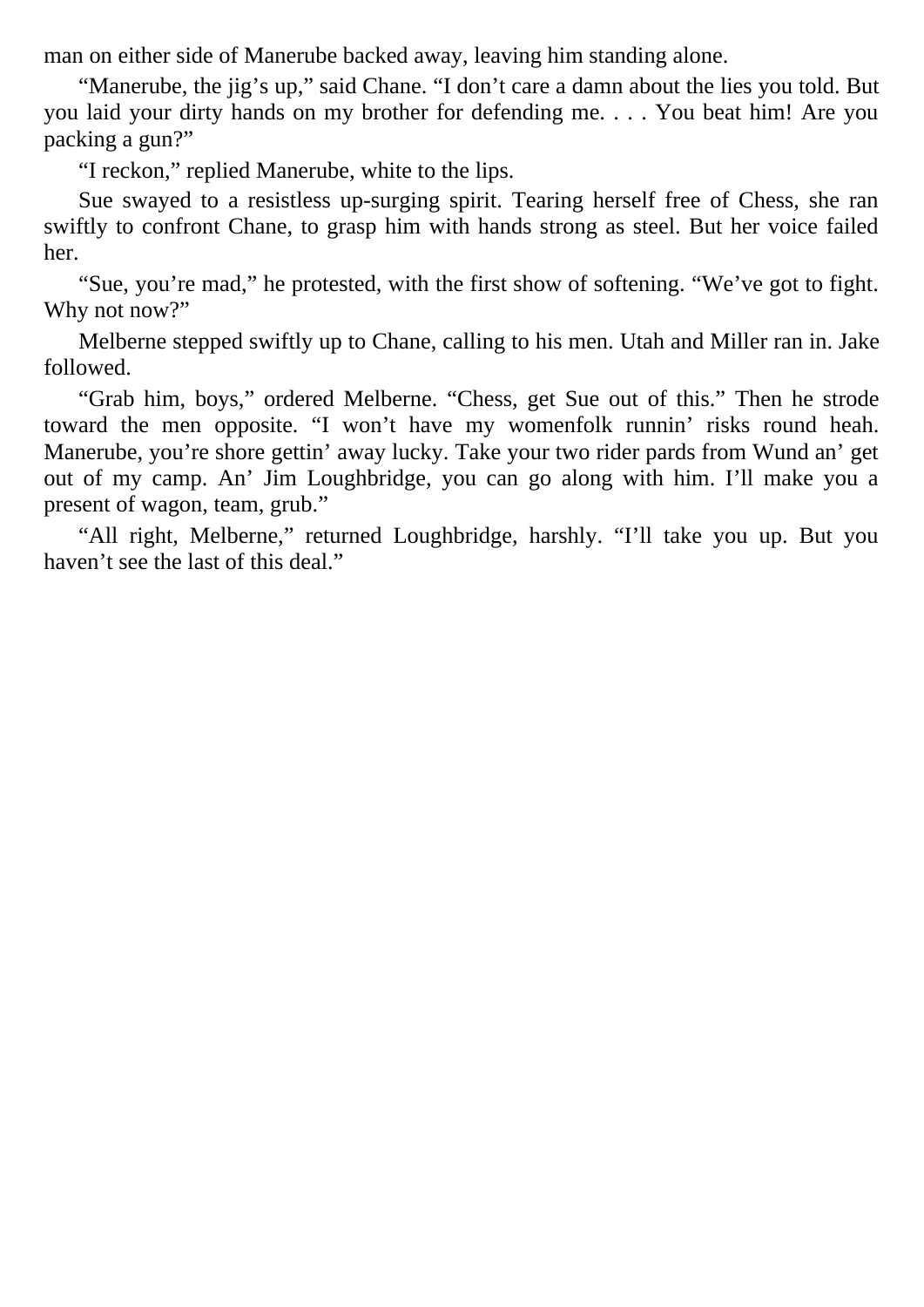man on either side of Manerube backed away, leaving him standing alone.

"Manerube, the jig's up," said Chane. "I don't care a damn about the lies you told. But you laid your dirty hands on my brother for defending me. . . . You beat him! Are you packing a gun?"

"I reckon," replied Manerube, white to the lips.

Sue swayed to a resistless up-surging spirit. Tearing herself free of Chess, she ran swiftly to confront Chane, to grasp him with hands strong as steel. But her voice failed her.

"Sue, you're mad," he protested, with the first show of softening. "We've got to fight. Why not now?"

Melberne stepped swiftly up to Chane, calling to his men. Utah and Miller ran in. Jake followed.

"Grab him, boys," ordered Melberne. "Chess, get Sue out of this." Then he strode toward the men opposite. "I won't have my womenfolk runnin' risks round heah. Manerube, you're shore gettin' away lucky. Take your two rider pards from Wund an' get out of my camp. An' Jim Loughbridge, you can go along with him. I'll make you a present of wagon, team, grub."

"All right, Melberne," returned Loughbridge, harshly. "I'll take you up. But you haven't see the last of this deal."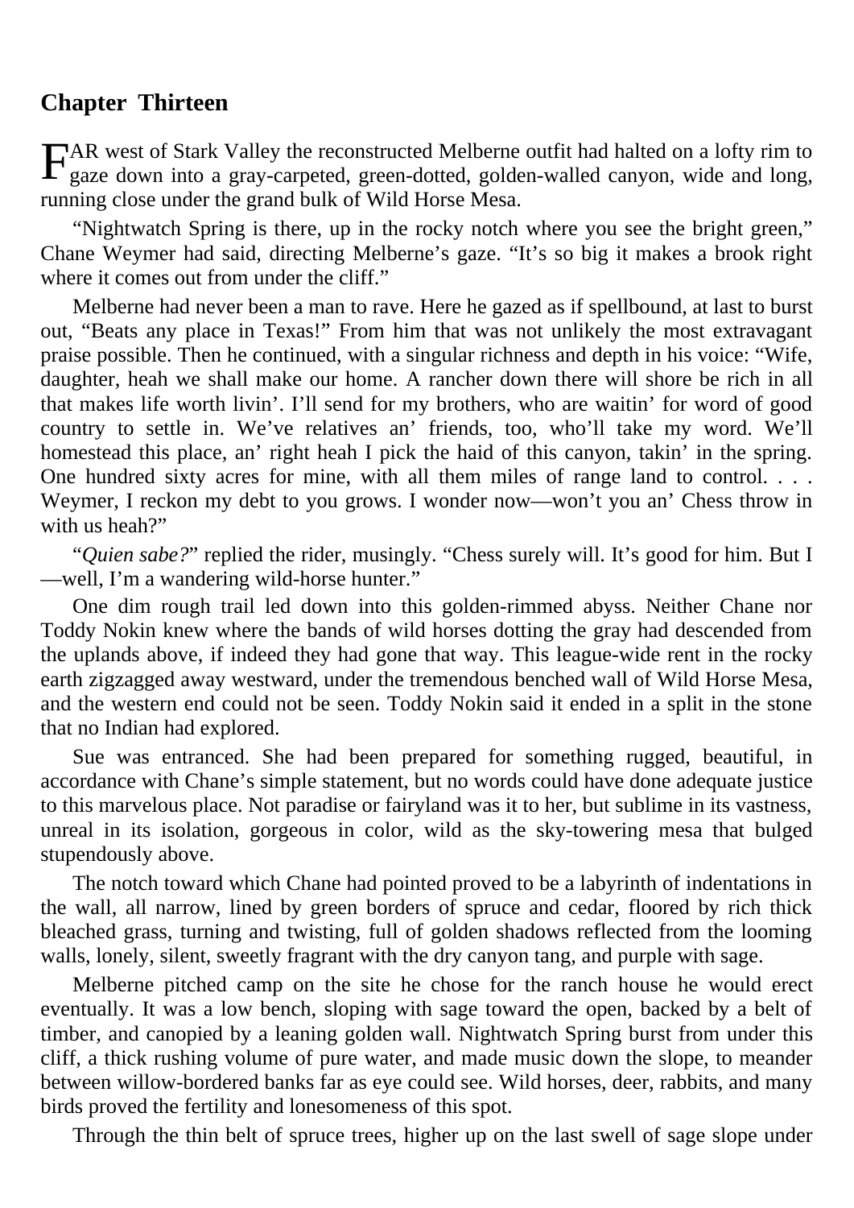## Chapter Thirteen

FAR west of Stark Valley the reconstructed Melberne outfit had halted on a lofty rim to gaze down into a gray-carpeted, green-dotted, golden-walled canyon, wide and long, running close under the grand bulk of Wild Horse Mesa.

"Nightwatch Spring is there, up in the rocky notch where you see the bright green," Chane Weymer had said, directing Melberne's gaze. "It's so big it makes a brook right where it comes out from under the cliff."

Melberne had never been a man to rave. Here he gazed as if spellbound, at last to burst out, "Beats any place in Texas!" From him that was not unlikely the most extravagant praise possible. Then he continued, with a singular richness and depth in his voice: "Wife, daughter, heah we shall make our home. A rancher down there will shore be rich in all that makes life worth livin'. I'll send for my brothers, who are waitin' for word of good country to settle in. We've relatives an' friends, too, who'll take my word. We'll homestead this place, an' right heah I pick the haid of this canyon, takin' in the spring. One hundred sixty acres for mine, with all them miles of range land to control. . . . Weymer, I reckon my debt to you grows. I wonder now—won't you an' Chess throw in with us heah?"

"*Quien sabe?*" replied the rider, musingly. "Chess surely will. It's good for him. But I—well, I'm a wandering wild-horse hunter."

One dim rough trail led down into this golden-rimmed abyss. Neither Chane nor Toddy Nokin knew where the bands of wild horses dotting the gray had descended from the uplands above, if indeed they had gone that way. This league-wide rent in the rocky earth zigzagged away westward, under the tremendous benched wall of Wild Horse Mesa, and the western end could not be seen. Toddy Nokin said it ended in a split in the stone that no Indian had explored.

Sue was entranced. She had been prepared for something rugged, beautiful, in accordance with Chane's simple statement, but no words could have done adequate justice to this marvelous place. Not paradise or fairyland was it to her, but sublime in its vastness, unreal in its isolation, gorgeous in color, wild as the sky-towering mesa that bulged stupendously above.

The notch toward which Chane had pointed proved to be a labyrinth of indentations in the wall, all narrow, lined by green borders of spruce and cedar, floored by rich thick bleached grass, turning and twisting, full of golden shadows reflected from the looming walls, lonely, silent, sweetly fragrant with the dry canyon tang, and purple with sage.

Melberne pitched camp on the site he chose for the ranch house he would erect eventually. It was a low bench, sloping with sage toward the open, backed by a belt of timber, and canopied by a leaning golden wall. Nightwatch Spring burst from under this cliff, a thick rushing volume of pure water, and made music down the slope, to meander between willow-bordered banks far as eye could see. Wild horses, deer, rabbits, and many birds proved the fertility and lonesomeness of this spot.

Through the thin belt of spruce trees, higher up on the last swell of sage slope under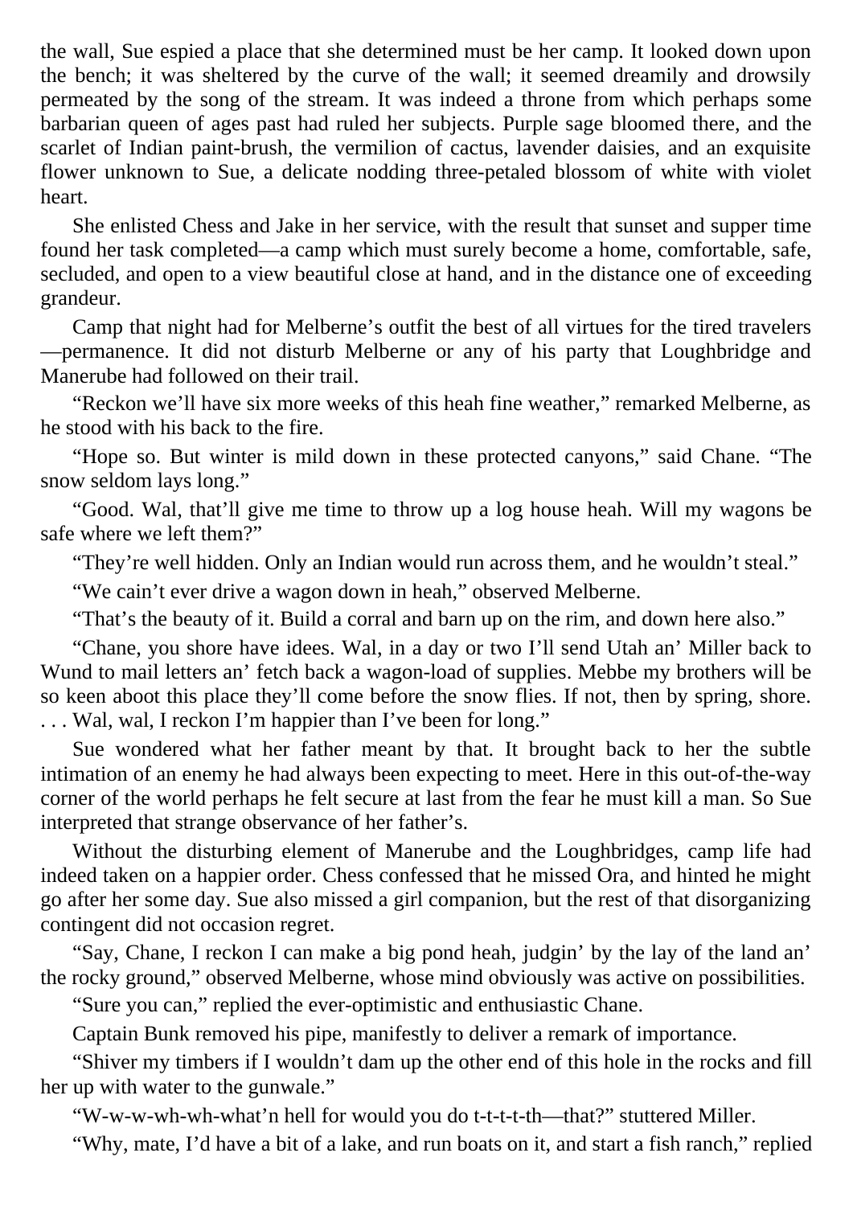the wall, Sue espied a place that she determined must be her camp. It looked down upon the bench; it was sheltered by the curve of the wall; it seemed dreamily and drowsily permeated by the song of the stream. It was indeed a throne from which perhaps some barbarian queen of ages past had ruled her subjects. Purple sage bloomed there, and the scarlet of Indian paint-brush, the vermilion of cactus, lavender daisies, and an exquisite flower unknown to Sue, a delicate nodding three-petaled blossom of white with violet heart.

She enlisted Chess and Jake in her service, with the result that sunset and supper time found her task completed—a camp which must surely become a home, comfortable, safe, secluded, and open to a view beautiful close at hand, and in the distance one of exceeding grandeur.

Camp that night had for Melberne's outfit the best of all virtues for the tired travelers—permanence. It did not disturb Melberne or any of his party that Loughbridge and Manerube had followed on their trail.

"Reckon we'll have six more weeks of this heah fine weather," remarked Melberne, as he stood with his back to the fire.

"Hope so. But winter is mild down in these protected canyons," said Chane. "The snow seldom lays long."

"Good. Wal, that'll give me time to throw up a log house heah. Will my wagons be safe where we left them?"

"They're well hidden. Only an Indian would run across them, and he wouldn't steal."

"We cain't ever drive a wagon down in heah," observed Melberne.

"That's the beauty of it. Build a corral and barn up on the rim, and down here also."

"Chane, you shore have idees. Wal, in a day or two I'll send Utah an' Miller back to Wund to mail letters an' fetch back a wagon-load of supplies. Mebbe my brothers will be so keen aboot this place they'll come before the snow flies. If not, then by spring, shore. . . . Wal, wal, I reckon I'm happier than I've been for long."

Sue wondered what her father meant by that. It brought back to her the subtle intimation of an enemy he had always been expecting to meet. Here in this out-of-the-way corner of the world perhaps he felt secure at last from the fear he must kill a man. So Sue interpreted that strange observance of her father's.

Without the disturbing element of Manerube and the Loughbridges, camp life had indeed taken on a happier order. Chess confessed that he missed Ora, and hinted he might go after her some day. Sue also missed a girl companion, but the rest of that disorganizing contingent did not occasion regret.

"Say, Chane, I reckon I can make a big pond heah, judgin' by the lay of the land an' the rocky ground," observed Melberne, whose mind obviously was active on possibilities.

"Sure you can," replied the ever-optimistic and enthusiastic Chane.

Captain Bunk removed his pipe, manifestly to deliver a remark of importance.

"Shiver my timbers if I wouldn't dam up the other end of this hole in the rocks and fill her up with water to the gunwale."

"W-w-w-wh-wh-what'n hell for would you do t-t-t-t-th—that?" stuttered Miller.

"Why, mate, I'd have a bit of a lake, and run boats on it, and start a fish ranch," replied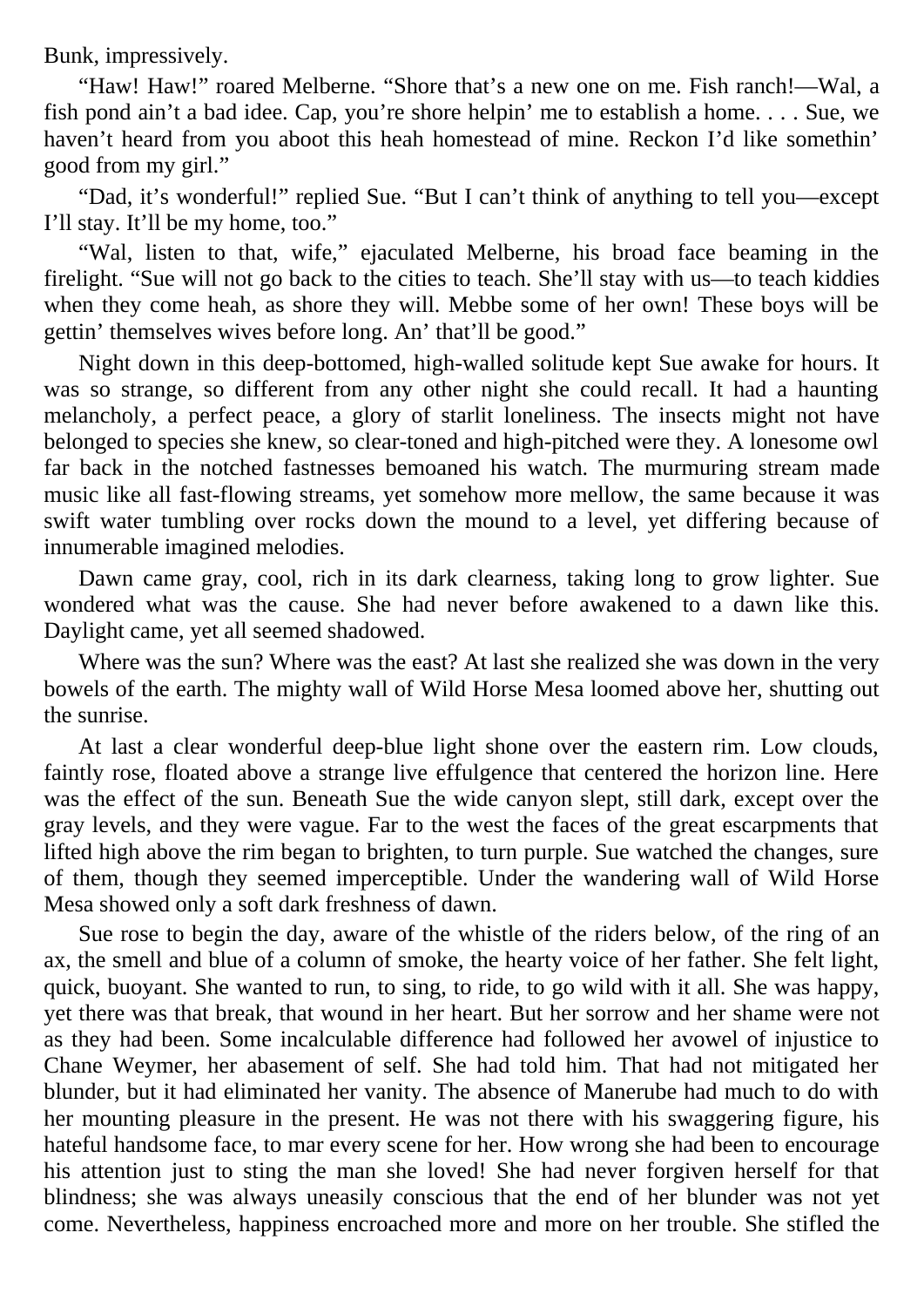Bunk, impressively.

"Haw! Haw!" roared Melberne. "Shore that's a new one on me. Fish ranch!—Wal, a fish pond ain't a bad idee. Cap, you're shore helpin' me to establish a home. . . . Sue, we haven't heard from you aboot this heah homestead of mine. Reckon I'd like somethin' good from my girl."

"Dad, it's wonderful!" replied Sue. "But I can't think of anything to tell you—except I'll stay. It'll be my home, too."

"Wal, listen to that, wife," ejaculated Melberne, his broad face beaming in the firelight. "Sue will not go back to the cities to teach. She'll stay with us—to teach kiddies when they come heah, as shore they will. Mebbe some of her own! These boys will be gettin' themselves wives before long. An' that'll be good."

Night down in this deep-bottomed, high-walled solitude kept Sue awake for hours. It was so strange, so different from any other night she could recall. It had a haunting melancholy, a perfect peace, a glory of starlit loneliness. The insects might not have belonged to species she knew, so clear-toned and high-pitched were they. A lonesome owl far back in the notched fastnesses bemoaned his watch. The murmuring stream made music like all fast-flowing streams, yet somehow more mellow, the same because it was swift water tumbling over rocks down the mound to a level, yet differing because of innumerable imagined melodies.

Dawn came gray, cool, rich in its dark clearness, taking long to grow lighter. Sue wondered what was the cause. She had never before awakened to a dawn like this. Daylight came, yet all seemed shadowed.

Where was the sun? Where was the east? At last she realized she was down in the very bowels of the earth. The mighty wall of Wild Horse Mesa loomed above her, shutting out the sunrise.

At last a clear wonderful deep-blue light shone over the eastern rim. Low clouds, faintly rose, floated above a strange live effulgence that centered the horizon line. Here was the effect of the sun. Beneath Sue the wide canyon slept, still dark, except over the gray levels, and they were vague. Far to the west the faces of the great escarpments that lifted high above the rim began to brighten, to turn purple. Sue watched the changes, sure of them, though they seemed imperceptible. Under the wandering wall of Wild Horse Mesa showed only a soft dark freshness of dawn.

Sue rose to begin the day, aware of the whistle of the riders below, of the ring of an ax, the smell and blue of a column of smoke, the hearty voice of her father. She felt light, quick, buoyant. She wanted to run, to sing, to ride, to go wild with it all. She was happy, yet there was that break, that wound in her heart. But her sorrow and her shame were not as they had been. Some incalculable difference had followed her avowel of injustice to Chane Weymer, her abasement of self. She had told him. That had not mitigated her blunder, but it had eliminated her vanity. The absence of Manerube had much to do with her mounting pleasure in the present. He was not there with his swaggering figure, his hateful handsome face, to mar every scene for her. How wrong she had been to encourage his attention just to sting the man she loved! She had never forgiven herself for that blindness; she was always uneasily conscious that the end of her blunder was not yet come. Nevertheless, happiness encroached more and more on her trouble. She stifled the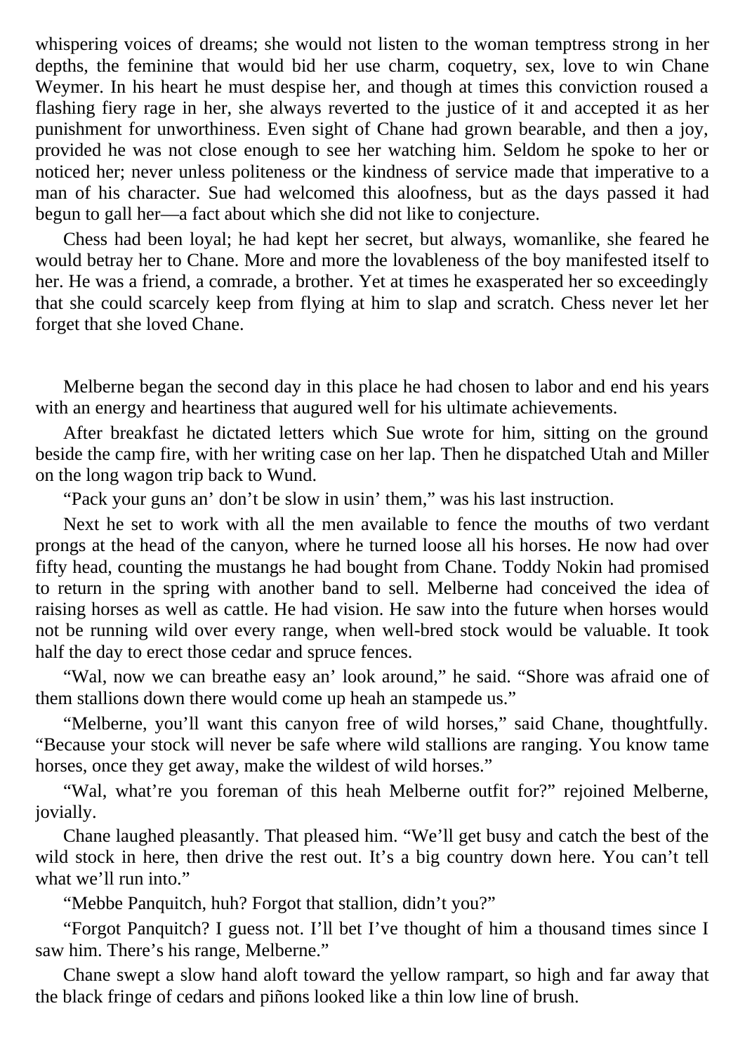whispering voices of dreams; she would not listen to the woman temptress strong in her depths, the feminine that would bid her use charm, coquetry, sex, love to win Chane Weymer. In his heart he must despise her, and though at times this conviction roused a flashing fiery rage in her, she always reverted to the justice of it and accepted it as her punishment for unworthiness. Even sight of Chane had grown bearable, and then a joy, provided he was not close enough to see her watching him. Seldom he spoke to her or noticed her; never unless politeness or the kindness of service made that imperative to a man of his character. Sue had welcomed this aloofness, but as the days passed it had begun to gall her—a fact about which she did not like to conjecture.

Chess had been loyal; he had kept her secret, but always, womanlike, she feared he would betray her to Chane. More and more the lovableness of the boy manifested itself to her. He was a friend, a comrade, a brother. Yet at times he exasperated her so exceedingly that she could scarcely keep from flying at him to slap and scratch. Chess never let her forget that she loved Chane.

Melberne began the second day in this place he had chosen to labor and end his years with an energy and heartiness that augured well for his ultimate achievements.

After breakfast he dictated letters which Sue wrote for him, sitting on the ground beside the camp fire, with her writing case on her lap. Then he dispatched Utah and Miller on the long wagon trip back to Wund.

"Pack your guns an' don't be slow in usin' them," was his last instruction.

Next he set to work with all the men available to fence the mouths of two verdant prongs at the head of the canyon, where he turned loose all his horses. He now had over fifty head, counting the mustangs he had bought from Chane. Toddy Nokin had promised to return in the spring with another band to sell. Melberne had conceived the idea of raising horses as well as cattle. He had vision. He saw into the future when horses would not be running wild over every range, when well-bred stock would be valuable. It took half the day to erect those cedar and spruce fences.

"Wal, now we can breathe easy an' look around," he said. "Shore was afraid one of them stallions down there would come up heah an stampede us."

"Melberne, you'll want this canyon free of wild horses," said Chane, thoughtfully. "Because your stock will never be safe where wild stallions are ranging. You know tame horses, once they get away, make the wildest of wild horses."

"Wal, what're you foreman of this heah Melberne outfit for?" rejoined Melberne, jovially.

Chane laughed pleasantly. That pleased him. "We'll get busy and catch the best of the wild stock in here, then drive the rest out. It's a big country down here. You can't tell what we'll run into."

"Mebbe Panquitch, huh? Forgot that stallion, didn't you?"

"Forgot Panquitch? I guess not. I'll bet I've thought of him a thousand times since I saw him. There's his range, Melberne."

Chane swept a slow hand aloft toward the yellow rampart, so high and far away that the black fringe of cedars and piñons looked like a thin low line of brush.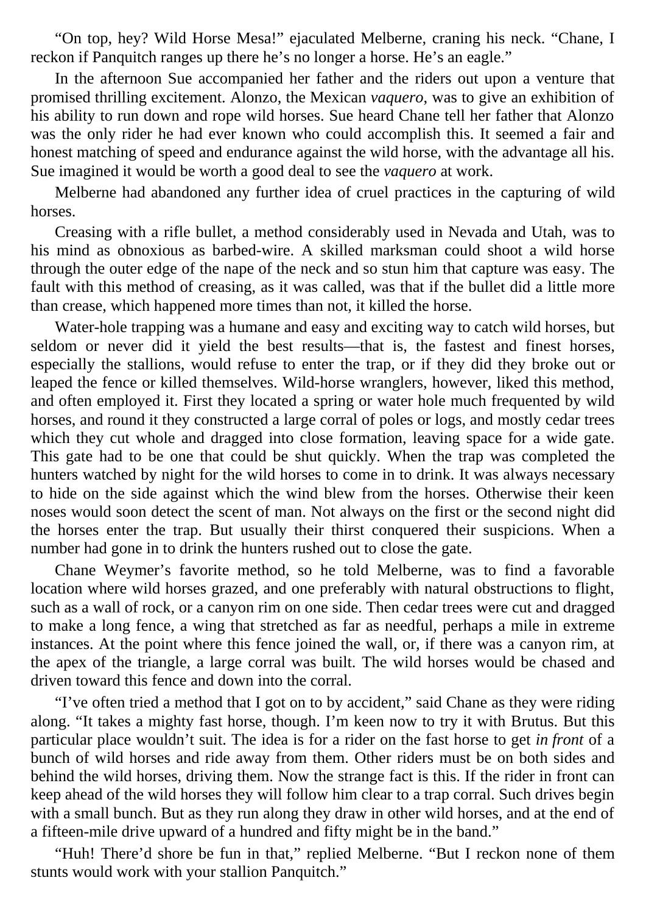“On top, hey? Wild Horse Mesa!” ejaculated Melberne, craning his neck. “Chane, I reckon if Panquitch ranges up there he’s no longer a horse. He’s an eagle.”

In the afternoon Sue accompanied her father and the riders out upon a venture that promised thrilling excitement. Alonzo, the Mexican *vaquero*, was to give an exhibition of his ability to run down and rope wild horses. Sue heard Chane tell her father that Alonzo was the only rider he had ever known who could accomplish this. It seemed a fair and honest matching of speed and endurance against the wild horse, with the advantage all his. Sue imagined it would be worth a good deal to see the *vaquero* at work.

Melberne had abandoned any further idea of cruel practices in the capturing of wild horses.

Creasing with a rifle bullet, a method considerably used in Nevada and Utah, was to his mind as obnoxious as barbed-wire. A skilled marksman could shoot a wild horse through the outer edge of the nape of the neck and so stun him that capture was easy. The fault with this method of creasing, as it was called, was that if the bullet did a little more than crease, which happened more times than not, it killed the horse.

Water-hole trapping was a humane and easy and exciting way to catch wild horses, but seldom or never did it yield the best results—that is, the fastest and finest horses, especially the stallions, would refuse to enter the trap, or if they did they broke out or leaped the fence or killed themselves. Wild-horse wranglers, however, liked this method, and often employed it. First they located a spring or water hole much frequented by wild horses, and round it they constructed a large corral of poles or logs, and mostly cedar trees which they cut whole and dragged into close formation, leaving space for a wide gate. This gate had to be one that could be shut quickly. When the trap was completed the hunters watched by night for the wild horses to come in to drink. It was always necessary to hide on the side against which the wind blew from the horses. Otherwise their keen noses would soon detect the scent of man. Not always on the first or the second night did the horses enter the trap. But usually their thirst conquered their suspicions. When a number had gone in to drink the hunters rushed out to close the gate.

Chane Weymer’s favorite method, so he told Melberne, was to find a favorable location where wild horses grazed, and one preferably with natural obstructions to flight, such as a wall of rock, or a canyon rim on one side. Then cedar trees were cut and dragged to make a long fence, a wing that stretched as far as needful, perhaps a mile in extreme instances. At the point where this fence joined the wall, or, if there was a canyon rim, at the apex of the triangle, a large corral was built. The wild horses would be chased and driven toward this fence and down into the corral.

“I’ve often tried a method that I got on to by accident,” said Chane as they were riding along. “It takes a mighty fast horse, though. I’m keen now to try it with Brutus. But this particular place wouldn’t suit. The idea is for a rider on the fast horse to get *in front* of a bunch of wild horses and ride away from them. Other riders must be on both sides and behind the wild horses, driving them. Now the strange fact is this. If the rider in front can keep ahead of the wild horses they will follow him clear to a trap corral. Such drives begin with a small bunch. But as they run along they draw in other wild horses, and at the end of a fifteen-mile drive upward of a hundred and fifty might be in the band.”

“Huh! There’d shore be fun in that,” replied Melberne. “But I reckon none of them stunts would work with your stallion Panquitch.”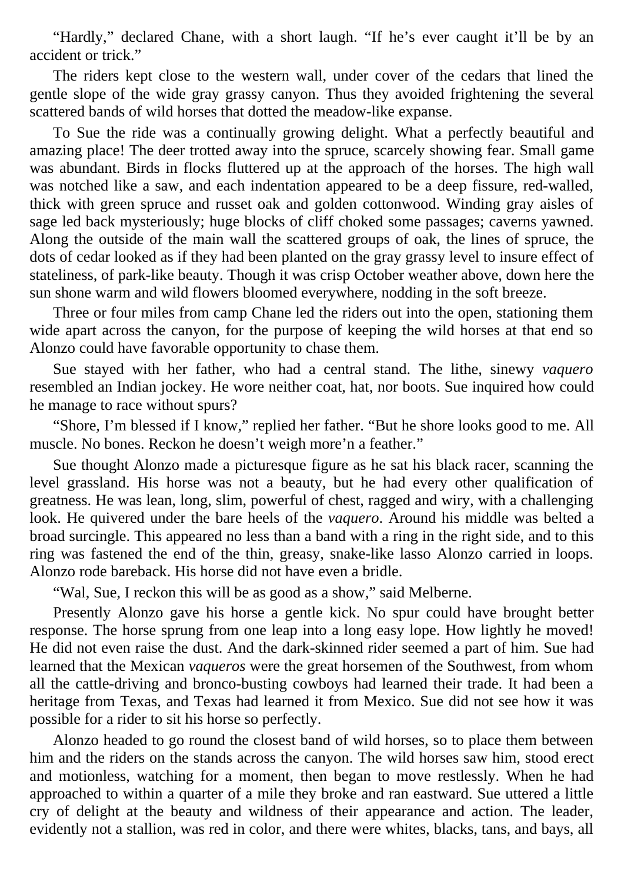“Hardly,” declared Chane, with a short laugh. “If he’s ever caught it’ll be by an accident or trick.”

The riders kept close to the western wall, under cover of the cedars that lined the gentle slope of the wide gray grassy canyon. Thus they avoided frightening the several scattered bands of wild horses that dotted the meadow-like expanse.

To Sue the ride was a continually growing delight. What a perfectly beautiful and amazing place! The deer trotted away into the spruce, scarcely showing fear. Small game was abundant. Birds in flocks fluttered up at the approach of the horses. The high wall was notched like a saw, and each indentation appeared to be a deep fissure, red-walled, thick with green spruce and russet oak and golden cottonwood. Winding gray aisles of sage led back mysteriously; huge blocks of cliff choked some passages; caverns yawned. Along the outside of the main wall the scattered groups of oak, the lines of spruce, the dots of cedar looked as if they had been planted on the gray grassy level to insure effect of stateliness, of park-like beauty. Though it was crisp October weather above, down here the sun shone warm and wild flowers bloomed everywhere, nodding in the soft breeze.

Three or four miles from camp Chane led the riders out into the open, stationing them wide apart across the canyon, for the purpose of keeping the wild horses at that end so Alonzo could have favorable opportunity to chase them.

Sue stayed with her father, who had a central stand. The lithe, sinewy *vaquero* resembled an Indian jockey. He wore neither coat, hat, nor boots. Sue inquired how could he manage to race without spurs?

“Shore, I’m blessed if I know,” replied her father. “But he shore looks good to me. All muscle. No bones. Reckon he doesn’t weigh more’n a feather.”

Sue thought Alonzo made a picturesque figure as he sat his black racer, scanning the level grassland. His horse was not a beauty, but he had every other qualification of greatness. He was lean, long, slim, powerful of chest, ragged and wiry, with a challenging look. He quivered under the bare heels of the *vaquero*. Around his middle was belted a broad surcingle. This appeared no less than a band with a ring in the right side, and to this ring was fastened the end of the thin, greasy, snake-like lasso Alonzo carried in loops. Alonzo rode bareback. His horse did not have even a bridle.

“Wal, Sue, I reckon this will be as good as a show,” said Melberne.

Presently Alonzo gave his horse a gentle kick. No spur could have brought better response. The horse sprung from one leap into a long easy lope. How lightly he moved! He did not even raise the dust. And the dark-skinned rider seemed a part of him. Sue had learned that the Mexican *vaqueros* were the great horsemen of the Southwest, from whom all the cattle-driving and bronco-busting cowboys had learned their trade. It had been a heritage from Texas, and Texas had learned it from Mexico. Sue did not see how it was possible for a rider to sit his horse so perfectly.

Alonzo headed to go round the closest band of wild horses, so to place them between him and the riders on the stands across the canyon. The wild horses saw him, stood erect and motionless, watching for a moment, then began to move restlessly. When he had approached to within a quarter of a mile they broke and ran eastward. Sue uttered a little cry of delight at the beauty and wildness of their appearance and action. The leader, evidently not a stallion, was red in color, and there were whites, blacks, tans, and bays, all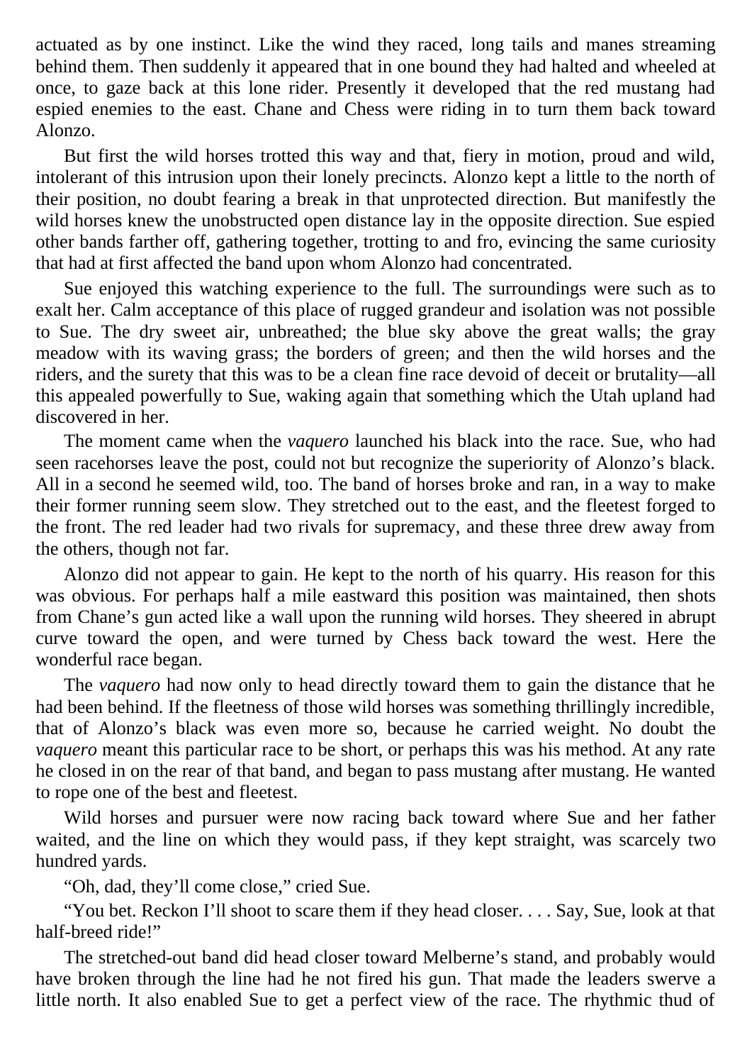actuated as by one instinct. Like the wind they raced, long tails and manes streaming behind them. Then suddenly it appeared that in one bound they had halted and wheeled at once, to gaze back at this lone rider. Presently it developed that the red mustang had espied enemies to the east. Chane and Chess were riding in to turn them back toward Alonzo.

But first the wild horses trotted this way and that, fiery in motion, proud and wild, intolerant of this intrusion upon their lonely precincts. Alonzo kept a little to the north of their position, no doubt fearing a break in that unprotected direction. But manifestly the wild horses knew the unobstructed open distance lay in the opposite direction. Sue espied other bands farther off, gathering together, trotting to and fro, evincing the same curiosity that had at first affected the band upon whom Alonzo had concentrated.

Sue enjoyed this watching experience to the full. The surroundings were such as to exalt her. Calm acceptance of this place of rugged grandeur and isolation was not possible to Sue. The dry sweet air, unbreathed; the blue sky above the great walls; the gray meadow with its waving grass; the borders of green; and then the wild horses and the riders, and the surety that this was to be a clean fine race devoid of deceit or brutality—all this appealed powerfully to Sue, waking again that something which the Utah upland had discovered in her.

The moment came when the *vaquero* launched his black into the race. Sue, who had seen racehorses leave the post, could not but recognize the superiority of Alonzo's black. All in a second he seemed wild, too. The band of horses broke and ran, in a way to make their former running seem slow. They stretched out to the east, and the fleetest forged to the front. The red leader had two rivals for supremacy, and these three drew away from the others, though not far.

Alonzo did not appear to gain. He kept to the north of his quarry. His reason for this was obvious. For perhaps half a mile eastward this position was maintained, then shots from Chane's gun acted like a wall upon the running wild horses. They sheered in abrupt curve toward the open, and were turned by Chess back toward the west. Here the wonderful race began.

The *vaquero* had now only to head directly toward them to gain the distance that he had been behind. If the fleetness of those wild horses was something thrillingly incredible, that of Alonzo's black was even more so, because he carried weight. No doubt the *vaquero* meant this particular race to be short, or perhaps this was his method. At any rate he closed in on the rear of that band, and began to pass mustang after mustang. He wanted to rope one of the best and fleetest.

Wild horses and pursuer were now racing back toward where Sue and her father waited, and the line on which they would pass, if they kept straight, was scarcely two hundred yards.

"Oh, dad, they'll come close," cried Sue.

"You bet. Reckon I'll shoot to scare them if they head closer. . . . Say, Sue, look at that half-breed ride!"

The stretched-out band did head closer toward Melberne's stand, and probably would have broken through the line had he not fired his gun. That made the leaders swerve a little north. It also enabled Sue to get a perfect view of the race. The rhythmic thud of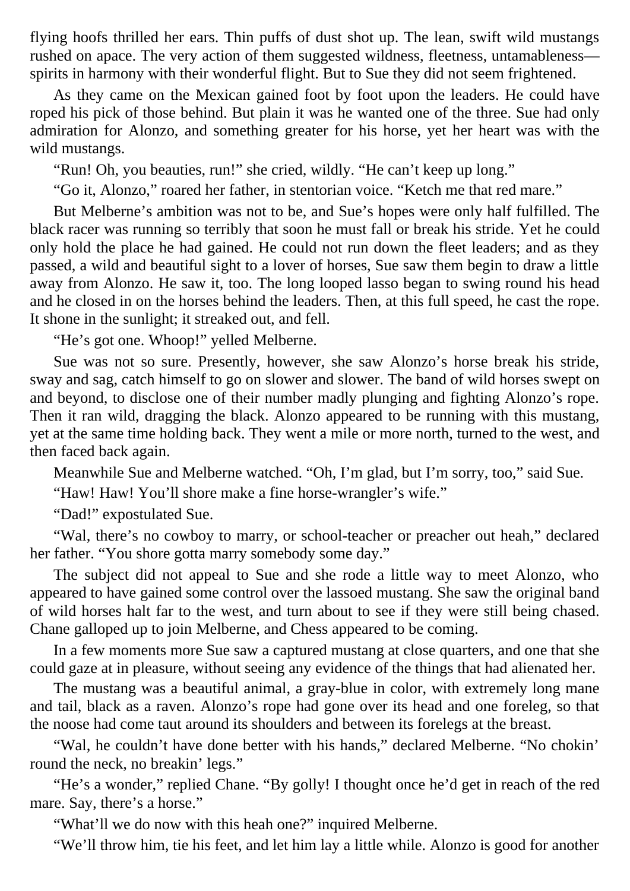flying hoofs thrilled her ears. Thin puffs of dust shot up. The lean, swift wild mustangs rushed on apace. The very action of them suggested wildness, fleetness, untamableness—spirits in harmony with their wonderful flight. But to Sue they did not seem frightened.

As they came on the Mexican gained foot by foot upon the leaders. He could have roped his pick of those behind. But plain it was he wanted one of the three. Sue had only admiration for Alonzo, and something greater for his horse, yet her heart was with the wild mustangs.

"Run! Oh, you beauties, run!" she cried, wildly. "He can't keep up long."

"Go it, Alonzo," roared her father, in stentorian voice. "Ketch me that red mare."

But Melberne's ambition was not to be, and Sue's hopes were only half fulfilled. The black racer was running so terribly that soon he must fall or break his stride. Yet he could only hold the place he had gained. He could not run down the fleet leaders; and as they passed, a wild and beautiful sight to a lover of horses, Sue saw them begin to draw a little away from Alonzo. He saw it, too. The long looped lasso began to swing round his head and he closed in on the horses behind the leaders. Then, at this full speed, he cast the rope. It shone in the sunlight; it streaked out, and fell.

"He's got one. Whoop!" yelled Melberne.

Sue was not so sure. Presently, however, she saw Alonzo's horse break his stride, sway and sag, catch himself to go on slower and slower. The band of wild horses swept on and beyond, to disclose one of their number madly plunging and fighting Alonzo's rope. Then it ran wild, dragging the black. Alonzo appeared to be running with this mustang, yet at the same time holding back. They went a mile or more north, turned to the west, and then faced back again.

Meanwhile Sue and Melberne watched. "Oh, I'm glad, but I'm sorry, too," said Sue.

"Haw! Haw! You'll shore make a fine horse-wrangler's wife."

"Dad!" expostulated Sue.

"Wal, there's no cowboy to marry, or school-teacher or preacher out heah," declared her father. "You shore gotta marry somebody some day."

The subject did not appeal to Sue and she rode a little way to meet Alonzo, who appeared to have gained some control over the lassoed mustang. She saw the original band of wild horses halt far to the west, and turn about to see if they were still being chased. Chane galloped up to join Melberne, and Chess appeared to be coming.

In a few moments more Sue saw a captured mustang at close quarters, and one that she could gaze at in pleasure, without seeing any evidence of the things that had alienated her.

The mustang was a beautiful animal, a gray-blue in color, with extremely long mane and tail, black as a raven. Alonzo's rope had gone over its head and one foreleg, so that the noose had come taut around its shoulders and between its forelegs at the breast.

"Wal, he couldn't have done better with his hands," declared Melberne. "No chokin' round the neck, no breakin' legs."

"He's a wonder," replied Chane. "By golly! I thought once he'd get in reach of the red mare. Say, there's a horse."

"What'll we do now with this heah one?" inquired Melberne.

"We'll throw him, tie his feet, and let him lay a little while. Alonzo is good for another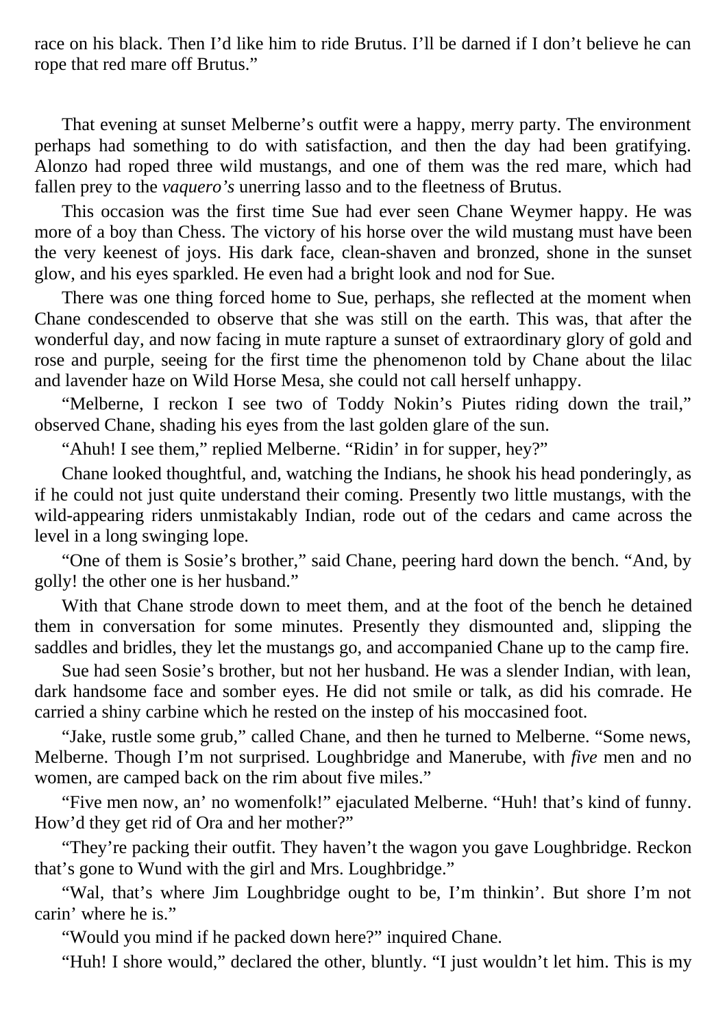race on his black. Then I'd like him to ride Brutus. I'll be darned if I don't believe he can rope that red mare off Brutus."

That evening at sunset Melberne's outfit were a happy, merry party. The environment perhaps had something to do with satisfaction, and then the day had been gratifying. Alonzo had roped three wild mustangs, and one of them was the red mare, which had fallen prey to the *vaquero's* unerring lasso and to the fleetness of Brutus.

This occasion was the first time Sue had ever seen Chane Weymer happy. He was more of a boy than Chess. The victory of his horse over the wild mustang must have been the very keenest of joys. His dark face, clean-shaven and bronzed, shone in the sunset glow, and his eyes sparkled. He even had a bright look and nod for Sue.

There was one thing forced home to Sue, perhaps, she reflected at the moment when Chane condescended to observe that she was still on the earth. This was, that after the wonderful day, and now facing in mute rapture a sunset of extraordinary glory of gold and rose and purple, seeing for the first time the phenomenon told by Chane about the lilac and lavender haze on Wild Horse Mesa, she could not call herself unhappy.

"Melberne, I reckon I see two of Toddy Nokin's Piutes riding down the trail," observed Chane, shading his eyes from the last golden glare of the sun.

"Ahuh! I see them," replied Melberne. "Ridin' in for supper, hey?"

Chane looked thoughtful, and, watching the Indians, he shook his head ponderingly, as if he could not just quite understand their coming. Presently two little mustangs, with the wild-appearing riders unmistakably Indian, rode out of the cedars and came across the level in a long swinging lope.

"One of them is Sosie's brother," said Chane, peering hard down the bench. "And, by golly! the other one is her husband."

With that Chane strode down to meet them, and at the foot of the bench he detained them in conversation for some minutes. Presently they dismounted and, slipping the saddles and bridles, they let the mustangs go, and accompanied Chane up to the camp fire.

Sue had seen Sosie's brother, but not her husband. He was a slender Indian, with lean, dark handsome face and somber eyes. He did not smile or talk, as did his comrade. He carried a shiny carbine which he rested on the instep of his moccasined foot.

"Jake, rustle some grub," called Chane, and then he turned to Melberne. "Some news, Melberne. Though I'm not surprised. Loughbridge and Manerube, with *five* men and no women, are camped back on the rim about five miles."

"Five men now, an' no womenfolk!" ejaculated Melberne. "Huh! that's kind of funny. How'd they get rid of Ora and her mother?"

"They're packing their outfit. They haven't the wagon you gave Loughbridge. Reckon that's gone to Wund with the girl and Mrs. Loughbridge."

"Wal, that's where Jim Loughbridge ought to be, I'm thinkin'. But shore I'm not carin' where he is."

"Would you mind if he packed down here?" inquired Chane.

"Huh! I shore would," declared the other, bluntly. "I just wouldn't let him. This is my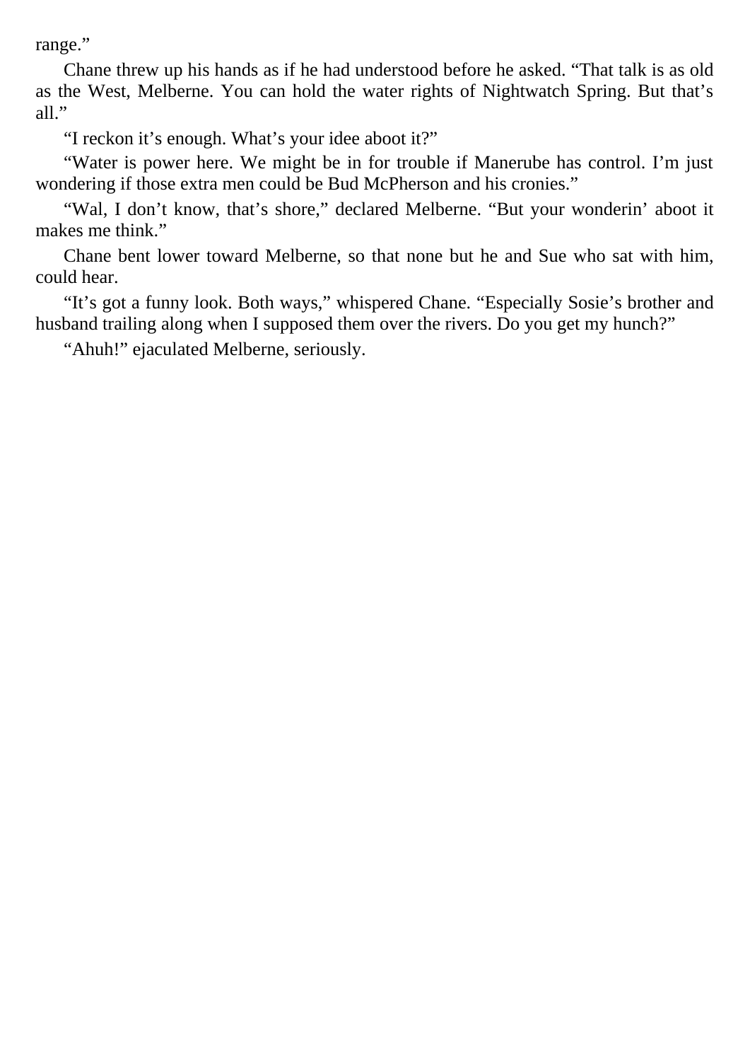range."

Chane threw up his hands as if he had understood before he asked. "That talk is as old as the West, Melberne. You can hold the water rights of Nightwatch Spring. But that's all."

"I reckon it's enough. What's your idee aboot it?"

"Water is power here. We might be in for trouble if Manerube has control. I'm just wondering if those extra men could be Bud McPherson and his cronies."

"Wal, I don't know, that's shore," declared Melberne. "But your wonderin' aboot it makes me think."

Chane bent lower toward Melberne, so that none but he and Sue who sat with him, could hear.

"It's got a funny look. Both ways," whispered Chane. "Especially Sosie's brother and husband trailing along when I supposed them over the rivers. Do you get my hunch?"

"Ahuh!" ejaculated Melberne, seriously.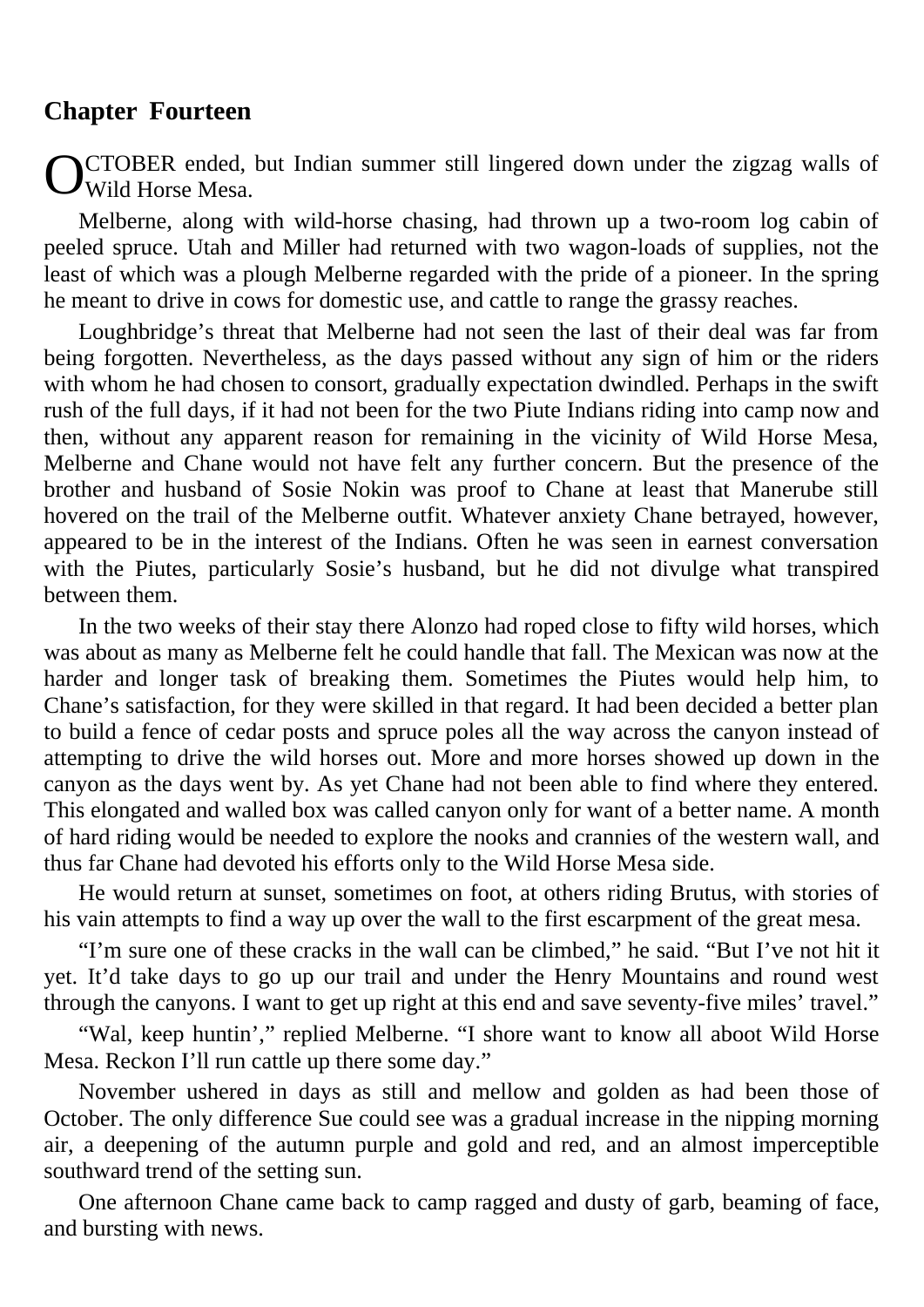## Chapter Fourteen

OCTOBER ended, but Indian summer still lingered down under the zigzag walls of Wild Horse Mesa.

Melberne, along with wild-horse chasing, had thrown up a two-room log cabin of peeled spruce. Utah and Miller had returned with two wagon-loads of supplies, not the least of which was a plough Melberne regarded with the pride of a pioneer. In the spring he meant to drive in cows for domestic use, and cattle to range the grassy reaches.

Loughbridge’s threat that Melberne had not seen the last of their deal was far from being forgotten. Nevertheless, as the days passed without any sign of him or the riders with whom he had chosen to consort, gradually expectation dwindled. Perhaps in the swift rush of the full days, if it had not been for the two Piute Indians riding into camp now and then, without any apparent reason for remaining in the vicinity of Wild Horse Mesa, Melberne and Chane would not have felt any further concern. But the presence of the brother and husband of Sosie Nokin was proof to Chane at least that Manerube still hovered on the trail of the Melberne outfit. Whatever anxiety Chane betrayed, however, appeared to be in the interest of the Indians. Often he was seen in earnest conversation with the Piutes, particularly Sosie’s husband, but he did not divulge what transpired between them.

In the two weeks of their stay there Alonzo had roped close to fifty wild horses, which was about as many as Melberne felt he could handle that fall. The Mexican was now at the harder and longer task of breaking them. Sometimes the Piutes would help him, to Chane’s satisfaction, for they were skilled in that regard. It had been decided a better plan to build a fence of cedar posts and spruce poles all the way across the canyon instead of attempting to drive the wild horses out. More and more horses showed up down in the canyon as the days went by. As yet Chane had not been able to find where they entered. This elongated and walled box was called canyon only for want of a better name. A month of hard riding would be needed to explore the nooks and crannies of the western wall, and thus far Chane had devoted his efforts only to the Wild Horse Mesa side.

He would return at sunset, sometimes on foot, at others riding Brutus, with stories of his vain attempts to find a way up over the wall to the first escarpment of the great mesa.

“I’m sure one of these cracks in the wall can be climbed,” he said. “But I’ve not hit it yet. It’d take days to go up our trail and under the Henry Mountains and round west through the canyons. I want to get up right at this end and save seventy-five miles’ travel.”

“Wal, keep huntin’,” replied Melberne. “I shore want to know all aboot Wild Horse Mesa. Reckon I’ll run cattle up there some day.”

November ushered in days as still and mellow and golden as had been those of October. The only difference Sue could see was a gradual increase in the nipping morning air, a deepening of the autumn purple and gold and red, and an almost imperceptible southward trend of the setting sun.

One afternoon Chane came back to camp ragged and dusty of garb, beaming of face, and bursting with news.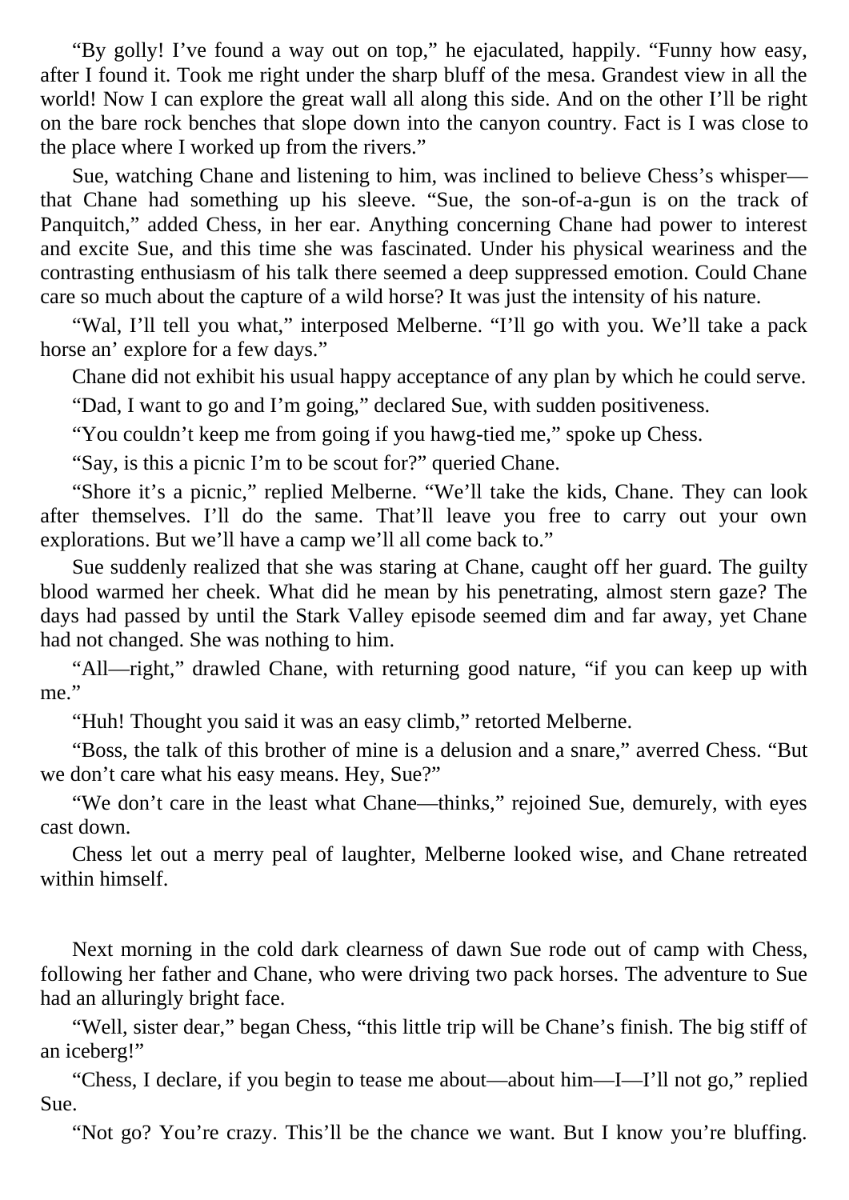"By golly! I've found a way out on top," he ejaculated, happily. "Funny how easy, after I found it. Took me right under the sharp bluff of the mesa. Grandest view in all the world! Now I can explore the great wall all along this side. And on the other I'll be right on the bare rock benches that slope down into the canyon country. Fact is I was close to the place where I worked up from the rivers."

Sue, watching Chane and listening to him, was inclined to believe Chess's whisper—that Chane had something up his sleeve. "Sue, the son-of-a-gun is on the track of Panquitch," added Chess, in her ear. Anything concerning Chane had power to interest and excite Sue, and this time she was fascinated. Under his physical weariness and the contrasting enthusiasm of his talk there seemed a deep suppressed emotion. Could Chane care so much about the capture of a wild horse? It was just the intensity of his nature.

"Wal, I'll tell you what," interposed Melberne. "I'll go with you. We'll take a pack horse an' explore for a few days."

Chane did not exhibit his usual happy acceptance of any plan by which he could serve.

"Dad, I want to go and I'm going," declared Sue, with sudden positiveness.

"You couldn't keep me from going if you hawg-tied me," spoke up Chess.

"Say, is this a picnic I'm to be scout for?" queried Chane.

"Shore it's a picnic," replied Melberne. "We'll take the kids, Chane. They can look after themselves. I'll do the same. That'll leave you free to carry out your own explorations. But we'll have a camp we'll all come back to."

Sue suddenly realized that she was staring at Chane, caught off her guard. The guilty blood warmed her cheek. What did he mean by his penetrating, almost stern gaze? The days had passed by until the Stark Valley episode seemed dim and far away, yet Chane had not changed. She was nothing to him.

"All—right," drawled Chane, with returning good nature, "if you can keep up with me."

"Huh! Thought you said it was an easy climb," retorted Melberne.

"Boss, the talk of this brother of mine is a delusion and a snare," averred Chess. "But we don't care what his easy means. Hey, Sue?"

"We don't care in the least what Chane—thinks," rejoined Sue, demurely, with eyes cast down.

Chess let out a merry peal of laughter, Melberne looked wise, and Chane retreated within himself.

Next morning in the cold dark clearness of dawn Sue rode out of camp with Chess, following her father and Chane, who were driving two pack horses. The adventure to Sue had an alluringly bright face.

"Well, sister dear," began Chess, "this little trip will be Chane's finish. The big stiff of an iceberg!"

"Chess, I declare, if you begin to tease me about—about him—I—I'll not go," replied Sue.

"Not go? You're crazy. This'll be the chance we want. But I know you're bluffing.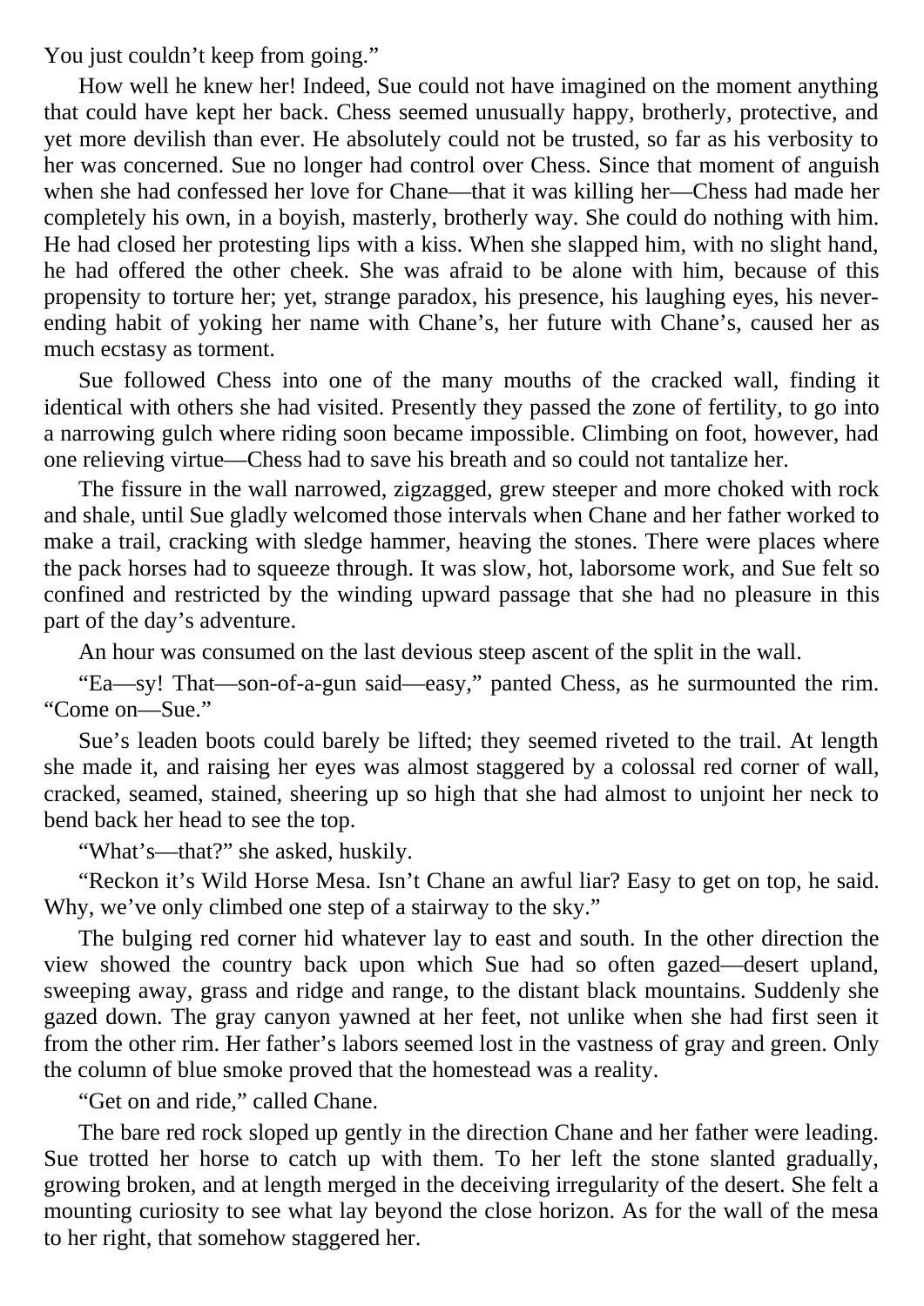You just couldn't keep from going."

How well he knew her! Indeed, Sue could not have imagined on the moment anything that could have kept her back. Chess seemed unusually happy, brotherly, protective, and yet more devilish than ever. He absolutely could not be trusted, so far as his verbosity to her was concerned. Sue no longer had control over Chess. Since that moment of anguish when she had confessed her love for Chane—that it was killing her—Chess had made her completely his own, in a boyish, masterly, brotherly way. She could do nothing with him. He had closed her protesting lips with a kiss. When she slapped him, with no slight hand, he had offered the other cheek. She was afraid to be alone with him, because of this propensity to torture her; yet, strange paradox, his presence, his laughing eyes, his never-ending habit of yoking her name with Chane's, her future with Chane's, caused her as much ecstasy as torment.

Sue followed Chess into one of the many mouths of the cracked wall, finding it identical with others she had visited. Presently they passed the zone of fertility, to go into a narrowing gulch where riding soon became impossible. Climbing on foot, however, had one relieving virtue—Chess had to save his breath and so could not tantalize her.

The fissure in the wall narrowed, zigzagged, grew steeper and more choked with rock and shale, until Sue gladly welcomed those intervals when Chane and her father worked to make a trail, cracking with sledge hammer, heaving the stones. There were places where the pack horses had to squeeze through. It was slow, hot, laborsome work, and Sue felt so confined and restricted by the winding upward passage that she had no pleasure in this part of the day's adventure.

An hour was consumed on the last devious steep ascent of the split in the wall.

"Ea—sy! That—son-of-a-gun said—easy," panted Chess, as he surmounted the rim. "Come on—Sue."

Sue's leaden boots could barely be lifted; they seemed riveted to the trail. At length she made it, and raising her eyes was almost staggered by a colossal red corner of wall, cracked, seamed, stained, sheering up so high that she had almost to unjoint her neck to bend back her head to see the top.

"What's—that?" she asked, huskily.

"Reckon it's Wild Horse Mesa. Isn't Chane an awful liar? Easy to get on top, he said. Why, we've only climbed one step of a stairway to the sky."

The bulging red corner hid whatever lay to east and south. In the other direction the view showed the country back upon which Sue had so often gazed—desert upland, sweeping away, grass and ridge and range, to the distant black mountains. Suddenly she gazed down. The gray canyon yawned at her feet, not unlike when she had first seen it from the other rim. Her father's labors seemed lost in the vastness of gray and green. Only the column of blue smoke proved that the homestead was a reality.

"Get on and ride," called Chane.

The bare red rock sloped up gently in the direction Chane and her father were leading. Sue trotted her horse to catch up with them. To her left the stone slanted gradually, growing broken, and at length merged in the deceiving irregularity of the desert. She felt a mounting curiosity to see what lay beyond the close horizon. As for the wall of the mesa to her right, that somehow staggered her.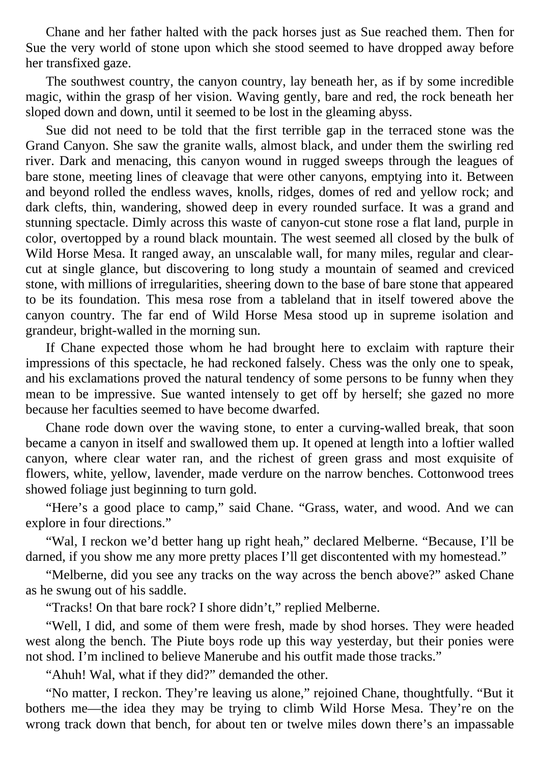Chane and her father halted with the pack horses just as Sue reached them. Then for Sue the very world of stone upon which she stood seemed to have dropped away before her transfixed gaze.

The southwest country, the canyon country, lay beneath her, as if by some incredible magic, within the grasp of her vision. Waving gently, bare and red, the rock beneath her sloped down and down, until it seemed to be lost in the gleaming abyss.

Sue did not need to be told that the first terrible gap in the terraced stone was the Grand Canyon. She saw the granite walls, almost black, and under them the swirling red river. Dark and menacing, this canyon wound in rugged sweeps through the leagues of bare stone, meeting lines of cleavage that were other canyons, emptying into it. Between and beyond rolled the endless waves, knolls, ridges, domes of red and yellow rock; and dark clefts, thin, wandering, showed deep in every rounded surface. It was a grand and stunning spectacle. Dimly across this waste of canyon-cut stone rose a flat land, purple in color, overtopped by a round black mountain. The west seemed all closed by the bulk of Wild Horse Mesa. It ranged away, an unscalable wall, for many miles, regular and clear-cut at single glance, but discovering to long study a mountain of seamed and creviced stone, with millions of irregularities, sheering down to the base of bare stone that appeared to be its foundation. This mesa rose from a tableland that in itself towered above the canyon country. The far end of Wild Horse Mesa stood up in supreme isolation and grandeur, bright-walled in the morning sun.

If Chane expected those whom he had brought here to exclaim with rapture their impressions of this spectacle, he had reckoned falsely. Chess was the only one to speak, and his exclamations proved the natural tendency of some persons to be funny when they mean to be impressive. Sue wanted intensely to get off by herself; she gazed no more because her faculties seemed to have become dwarfed.

Chane rode down over the waving stone, to enter a curving-walled break, that soon became a canyon in itself and swallowed them up. It opened at length into a loftier walled canyon, where clear water ran, and the richest of green grass and most exquisite of flowers, white, yellow, lavender, made verdure on the narrow benches. Cottonwood trees showed foliage just beginning to turn gold.

"Here's a good place to camp," said Chane. "Grass, water, and wood. And we can explore in four directions."

"Wal, I reckon we'd better hang up right heah," declared Melberne. "Because, I'll be darned, if you show me any more pretty places I'll get discontented with my homestead."

"Melberne, did you see any tracks on the way across the bench above?" asked Chane as he swung out of his saddle.

"Tracks! On that bare rock? I shore didn't," replied Melberne.

"Well, I did, and some of them were fresh, made by shod horses. They were headed west along the bench. The Piute boys rode up this way yesterday, but their ponies were not shod. I'm inclined to believe Manerube and his outfit made those tracks."

"Ahuh! Wal, what if they did?" demanded the other.

"No matter, I reckon. They're leaving us alone," rejoined Chane, thoughtfully. "But it bothers me—the idea they may be trying to climb Wild Horse Mesa. They're on the wrong track down that bench, for about ten or twelve miles down there's an impassable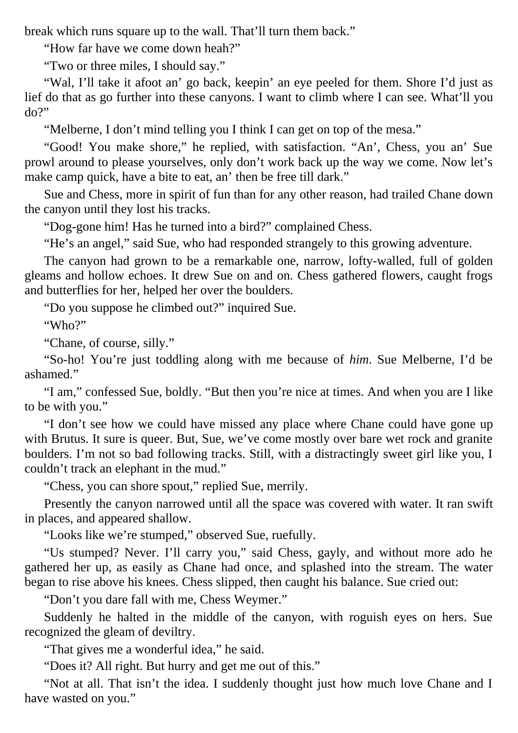break which runs square up to the wall. That’ll turn them back.”

“How far have we come down heah?”

“Two or three miles, I should say.”

“Wal, I’ll take it afoot an’ go back, keepin’ an eye peeled for them. Shore I’d just as lief do that as go further into these canyons. I want to climb where I can see. What’ll you do?”

“Melberne, I don’t mind telling you I think I can get on top of the mesa.”

“Good! You make shore,” he replied, with satisfaction. “An’, Chess, you an’ Sue prowl around to please yourselves, only don’t work back up the way we come. Now let’s make camp quick, have a bite to eat, an’ then be free till dark.”

Sue and Chess, more in spirit of fun than for any other reason, had trailed Chane down the canyon until they lost his tracks.

“Dog-gone him! Has he turned into a bird?” complained Chess.

“He’s an angel,” said Sue, who had responded strangely to this growing adventure.

The canyon had grown to be a remarkable one, narrow, lofty-walled, full of golden gleams and hollow echoes. It drew Sue on and on. Chess gathered flowers, caught frogs and butterflies for her, helped her over the boulders.

“Do you suppose he climbed out?” inquired Sue.

“Who?”

“Chane, of course, silly.”

“So-ho! You’re just toddling along with me because of *him*. Sue Melberne, I’d be ashamed.”

“I am,” confessed Sue, boldly. “But then you’re nice at times. And when you are I like to be with you.”

“I don’t see how we could have missed any place where Chane could have gone up with Brutus. It sure is queer. But, Sue, we’ve come mostly over bare wet rock and granite boulders. I’m not so bad following tracks. Still, with a distractingly sweet girl like you, I couldn’t track an elephant in the mud.”

“Chess, you can shore spout,” replied Sue, merrily.

Presently the canyon narrowed until all the space was covered with water. It ran swift in places, and appeared shallow.

“Looks like we’re stumped,” observed Sue, ruefully.

“Us stumped? Never. I’ll carry you,” said Chess, gayly, and without more ado he gathered her up, as easily as Chane had once, and splashed into the stream. The water began to rise above his knees. Chess slipped, then caught his balance. Sue cried out:

“Don’t you dare fall with me, Chess Weymer.”

Suddenly he halted in the middle of the canyon, with roguish eyes on hers. Sue recognized the gleam of deviltry.

“That gives me a wonderful idea,” he said.

“Does it? All right. But hurry and get me out of this.”

“Not at all. That isn’t the idea. I suddenly thought just how much love Chane and I have wasted on you.”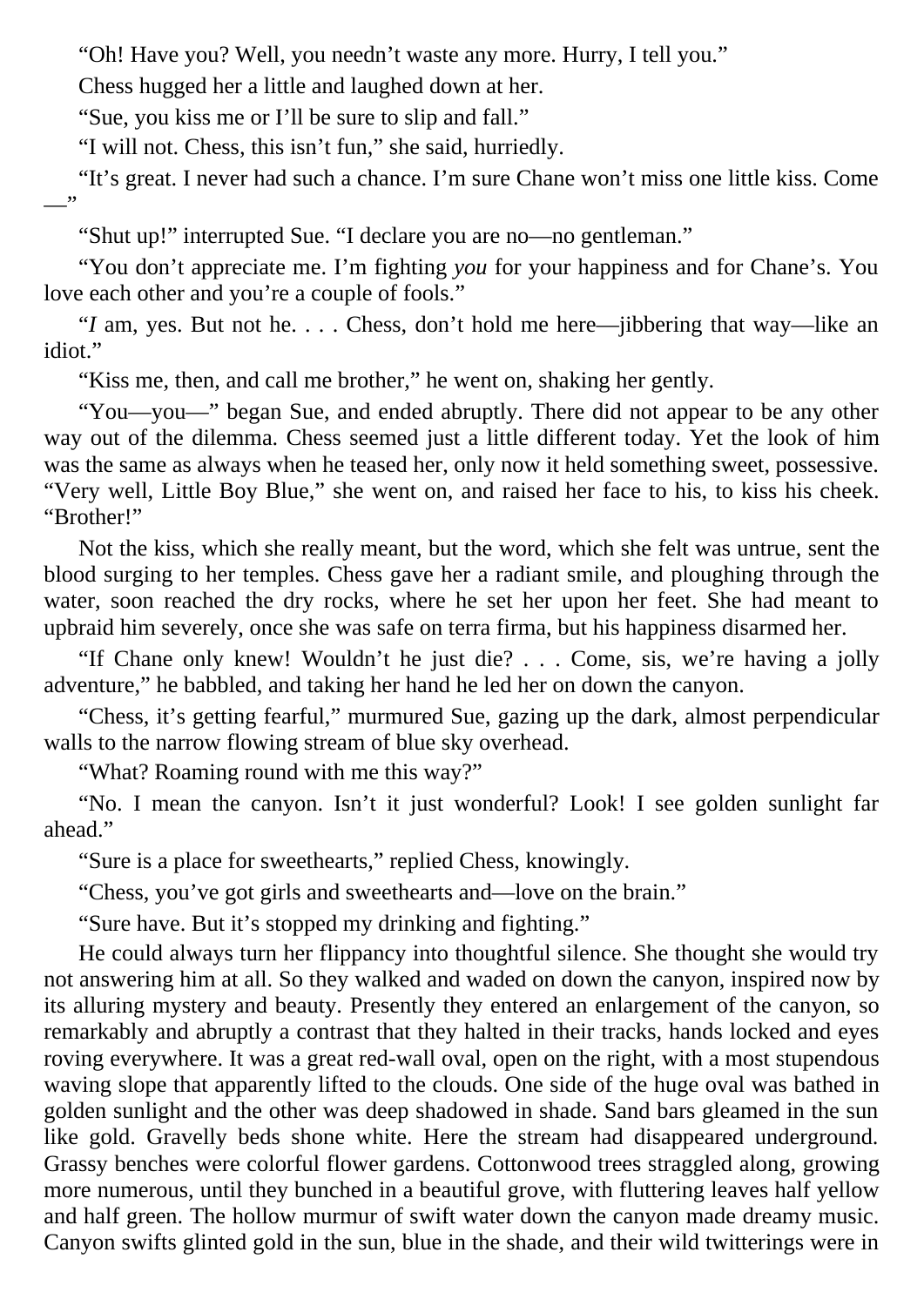"Oh! Have you? Well, you needn't waste any more. Hurry, I tell you."

Chess hugged her a little and laughed down at her.

"Sue, you kiss me or I'll be sure to slip and fall."

"I will not. Chess, this isn't fun," she said, hurriedly.

"It's great. I never had such a chance. I'm sure Chane won't miss one little kiss. Come —"

"Shut up!" interrupted Sue. "I declare you are no—no gentleman."

"You don't appreciate me. I'm fighting *you* for your happiness and for Chane's. You love each other and you're a couple of fools."

"*I* am, yes. But not he. . . . Chess, don't hold me here—jibbering that way—like an idiot."

"Kiss me, then, and call me brother," he went on, shaking her gently.

"You—you—" began Sue, and ended abruptly. There did not appear to be any other way out of the dilemma. Chess seemed just a little different today. Yet the look of him was the same as always when he teased her, only now it held something sweet, possessive. "Very well, Little Boy Blue," she went on, and raised her face to his, to kiss his cheek. "Brother!"

Not the kiss, which she really meant, but the word, which she felt was untrue, sent the blood surging to her temples. Chess gave her a radiant smile, and ploughing through the water, soon reached the dry rocks, where he set her upon her feet. She had meant to upbraid him severely, once she was safe on terra firma, but his happiness disarmed her.

"If Chane only knew! Wouldn't he just die? . . . Come, sis, we're having a jolly adventure," he babbled, and taking her hand he led her on down the canyon.

"Chess, it's getting fearful," murmured Sue, gazing up the dark, almost perpendicular walls to the narrow flowing stream of blue sky overhead.

"What? Roaming round with me this way?"

"No. I mean the canyon. Isn't it just wonderful? Look! I see golden sunlight far ahead."

"Sure is a place for sweethearts," replied Chess, knowingly.

"Chess, you've got girls and sweethearts and—love on the brain."

"Sure have. But it's stopped my drinking and fighting."

He could always turn her flippancy into thoughtful silence. She thought she would try not answering him at all. So they walked and waded on down the canyon, inspired now by its alluring mystery and beauty. Presently they entered an enlargement of the canyon, so remarkably and abruptly a contrast that they halted in their tracks, hands locked and eyes roving everywhere. It was a great red-wall oval, open on the right, with a most stupendous waving slope that apparently lifted to the clouds. One side of the huge oval was bathed in golden sunlight and the other was deep shadowed in shade. Sand bars gleamed in the sun like gold. Gravelly beds shone white. Here the stream had disappeared underground. Grassy benches were colorful flower gardens. Cottonwood trees straggled along, growing more numerous, until they bunched in a beautiful grove, with fluttering leaves half yellow and half green. The hollow murmur of swift water down the canyon made dreamy music. Canyon swifts glinted gold in the sun, blue in the shade, and their wild twitterings were in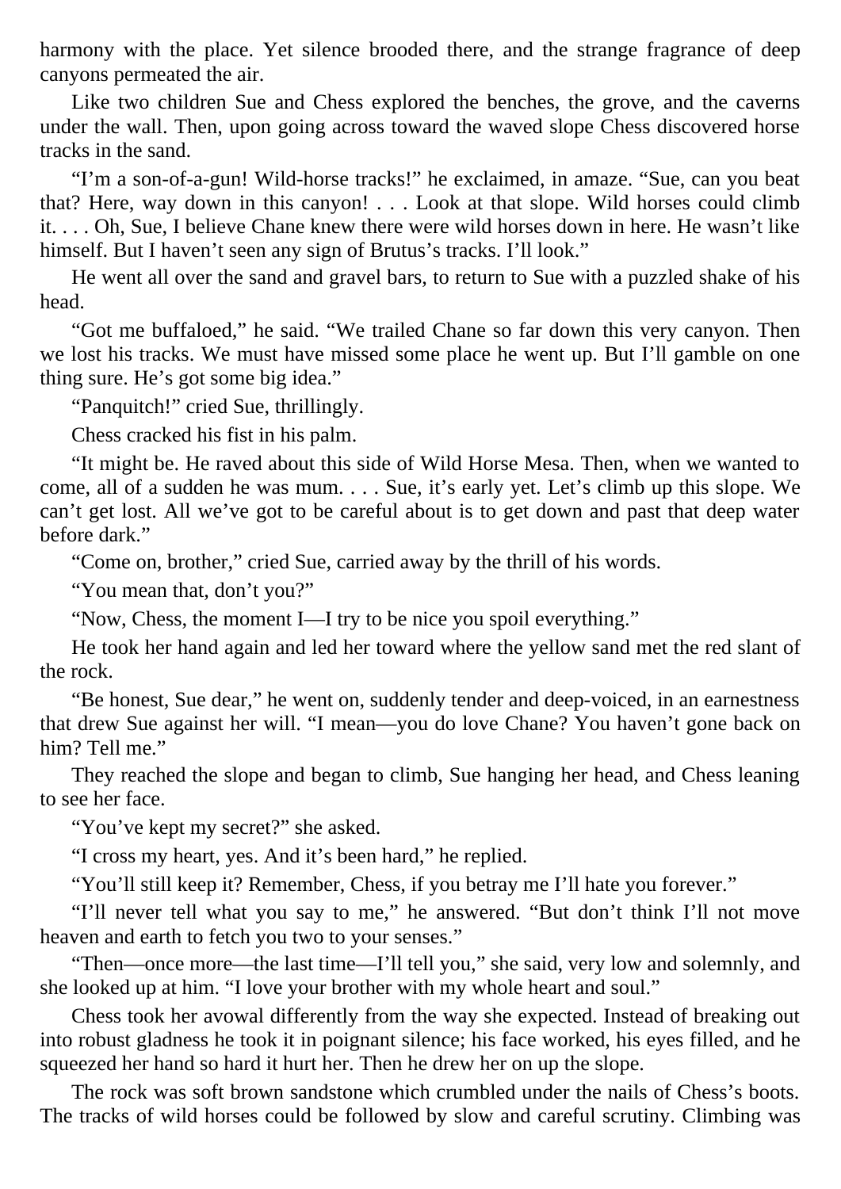harmony with the place. Yet silence brooded there, and the strange fragrance of deep canyons permeated the air.

Like two children Sue and Chess explored the benches, the grove, and the caverns under the wall. Then, upon going across toward the waved slope Chess discovered horse tracks in the sand.

"I'm a son-of-a-gun! Wild-horse tracks!" he exclaimed, in amaze. "Sue, can you beat that? Here, way down in this canyon! . . . Look at that slope. Wild horses could climb it. . . . Oh, Sue, I believe Chane knew there were wild horses down in here. He wasn't like himself. But I haven't seen any sign of Brutus's tracks. I'll look."

He went all over the sand and gravel bars, to return to Sue with a puzzled shake of his head.

"Got me buffaloed," he said. "We trailed Chane so far down this very canyon. Then we lost his tracks. We must have missed some place he went up. But I'll gamble on one thing sure. He's got some big idea."

"Panquitch!" cried Sue, thrillingly.

Chess cracked his fist in his palm.

"It might be. He raved about this side of Wild Horse Mesa. Then, when we wanted to come, all of a sudden he was mum. . . . Sue, it's early yet. Let's climb up this slope. We can't get lost. All we've got to be careful about is to get down and past that deep water before dark."

"Come on, brother," cried Sue, carried away by the thrill of his words.

"You mean that, don't you?"

"Now, Chess, the moment I—I try to be nice you spoil everything."

He took her hand again and led her toward where the yellow sand met the red slant of the rock.

"Be honest, Sue dear," he went on, suddenly tender and deep-voiced, in an earnestness that drew Sue against her will. "I mean—you do love Chane? You haven't gone back on him? Tell me."

They reached the slope and began to climb, Sue hanging her head, and Chess leaning to see her face.

"You've kept my secret?" she asked.

"I cross my heart, yes. And it's been hard," he replied.

"You'll still keep it? Remember, Chess, if you betray me I'll hate you forever."

"I'll never tell what you say to me," he answered. "But don't think I'll not move heaven and earth to fetch you two to your senses."

"Then—once more—the last time—I'll tell you," she said, very low and solemnly, and she looked up at him. "I love your brother with my whole heart and soul."

Chess took her avowal differently from the way she expected. Instead of breaking out into robust gladness he took it in poignant silence; his face worked, his eyes filled, and he squeezed her hand so hard it hurt her. Then he drew her on up the slope.

The rock was soft brown sandstone which crumbled under the nails of Chess's boots. The tracks of wild horses could be followed by slow and careful scrutiny. Climbing was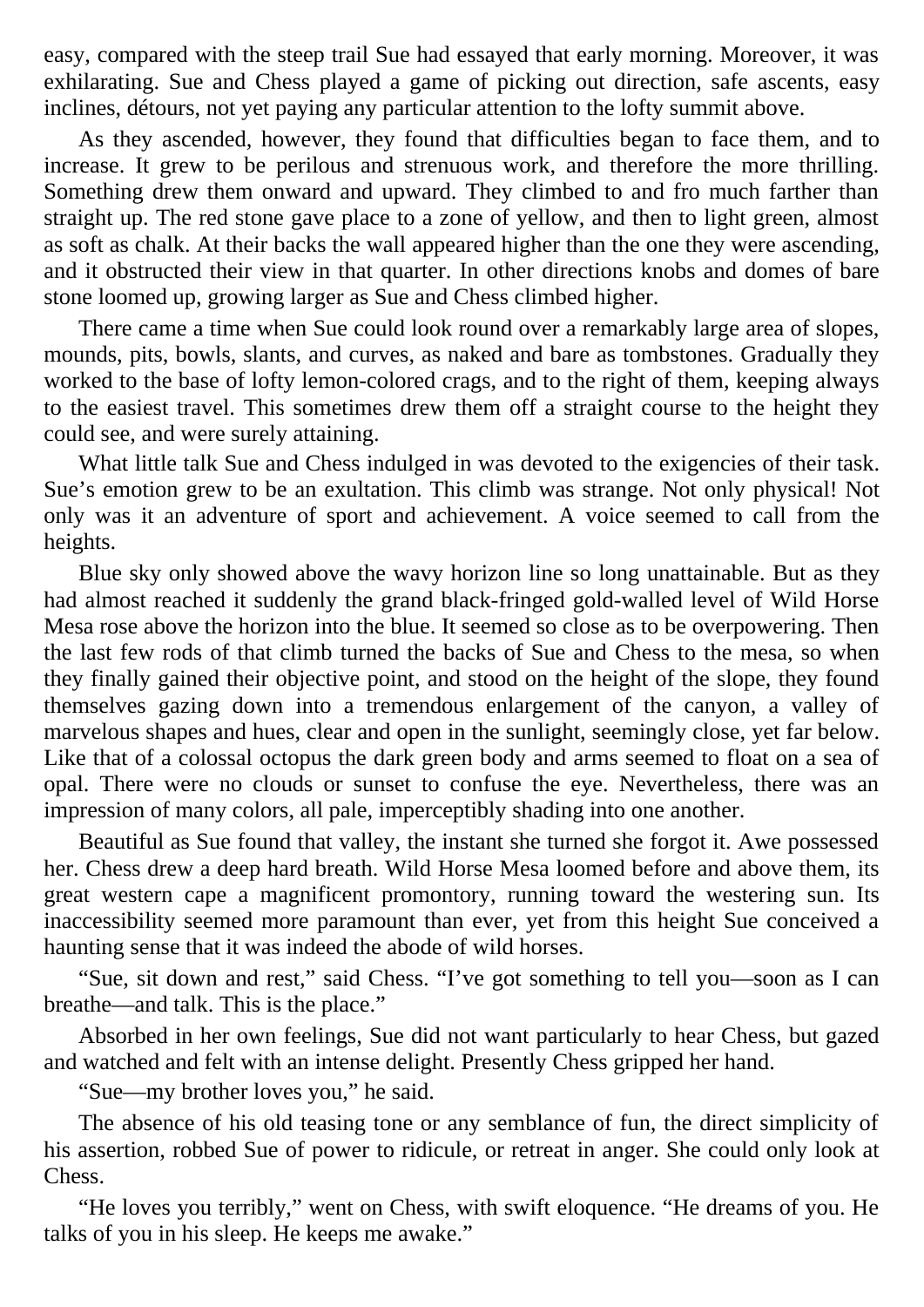easy, compared with the steep trail Sue had essayed that early morning. Moreover, it was exhilarating. Sue and Chess played a game of picking out direction, safe ascents, easy inclines, détours, not yet paying any particular attention to the lofty summit above.

As they ascended, however, they found that difficulties began to face them, and to increase. It grew to be perilous and strenuous work, and therefore the more thrilling. Something drew them onward and upward. They climbed to and fro much farther than straight up. The red stone gave place to a zone of yellow, and then to light green, almost as soft as chalk. At their backs the wall appeared higher than the one they were ascending, and it obstructed their view in that quarter. In other directions knobs and domes of bare stone loomed up, growing larger as Sue and Chess climbed higher.

There came a time when Sue could look round over a remarkably large area of slopes, mounds, pits, bowls, slants, and curves, as naked and bare as tombstones. Gradually they worked to the base of lofty lemon-colored crags, and to the right of them, keeping always to the easiest travel. This sometimes drew them off a straight course to the height they could see, and were surely attaining.

What little talk Sue and Chess indulged in was devoted to the exigencies of their task. Sue's emotion grew to be an exultation. This climb was strange. Not only physical! Not only was it an adventure of sport and achievement. A voice seemed to call from the heights.

Blue sky only showed above the wavy horizon line so long unattainable. But as they had almost reached it suddenly the grand black-fringed gold-walled level of Wild Horse Mesa rose above the horizon into the blue. It seemed so close as to be overpowering. Then the last few rods of that climb turned the backs of Sue and Chess to the mesa, so when they finally gained their objective point, and stood on the height of the slope, they found themselves gazing down into a tremendous enlargement of the canyon, a valley of marvelous shapes and hues, clear and open in the sunlight, seemingly close, yet far below. Like that of a colossal octopus the dark green body and arms seemed to float on a sea of opal. There were no clouds or sunset to confuse the eye. Nevertheless, there was an impression of many colors, all pale, imperceptibly shading into one another.

Beautiful as Sue found that valley, the instant she turned she forgot it. Awe possessed her. Chess drew a deep hard breath. Wild Horse Mesa loomed before and above them, its great western cape a magnificent promontory, running toward the westering sun. Its inaccessibility seemed more paramount than ever, yet from this height Sue conceived a haunting sense that it was indeed the abode of wild horses.

"Sue, sit down and rest," said Chess. "I've got something to tell you—soon as I can breathe—and talk. This is the place."

Absorbed in her own feelings, Sue did not want particularly to hear Chess, but gazed and watched and felt with an intense delight. Presently Chess gripped her hand.

"Sue—my brother loves you," he said.

The absence of his old teasing tone or any semblance of fun, the direct simplicity of his assertion, robbed Sue of power to ridicule, or retreat in anger. She could only look at Chess.

"He loves you terribly," went on Chess, with swift eloquence. "He dreams of you. He talks of you in his sleep. He keeps me awake."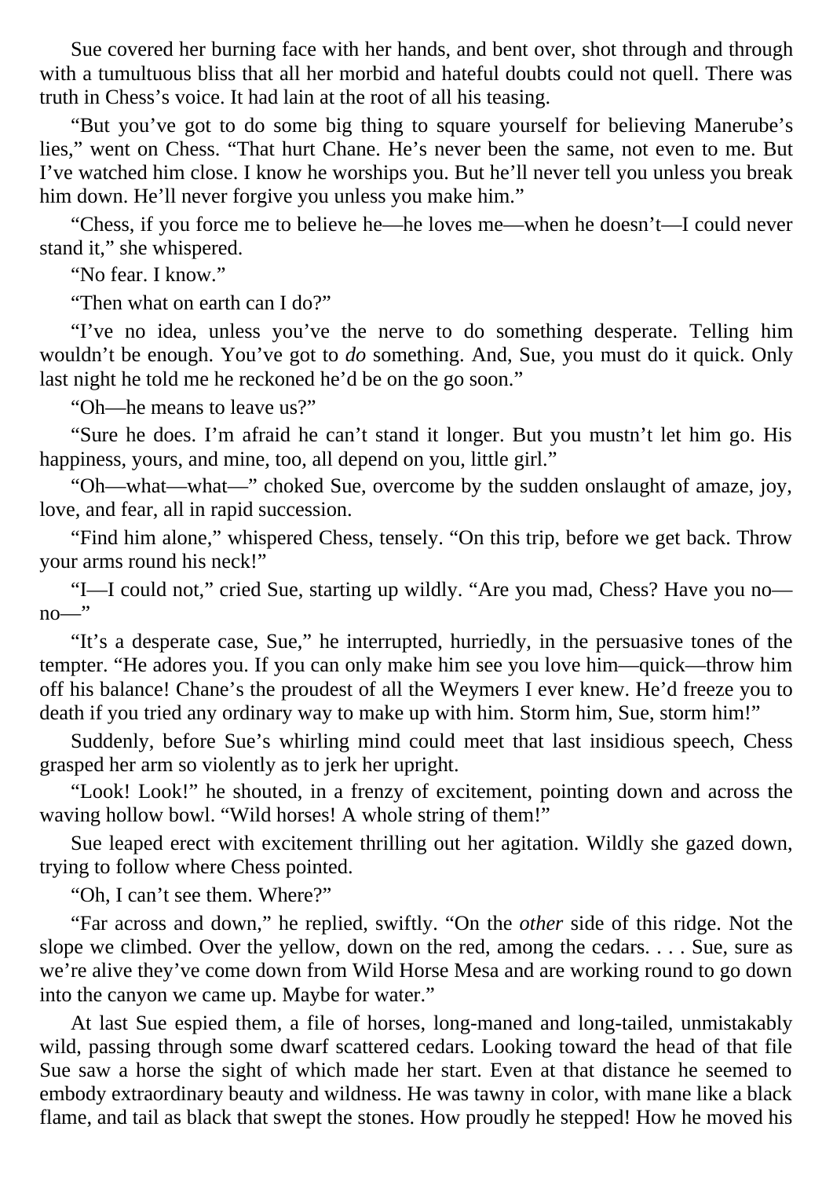Sue covered her burning face with her hands, and bent over, shot through and through with a tumultuous bliss that all her morbid and hateful doubts could not quell. There was truth in Chess's voice. It had lain at the root of all his teasing.

"But you've got to do some big thing to square yourself for believing Manerube's lies," went on Chess. "That hurt Chane. He's never been the same, not even to me. But I've watched him close. I know he worships you. But he'll never tell you unless you break him down. He'll never forgive you unless you make him."

"Chess, if you force me to believe he—he loves me—when he doesn't—I could never stand it," she whispered.

"No fear. I know."

"Then what on earth can I do?"

"I've no idea, unless you've the nerve to do something desperate. Telling him wouldn't be enough. You've got to *do* something. And, Sue, you must do it quick. Only last night he told me he reckoned he'd be on the go soon."

"Oh—he means to leave us?"

"Sure he does. I'm afraid he can't stand it longer. But you mustn't let him go. His happiness, yours, and mine, too, all depend on you, little girl."

"Oh—what—what—" choked Sue, overcome by the sudden onslaught of amaze, joy, love, and fear, all in rapid succession.

"Find him alone," whispered Chess, tensely. "On this trip, before we get back. Throw your arms round his neck!"

"I—I could not," cried Sue, starting up wildly. "Are you mad, Chess? Have you no—no—"

"It's a desperate case, Sue," he interrupted, hurriedly, in the persuasive tones of the tempter. "He adores you. If you can only make him see you love him—quick—throw him off his balance! Chane's the proudest of all the Weymers I ever knew. He'd freeze you to death if you tried any ordinary way to make up with him. Storm him, Sue, storm him!"

Suddenly, before Sue's whirling mind could meet that last insidious speech, Chess grasped her arm so violently as to jerk her upright.

"Look! Look!" he shouted, in a frenzy of excitement, pointing down and across the waving hollow bowl. "Wild horses! A whole string of them!"

Sue leaped erect with excitement thrilling out her agitation. Wildly she gazed down, trying to follow where Chess pointed.

"Oh, I can't see them. Where?"

"Far across and down," he replied, swiftly. "On the *other* side of this ridge. Not the slope we climbed. Over the yellow, down on the red, among the cedars. . . . Sue, sure as we're alive they've come down from Wild Horse Mesa and are working round to go down into the canyon we came up. Maybe for water."

At last Sue espied them, a file of horses, long-maned and long-tailed, unmistakably wild, passing through some dwarf scattered cedars. Looking toward the head of that file Sue saw a horse the sight of which made her start. Even at that distance he seemed to embody extraordinary beauty and wildness. He was tawny in color, with mane like a black flame, and tail as black that swept the stones. How proudly he stepped! How he moved his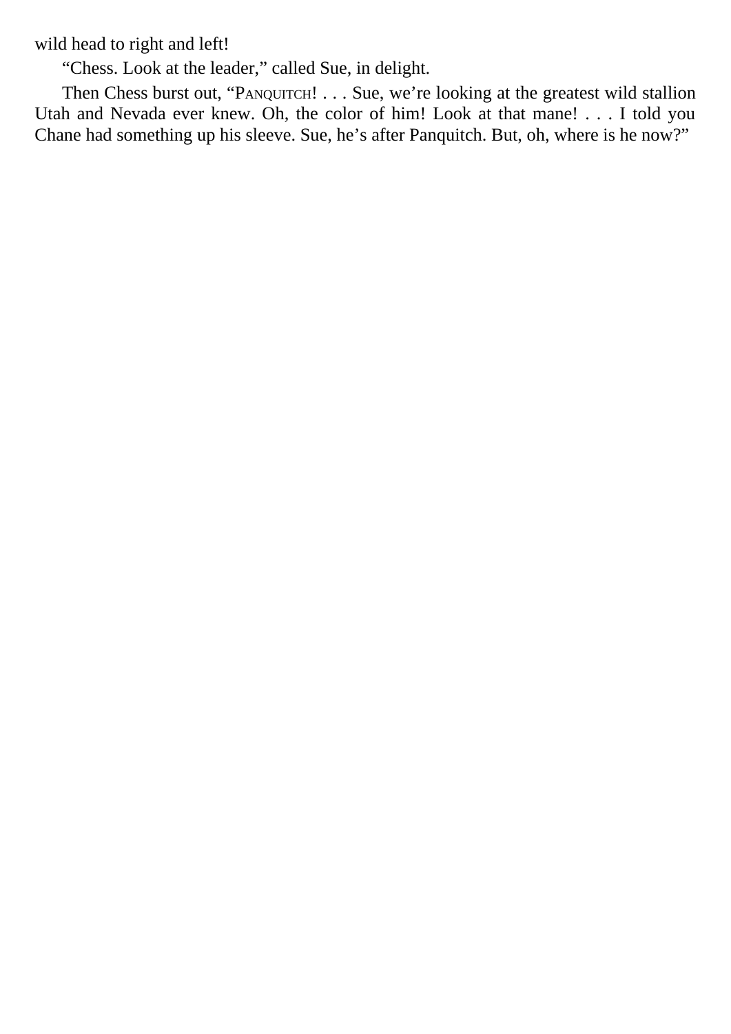wild head to right and left!

“Chess. Look at the leader,” called Sue, in delight.

Then Chess burst out, “PANQUITCH! . . . Sue, we’re looking at the greatest wild stallion Utah and Nevada ever knew. Oh, the color of him! Look at that mane! . . . I told you Chane had something up his sleeve. Sue, he’s after Panquitch. But, oh, where is he now?”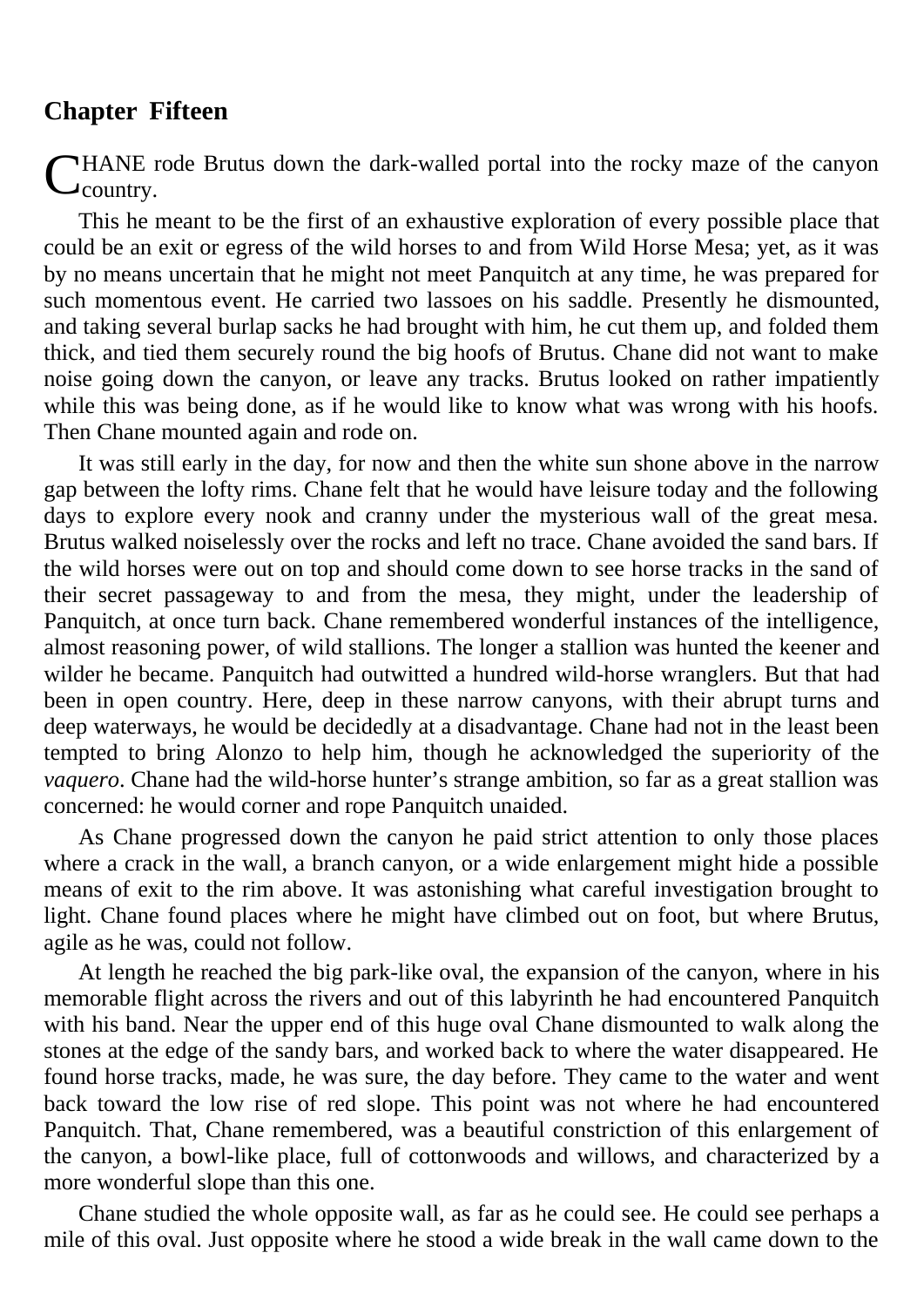## Chapter Fifteen

CHANE rode Brutus down the dark-walled portal into the rocky maze of the canyon country.

This he meant to be the first of an exhaustive exploration of every possible place that could be an exit or egress of the wild horses to and from Wild Horse Mesa; yet, as it was by no means uncertain that he might not meet Panquitch at any time, he was prepared for such momentous event. He carried two lassoes on his saddle. Presently he dismounted, and taking several burlap sacks he had brought with him, he cut them up, and folded them thick, and tied them securely round the big hoofs of Brutus. Chane did not want to make noise going down the canyon, or leave any tracks. Brutus looked on rather impatiently while this was being done, as if he would like to know what was wrong with his hoofs. Then Chane mounted again and rode on.

It was still early in the day, for now and then the white sun shone above in the narrow gap between the lofty rims. Chane felt that he would have leisure today and the following days to explore every nook and cranny under the mysterious wall of the great mesa. Brutus walked noiselessly over the rocks and left no trace. Chane avoided the sand bars. If the wild horses were out on top and should come down to see horse tracks in the sand of their secret passageway to and from the mesa, they might, under the leadership of Panquitch, at once turn back. Chane remembered wonderful instances of the intelligence, almost reasoning power, of wild stallions. The longer a stallion was hunted the keener and wilder he became. Panquitch had outwitted a hundred wild-horse wranglers. But that had been in open country. Here, deep in these narrow canyons, with their abrupt turns and deep waterways, he would be decidedly at a disadvantage. Chane had not in the least been tempted to bring Alonzo to help him, though he acknowledged the superiority of the *vaquero*. Chane had the wild-horse hunter's strange ambition, so far as a great stallion was concerned: he would corner and rope Panquitch unaided.

As Chane progressed down the canyon he paid strict attention to only those places where a crack in the wall, a branch canyon, or a wide enlargement might hide a possible means of exit to the rim above. It was astonishing what careful investigation brought to light. Chane found places where he might have climbed out on foot, but where Brutus, agile as he was, could not follow.

At length he reached the big park-like oval, the expansion of the canyon, where in his memorable flight across the rivers and out of this labyrinth he had encountered Panquitch with his band. Near the upper end of this huge oval Chane dismounted to walk along the stones at the edge of the sandy bars, and worked back to where the water disappeared. He found horse tracks, made, he was sure, the day before. They came to the water and went back toward the low rise of red slope. This point was not where he had encountered Panquitch. That, Chane remembered, was a beautiful constriction of this enlargement of the canyon, a bowl-like place, full of cottonwoods and willows, and characterized by a more wonderful slope than this one.

Chane studied the whole opposite wall, as far as he could see. He could see perhaps a mile of this oval. Just opposite where he stood a wide break in the wall came down to the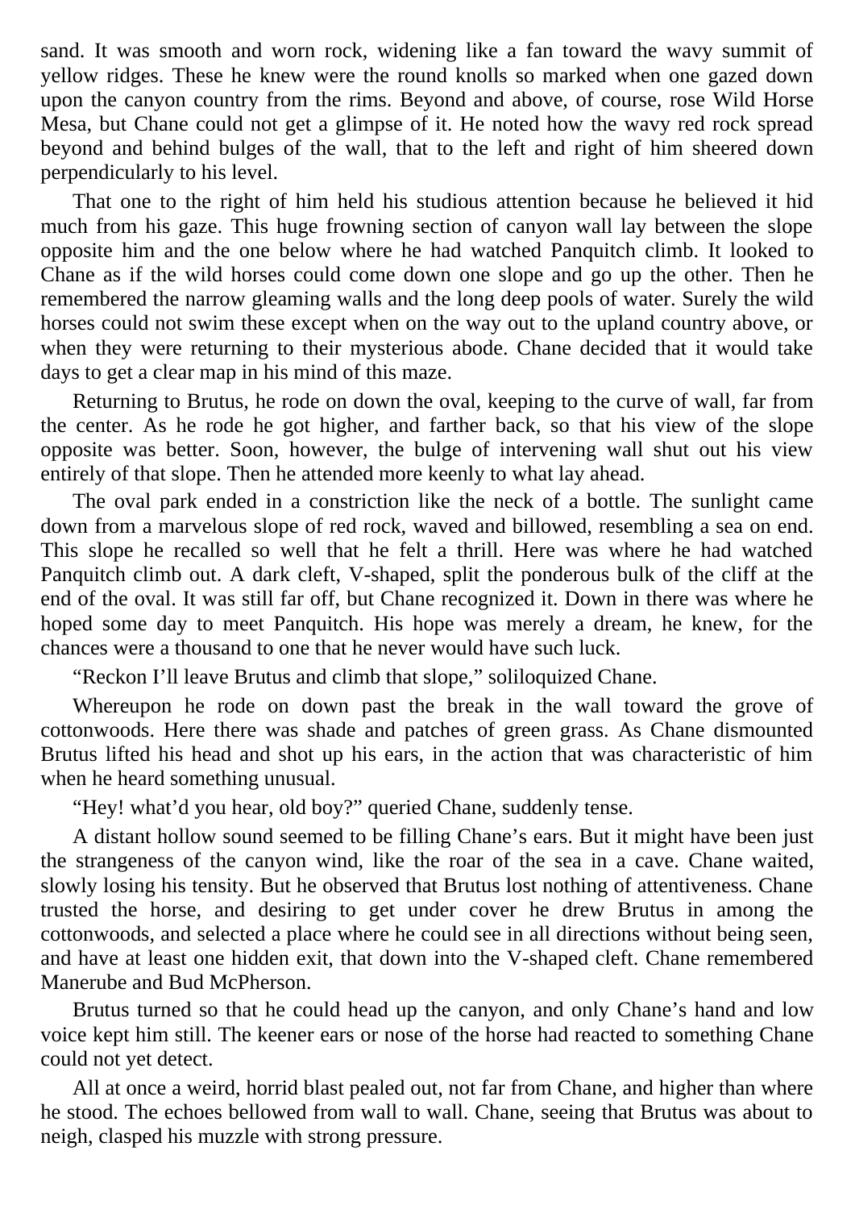sand. It was smooth and worn rock, widening like a fan toward the wavy summit of yellow ridges. These he knew were the round knolls so marked when one gazed down upon the canyon country from the rims. Beyond and above, of course, rose Wild Horse Mesa, but Chane could not get a glimpse of it. He noted how the wavy red rock spread beyond and behind bulges of the wall, that to the left and right of him sheered down perpendicularly to his level.

That one to the right of him held his studious attention because he believed it hid much from his gaze. This huge frowning section of canyon wall lay between the slope opposite him and the one below where he had watched Panquitch climb. It looked to Chane as if the wild horses could come down one slope and go up the other. Then he remembered the narrow gleaming walls and the long deep pools of water. Surely the wild horses could not swim these except when on the way out to the upland country above, or when they were returning to their mysterious abode. Chane decided that it would take days to get a clear map in his mind of this maze.

Returning to Brutus, he rode on down the oval, keeping to the curve of wall, far from the center. As he rode he got higher, and farther back, so that his view of the slope opposite was better. Soon, however, the bulge of intervening wall shut out his view entirely of that slope. Then he attended more keenly to what lay ahead.

The oval park ended in a constriction like the neck of a bottle. The sunlight came down from a marvelous slope of red rock, waved and billowed, resembling a sea on end. This slope he recalled so well that he felt a thrill. Here was where he had watched Panquitch climb out. A dark cleft, V-shaped, split the ponderous bulk of the cliff at the end of the oval. It was still far off, but Chane recognized it. Down in there was where he hoped some day to meet Panquitch. His hope was merely a dream, he knew, for the chances were a thousand to one that he never would have such luck.

"Reckon I'll leave Brutus and climb that slope," soliloquized Chane.

Whereupon he rode on down past the break in the wall toward the grove of cottonwoods. Here there was shade and patches of green grass. As Chane dismounted Brutus lifted his head and shot up his ears, in the action that was characteristic of him when he heard something unusual.

"Hey! what'd you hear, old boy?" queried Chane, suddenly tense.

A distant hollow sound seemed to be filling Chane's ears. But it might have been just the strangeness of the canyon wind, like the roar of the sea in a cave. Chane waited, slowly losing his tensity. But he observed that Brutus lost nothing of attentiveness. Chane trusted the horse, and desiring to get under cover he drew Brutus in among the cottonwoods, and selected a place where he could see in all directions without being seen, and have at least one hidden exit, that down into the V-shaped cleft. Chane remembered Manerube and Bud McPherson.

Brutus turned so that he could head up the canyon, and only Chane's hand and low voice kept him still. The keener ears or nose of the horse had reacted to something Chane could not yet detect.

All at once a weird, horrid blast pealed out, not far from Chane, and higher than where he stood. The echoes bellowed from wall to wall. Chane, seeing that Brutus was about to neigh, clasped his muzzle with strong pressure.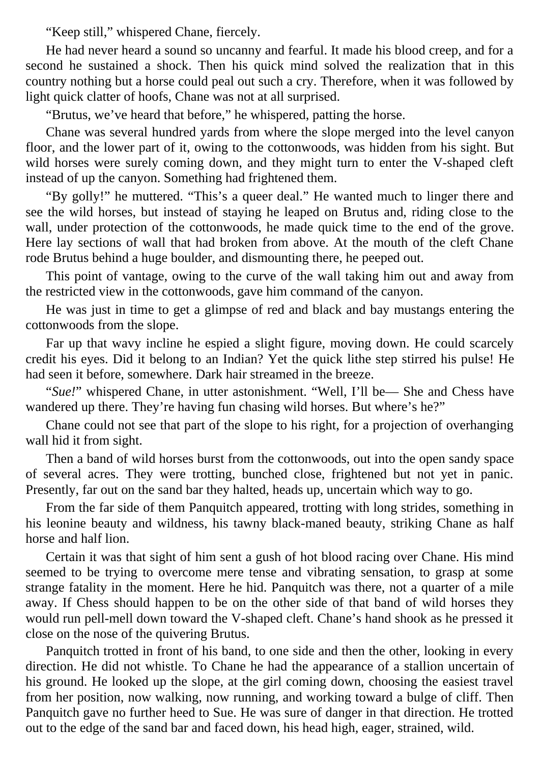"Keep still," whispered Chane, fiercely.

He had never heard a sound so uncanny and fearful. It made his blood creep, and for a second he sustained a shock. Then his quick mind solved the realization that in this country nothing but a horse could peal out such a cry. Therefore, when it was followed by light quick clatter of hoofs, Chane was not at all surprised.

"Brutus, we've heard that before," he whispered, patting the horse.

Chane was several hundred yards from where the slope merged into the level canyon floor, and the lower part of it, owing to the cottonwoods, was hidden from his sight. But wild horses were surely coming down, and they might turn to enter the V-shaped cleft instead of up the canyon. Something had frightened them.

"By golly!" he muttered. "This's a queer deal." He wanted much to linger there and see the wild horses, but instead of staying he leaped on Brutus and, riding close to the wall, under protection of the cottonwoods, he made quick time to the end of the grove. Here lay sections of wall that had broken from above. At the mouth of the cleft Chane rode Brutus behind a huge boulder, and dismounting there, he peeped out.

This point of vantage, owing to the curve of the wall taking him out and away from the restricted view in the cottonwoods, gave him command of the canyon.

He was just in time to get a glimpse of red and black and bay mustangs entering the cottonwoods from the slope.

Far up that wavy incline he espied a slight figure, moving down. He could scarcely credit his eyes. Did it belong to an Indian? Yet the quick lithe step stirred his pulse! He had seen it before, somewhere. Dark hair streamed in the breeze.

"*Sue!*" whispered Chane, in utter astonishment. "Well, I'll be— She and Chess have wandered up there. They're having fun chasing wild horses. But where's he?"

Chane could not see that part of the slope to his right, for a projection of overhanging wall hid it from sight.

Then a band of wild horses burst from the cottonwoods, out into the open sandy space of several acres. They were trotting, bunched close, frightened but not yet in panic. Presently, far out on the sand bar they halted, heads up, uncertain which way to go.

From the far side of them Panquitch appeared, trotting with long strides, something in his leonine beauty and wildness, his tawny black-maned beauty, striking Chane as half horse and half lion.

Certain it was that sight of him sent a gush of hot blood racing over Chane. His mind seemed to be trying to overcome mere tense and vibrating sensation, to grasp at some strange fatality in the moment. Here he hid. Panquitch was there, not a quarter of a mile away. If Chess should happen to be on the other side of that band of wild horses they would run pell-mell down toward the V-shaped cleft. Chane's hand shook as he pressed it close on the nose of the quivering Brutus.

Panquitch trotted in front of his band, to one side and then the other, looking in every direction. He did not whistle. To Chane he had the appearance of a stallion uncertain of his ground. He looked up the slope, at the girl coming down, choosing the easiest travel from her position, now walking, now running, and working toward a bulge of cliff. Then Panquitch gave no further heed to Sue. He was sure of danger in that direction. He trotted out to the edge of the sand bar and faced down, his head high, eager, strained, wild.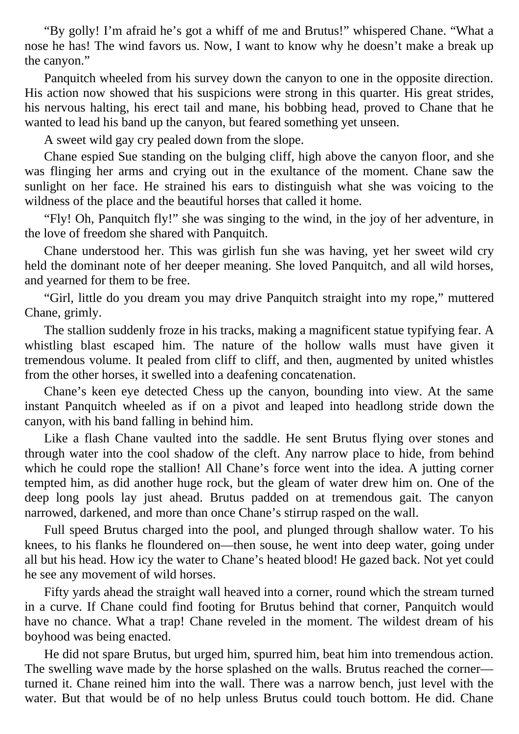"By golly! I'm afraid he's got a whiff of me and Brutus!" whispered Chane. "What a nose he has! The wind favors us. Now, I want to know why he doesn't make a break up the canyon."

Panquitch wheeled from his survey down the canyon to one in the opposite direction. His action now showed that his suspicions were strong in this quarter. His great strides, his nervous halting, his erect tail and mane, his bobbing head, proved to Chane that he wanted to lead his band up the canyon, but feared something yet unseen.

A sweet wild gay cry pealed down from the slope.

Chane espied Sue standing on the bulging cliff, high above the canyon floor, and she was flinging her arms and crying out in the exultance of the moment. Chane saw the sunlight on her face. He strained his ears to distinguish what she was voicing to the wildness of the place and the beautiful horses that called it home.

"Fly! Oh, Panquitch fly!" she was singing to the wind, in the joy of her adventure, in the love of freedom she shared with Panquitch.

Chane understood her. This was girlish fun she was having, yet her sweet wild cry held the dominant note of her deeper meaning. She loved Panquitch, and all wild horses, and yearned for them to be free.

"Girl, little do you dream you may drive Panquitch straight into my rope," muttered Chane, grimly.

The stallion suddenly froze in his tracks, making a magnificent statue typifying fear. A whistling blast escaped him. The nature of the hollow walls must have given it tremendous volume. It pealed from cliff to cliff, and then, augmented by united whistles from the other horses, it swelled into a deafening concatenation.

Chane's keen eye detected Chess up the canyon, bounding into view. At the same instant Panquitch wheeled as if on a pivot and leaped into headlong stride down the canyon, with his band falling in behind him.

Like a flash Chane vaulted into the saddle. He sent Brutus flying over stones and through water into the cool shadow of the cleft. Any narrow place to hide, from behind which he could rope the stallion! All Chane's force went into the idea. A jutting corner tempted him, as did another huge rock, but the gleam of water drew him on. One of the deep long pools lay just ahead. Brutus padded on at tremendous gait. The canyon narrowed, darkened, and more than once Chane's stirrup rasped on the wall.

Full speed Brutus charged into the pool, and plunged through shallow water. To his knees, to his flanks he floundered on—then souse, he went into deep water, going under all but his head. How icy the water to Chane's heated blood! He gazed back. Not yet could he see any movement of wild horses.

Fifty yards ahead the straight wall heaved into a corner, round which the stream turned in a curve. If Chane could find footing for Brutus behind that corner, Panquitch would have no chance. What a trap! Chane reveled in the moment. The wildest dream of his boyhood was being enacted.

He did not spare Brutus, but urged him, spurred him, beat him into tremendous action. The swelling wave made by the horse splashed on the walls. Brutus reached the corner—turned it. Chane reined him into the wall. There was a narrow bench, just level with the water. But that would be of no help unless Brutus could touch bottom. He did. Chane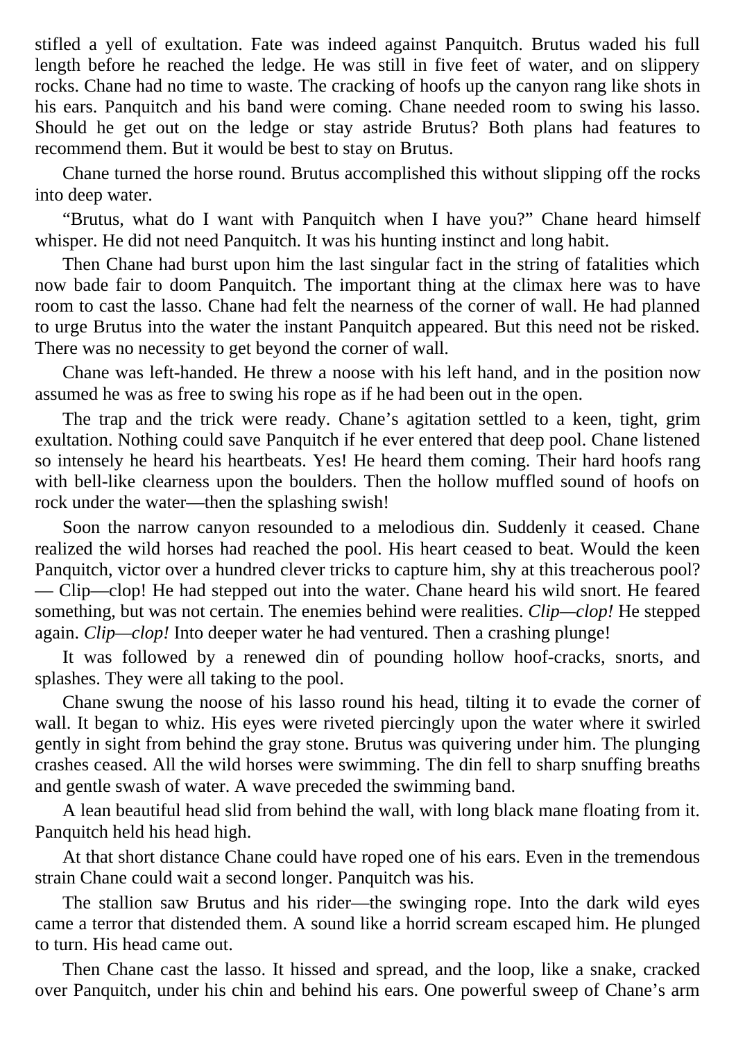stifled a yell of exultation. Fate was indeed against Panquitch. Brutus waded his full length before he reached the ledge. He was still in five feet of water, and on slippery rocks. Chane had no time to waste. The cracking of hoofs up the canyon rang like shots in his ears. Panquitch and his band were coming. Chane needed room to swing his lasso. Should he get out on the ledge or stay astride Brutus? Both plans had features to recommend them. But it would be best to stay on Brutus.

Chane turned the horse round. Brutus accomplished this without slipping off the rocks into deep water.

“Brutus, what do I want with Panquitch when I have you?” Chane heard himself whisper. He did not need Panquitch. It was his hunting instinct and long habit.

Then Chane had burst upon him the last singular fact in the string of fatalities which now bade fair to doom Panquitch. The important thing at the climax here was to have room to cast the lasso. Chane had felt the nearness of the corner of wall. He had planned to urge Brutus into the water the instant Panquitch appeared. But this need not be risked. There was no necessity to get beyond the corner of wall.

Chane was left-handed. He threw a noose with his left hand, and in the position now assumed he was as free to swing his rope as if he had been out in the open.

The trap and the trick were ready. Chane’s agitation settled to a keen, tight, grim exultation. Nothing could save Panquitch if he ever entered that deep pool. Chane listened so intensely he heard his heartbeats. Yes! He heard them coming. Their hard hoofs rang with bell-like clearness upon the boulders. Then the hollow muffled sound of hoofs on rock under the water—then the splashing swish!

Soon the narrow canyon resounded to a melodious din. Suddenly it ceased. Chane realized the wild horses had reached the pool. His heart ceased to beat. Would the keen Panquitch, victor over a hundred clever tricks to capture him, shy at this treacherous pool? — Clip—clop! He had stepped out into the water. Chane heard his wild snort. He feared something, but was not certain. The enemies behind were realities. *Clip—clop!* He stepped again. *Clip—clop!* Into deeper water he had ventured. Then a crashing plunge!

It was followed by a renewed din of pounding hollow hoof-cracks, snorts, and splashes. They were all taking to the pool.

Chane swung the noose of his lasso round his head, tilting it to evade the corner of wall. It began to whiz. His eyes were riveted piercingly upon the water where it swirled gently in sight from behind the gray stone. Brutus was quivering under him. The plunging crashes ceased. All the wild horses were swimming. The din fell to sharp snuffing breaths and gentle swash of water. A wave preceded the swimming band.

A lean beautiful head slid from behind the wall, with long black mane floating from it. Panquitch held his head high.

At that short distance Chane could have roped one of his ears. Even in the tremendous strain Chane could wait a second longer. Panquitch was his.

The stallion saw Brutus and his rider—the swinging rope. Into the dark wild eyes came a terror that distended them. A sound like a horrid scream escaped him. He plunged to turn. His head came out.

Then Chane cast the lasso. It hissed and spread, and the loop, like a snake, cracked over Panquitch, under his chin and behind his ears. One powerful sweep of Chane’s arm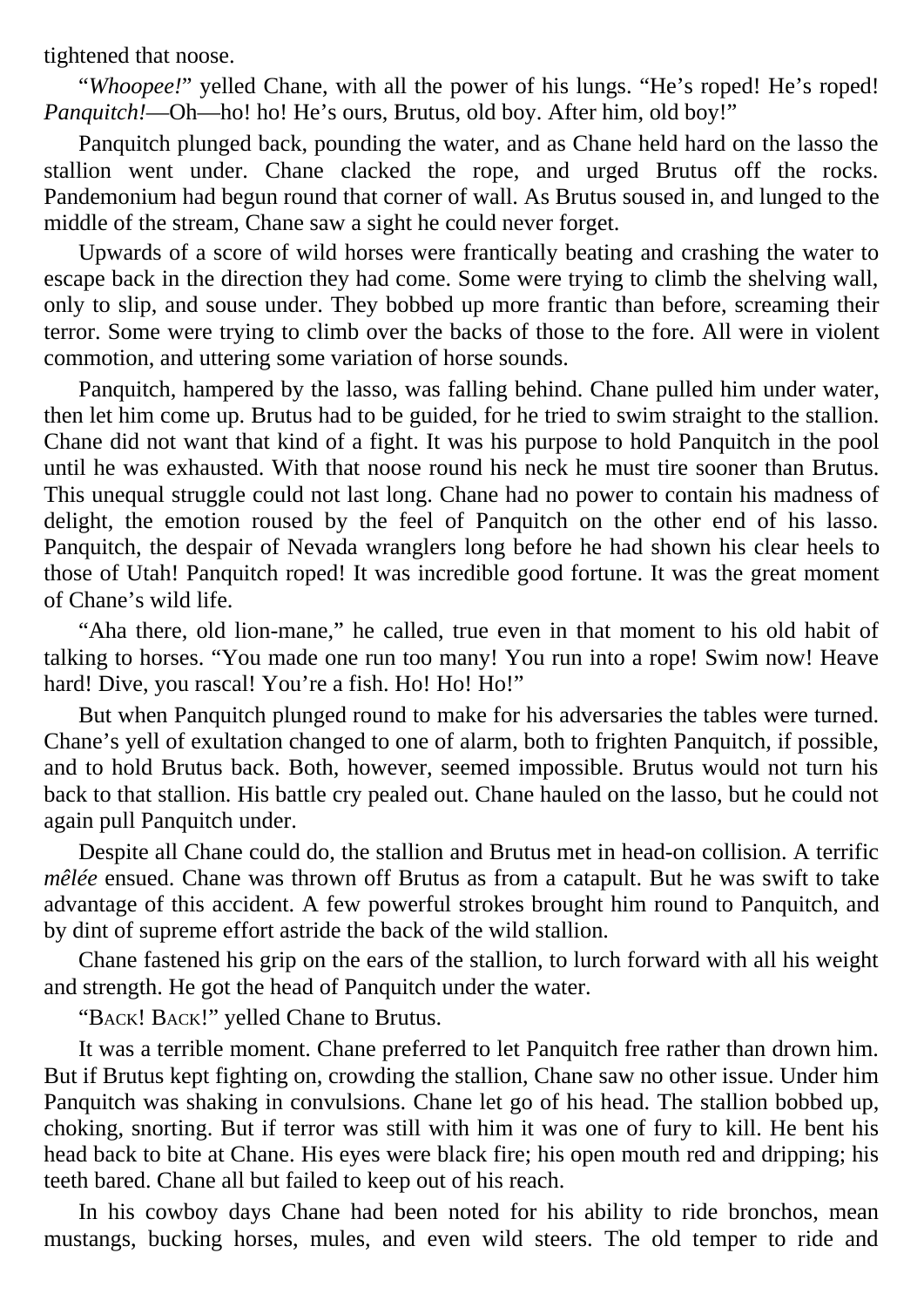tightened that noose.

“*Whoopee!*” yelled Chane, with all the power of his lungs. “He’s roped! He’s roped! *Panquitch!*—Oh—ho! ho! He’s ours, Brutus, old boy. After him, old boy!”

Panquitch plunged back, pounding the water, and as Chane held hard on the lasso the stallion went under. Chane clacked the rope, and urged Brutus off the rocks. Pandemonium had begun round that corner of wall. As Brutus soused in, and lunged to the middle of the stream, Chane saw a sight he could never forget.

Upwards of a score of wild horses were frantically beating and crashing the water to escape back in the direction they had come. Some were trying to climb the shelving wall, only to slip, and souse under. They bobbed up more frantic than before, screaming their terror. Some were trying to climb over the backs of those to the fore. All were in violent commotion, and uttering some variation of horse sounds.

Panquitch, hampered by the lasso, was falling behind. Chane pulled him under water, then let him come up. Brutus had to be guided, for he tried to swim straight to the stallion. Chane did not want that kind of a fight. It was his purpose to hold Panquitch in the pool until he was exhausted. With that noose round his neck he must tire sooner than Brutus. This unequal struggle could not last long. Chane had no power to contain his madness of delight, the emotion roused by the feel of Panquitch on the other end of his lasso. Panquitch, the despair of Nevada wranglers long before he had shown his clear heels to those of Utah! Panquitch roped! It was incredible good fortune. It was the great moment of Chane’s wild life.

“Aha there, old lion-mane,” he called, true even in that moment to his old habit of talking to horses. “You made one run too many! You run into a rope! Swim now! Heave hard! Dive, you rascal! You’re a fish. Ho! Ho! Ho!”

But when Panquitch plunged round to make for his adversaries the tables were turned. Chane’s yell of exultation changed to one of alarm, both to frighten Panquitch, if possible, and to hold Brutus back. Both, however, seemed impossible. Brutus would not turn his back to that stallion. His battle cry pealed out. Chane hauled on the lasso, but he could not again pull Panquitch under.

Despite all Chane could do, the stallion and Brutus met in head-on collision. A terrific *mêlée* ensued. Chane was thrown off Brutus as from a catapult. But he was swift to take advantage of this accident. A few powerful strokes brought him round to Panquitch, and by dint of supreme effort astride the back of the wild stallion.

Chane fastened his grip on the ears of the stallion, to lurch forward with all his weight and strength. He got the head of Panquitch under the water.

“BACK! BACK!” yelled Chane to Brutus.

It was a terrible moment. Chane preferred to let Panquitch free rather than drown him. But if Brutus kept fighting on, crowding the stallion, Chane saw no other issue. Under him Panquitch was shaking in convulsions. Chane let go of his head. The stallion bobbed up, choking, snorting. But if terror was still with him it was one of fury to kill. He bent his head back to bite at Chane. His eyes were black fire; his open mouth red and dripping; his teeth bared. Chane all but failed to keep out of his reach.

In his cowboy days Chane had been noted for his ability to ride bronchos, mean mustangs, bucking horses, mules, and even wild steers. The old temper to ride and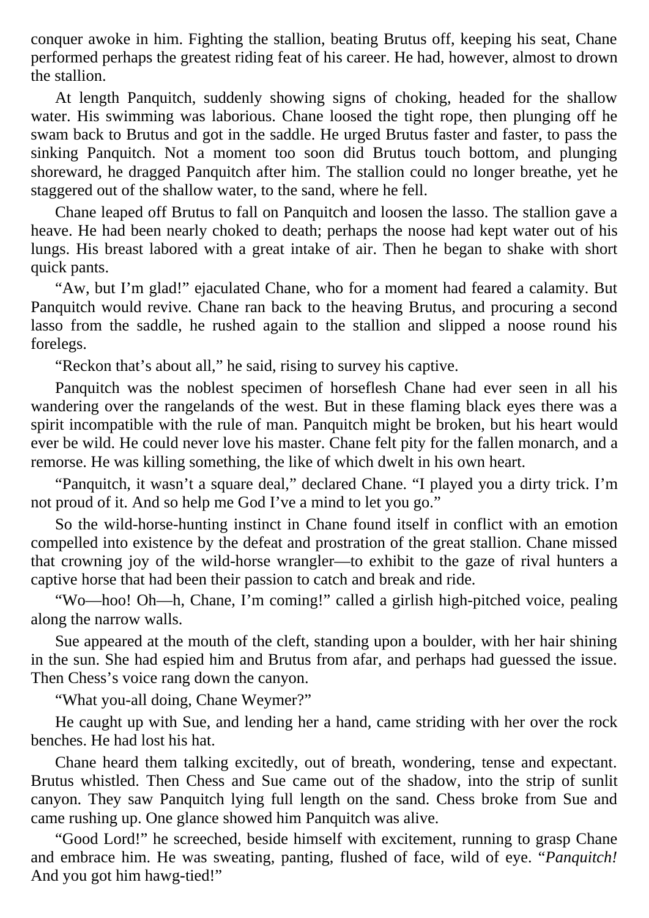conquer awoke in him. Fighting the stallion, beating Brutus off, keeping his seat, Chane performed perhaps the greatest riding feat of his career. He had, however, almost to drown the stallion.

At length Panquitch, suddenly showing signs of choking, headed for the shallow water. His swimming was laborious. Chane loosed the tight rope, then plunging off he swam back to Brutus and got in the saddle. He urged Brutus faster and faster, to pass the sinking Panquitch. Not a moment too soon did Brutus touch bottom, and plunging shoreward, he dragged Panquitch after him. The stallion could no longer breathe, yet he staggered out of the shallow water, to the sand, where he fell.

Chane leaped off Brutus to fall on Panquitch and loosen the lasso. The stallion gave a heave. He had been nearly choked to death; perhaps the noose had kept water out of his lungs. His breast labored with a great intake of air. Then he began to shake with short quick pants.

"Aw, but I'm glad!" ejaculated Chane, who for a moment had feared a calamity. But Panquitch would revive. Chane ran back to the heaving Brutus, and procuring a second lasso from the saddle, he rushed again to the stallion and slipped a noose round his forelegs.

"Reckon that's about all," he said, rising to survey his captive.

Panquitch was the noblest specimen of horseflesh Chane had ever seen in all his wandering over the rangelands of the west. But in these flaming black eyes there was a spirit incompatible with the rule of man. Panquitch might be broken, but his heart would ever be wild. He could never love his master. Chane felt pity for the fallen monarch, and a remorse. He was killing something, the like of which dwelt in his own heart.

"Panquitch, it wasn't a square deal," declared Chane. "I played you a dirty trick. I'm not proud of it. And so help me God I've a mind to let you go."

So the wild-horse-hunting instinct in Chane found itself in conflict with an emotion compelled into existence by the defeat and prostration of the great stallion. Chane missed that crowning joy of the wild-horse wrangler—to exhibit to the gaze of rival hunters a captive horse that had been their passion to catch and break and ride.

"Wo—hoo! Oh—h, Chane, I'm coming!" called a girlish high-pitched voice, pealing along the narrow walls.

Sue appeared at the mouth of the cleft, standing upon a boulder, with her hair shining in the sun. She had espied him and Brutus from afar, and perhaps had guessed the issue. Then Chess's voice rang down the canyon.

"What you-all doing, Chane Weymer?"

He caught up with Sue, and lending her a hand, came striding with her over the rock benches. He had lost his hat.

Chane heard them talking excitedly, out of breath, wondering, tense and expectant. Brutus whistled. Then Chess and Sue came out of the shadow, into the strip of sunlit canyon. They saw Panquitch lying full length on the sand. Chess broke from Sue and came rushing up. One glance showed him Panquitch was alive.

"Good Lord!" he screeched, beside himself with excitement, running to grasp Chane and embrace him. He was sweating, panting, flushed of face, wild of eye. "*Panquitch!* And you got him hawg-tied!"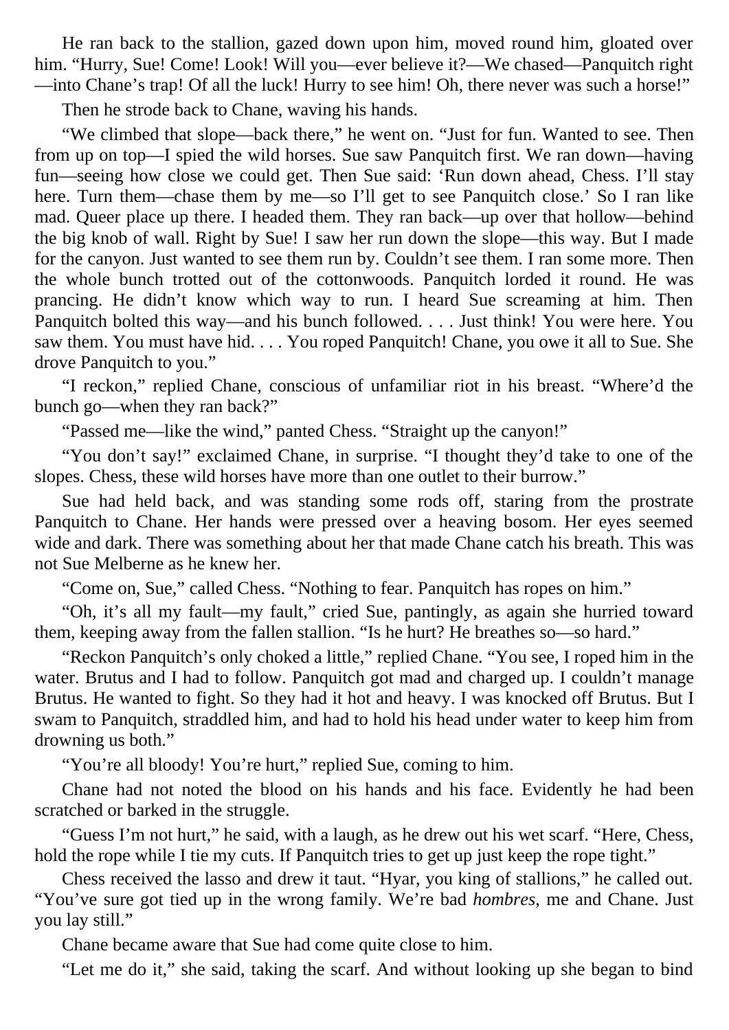He ran back to the stallion, gazed down upon him, moved round him, gloated over him. "Hurry, Sue! Come! Look! Will you—ever believe it?—We chased—Panquitch right—into Chane's trap! Of all the luck! Hurry to see him! Oh, there never was such a horse!"

Then he strode back to Chane, waving his hands.

"We climbed that slope—back there," he went on. "Just for fun. Wanted to see. Then from up on top—I spied the wild horses. Sue saw Panquitch first. We ran down—having fun—seeing how close we could get. Then Sue said: 'Run down ahead, Chess. I'll stay here. Turn them—chase them by me—so I'll get to see Panquitch close.' So I ran like mad. Queer place up there. I headed them. They ran back—up over that hollow—behind the big knob of wall. Right by Sue! I saw her run down the slope—this way. But I made for the canyon. Just wanted to see them run by. Couldn't see them. I ran some more. Then the whole bunch trotted out of the cottonwoods. Panquitch lorded it round. He was prancing. He didn't know which way to run. I heard Sue screaming at him. Then Panquitch bolted this way—and his bunch followed. . . . Just think! You were here. You saw them. You must have hid. . . . You roped Panquitch! Chane, you owe it all to Sue. She drove Panquitch to you."

"I reckon," replied Chane, conscious of unfamiliar riot in his breast. "Where'd the bunch go—when they ran back?"

"Passed me—like the wind," panted Chess. "Straight up the canyon!"

"You don't say!" exclaimed Chane, in surprise. "I thought they'd take to one of the slopes. Chess, these wild horses have more than one outlet to their burrow."

Sue had held back, and was standing some rods off, staring from the prostrate Panquitch to Chane. Her hands were pressed over a heaving bosom. Her eyes seemed wide and dark. There was something about her that made Chane catch his breath. This was not Sue Melberne as he knew her.

"Come on, Sue," called Chess. "Nothing to fear. Panquitch has ropes on him."

"Oh, it's all my fault—my fault," cried Sue, pantingly, as again she hurried toward them, keeping away from the fallen stallion. "Is he hurt? He breathes so—so hard."

"Reckon Panquitch's only choked a little," replied Chane. "You see, I roped him in the water. Brutus and I had to follow. Panquitch got mad and charged up. I couldn't manage Brutus. He wanted to fight. So they had it hot and heavy. I was knocked off Brutus. But I swam to Panquitch, straddled him, and had to hold his head under water to keep him from drowning us both."

"You're all bloody! You're hurt," replied Sue, coming to him.

Chane had not noted the blood on his hands and his face. Evidently he had been scratched or barked in the struggle.

"Guess I'm not hurt," he said, with a laugh, as he drew out his wet scarf. "Here, Chess, hold the rope while I tie my cuts. If Panquitch tries to get up just keep the rope tight."

Chess received the lasso and drew it taut. "Hyar, you king of stallions," he called out. "You've sure got tied up in the wrong family. We're bad *hombres*, me and Chane. Just you lay still."

Chane became aware that Sue had come quite close to him.

"Let me do it," she said, taking the scarf. And without looking up she began to bind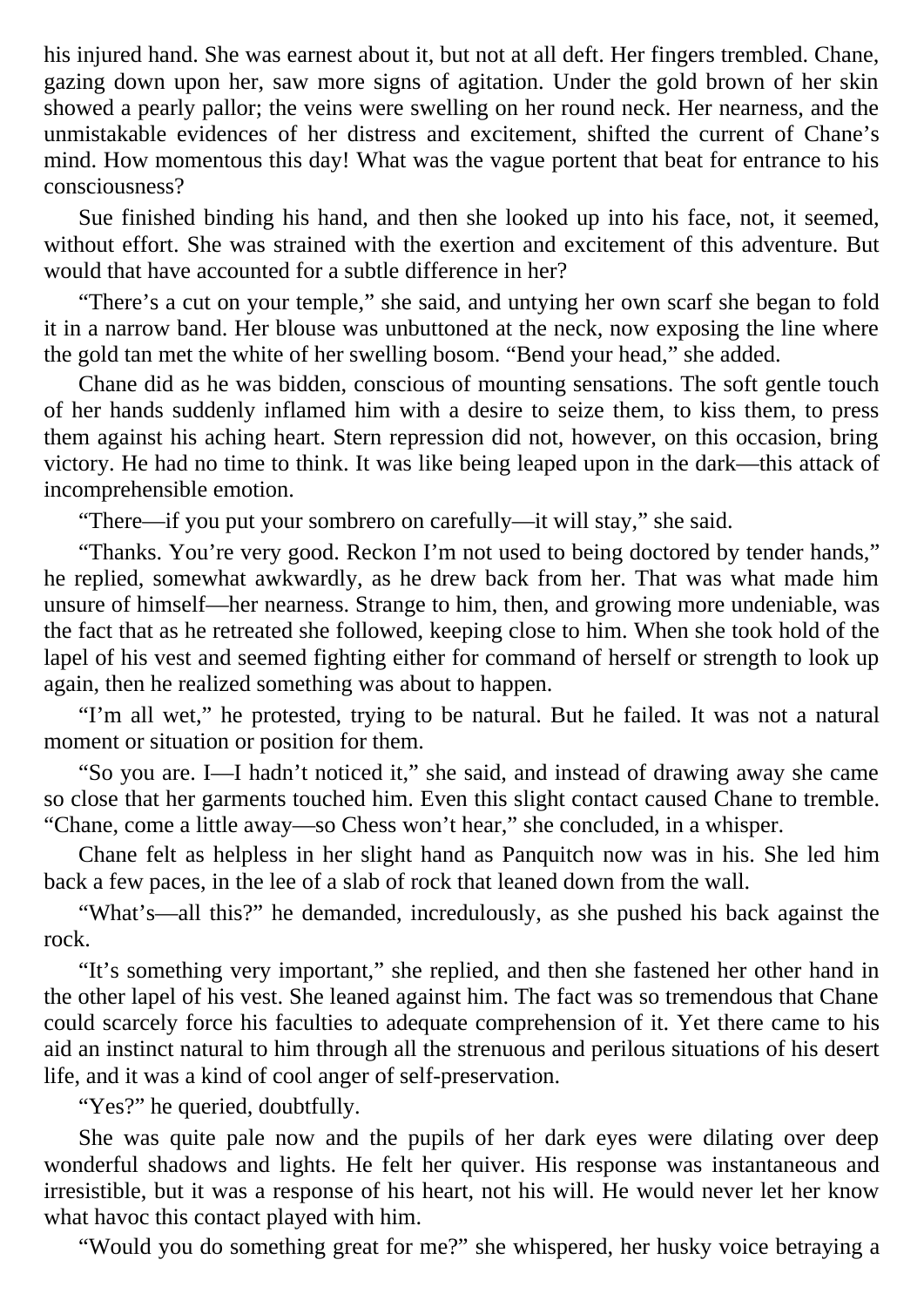his injured hand. She was earnest about it, but not at all deft. Her fingers trembled. Chane, gazing down upon her, saw more signs of agitation. Under the gold brown of her skin showed a pearly pallor; the veins were swelling on her round neck. Her nearness, and the unmistakable evidences of her distress and excitement, shifted the current of Chane's mind. How momentous this day! What was the vague portent that beat for entrance to his consciousness?

Sue finished binding his hand, and then she looked up into his face, not, it seemed, without effort. She was strained with the exertion and excitement of this adventure. But would that have accounted for a subtle difference in her?

"There's a cut on your temple," she said, and untying her own scarf she began to fold it in a narrow band. Her blouse was unbuttoned at the neck, now exposing the line where the gold tan met the white of her swelling bosom. "Bend your head," she added.

Chane did as he was bidden, conscious of mounting sensations. The soft gentle touch of her hands suddenly inflamed him with a desire to seize them, to kiss them, to press them against his aching heart. Stern repression did not, however, on this occasion, bring victory. He had no time to think. It was like being leaped upon in the dark—this attack of incomprehensible emotion.

"There—if you put your sombrero on carefully—it will stay," she said.

"Thanks. You're very good. Reckon I'm not used to being doctored by tender hands," he replied, somewhat awkwardly, as he drew back from her. That was what made him unsure of himself—her nearness. Strange to him, then, and growing more undeniable, was the fact that as he retreated she followed, keeping close to him. When she took hold of the lapel of his vest and seemed fighting either for command of herself or strength to look up again, then he realized something was about to happen.

"I'm all wet," he protested, trying to be natural. But he failed. It was not a natural moment or situation or position for them.

"So you are. I—I hadn't noticed it," she said, and instead of drawing away she came so close that her garments touched him. Even this slight contact caused Chane to tremble. "Chane, come a little away—so Chess won't hear," she concluded, in a whisper.

Chane felt as helpless in her slight hand as Panquitch now was in his. She led him back a few paces, in the lee of a slab of rock that leaned down from the wall.

"What's—all this?" he demanded, incredulously, as she pushed his back against the rock.

"It's something very important," she replied, and then she fastened her other hand in the other lapel of his vest. She leaned against him. The fact was so tremendous that Chane could scarcely force his faculties to adequate comprehension of it. Yet there came to his aid an instinct natural to him through all the strenuous and perilous situations of his desert life, and it was a kind of cool anger of self-preservation.

"Yes?" he queried, doubtfully.

She was quite pale now and the pupils of her dark eyes were dilating over deep wonderful shadows and lights. He felt her quiver. His response was instantaneous and irresistible, but it was a response of his heart, not his will. He would never let her know what havoc this contact played with him.

"Would you do something great for me?" she whispered, her husky voice betraying a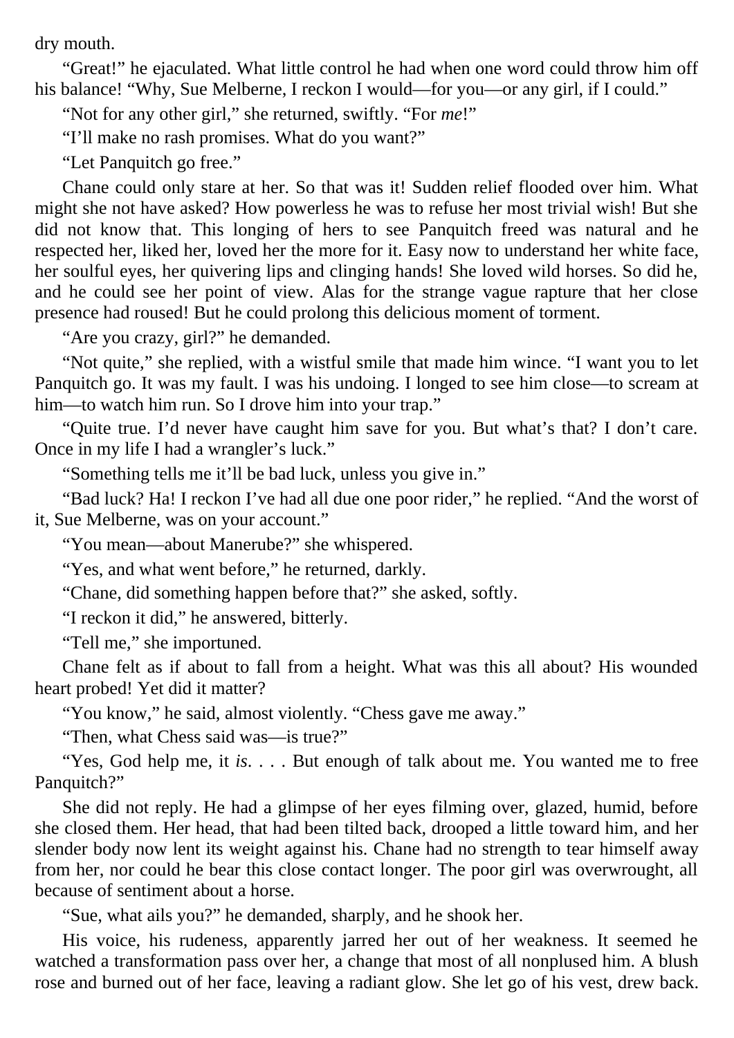dry mouth.

"Great!" he ejaculated. What little control he had when one word could throw him off his balance! "Why, Sue Melberne, I reckon I would—for you—or any girl, if I could."

"Not for any other girl," she returned, swiftly. "For *me*!"

"I'll make no rash promises. What do you want?"

"Let Panquitch go free."

Chane could only stare at her. So that was it! Sudden relief flooded over him. What might she not have asked? How powerless he was to refuse her most trivial wish! But she did not know that. This longing of hers to see Panquitch freed was natural and he respected her, liked her, loved her the more for it. Easy now to understand her white face, her soulful eyes, her quivering lips and clinging hands! She loved wild horses. So did he, and he could see her point of view. Alas for the strange vague rapture that her close presence had roused! But he could prolong this delicious moment of torment.

"Are you crazy, girl?" he demanded.

"Not quite," she replied, with a wistful smile that made him wince. "I want you to let Panquitch go. It was my fault. I was his undoing. I longed to see him close—to scream at him—to watch him run. So I drove him into your trap."

"Quite true. I'd never have caught him save for you. But what's that? I don't care. Once in my life I had a wrangler's luck."

"Something tells me it'll be bad luck, unless you give in."

"Bad luck? Ha! I reckon I've had all due one poor rider," he replied. "And the worst of it, Sue Melberne, was on your account."

"You mean—about Manerube?" she whispered.

"Yes, and what went before," he returned, darkly.

"Chane, did something happen before that?" she asked, softly.

"I reckon it did," he answered, bitterly.

"Tell me," she importuned.

Chane felt as if about to fall from a height. What was this all about? His wounded heart probed! Yet did it matter?

"You know," he said, almost violently. "Chess gave me away."

"Then, what Chess said was—is true?"

"Yes, God help me, it *is*. . . . But enough of talk about me. You wanted me to free Panquitch?"

She did not reply. He had a glimpse of her eyes filming over, glazed, humid, before she closed them. Her head, that had been tilted back, drooped a little toward him, and her slender body now lent its weight against his. Chane had no strength to tear himself away from her, nor could he bear this close contact longer. The poor girl was overwrought, all because of sentiment about a horse.

"Sue, what ails you?" he demanded, sharply, and he shook her.

His voice, his rudeness, apparently jarred her out of her weakness. It seemed he watched a transformation pass over her, a change that most of all nonplused him. A blush rose and burned out of her face, leaving a radiant glow. She let go of his vest, drew back.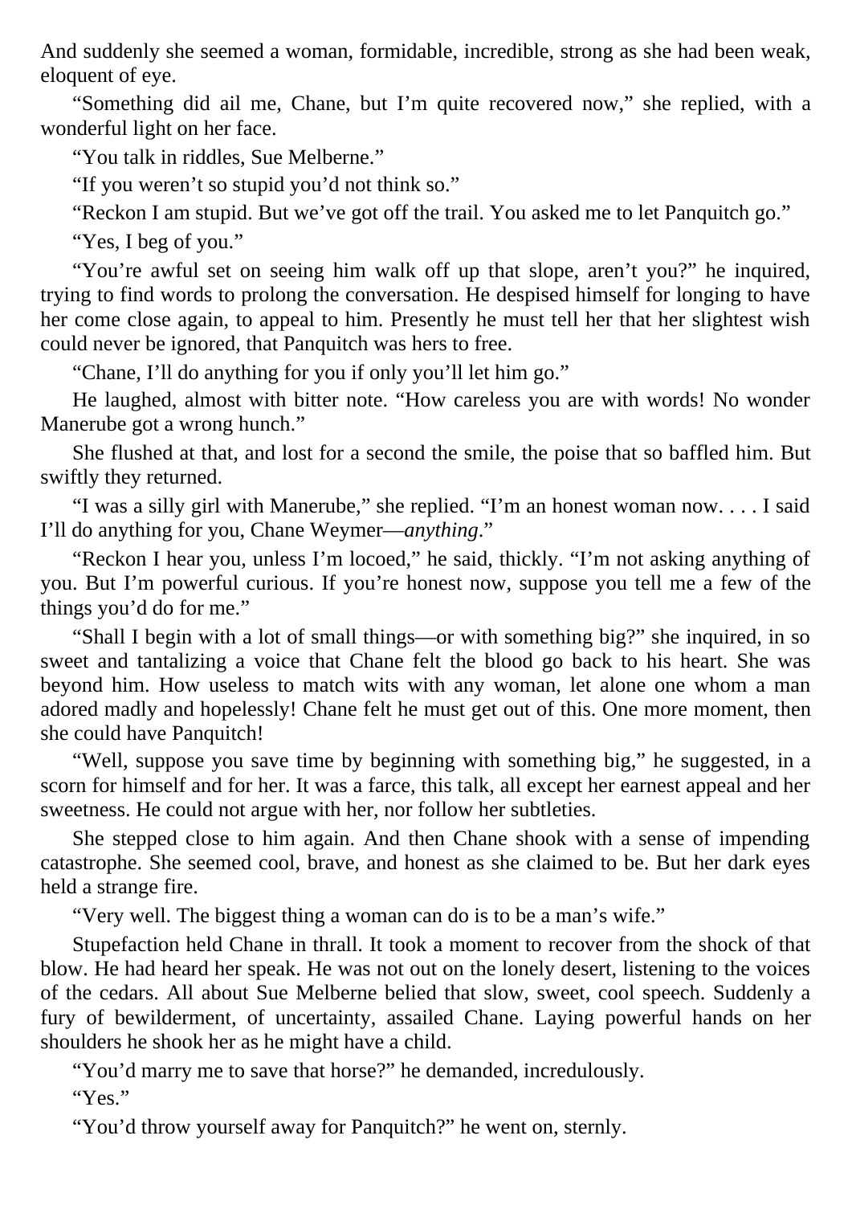And suddenly she seemed a woman, formidable, incredible, strong as she had been weak, eloquent of eye.

"Something did ail me, Chane, but I'm quite recovered now," she replied, with a wonderful light on her face.

"You talk in riddles, Sue Melberne."

"If you weren't so stupid you'd not think so."

"Reckon I am stupid. But we've got off the trail. You asked me to let Panquitch go."

"Yes, I beg of you."

"You're awful set on seeing him walk off up that slope, aren't you?" he inquired, trying to find words to prolong the conversation. He despised himself for longing to have her come close again, to appeal to him. Presently he must tell her that her slightest wish could never be ignored, that Panquitch was hers to free.

"Chane, I'll do anything for you if only you'll let him go."

He laughed, almost with bitter note. "How careless you are with words! No wonder Manerube got a wrong hunch."

She flushed at that, and lost for a second the smile, the poise that so baffled him. But swiftly they returned.

"I was a silly girl with Manerube," she replied. "I'm an honest woman now. . . . I said I'll do anything for you, Chane Weymer—*anything*."

"Reckon I hear you, unless I'm locoed," he said, thickly. "I'm not asking anything of you. But I'm powerful curious. If you're honest now, suppose you tell me a few of the things you'd do for me."

"Shall I begin with a lot of small things—or with something big?" she inquired, in so sweet and tantalizing a voice that Chane felt the blood go back to his heart. She was beyond him. How useless to match wits with any woman, let alone one whom a man adored madly and hopelessly! Chane felt he must get out of this. One more moment, then she could have Panquitch!

"Well, suppose you save time by beginning with something big," he suggested, in a scorn for himself and for her. It was a farce, this talk, all except her earnest appeal and her sweetness. He could not argue with her, nor follow her subtleties.

She stepped close to him again. And then Chane shook with a sense of impending catastrophe. She seemed cool, brave, and honest as she claimed to be. But her dark eyes held a strange fire.

"Very well. The biggest thing a woman can do is to be a man's wife."

Stupefaction held Chane in thrall. It took a moment to recover from the shock of that blow. He had heard her speak. He was not out on the lonely desert, listening to the voices of the cedars. All about Sue Melberne belied that slow, sweet, cool speech. Suddenly a fury of bewilderment, of uncertainty, assailed Chane. Laying powerful hands on her shoulders he shook her as he might have a child.

"You'd marry me to save that horse?" he demanded, incredulously.

"Yes."

"You'd throw yourself away for Panquitch?" he went on, sternly.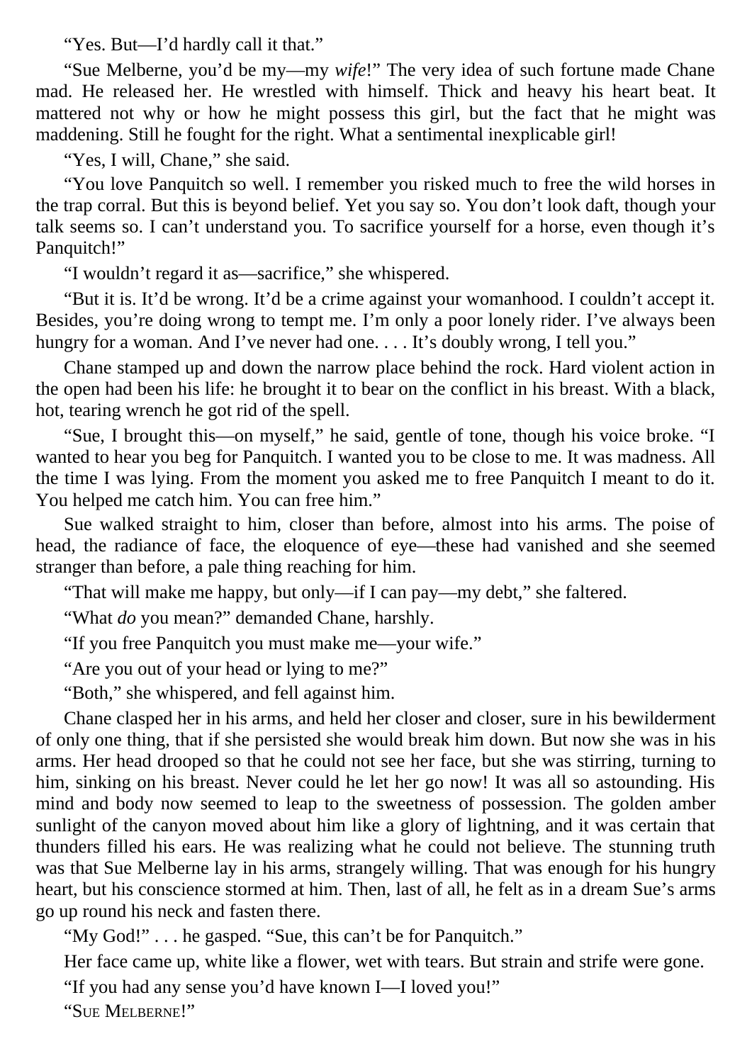"Yes. But—I'd hardly call it that."

"Sue Melberne, you'd be my—my *wife*!" The very idea of such fortune made Chane mad. He released her. He wrestled with himself. Thick and heavy his heart beat. It mattered not why or how he might possess this girl, but the fact that he might was maddening. Still he fought for the right. What a sentimental inexplicable girl!

"Yes, I will, Chane," she said.

"You love Panquitch so well. I remember you risked much to free the wild horses in the trap corral. But this is beyond belief. Yet you say so. You don't look daft, though your talk seems so. I can't understand you. To sacrifice yourself for a horse, even though it's Panquitch!"

"I wouldn't regard it as—sacrifice," she whispered.

"But it is. It'd be wrong. It'd be a crime against your womanhood. I couldn't accept it. Besides, you're doing wrong to tempt me. I'm only a poor lonely rider. I've always been hungry for a woman. And I've never had one. . . . It's doubly wrong, I tell you."

Chane stamped up and down the narrow place behind the rock. Hard violent action in the open had been his life: he brought it to bear on the conflict in his breast. With a black, hot, tearing wrench he got rid of the spell.

"Sue, I brought this—on myself," he said, gentle of tone, though his voice broke. "I wanted to hear you beg for Panquitch. I wanted you to be close to me. It was madness. All the time I was lying. From the moment you asked me to free Panquitch I meant to do it. You helped me catch him. You can free him."

Sue walked straight to him, closer than before, almost into his arms. The poise of head, the radiance of face, the eloquence of eye—these had vanished and she seemed stranger than before, a pale thing reaching for him.

"That will make me happy, but only—if I can pay—my debt," she faltered.

"What *do* you mean?" demanded Chane, harshly.

"If you free Panquitch you must make me—your wife."

"Are you out of your head or lying to me?"

"Both," she whispered, and fell against him.

Chane clasped her in his arms, and held her closer and closer, sure in his bewilderment of only one thing, that if she persisted she would break him down. But now she was in his arms. Her head drooped so that he could not see her face, but she was stirring, turning to him, sinking on his breast. Never could he let her go now! It was all so astounding. His mind and body now seemed to leap to the sweetness of possession. The golden amber sunlight of the canyon moved about him like a glory of lightning, and it was certain that thunders filled his ears. He was realizing what he could not believe. The stunning truth was that Sue Melberne lay in his arms, strangely willing. That was enough for his hungry heart, but his conscience stormed at him. Then, last of all, he felt as in a dream Sue's arms go up round his neck and fasten there.

"My God!" . . . he gasped. "Sue, this can't be for Panquitch."

Her face came up, white like a flower, wet with tears. But strain and strife were gone.

"If you had any sense you'd have known I—I loved you!"

"SUE MELBERNE!"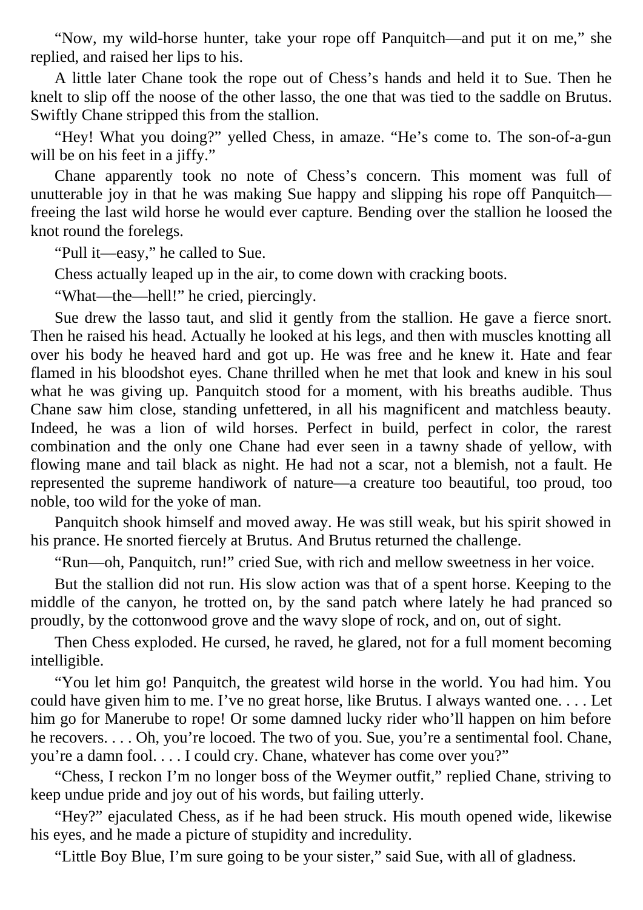"Now, my wild-horse hunter, take your rope off Panquitch—and put it on me," she replied, and raised her lips to his.

A little later Chane took the rope out of Chess's hands and held it to Sue. Then he knelt to slip off the noose of the other lasso, the one that was tied to the saddle on Brutus. Swiftly Chane stripped this from the stallion.

"Hey! What you doing?" yelled Chess, in amaze. "He's come to. The son-of-a-gun will be on his feet in a jiffy."

Chane apparently took no note of Chess's concern. This moment was full of unutterable joy in that he was making Sue happy and slipping his rope off Panquitch—freeing the last wild horse he would ever capture. Bending over the stallion he loosed the knot round the forelegs.

"Pull it—easy," he called to Sue.

Chess actually leaped up in the air, to come down with cracking boots.

"What—the—hell!" he cried, piercingly.

Sue drew the lasso taut, and slid it gently from the stallion. He gave a fierce snort. Then he raised his head. Actually he looked at his legs, and then with muscles knotting all over his body he heaved hard and got up. He was free and he knew it. Hate and fear flamed in his bloodshot eyes. Chane thrilled when he met that look and knew in his soul what he was giving up. Panquitch stood for a moment, with his breaths audible. Thus Chane saw him close, standing unfettered, in all his magnificent and matchless beauty. Indeed, he was a lion of wild horses. Perfect in build, perfect in color, the rarest combination and the only one Chane had ever seen in a tawny shade of yellow, with flowing mane and tail black as night. He had not a scar, not a blemish, not a fault. He represented the supreme handiwork of nature—a creature too beautiful, too proud, too noble, too wild for the yoke of man.

Panquitch shook himself and moved away. He was still weak, but his spirit showed in his prance. He snorted fiercely at Brutus. And Brutus returned the challenge.

"Run—oh, Panquitch, run!" cried Sue, with rich and mellow sweetness in her voice.

But the stallion did not run. His slow action was that of a spent horse. Keeping to the middle of the canyon, he trotted on, by the sand patch where lately he had pranced so proudly, by the cottonwood grove and the wavy slope of rock, and on, out of sight.

Then Chess exploded. He cursed, he raved, he glared, not for a full moment becoming intelligible.

"You let him go! Panquitch, the greatest wild horse in the world. You had him. You could have given him to me. I've no great horse, like Brutus. I always wanted one. . . . Let him go for Manerube to rope! Or some damned lucky rider who'll happen on him before he recovers. . . . Oh, you're locoed. The two of you. Sue, you're a sentimental fool. Chane, you're a damn fool. . . . I could cry. Chane, whatever has come over you?"

"Chess, I reckon I'm no longer boss of the Weymer outfit," replied Chane, striving to keep undue pride and joy out of his words, but failing utterly.

"Hey?" ejaculated Chess, as if he had been struck. His mouth opened wide, likewise his eyes, and he made a picture of stupidity and incredulity.

"Little Boy Blue, I'm sure going to be your sister," said Sue, with all of gladness.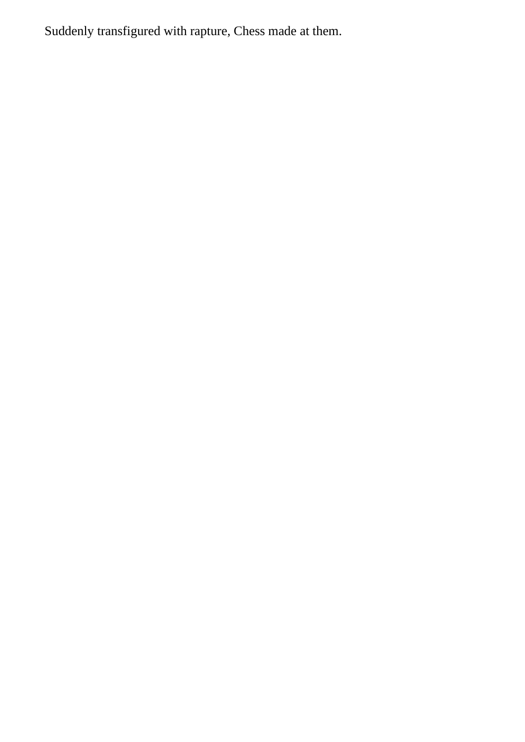Suddenly transfigured with rapture, Chess made at them.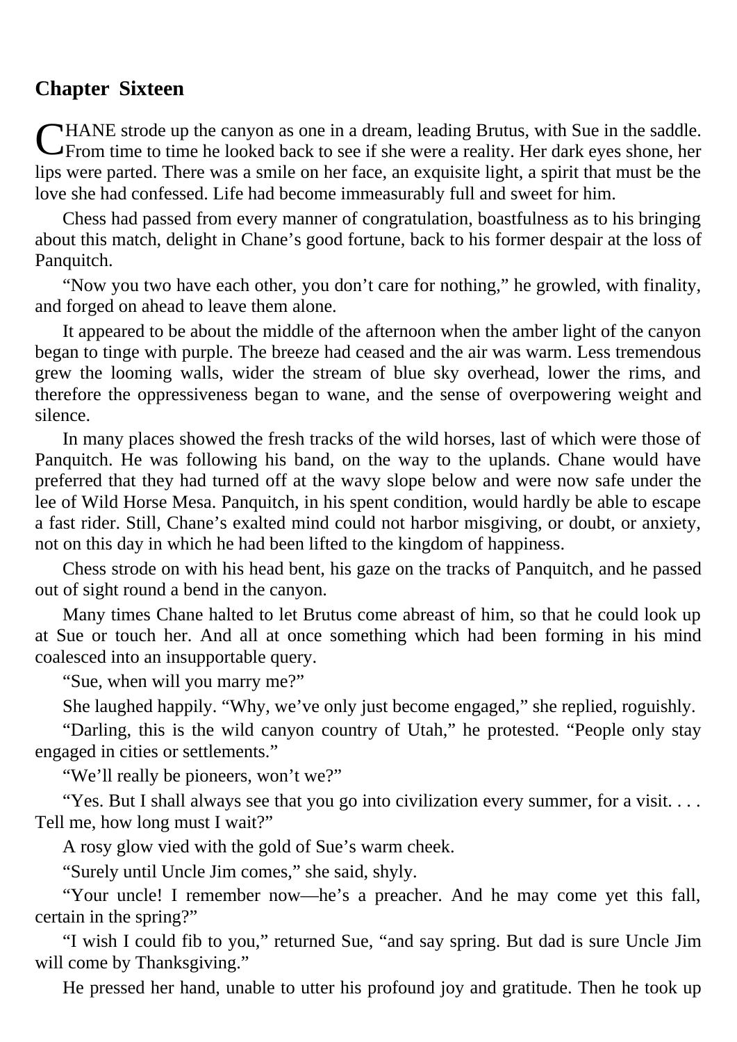## Chapter Sixteen

CHANE strode up the canyon as one in a dream, leading Brutus, with Sue in the saddle. From time to time he looked back to see if she were a reality. Her dark eyes shone, her lips were parted. There was a smile on her face, an exquisite light, a spirit that must be the love she had confessed. Life had become immeasurably full and sweet for him.

Chess had passed from every manner of congratulation, boastfulness as to his bringing about this match, delight in Chane's good fortune, back to his former despair at the loss of Panquitch.

"Now you two have each other, you don't care for nothing," he growled, with finality, and forged on ahead to leave them alone.

It appeared to be about the middle of the afternoon when the amber light of the canyon began to tinge with purple. The breeze had ceased and the air was warm. Less tremendous grew the looming walls, wider the stream of blue sky overhead, lower the rims, and therefore the oppressiveness began to wane, and the sense of overpowering weight and silence.

In many places showed the fresh tracks of the wild horses, last of which were those of Panquitch. He was following his band, on the way to the uplands. Chane would have preferred that they had turned off at the wavy slope below and were now safe under the lee of Wild Horse Mesa. Panquitch, in his spent condition, would hardly be able to escape a fast rider. Still, Chane's exalted mind could not harbor misgiving, or doubt, or anxiety, not on this day in which he had been lifted to the kingdom of happiness.

Chess strode on with his head bent, his gaze on the tracks of Panquitch, and he passed out of sight round a bend in the canyon.

Many times Chane halted to let Brutus come abreast of him, so that he could look up at Sue or touch her. And all at once something which had been forming in his mind coalesced into an insupportable query.

"Sue, when will you marry me?"

She laughed happily. "Why, we've only just become engaged," she replied, roguishly.

"Darling, this is the wild canyon country of Utah," he protested. "People only stay engaged in cities or settlements."

"We'll really be pioneers, won't we?"

"Yes. But I shall always see that you go into civilization every summer, for a visit. . . . Tell me, how long must I wait?"

A rosy glow vied with the gold of Sue's warm cheek.

"Surely until Uncle Jim comes," she said, shyly.

"Your uncle! I remember now—he's a preacher. And he may come yet this fall, certain in the spring?"

"I wish I could fib to you," returned Sue, "and say spring. But dad is sure Uncle Jim will come by Thanksgiving."

He pressed her hand, unable to utter his profound joy and gratitude. Then he took up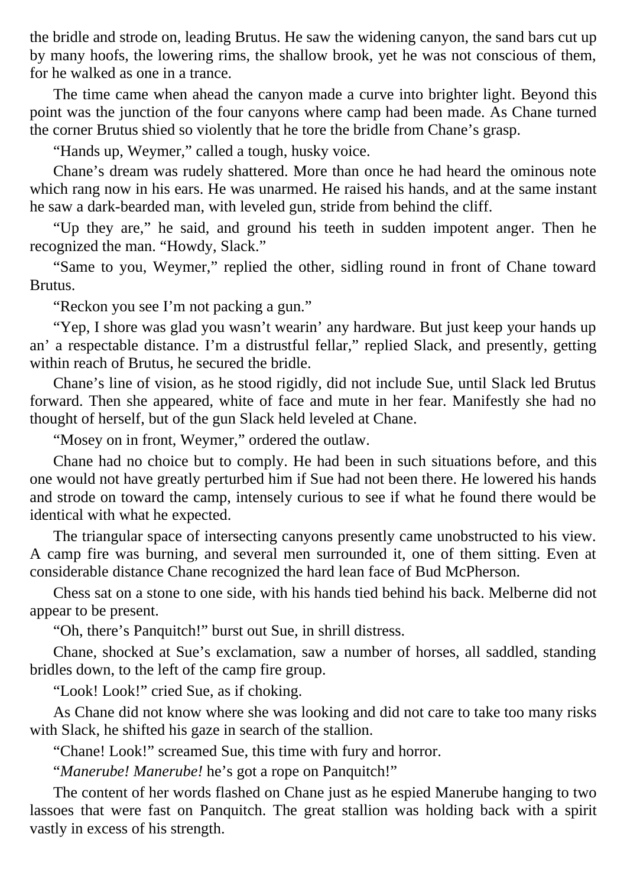the bridle and strode on, leading Brutus. He saw the widening canyon, the sand bars cut up by many hoofs, the lowering rims, the shallow brook, yet he was not conscious of them, for he walked as one in a trance.

The time came when ahead the canyon made a curve into brighter light. Beyond this point was the junction of the four canyons where camp had been made. As Chane turned the corner Brutus shied so violently that he tore the bridle from Chane's grasp.

"Hands up, Weymer," called a tough, husky voice.

Chane's dream was rudely shattered. More than once he had heard the ominous note which rang now in his ears. He was unarmed. He raised his hands, and at the same instant he saw a dark-bearded man, with leveled gun, stride from behind the cliff.

"Up they are," he said, and ground his teeth in sudden impotent anger. Then he recognized the man. "Howdy, Slack."

"Same to you, Weymer," replied the other, sidling round in front of Chane toward Brutus.

"Reckon you see I'm not packing a gun."

"Yep, I shore was glad you wasn't wearin' any hardware. But just keep your hands up an' a respectable distance. I'm a distrustful fellar," replied Slack, and presently, getting within reach of Brutus, he secured the bridle.

Chane's line of vision, as he stood rigidly, did not include Sue, until Slack led Brutus forward. Then she appeared, white of face and mute in her fear. Manifestly she had no thought of herself, but of the gun Slack held leveled at Chane.

"Mosey on in front, Weymer," ordered the outlaw.

Chane had no choice but to comply. He had been in such situations before, and this one would not have greatly perturbed him if Sue had not been there. He lowered his hands and strode on toward the camp, intensely curious to see if what he found there would be identical with what he expected.

The triangular space of intersecting canyons presently came unobstructed to his view. A camp fire was burning, and several men surrounded it, one of them sitting. Even at considerable distance Chane recognized the hard lean face of Bud McPherson.

Chess sat on a stone to one side, with his hands tied behind his back. Melberne did not appear to be present.

"Oh, there's Panquitch!" burst out Sue, in shrill distress.

Chane, shocked at Sue's exclamation, saw a number of horses, all saddled, standing bridles down, to the left of the camp fire group.

"Look! Look!" cried Sue, as if choking.

As Chane did not know where she was looking and did not care to take too many risks with Slack, he shifted his gaze in search of the stallion.

"Chane! Look!" screamed Sue, this time with fury and horror.

"*Manerube! Manerube!* he's got a rope on Panquitch!"

The content of her words flashed on Chane just as he espied Manerube hanging to two lassoes that were fast on Panquitch. The great stallion was holding back with a spirit vastly in excess of his strength.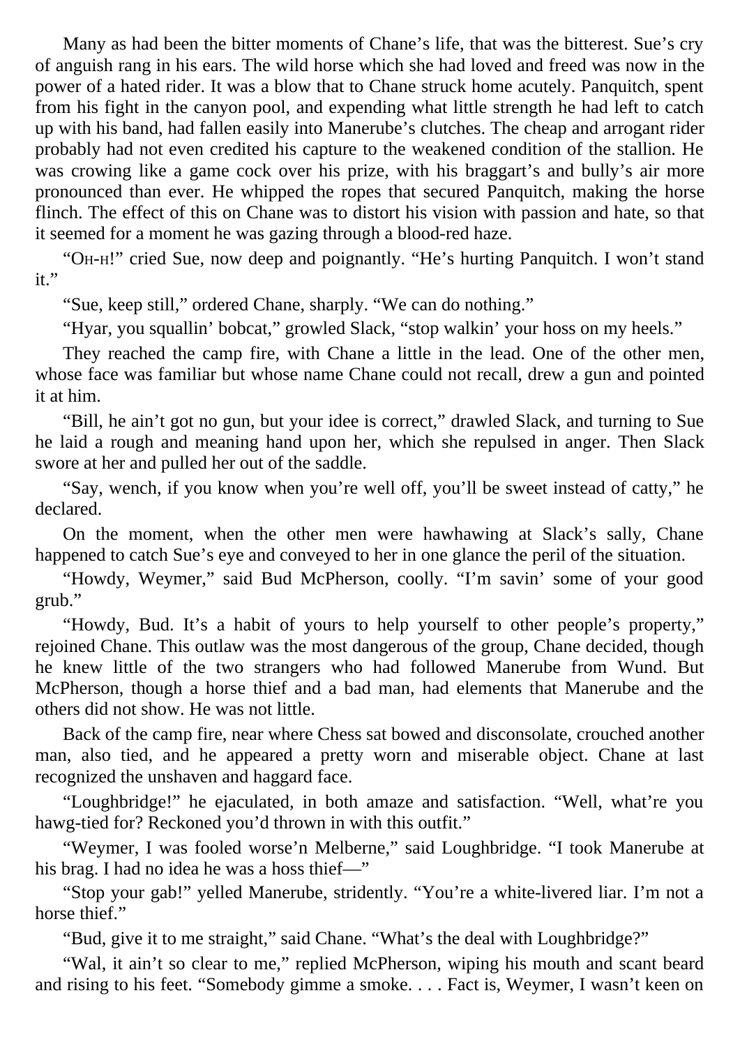Many as had been the bitter moments of Chane's life, that was the bitterest. Sue's cry of anguish rang in his ears. The wild horse which she had loved and freed was now in the power of a hated rider. It was a blow that to Chane struck home acutely. Panquitch, spent from his fight in the canyon pool, and expending what little strength he had left to catch up with his band, had fallen easily into Manerube's clutches. The cheap and arrogant rider probably had not even credited his capture to the weakened condition of the stallion. He was crowing like a game cock over his prize, with his braggart's and bully's air more pronounced than ever. He whipped the ropes that secured Panquitch, making the horse flinch. The effect of this on Chane was to distort his vision with passion and hate, so that it seemed for a moment he was gazing through a blood-red haze.

"OH-H!" cried Sue, now deep and poignantly. "He's hurting Panquitch. I won't stand it."

"Sue, keep still," ordered Chane, sharply. "We can do nothing."

"Hyar, you squallin' bobcat," growled Slack, "stop walkin' your hoss on my heels."

They reached the camp fire, with Chane a little in the lead. One of the other men, whose face was familiar but whose name Chane could not recall, drew a gun and pointed it at him.

"Bill, he ain't got no gun, but your idee is correct," drawled Slack, and turning to Sue he laid a rough and meaning hand upon her, which she repulsed in anger. Then Slack swore at her and pulled her out of the saddle.

"Say, wench, if you know when you're well off, you'll be sweet instead of catty," he declared.

On the moment, when the other men were hawhawing at Slack's sally, Chane happened to catch Sue's eye and conveyed to her in one glance the peril of the situation.

"Howdy, Weymer," said Bud McPherson, coolly. "I'm savin' some of your good grub."

"Howdy, Bud. It's a habit of yours to help yourself to other people's property," rejoined Chane. This outlaw was the most dangerous of the group, Chane decided, though he knew little of the two strangers who had followed Manerube from Wund. But McPherson, though a horse thief and a bad man, had elements that Manerube and the others did not show. He was not little.

Back of the camp fire, near where Chess sat bowed and disconsolate, crouched another man, also tied, and he appeared a pretty worn and miserable object. Chane at last recognized the unshaven and haggard face.

"Loughbridge!" he ejaculated, in both amaze and satisfaction. "Well, what're you hawg-tied for? Reckoned you'd thrown in with this outfit."

"Weymer, I was fooled worse'n Melberne," said Loughbridge. "I took Manerube at his brag. I had no idea he was a hoss thief—"

"Stop your gab!" yelled Manerube, stridently. "You're a white-livered liar. I'm not a horse thief."

"Bud, give it to me straight," said Chane. "What's the deal with Loughbridge?"

"Wal, it ain't so clear to me," replied McPherson, wiping his mouth and scant beard and rising to his feet. "Somebody gimme a smoke. . . . Fact is, Weymer, I wasn't keen on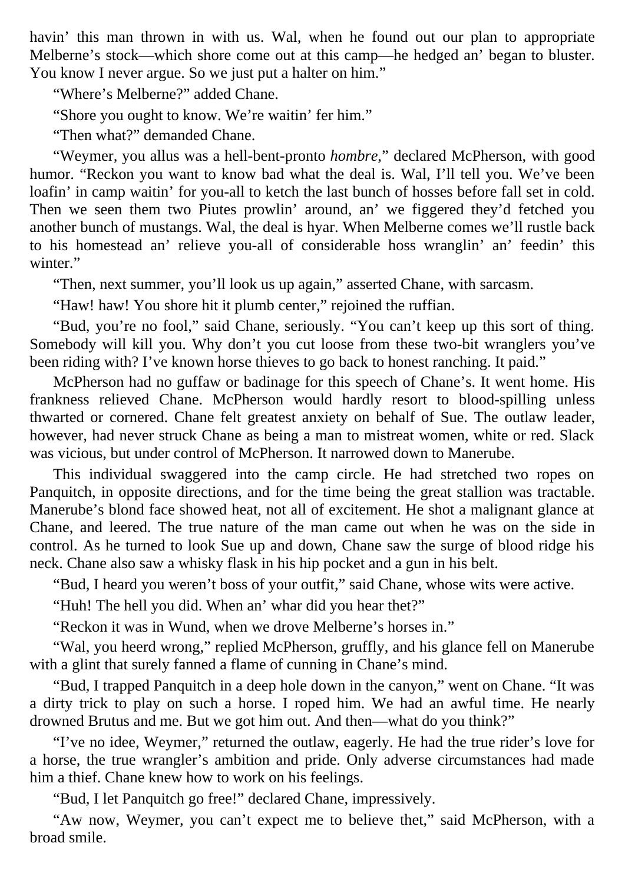havin' this man thrown in with us. Wal, when he found out our plan to appropriate Melberne's stock—which shore come out at this camp—he hedged an' began to bluster. You know I never argue. So we just put a halter on him."

"Where's Melberne?" added Chane.

"Shore you ought to know. We're waitin' fer him."

"Then what?" demanded Chane.

"Weymer, you allus was a hell-bent-pronto *hombre*," declared McPherson, with good humor. "Reckon you want to know bad what the deal is. Wal, I'll tell you. We've been loafin' in camp waitin' for you-all to ketch the last bunch of hosses before fall set in cold. Then we seen them two Piutes prowlin' around, an' we figgered they'd fetched you another bunch of mustangs. Wal, the deal is hyar. When Melberne comes we'll rustle back to his homestead an' relieve you-all of considerable hoss wranglin' an' feedin' this winter."

"Then, next summer, you'll look us up again," asserted Chane, with sarcasm.

"Haw! haw! You shore hit it plumb center," rejoined the ruffian.

"Bud, you're no fool," said Chane, seriously. "You can't keep up this sort of thing. Somebody will kill you. Why don't you cut loose from these two-bit wranglers you've been riding with? I've known horse thieves to go back to honest ranching. It paid."

McPherson had no guffaw or badinage for this speech of Chane's. It went home. His frankness relieved Chane. McPherson would hardly resort to blood-spilling unless thwarted or cornered. Chane felt greatest anxiety on behalf of Sue. The outlaw leader, however, had never struck Chane as being a man to mistreat women, white or red. Slack was vicious, but under control of McPherson. It narrowed down to Manerube.

This individual swaggered into the camp circle. He had stretched two ropes on Panquitch, in opposite directions, and for the time being the great stallion was tractable. Manerube's blond face showed heat, not all of excitement. He shot a malignant glance at Chane, and leered. The true nature of the man came out when he was on the side in control. As he turned to look Sue up and down, Chane saw the surge of blood ridge his neck. Chane also saw a whisky flask in his hip pocket and a gun in his belt.

"Bud, I heard you weren't boss of your outfit," said Chane, whose wits were active.

"Huh! The hell you did. When an' whar did you hear thet?"

"Reckon it was in Wund, when we drove Melberne's horses in."

"Wal, you heerd wrong," replied McPherson, gruffly, and his glance fell on Manerube with a glint that surely fanned a flame of cunning in Chane's mind.

"Bud, I trapped Panquitch in a deep hole down in the canyon," went on Chane. "It was a dirty trick to play on such a horse. I roped him. We had an awful time. He nearly drowned Brutus and me. But we got him out. And then—what do you think?"

"I've no idee, Weymer," returned the outlaw, eagerly. He had the true rider's love for a horse, the true wrangler's ambition and pride. Only adverse circumstances had made him a thief. Chane knew how to work on his feelings.

"Bud, I let Panquitch go free!" declared Chane, impressively.

"Aw now, Weymer, you can't expect me to believe thet," said McPherson, with a broad smile.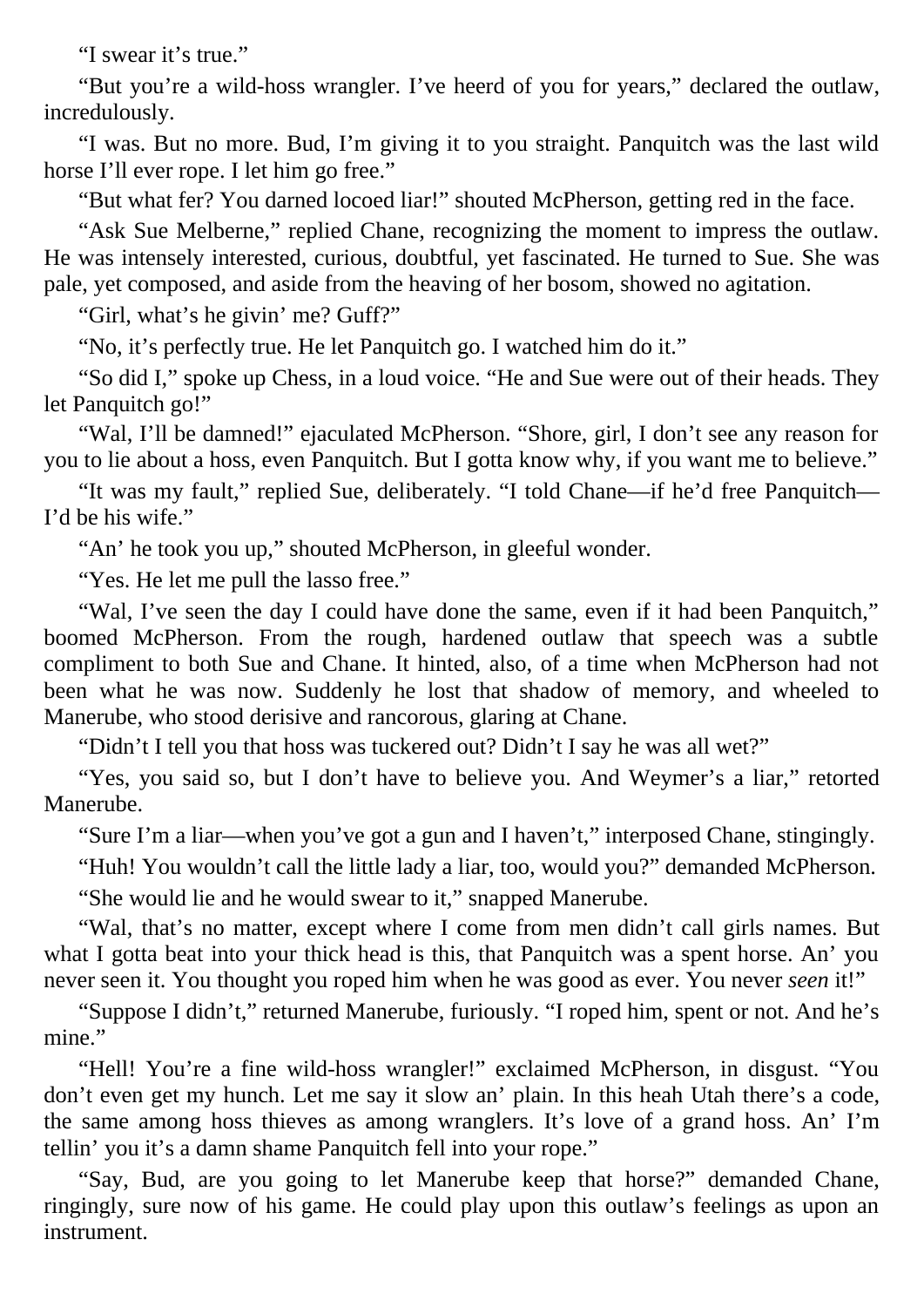"I swear it's true."

"But you're a wild-hoss wrangler. I've heerd of you for years," declared the outlaw, incredulously.

"I was. But no more. Bud, I'm giving it to you straight. Panquitch was the last wild horse I'll ever rope. I let him go free."

"But what fer? You darned locoed liar!" shouted McPherson, getting red in the face.

"Ask Sue Melberne," replied Chane, recognizing the moment to impress the outlaw. He was intensely interested, curious, doubtful, yet fascinated. He turned to Sue. She was pale, yet composed, and aside from the heaving of her bosom, showed no agitation.

"Girl, what's he givin' me? Guff?"

"No, it's perfectly true. He let Panquitch go. I watched him do it."

"So did I," spoke up Chess, in a loud voice. "He and Sue were out of their heads. They let Panquitch go!"

"Wal, I'll be damned!" ejaculated McPherson. "Shore, girl, I don't see any reason for you to lie about a hoss, even Panquitch. But I gotta know why, if you want me to believe."

"It was my fault," replied Sue, deliberately. "I told Chane—if he'd free Panquitch—I'd be his wife."

"An' he took you up," shouted McPherson, in gleeful wonder.

"Yes. He let me pull the lasso free."

"Wal, I've seen the day I could have done the same, even if it had been Panquitch," boomed McPherson. From the rough, hardened outlaw that speech was a subtle compliment to both Sue and Chane. It hinted, also, of a time when McPherson had not been what he was now. Suddenly he lost that shadow of memory, and wheeled to Manerube, who stood derisive and rancorous, glaring at Chane.

"Didn't I tell you that hoss was tuckered out? Didn't I say he was all wet?"

"Yes, you said so, but I don't have to believe you. And Weymer's a liar," retorted Manerube.

"Sure I'm a liar—when you've got a gun and I haven't," interposed Chane, stingingly.

"Huh! You wouldn't call the little lady a liar, too, would you?" demanded McPherson.

"She would lie and he would swear to it," snapped Manerube.

"Wal, that's no matter, except where I come from men didn't call girls names. But what I gotta beat into your thick head is this, that Panquitch was a spent horse. An' you never seen it. You thought you roped him when he was good as ever. You never *seen* it!"

"Suppose I didn't," returned Manerube, furiously. "I roped him, spent or not. And he's mine."

"Hell! You're a fine wild-hoss wrangler!" exclaimed McPherson, in disgust. "You don't even get my hunch. Let me say it slow an' plain. In this heah Utah there's a code, the same among hoss thieves as among wranglers. It's love of a grand hoss. An' I'm tellin' you it's a damn shame Panquitch fell into your rope."

"Say, Bud, are you going to let Manerube keep that horse?" demanded Chane, ringingly, sure now of his game. He could play upon this outlaw's feelings as upon an instrument.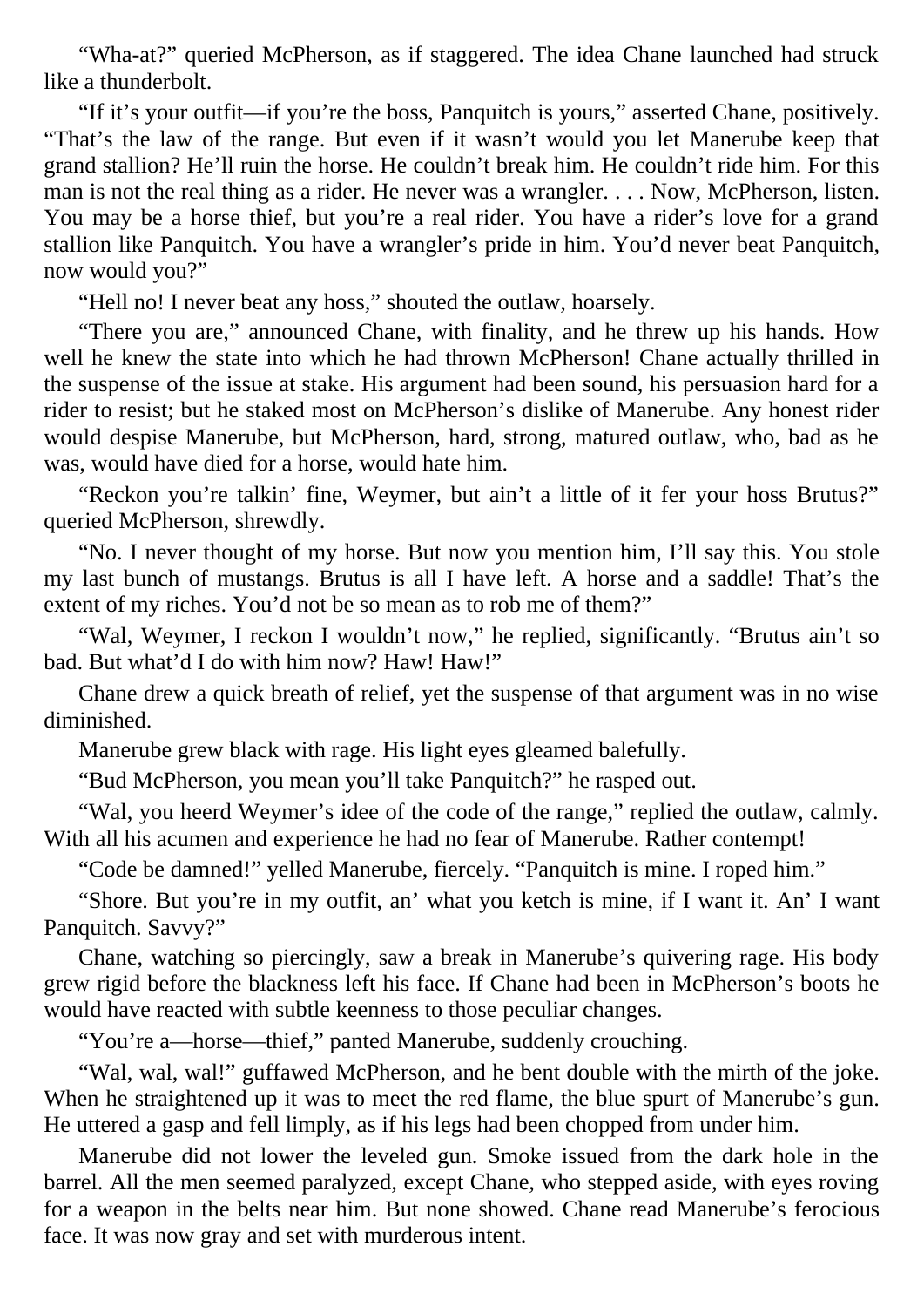"Wha-at?" queried McPherson, as if staggered. The idea Chane launched had struck like a thunderbolt.

"If it's your outfit—if you're the boss, Panquitch is yours," asserted Chane, positively. "That's the law of the range. But even if it wasn't would you let Manerube keep that grand stallion? He'll ruin the horse. He couldn't break him. He couldn't ride him. For this man is not the real thing as a rider. He never was a wrangler. . . . Now, McPherson, listen. You may be a horse thief, but you're a real rider. You have a rider's love for a grand stallion like Panquitch. You have a wrangler's pride in him. You'd never beat Panquitch, now would you?"

"Hell no! I never beat any hoss," shouted the outlaw, hoarsely.

"There you are," announced Chane, with finality, and he threw up his hands. How well he knew the state into which he had thrown McPherson! Chane actually thrilled in the suspense of the issue at stake. His argument had been sound, his persuasion hard for a rider to resist; but he staked most on McPherson's dislike of Manerube. Any honest rider would despise Manerube, but McPherson, hard, strong, matured outlaw, who, bad as he was, would have died for a horse, would hate him.

"Reckon you're talkin' fine, Weymer, but ain't a little of it fer your hoss Brutus?" queried McPherson, shrewdly.

"No. I never thought of my horse. But now you mention him, I'll say this. You stole my last bunch of mustangs. Brutus is all I have left. A horse and a saddle! That's the extent of my riches. You'd not be so mean as to rob me of them?"

"Wal, Weymer, I reckon I wouldn't now," he replied, significantly. "Brutus ain't so bad. But what'd I do with him now? Haw! Haw!"

Chane drew a quick breath of relief, yet the suspense of that argument was in no wise diminished.

Manerube grew black with rage. His light eyes gleamed balefully.

"Bud McPherson, you mean you'll take Panquitch?" he rasped out.

"Wal, you heerd Weymer's idee of the code of the range," replied the outlaw, calmly. With all his acumen and experience he had no fear of Manerube. Rather contempt!

"Code be damned!" yelled Manerube, fiercely. "Panquitch is mine. I roped him."

"Shore. But you're in my outfit, an' what you ketch is mine, if I want it. An' I want Panquitch. Savvy?"

Chane, watching so piercingly, saw a break in Manerube's quivering rage. His body grew rigid before the blackness left his face. If Chane had been in McPherson's boots he would have reacted with subtle keenness to those peculiar changes.

"You're a—horse—thief," panted Manerube, suddenly crouching.

"Wal, wal, wal!" guffawed McPherson, and he bent double with the mirth of the joke. When he straightened up it was to meet the red flame, the blue spurt of Manerube's gun. He uttered a gasp and fell limply, as if his legs had been chopped from under him.

Manerube did not lower the leveled gun. Smoke issued from the dark hole in the barrel. All the men seemed paralyzed, except Chane, who stepped aside, with eyes roving for a weapon in the belts near him. But none showed. Chane read Manerube's ferocious face. It was now gray and set with murderous intent.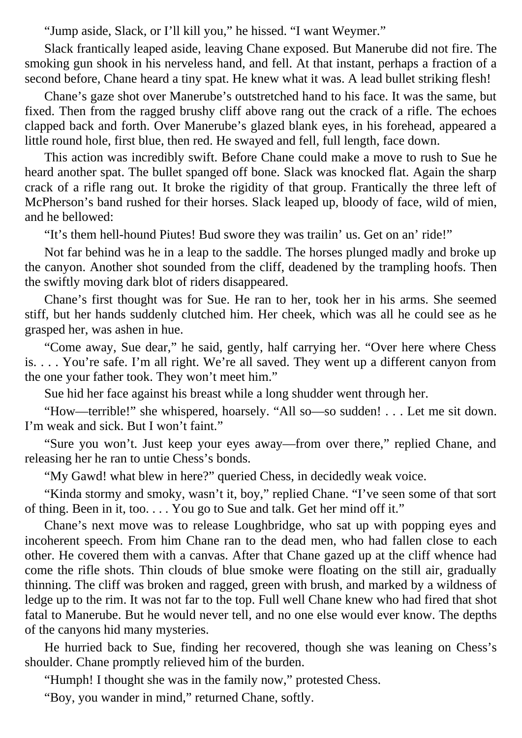"Jump aside, Slack, or I'll kill you," he hissed. "I want Weymer."

Slack frantically leaped aside, leaving Chane exposed. But Manerube did not fire. The smoking gun shook in his nerveless hand, and fell. At that instant, perhaps a fraction of a second before, Chane heard a tiny spat. He knew what it was. A lead bullet striking flesh!

Chane's gaze shot over Manerube's outstretched hand to his face. It was the same, but fixed. Then from the ragged brushy cliff above rang out the crack of a rifle. The echoes clapped back and forth. Over Manerube's glazed blank eyes, in his forehead, appeared a little round hole, first blue, then red. He swayed and fell, full length, face down.

This action was incredibly swift. Before Chane could make a move to rush to Sue he heard another spat. The bullet spanged off bone. Slack was knocked flat. Again the sharp crack of a rifle rang out. It broke the rigidity of that group. Frantically the three left of McPherson's band rushed for their horses. Slack leaped up, bloody of face, wild of mien, and he bellowed:

"It's them hell-hound Piutes! Bud swore they was trailin' us. Get on an' ride!"

Not far behind was he in a leap to the saddle. The horses plunged madly and broke up the canyon. Another shot sounded from the cliff, deadened by the trampling hoofs. Then the swiftly moving dark blot of riders disappeared.

Chane's first thought was for Sue. He ran to her, took her in his arms. She seemed stiff, but her hands suddenly clutched him. Her cheek, which was all he could see as he grasped her, was ashen in hue.

"Come away, Sue dear," he said, gently, half carrying her. "Over here where Chess is. . . . You're safe. I'm all right. We're all saved. They went up a different canyon from the one your father took. They won't meet him."

Sue hid her face against his breast while a long shudder went through her.

"How—terrible!" she whispered, hoarsely. "All so—so sudden! . . . Let me sit down. I'm weak and sick. But I won't faint."

"Sure you won't. Just keep your eyes away—from over there," replied Chane, and releasing her he ran to untie Chess's bonds.

"My Gawd! what blew in here?" queried Chess, in decidedly weak voice.

"Kinda stormy and smoky, wasn't it, boy," replied Chane. "I've seen some of that sort of thing. Been in it, too. . . . You go to Sue and talk. Get her mind off it."

Chane's next move was to release Loughbridge, who sat up with popping eyes and incoherent speech. From him Chane ran to the dead men, who had fallen close to each other. He covered them with a canvas. After that Chane gazed up at the cliff whence had come the rifle shots. Thin clouds of blue smoke were floating on the still air, gradually thinning. The cliff was broken and ragged, green with brush, and marked by a wildness of ledge up to the rim. It was not far to the top. Full well Chane knew who had fired that shot fatal to Manerube. But he would never tell, and no one else would ever know. The depths of the canyons hid many mysteries.

He hurried back to Sue, finding her recovered, though she was leaning on Chess's shoulder. Chane promptly relieved him of the burden.

"Humph! I thought she was in the family now," protested Chess.

"Boy, you wander in mind," returned Chane, softly.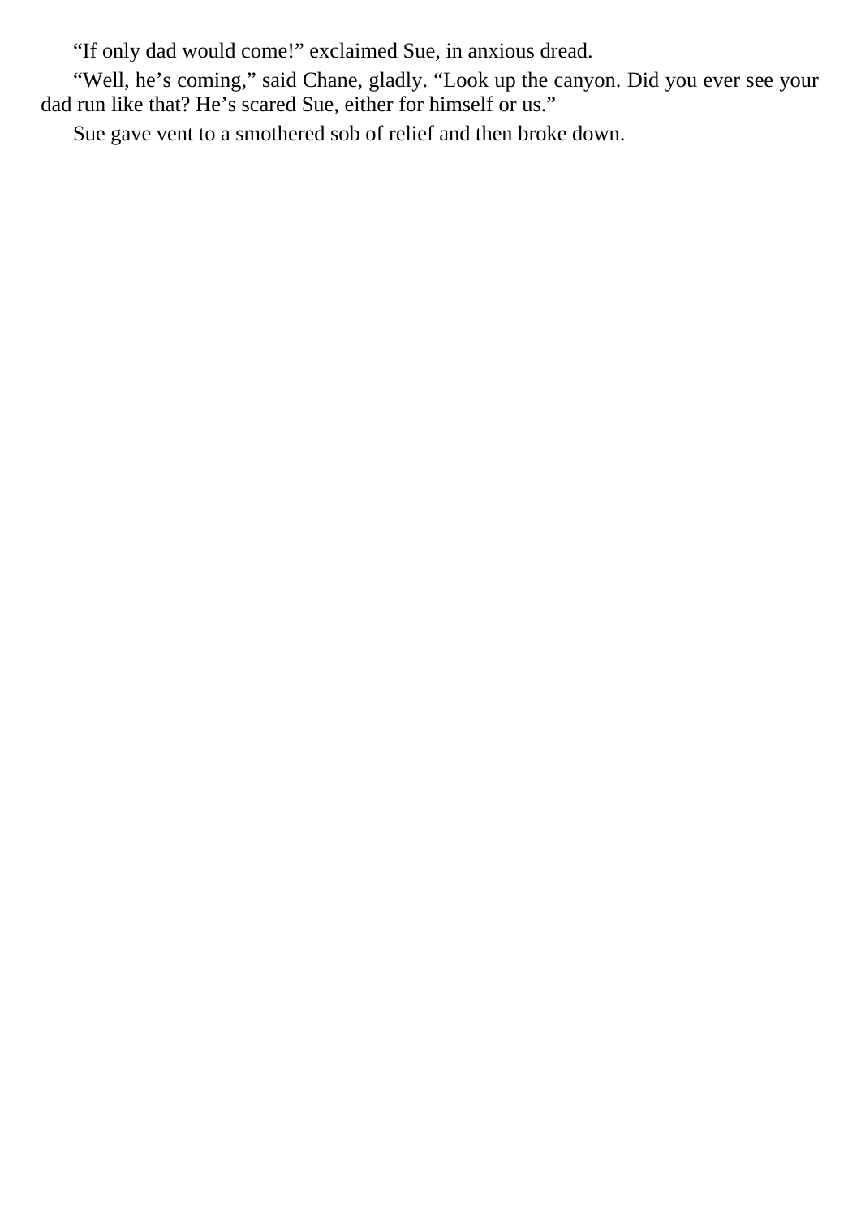“If only dad would come!” exclaimed Sue, in anxious dread.

“Well, he’s coming,” said Chane, gladly. “Look up the canyon. Did you ever see your dad run like that? He’s scared Sue, either for himself or us.”

Sue gave vent to a smothered sob of relief and then broke down.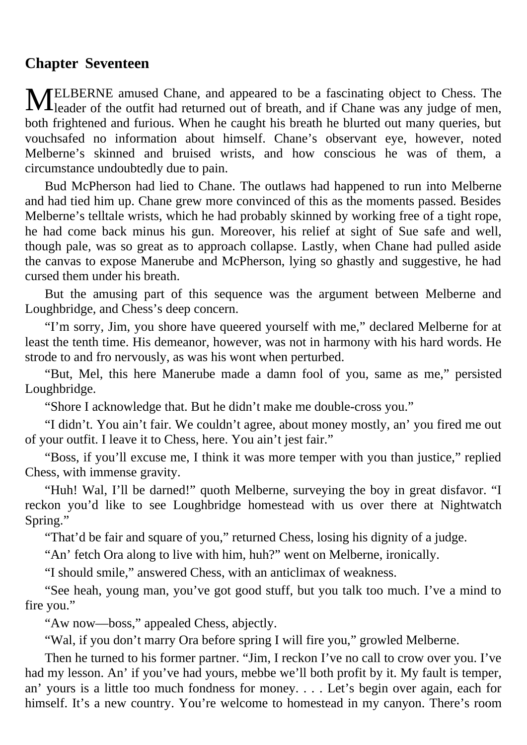## Chapter Seventeen

MELBERNE amused Chane, and appeared to be a fascinating object to Chess. The leader of the outfit had returned out of breath, and if Chane was any judge of men, both frightened and furious. When he caught his breath he blurted out many queries, but vouchsafed no information about himself. Chane's observant eye, however, noted Melberne's skinned and bruised wrists, and how conscious he was of them, a circumstance undoubtedly due to pain.

Bud McPherson had lied to Chane. The outlaws had happened to run into Melberne and had tied him up. Chane grew more convinced of this as the moments passed. Besides Melberne's telltale wrists, which he had probably skinned by working free of a tight rope, he had come back minus his gun. Moreover, his relief at sight of Sue safe and well, though pale, was so great as to approach collapse. Lastly, when Chane had pulled aside the canvas to expose Manerube and McPherson, lying so ghastly and suggestive, he had cursed them under his breath.

But the amusing part of this sequence was the argument between Melberne and Loughbridge, and Chess's deep concern.

"I'm sorry, Jim, you shore have queered yourself with me," declared Melberne for at least the tenth time. His demeanor, however, was not in harmony with his hard words. He strode to and fro nervously, as was his wont when perturbed.

"But, Mel, this here Manerube made a damn fool of you, same as me," persisted Loughbridge.

"Shore I acknowledge that. But he didn't make me double-cross you."

"I didn't. You ain't fair. We couldn't agree, about money mostly, an' you fired me out of your outfit. I leave it to Chess, here. You ain't jest fair."

"Boss, if you'll excuse me, I think it was more temper with you than justice," replied Chess, with immense gravity.

"Huh! Wal, I'll be darned!" quoth Melberne, surveying the boy in great disfavor. "I reckon you'd like to see Loughbridge homestead with us over there at Nightwatch Spring."

"That'd be fair and square of you," returned Chess, losing his dignity of a judge.

"An' fetch Ora along to live with him, huh?" went on Melberne, ironically.

"I should smile," answered Chess, with an anticlimax of weakness.

"See heah, young man, you've got good stuff, but you talk too much. I've a mind to fire you."

"Aw now—boss," appealed Chess, abjectly.

"Wal, if you don't marry Ora before spring I will fire you," growled Melberne.

Then he turned to his former partner. "Jim, I reckon I've no call to crow over you. I've had my lesson. An' if you've had yours, mebbe we'll both profit by it. My fault is temper, an' yours is a little too much fondness for money. . . . Let's begin over again, each for himself. It's a new country. You're welcome to homestead in my canyon. There's room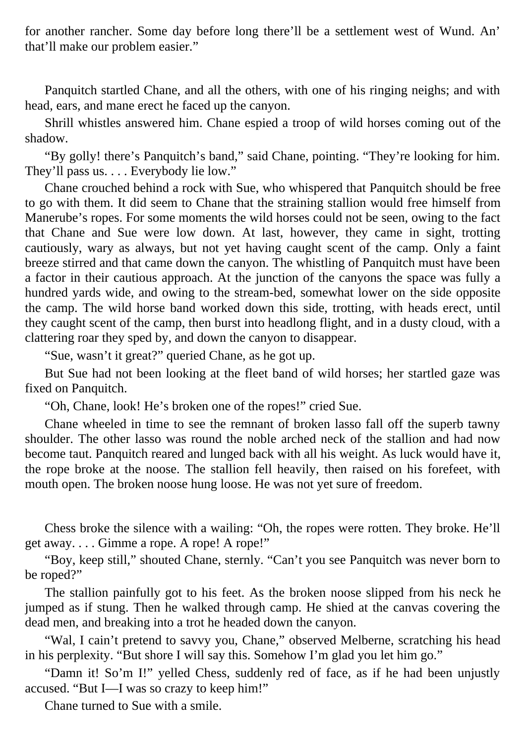for another rancher. Some day before long there'll be a settlement west of Wund. An' that'll make our problem easier."

Panquitch startled Chane, and all the others, with one of his ringing neighs; and with head, ears, and mane erect he faced up the canyon.

Shrill whistles answered him. Chane espied a troop of wild horses coming out of the shadow.

"By golly! there's Panquitch's band," said Chane, pointing. "They're looking for him. They'll pass us. . . . Everybody lie low."

Chane crouched behind a rock with Sue, who whispered that Panquitch should be free to go with them. It did seem to Chane that the straining stallion would free himself from Manerube's ropes. For some moments the wild horses could not be seen, owing to the fact that Chane and Sue were low down. At last, however, they came in sight, trotting cautiously, wary as always, but not yet having caught scent of the camp. Only a faint breeze stirred and that came down the canyon. The whistling of Panquitch must have been a factor in their cautious approach. At the junction of the canyons the space was fully a hundred yards wide, and owing to the stream-bed, somewhat lower on the side opposite the camp. The wild horse band worked down this side, trotting, with heads erect, until they caught scent of the camp, then burst into headlong flight, and in a dusty cloud, with a clattering roar they sped by, and down the canyon to disappear.

"Sue, wasn't it great?" queried Chane, as he got up.

But Sue had not been looking at the fleet band of wild horses; her startled gaze was fixed on Panquitch.

"Oh, Chane, look! He's broken one of the ropes!" cried Sue.

Chane wheeled in time to see the remnant of broken lasso fall off the superb tawny shoulder. The other lasso was round the noble arched neck of the stallion and had now become taut. Panquitch reared and lunged back with all his weight. As luck would have it, the rope broke at the noose. The stallion fell heavily, then raised on his forefeet, with mouth open. The broken noose hung loose. He was not yet sure of freedom.

Chess broke the silence with a wailing: "Oh, the ropes were rotten. They broke. He'll get away. . . . Gimme a rope. A rope! A rope!"

"Boy, keep still," shouted Chane, sternly. "Can't you see Panquitch was never born to be roped?"

The stallion painfully got to his feet. As the broken noose slipped from his neck he jumped as if stung. Then he walked through camp. He shied at the canvas covering the dead men, and breaking into a trot he headed down the canyon.

"Wal, I cain't pretend to savvy you, Chane," observed Melberne, scratching his head in his perplexity. "But shore I will say this. Somehow I'm glad you let him go."

"Damn it! So'm I!" yelled Chess, suddenly red of face, as if he had been unjustly accused. "But I—I was so crazy to keep him!"

Chane turned to Sue with a smile.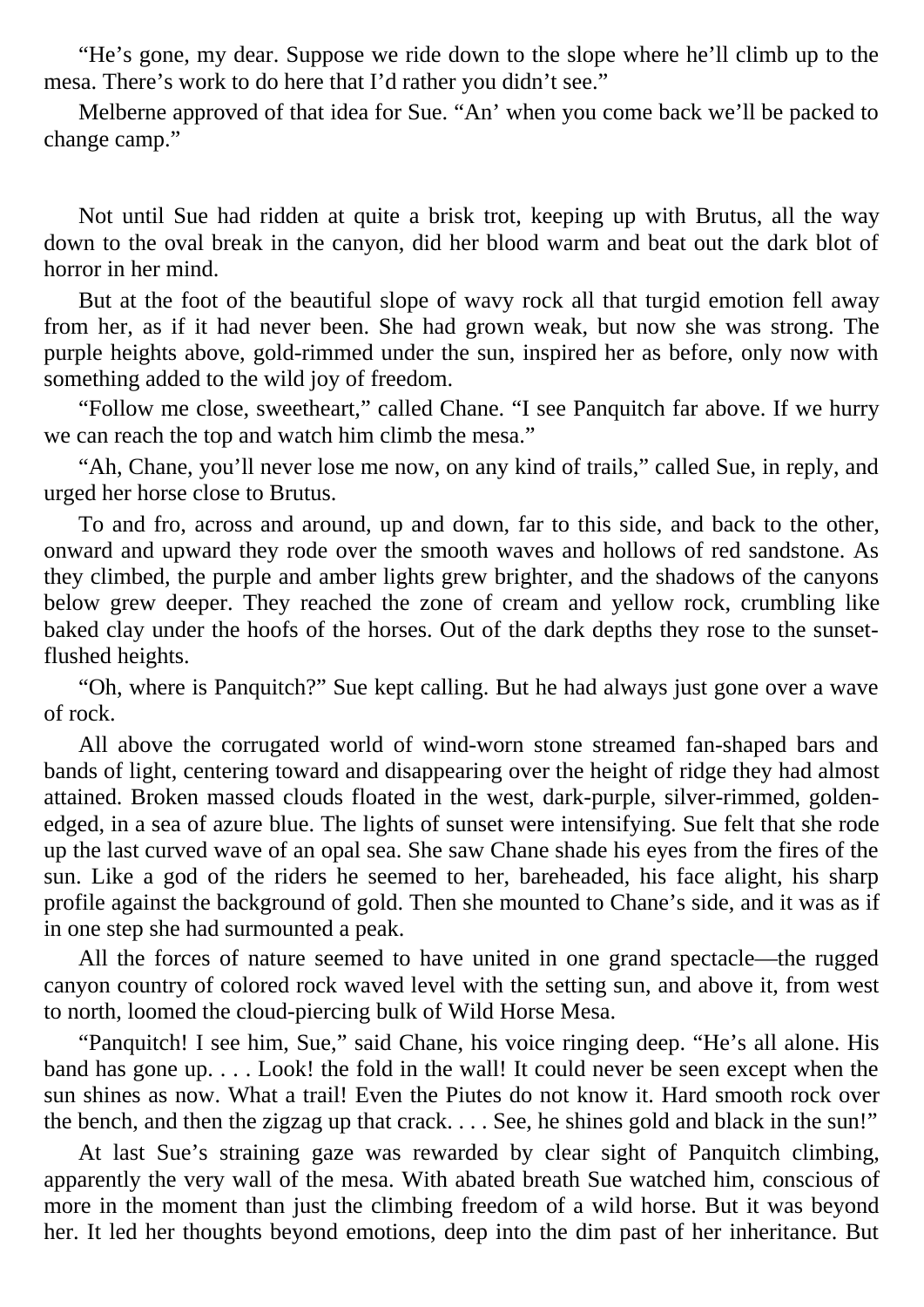"He's gone, my dear. Suppose we ride down to the slope where he'll climb up to the mesa. There's work to do here that I'd rather you didn't see."

Melberne approved of that idea for Sue. "An' when you come back we'll be packed to change camp."

Not until Sue had ridden at quite a brisk trot, keeping up with Brutus, all the way down to the oval break in the canyon, did her blood warm and beat out the dark blot of horror in her mind.

But at the foot of the beautiful slope of wavy rock all that turgid emotion fell away from her, as if it had never been. She had grown weak, but now she was strong. The purple heights above, gold-rimmed under the sun, inspired her as before, only now with something added to the wild joy of freedom.

"Follow me close, sweetheart," called Chane. "I see Panquitch far above. If we hurry we can reach the top and watch him climb the mesa."

"Ah, Chane, you'll never lose me now, on any kind of trails," called Sue, in reply, and urged her horse close to Brutus.

To and fro, across and around, up and down, far to this side, and back to the other, onward and upward they rode over the smooth waves and hollows of red sandstone. As they climbed, the purple and amber lights grew brighter, and the shadows of the canyons below grew deeper. They reached the zone of cream and yellow rock, crumbling like baked clay under the hoofs of the horses. Out of the dark depths they rose to the sunset-flushed heights.

"Oh, where is Panquitch?" Sue kept calling. But he had always just gone over a wave of rock.

All above the corrugated world of wind-worn stone streamed fan-shaped bars and bands of light, centering toward and disappearing over the height of ridge they had almost attained. Broken massed clouds floated in the west, dark-purple, silver-rimmed, golden-edged, in a sea of azure blue. The lights of sunset were intensifying. Sue felt that she rode up the last curved wave of an opal sea. She saw Chane shade his eyes from the fires of the sun. Like a god of the riders he seemed to her, bareheaded, his face alight, his sharp profile against the background of gold. Then she mounted to Chane's side, and it was as if in one step she had surmounted a peak.

All the forces of nature seemed to have united in one grand spectacle—the rugged canyon country of colored rock waved level with the setting sun, and above it, from west to north, loomed the cloud-piercing bulk of Wild Horse Mesa.

"Panquitch! I see him, Sue," said Chane, his voice ringing deep. "He's all alone. His band has gone up. . . . Look! the fold in the wall! It could never be seen except when the sun shines as now. What a trail! Even the Piutes do not know it. Hard smooth rock over the bench, and then the zigzag up that crack. . . . See, he shines gold and black in the sun!"

At last Sue's straining gaze was rewarded by clear sight of Panquitch climbing, apparently the very wall of the mesa. With abated breath Sue watched him, conscious of more in the moment than just the climbing freedom of a wild horse. But it was beyond her. It led her thoughts beyond emotions, deep into the dim past of her inheritance. But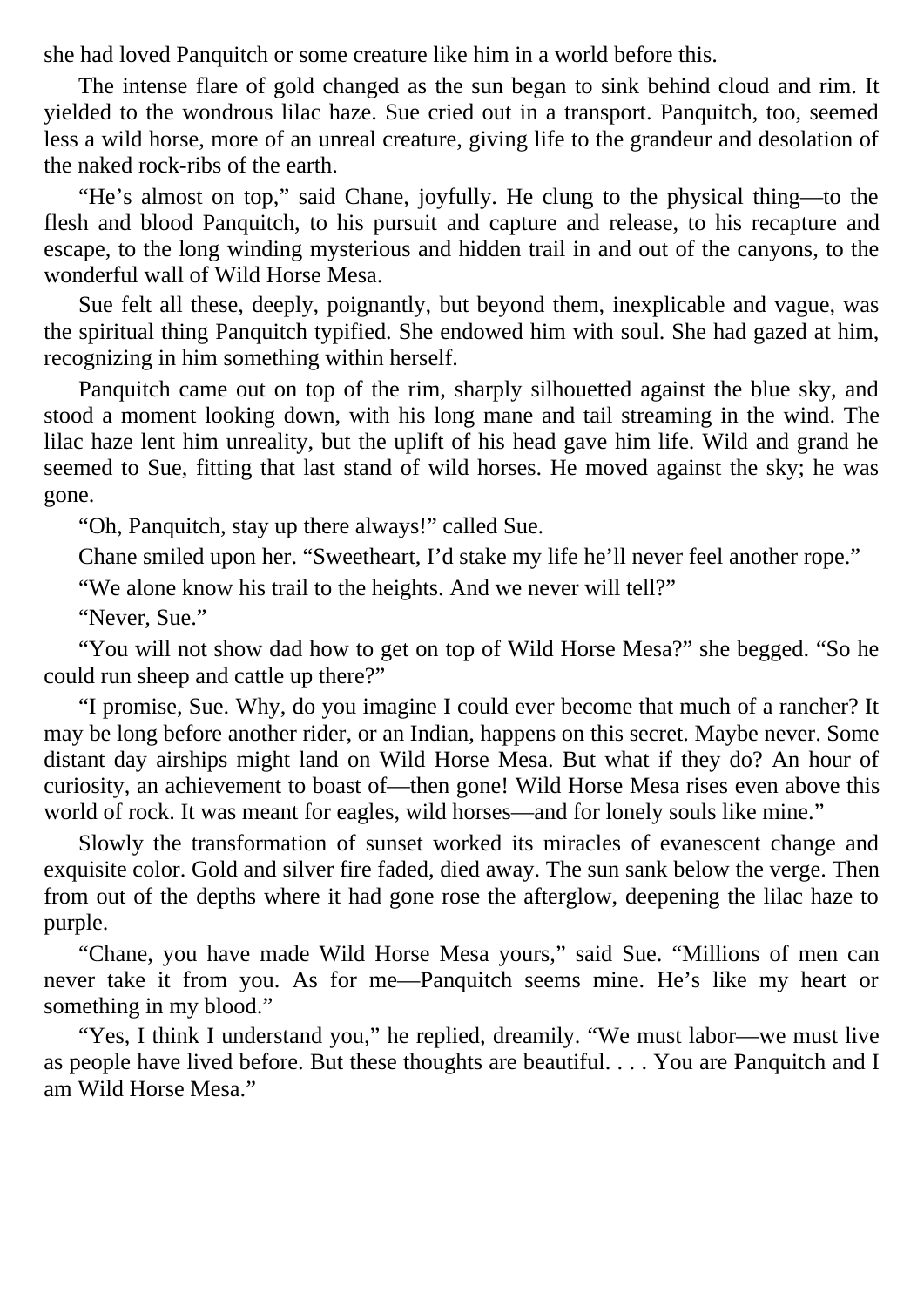she had loved Panquitch or some creature like him in a world before this.

The intense flare of gold changed as the sun began to sink behind cloud and rim. It yielded to the wondrous lilac haze. Sue cried out in a transport. Panquitch, too, seemed less a wild horse, more of an unreal creature, giving life to the grandeur and desolation of the naked rock-ribs of the earth.

"He's almost on top," said Chane, joyfully. He clung to the physical thing—to the flesh and blood Panquitch, to his pursuit and capture and release, to his recapture and escape, to the long winding mysterious and hidden trail in and out of the canyons, to the wonderful wall of Wild Horse Mesa.

Sue felt all these, deeply, poignantly, but beyond them, inexplicable and vague, was the spiritual thing Panquitch typified. She endowed him with soul. She had gazed at him, recognizing in him something within herself.

Panquitch came out on top of the rim, sharply silhouetted against the blue sky, and stood a moment looking down, with his long mane and tail streaming in the wind. The lilac haze lent him unreality, but the uplift of his head gave him life. Wild and grand he seemed to Sue, fitting that last stand of wild horses. He moved against the sky; he was gone.

"Oh, Panquitch, stay up there always!" called Sue.

Chane smiled upon her. "Sweetheart, I'd stake my life he'll never feel another rope."

"We alone know his trail to the heights. And we never will tell?"

"Never, Sue."

"You will not show dad how to get on top of Wild Horse Mesa?" she begged. "So he could run sheep and cattle up there?"

"I promise, Sue. Why, do you imagine I could ever become that much of a rancher? It may be long before another rider, or an Indian, happens on this secret. Maybe never. Some distant day airships might land on Wild Horse Mesa. But what if they do? An hour of curiosity, an achievement to boast of—then gone! Wild Horse Mesa rises even above this world of rock. It was meant for eagles, wild horses—and for lonely souls like mine."

Slowly the transformation of sunset worked its miracles of evanescent change and exquisite color. Gold and silver fire faded, died away. The sun sank below the verge. Then from out of the depths where it had gone rose the afterglow, deepening the lilac haze to purple.

"Chane, you have made Wild Horse Mesa yours," said Sue. "Millions of men can never take it from you. As for me—Panquitch seems mine. He's like my heart or something in my blood."

"Yes, I think I understand you," he replied, dreamily. "We must labor—we must live as people have lived before. But these thoughts are beautiful. . . . You are Panquitch and I am Wild Horse Mesa."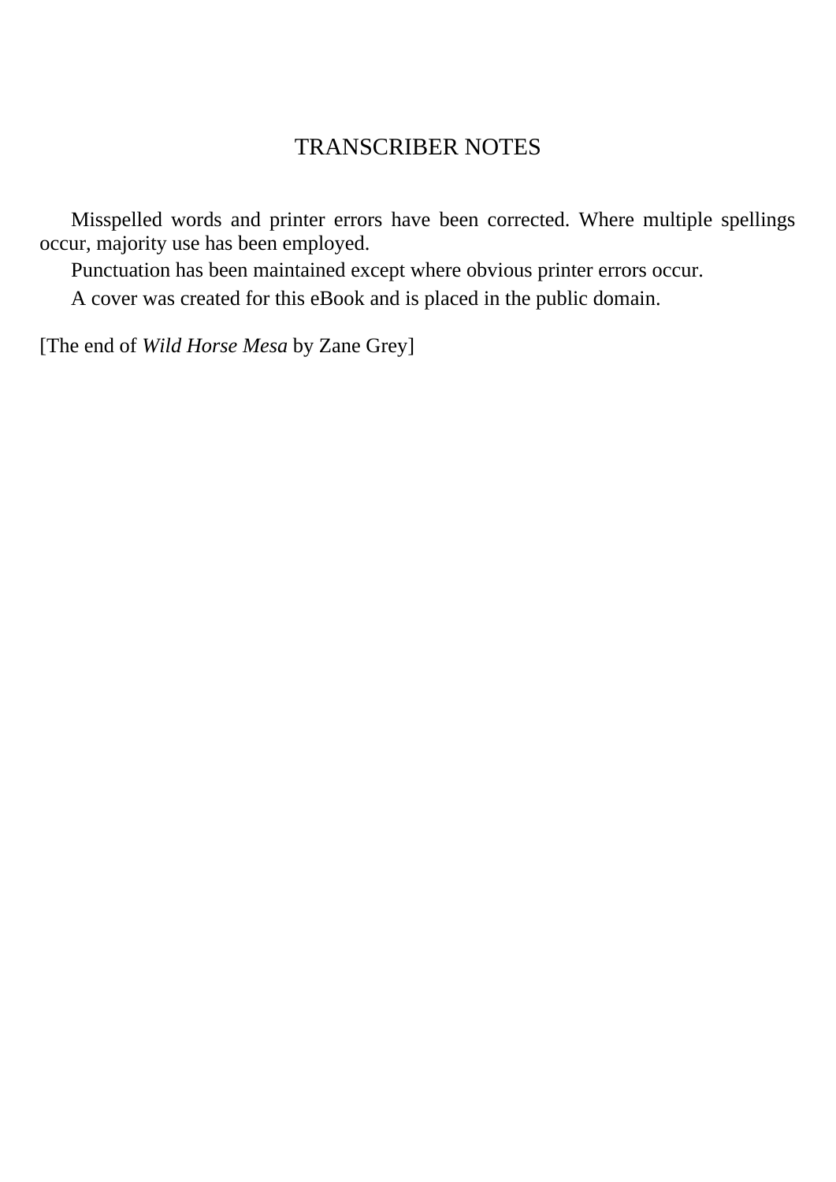## TRANSCRIBER NOTES

Misspelled words and printer errors have been corrected. Where multiple spellings occur, majority use has been employed.

Punctuation has been maintained except where obvious printer errors occur.

A cover was created for this eBook and is placed in the public domain.

[The end of *Wild Horse Mesa* by Zane Grey]